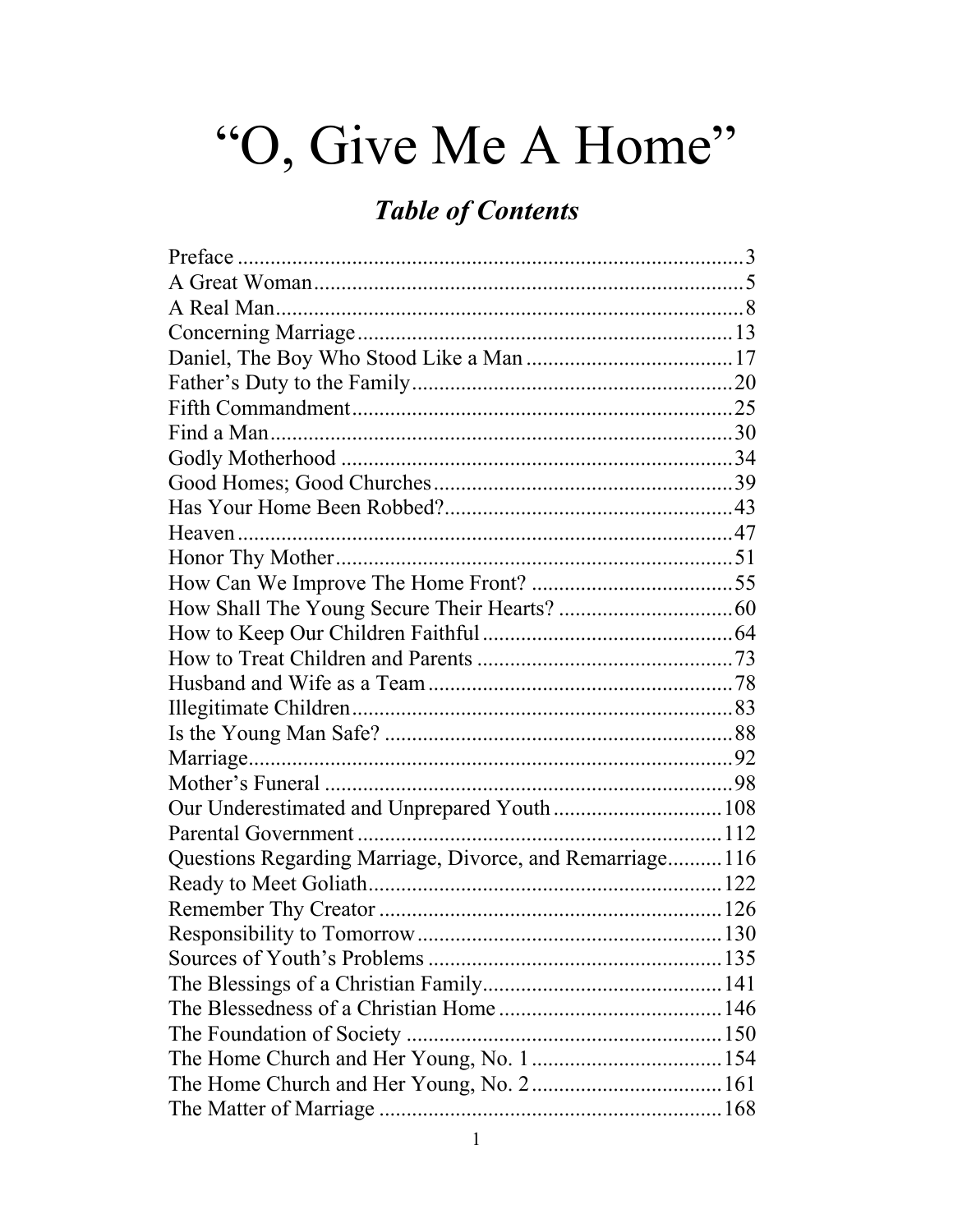# "O, Give Me A Home"

## *Table of Contents*

Preface ........................................................................................3
A Great Woman...............................................................................5
A Real Man.....................................................................................8
Concerning Marriage....................................................................13
Daniel, The Boy Who Stood Like a Man......................................17
Father's Duty to the Family...........................................................20
Fifth Commandment......................................................................25
Find a Man.....................................................................................30
Godly Motherhood ........................................................................34
Good Homes; Good Churches.......................................................39
Has Your Home Been Robbed?.....................................................43
Heaven...........................................................................................47
Honor Thy Mother.........................................................................51
How Can We Improve The Home Front? .....................................55
How Shall The Young Secure Their Hearts? ................................60
How to Keep Our Children Faithful..............................................64
How to Treat Children and Parents ...............................................73
Husband and Wife as a Team........................................................78
Illegitimate Children......................................................................83
Is the Young Man Safe? ................................................................88
Marriage.........................................................................................92
Mother's Funeral ...........................................................................98
Our Underestimated and Unprepared Youth................................108
Parental Government ...................................................................112
Questions Regarding Marriage, Divorce, and Remarriage..........116
Ready to Meet Goliath.................................................................122
Remember Thy Creator ...............................................................126
Responsibility to Tomorrow........................................................130
Sources of Youth's Problems ......................................................135
The Blessings of a Christian Family............................................141
The Blessedness of a Christian Home .........................................146
The Foundation of Society ..........................................................150
The Home Church and Her Young, No. 1...................................154
The Home Church and Her Young, No. 2...................................161
The Matter of Marriage ...............................................................168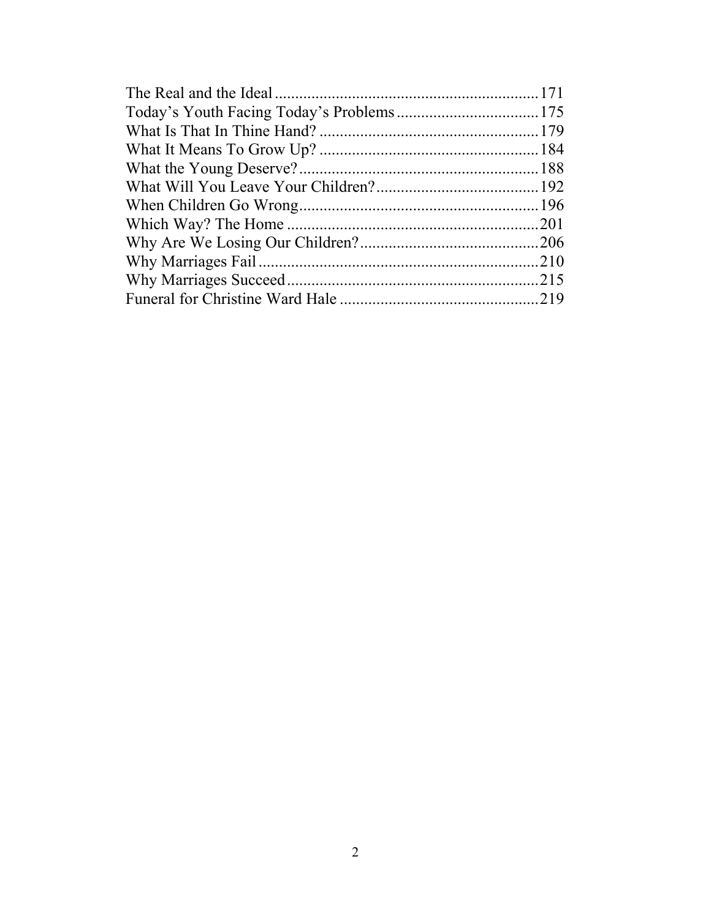The Real and the Ideal.....171
Today's Youth Facing Today's Problems.....175
What Is That In Thine Hand?.....179
What It Means To Grow Up?.....184
What the Young Deserve?.....188
What Will You Leave Your Children?.....192
When Children Go Wrong.....196
Which Way? The Home.....201
Why Are We Losing Our Children?.....206
Why Marriages Fail.....210
Why Marriages Succeed.....215
Funeral for Christine Ward Hale.....219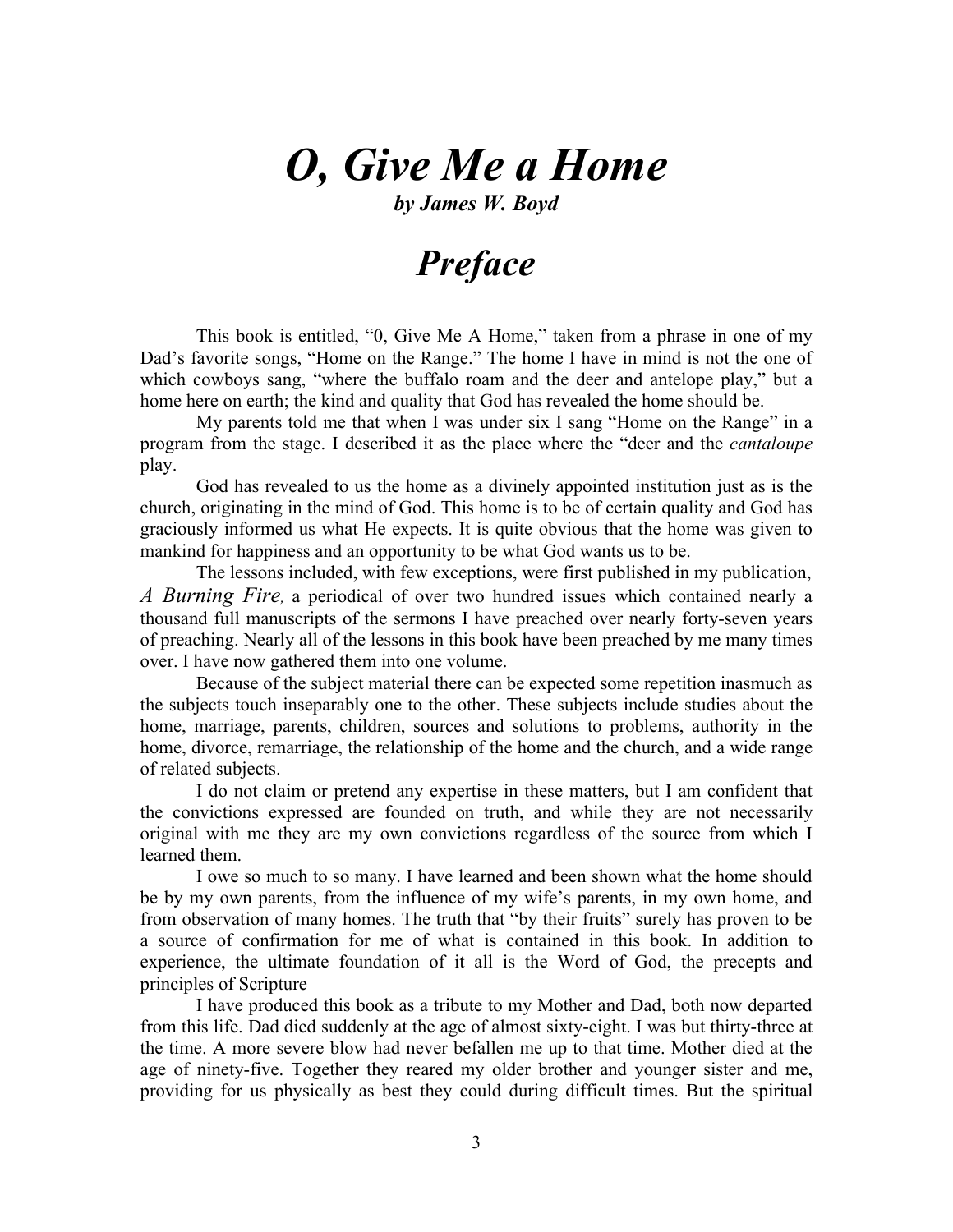# *O, Give Me a Home*

***by James W. Boyd***

# *Preface*

This book is entitled, "0, Give Me A Home," taken from a phrase in one of my Dad's favorite songs, "Home on the Range." The home I have in mind is not the one of which cowboys sang, "where the buffalo roam and the deer and antelope play," but a home here on earth; the kind and quality that God has revealed the home should be.

My parents told me that when I was under six I sang "Home on the Range" in a program from the stage. I described it as the place where the "deer and the *cantaloupe* play.

God has revealed to us the home as a divinely appointed institution just as is the church, originating in the mind of God. This home is to be of certain quality and God has graciously informed us what He expects. It is quite obvious that the home was given to mankind for happiness and an opportunity to be what God wants us to be.

The lessons included, with few exceptions, were first published in my publication, *A Burning Fire,* a periodical of over two hundred issues which contained nearly a thousand full manuscripts of the sermons I have preached over nearly forty-seven years of preaching. Nearly all of the lessons in this book have been preached by me many times over. I have now gathered them into one volume.

Because of the subject material there can be expected some repetition inasmuch as the subjects touch inseparably one to the other. These subjects include studies about the home, marriage, parents, children, sources and solutions to problems, authority in the home, divorce, remarriage, the relationship of the home and the church, and a wide range of related subjects.

I do not claim or pretend any expertise in these matters, but I am confident that the convictions expressed are founded on truth, and while they are not necessarily original with me they are my own convictions regardless of the source from which I learned them.

I owe so much to so many. I have learned and been shown what the home should be by my own parents, from the influence of my wife's parents, in my own home, and from observation of many homes. The truth that "by their fruits" surely has proven to be a source of confirmation for me of what is contained in this book. In addition to experience, the ultimate foundation of it all is the Word of God, the precepts and principles of Scripture

I have produced this book as a tribute to my Mother and Dad, both now departed from this life. Dad died suddenly at the age of almost sixty-eight. I was but thirty-three at the time. A more severe blow had never befallen me up to that time. Mother died at the age of ninety-five. Together they reared my older brother and younger sister and me, providing for us physically as best they could during difficult times. But the spiritual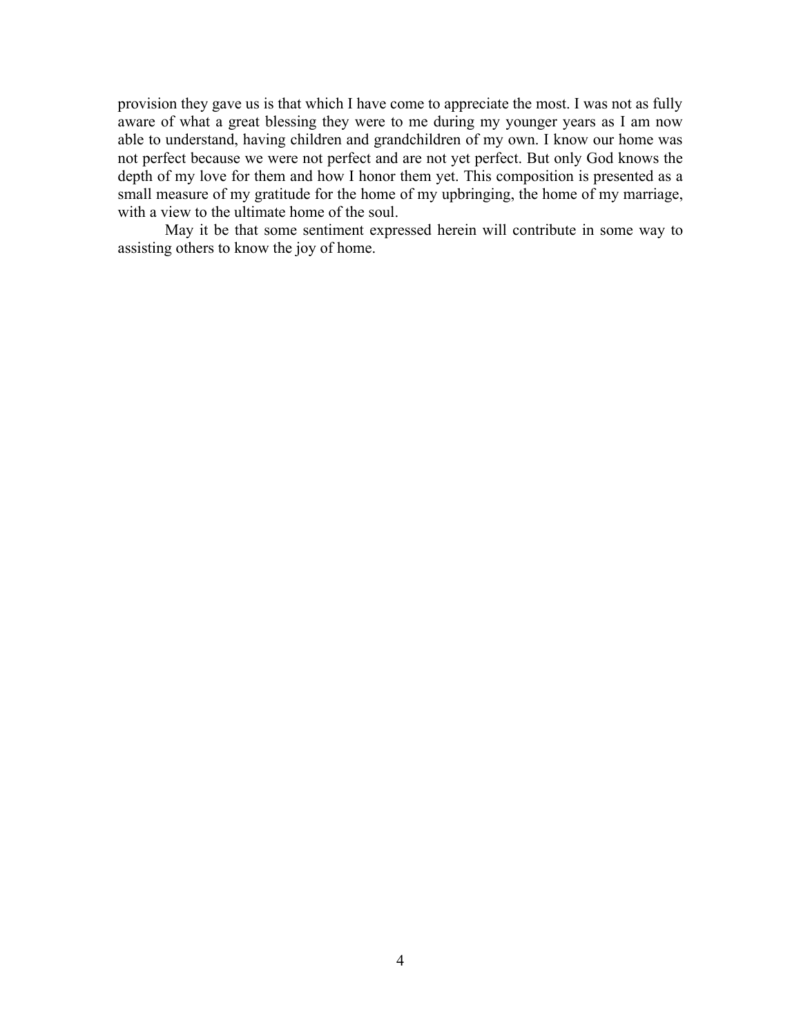provision they gave us is that which I have come to appreciate the most. I was not as fully aware of what a great blessing they were to me during my younger years as I am now able to understand, having children and grandchildren of my own. I know our home was not perfect because we were not perfect and are not yet perfect. But only God knows the depth of my love for them and how I honor them yet. This composition is presented as a small measure of my gratitude for the home of my upbringing, the home of my marriage, with a view to the ultimate home of the soul.

May it be that some sentiment expressed herein will contribute in some way to assisting others to know the joy of home.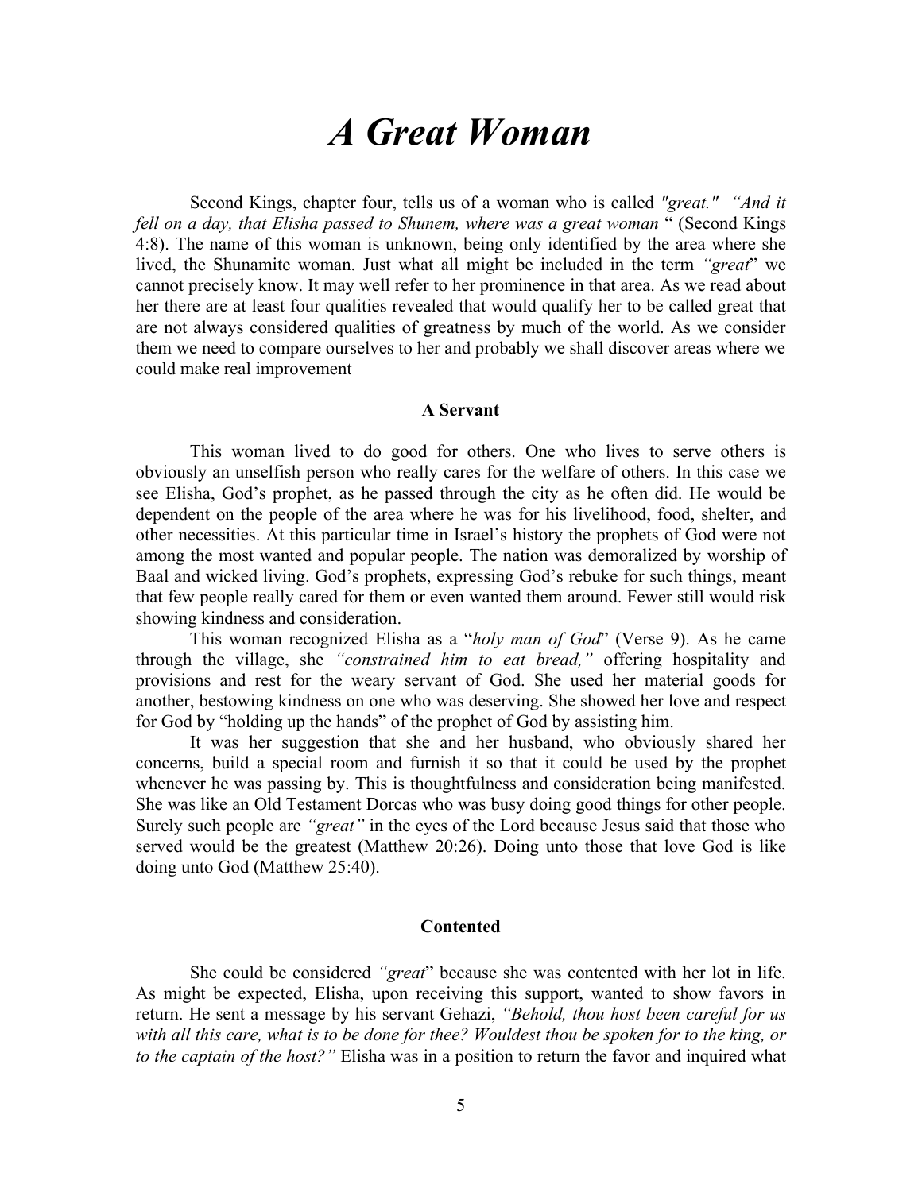# *A Great Woman*

Second Kings, chapter four, tells us of a woman who is called *"great." "And it fell on a day, that Elisha passed to Shunem, where was a great woman* " (Second Kings 4:8). The name of this woman is unknown, being only identified by the area where she lived, the Shunamite woman. Just what all might be included in the term *"great*" we cannot precisely know. It may well refer to her prominence in that area. As we read about her there are at least four qualities revealed that would qualify her to be called great that are not always considered qualities of greatness by much of the world. As we consider them we need to compare ourselves to her and probably we shall discover areas where we could make real improvement

### A Servant

This woman lived to do good for others. One who lives to serve others is obviously an unselfish person who really cares for the welfare of others. In this case we see Elisha, God's prophet, as he passed through the city as he often did. He would be dependent on the people of the area where he was for his livelihood, food, shelter, and other necessities. At this particular time in Israel's history the prophets of God were not among the most wanted and popular people. The nation was demoralized by worship of Baal and wicked living. God's prophets, expressing God's rebuke for such things, meant that few people really cared for them or even wanted them around. Fewer still would risk showing kindness and consideration.

This woman recognized Elisha as a "*holy man of God*" (Verse 9). As he came through the village, she *"constrained him to eat bread,"* offering hospitality and provisions and rest for the weary servant of God. She used her material goods for another, bestowing kindness on one who was deserving. She showed her love and respect for God by "holding up the hands" of the prophet of God by assisting him.

It was her suggestion that she and her husband, who obviously shared her concerns, build a special room and furnish it so that it could be used by the prophet whenever he was passing by. This is thoughtfulness and consideration being manifested. She was like an Old Testament Dorcas who was busy doing good things for other people. Surely such people are *"great"* in the eyes of the Lord because Jesus said that those who served would be the greatest (Matthew 20:26). Doing unto those that love God is like doing unto God (Matthew 25:40).

### Contented

She could be considered *"great*" because she was contented with her lot in life. As might be expected, Elisha, upon receiving this support, wanted to show favors in return. He sent a message by his servant Gehazi, *"Behold, thou host been careful for us with all this care, what is to be done for thee? Wouldest thou be spoken for to the king, or to the captain of the host?"* Elisha was in a position to return the favor and inquired what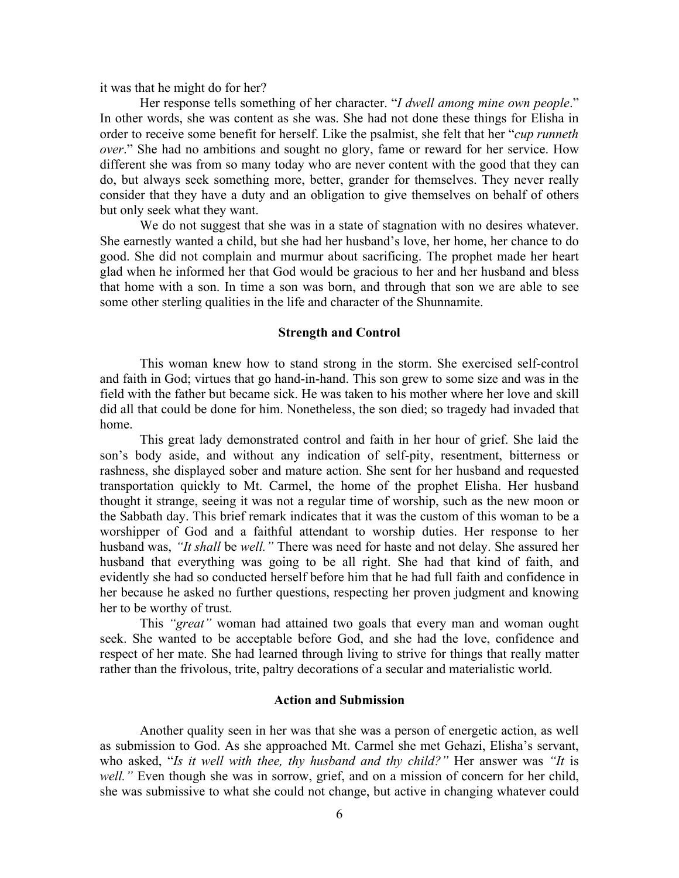it was that he might do for her?

Her response tells something of her character. "*I dwell among mine own people*." In other words, she was content as she was. She had not done these things for Elisha in order to receive some benefit for herself. Like the psalmist, she felt that her "*cup runneth over*." She had no ambitions and sought no glory, fame or reward for her service. How different she was from so many today who are never content with the good that they can do, but always seek something more, better, grander for themselves. They never really consider that they have a duty and an obligation to give themselves on behalf of others but only seek what they want.

We do not suggest that she was in a state of stagnation with no desires whatever. She earnestly wanted a child, but she had her husband's love, her home, her chance to do good. She did not complain and murmur about sacrificing. The prophet made her heart glad when he informed her that God would be gracious to her and her husband and bless that home with a son. In time a son was born, and through that son we are able to see some other sterling qualities in the life and character of the Shunnamite.

### Strength and Control

This woman knew how to stand strong in the storm. She exercised self-control and faith in God; virtues that go hand-in-hand. This son grew to some size and was in the field with the father but became sick. He was taken to his mother where her love and skill did all that could be done for him. Nonetheless, the son died; so tragedy had invaded that home.

This great lady demonstrated control and faith in her hour of grief. She laid the son's body aside, and without any indication of self-pity, resentment, bitterness or rashness, she displayed sober and mature action. She sent for her husband and requested transportation quickly to Mt. Carmel, the home of the prophet Elisha. Her husband thought it strange, seeing it was not a regular time of worship, such as the new moon or the Sabbath day. This brief remark indicates that it was the custom of this woman to be a worshipper of God and a faithful attendant to worship duties. Her response to her husband was, *"It shall* be *well."* There was need for haste and not delay. She assured her husband that everything was going to be all right. She had that kind of faith, and evidently she had so conducted herself before him that he had full faith and confidence in her because he asked no further questions, respecting her proven judgment and knowing her to be worthy of trust.

This *"great"* woman had attained two goals that every man and woman ought seek. She wanted to be acceptable before God, and she had the love, confidence and respect of her mate. She had learned through living to strive for things that really matter rather than the frivolous, trite, paltry decorations of a secular and materialistic world.

### Action and Submission

Another quality seen in her was that she was a person of energetic action, as well as submission to God. As she approached Mt. Carmel she met Gehazi, Elisha's servant, who asked, "*Is it well with thee, thy husband and thy child?"* Her answer was *"It* is *well."* Even though she was in sorrow, grief, and on a mission of concern for her child, she was submissive to what she could not change, but active in changing whatever could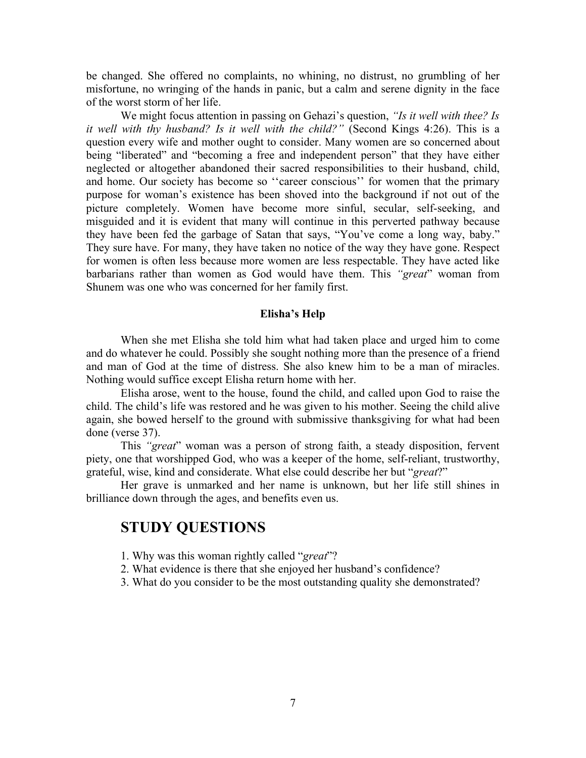be changed. She offered no complaints, no whining, no distrust, no grumbling of her misfortune, no wringing of the hands in panic, but a calm and serene dignity in the face of the worst storm of her life.

We might focus attention in passing on Gehazi's question, *"Is it well with thee? Is it well with thy husband? Is it well with the child?"* (Second Kings 4:26). This is a question every wife and mother ought to consider. Many women are so concerned about being "liberated" and "becoming a free and independent person" that they have either neglected or altogether abandoned their sacred responsibilities to their husband, child, and home. Our society has become so ''career conscious'' for women that the primary purpose for woman's existence has been shoved into the background if not out of the picture completely. Women have become more sinful, secular, self-seeking, and misguided and it is evident that many will continue in this perverted pathway because they have been fed the garbage of Satan that says, "You've come a long way, baby." They sure have. For many, they have taken no notice of the way they have gone. Respect for women is often less because more women are less respectable. They have acted like barbarians rather than women as God would have them. This *"great*" woman from Shunem was one who was concerned for her family first.

#### Elisha's Help

When she met Elisha she told him what had taken place and urged him to come and do whatever he could. Possibly she sought nothing more than the presence of a friend and man of God at the time of distress. She also knew him to be a man of miracles. Nothing would suffice except Elisha return home with her.

Elisha arose, went to the house, found the child, and called upon God to raise the child. The child's life was restored and he was given to his mother. Seeing the child alive again, she bowed herself to the ground with submissive thanksgiving for what had been done (verse 37).

This *"great*" woman was a person of strong faith, a steady disposition, fervent piety, one that worshipped God, who was a keeper of the home, self-reliant, trustworthy, grateful, wise, kind and considerate. What else could describe her but "*great*?"

Her grave is unmarked and her name is unknown, but her life still shines in brilliance down through the ages, and benefits even us.

## STUDY QUESTIONS

1. Why was this woman rightly called "*great*"?
2. What evidence is there that she enjoyed her husband's confidence?
3. What do you consider to be the most outstanding quality she demonstrated?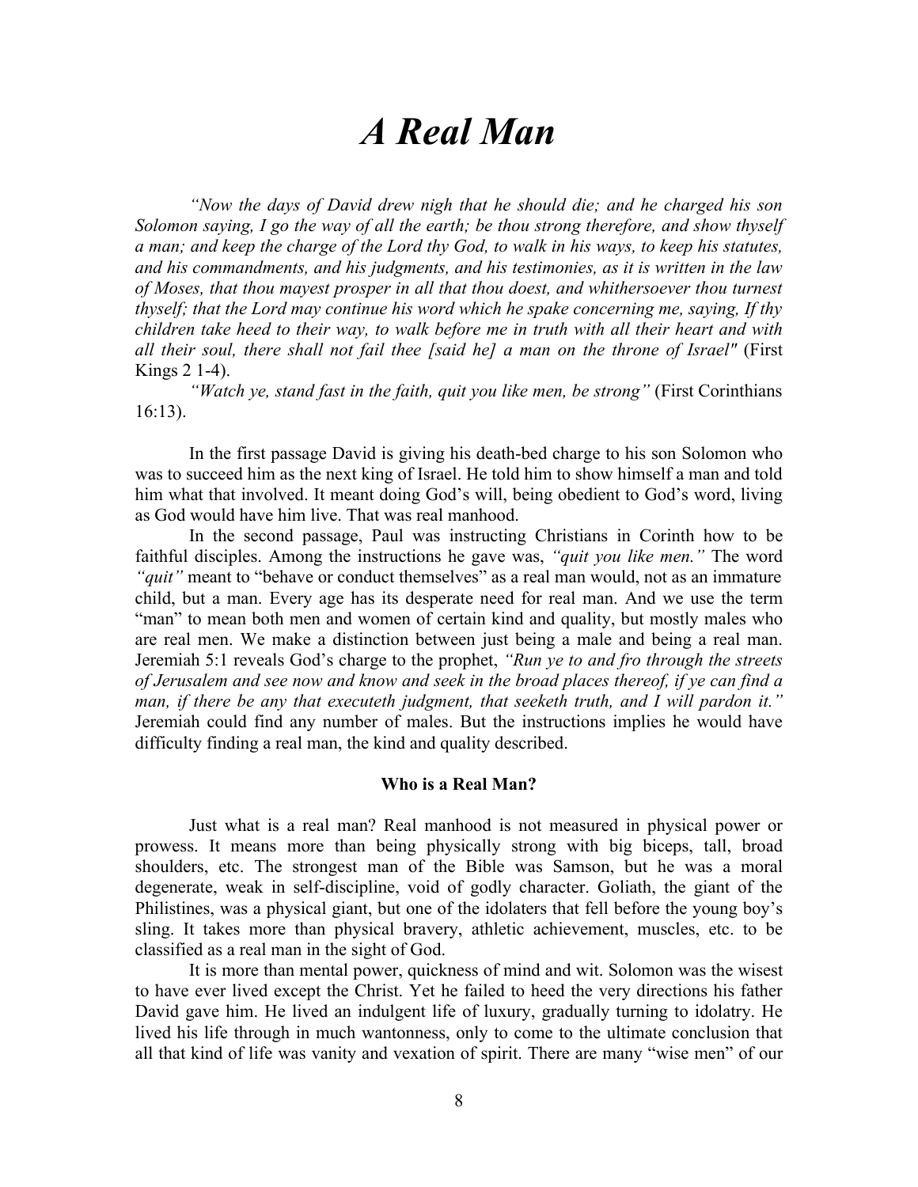# *A Real Man*

*"Now the days of David drew nigh that he should die; and he charged his son Solomon saying, I go the way of all the earth; be thou strong therefore, and show thyself a man; and keep the charge of the Lord thy God, to walk in his ways, to keep his statutes, and his commandments, and his judgments, and his testimonies, as it is written in the law of Moses, that thou mayest prosper in all that thou doest, and whithersoever thou turnest thyself; that the Lord may continue his word which he spake concerning me, saying, If thy children take heed to their way, to walk before me in truth with all their heart and with all their soul, there shall not fail thee [said he] a man on the throne of Israel"* (First Kings 2 1-4).

*"Watch ye, stand fast in the faith, quit you like men, be strong"* (First Corinthians 16:13).

In the first passage David is giving his death-bed charge to his son Solomon who was to succeed him as the next king of Israel. He told him to show himself a man and told him what that involved. It meant doing God's will, being obedient to God's word, living as God would have him live. That was real manhood.

In the second passage, Paul was instructing Christians in Corinth how to be faithful disciples. Among the instructions he gave was, *"quit you like men."* The word *"quit"* meant to "behave or conduct themselves" as a real man would, not as an immature child, but a man. Every age has its desperate need for real man. And we use the term "man" to mean both men and women of certain kind and quality, but mostly males who are real men. We make a distinction between just being a male and being a real man. Jeremiah 5:1 reveals God's charge to the prophet, *"Run ye to and fro through the streets of Jerusalem and see now and know and seek in the broad places thereof, if ye can find a man, if there be any that executeth judgment, that seeketh truth, and I will pardon it."* Jeremiah could find any number of males. But the instructions implies he would have difficulty finding a real man, the kind and quality described.

**Who is a Real Man?**

Just what is a real man? Real manhood is not measured in physical power or prowess. It means more than being physically strong with big biceps, tall, broad shoulders, etc. The strongest man of the Bible was Samson, but he was a moral degenerate, weak in self-discipline, void of godly character. Goliath, the giant of the Philistines, was a physical giant, but one of the idolaters that fell before the young boy's sling. It takes more than physical bravery, athletic achievement, muscles, etc. to be classified as a real man in the sight of God.

It is more than mental power, quickness of mind and wit. Solomon was the wisest to have ever lived except the Christ. Yet he failed to heed the very directions his father David gave him. He lived an indulgent life of luxury, gradually turning to idolatry. He lived his life through in much wantonness, only to come to the ultimate conclusion that all that kind of life was vanity and vexation of spirit. There are many "wise men" of our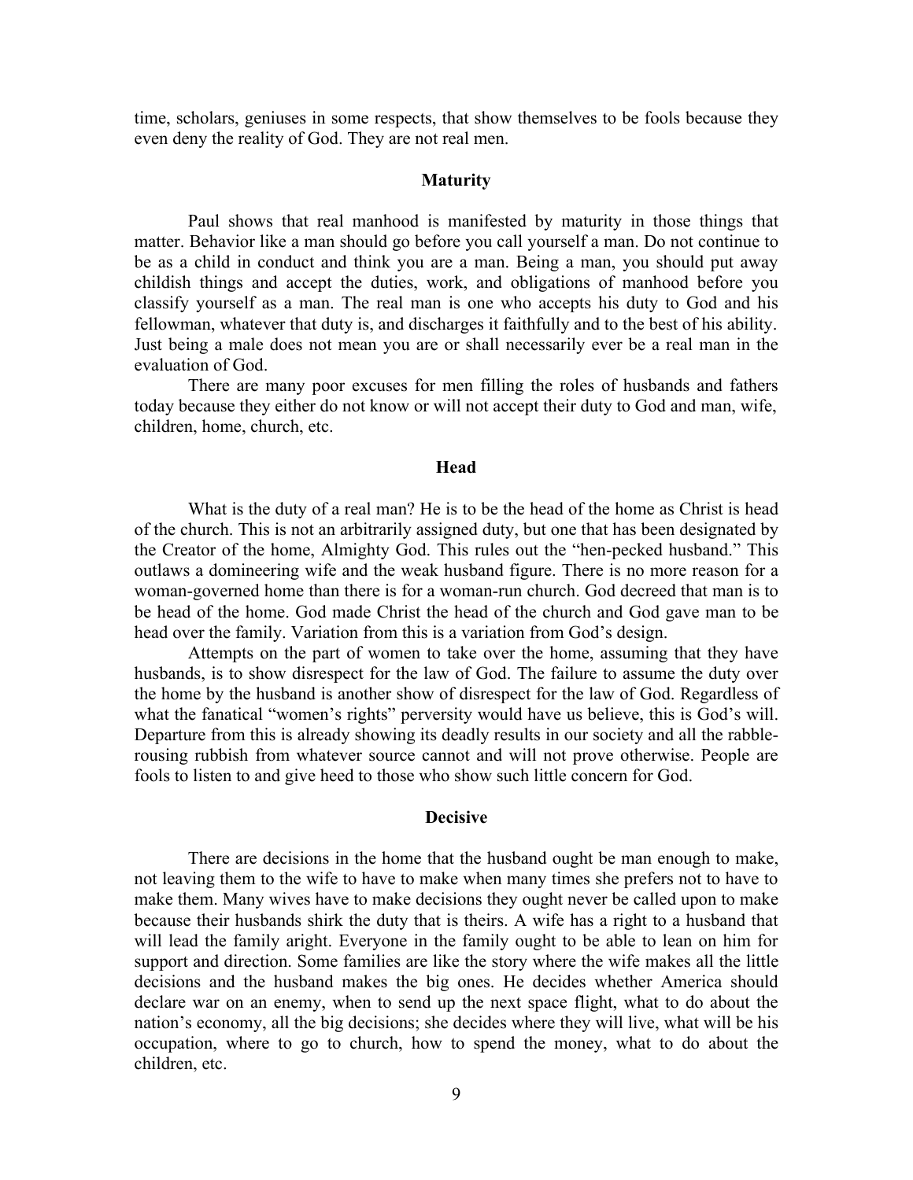time, scholars, geniuses in some respects, that show themselves to be fools because they even deny the reality of God. They are not real men.

### Maturity

Paul shows that real manhood is manifested by maturity in those things that matter. Behavior like a man should go before you call yourself a man. Do not continue to be as a child in conduct and think you are a man. Being a man, you should put away childish things and accept the duties, work, and obligations of manhood before you classify yourself as a man. The real man is one who accepts his duty to God and his fellowman, whatever that duty is, and discharges it faithfully and to the best of his ability. Just being a male does not mean you are or shall necessarily ever be a real man in the evaluation of God.

There are many poor excuses for men filling the roles of husbands and fathers today because they either do not know or will not accept their duty to God and man, wife, children, home, church, etc.

### Head

What is the duty of a real man? He is to be the head of the home as Christ is head of the church. This is not an arbitrarily assigned duty, but one that has been designated by the Creator of the home, Almighty God. This rules out the "hen-pecked husband." This outlaws a domineering wife and the weak husband figure. There is no more reason for a woman-governed home than there is for a woman-run church. God decreed that man is to be head of the home. God made Christ the head of the church and God gave man to be head over the family. Variation from this is a variation from God's design.

Attempts on the part of women to take over the home, assuming that they have husbands, is to show disrespect for the law of God. The failure to assume the duty over the home by the husband is another show of disrespect for the law of God. Regardless of what the fanatical "women's rights" perversity would have us believe, this is God's will. Departure from this is already showing its deadly results in our society and all the rabble-rousing rubbish from whatever source cannot and will not prove otherwise. People are fools to listen to and give heed to those who show such little concern for God.

### Decisive

There are decisions in the home that the husband ought be man enough to make, not leaving them to the wife to have to make when many times she prefers not to have to make them. Many wives have to make decisions they ought never be called upon to make because their husbands shirk the duty that is theirs. A wife has a right to a husband that will lead the family aright. Everyone in the family ought to be able to lean on him for support and direction. Some families are like the story where the wife makes all the little decisions and the husband makes the big ones. He decides whether America should declare war on an enemy, when to send up the next space flight, what to do about the nation's economy, all the big decisions; she decides where they will live, what will be his occupation, where to go to church, how to spend the money, what to do about the children, etc.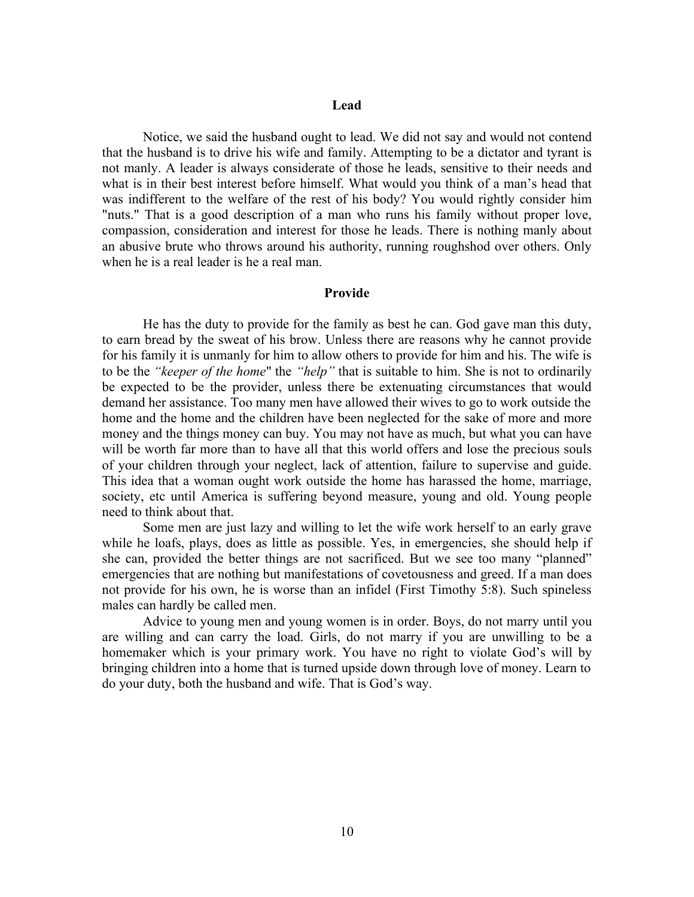### Lead

Notice, we said the husband ought to lead. We did not say and would not contend that the husband is to drive his wife and family. Attempting to be a dictator and tyrant is not manly. A leader is always considerate of those he leads, sensitive to their needs and what is in their best interest before himself. What would you think of a man's head that was indifferent to the welfare of the rest of his body? You would rightly consider him "nuts." That is a good description of a man who runs his family without proper love, compassion, consideration and interest for those he leads. There is nothing manly about an abusive brute who throws around his authority, running roughshod over others. Only when he is a real leader is he a real man.

### Provide

He has the duty to provide for the family as best he can. God gave man this duty, to earn bread by the sweat of his brow. Unless there are reasons why he cannot provide for his family it is unmanly for him to allow others to provide for him and his. The wife is to be the *"keeper of the home*" the *"help"* that is suitable to him. She is not to ordinarily be expected to be the provider, unless there be extenuating circumstances that would demand her assistance. Too many men have allowed their wives to go to work outside the home and the home and the children have been neglected for the sake of more and more money and the things money can buy. You may not have as much, but what you can have will be worth far more than to have all that this world offers and lose the precious souls of your children through your neglect, lack of attention, failure to supervise and guide. This idea that a woman ought work outside the home has harassed the home, marriage, society, etc until America is suffering beyond measure, young and old. Young people need to think about that.

Some men are just lazy and willing to let the wife work herself to an early grave while he loafs, plays, does as little as possible. Yes, in emergencies, she should help if she can, provided the better things are not sacrificed. But we see too many "planned" emergencies that are nothing but manifestations of covetousness and greed. If a man does not provide for his own, he is worse than an infidel (First Timothy 5:8). Such spineless males can hardly be called men.

Advice to young men and young women is in order. Boys, do not marry until you are willing and can carry the load. Girls, do not marry if you are unwilling to be a homemaker which is your primary work. You have no right to violate God's will by bringing children into a home that is turned upside down through love of money. Learn to do your duty, both the husband and wife. That is God's way.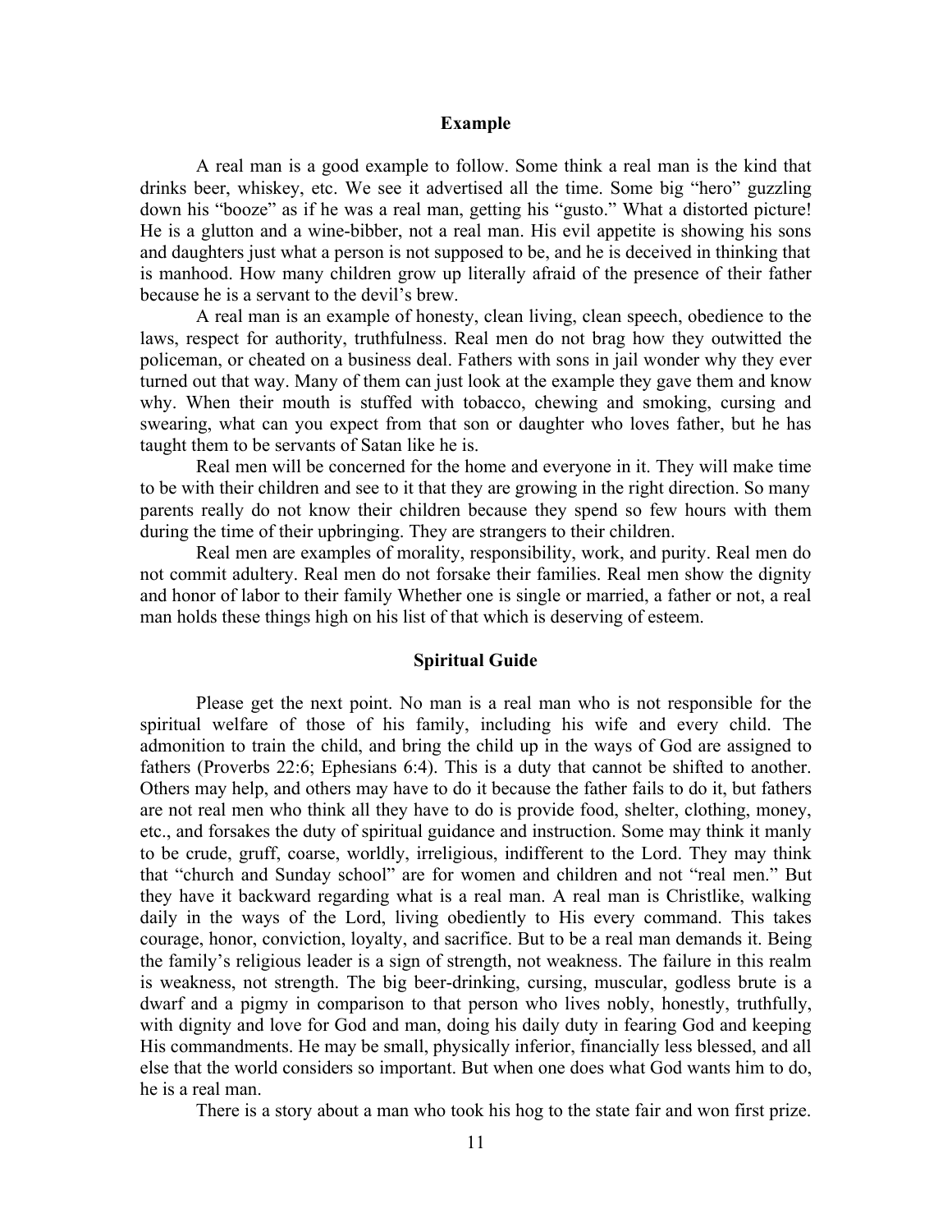## Example

A real man is a good example to follow. Some think a real man is the kind that drinks beer, whiskey, etc. We see it advertised all the time. Some big "hero" guzzling down his "booze" as if he was a real man, getting his "gusto." What a distorted picture! He is a glutton and a wine-bibber, not a real man. His evil appetite is showing his sons and daughters just what a person is not supposed to be, and he is deceived in thinking that is manhood. How many children grow up literally afraid of the presence of their father because he is a servant to the devil's brew.

A real man is an example of honesty, clean living, clean speech, obedience to the laws, respect for authority, truthfulness. Real men do not brag how they outwitted the policeman, or cheated on a business deal. Fathers with sons in jail wonder why they ever turned out that way. Many of them can just look at the example they gave them and know why. When their mouth is stuffed with tobacco, chewing and smoking, cursing and swearing, what can you expect from that son or daughter who loves father, but he has taught them to be servants of Satan like he is.

Real men will be concerned for the home and everyone in it. They will make time to be with their children and see to it that they are growing in the right direction. So many parents really do not know their children because they spend so few hours with them during the time of their upbringing. They are strangers to their children.

Real men are examples of morality, responsibility, work, and purity. Real men do not commit adultery. Real men do not forsake their families. Real men show the dignity and honor of labor to their family Whether one is single or married, a father or not, a real man holds these things high on his list of that which is deserving of esteem.

## Spiritual Guide

Please get the next point. No man is a real man who is not responsible for the spiritual welfare of those of his family, including his wife and every child. The admonition to train the child, and bring the child up in the ways of God are assigned to fathers (Proverbs 22:6; Ephesians 6:4). This is a duty that cannot be shifted to another. Others may help, and others may have to do it because the father fails to do it, but fathers are not real men who think all they have to do is provide food, shelter, clothing, money, etc., and forsakes the duty of spiritual guidance and instruction. Some may think it manly to be crude, gruff, coarse, worldly, irreligious, indifferent to the Lord. They may think that "church and Sunday school" are for women and children and not "real men." But they have it backward regarding what is a real man. A real man is Christlike, walking daily in the ways of the Lord, living obediently to His every command. This takes courage, honor, conviction, loyalty, and sacrifice. But to be a real man demands it. Being the family's religious leader is a sign of strength, not weakness. The failure in this realm is weakness, not strength. The big beer-drinking, cursing, muscular, godless brute is a dwarf and a pigmy in comparison to that person who lives nobly, honestly, truthfully, with dignity and love for God and man, doing his daily duty in fearing God and keeping His commandments. He may be small, physically inferior, financially less blessed, and all else that the world considers so important. But when one does what God wants him to do, he is a real man.

There is a story about a man who took his hog to the state fair and won first prize.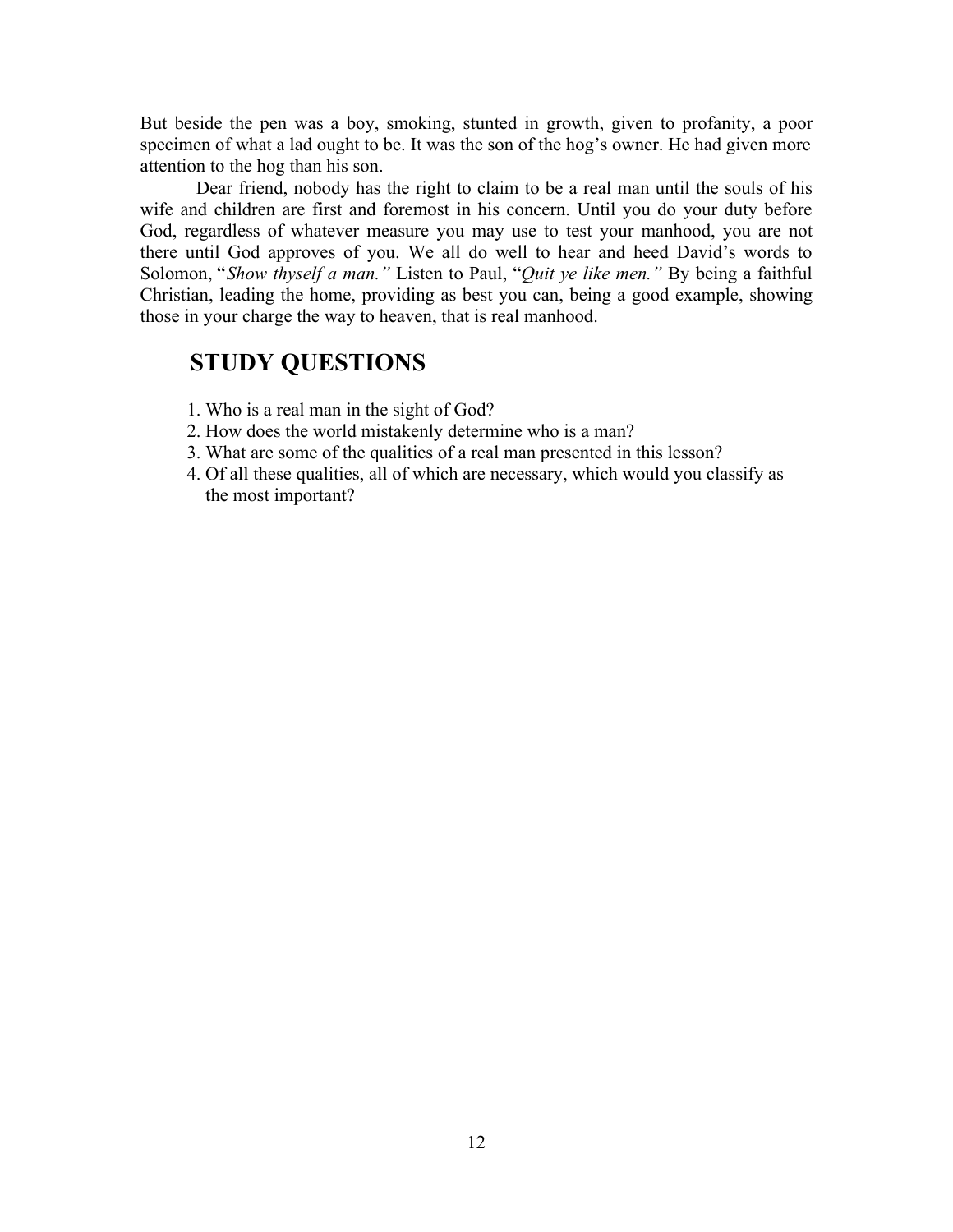But beside the pen was a boy, smoking, stunted in growth, given to profanity, a poor specimen of what a lad ought to be. It was the son of the hog's owner. He had given more attention to the hog than his son.

Dear friend, nobody has the right to claim to be a real man until the souls of his wife and children are first and foremost in his concern. Until you do your duty before God, regardless of whatever measure you may use to test your manhood, you are not there until God approves of you. We all do well to hear and heed David's words to Solomon, "*Show thyself a man.*" Listen to Paul, "*Quit ye like men.*" By being a faithful Christian, leading the home, providing as best you can, being a good example, showing those in your charge the way to heaven, that is real manhood.

## STUDY QUESTIONS

1. Who is a real man in the sight of God?
2. How does the world mistakenly determine who is a man?
3. What are some of the qualities of a real man presented in this lesson?
4. Of all these qualities, all of which are necessary, which would you classify as the most important?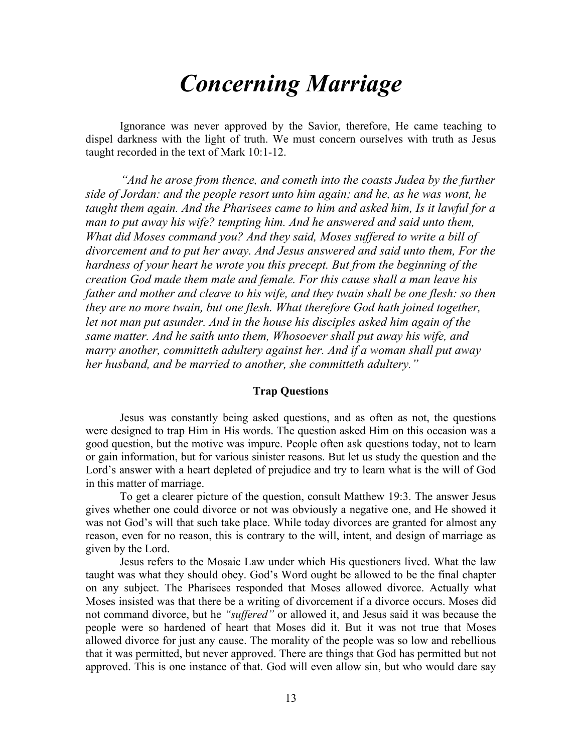# *Concerning Marriage*

Ignorance was never approved by the Savior, therefore, He came teaching to dispel darkness with the light of truth. We must concern ourselves with truth as Jesus taught recorded in the text of Mark 10:1-12.

*"And he arose from thence, and cometh into the coasts Judea by the further side of Jordan: and the people resort unto him again; and he, as he was wont, he taught them again. And the Pharisees came to him and asked him, Is it lawful for a man to put away his wife? tempting him. And he answered and said unto them, What did Moses command you? And they said, Moses suffered to write a bill of divorcement and to put her away. And Jesus answered and said unto them, For the hardness of your heart he wrote you this precept. But from the beginning of the creation God made them male and female. For this cause shall a man leave his father and mother and cleave to his wife, and they twain shall be one flesh: so then they are no more twain, but one flesh. What therefore God hath joined together, let not man put asunder. And in the house his disciples asked him again of the same matter. And he saith unto them, Whosoever shall put away his wife, and marry another, committeth adultery against her. And if a woman shall put away her husband, and be married to another, she committeth adultery."*

### Trap Questions

Jesus was constantly being asked questions, and as often as not, the questions were designed to trap Him in His words. The question asked Him on this occasion was a good question, but the motive was impure. People often ask questions today, not to learn or gain information, but for various sinister reasons. But let us study the question and the Lord's answer with a heart depleted of prejudice and try to learn what is the will of God in this matter of marriage.

To get a clearer picture of the question, consult Matthew 19:3. The answer Jesus gives whether one could divorce or not was obviously a negative one, and He showed it was not God's will that such take place. While today divorces are granted for almost any reason, even for no reason, this is contrary to the will, intent, and design of marriage as given by the Lord.

Jesus refers to the Mosaic Law under which His questioners lived. What the law taught was what they should obey. God's Word ought be allowed to be the final chapter on any subject. The Pharisees responded that Moses allowed divorce. Actually what Moses insisted was that there be a writing of divorcement if a divorce occurs. Moses did not command divorce, but he *"suffered"* or allowed it, and Jesus said it was because the people were so hardened of heart that Moses did it. But it was not true that Moses allowed divorce for just any cause. The morality of the people was so low and rebellious that it was permitted, but never approved. There are things that God has permitted but not approved. This is one instance of that. God will even allow sin, but who would dare say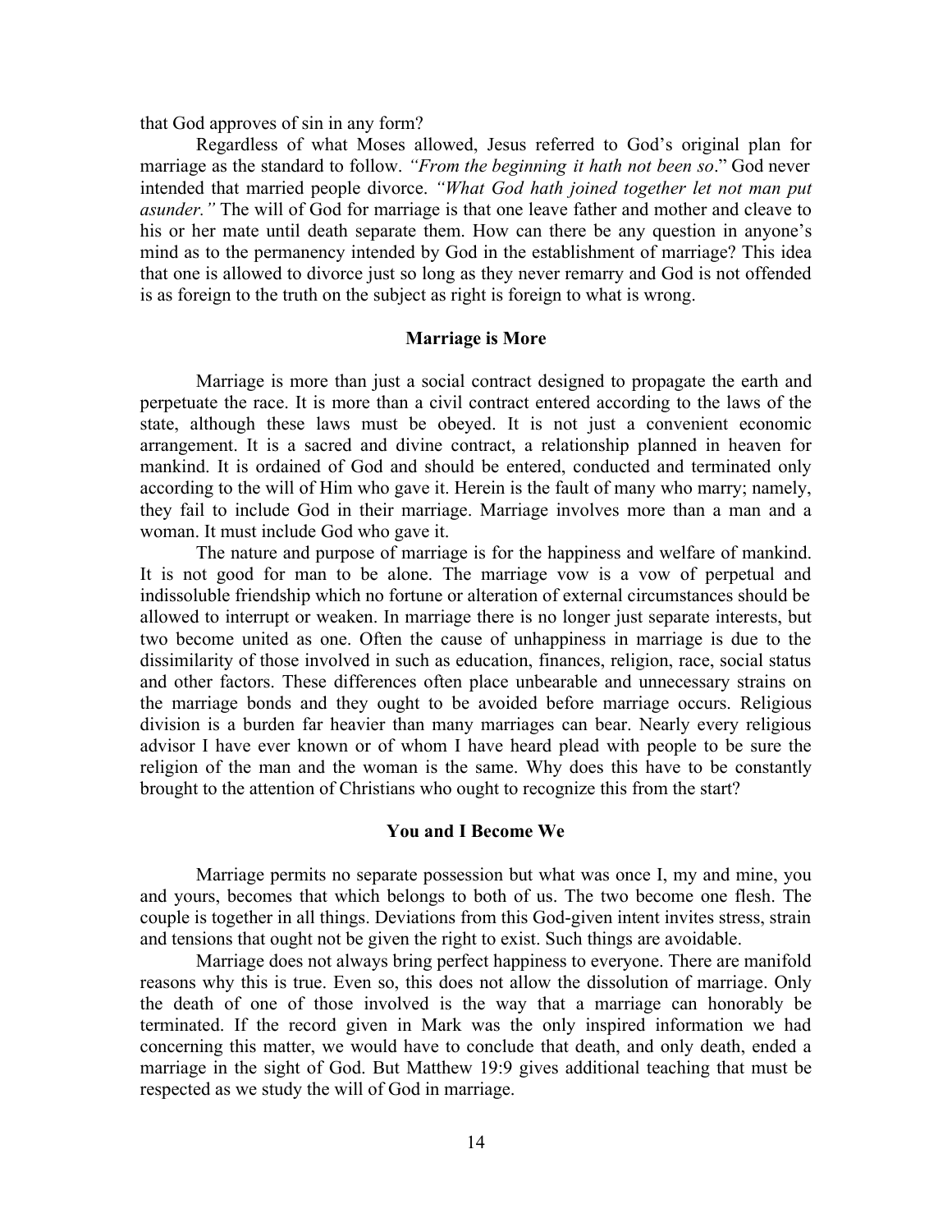that God approves of sin in any form?

Regardless of what Moses allowed, Jesus referred to God's original plan for marriage as the standard to follow. *"From the beginning it hath not been so*." God never intended that married people divorce. *"What God hath joined together let not man put asunder."* The will of God for marriage is that one leave father and mother and cleave to his or her mate until death separate them. How can there be any question in anyone's mind as to the permanency intended by God in the establishment of marriage? This idea that one is allowed to divorce just so long as they never remarry and God is not offended is as foreign to the truth on the subject as right is foreign to what is wrong.

**Marriage is More**

Marriage is more than just a social contract designed to propagate the earth and perpetuate the race. It is more than a civil contract entered according to the laws of the state, although these laws must be obeyed. It is not just a convenient economic arrangement. It is a sacred and divine contract, a relationship planned in heaven for mankind. It is ordained of God and should be entered, conducted and terminated only according to the will of Him who gave it. Herein is the fault of many who marry; namely, they fail to include God in their marriage. Marriage involves more than a man and a woman. It must include God who gave it.

The nature and purpose of marriage is for the happiness and welfare of mankind. It is not good for man to be alone. The marriage vow is a vow of perpetual and indissoluble friendship which no fortune or alteration of external circumstances should be allowed to interrupt or weaken. In marriage there is no longer just separate interests, but two become united as one. Often the cause of unhappiness in marriage is due to the dissimilarity of those involved in such as education, finances, religion, race, social status and other factors. These differences often place unbearable and unnecessary strains on the marriage bonds and they ought to be avoided before marriage occurs. Religious division is a burden far heavier than many marriages can bear. Nearly every religious advisor I have ever known or of whom I have heard plead with people to be sure the religion of the man and the woman is the same. Why does this have to be constantly brought to the attention of Christians who ought to recognize this from the start?

**You and I Become We**

Marriage permits no separate possession but what was once I, my and mine, you and yours, becomes that which belongs to both of us. The two become one flesh. The couple is together in all things. Deviations from this God-given intent invites stress, strain and tensions that ought not be given the right to exist. Such things are avoidable.

Marriage does not always bring perfect happiness to everyone. There are manifold reasons why this is true. Even so, this does not allow the dissolution of marriage. Only the death of one of those involved is the way that a marriage can honorably be terminated. If the record given in Mark was the only inspired information we had concerning this matter, we would have to conclude that death, and only death, ended a marriage in the sight of God. But Matthew 19:9 gives additional teaching that must be respected as we study the will of God in marriage.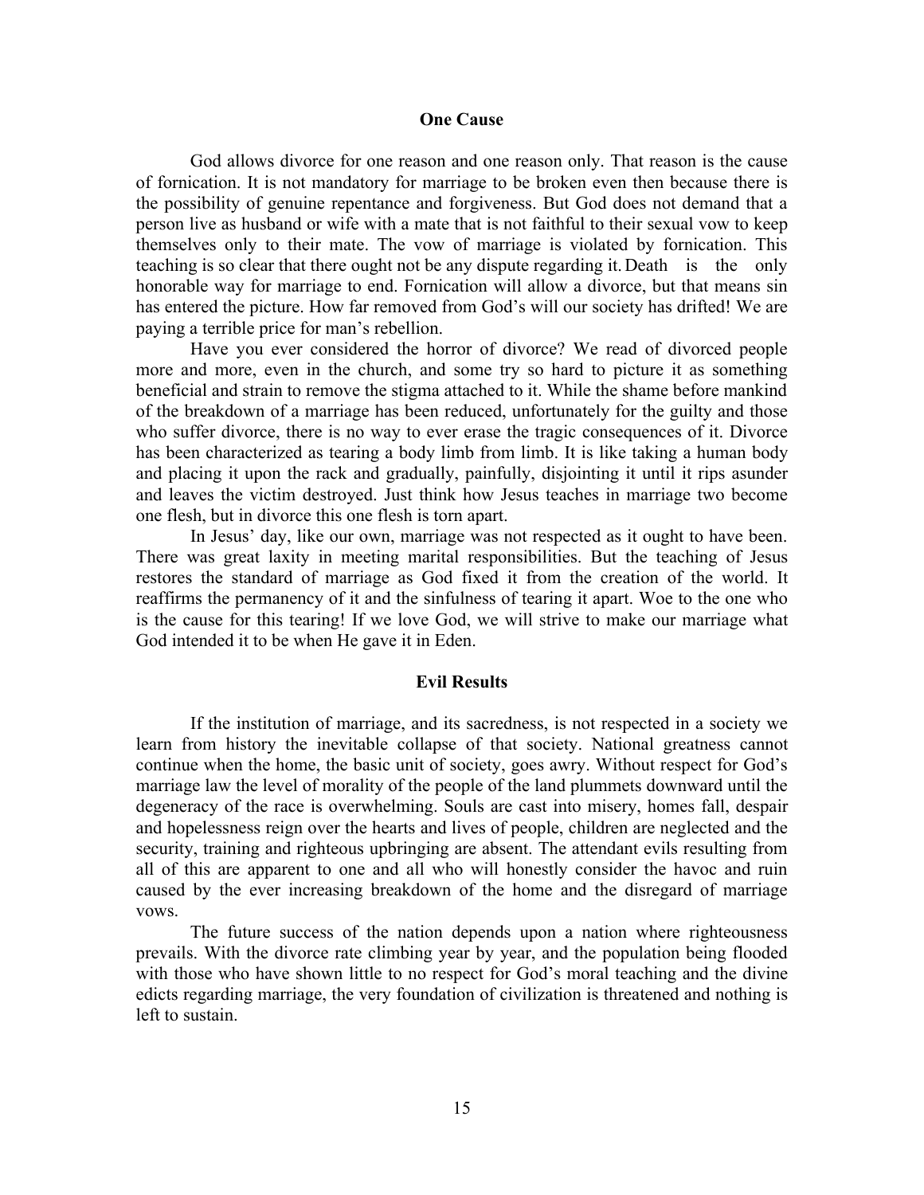### One Cause

God allows divorce for one reason and one reason only. That reason is the cause of fornication. It is not mandatory for marriage to be broken even then because there is the possibility of genuine repentance and forgiveness. But God does not demand that a person live as husband or wife with a mate that is not faithful to their sexual vow to keep themselves only to their mate. The vow of marriage is violated by fornication. This teaching is so clear that there ought not be any dispute regarding it. Death is the only honorable way for marriage to end. Fornication will allow a divorce, but that means sin has entered the picture. How far removed from God's will our society has drifted! We are paying a terrible price for man's rebellion.

Have you ever considered the horror of divorce? We read of divorced people more and more, even in the church, and some try so hard to picture it as something beneficial and strain to remove the stigma attached to it. While the shame before mankind of the breakdown of a marriage has been reduced, unfortunately for the guilty and those who suffer divorce, there is no way to ever erase the tragic consequences of it. Divorce has been characterized as tearing a body limb from limb. It is like taking a human body and placing it upon the rack and gradually, painfully, disjointing it until it rips asunder and leaves the victim destroyed. Just think how Jesus teaches in marriage two become one flesh, but in divorce this one flesh is torn apart.

In Jesus' day, like our own, marriage was not respected as it ought to have been. There was great laxity in meeting marital responsibilities. But the teaching of Jesus restores the standard of marriage as God fixed it from the creation of the world. It reaffirms the permanency of it and the sinfulness of tearing it apart. Woe to the one who is the cause for this tearing! If we love God, we will strive to make our marriage what God intended it to be when He gave it in Eden.

### Evil Results

If the institution of marriage, and its sacredness, is not respected in a society we learn from history the inevitable collapse of that society. National greatness cannot continue when the home, the basic unit of society, goes awry. Without respect for God's marriage law the level of morality of the people of the land plummets downward until the degeneracy of the race is overwhelming. Souls are cast into misery, homes fall, despair and hopelessness reign over the hearts and lives of people, children are neglected and the security, training and righteous upbringing are absent. The attendant evils resulting from all of this are apparent to one and all who will honestly consider the havoc and ruin caused by the ever increasing breakdown of the home and the disregard of marriage vows.

The future success of the nation depends upon a nation where righteousness prevails. With the divorce rate climbing year by year, and the population being flooded with those who have shown little to no respect for God's moral teaching and the divine edicts regarding marriage, the very foundation of civilization is threatened and nothing is left to sustain.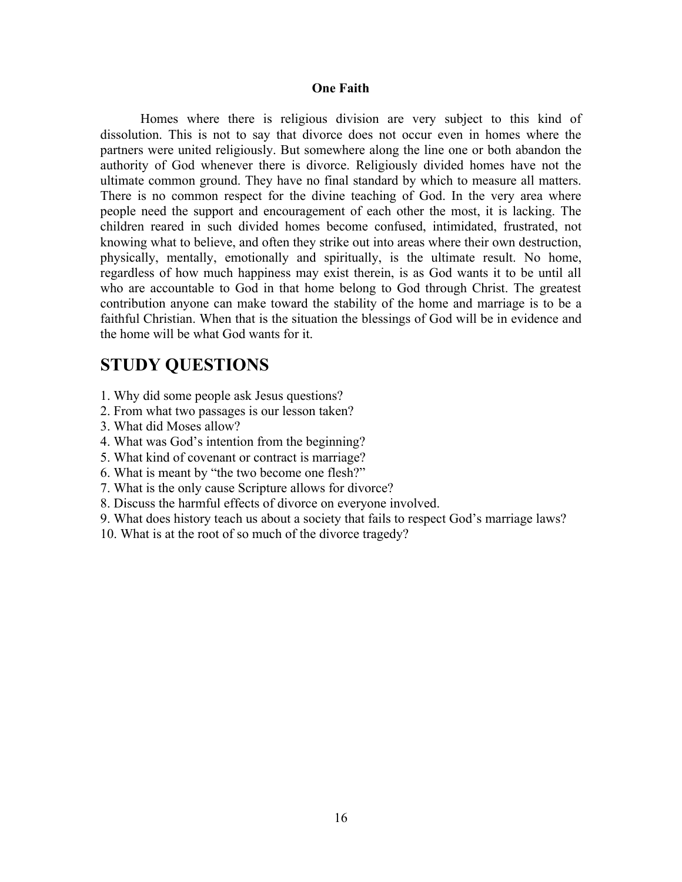### One Faith

Homes where there is religious division are very subject to this kind of dissolution. This is not to say that divorce does not occur even in homes where the partners were united religiously. But somewhere along the line one or both abandon the authority of God whenever there is divorce. Religiously divided homes have not the ultimate common ground. They have no final standard by which to measure all matters. There is no common respect for the divine teaching of God. In the very area where people need the support and encouragement of each other the most, it is lacking. The children reared in such divided homes become confused, intimidated, frustrated, not knowing what to believe, and often they strike out into areas where their own destruction, physically, mentally, emotionally and spiritually, is the ultimate result. No home, regardless of how much happiness may exist therein, is as God wants it to be until all who are accountable to God in that home belong to God through Christ. The greatest contribution anyone can make toward the stability of the home and marriage is to be a faithful Christian. When that is the situation the blessings of God will be in evidence and the home will be what God wants for it.

## STUDY QUESTIONS

1. Why did some people ask Jesus questions?
2. From what two passages is our lesson taken?
3. What did Moses allow?
4. What was God's intention from the beginning?
5. What kind of covenant or contract is marriage?
6. What is meant by "the two become one flesh?"
7. What is the only cause Scripture allows for divorce?
8. Discuss the harmful effects of divorce on everyone involved.
9. What does history teach us about a society that fails to respect God's marriage laws?
10. What is at the root of so much of the divorce tragedy?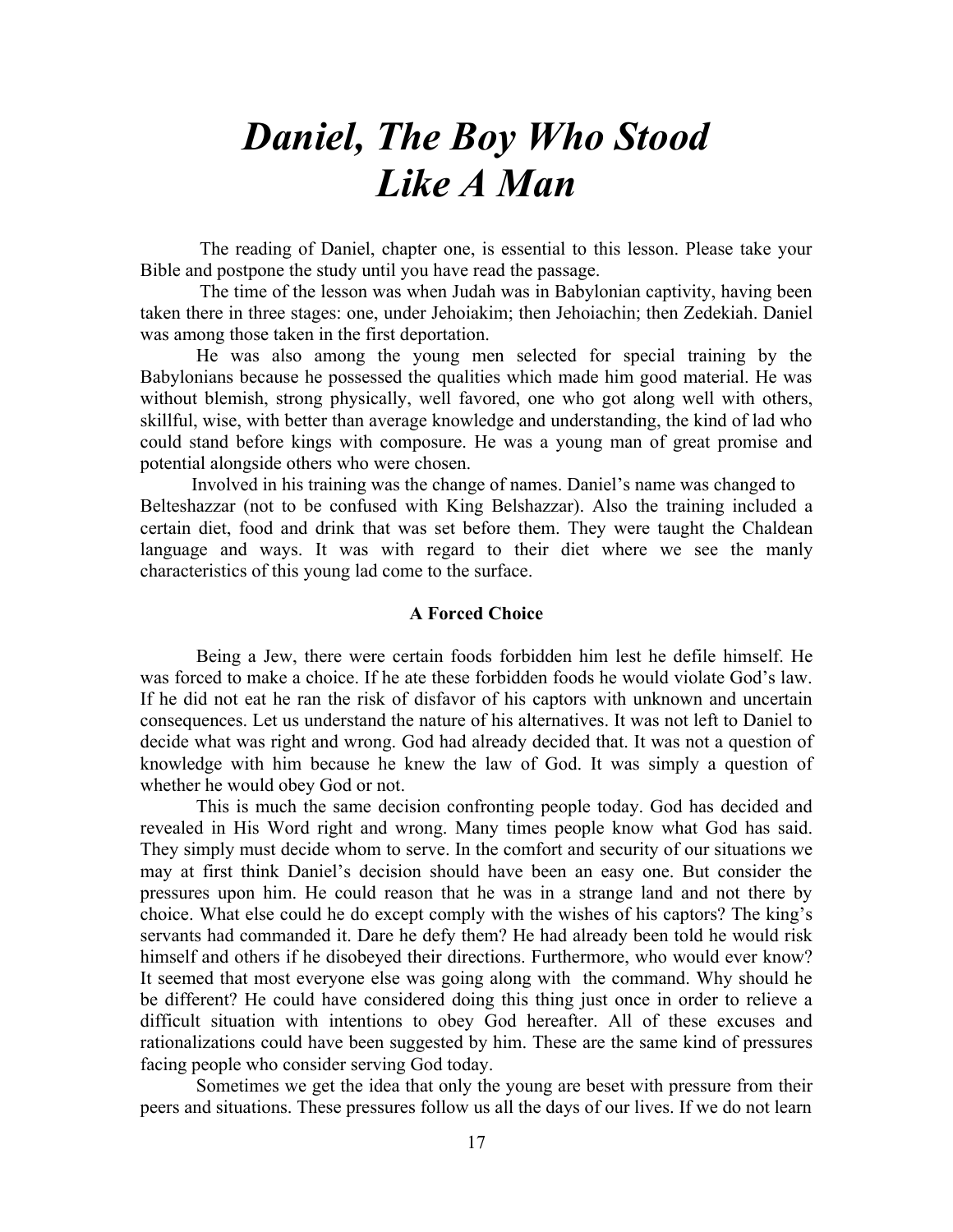# *Daniel, The Boy Who Stood Like A Man*

The reading of Daniel, chapter one, is essential to this lesson. Please take your Bible and postpone the study until you have read the passage.

The time of the lesson was when Judah was in Babylonian captivity, having been taken there in three stages: one, under Jehoiakim; then Jehoiachin; then Zedekiah. Daniel was among those taken in the first deportation.

He was also among the young men selected for special training by the Babylonians because he possessed the qualities which made him good material. He was without blemish, strong physically, well favored, one who got along well with others, skillful, wise, with better than average knowledge and understanding, the kind of lad who could stand before kings with composure. He was a young man of great promise and potential alongside others who were chosen.

Involved in his training was the change of names. Daniel's name was changed to Belteshazzar (not to be confused with King Belshazzar). Also the training included a certain diet, food and drink that was set before them. They were taught the Chaldean language and ways. It was with regard to their diet where we see the manly characteristics of this young lad come to the surface.

### A Forced Choice

Being a Jew, there were certain foods forbidden him lest he defile himself. He was forced to make a choice. If he ate these forbidden foods he would violate God's law. If he did not eat he ran the risk of disfavor of his captors with unknown and uncertain consequences. Let us understand the nature of his alternatives. It was not left to Daniel to decide what was right and wrong. God had already decided that. It was not a question of knowledge with him because he knew the law of God. It was simply a question of whether he would obey God or not.

This is much the same decision confronting people today. God has decided and revealed in His Word right and wrong. Many times people know what God has said. They simply must decide whom to serve. In the comfort and security of our situations we may at first think Daniel's decision should have been an easy one. But consider the pressures upon him. He could reason that he was in a strange land and not there by choice. What else could he do except comply with the wishes of his captors? The king's servants had commanded it. Dare he defy them? He had already been told he would risk himself and others if he disobeyed their directions. Furthermore, who would ever know? It seemed that most everyone else was going along with the command. Why should he be different? He could have considered doing this thing just once in order to relieve a difficult situation with intentions to obey God hereafter. All of these excuses and rationalizations could have been suggested by him. These are the same kind of pressures facing people who consider serving God today.

Sometimes we get the idea that only the young are beset with pressure from their peers and situations. These pressures follow us all the days of our lives. If we do not learn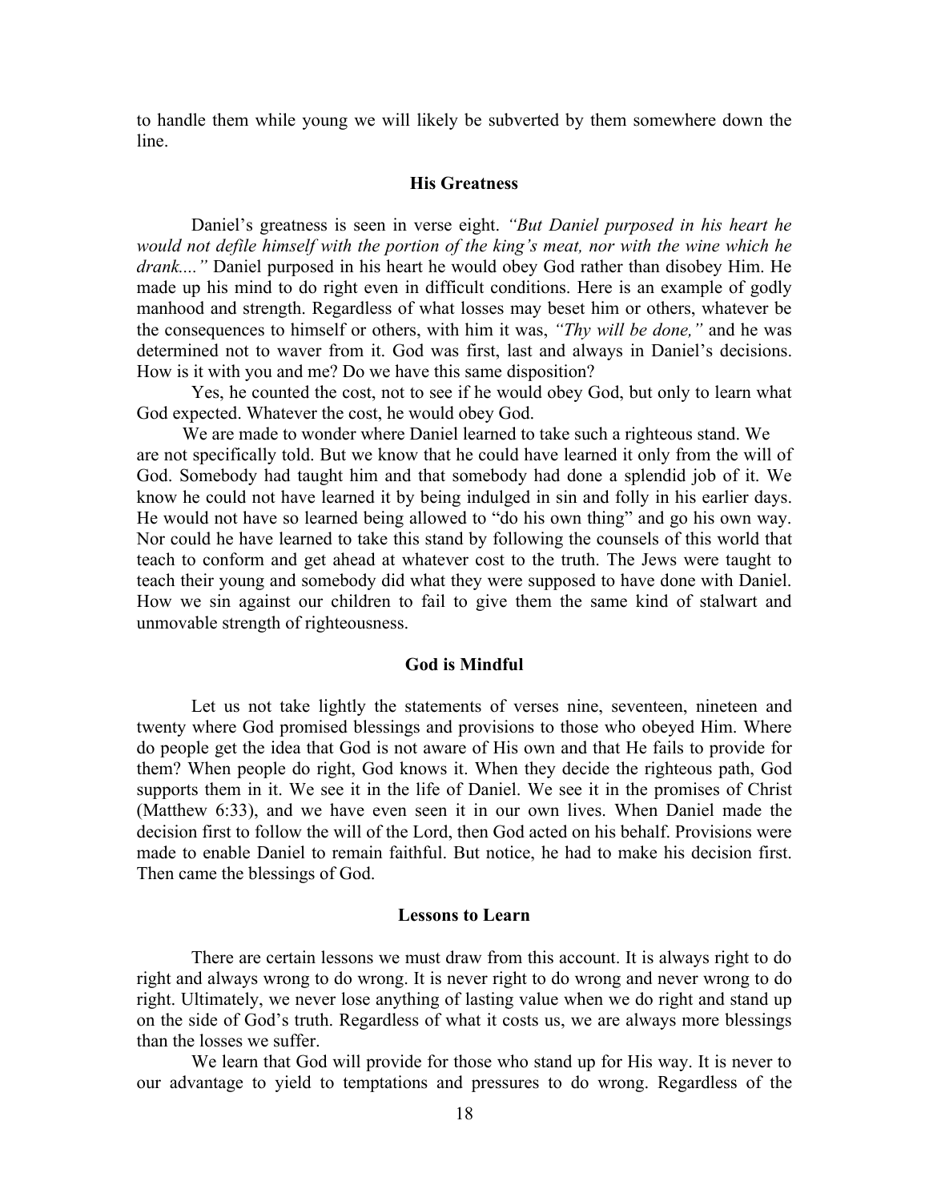to handle them while young we will likely be subverted by them somewhere down the line.

### His Greatness

Daniel's greatness is seen in verse eight. *"But Daniel purposed in his heart he would not defile himself with the portion of the king's meat, nor with the wine which he drank...."* Daniel purposed in his heart he would obey God rather than disobey Him. He made up his mind to do right even in difficult conditions. Here is an example of godly manhood and strength. Regardless of what losses may beset him or others, whatever be the consequences to himself or others, with him it was, *"Thy will be done,"* and he was determined not to waver from it. God was first, last and always in Daniel's decisions. How is it with you and me? Do we have this same disposition?

Yes, he counted the cost, not to see if he would obey God, but only to learn what God expected. Whatever the cost, he would obey God.

We are made to wonder where Daniel learned to take such a righteous stand. We are not specifically told. But we know that he could have learned it only from the will of God. Somebody had taught him and that somebody had done a splendid job of it. We know he could not have learned it by being indulged in sin and folly in his earlier days. He would not have so learned being allowed to "do his own thing" and go his own way. Nor could he have learned to take this stand by following the counsels of this world that teach to conform and get ahead at whatever cost to the truth. The Jews were taught to teach their young and somebody did what they were supposed to have done with Daniel. How we sin against our children to fail to give them the same kind of stalwart and unmovable strength of righteousness.

### God is Mindful

Let us not take lightly the statements of verses nine, seventeen, nineteen and twenty where God promised blessings and provisions to those who obeyed Him. Where do people get the idea that God is not aware of His own and that He fails to provide for them? When people do right, God knows it. When they decide the righteous path, God supports them in it. We see it in the life of Daniel. We see it in the promises of Christ (Matthew 6:33), and we have even seen it in our own lives. When Daniel made the decision first to follow the will of the Lord, then God acted on his behalf. Provisions were made to enable Daniel to remain faithful. But notice, he had to make his decision first. Then came the blessings of God.

### Lessons to Learn

There are certain lessons we must draw from this account. It is always right to do right and always wrong to do wrong. It is never right to do wrong and never wrong to do right. Ultimately, we never lose anything of lasting value when we do right and stand up on the side of God's truth. Regardless of what it costs us, we are always more blessings than the losses we suffer.

We learn that God will provide for those who stand up for His way. It is never to our advantage to yield to temptations and pressures to do wrong. Regardless of the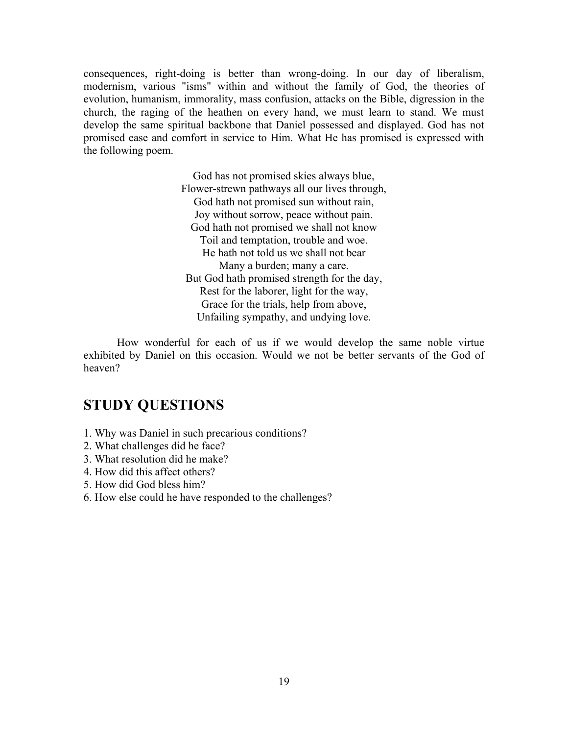consequences, right-doing is better than wrong-doing. In our day of liberalism, modernism, various "isms" within and without the family of God, the theories of evolution, humanism, immorality, mass confusion, attacks on the Bible, digression in the church, the raging of the heathen on every hand, we must learn to stand. We must develop the same spiritual backbone that Daniel possessed and displayed. God has not promised ease and comfort in service to Him. What He has promised is expressed with the following poem.

God has not promised skies always blue,
Flower-strewn pathways all our lives through,
God hath not promised sun without rain,
Joy without sorrow, peace without pain.
God hath not promised we shall not know
Toil and temptation, trouble and woe.
He hath not told us we shall not bear
Many a burden; many a care.
But God hath promised strength for the day,
Rest for the laborer, light for the way,
Grace for the trials, help from above,
Unfailing sympathy, and undying love.

How wonderful for each of us if we would develop the same noble virtue exhibited by Daniel on this occasion. Would we not be better servants of the God of heaven?

## STUDY QUESTIONS

1. Why was Daniel in such precarious conditions?
2. What challenges did he face?
3. What resolution did he make?
4. How did this affect others?
5. How did God bless him?
6. How else could he have responded to the challenges?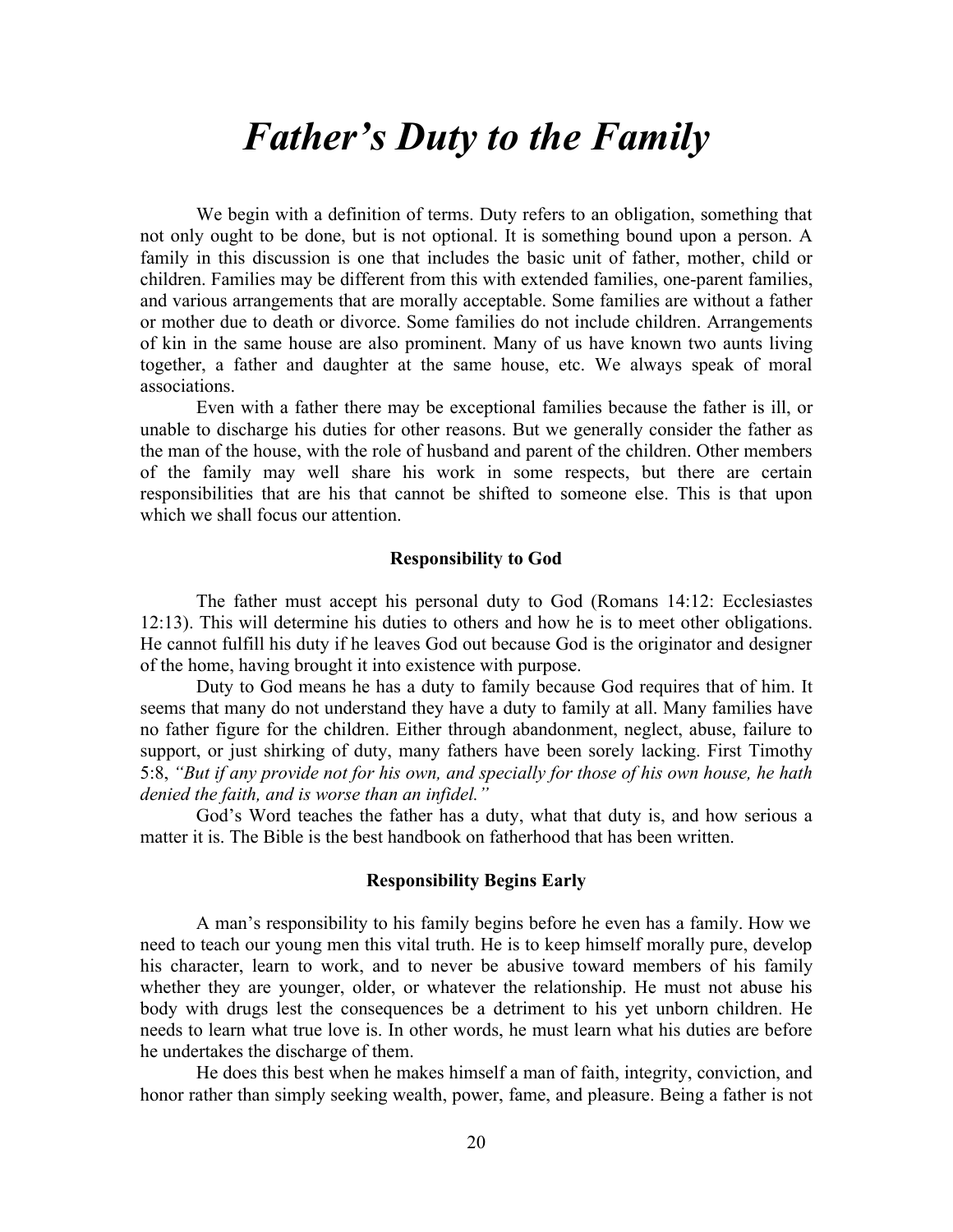# *Father's Duty to the Family*

We begin with a definition of terms. Duty refers to an obligation, something that not only ought to be done, but is not optional. It is something bound upon a person. A family in this discussion is one that includes the basic unit of father, mother, child or children. Families may be different from this with extended families, one-parent families, and various arrangements that are morally acceptable. Some families are without a father or mother due to death or divorce. Some families do not include children. Arrangements of kin in the same house are also prominent. Many of us have known two aunts living together, a father and daughter at the same house, etc. We always speak of moral associations.

Even with a father there may be exceptional families because the father is ill, or unable to discharge his duties for other reasons. But we generally consider the father as the man of the house, with the role of husband and parent of the children. Other members of the family may well share his work in some respects, but there are certain responsibilities that are his that cannot be shifted to someone else. This is that upon which we shall focus our attention.

**Responsibility to God**

The father must accept his personal duty to God (Romans 14:12: Ecclesiastes 12:13). This will determine his duties to others and how he is to meet other obligations. He cannot fulfill his duty if he leaves God out because God is the originator and designer of the home, having brought it into existence with purpose.

Duty to God means he has a duty to family because God requires that of him. It seems that many do not understand they have a duty to family at all. Many families have no father figure for the children. Either through abandonment, neglect, abuse, failure to support, or just shirking of duty, many fathers have been sorely lacking. First Timothy 5:8, *"But if any provide not for his own, and specially for those of his own house, he hath denied the faith, and is worse than an infidel."*

God's Word teaches the father has a duty, what that duty is, and how serious a matter it is. The Bible is the best handbook on fatherhood that has been written.

**Responsibility Begins Early**

A man's responsibility to his family begins before he even has a family. How we need to teach our young men this vital truth. He is to keep himself morally pure, develop his character, learn to work, and to never be abusive toward members of his family whether they are younger, older, or whatever the relationship. He must not abuse his body with drugs lest the consequences be a detriment to his yet unborn children. He needs to learn what true love is. In other words, he must learn what his duties are before he undertakes the discharge of them.

He does this best when he makes himself a man of faith, integrity, conviction, and honor rather than simply seeking wealth, power, fame, and pleasure. Being a father is not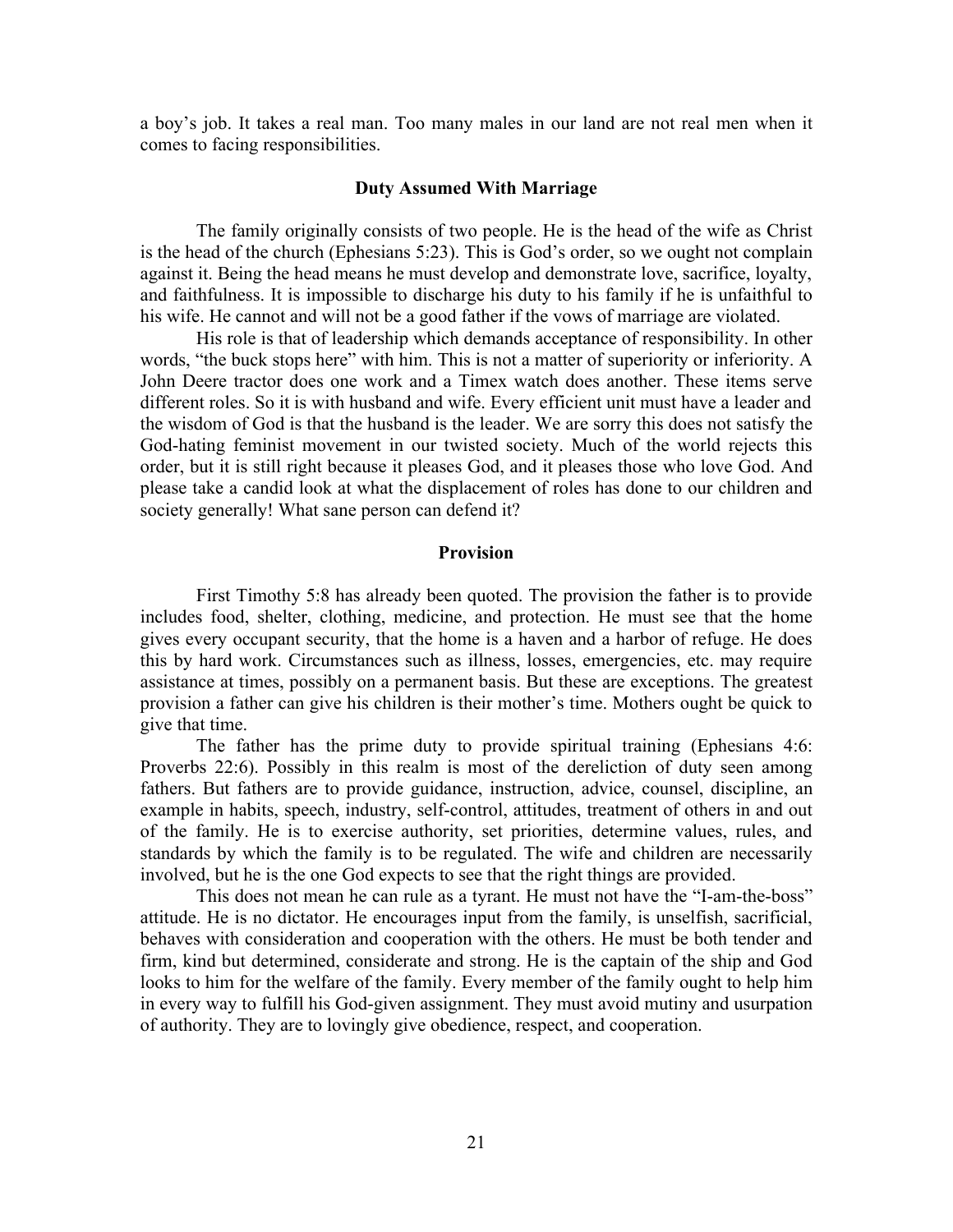a boy's job. It takes a real man. Too many males in our land are not real men when it comes to facing responsibilities.

### Duty Assumed With Marriage

The family originally consists of two people. He is the head of the wife as Christ is the head of the church (Ephesians 5:23). This is God's order, so we ought not complain against it. Being the head means he must develop and demonstrate love, sacrifice, loyalty, and faithfulness. It is impossible to discharge his duty to his family if he is unfaithful to his wife. He cannot and will not be a good father if the vows of marriage are violated.

His role is that of leadership which demands acceptance of responsibility. In other words, "the buck stops here" with him. This is not a matter of superiority or inferiority. A John Deere tractor does one work and a Timex watch does another. These items serve different roles. So it is with husband and wife. Every efficient unit must have a leader and the wisdom of God is that the husband is the leader. We are sorry this does not satisfy the God-hating feminist movement in our twisted society. Much of the world rejects this order, but it is still right because it pleases God, and it pleases those who love God. And please take a candid look at what the displacement of roles has done to our children and society generally! What sane person can defend it?

### Provision

First Timothy 5:8 has already been quoted. The provision the father is to provide includes food, shelter, clothing, medicine, and protection. He must see that the home gives every occupant security, that the home is a haven and a harbor of refuge. He does this by hard work. Circumstances such as illness, losses, emergencies, etc. may require assistance at times, possibly on a permanent basis. But these are exceptions. The greatest provision a father can give his children is their mother's time. Mothers ought be quick to give that time.

The father has the prime duty to provide spiritual training (Ephesians 4:6: Proverbs 22:6). Possibly in this realm is most of the dereliction of duty seen among fathers. But fathers are to provide guidance, instruction, advice, counsel, discipline, an example in habits, speech, industry, self-control, attitudes, treatment of others in and out of the family. He is to exercise authority, set priorities, determine values, rules, and standards by which the family is to be regulated. The wife and children are necessarily involved, but he is the one God expects to see that the right things are provided.

This does not mean he can rule as a tyrant. He must not have the "I-am-the-boss" attitude. He is no dictator. He encourages input from the family, is unselfish, sacrificial, behaves with consideration and cooperation with the others. He must be both tender and firm, kind but determined, considerate and strong. He is the captain of the ship and God looks to him for the welfare of the family. Every member of the family ought to help him in every way to fulfill his God-given assignment. They must avoid mutiny and usurpation of authority. They are to lovingly give obedience, respect, and cooperation.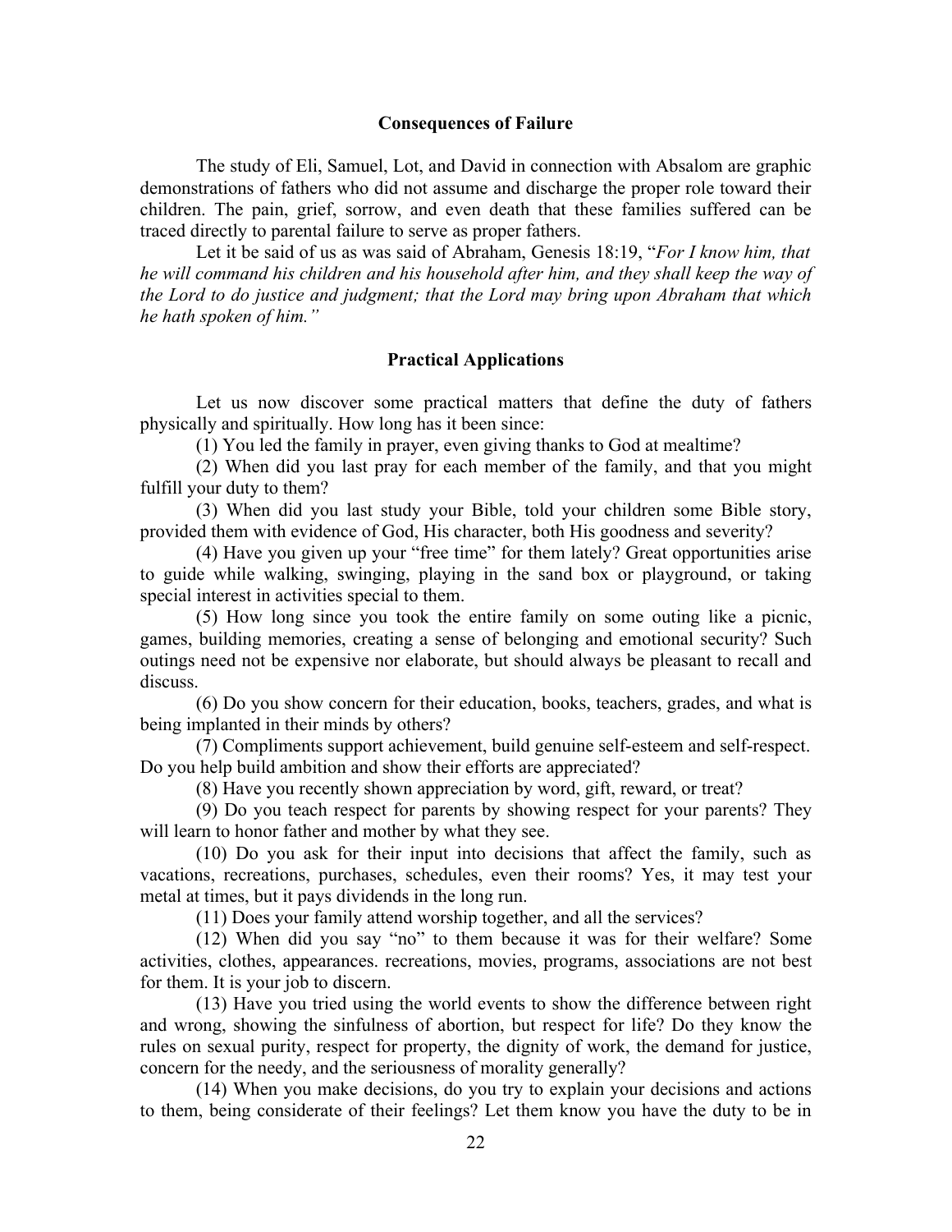### Consequences of Failure

The study of Eli, Samuel, Lot, and David in connection with Absalom are graphic demonstrations of fathers who did not assume and discharge the proper role toward their children. The pain, grief, sorrow, and even death that these families suffered can be traced directly to parental failure to serve as proper fathers.

Let it be said of us as was said of Abraham, Genesis 18:19, "*For I know him, that he will command his children and his household after him, and they shall keep the way of the Lord to do justice and judgment; that the Lord may bring upon Abraham that which he hath spoken of him."*

### Practical Applications

Let us now discover some practical matters that define the duty of fathers physically and spiritually. How long has it been since:

(1) You led the family in prayer, even giving thanks to God at mealtime?

(2) When did you last pray for each member of the family, and that you might fulfill your duty to them?

(3) When did you last study your Bible, told your children some Bible story, provided them with evidence of God, His character, both His goodness and severity?

(4) Have you given up your "free time" for them lately? Great opportunities arise to guide while walking, swinging, playing in the sand box or playground, or taking special interest in activities special to them.

(5) How long since you took the entire family on some outing like a picnic, games, building memories, creating a sense of belonging and emotional security? Such outings need not be expensive nor elaborate, but should always be pleasant to recall and discuss.

(6) Do you show concern for their education, books, teachers, grades, and what is being implanted in their minds by others?

(7) Compliments support achievement, build genuine self-esteem and self-respect. Do you help build ambition and show their efforts are appreciated?

(8) Have you recently shown appreciation by word, gift, reward, or treat?

(9) Do you teach respect for parents by showing respect for your parents? They will learn to honor father and mother by what they see.

(10) Do you ask for their input into decisions that affect the family, such as vacations, recreations, purchases, schedules, even their rooms? Yes, it may test your metal at times, but it pays dividends in the long run.

(11) Does your family attend worship together, and all the services?

(12) When did you say "no" to them because it was for their welfare? Some activities, clothes, appearances. recreations, movies, programs, associations are not best for them. It is your job to discern.

(13) Have you tried using the world events to show the difference between right and wrong, showing the sinfulness of abortion, but respect for life? Do they know the rules on sexual purity, respect for property, the dignity of work, the demand for justice, concern for the needy, and the seriousness of morality generally?

(14) When you make decisions, do you try to explain your decisions and actions to them, being considerate of their feelings? Let them know you have the duty to be in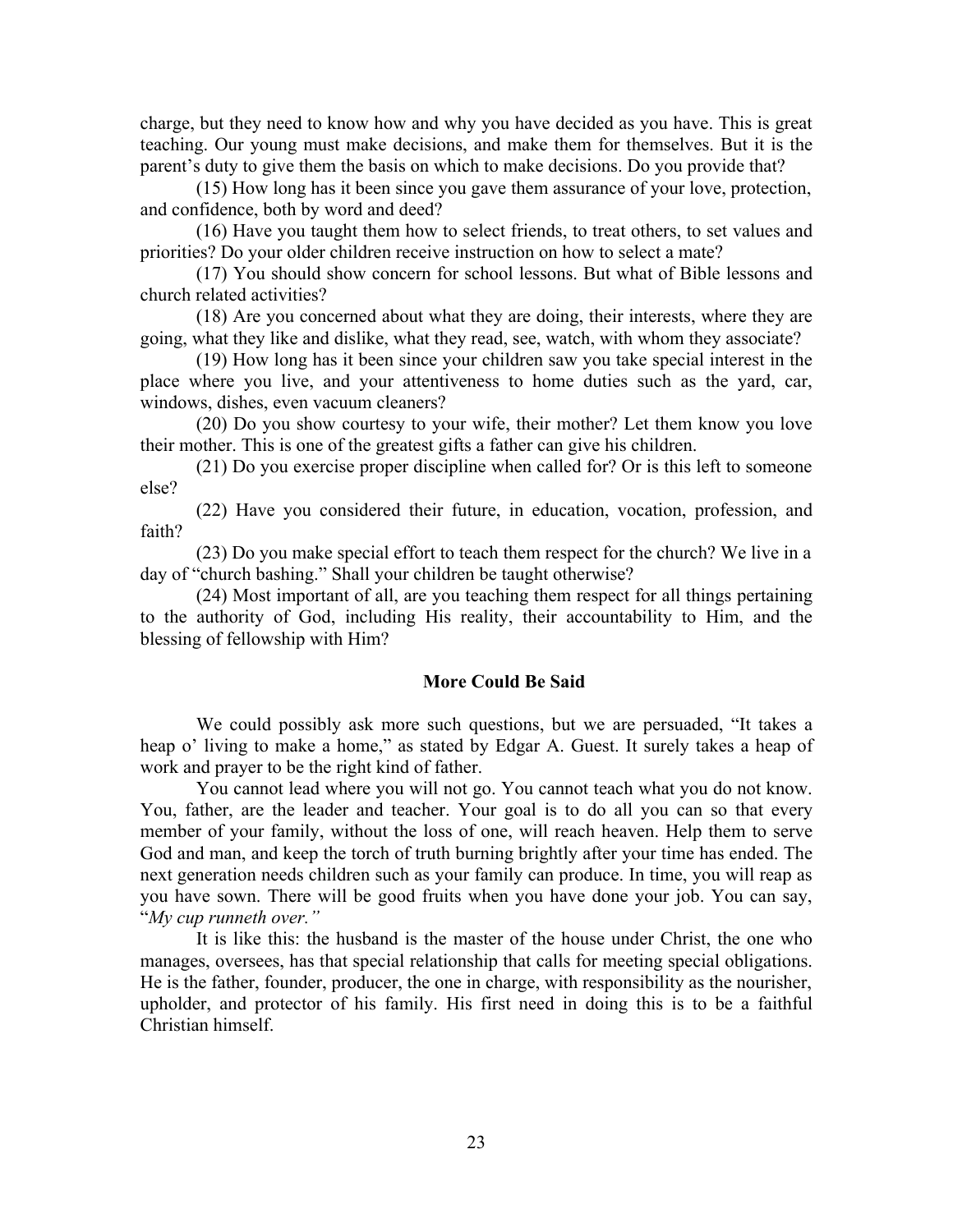charge, but they need to know how and why you have decided as you have. This is great teaching. Our young must make decisions, and make them for themselves. But it is the parent's duty to give them the basis on which to make decisions. Do you provide that?

(15) How long has it been since you gave them assurance of your love, protection, and confidence, both by word and deed?

(16) Have you taught them how to select friends, to treat others, to set values and priorities? Do your older children receive instruction on how to select a mate?

(17) You should show concern for school lessons. But what of Bible lessons and church related activities?

(18) Are you concerned about what they are doing, their interests, where they are going, what they like and dislike, what they read, see, watch, with whom they associate?

(19) How long has it been since your children saw you take special interest in the place where you live, and your attentiveness to home duties such as the yard, car, windows, dishes, even vacuum cleaners?

(20) Do you show courtesy to your wife, their mother? Let them know you love their mother. This is one of the greatest gifts a father can give his children.

(21) Do you exercise proper discipline when called for? Or is this left to someone else?

(22) Have you considered their future, in education, vocation, profession, and faith?

(23) Do you make special effort to teach them respect for the church? We live in a day of "church bashing." Shall your children be taught otherwise?

(24) Most important of all, are you teaching them respect for all things pertaining to the authority of God, including His reality, their accountability to Him, and the blessing of fellowship with Him?

### More Could Be Said

We could possibly ask more such questions, but we are persuaded, "It takes a heap o' living to make a home," as stated by Edgar A. Guest. It surely takes a heap of work and prayer to be the right kind of father.

You cannot lead where you will not go. You cannot teach what you do not know. You, father, are the leader and teacher. Your goal is to do all you can so that every member of your family, without the loss of one, will reach heaven. Help them to serve God and man, and keep the torch of truth burning brightly after your time has ended. The next generation needs children such as your family can produce. In time, you will reap as you have sown. There will be good fruits when you have done your job. You can say, "*My cup runneth over.*"

It is like this: the husband is the master of the house under Christ, the one who manages, oversees, has that special relationship that calls for meeting special obligations. He is the father, founder, producer, the one in charge, with responsibility as the nourisher, upholder, and protector of his family. His first need in doing this is to be a faithful Christian himself.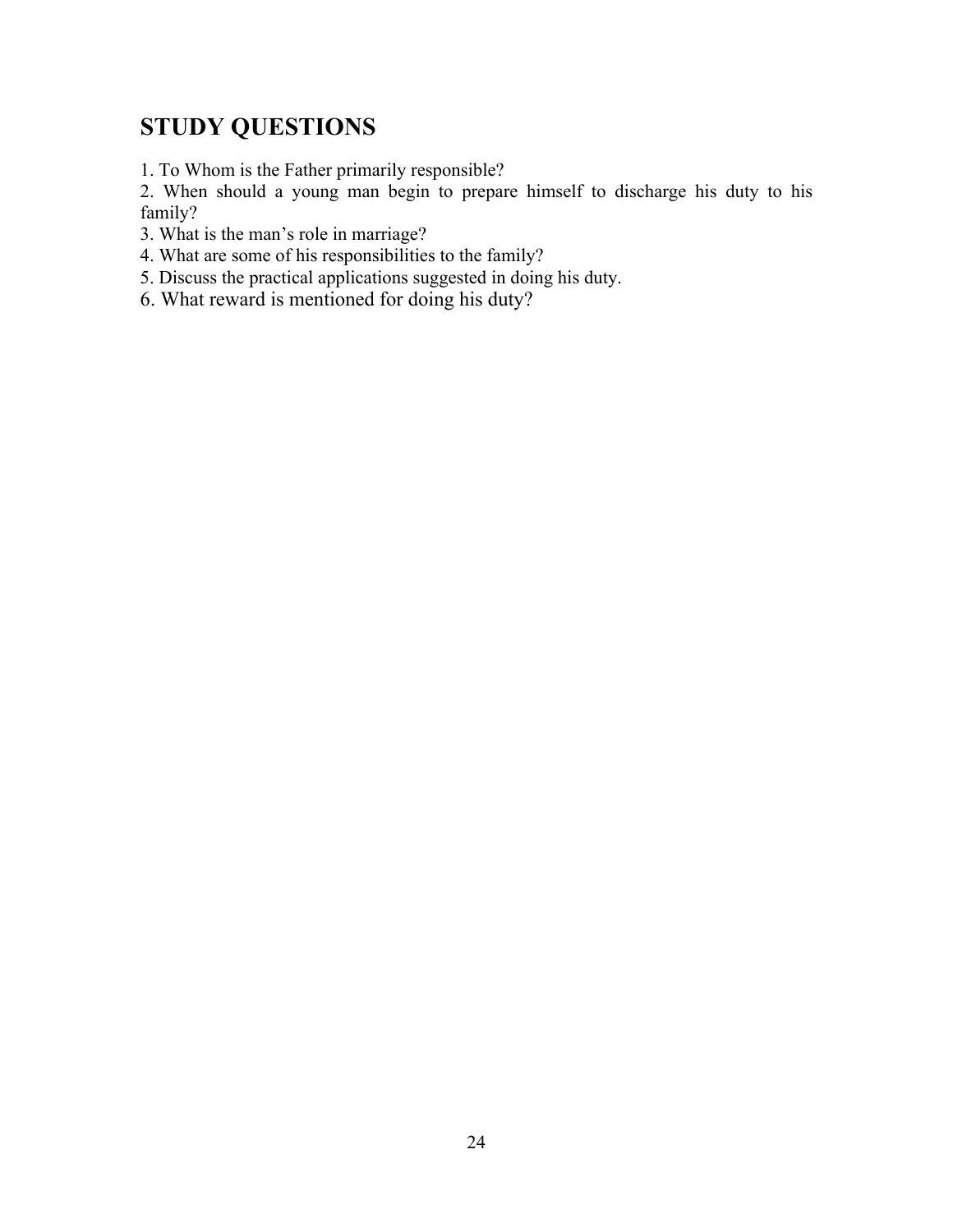## STUDY QUESTIONS

1. To Whom is the Father primarily responsible?
2. When should a young man begin to prepare himself to discharge his duty to his family?
3. What is the man's role in marriage?
4. What are some of his responsibilities to the family?
5. Discuss the practical applications suggested in doing his duty.
6. What reward is mentioned for doing his duty?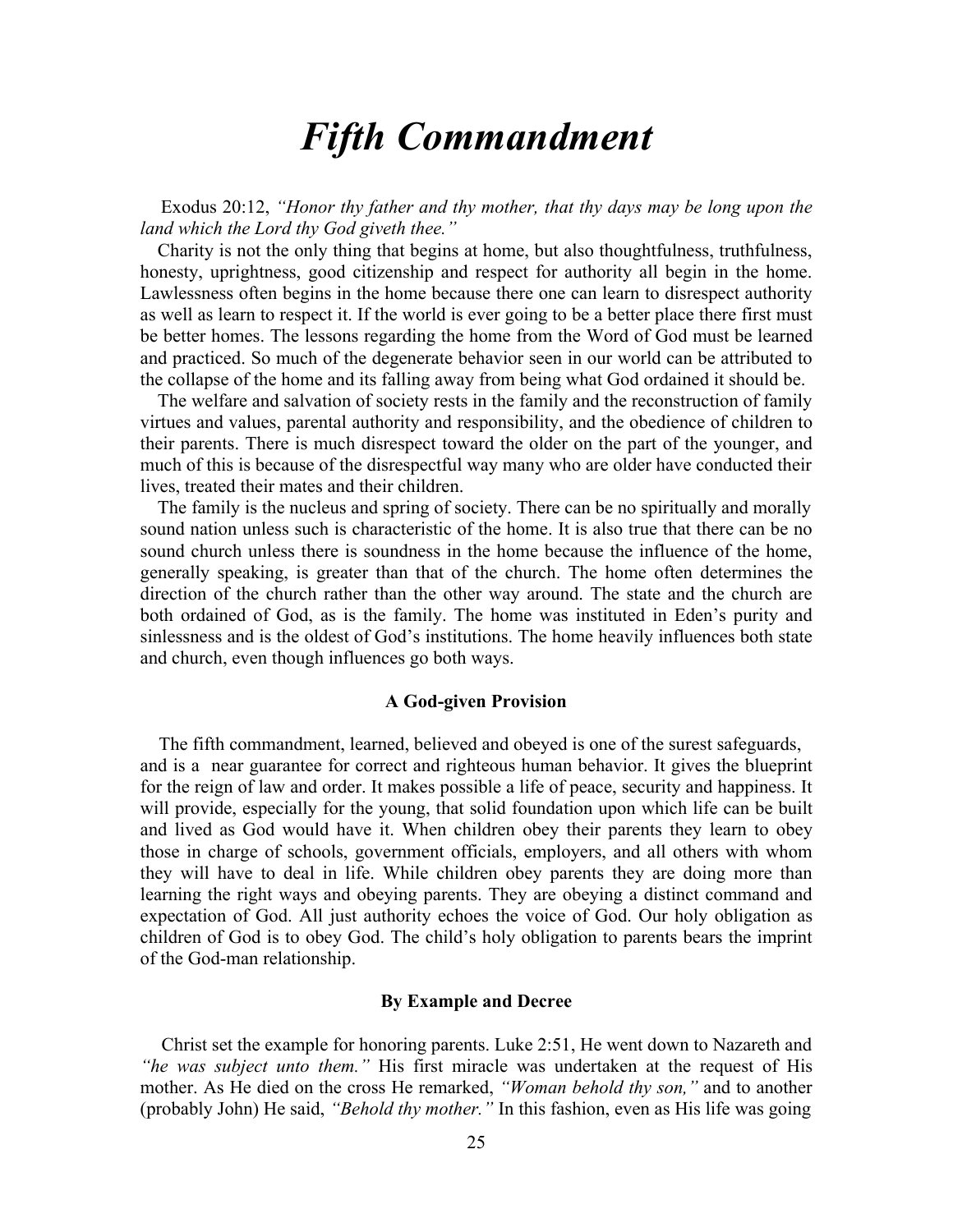# *Fifth Commandment*

Exodus 20:12, *"Honor thy father and thy mother, that thy days may be long upon the land which the Lord thy God giveth thee."*

Charity is not the only thing that begins at home, but also thoughtfulness, truthfulness, honesty, uprightness, good citizenship and respect for authority all begin in the home. Lawlessness often begins in the home because there one can learn to disrespect authority as well as learn to respect it. If the world is ever going to be a better place there first must be better homes. The lessons regarding the home from the Word of God must be learned and practiced. So much of the degenerate behavior seen in our world can be attributed to the collapse of the home and its falling away from being what God ordained it should be.

The welfare and salvation of society rests in the family and the reconstruction of family virtues and values, parental authority and responsibility, and the obedience of children to their parents. There is much disrespect toward the older on the part of the younger, and much of this is because of the disrespectful way many who are older have conducted their lives, treated their mates and their children.

The family is the nucleus and spring of society. There can be no spiritually and morally sound nation unless such is characteristic of the home. It is also true that there can be no sound church unless there is soundness in the home because the influence of the home, generally speaking, is greater than that of the church. The home often determines the direction of the church rather than the other way around. The state and the church are both ordained of God, as is the family. The home was instituted in Eden's purity and sinlessness and is the oldest of God's institutions. The home heavily influences both state and church, even though influences go both ways.

### A God-given Provision

The fifth commandment, learned, believed and obeyed is one of the surest safeguards, and is a near guarantee for correct and righteous human behavior. It gives the blueprint for the reign of law and order. It makes possible a life of peace, security and happiness. It will provide, especially for the young, that solid foundation upon which life can be built and lived as God would have it. When children obey their parents they learn to obey those in charge of schools, government officials, employers, and all others with whom they will have to deal in life. While children obey parents they are doing more than learning the right ways and obeying parents. They are obeying a distinct command and expectation of God. All just authority echoes the voice of God. Our holy obligation as children of God is to obey God. The child's holy obligation to parents bears the imprint of the God-man relationship.

### By Example and Decree

Christ set the example for honoring parents. Luke 2:51, He went down to Nazareth and *"he was subject unto them."* His first miracle was undertaken at the request of His mother. As He died on the cross He remarked, *"Woman behold thy son,"* and to another (probably John) He said, *"Behold thy mother."* In this fashion, even as His life was going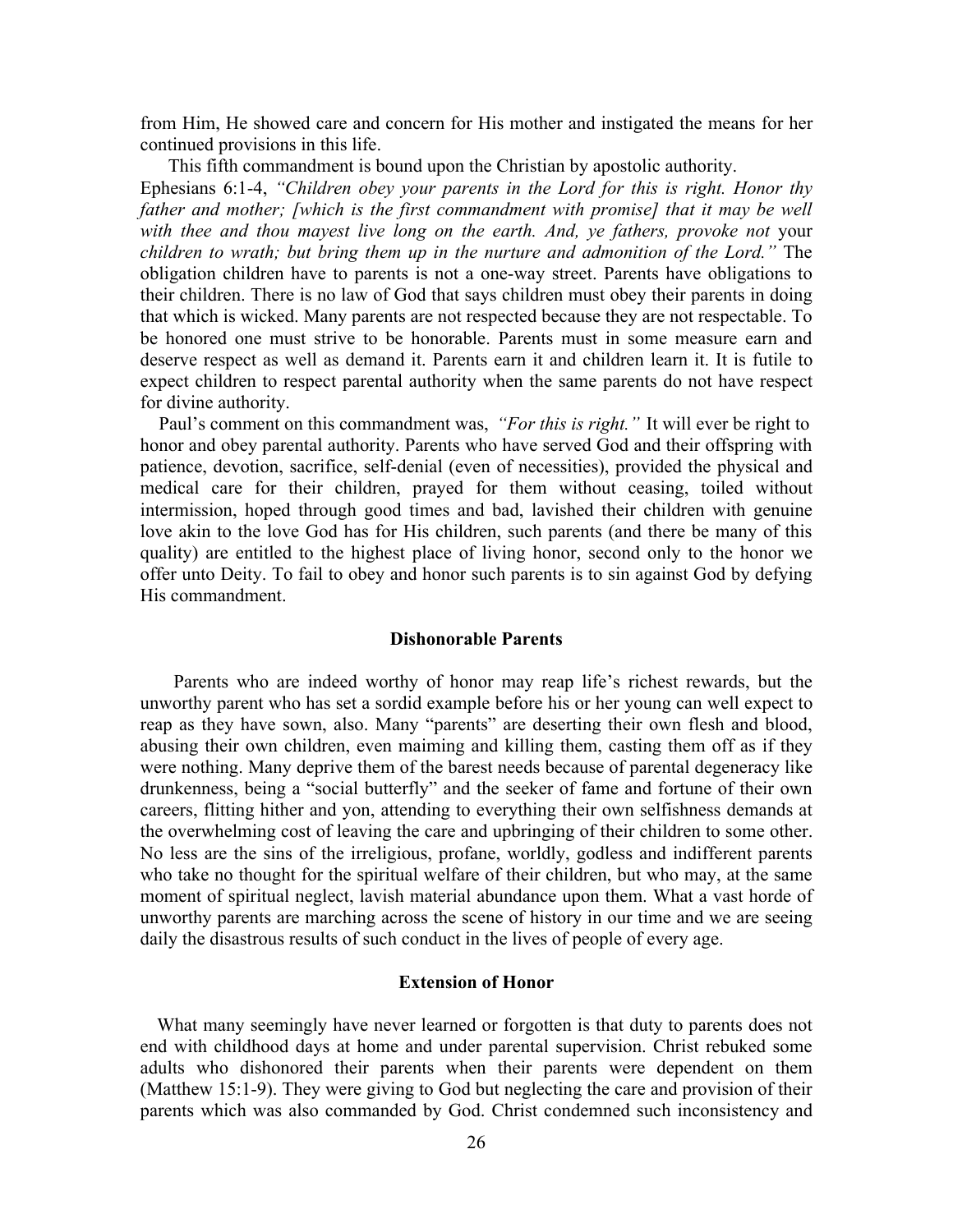from Him, He showed care and concern for His mother and instigated the means for her continued provisions in this life.

This fifth commandment is bound upon the Christian by apostolic authority. Ephesians 6:1-4, *"Children obey your parents in the Lord for this is right. Honor thy father and mother; [which is the first commandment with promise] that it may be well with thee and thou mayest live long on the earth. And, ye fathers, provoke not* your *children to wrath; but bring them up in the nurture and admonition of the Lord."* The obligation children have to parents is not a one-way street. Parents have obligations to their children. There is no law of God that says children must obey their parents in doing that which is wicked. Many parents are not respected because they are not respectable. To be honored one must strive to be honorable. Parents must in some measure earn and deserve respect as well as demand it. Parents earn it and children learn it. It is futile to expect children to respect parental authority when the same parents do not have respect for divine authority.

Paul's comment on this commandment was, *"For this is right."* It will ever be right to honor and obey parental authority. Parents who have served God and their offspring with patience, devotion, sacrifice, self-denial (even of necessities), provided the physical and medical care for their children, prayed for them without ceasing, toiled without intermission, hoped through good times and bad, lavished their children with genuine love akin to the love God has for His children, such parents (and there be many of this quality) are entitled to the highest place of living honor, second only to the honor we offer unto Deity. To fail to obey and honor such parents is to sin against God by defying His commandment.

### Dishonorable Parents

Parents who are indeed worthy of honor may reap life's richest rewards, but the unworthy parent who has set a sordid example before his or her young can well expect to reap as they have sown, also. Many "parents" are deserting their own flesh and blood, abusing their own children, even maiming and killing them, casting them off as if they were nothing. Many deprive them of the barest needs because of parental degeneracy like drunkenness, being a "social butterfly" and the seeker of fame and fortune of their own careers, flitting hither and yon, attending to everything their own selfishness demands at the overwhelming cost of leaving the care and upbringing of their children to some other. No less are the sins of the irreligious, profane, worldly, godless and indifferent parents who take no thought for the spiritual welfare of their children, but who may, at the same moment of spiritual neglect, lavish material abundance upon them. What a vast horde of unworthy parents are marching across the scene of history in our time and we are seeing daily the disastrous results of such conduct in the lives of people of every age.

### Extension of Honor

What many seemingly have never learned or forgotten is that duty to parents does not end with childhood days at home and under parental supervision. Christ rebuked some adults who dishonored their parents when their parents were dependent on them (Matthew 15:1-9). They were giving to God but neglecting the care and provision of their parents which was also commanded by God. Christ condemned such inconsistency and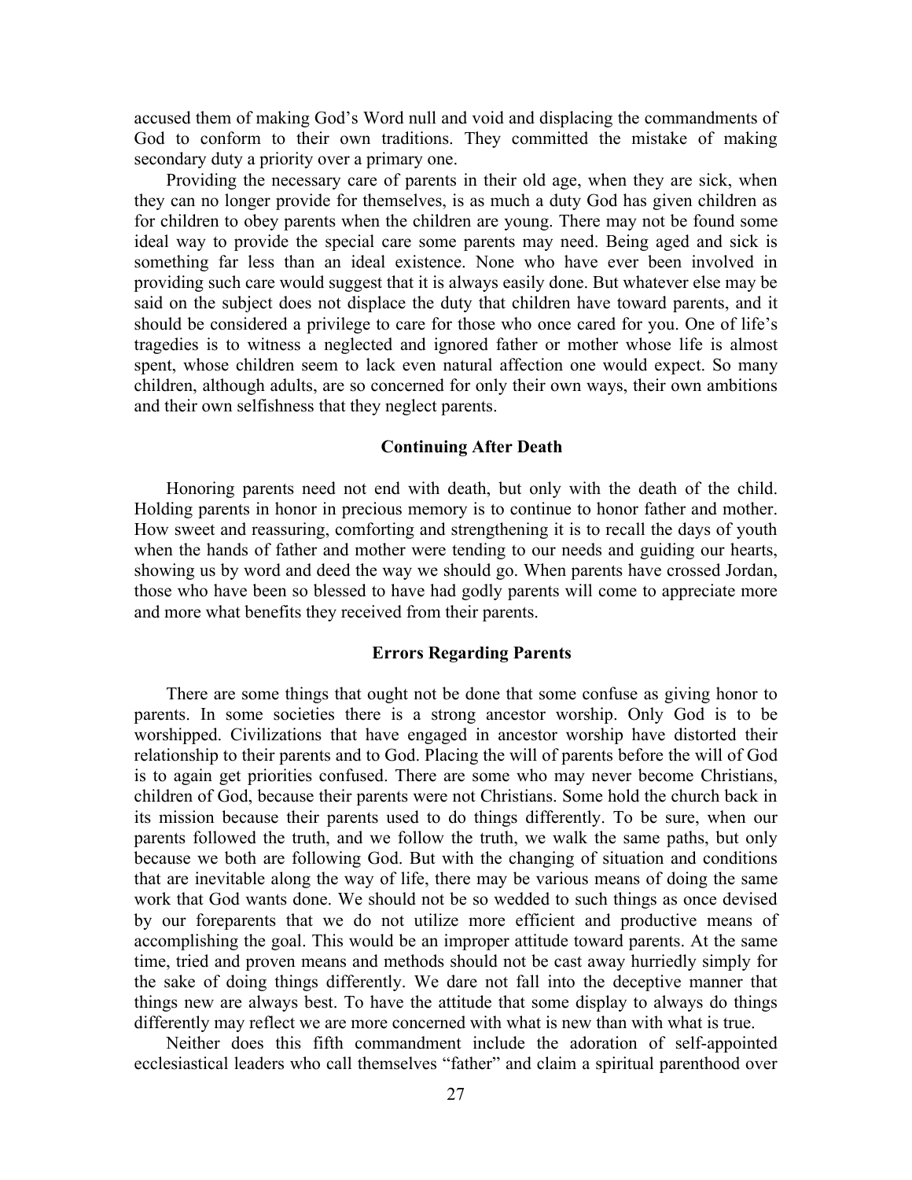accused them of making God's Word null and void and displacing the commandments of God to conform to their own traditions. They committed the mistake of making secondary duty a priority over a primary one.

Providing the necessary care of parents in their old age, when they are sick, when they can no longer provide for themselves, is as much a duty God has given children as for children to obey parents when the children are young. There may not be found some ideal way to provide the special care some parents may need. Being aged and sick is something far less than an ideal existence. None who have ever been involved in providing such care would suggest that it is always easily done. But whatever else may be said on the subject does not displace the duty that children have toward parents, and it should be considered a privilege to care for those who once cared for you. One of life's tragedies is to witness a neglected and ignored father or mother whose life is almost spent, whose children seem to lack even natural affection one would expect. So many children, although adults, are so concerned for only their own ways, their own ambitions and their own selfishness that they neglect parents.

### Continuing After Death

Honoring parents need not end with death, but only with the death of the child. Holding parents in honor in precious memory is to continue to honor father and mother. How sweet and reassuring, comforting and strengthening it is to recall the days of youth when the hands of father and mother were tending to our needs and guiding our hearts, showing us by word and deed the way we should go. When parents have crossed Jordan, those who have been so blessed to have had godly parents will come to appreciate more and more what benefits they received from their parents.

### Errors Regarding Parents

There are some things that ought not be done that some confuse as giving honor to parents. In some societies there is a strong ancestor worship. Only God is to be worshipped. Civilizations that have engaged in ancestor worship have distorted their relationship to their parents and to God. Placing the will of parents before the will of God is to again get priorities confused. There are some who may never become Christians, children of God, because their parents were not Christians. Some hold the church back in its mission because their parents used to do things differently. To be sure, when our parents followed the truth, and we follow the truth, we walk the same paths, but only because we both are following God. But with the changing of situation and conditions that are inevitable along the way of life, there may be various means of doing the same work that God wants done. We should not be so wedded to such things as once devised by our foreparents that we do not utilize more efficient and productive means of accomplishing the goal. This would be an improper attitude toward parents. At the same time, tried and proven means and methods should not be cast away hurriedly simply for the sake of doing things differently. We dare not fall into the deceptive manner that things new are always best. To have the attitude that some display to always do things differently may reflect we are more concerned with what is new than with what is true.

Neither does this fifth commandment include the adoration of self-appointed ecclesiastical leaders who call themselves "father" and claim a spiritual parenthood over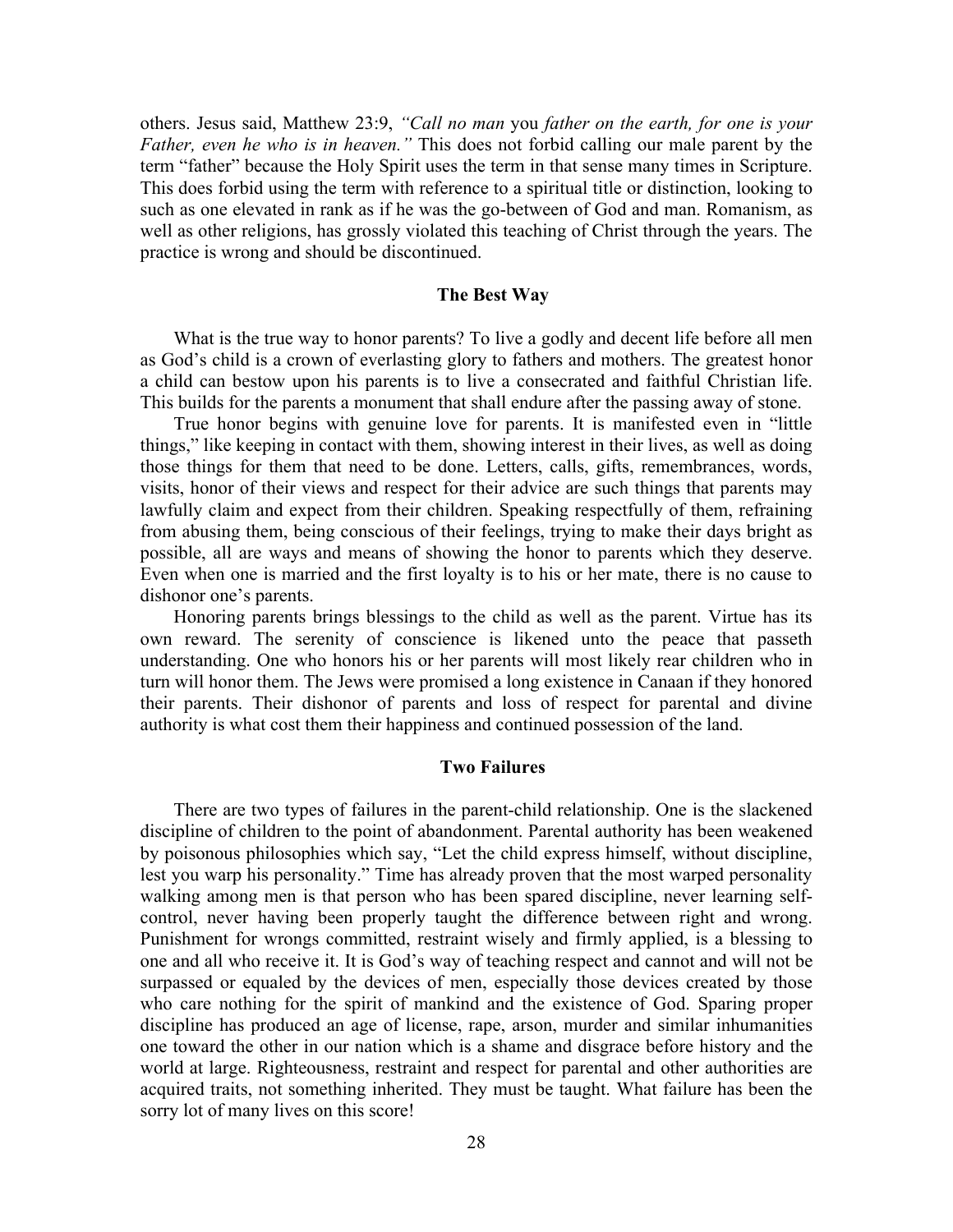others. Jesus said, Matthew 23:9, *"Call no man* you *father on the earth, for one is your Father, even he who is in heaven."* This does not forbid calling our male parent by the term "father" because the Holy Spirit uses the term in that sense many times in Scripture. This does forbid using the term with reference to a spiritual title or distinction, looking to such as one elevated in rank as if he was the go-between of God and man. Romanism, as well as other religions, has grossly violated this teaching of Christ through the years. The practice is wrong and should be discontinued.

**The Best Way**

What is the true way to honor parents? To live a godly and decent life before all men as God's child is a crown of everlasting glory to fathers and mothers. The greatest honor a child can bestow upon his parents is to live a consecrated and faithful Christian life. This builds for the parents a monument that shall endure after the passing away of stone.

True honor begins with genuine love for parents. It is manifested even in "little things," like keeping in contact with them, showing interest in their lives, as well as doing those things for them that need to be done. Letters, calls, gifts, remembrances, words, visits, honor of their views and respect for their advice are such things that parents may lawfully claim and expect from their children. Speaking respectfully of them, refraining from abusing them, being conscious of their feelings, trying to make their days bright as possible, all are ways and means of showing the honor to parents which they deserve. Even when one is married and the first loyalty is to his or her mate, there is no cause to dishonor one's parents.

Honoring parents brings blessings to the child as well as the parent. Virtue has its own reward. The serenity of conscience is likened unto the peace that passeth understanding. One who honors his or her parents will most likely rear children who in turn will honor them. The Jews were promised a long existence in Canaan if they honored their parents. Their dishonor of parents and loss of respect for parental and divine authority is what cost them their happiness and continued possession of the land.

**Two Failures**

There are two types of failures in the parent-child relationship. One is the slackened discipline of children to the point of abandonment. Parental authority has been weakened by poisonous philosophies which say, "Let the child express himself, without discipline, lest you warp his personality." Time has already proven that the most warped personality walking among men is that person who has been spared discipline, never learning self-control, never having been properly taught the difference between right and wrong. Punishment for wrongs committed, restraint wisely and firmly applied, is a blessing to one and all who receive it. It is God's way of teaching respect and cannot and will not be surpassed or equaled by the devices of men, especially those devices created by those who care nothing for the spirit of mankind and the existence of God. Sparing proper discipline has produced an age of license, rape, arson, murder and similar inhumanities one toward the other in our nation which is a shame and disgrace before history and the world at large. Righteousness, restraint and respect for parental and other authorities are acquired traits, not something inherited. They must be taught. What failure has been the sorry lot of many lives on this score!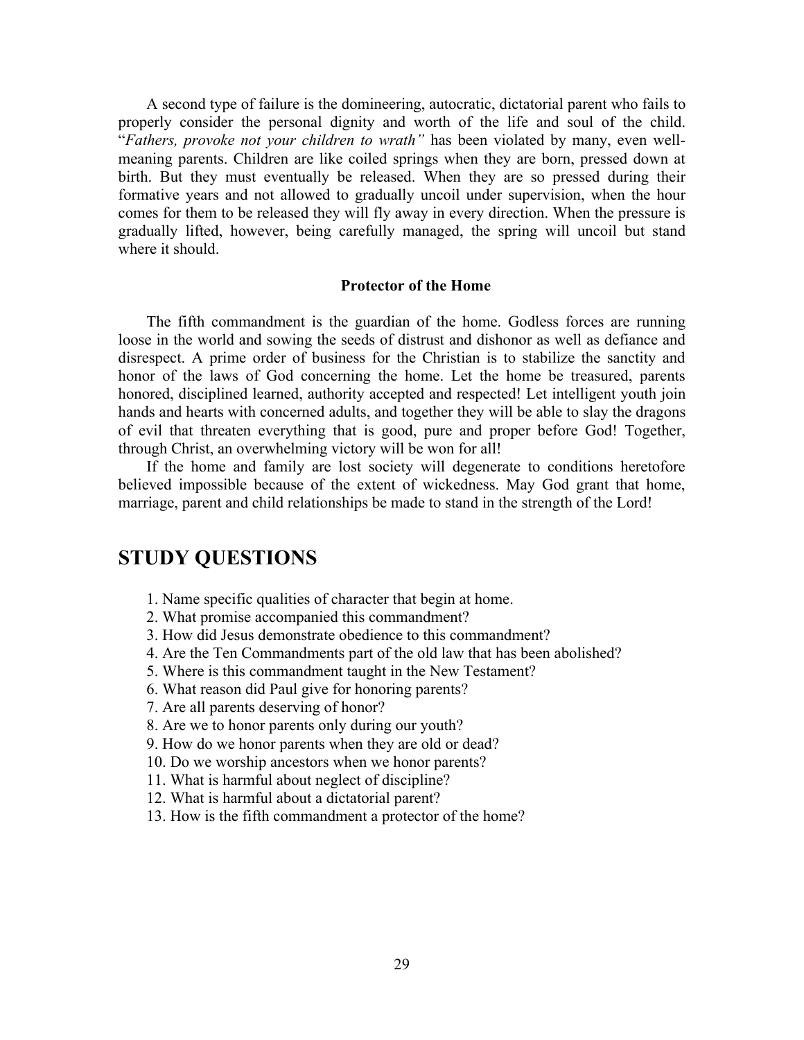A second type of failure is the domineering, autocratic, dictatorial parent who fails to properly consider the personal dignity and worth of the life and soul of the child. "*Fathers, provoke not your children to wrath"* has been violated by many, even well-meaning parents. Children are like coiled springs when they are born, pressed down at birth. But they must eventually be released. When they are so pressed during their formative years and not allowed to gradually uncoil under supervision, when the hour comes for them to be released they will fly away in every direction. When the pressure is gradually lifted, however, being carefully managed, the spring will uncoil but stand where it should.

### Protector of the Home

The fifth commandment is the guardian of the home. Godless forces are running loose in the world and sowing the seeds of distrust and dishonor as well as defiance and disrespect. A prime order of business for the Christian is to stabilize the sanctity and honor of the laws of God concerning the home. Let the home be treasured, parents honored, disciplined learned, authority accepted and respected! Let intelligent youth join hands and hearts with concerned adults, and together they will be able to slay the dragons of evil that threaten everything that is good, pure and proper before God! Together, through Christ, an overwhelming victory will be won for all!

If the home and family are lost society will degenerate to conditions heretofore believed impossible because of the extent of wickedness. May God grant that home, marriage, parent and child relationships be made to stand in the strength of the Lord!

## STUDY QUESTIONS

1. Name specific qualities of character that begin at home.
2. What promise accompanied this commandment?
3. How did Jesus demonstrate obedience to this commandment?
4. Are the Ten Commandments part of the old law that has been abolished?
5. Where is this commandment taught in the New Testament?
6. What reason did Paul give for honoring parents?
7. Are all parents deserving of honor?
8. Are we to honor parents only during our youth?
9. How do we honor parents when they are old or dead?
10. Do we worship ancestors when we honor parents?
11. What is harmful about neglect of discipline?
12. What is harmful about a dictatorial parent?
13. How is the fifth commandment a protector of the home?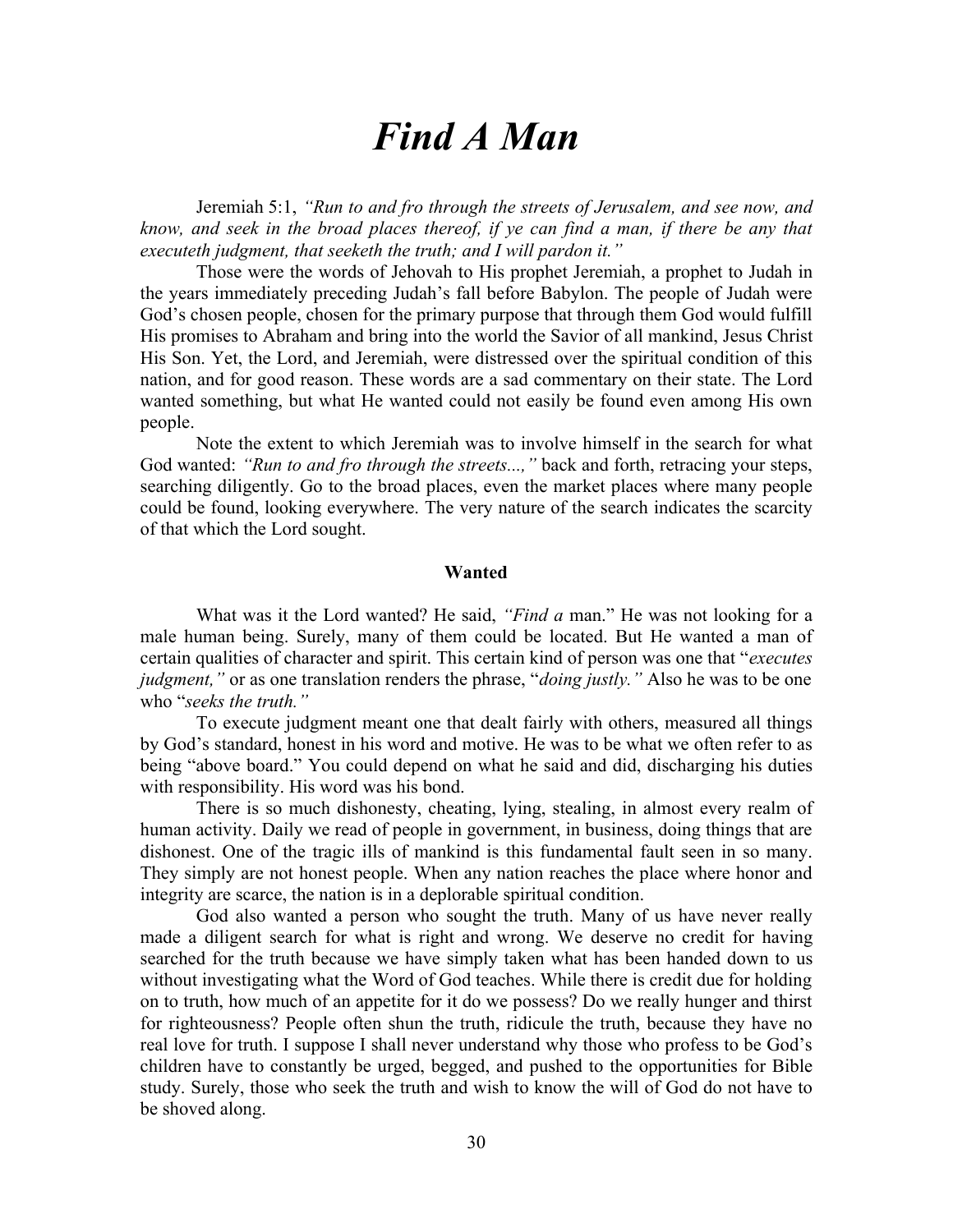# *Find A Man*

Jeremiah 5:1, *"Run to and fro through the streets of Jerusalem, and see now, and know, and seek in the broad places thereof, if ye can find a man, if there be any that executeth judgment, that seeketh the truth; and I will pardon it."*

Those were the words of Jehovah to His prophet Jeremiah, a prophet to Judah in the years immediately preceding Judah's fall before Babylon. The people of Judah were God's chosen people, chosen for the primary purpose that through them God would fulfill His promises to Abraham and bring into the world the Savior of all mankind, Jesus Christ His Son. Yet, the Lord, and Jeremiah, were distressed over the spiritual condition of this nation, and for good reason. These words are a sad commentary on their state. The Lord wanted something, but what He wanted could not easily be found even among His own people.

Note the extent to which Jeremiah was to involve himself in the search for what God wanted: *"Run to and fro through the streets...,"* back and forth, retracing your steps, searching diligently. Go to the broad places, even the market places where many people could be found, looking everywhere. The very nature of the search indicates the scarcity of that which the Lord sought.

### Wanted

What was it the Lord wanted? He said, *"Find a* man." He was not looking for a male human being. Surely, many of them could be located. But He wanted a man of certain qualities of character and spirit. This certain kind of person was one that "*executes judgment,"* or as one translation renders the phrase, "*doing justly."* Also he was to be one who "*seeks the truth."*

To execute judgment meant one that dealt fairly with others, measured all things by God's standard, honest in his word and motive. He was to be what we often refer to as being "above board." You could depend on what he said and did, discharging his duties with responsibility. His word was his bond.

There is so much dishonesty, cheating, lying, stealing, in almost every realm of human activity. Daily we read of people in government, in business, doing things that are dishonest. One of the tragic ills of mankind is this fundamental fault seen in so many. They simply are not honest people. When any nation reaches the place where honor and integrity are scarce, the nation is in a deplorable spiritual condition.

God also wanted a person who sought the truth. Many of us have never really made a diligent search for what is right and wrong. We deserve no credit for having searched for the truth because we have simply taken what has been handed down to us without investigating what the Word of God teaches. While there is credit due for holding on to truth, how much of an appetite for it do we possess? Do we really hunger and thirst for righteousness? People often shun the truth, ridicule the truth, because they have no real love for truth. I suppose I shall never understand why those who profess to be God's children have to constantly be urged, begged, and pushed to the opportunities for Bible study. Surely, those who seek the truth and wish to know the will of God do not have to be shoved along.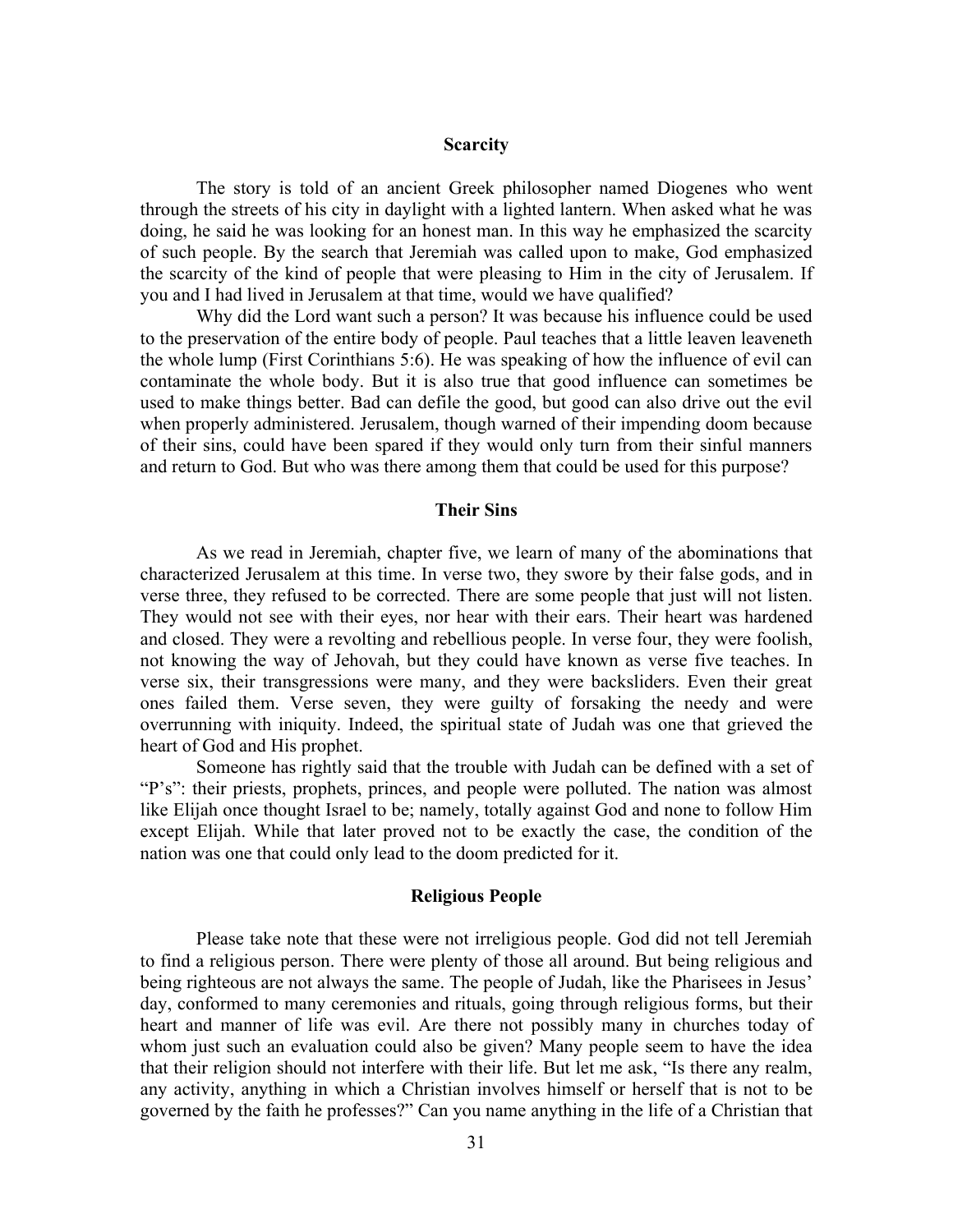## Scarcity

The story is told of an ancient Greek philosopher named Diogenes who went through the streets of his city in daylight with a lighted lantern. When asked what he was doing, he said he was looking for an honest man. In this way he emphasized the scarcity of such people. By the search that Jeremiah was called upon to make, God emphasized the scarcity of the kind of people that were pleasing to Him in the city of Jerusalem. If you and I had lived in Jerusalem at that time, would we have qualified?

Why did the Lord want such a person? It was because his influence could be used to the preservation of the entire body of people. Paul teaches that a little leaven leaveneth the whole lump (First Corinthians 5:6). He was speaking of how the influence of evil can contaminate the whole body. But it is also true that good influence can sometimes be used to make things better. Bad can defile the good, but good can also drive out the evil when properly administered. Jerusalem, though warned of their impending doom because of their sins, could have been spared if they would only turn from their sinful manners and return to God. But who was there among them that could be used for this purpose?

## Their Sins

As we read in Jeremiah, chapter five, we learn of many of the abominations that characterized Jerusalem at this time. In verse two, they swore by their false gods, and in verse three, they refused to be corrected. There are some people that just will not listen. They would not see with their eyes, nor hear with their ears. Their heart was hardened and closed. They were a revolting and rebellious people. In verse four, they were foolish, not knowing the way of Jehovah, but they could have known as verse five teaches. In verse six, their transgressions were many, and they were backsliders. Even their great ones failed them. Verse seven, they were guilty of forsaking the needy and were overrunning with iniquity. Indeed, the spiritual state of Judah was one that grieved the heart of God and His prophet.

Someone has rightly said that the trouble with Judah can be defined with a set of "P's": their priests, prophets, princes, and people were polluted. The nation was almost like Elijah once thought Israel to be; namely, totally against God and none to follow Him except Elijah. While that later proved not to be exactly the case, the condition of the nation was one that could only lead to the doom predicted for it.

## Religious People

Please take note that these were not irreligious people. God did not tell Jeremiah to find a religious person. There were plenty of those all around. But being religious and being righteous are not always the same. The people of Judah, like the Pharisees in Jesus' day, conformed to many ceremonies and rituals, going through religious forms, but their heart and manner of life was evil. Are there not possibly many in churches today of whom just such an evaluation could also be given? Many people seem to have the idea that their religion should not interfere with their life. But let me ask, "Is there any realm, any activity, anything in which a Christian involves himself or herself that is not to be governed by the faith he professes?" Can you name anything in the life of a Christian that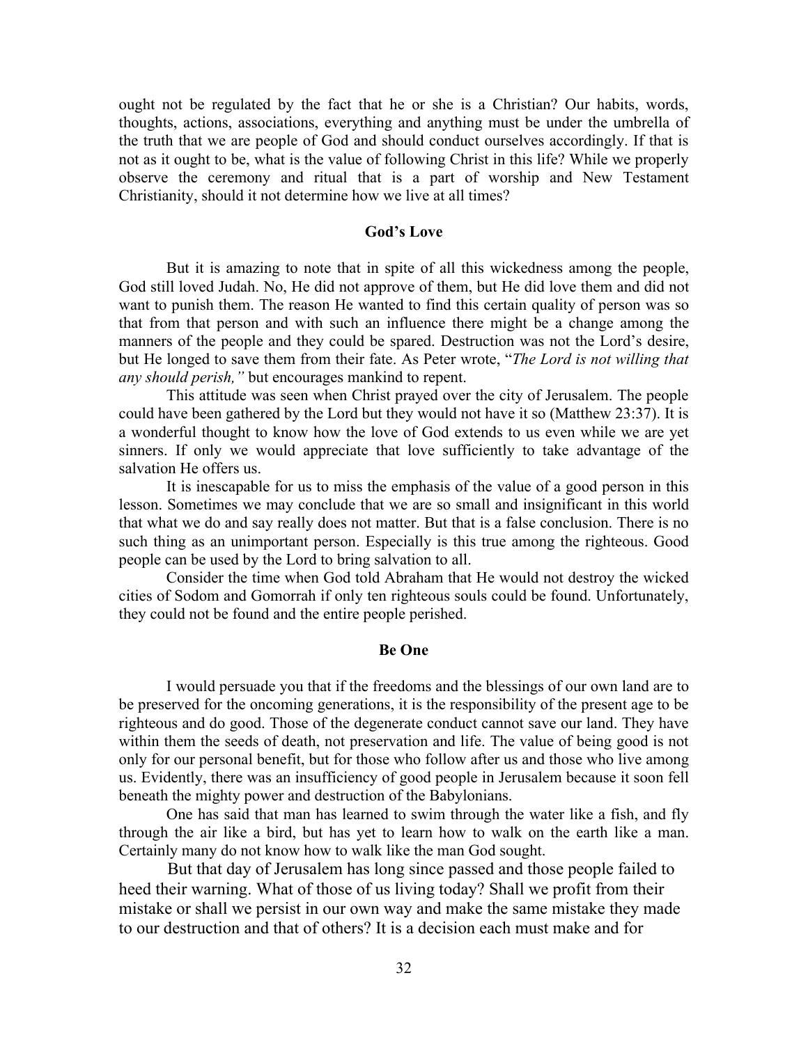ought not be regulated by the fact that he or she is a Christian? Our habits, words, thoughts, actions, associations, everything and anything must be under the umbrella of the truth that we are people of God and should conduct ourselves accordingly. If that is not as it ought to be, what is the value of following Christ in this life? While we properly observe the ceremony and ritual that is a part of worship and New Testament Christianity, should it not determine how we live at all times?

### God's Love

But it is amazing to note that in spite of all this wickedness among the people, God still loved Judah. No, He did not approve of them, but He did love them and did not want to punish them. The reason He wanted to find this certain quality of person was so that from that person and with such an influence there might be a change among the manners of the people and they could be spared. Destruction was not the Lord's desire, but He longed to save them from their fate. As Peter wrote, "*The Lord is not willing that any should perish,"* but encourages mankind to repent.

This attitude was seen when Christ prayed over the city of Jerusalem. The people could have been gathered by the Lord but they would not have it so (Matthew 23:37). It is a wonderful thought to know how the love of God extends to us even while we are yet sinners. If only we would appreciate that love sufficiently to take advantage of the salvation He offers us.

It is inescapable for us to miss the emphasis of the value of a good person in this lesson. Sometimes we may conclude that we are so small and insignificant in this world that what we do and say really does not matter. But that is a false conclusion. There is no such thing as an unimportant person. Especially is this true among the righteous. Good people can be used by the Lord to bring salvation to all.

Consider the time when God told Abraham that He would not destroy the wicked cities of Sodom and Gomorrah if only ten righteous souls could be found. Unfortunately, they could not be found and the entire people perished.

### Be One

I would persuade you that if the freedoms and the blessings of our own land are to be preserved for the oncoming generations, it is the responsibility of the present age to be righteous and do good. Those of the degenerate conduct cannot save our land. They have within them the seeds of death, not preservation and life. The value of being good is not only for our personal benefit, but for those who follow after us and those who live among us. Evidently, there was an insufficiency of good people in Jerusalem because it soon fell beneath the mighty power and destruction of the Babylonians.

One has said that man has learned to swim through the water like a fish, and fly through the air like a bird, but has yet to learn how to walk on the earth like a man. Certainly many do not know how to walk like the man God sought.

But that day of Jerusalem has long since passed and those people failed to heed their warning. What of those of us living today? Shall we profit from their mistake or shall we persist in our own way and make the same mistake they made to our destruction and that of others? It is a decision each must make and for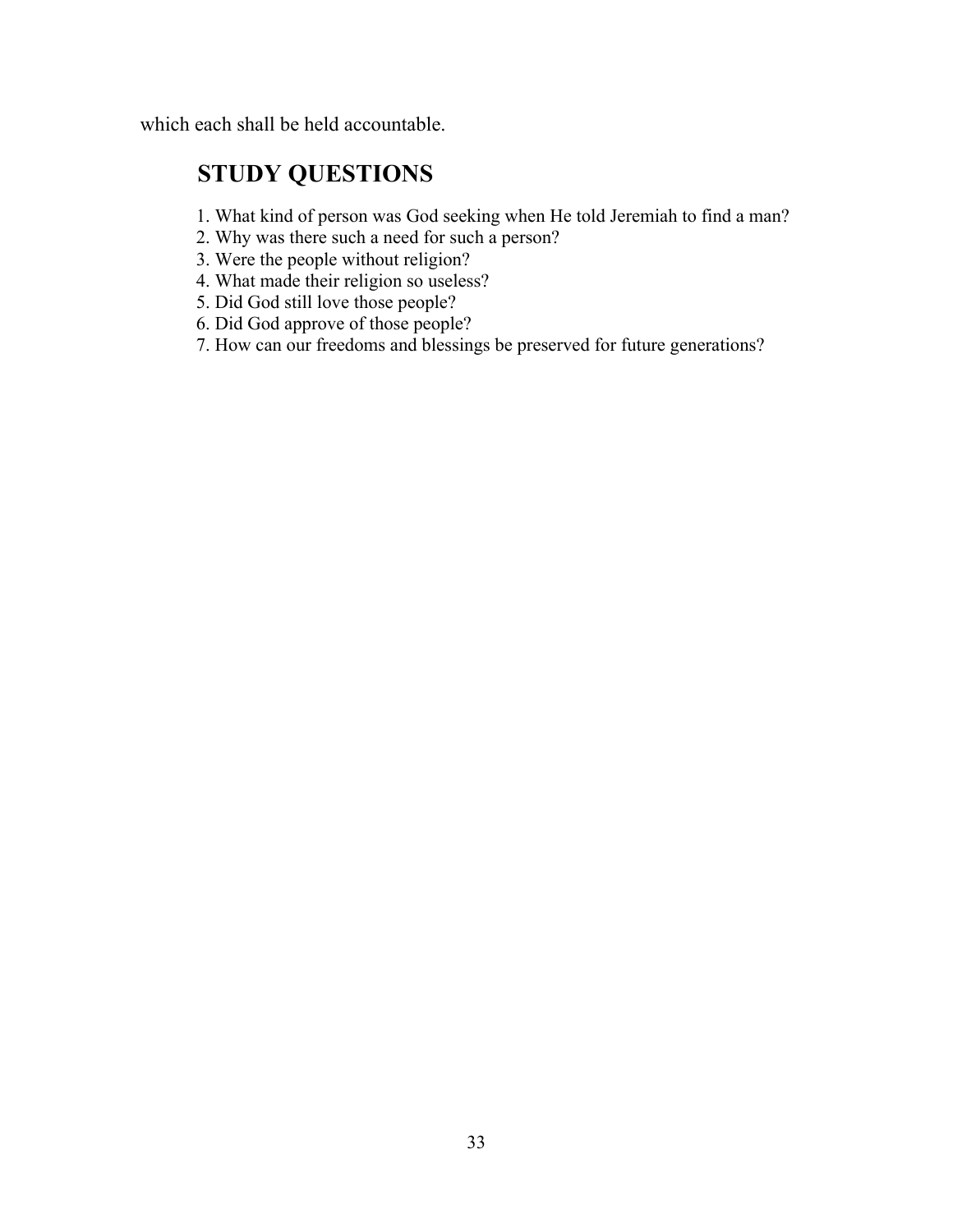which each shall be held accountable.

## STUDY QUESTIONS

1. What kind of person was God seeking when He told Jeremiah to find a man?
2. Why was there such a need for such a person?
3. Were the people without religion?
4. What made their religion so useless?
5. Did God still love those people?
6. Did God approve of those people?
7. How can our freedoms and blessings be preserved for future generations?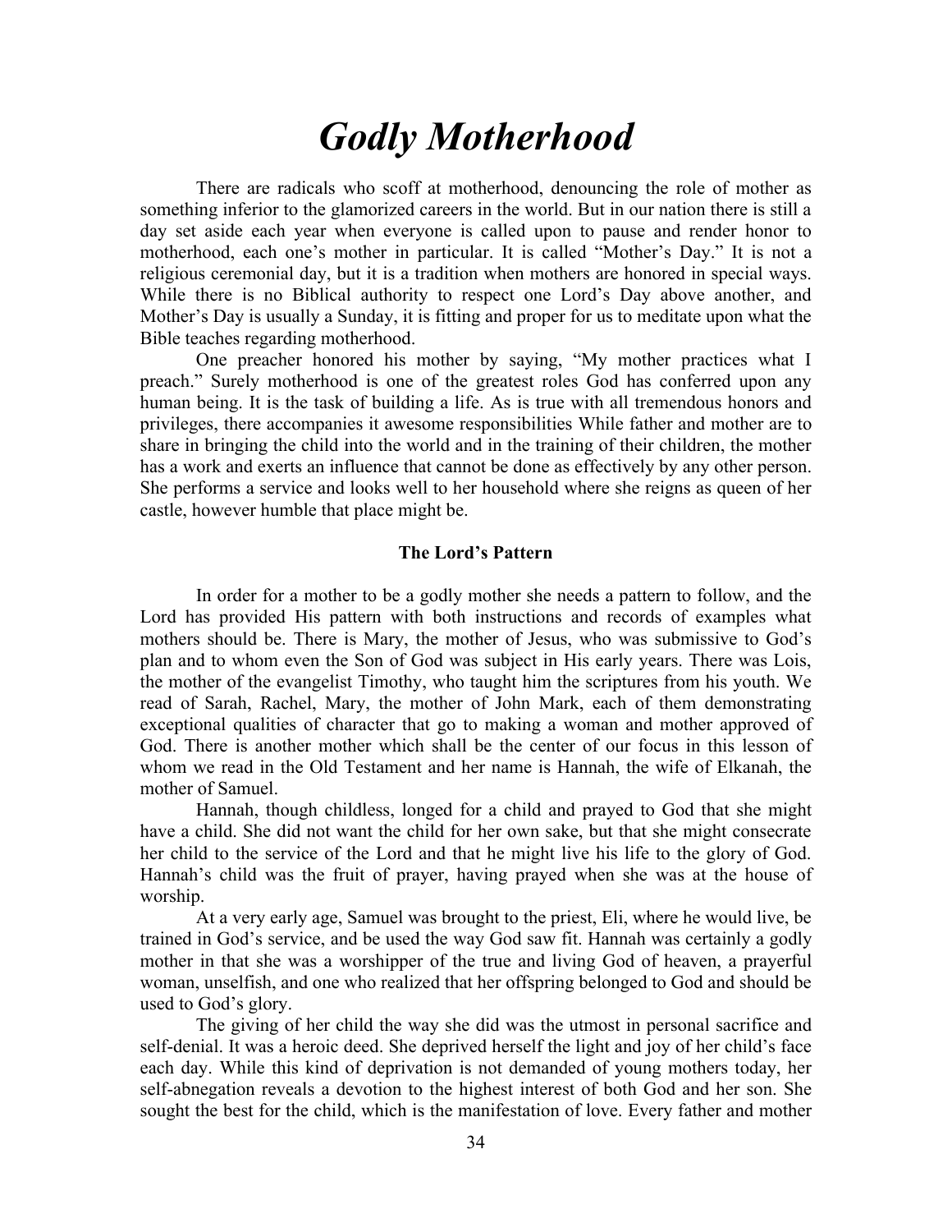# *Godly Motherhood*

There are radicals who scoff at motherhood, denouncing the role of mother as something inferior to the glamorized careers in the world. But in our nation there is still a day set aside each year when everyone is called upon to pause and render honor to motherhood, each one's mother in particular. It is called "Mother's Day." It is not a religious ceremonial day, but it is a tradition when mothers are honored in special ways. While there is no Biblical authority to respect one Lord's Day above another, and Mother's Day is usually a Sunday, it is fitting and proper for us to meditate upon what the Bible teaches regarding motherhood.

One preacher honored his mother by saying, "My mother practices what I preach." Surely motherhood is one of the greatest roles God has conferred upon any human being. It is the task of building a life. As is true with all tremendous honors and privileges, there accompanies it awesome responsibilities While father and mother are to share in bringing the child into the world and in the training of their children, the mother has a work and exerts an influence that cannot be done as effectively by any other person. She performs a service and looks well to her household where she reigns as queen of her castle, however humble that place might be.

### The Lord's Pattern

In order for a mother to be a godly mother she needs a pattern to follow, and the Lord has provided His pattern with both instructions and records of examples what mothers should be. There is Mary, the mother of Jesus, who was submissive to God's plan and to whom even the Son of God was subject in His early years. There was Lois, the mother of the evangelist Timothy, who taught him the scriptures from his youth. We read of Sarah, Rachel, Mary, the mother of John Mark, each of them demonstrating exceptional qualities of character that go to making a woman and mother approved of God. There is another mother which shall be the center of our focus in this lesson of whom we read in the Old Testament and her name is Hannah, the wife of Elkanah, the mother of Samuel.

Hannah, though childless, longed for a child and prayed to God that she might have a child. She did not want the child for her own sake, but that she might consecrate her child to the service of the Lord and that he might live his life to the glory of God. Hannah's child was the fruit of prayer, having prayed when she was at the house of worship.

At a very early age, Samuel was brought to the priest, Eli, where he would live, be trained in God's service, and be used the way God saw fit. Hannah was certainly a godly mother in that she was a worshipper of the true and living God of heaven, a prayerful woman, unselfish, and one who realized that her offspring belonged to God and should be used to God's glory.

The giving of her child the way she did was the utmost in personal sacrifice and self-denial. It was a heroic deed. She deprived herself the light and joy of her child's face each day. While this kind of deprivation is not demanded of young mothers today, her self-abnegation reveals a devotion to the highest interest of both God and her son. She sought the best for the child, which is the manifestation of love. Every father and mother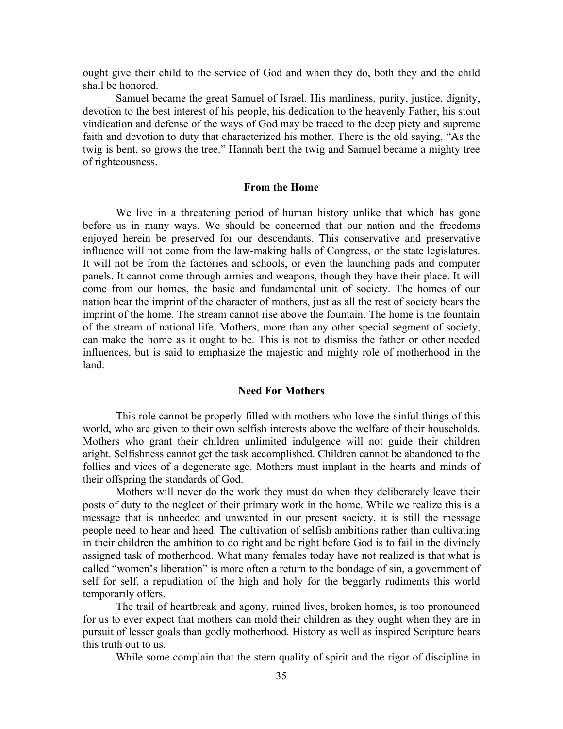ought give their child to the service of God and when they do, both they and the child shall be honored.

Samuel became the great Samuel of Israel. His manliness, purity, justice, dignity, devotion to the best interest of his people, his dedication to the heavenly Father, his stout vindication and defense of the ways of God may be traced to the deep piety and supreme faith and devotion to duty that characterized his mother. There is the old saying, "As the twig is bent, so grows the tree." Hannah bent the twig and Samuel became a mighty tree of righteousness.

**From the Home**

We live in a threatening period of human history unlike that which has gone before us in many ways. We should be concerned that our nation and the freedoms enjoyed herein be preserved for our descendants. This conservative and preservative influence will not come from the law-making halls of Congress, or the state legislatures. It will not be from the factories and schools, or even the launching pads and computer panels. It cannot come through armies and weapons, though they have their place. It will come from our homes, the basic and fundamental unit of society. The homes of our nation bear the imprint of the character of mothers, just as all the rest of society bears the imprint of the home. The stream cannot rise above the fountain. The home is the fountain of the stream of national life. Mothers, more than any other special segment of society, can make the home as it ought to be. This is not to dismiss the father or other needed influences, but is said to emphasize the majestic and mighty role of motherhood in the land.

**Need For Mothers**

This role cannot be properly filled with mothers who love the sinful things of this world, who are given to their own selfish interests above the welfare of their households. Mothers who grant their children unlimited indulgence will not guide their children aright. Selfishness cannot get the task accomplished. Children cannot be abandoned to the follies and vices of a degenerate age. Mothers must implant in the hearts and minds of their offspring the standards of God.

Mothers will never do the work they must do when they deliberately leave their posts of duty to the neglect of their primary work in the home. While we realize this is a message that is unheeded and unwanted in our present society, it is still the message people need to hear and heed. The cultivation of selfish ambitions rather than cultivating in their children the ambition to do right and be right before God is to fail in the divinely assigned task of motherhood. What many females today have not realized is that what is called "women's liberation" is more often a return to the bondage of sin, a government of self for self, a repudiation of the high and holy for the beggarly rudiments this world temporarily offers.

The trail of heartbreak and agony, ruined lives, broken homes, is too pronounced for us to ever expect that mothers can mold their children as they ought when they are in pursuit of lesser goals than godly motherhood. History as well as inspired Scripture bears this truth out to us.

While some complain that the stern quality of spirit and the rigor of discipline in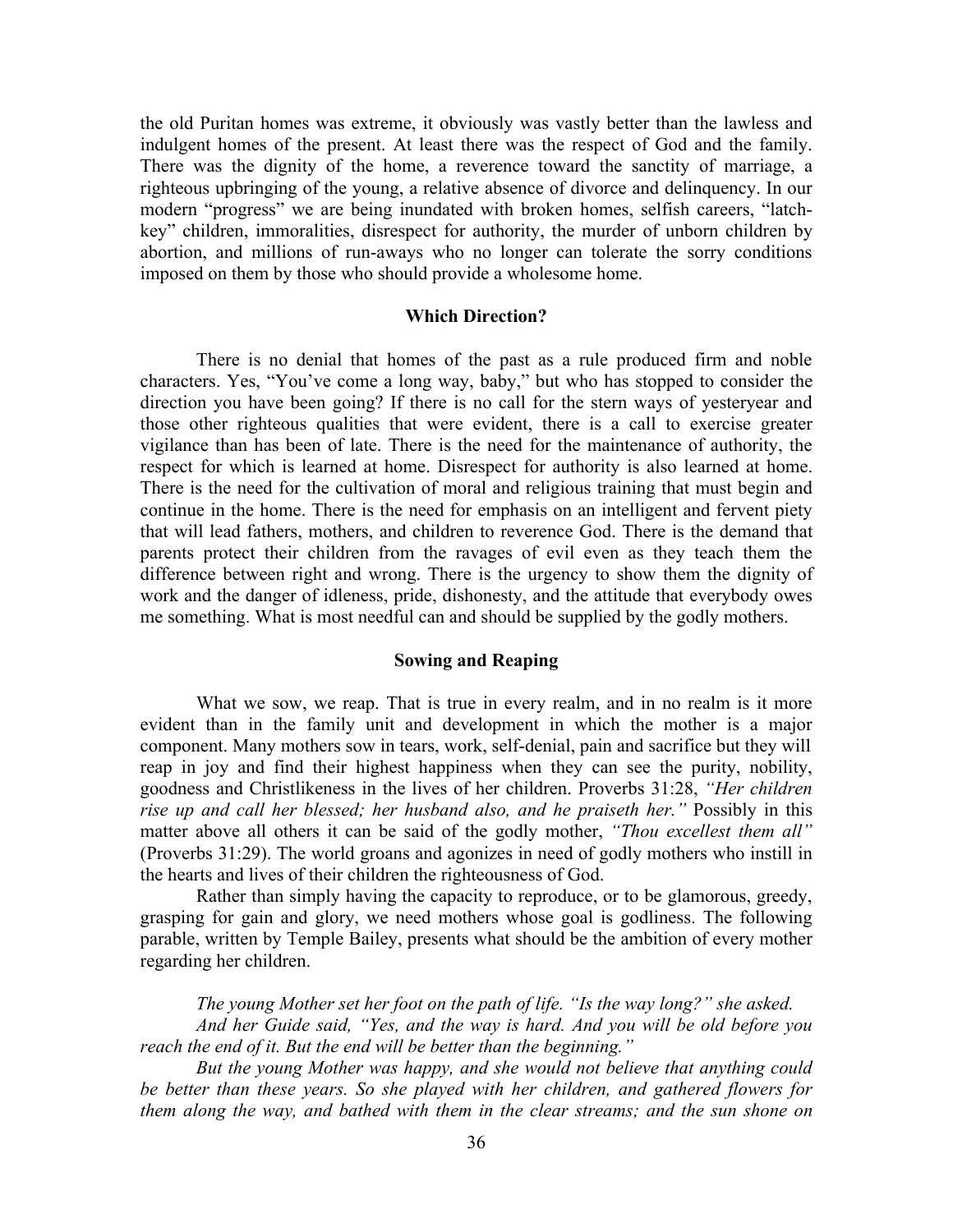the old Puritan homes was extreme, it obviously was vastly better than the lawless and indulgent homes of the present. At least there was the respect of God and the family. There was the dignity of the home, a reverence toward the sanctity of marriage, a righteous upbringing of the young, a relative absence of divorce and delinquency. In our modern "progress" we are being inundated with broken homes, selfish careers, "latch-key" children, immoralities, disrespect for authority, the murder of unborn children by abortion, and millions of run-aways who no longer can tolerate the sorry conditions imposed on them by those who should provide a wholesome home.

**Which Direction?**

There is no denial that homes of the past as a rule produced firm and noble characters. Yes, "You've come a long way, baby," but who has stopped to consider the direction you have been going? If there is no call for the stern ways of yesteryear and those other righteous qualities that were evident, there is a call to exercise greater vigilance than has been of late. There is the need for the maintenance of authority, the respect for which is learned at home. Disrespect for authority is also learned at home. There is the need for the cultivation of moral and religious training that must begin and continue in the home. There is the need for emphasis on an intelligent and fervent piety that will lead fathers, mothers, and children to reverence God. There is the demand that parents protect their children from the ravages of evil even as they teach them the difference between right and wrong. There is the urgency to show them the dignity of work and the danger of idleness, pride, dishonesty, and the attitude that everybody owes me something. What is most needful can and should be supplied by the godly mothers.

**Sowing and Reaping**

What we sow, we reap. That is true in every realm, and in no realm is it more evident than in the family unit and development in which the mother is a major component. Many mothers sow in tears, work, self-denial, pain and sacrifice but they will reap in joy and find their highest happiness when they can see the purity, nobility, goodness and Christlikeness in the lives of her children. Proverbs 31:28, *"Her children rise up and call her blessed; her husband also, and he praiseth her."* Possibly in this matter above all others it can be said of the godly mother, *"Thou excellest them all"* (Proverbs 31:29). The world groans and agonizes in need of godly mothers who instill in the hearts and lives of their children the righteousness of God.

Rather than simply having the capacity to reproduce, or to be glamorous, greedy, grasping for gain and glory, we need mothers whose goal is godliness. The following parable, written by Temple Bailey, presents what should be the ambition of every mother regarding her children.

*The young Mother set her foot on the path of life. "Is the way long?" she asked.*

*And her Guide said, "Yes, and the way is hard. And you will be old before you reach the end of it. But the end will be better than the beginning."*

*But the young Mother was happy, and she would not believe that anything could be better than these years. So she played with her children, and gathered flowers for them along the way, and bathed with them in the clear streams; and the sun shone on*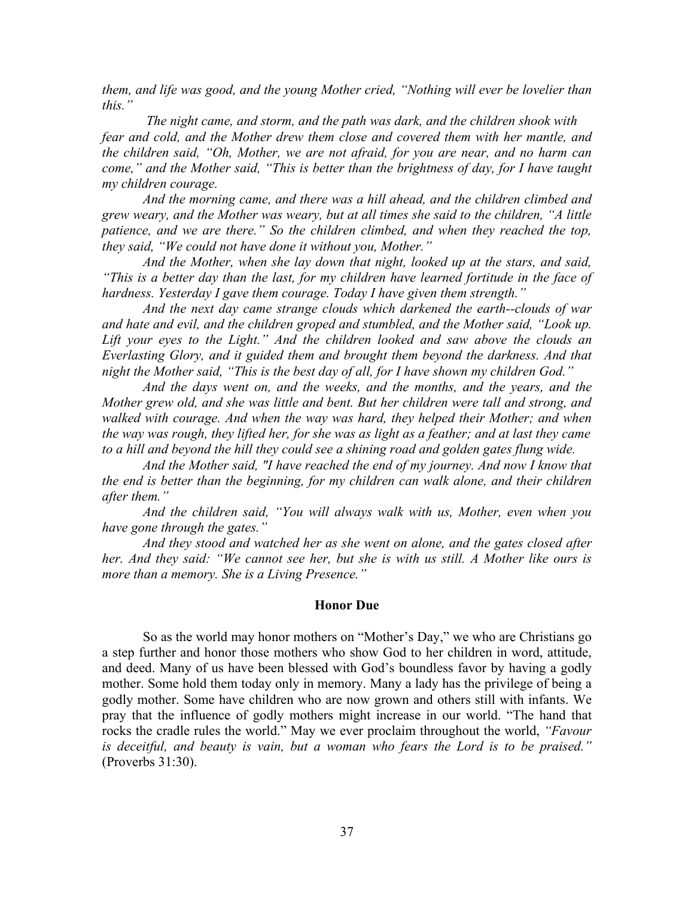*them, and life was good, and the young Mother cried, "Nothing will ever be lovelier than this."*

*The night came, and storm, and the path was dark, and the children shook with fear and cold, and the Mother drew them close and covered them with her mantle, and the children said, "Oh, Mother, we are not afraid, for you are near, and no harm can come," and the Mother said, "This is better than the brightness of day, for I have taught my children courage.*

*And the morning came, and there was a hill ahead, and the children climbed and grew weary, and the Mother was weary, but at all times she said to the children, "A little patience, and we are there." So the children climbed, and when they reached the top, they said, "We could not have done it without you, Mother."*

*And the Mother, when she lay down that night, looked up at the stars, and said, "This is a better day than the last, for my children have learned fortitude in the face of hardness. Yesterday I gave them courage. Today I have given them strength."*

*And the next day came strange clouds which darkened the earth--clouds of war and hate and evil, and the children groped and stumbled, and the Mother said, "Look up. Lift your eyes to the Light." And the children looked and saw above the clouds an Everlasting Glory, and it guided them and brought them beyond the darkness. And that night the Mother said, "This is the best day of all, for I have shown my children God."*

*And the days went on, and the weeks, and the months, and the years, and the Mother grew old, and she was little and bent. But her children were tall and strong, and walked with courage. And when the way was hard, they helped their Mother; and when the way was rough, they lifted her, for she was as light as a feather; and at last they came to a hill and beyond the hill they could see a shining road and golden gates flung wide.*

*And the Mother said, "I have reached the end of my journey. And now I know that the end is better than the beginning, for my children can walk alone, and their children after them."*

*And the children said, "You will always walk with us, Mother, even when you have gone through the gates."*

*And they stood and watched her as she went on alone, and the gates closed after her. And they said: "We cannot see her, but she is with us still. A Mother like ours is more than a memory. She is a Living Presence."*

### Honor Due

So as the world may honor mothers on "Mother's Day," we who are Christians go a step further and honor those mothers who show God to her children in word, attitude, and deed. Many of us have been blessed with God's boundless favor by having a godly mother. Some hold them today only in memory. Many a lady has the privilege of being a godly mother. Some have children who are now grown and others still with infants. We pray that the influence of godly mothers might increase in our world. "The hand that rocks the cradle rules the world." May we ever proclaim throughout the world, *"Favour is deceitful, and beauty is vain, but a woman who fears the Lord is to be praised."* (Proverbs 31:30).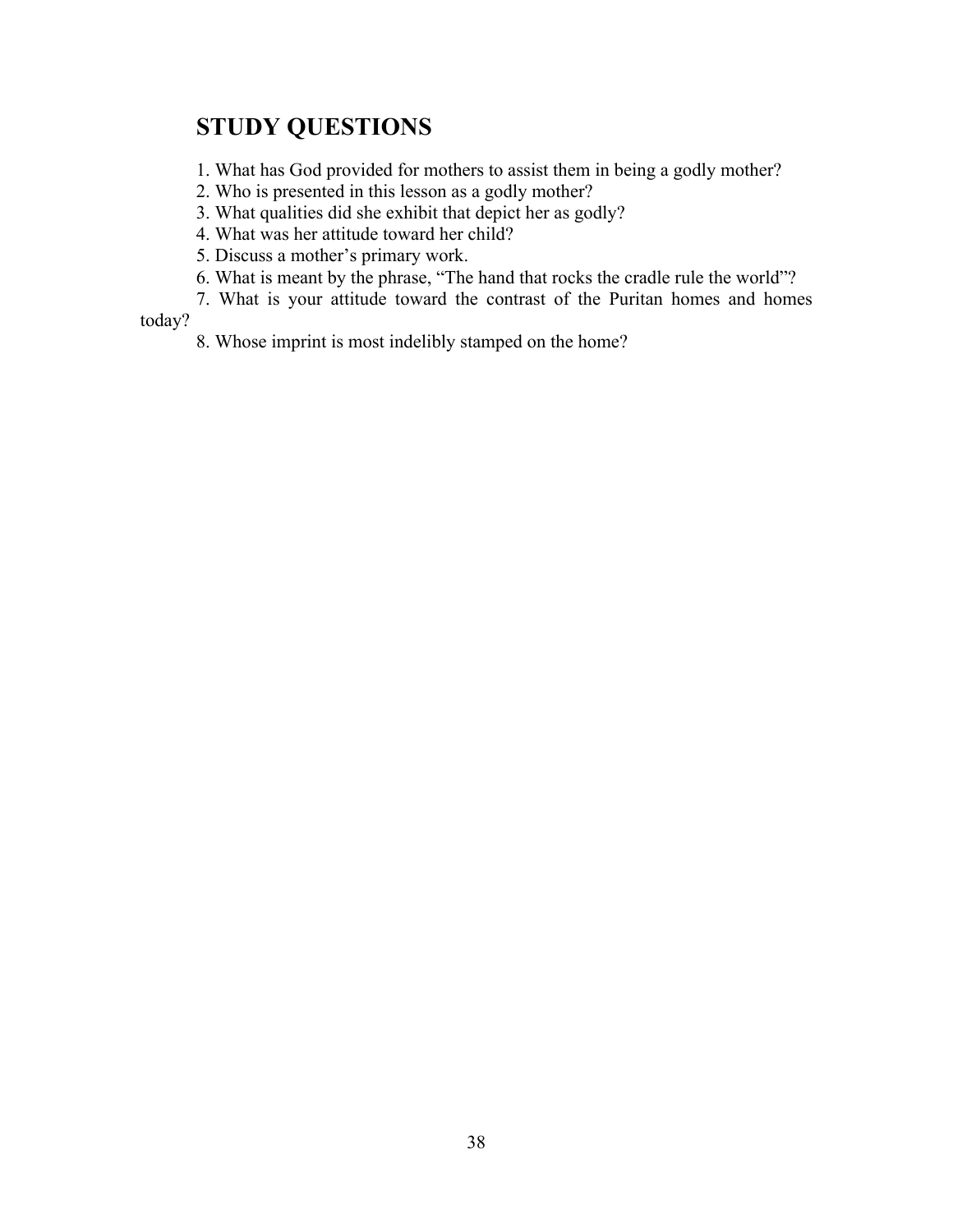## STUDY QUESTIONS

1. What has God provided for mothers to assist them in being a godly mother?
2. Who is presented in this lesson as a godly mother?
3. What qualities did she exhibit that depict her as godly?
4. What was her attitude toward her child?
5. Discuss a mother's primary work.
6. What is meant by the phrase, "The hand that rocks the cradle rule the world"?
7. What is your attitude toward the contrast of the Puritan homes and homes today?
8. Whose imprint is most indelibly stamped on the home?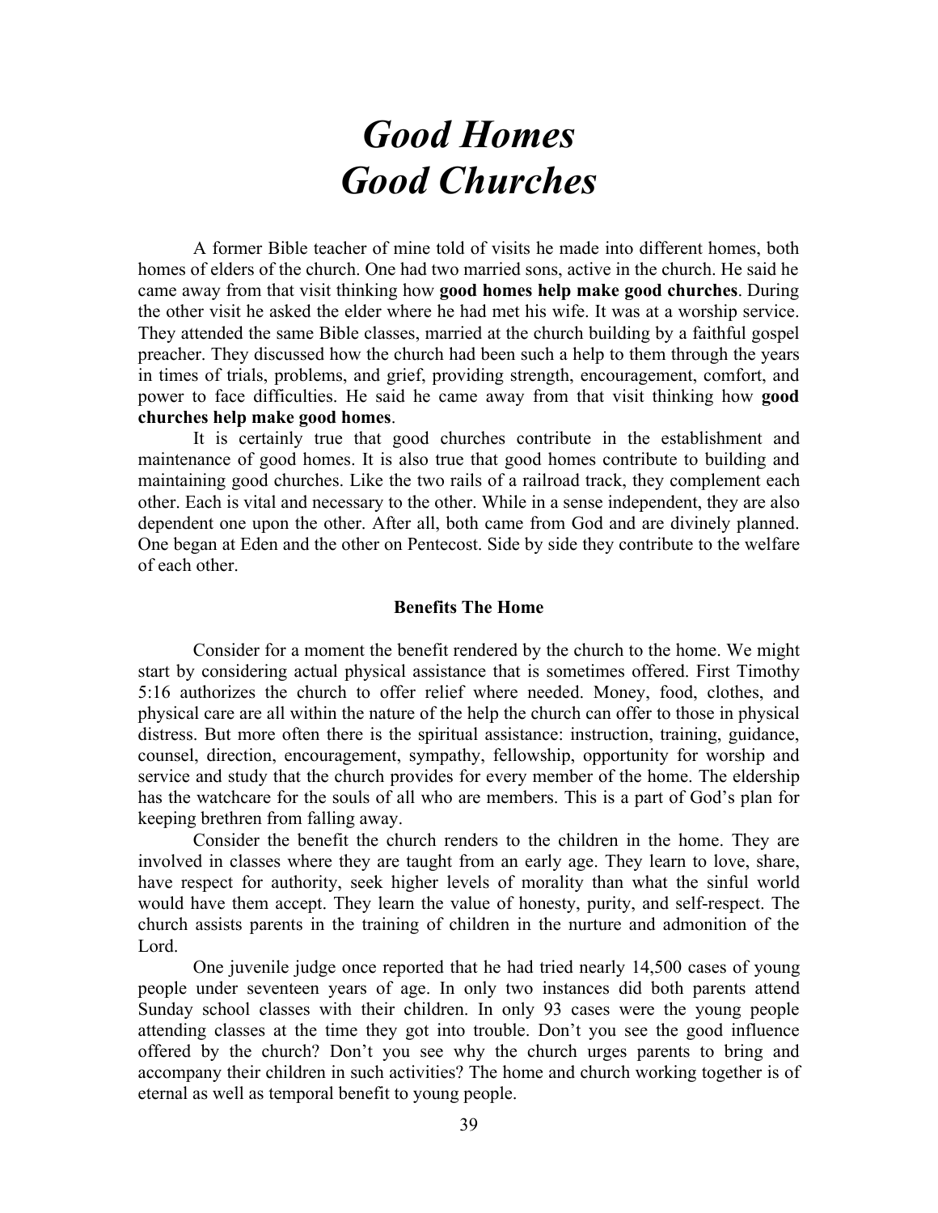# *Good Homes Good Churches*

A former Bible teacher of mine told of visits he made into different homes, both homes of elders of the church. One had two married sons, active in the church. He said he came away from that visit thinking how **good homes help make good churches**. During the other visit he asked the elder where he had met his wife. It was at a worship service. They attended the same Bible classes, married at the church building by a faithful gospel preacher. They discussed how the church had been such a help to them through the years in times of trials, problems, and grief, providing strength, encouragement, comfort, and power to face difficulties. He said he came away from that visit thinking how **good churches help make good homes**.

It is certainly true that good churches contribute in the establishment and maintenance of good homes. It is also true that good homes contribute to building and maintaining good churches. Like the two rails of a railroad track, they complement each other. Each is vital and necessary to the other. While in a sense independent, they are also dependent one upon the other. After all, both came from God and are divinely planned. One began at Eden and the other on Pentecost. Side by side they contribute to the welfare of each other.

### Benefits The Home

Consider for a moment the benefit rendered by the church to the home. We might start by considering actual physical assistance that is sometimes offered. First Timothy 5:16 authorizes the church to offer relief where needed. Money, food, clothes, and physical care are all within the nature of the help the church can offer to those in physical distress. But more often there is the spiritual assistance: instruction, training, guidance, counsel, direction, encouragement, sympathy, fellowship, opportunity for worship and service and study that the church provides for every member of the home. The eldership has the watchcare for the souls of all who are members. This is a part of God's plan for keeping brethren from falling away.

Consider the benefit the church renders to the children in the home. They are involved in classes where they are taught from an early age. They learn to love, share, have respect for authority, seek higher levels of morality than what the sinful world would have them accept. They learn the value of honesty, purity, and self-respect. The church assists parents in the training of children in the nurture and admonition of the Lord.

One juvenile judge once reported that he had tried nearly 14,500 cases of young people under seventeen years of age. In only two instances did both parents attend Sunday school classes with their children. In only 93 cases were the young people attending classes at the time they got into trouble. Don't you see the good influence offered by the church? Don't you see why the church urges parents to bring and accompany their children in such activities? The home and church working together is of eternal as well as temporal benefit to young people.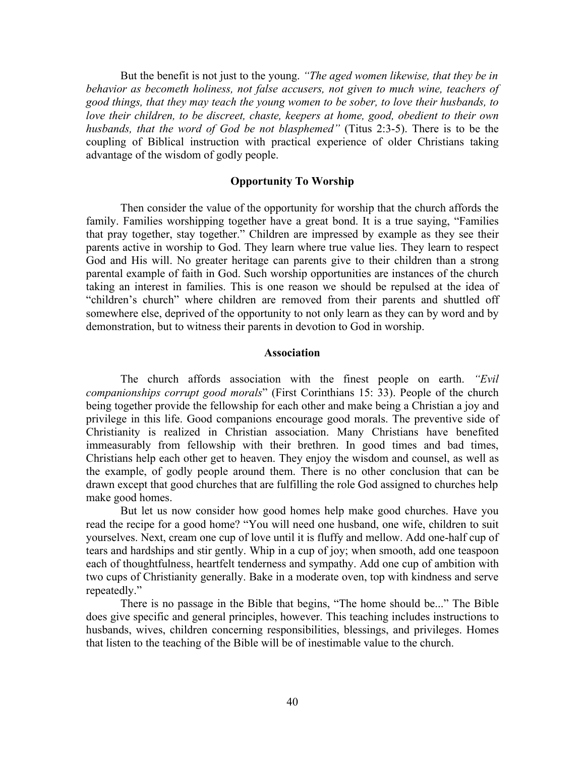But the benefit is not just to the young. *"The aged women likewise, that they be in behavior as becometh holiness, not false accusers, not given to much wine, teachers of good things, that they may teach the young women to be sober, to love their husbands, to love their children, to be discreet, chaste, keepers at home, good, obedient to their own husbands, that the word of God be not blasphemed"* (Titus 2:3-5). There is to be the coupling of Biblical instruction with practical experience of older Christians taking advantage of the wisdom of godly people.

### Opportunity To Worship

Then consider the value of the opportunity for worship that the church affords the family. Families worshipping together have a great bond. It is a true saying, "Families that pray together, stay together." Children are impressed by example as they see their parents active in worship to God. They learn where true value lies. They learn to respect God and His will. No greater heritage can parents give to their children than a strong parental example of faith in God. Such worship opportunities are instances of the church taking an interest in families. This is one reason we should be repulsed at the idea of "children's church" where children are removed from their parents and shuttled off somewhere else, deprived of the opportunity to not only learn as they can by word and by demonstration, but to witness their parents in devotion to God in worship.

### Association

The church affords association with the finest people on earth. *"Evil companionships corrupt good morals*" (First Corinthians 15: 33). People of the church being together provide the fellowship for each other and make being a Christian a joy and privilege in this life. Good companions encourage good morals. The preventive side of Christianity is realized in Christian association. Many Christians have benefited immeasurably from fellowship with their brethren. In good times and bad times, Christians help each other get to heaven. They enjoy the wisdom and counsel, as well as the example, of godly people around them. There is no other conclusion that can be drawn except that good churches that are fulfilling the role God assigned to churches help make good homes.

But let us now consider how good homes help make good churches. Have you read the recipe for a good home? "You will need one husband, one wife, children to suit yourselves. Next, cream one cup of love until it is fluffy and mellow. Add one-half cup of tears and hardships and stir gently. Whip in a cup of joy; when smooth, add one teaspoon each of thoughtfulness, heartfelt tenderness and sympathy. Add one cup of ambition with two cups of Christianity generally. Bake in a moderate oven, top with kindness and serve repeatedly."

There is no passage in the Bible that begins, "The home should be..." The Bible does give specific and general principles, however. This teaching includes instructions to husbands, wives, children concerning responsibilities, blessings, and privileges. Homes that listen to the teaching of the Bible will be of inestimable value to the church.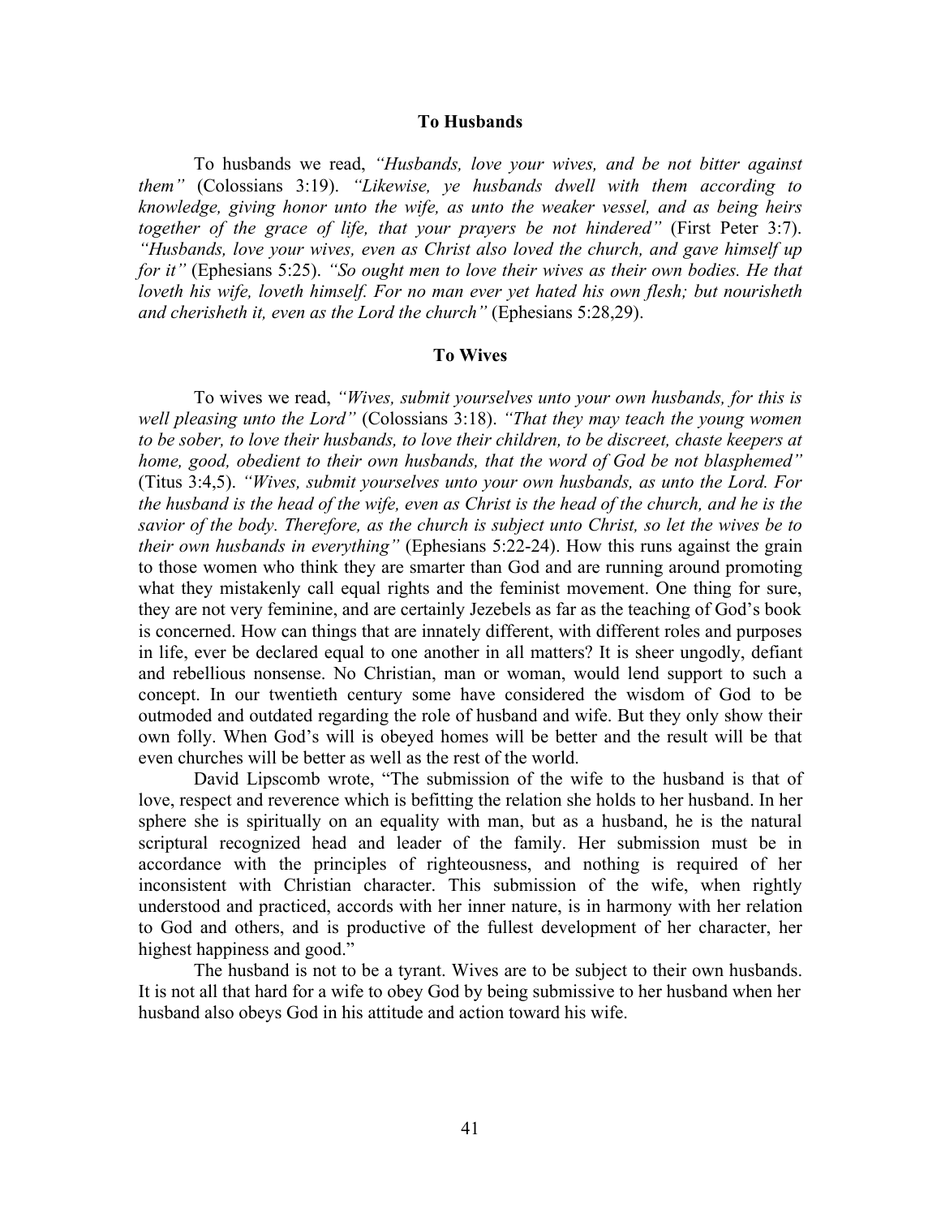### To Husbands

To husbands we read, *"Husbands, love your wives, and be not bitter against them"* (Colossians 3:19). *"Likewise, ye husbands dwell with them according to knowledge, giving honor unto the wife, as unto the weaker vessel, and as being heirs together of the grace of life, that your prayers be not hindered"* (First Peter 3:7). *"Husbands, love your wives, even as Christ also loved the church, and gave himself up for it"* (Ephesians 5:25). *"So ought men to love their wives as their own bodies. He that loveth his wife, loveth himself. For no man ever yet hated his own flesh; but nourisheth and cherisheth it, even as the Lord the church"* (Ephesians 5:28,29).

### To Wives

To wives we read, *"Wives, submit yourselves unto your own husbands, for this is well pleasing unto the Lord"* (Colossians 3:18). *"That they may teach the young women to be sober, to love their husbands, to love their children, to be discreet, chaste keepers at home, good, obedient to their own husbands, that the word of God be not blasphemed"* (Titus 3:4,5). *"Wives, submit yourselves unto your own husbands, as unto the Lord. For the husband is the head of the wife, even as Christ is the head of the church, and he is the savior of the body. Therefore, as the church is subject unto Christ, so let the wives be to their own husbands in everything"* (Ephesians 5:22-24). How this runs against the grain to those women who think they are smarter than God and are running around promoting what they mistakenly call equal rights and the feminist movement. One thing for sure, they are not very feminine, and are certainly Jezebels as far as the teaching of God's book is concerned. How can things that are innately different, with different roles and purposes in life, ever be declared equal to one another in all matters? It is sheer ungodly, defiant and rebellious nonsense. No Christian, man or woman, would lend support to such a concept. In our twentieth century some have considered the wisdom of God to be outmoded and outdated regarding the role of husband and wife. But they only show their own folly. When God's will is obeyed homes will be better and the result will be that even churches will be better as well as the rest of the world.

David Lipscomb wrote, "The submission of the wife to the husband is that of love, respect and reverence which is befitting the relation she holds to her husband. In her sphere she is spiritually on an equality with man, but as a husband, he is the natural scriptural recognized head and leader of the family. Her submission must be in accordance with the principles of righteousness, and nothing is required of her inconsistent with Christian character. This submission of the wife, when rightly understood and practiced, accords with her inner nature, is in harmony with her relation to God and others, and is productive of the fullest development of her character, her highest happiness and good."

The husband is not to be a tyrant. Wives are to be subject to their own husbands. It is not all that hard for a wife to obey God by being submissive to her husband when her husband also obeys God in his attitude and action toward his wife.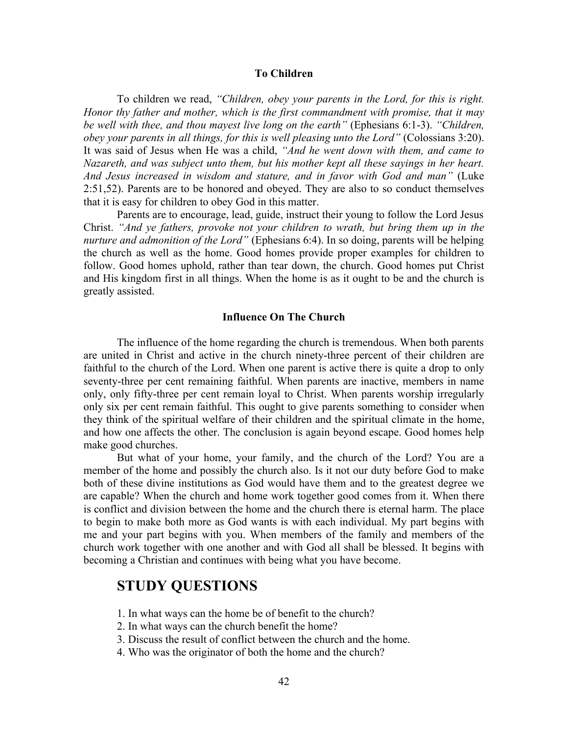### To Children

To children we read, *"Children, obey your parents in the Lord, for this is right. Honor thy father and mother, which is the first commandment with promise, that it may be well with thee, and thou mayest live long on the earth"* (Ephesians 6:1-3). *"Children, obey your parents in all things, for this is well pleasing unto the Lord"* (Colossians 3:20). It was said of Jesus when He was a child, *"And he went down with them, and came to Nazareth, and was subject unto them, but his mother kept all these sayings in her heart. And Jesus increased in wisdom and stature, and in favor with God and man"* (Luke 2:51,52). Parents are to be honored and obeyed. They are also to so conduct themselves that it is easy for children to obey God in this matter.

Parents are to encourage, lead, guide, instruct their young to follow the Lord Jesus Christ. *"And ye fathers, provoke not your children to wrath, but bring them up in the nurture and admonition of the Lord"* (Ephesians 6:4). In so doing, parents will be helping the church as well as the home. Good homes provide proper examples for children to follow. Good homes uphold, rather than tear down, the church. Good homes put Christ and His kingdom first in all things. When the home is as it ought to be and the church is greatly assisted.

### Influence On The Church

The influence of the home regarding the church is tremendous. When both parents are united in Christ and active in the church ninety-three percent of their children are faithful to the church of the Lord. When one parent is active there is quite a drop to only seventy-three per cent remaining faithful. When parents are inactive, members in name only, only fifty-three per cent remain loyal to Christ. When parents worship irregularly only six per cent remain faithful. This ought to give parents something to consider when they think of the spiritual welfare of their children and the spiritual climate in the home, and how one affects the other. The conclusion is again beyond escape. Good homes help make good churches.

But what of your home, your family, and the church of the Lord? You are a member of the home and possibly the church also. Is it not our duty before God to make both of these divine institutions as God would have them and to the greatest degree we are capable? When the church and home work together good comes from it. When there is conflict and division between the home and the church there is eternal harm. The place to begin to make both more as God wants is with each individual. My part begins with me and your part begins with you. When members of the family and members of the church work together with one another and with God all shall be blessed. It begins with becoming a Christian and continues with being what you have become.

## STUDY QUESTIONS

1. In what ways can the home be of benefit to the church?
2. In what ways can the church benefit the home?
3. Discuss the result of conflict between the church and the home.
4. Who was the originator of both the home and the church?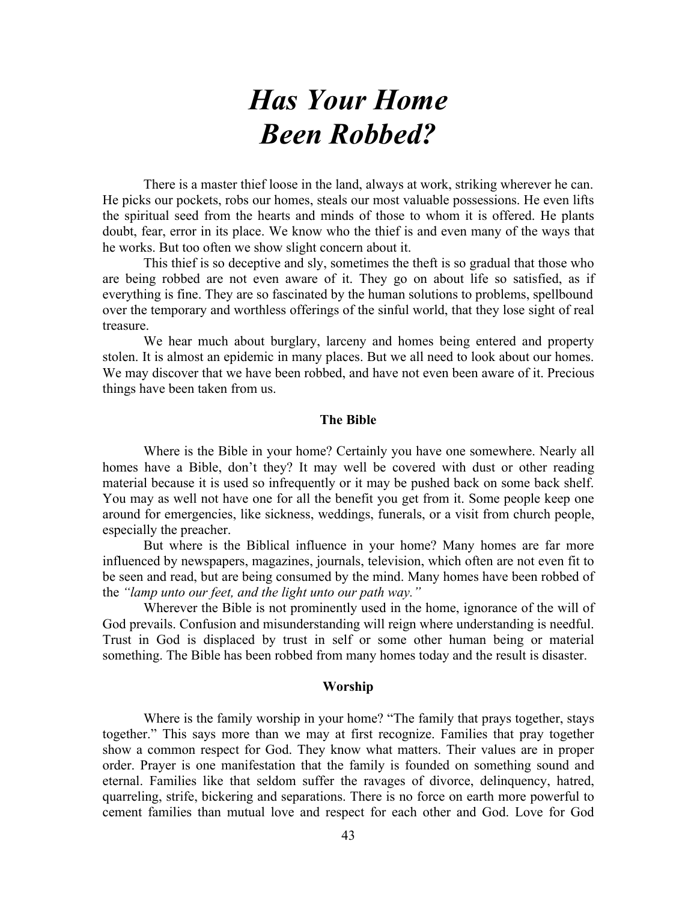# *Has Your Home Been Robbed?*

There is a master thief loose in the land, always at work, striking wherever he can. He picks our pockets, robs our homes, steals our most valuable possessions. He even lifts the spiritual seed from the hearts and minds of those to whom it is offered. He plants doubt, fear, error in its place. We know who the thief is and even many of the ways that he works. But too often we show slight concern about it.

This thief is so deceptive and sly, sometimes the theft is so gradual that those who are being robbed are not even aware of it. They go on about life so satisfied, as if everything is fine. They are so fascinated by the human solutions to problems, spellbound over the temporary and worthless offerings of the sinful world, that they lose sight of real treasure.

We hear much about burglary, larceny and homes being entered and property stolen. It is almost an epidemic in many places. But we all need to look about our homes. We may discover that we have been robbed, and have not even been aware of it. Precious things have been taken from us.

### The Bible

Where is the Bible in your home? Certainly you have one somewhere. Nearly all homes have a Bible, don't they? It may well be covered with dust or other reading material because it is used so infrequently or it may be pushed back on some back shelf. You may as well not have one for all the benefit you get from it. Some people keep one around for emergencies, like sickness, weddings, funerals, or a visit from church people, especially the preacher.

But where is the Biblical influence in your home? Many homes are far more influenced by newspapers, magazines, journals, television, which often are not even fit to be seen and read, but are being consumed by the mind. Many homes have been robbed of the *"lamp unto our feet, and the light unto our path way."*

Wherever the Bible is not prominently used in the home, ignorance of the will of God prevails. Confusion and misunderstanding will reign where understanding is needful. Trust in God is displaced by trust in self or some other human being or material something. The Bible has been robbed from many homes today and the result is disaster.

### Worship

Where is the family worship in your home? "The family that prays together, stays together." This says more than we may at first recognize. Families that pray together show a common respect for God. They know what matters. Their values are in proper order. Prayer is one manifestation that the family is founded on something sound and eternal. Families like that seldom suffer the ravages of divorce, delinquency, hatred, quarreling, strife, bickering and separations. There is no force on earth more powerful to cement families than mutual love and respect for each other and God. Love for God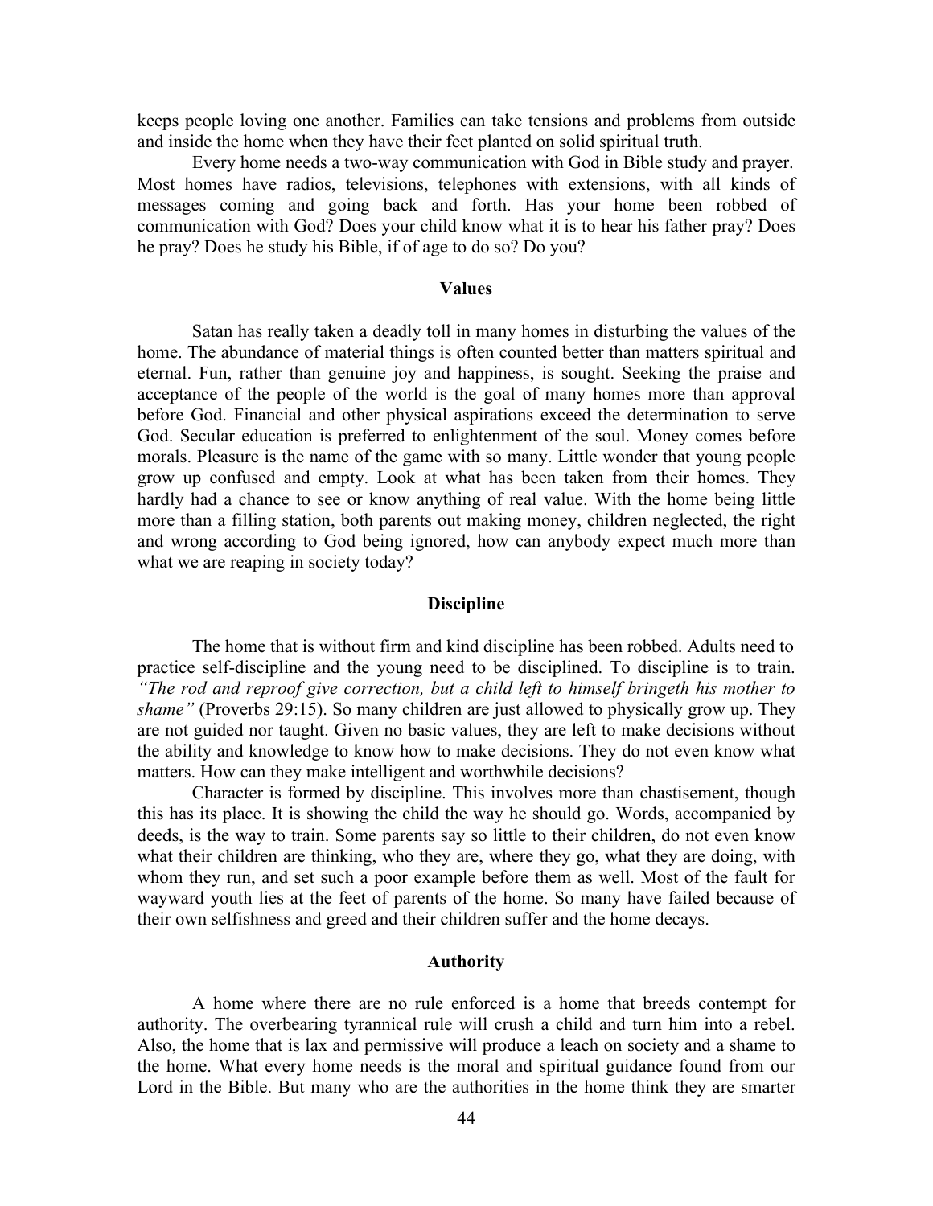keeps people loving one another. Families can take tensions and problems from outside and inside the home when they have their feet planted on solid spiritual truth.

Every home needs a two-way communication with God in Bible study and prayer. Most homes have radios, televisions, telephones with extensions, with all kinds of messages coming and going back and forth. Has your home been robbed of communication with God? Does your child know what it is to hear his father pray? Does he pray? Does he study his Bible, if of age to do so? Do you?

### Values

Satan has really taken a deadly toll in many homes in disturbing the values of the home. The abundance of material things is often counted better than matters spiritual and eternal. Fun, rather than genuine joy and happiness, is sought. Seeking the praise and acceptance of the people of the world is the goal of many homes more than approval before God. Financial and other physical aspirations exceed the determination to serve God. Secular education is preferred to enlightenment of the soul. Money comes before morals. Pleasure is the name of the game with so many. Little wonder that young people grow up confused and empty. Look at what has been taken from their homes. They hardly had a chance to see or know anything of real value. With the home being little more than a filling station, both parents out making money, children neglected, the right and wrong according to God being ignored, how can anybody expect much more than what we are reaping in society today?

### Discipline

The home that is without firm and kind discipline has been robbed. Adults need to practice self-discipline and the young need to be disciplined. To discipline is to train. *"The rod and reproof give correction, but a child left to himself bringeth his mother to shame"* (Proverbs 29:15). So many children are just allowed to physically grow up. They are not guided nor taught. Given no basic values, they are left to make decisions without the ability and knowledge to know how to make decisions. They do not even know what matters. How can they make intelligent and worthwhile decisions?

Character is formed by discipline. This involves more than chastisement, though this has its place. It is showing the child the way he should go. Words, accompanied by deeds, is the way to train. Some parents say so little to their children, do not even know what their children are thinking, who they are, where they go, what they are doing, with whom they run, and set such a poor example before them as well. Most of the fault for wayward youth lies at the feet of parents of the home. So many have failed because of their own selfishness and greed and their children suffer and the home decays.

### Authority

A home where there are no rule enforced is a home that breeds contempt for authority. The overbearing tyrannical rule will crush a child and turn him into a rebel. Also, the home that is lax and permissive will produce a leach on society and a shame to the home. What every home needs is the moral and spiritual guidance found from our Lord in the Bible. But many who are the authorities in the home think they are smarter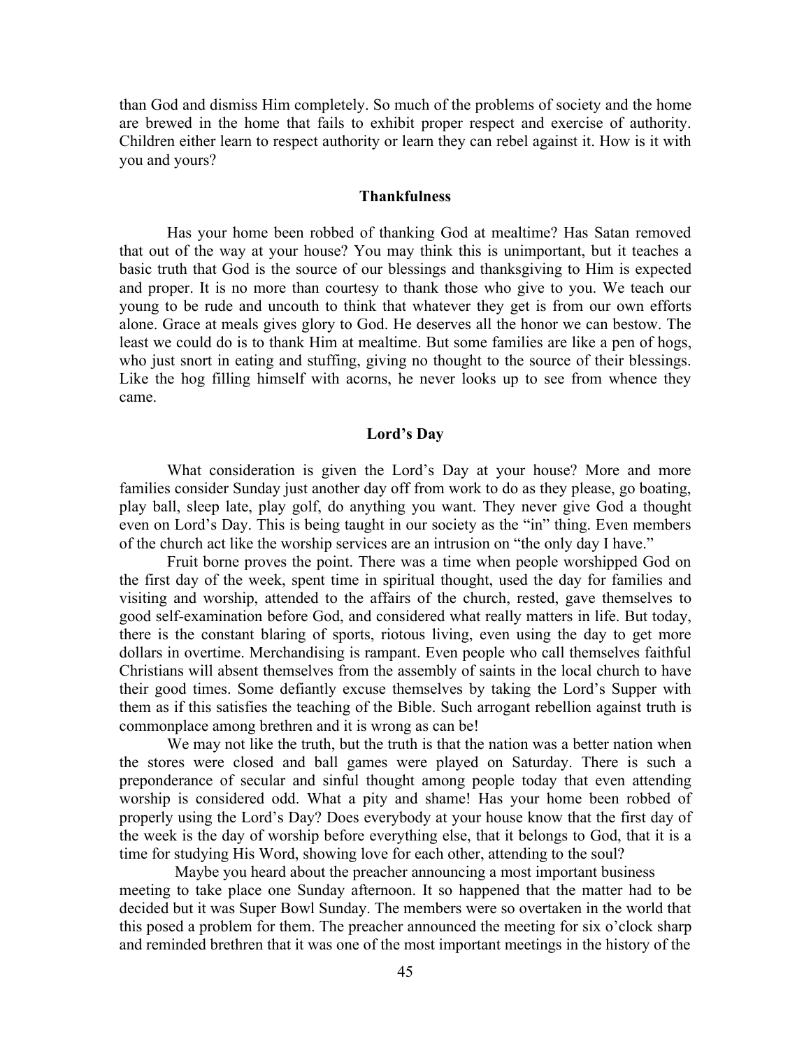than God and dismiss Him completely. So much of the problems of society and the home are brewed in the home that fails to exhibit proper respect and exercise of authority. Children either learn to respect authority or learn they can rebel against it. How is it with you and yours?

### Thankfulness

Has your home been robbed of thanking God at mealtime? Has Satan removed that out of the way at your house? You may think this is unimportant, but it teaches a basic truth that God is the source of our blessings and thanksgiving to Him is expected and proper. It is no more than courtesy to thank those who give to you. We teach our young to be rude and uncouth to think that whatever they get is from our own efforts alone. Grace at meals gives glory to God. He deserves all the honor we can bestow. The least we could do is to thank Him at mealtime. But some families are like a pen of hogs, who just snort in eating and stuffing, giving no thought to the source of their blessings. Like the hog filling himself with acorns, he never looks up to see from whence they came.

### Lord's Day

What consideration is given the Lord's Day at your house? More and more families consider Sunday just another day off from work to do as they please, go boating, play ball, sleep late, play golf, do anything you want. They never give God a thought even on Lord's Day. This is being taught in our society as the "in" thing. Even members of the church act like the worship services are an intrusion on "the only day I have."

Fruit borne proves the point. There was a time when people worshipped God on the first day of the week, spent time in spiritual thought, used the day for families and visiting and worship, attended to the affairs of the church, rested, gave themselves to good self-examination before God, and considered what really matters in life. But today, there is the constant blaring of sports, riotous living, even using the day to get more dollars in overtime. Merchandising is rampant. Even people who call themselves faithful Christians will absent themselves from the assembly of saints in the local church to have their good times. Some defiantly excuse themselves by taking the Lord's Supper with them as if this satisfies the teaching of the Bible. Such arrogant rebellion against truth is commonplace among brethren and it is wrong as can be!

We may not like the truth, but the truth is that the nation was a better nation when the stores were closed and ball games were played on Saturday. There is such a preponderance of secular and sinful thought among people today that even attending worship is considered odd. What a pity and shame! Has your home been robbed of properly using the Lord's Day? Does everybody at your house know that the first day of the week is the day of worship before everything else, that it belongs to God, that it is a time for studying His Word, showing love for each other, attending to the soul?

Maybe you heard about the preacher announcing a most important business meeting to take place one Sunday afternoon. It so happened that the matter had to be decided but it was Super Bowl Sunday. The members were so overtaken in the world that this posed a problem for them. The preacher announced the meeting for six o'clock sharp and reminded brethren that it was one of the most important meetings in the history of the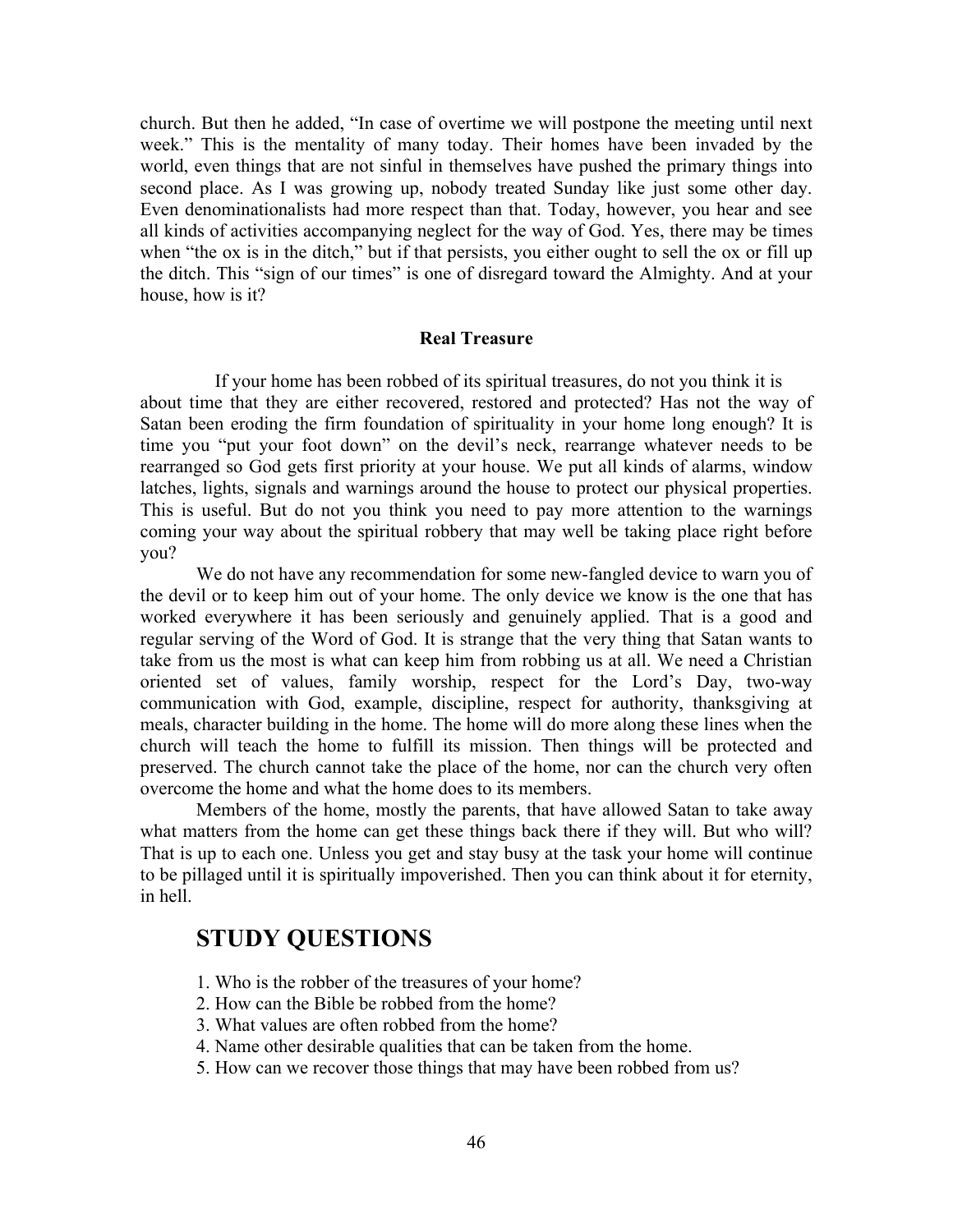church. But then he added, "In case of overtime we will postpone the meeting until next week." This is the mentality of many today. Their homes have been invaded by the world, even things that are not sinful in themselves have pushed the primary things into second place. As I was growing up, nobody treated Sunday like just some other day. Even denominationalists had more respect than that. Today, however, you hear and see all kinds of activities accompanying neglect for the way of God. Yes, there may be times when "the ox is in the ditch," but if that persists, you either ought to sell the ox or fill up the ditch. This "sign of our times" is one of disregard toward the Almighty. And at your house, how is it?

**Real Treasure**

If your home has been robbed of its spiritual treasures, do not you think it is about time that they are either recovered, restored and protected? Has not the way of Satan been eroding the firm foundation of spirituality in your home long enough? It is time you "put your foot down" on the devil's neck, rearrange whatever needs to be rearranged so God gets first priority at your house. We put all kinds of alarms, window latches, lights, signals and warnings around the house to protect our physical properties. This is useful. But do not you think you need to pay more attention to the warnings coming your way about the spiritual robbery that may well be taking place right before you?

We do not have any recommendation for some new-fangled device to warn you of the devil or to keep him out of your home. The only device we know is the one that has worked everywhere it has been seriously and genuinely applied. That is a good and regular serving of the Word of God. It is strange that the very thing that Satan wants to take from us the most is what can keep him from robbing us at all. We need a Christian oriented set of values, family worship, respect for the Lord's Day, two-way communication with God, example, discipline, respect for authority, thanksgiving at meals, character building in the home. The home will do more along these lines when the church will teach the home to fulfill its mission. Then things will be protected and preserved. The church cannot take the place of the home, nor can the church very often overcome the home and what the home does to its members.

Members of the home, mostly the parents, that have allowed Satan to take away what matters from the home can get these things back there if they will. But who will? That is up to each one. Unless you get and stay busy at the task your home will continue to be pillaged until it is spiritually impoverished. Then you can think about it for eternity, in hell.

## STUDY QUESTIONS

1. Who is the robber of the treasures of your home?
2. How can the Bible be robbed from the home?
3. What values are often robbed from the home?
4. Name other desirable qualities that can be taken from the home.
5. How can we recover those things that may have been robbed from us?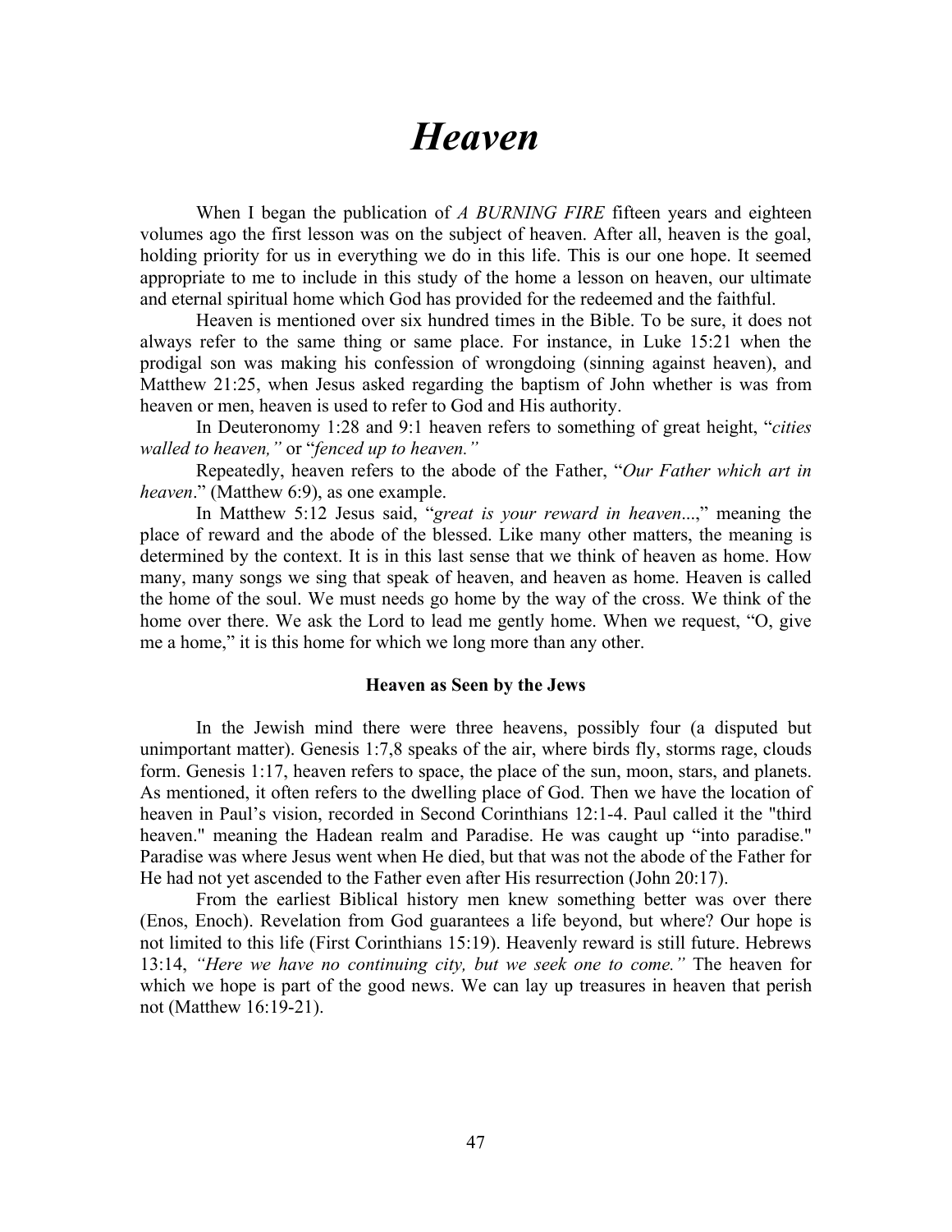# *Heaven*

When I began the publication of *A BURNING FIRE* fifteen years and eighteen volumes ago the first lesson was on the subject of heaven. After all, heaven is the goal, holding priority for us in everything we do in this life. This is our one hope. It seemed appropriate to me to include in this study of the home a lesson on heaven, our ultimate and eternal spiritual home which God has provided for the redeemed and the faithful.

Heaven is mentioned over six hundred times in the Bible. To be sure, it does not always refer to the same thing or same place. For instance, in Luke 15:21 when the prodigal son was making his confession of wrongdoing (sinning against heaven), and Matthew 21:25, when Jesus asked regarding the baptism of John whether is was from heaven or men, heaven is used to refer to God and His authority.

In Deuteronomy 1:28 and 9:1 heaven refers to something of great height, "*cities walled to heaven,"* or "*fenced up to heaven."*

Repeatedly, heaven refers to the abode of the Father, "*Our Father which art in heaven*." (Matthew 6:9), as one example.

In Matthew 5:12 Jesus said, "*great is your reward in heaven*...," meaning the place of reward and the abode of the blessed. Like many other matters, the meaning is determined by the context. It is in this last sense that we think of heaven as home. How many, many songs we sing that speak of heaven, and heaven as home. Heaven is called the home of the soul. We must needs go home by the way of the cross. We think of the home over there. We ask the Lord to lead me gently home. When we request, "O, give me a home," it is this home for which we long more than any other.

**Heaven as Seen by the Jews**

In the Jewish mind there were three heavens, possibly four (a disputed but unimportant matter). Genesis 1:7,8 speaks of the air, where birds fly, storms rage, clouds form. Genesis 1:17, heaven refers to space, the place of the sun, moon, stars, and planets. As mentioned, it often refers to the dwelling place of God. Then we have the location of heaven in Paul's vision, recorded in Second Corinthians 12:1-4. Paul called it the "third heaven." meaning the Hadean realm and Paradise. He was caught up "into paradise." Paradise was where Jesus went when He died, but that was not the abode of the Father for He had not yet ascended to the Father even after His resurrection (John 20:17).

From the earliest Biblical history men knew something better was over there (Enos, Enoch). Revelation from God guarantees a life beyond, but where? Our hope is not limited to this life (First Corinthians 15:19). Heavenly reward is still future. Hebrews 13:14, *"Here we have no continuing city, but we seek one to come."* The heaven for which we hope is part of the good news. We can lay up treasures in heaven that perish not (Matthew 16:19-21).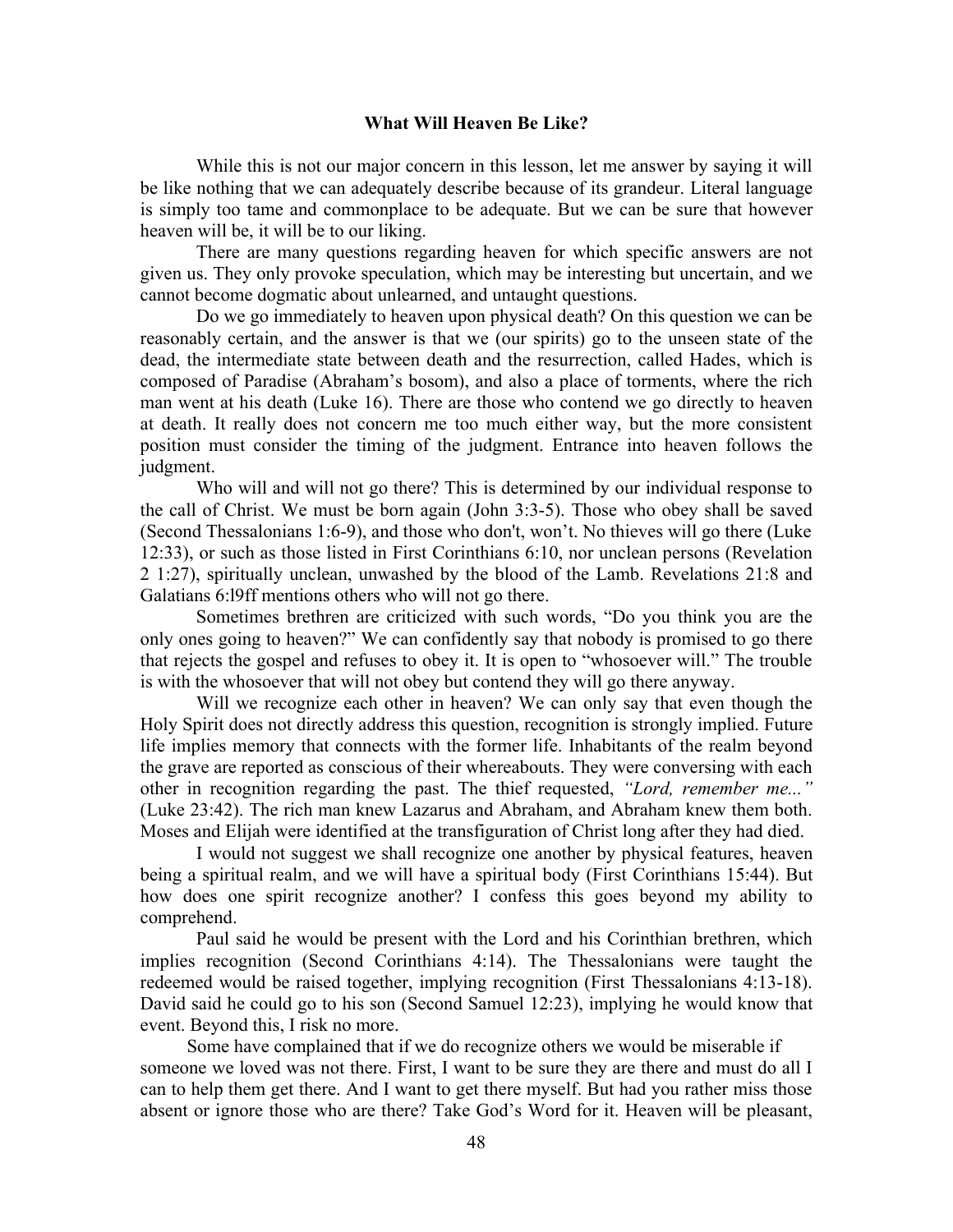**What Will Heaven Be Like?**

While this is not our major concern in this lesson, let me answer by saying it will be like nothing that we can adequately describe because of its grandeur. Literal language is simply too tame and commonplace to be adequate. But we can be sure that however heaven will be, it will be to our liking.

There are many questions regarding heaven for which specific answers are not given us. They only provoke speculation, which may be interesting but uncertain, and we cannot become dogmatic about unlearned, and untaught questions.

Do we go immediately to heaven upon physical death? On this question we can be reasonably certain, and the answer is that we (our spirits) go to the unseen state of the dead, the intermediate state between death and the resurrection, called Hades, which is composed of Paradise (Abraham's bosom), and also a place of torments, where the rich man went at his death (Luke 16). There are those who contend we go directly to heaven at death. It really does not concern me too much either way, but the more consistent position must consider the timing of the judgment. Entrance into heaven follows the judgment.

Who will and will not go there? This is determined by our individual response to the call of Christ. We must be born again (John 3:3-5). Those who obey shall be saved (Second Thessalonians 1:6-9), and those who don't, won't. No thieves will go there (Luke 12:33), or such as those listed in First Corinthians 6:10, nor unclean persons (Revelation 2 1:27), spiritually unclean, unwashed by the blood of the Lamb. Revelations 21:8 and Galatians 6:l9ff mentions others who will not go there.

Sometimes brethren are criticized with such words, "Do you think you are the only ones going to heaven?" We can confidently say that nobody is promised to go there that rejects the gospel and refuses to obey it. It is open to "whosoever will." The trouble is with the whosoever that will not obey but contend they will go there anyway.

Will we recognize each other in heaven? We can only say that even though the Holy Spirit does not directly address this question, recognition is strongly implied. Future life implies memory that connects with the former life. Inhabitants of the realm beyond the grave are reported as conscious of their whereabouts. They were conversing with each other in recognition regarding the past. The thief requested, *"Lord, remember me..."* (Luke 23:42). The rich man knew Lazarus and Abraham, and Abraham knew them both. Moses and Elijah were identified at the transfiguration of Christ long after they had died.

I would not suggest we shall recognize one another by physical features, heaven being a spiritual realm, and we will have a spiritual body (First Corinthians 15:44). But how does one spirit recognize another? I confess this goes beyond my ability to comprehend.

Paul said he would be present with the Lord and his Corinthian brethren, which implies recognition (Second Corinthians 4:14). The Thessalonians were taught the redeemed would be raised together, implying recognition (First Thessalonians 4:13-18). David said he could go to his son (Second Samuel 12:23), implying he would know that event. Beyond this, I risk no more.

Some have complained that if we do recognize others we would be miserable if someone we loved was not there. First, I want to be sure they are there and must do all I can to help them get there. And I want to get there myself. But had you rather miss those absent or ignore those who are there? Take God's Word for it. Heaven will be pleasant,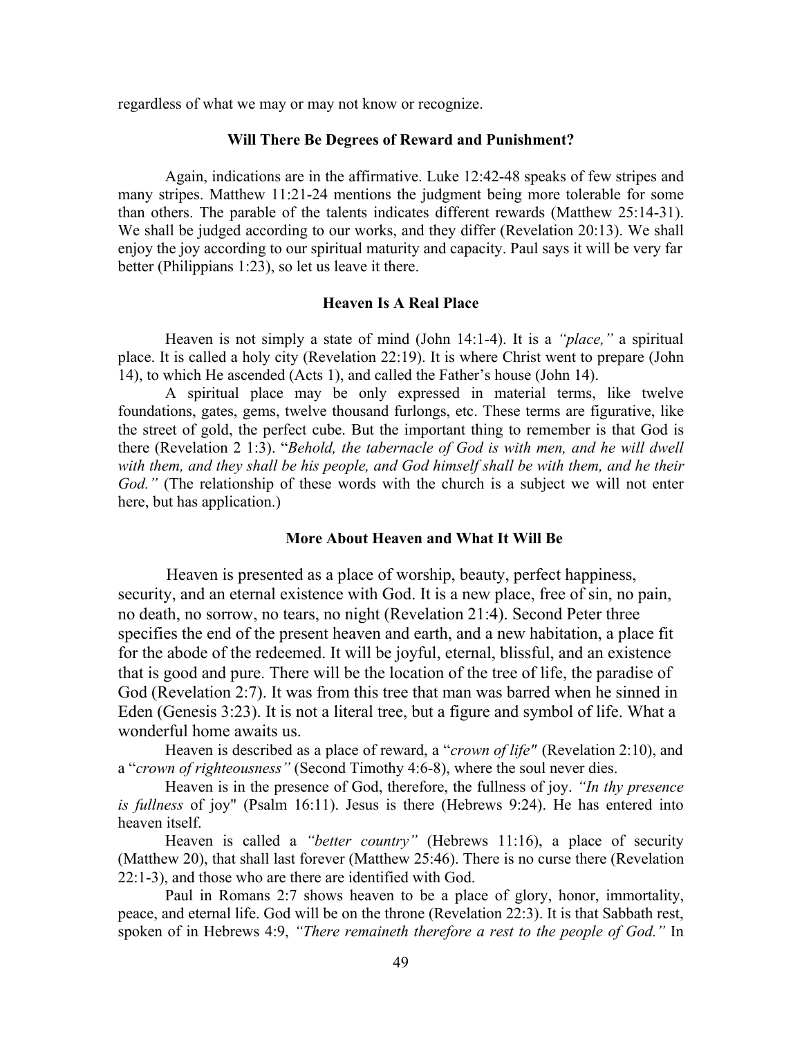regardless of what we may or may not know or recognize.

### Will There Be Degrees of Reward and Punishment?

Again, indications are in the affirmative. Luke 12:42-48 speaks of few stripes and many stripes. Matthew 11:21-24 mentions the judgment being more tolerable for some than others. The parable of the talents indicates different rewards (Matthew 25:14-31). We shall be judged according to our works, and they differ (Revelation 20:13). We shall enjoy the joy according to our spiritual maturity and capacity. Paul says it will be very far better (Philippians 1:23), so let us leave it there.

### Heaven Is A Real Place

Heaven is not simply a state of mind (John 14:1-4). It is a *"place,"* a spiritual place. It is called a holy city (Revelation 22:19). It is where Christ went to prepare (John 14), to which He ascended (Acts 1), and called the Father's house (John 14).

A spiritual place may be only expressed in material terms, like twelve foundations, gates, gems, twelve thousand furlongs, etc. These terms are figurative, like the street of gold, the perfect cube. But the important thing to remember is that God is there (Revelation 2 1:3). "*Behold, the tabernacle of God is with men, and he will dwell with them, and they shall be his people, and God himself shall be with them, and he their God."* (The relationship of these words with the church is a subject we will not enter here, but has application.)

### More About Heaven and What It Will Be

Heaven is presented as a place of worship, beauty, perfect happiness, security, and an eternal existence with God. It is a new place, free of sin, no pain, no death, no sorrow, no tears, no night (Revelation 21:4). Second Peter three specifies the end of the present heaven and earth, and a new habitation, a place fit for the abode of the redeemed. It will be joyful, eternal, blissful, and an existence that is good and pure. There will be the location of the tree of life, the paradise of God (Revelation 2:7). It was from this tree that man was barred when he sinned in Eden (Genesis 3:23). It is not a literal tree, but a figure and symbol of life. What a wonderful home awaits us.

Heaven is described as a place of reward, a "*crown of life"* (Revelation 2:10), and a "*crown of righteousness"* (Second Timothy 4:6-8), where the soul never dies.

Heaven is in the presence of God, therefore, the fullness of joy. *"In thy presence is fullness* of joy" (Psalm 16:11). Jesus is there (Hebrews 9:24). He has entered into heaven itself.

Heaven is called a *"better country"* (Hebrews 11:16), a place of security (Matthew 20), that shall last forever (Matthew 25:46). There is no curse there (Revelation 22:1-3), and those who are there are identified with God.

Paul in Romans 2:7 shows heaven to be a place of glory, honor, immortality, peace, and eternal life. God will be on the throne (Revelation 22:3). It is that Sabbath rest, spoken of in Hebrews 4:9, *"There remaineth therefore a rest to the people of God."* In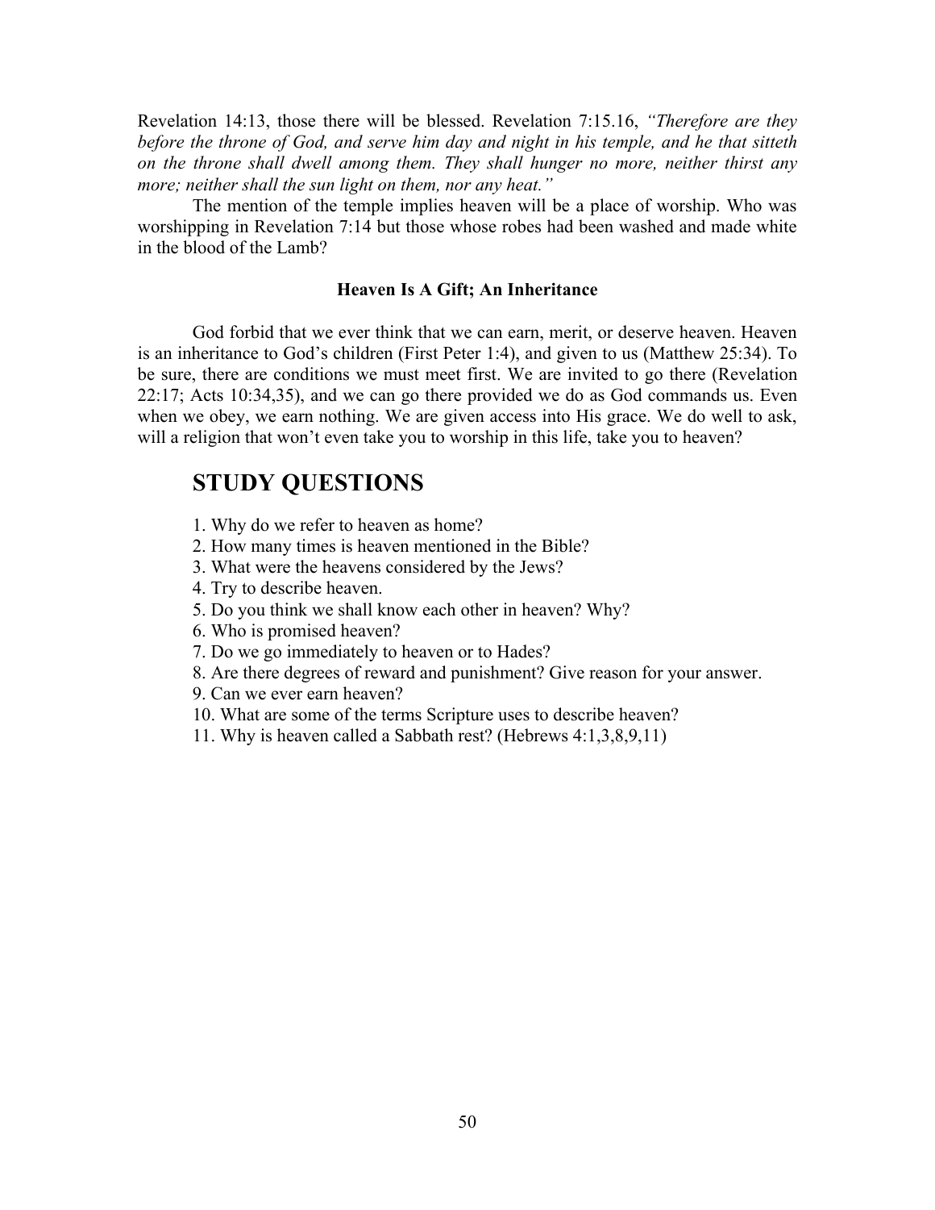Revelation 14:13, those there will be blessed. Revelation 7:15.16, *"Therefore are they before the throne of God, and serve him day and night in his temple, and he that sitteth on the throne shall dwell among them. They shall hunger no more, neither thirst any more; neither shall the sun light on them, nor any heat."*

The mention of the temple implies heaven will be a place of worship. Who was worshipping in Revelation 7:14 but those whose robes had been washed and made white in the blood of the Lamb?

**Heaven Is A Gift; An Inheritance**

God forbid that we ever think that we can earn, merit, or deserve heaven. Heaven is an inheritance to God's children (First Peter 1:4), and given to us (Matthew 25:34). To be sure, there are conditions we must meet first. We are invited to go there (Revelation 22:17; Acts 10:34,35), and we can go there provided we do as God commands us. Even when we obey, we earn nothing. We are given access into His grace. We do well to ask, will a religion that won't even take you to worship in this life, take you to heaven?

## STUDY QUESTIONS

1. Why do we refer to heaven as home?
2. How many times is heaven mentioned in the Bible?
3. What were the heavens considered by the Jews?
4. Try to describe heaven.
5. Do you think we shall know each other in heaven? Why?
6. Who is promised heaven?
7. Do we go immediately to heaven or to Hades?
8. Are there degrees of reward and punishment? Give reason for your answer.
9. Can we ever earn heaven?
10. What are some of the terms Scripture uses to describe heaven?
11. Why is heaven called a Sabbath rest? (Hebrews 4:1,3,8,9,11)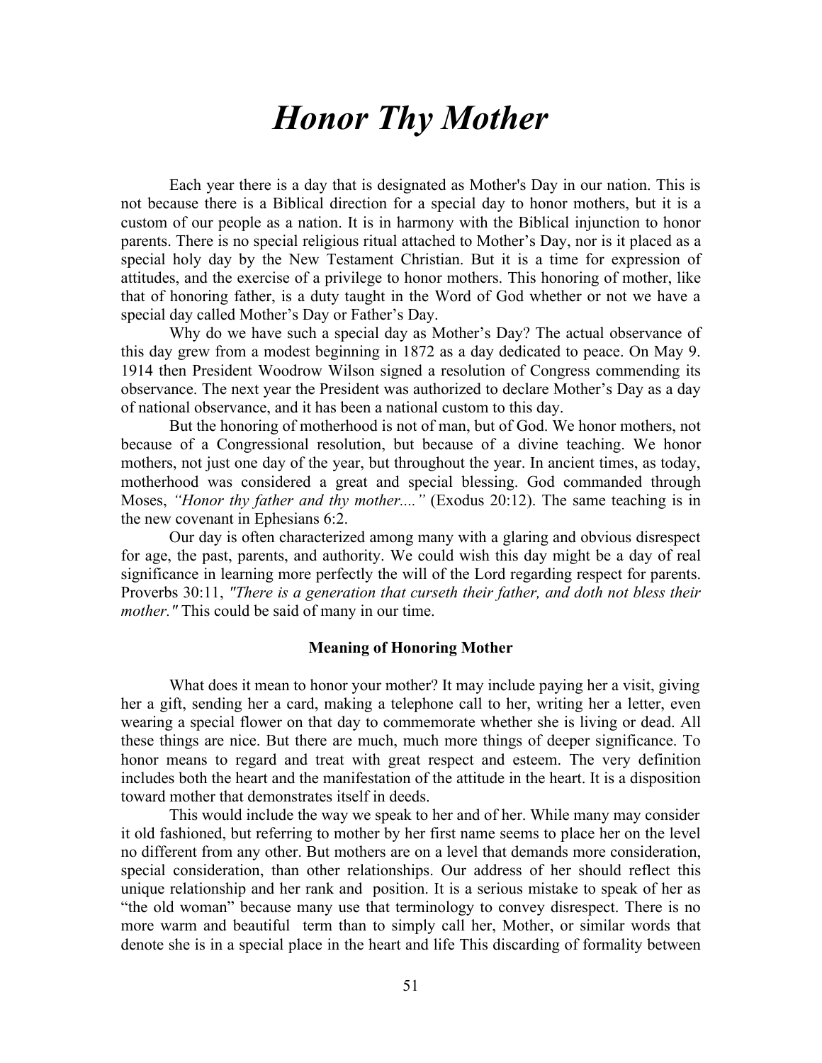# *Honor Thy Mother*

Each year there is a day that is designated as Mother's Day in our nation. This is not because there is a Biblical direction for a special day to honor mothers, but it is a custom of our people as a nation. It is in harmony with the Biblical injunction to honor parents. There is no special religious ritual attached to Mother's Day, nor is it placed as a special holy day by the New Testament Christian. But it is a time for expression of attitudes, and the exercise of a privilege to honor mothers. This honoring of mother, like that of honoring father, is a duty taught in the Word of God whether or not we have a special day called Mother's Day or Father's Day.

Why do we have such a special day as Mother's Day? The actual observance of this day grew from a modest beginning in 1872 as a day dedicated to peace. On May 9. 1914 then President Woodrow Wilson signed a resolution of Congress commending its observance. The next year the President was authorized to declare Mother's Day as a day of national observance, and it has been a national custom to this day.

But the honoring of motherhood is not of man, but of God. We honor mothers, not because of a Congressional resolution, but because of a divine teaching. We honor mothers, not just one day of the year, but throughout the year. In ancient times, as today, motherhood was considered a great and special blessing. God commanded through Moses, *"Honor thy father and thy mother...."* (Exodus 20:12). The same teaching is in the new covenant in Ephesians 6:2.

Our day is often characterized among many with a glaring and obvious disrespect for age, the past, parents, and authority. We could wish this day might be a day of real significance in learning more perfectly the will of the Lord regarding respect for parents. Proverbs 30:11, *"There is a generation that curseth their father, and doth not bless their mother."* This could be said of many in our time.

### Meaning of Honoring Mother

What does it mean to honor your mother? It may include paying her a visit, giving her a gift, sending her a card, making a telephone call to her, writing her a letter, even wearing a special flower on that day to commemorate whether she is living or dead. All these things are nice. But there are much, much more things of deeper significance. To honor means to regard and treat with great respect and esteem. The very definition includes both the heart and the manifestation of the attitude in the heart. It is a disposition toward mother that demonstrates itself in deeds.

This would include the way we speak to her and of her. While many may consider it old fashioned, but referring to mother by her first name seems to place her on the level no different from any other. But mothers are on a level that demands more consideration, special consideration, than other relationships. Our address of her should reflect this unique relationship and her rank and position. It is a serious mistake to speak of her as "the old woman" because many use that terminology to convey disrespect. There is no more warm and beautiful term than to simply call her, Mother, or similar words that denote she is in a special place in the heart and life This discarding of formality between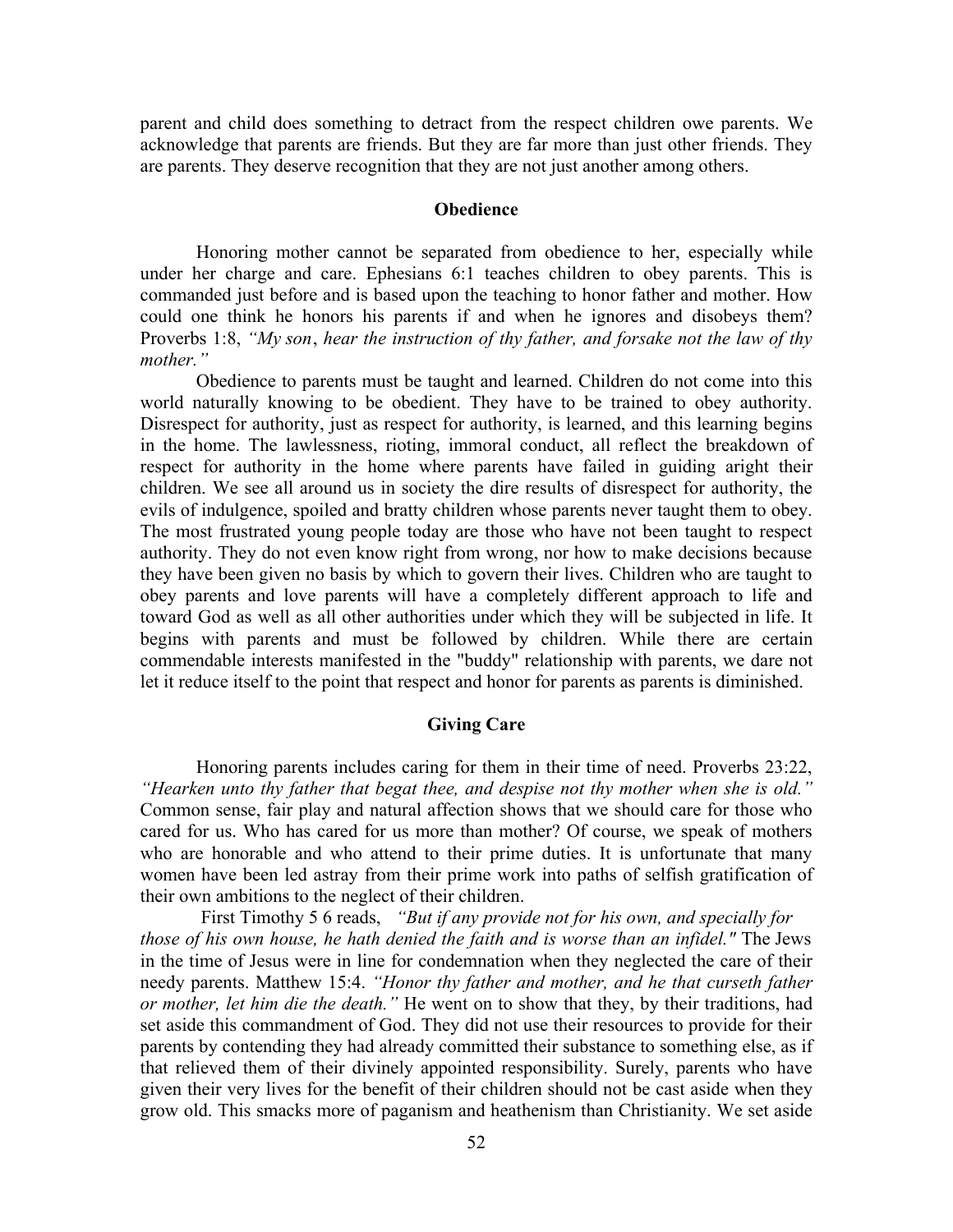parent and child does something to detract from the respect children owe parents. We acknowledge that parents are friends. But they are far more than just other friends. They are parents. They deserve recognition that they are not just another among others.

### Obedience

Honoring mother cannot be separated from obedience to her, especially while under her charge and care. Ephesians 6:1 teaches children to obey parents. This is commanded just before and is based upon the teaching to honor father and mother. How could one think he honors his parents if and when he ignores and disobeys them? Proverbs 1:8, *"My son*, *hear the instruction of thy father, and forsake not the law of thy mother."*

Obedience to parents must be taught and learned. Children do not come into this world naturally knowing to be obedient. They have to be trained to obey authority. Disrespect for authority, just as respect for authority, is learned, and this learning begins in the home. The lawlessness, rioting, immoral conduct, all reflect the breakdown of respect for authority in the home where parents have failed in guiding aright their children. We see all around us in society the dire results of disrespect for authority, the evils of indulgence, spoiled and bratty children whose parents never taught them to obey. The most frustrated young people today are those who have not been taught to respect authority. They do not even know right from wrong, nor how to make decisions because they have been given no basis by which to govern their lives. Children who are taught to obey parents and love parents will have a completely different approach to life and toward God as well as all other authorities under which they will be subjected in life. It begins with parents and must be followed by children. While there are certain commendable interests manifested in the "buddy" relationship with parents, we dare not let it reduce itself to the point that respect and honor for parents as parents is diminished.

### Giving Care

Honoring parents includes caring for them in their time of need. Proverbs 23:22, *"Hearken unto thy father that begat thee, and despise not thy mother when she is old."* Common sense, fair play and natural affection shows that we should care for those who cared for us. Who has cared for us more than mother? Of course, we speak of mothers who are honorable and who attend to their prime duties. It is unfortunate that many women have been led astray from their prime work into paths of selfish gratification of their own ambitions to the neglect of their children.

First Timothy 5 6 reads, *"But if any provide not for his own, and specially for those of his own house, he hath denied the faith and is worse than an infidel."* The Jews in the time of Jesus were in line for condemnation when they neglected the care of their needy parents. Matthew 15:4. *"Honor thy father and mother, and he that curseth father or mother, let him die the death."* He went on to show that they, by their traditions, had set aside this commandment of God. They did not use their resources to provide for their parents by contending they had already committed their substance to something else, as if that relieved them of their divinely appointed responsibility. Surely, parents who have given their very lives for the benefit of their children should not be cast aside when they grow old. This smacks more of paganism and heathenism than Christianity. We set aside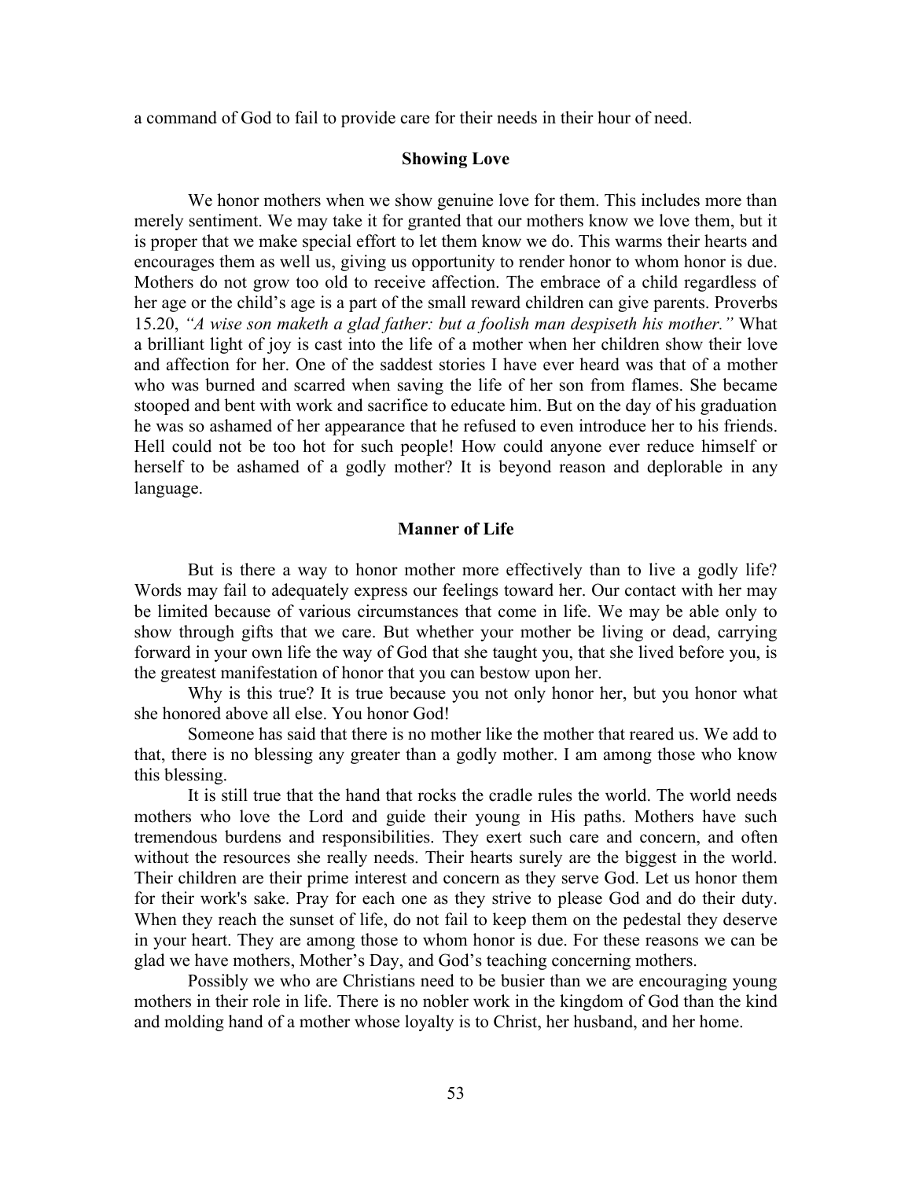a command of God to fail to provide care for their needs in their hour of need.

### Showing Love

We honor mothers when we show genuine love for them. This includes more than merely sentiment. We may take it for granted that our mothers know we love them, but it is proper that we make special effort to let them know we do. This warms their hearts and encourages them as well us, giving us opportunity to render honor to whom honor is due. Mothers do not grow too old to receive affection. The embrace of a child regardless of her age or the child's age is a part of the small reward children can give parents. Proverbs 15.20, *"A wise son maketh a glad father: but a foolish man despiseth his mother."* What a brilliant light of joy is cast into the life of a mother when her children show their love and affection for her. One of the saddest stories I have ever heard was that of a mother who was burned and scarred when saving the life of her son from flames. She became stooped and bent with work and sacrifice to educate him. But on the day of his graduation he was so ashamed of her appearance that he refused to even introduce her to his friends. Hell could not be too hot for such people! How could anyone ever reduce himself or herself to be ashamed of a godly mother? It is beyond reason and deplorable in any language.

### Manner of Life

But is there a way to honor mother more effectively than to live a godly life? Words may fail to adequately express our feelings toward her. Our contact with her may be limited because of various circumstances that come in life. We may be able only to show through gifts that we care. But whether your mother be living or dead, carrying forward in your own life the way of God that she taught you, that she lived before you, is the greatest manifestation of honor that you can bestow upon her.

Why is this true? It is true because you not only honor her, but you honor what she honored above all else. You honor God!

Someone has said that there is no mother like the mother that reared us. We add to that, there is no blessing any greater than a godly mother. I am among those who know this blessing.

It is still true that the hand that rocks the cradle rules the world. The world needs mothers who love the Lord and guide their young in His paths. Mothers have such tremendous burdens and responsibilities. They exert such care and concern, and often without the resources she really needs. Their hearts surely are the biggest in the world. Their children are their prime interest and concern as they serve God. Let us honor them for their work's sake. Pray for each one as they strive to please God and do their duty. When they reach the sunset of life, do not fail to keep them on the pedestal they deserve in your heart. They are among those to whom honor is due. For these reasons we can be glad we have mothers, Mother's Day, and God's teaching concerning mothers.

Possibly we who are Christians need to be busier than we are encouraging young mothers in their role in life. There is no nobler work in the kingdom of God than the kind and molding hand of a mother whose loyalty is to Christ, her husband, and her home.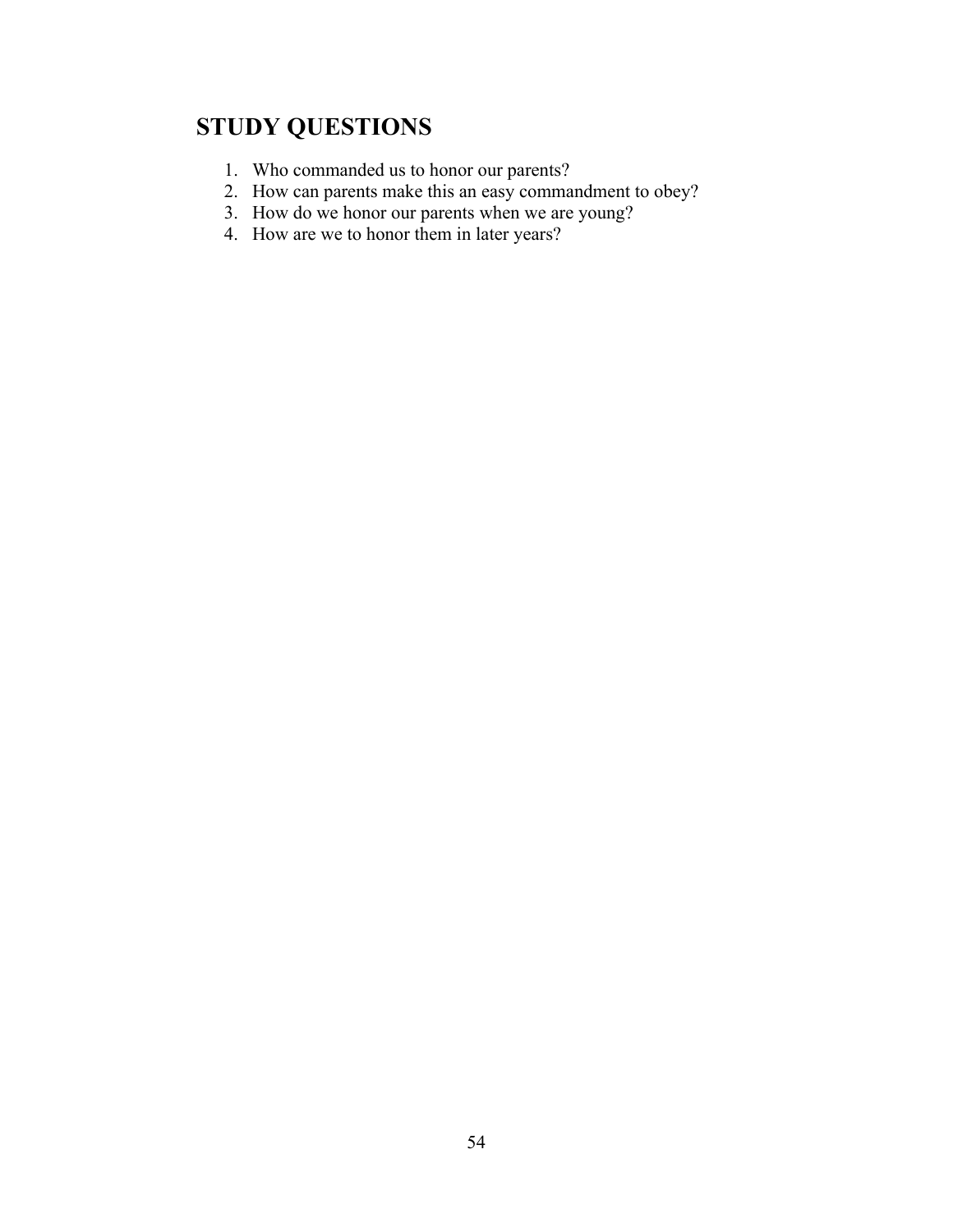## STUDY QUESTIONS

1. Who commanded us to honor our parents?
2. How can parents make this an easy commandment to obey?
3. How do we honor our parents when we are young?
4. How are we to honor them in later years?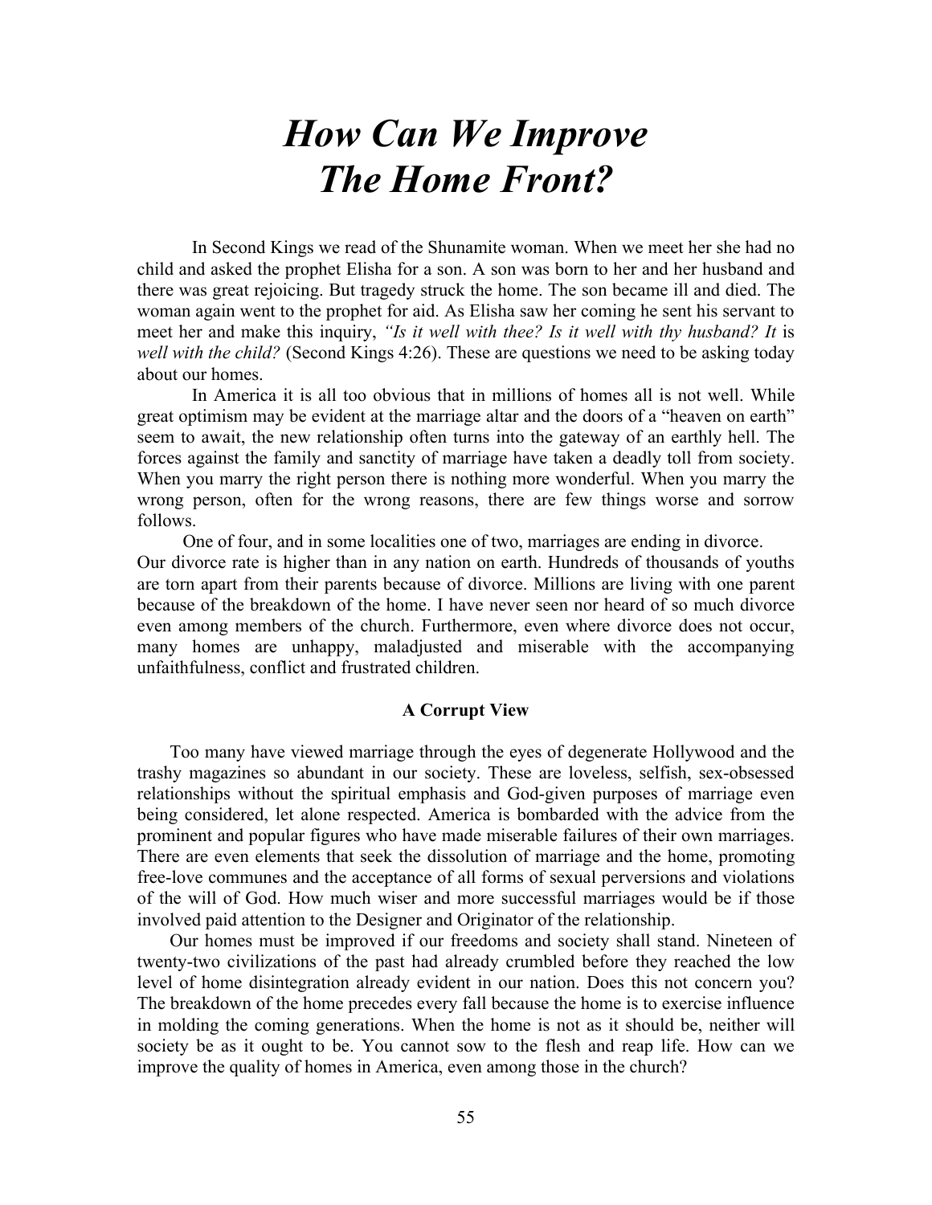# *How Can We Improve The Home Front?*

In Second Kings we read of the Shunamite woman. When we meet her she had no child and asked the prophet Elisha for a son. A son was born to her and her husband and there was great rejoicing. But tragedy struck the home. The son became ill and died. The woman again went to the prophet for aid. As Elisha saw her coming he sent his servant to meet her and make this inquiry, *"Is it well with thee? Is it well with thy husband? It* is *well with the child?* (Second Kings 4:26). These are questions we need to be asking today about our homes.

In America it is all too obvious that in millions of homes all is not well. While great optimism may be evident at the marriage altar and the doors of a "heaven on earth" seem to await, the new relationship often turns into the gateway of an earthly hell. The forces against the family and sanctity of marriage have taken a deadly toll from society. When you marry the right person there is nothing more wonderful. When you marry the wrong person, often for the wrong reasons, there are few things worse and sorrow follows.

One of four, and in some localities one of two, marriages are ending in divorce. Our divorce rate is higher than in any nation on earth. Hundreds of thousands of youths are torn apart from their parents because of divorce. Millions are living with one parent because of the breakdown of the home. I have never seen nor heard of so much divorce even among members of the church. Furthermore, even where divorce does not occur, many homes are unhappy, maladjusted and miserable with the accompanying unfaithfulness, conflict and frustrated children.

### A Corrupt View

Too many have viewed marriage through the eyes of degenerate Hollywood and the trashy magazines so abundant in our society. These are loveless, selfish, sex-obsessed relationships without the spiritual emphasis and God-given purposes of marriage even being considered, let alone respected. America is bombarded with the advice from the prominent and popular figures who have made miserable failures of their own marriages. There are even elements that seek the dissolution of marriage and the home, promoting free-love communes and the acceptance of all forms of sexual perversions and violations of the will of God. How much wiser and more successful marriages would be if those involved paid attention to the Designer and Originator of the relationship.

Our homes must be improved if our freedoms and society shall stand. Nineteen of twenty-two civilizations of the past had already crumbled before they reached the low level of home disintegration already evident in our nation. Does this not concern you? The breakdown of the home precedes every fall because the home is to exercise influence in molding the coming generations. When the home is not as it should be, neither will society be as it ought to be. You cannot sow to the flesh and reap life. How can we improve the quality of homes in America, even among those in the church?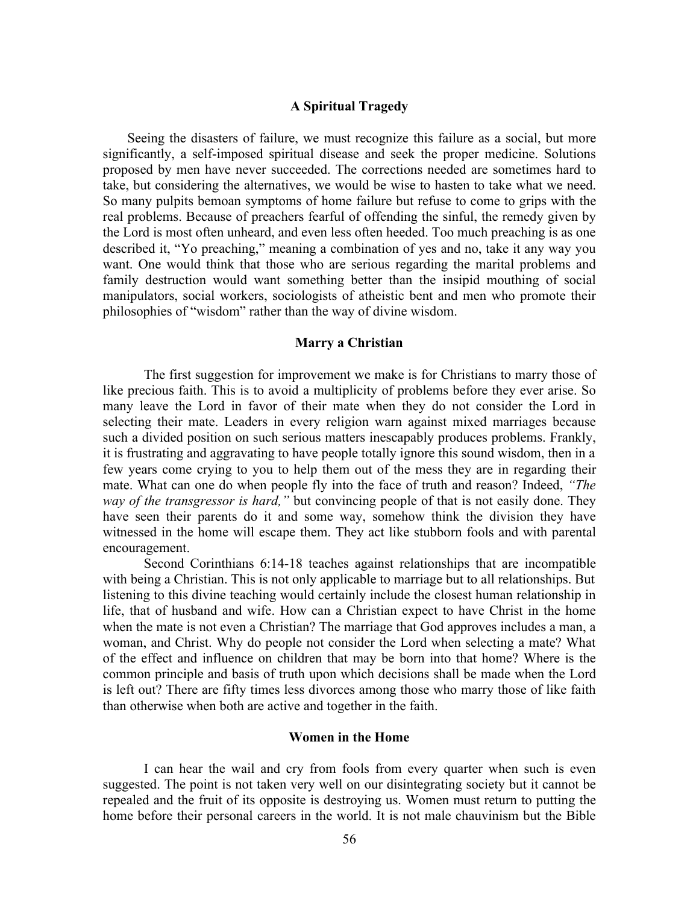### A Spiritual Tragedy

Seeing the disasters of failure, we must recognize this failure as a social, but more significantly, a self-imposed spiritual disease and seek the proper medicine. Solutions proposed by men have never succeeded. The corrections needed are sometimes hard to take, but considering the alternatives, we would be wise to hasten to take what we need. So many pulpits bemoan symptoms of home failure but refuse to come to grips with the real problems. Because of preachers fearful of offending the sinful, the remedy given by the Lord is most often unheard, and even less often heeded. Too much preaching is as one described it, "Yo preaching," meaning a combination of yes and no, take it any way you want. One would think that those who are serious regarding the marital problems and family destruction would want something better than the insipid mouthing of social manipulators, social workers, sociologists of atheistic bent and men who promote their philosophies of "wisdom" rather than the way of divine wisdom.

### Marry a Christian

The first suggestion for improvement we make is for Christians to marry those of like precious faith. This is to avoid a multiplicity of problems before they ever arise. So many leave the Lord in favor of their mate when they do not consider the Lord in selecting their mate. Leaders in every religion warn against mixed marriages because such a divided position on such serious matters inescapably produces problems. Frankly, it is frustrating and aggravating to have people totally ignore this sound wisdom, then in a few years come crying to you to help them out of the mess they are in regarding their mate. What can one do when people fly into the face of truth and reason? Indeed, *"The way of the transgressor is hard,"* but convincing people of that is not easily done. They have seen their parents do it and some way, somehow think the division they have witnessed in the home will escape them. They act like stubborn fools and with parental encouragement.

Second Corinthians 6:14-18 teaches against relationships that are incompatible with being a Christian. This is not only applicable to marriage but to all relationships. But listening to this divine teaching would certainly include the closest human relationship in life, that of husband and wife. How can a Christian expect to have Christ in the home when the mate is not even a Christian? The marriage that God approves includes a man, a woman, and Christ. Why do people not consider the Lord when selecting a mate? What of the effect and influence on children that may be born into that home? Where is the common principle and basis of truth upon which decisions shall be made when the Lord is left out? There are fifty times less divorces among those who marry those of like faith than otherwise when both are active and together in the faith.

### Women in the Home

I can hear the wail and cry from fools from every quarter when such is even suggested. The point is not taken very well on our disintegrating society but it cannot be repealed and the fruit of its opposite is destroying us. Women must return to putting the home before their personal careers in the world. It is not male chauvinism but the Bible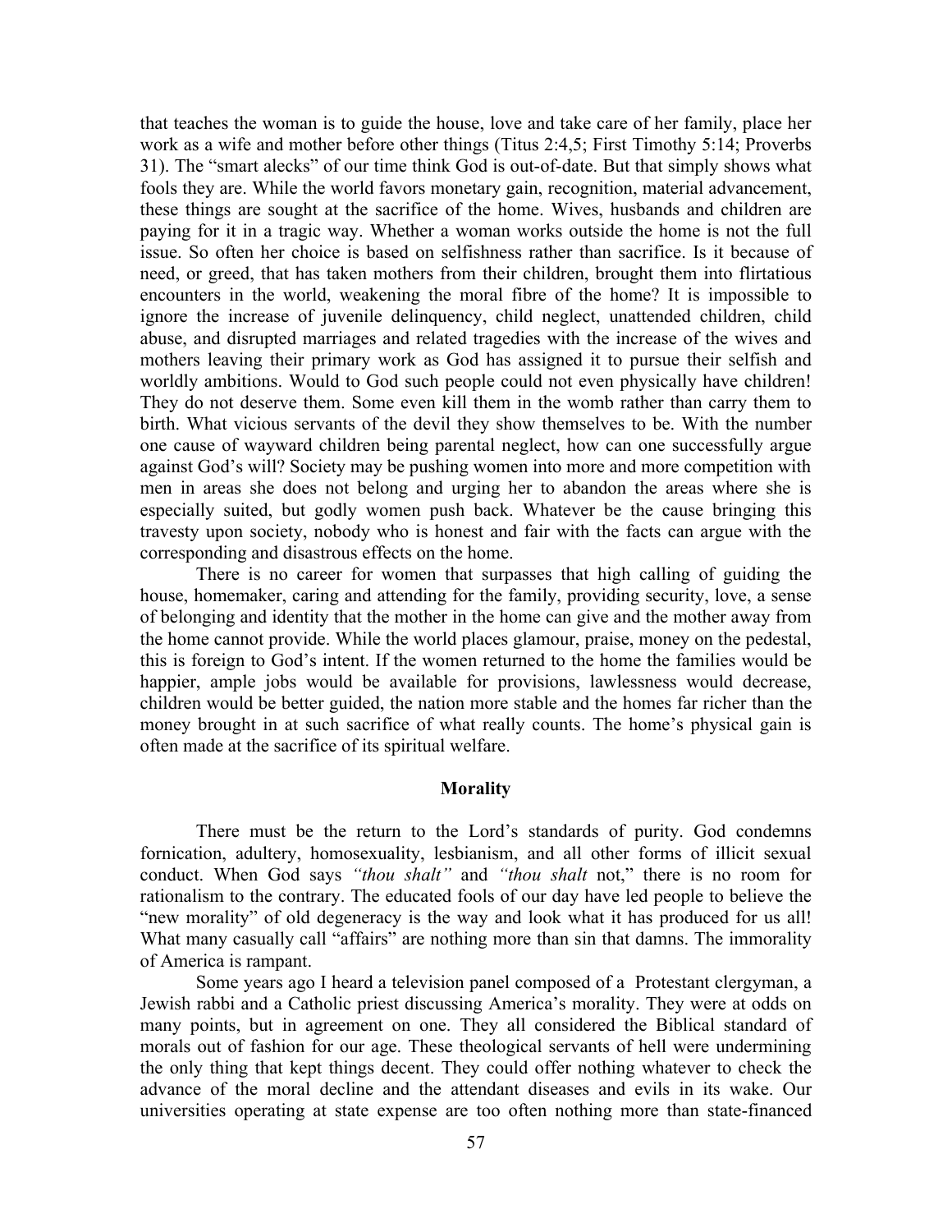that teaches the woman is to guide the house, love and take care of her family, place her work as a wife and mother before other things (Titus 2:4,5; First Timothy 5:14; Proverbs 31). The "smart alecks" of our time think God is out-of-date. But that simply shows what fools they are. While the world favors monetary gain, recognition, material advancement, these things are sought at the sacrifice of the home. Wives, husbands and children are paying for it in a tragic way. Whether a woman works outside the home is not the full issue. So often her choice is based on selfishness rather than sacrifice. Is it because of need, or greed, that has taken mothers from their children, brought them into flirtatious encounters in the world, weakening the moral fibre of the home? It is impossible to ignore the increase of juvenile delinquency, child neglect, unattended children, child abuse, and disrupted marriages and related tragedies with the increase of the wives and mothers leaving their primary work as God has assigned it to pursue their selfish and worldly ambitions. Would to God such people could not even physically have children! They do not deserve them. Some even kill them in the womb rather than carry them to birth. What vicious servants of the devil they show themselves to be. With the number one cause of wayward children being parental neglect, how can one successfully argue against God's will? Society may be pushing women into more and more competition with men in areas she does not belong and urging her to abandon the areas where she is especially suited, but godly women push back. Whatever be the cause bringing this travesty upon society, nobody who is honest and fair with the facts can argue with the corresponding and disastrous effects on the home.

There is no career for women that surpasses that high calling of guiding the house, homemaker, caring and attending for the family, providing security, love, a sense of belonging and identity that the mother in the home can give and the mother away from the home cannot provide. While the world places glamour, praise, money on the pedestal, this is foreign to God's intent. If the women returned to the home the families would be happier, ample jobs would be available for provisions, lawlessness would decrease, children would be better guided, the nation more stable and the homes far richer than the money brought in at such sacrifice of what really counts. The home's physical gain is often made at the sacrifice of its spiritual welfare.

### Morality

There must be the return to the Lord's standards of purity. God condemns fornication, adultery, homosexuality, lesbianism, and all other forms of illicit sexual conduct. When God says *"thou shalt"* and *"thou shalt* not," there is no room for rationalism to the contrary. The educated fools of our day have led people to believe the "new morality" of old degeneracy is the way and look what it has produced for us all! What many casually call "affairs" are nothing more than sin that damns. The immorality of America is rampant.

Some years ago I heard a television panel composed of a Protestant clergyman, a Jewish rabbi and a Catholic priest discussing America's morality. They were at odds on many points, but in agreement on one. They all considered the Biblical standard of morals out of fashion for our age. These theological servants of hell were undermining the only thing that kept things decent. They could offer nothing whatever to check the advance of the moral decline and the attendant diseases and evils in its wake. Our universities operating at state expense are too often nothing more than state-financed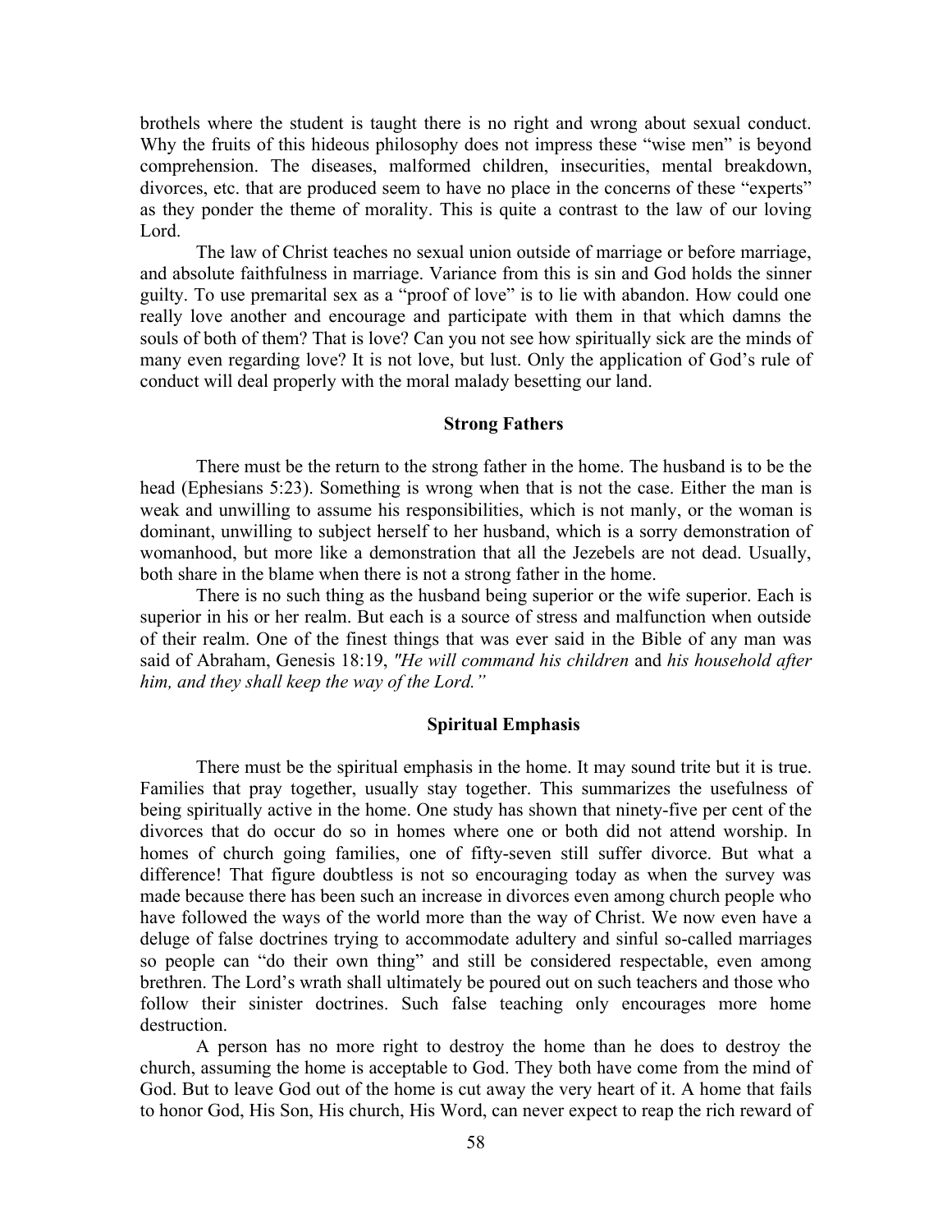brothels where the student is taught there is no right and wrong about sexual conduct. Why the fruits of this hideous philosophy does not impress these "wise men" is beyond comprehension. The diseases, malformed children, insecurities, mental breakdown, divorces, etc. that are produced seem to have no place in the concerns of these "experts" as they ponder the theme of morality. This is quite a contrast to the law of our loving Lord.

The law of Christ teaches no sexual union outside of marriage or before marriage, and absolute faithfulness in marriage. Variance from this is sin and God holds the sinner guilty. To use premarital sex as a "proof of love" is to lie with abandon. How could one really love another and encourage and participate with them in that which damns the souls of both of them? That is love? Can you not see how spiritually sick are the minds of many even regarding love? It is not love, but lust. Only the application of God's rule of conduct will deal properly with the moral malady besetting our land.

**Strong Fathers**

There must be the return to the strong father in the home. The husband is to be the head (Ephesians 5:23). Something is wrong when that is not the case. Either the man is weak and unwilling to assume his responsibilities, which is not manly, or the woman is dominant, unwilling to subject herself to her husband, which is a sorry demonstration of womanhood, but more like a demonstration that all the Jezebels are not dead. Usually, both share in the blame when there is not a strong father in the home.

There is no such thing as the husband being superior or the wife superior. Each is superior in his or her realm. But each is a source of stress and malfunction when outside of their realm. One of the finest things that was ever said in the Bible of any man was said of Abraham, Genesis 18:19, *"He will command his children* and *his household after him, and they shall keep the way of the Lord."*

**Spiritual Emphasis**

There must be the spiritual emphasis in the home. It may sound trite but it is true. Families that pray together, usually stay together. This summarizes the usefulness of being spiritually active in the home. One study has shown that ninety-five per cent of the divorces that do occur do so in homes where one or both did not attend worship. In homes of church going families, one of fifty-seven still suffer divorce. But what a difference! That figure doubtless is not so encouraging today as when the survey was made because there has been such an increase in divorces even among church people who have followed the ways of the world more than the way of Christ. We now even have a deluge of false doctrines trying to accommodate adultery and sinful so-called marriages so people can "do their own thing" and still be considered respectable, even among brethren. The Lord's wrath shall ultimately be poured out on such teachers and those who follow their sinister doctrines. Such false teaching only encourages more home destruction.

A person has no more right to destroy the home than he does to destroy the church, assuming the home is acceptable to God. They both have come from the mind of God. But to leave God out of the home is cut away the very heart of it. A home that fails to honor God, His Son, His church, His Word, can never expect to reap the rich reward of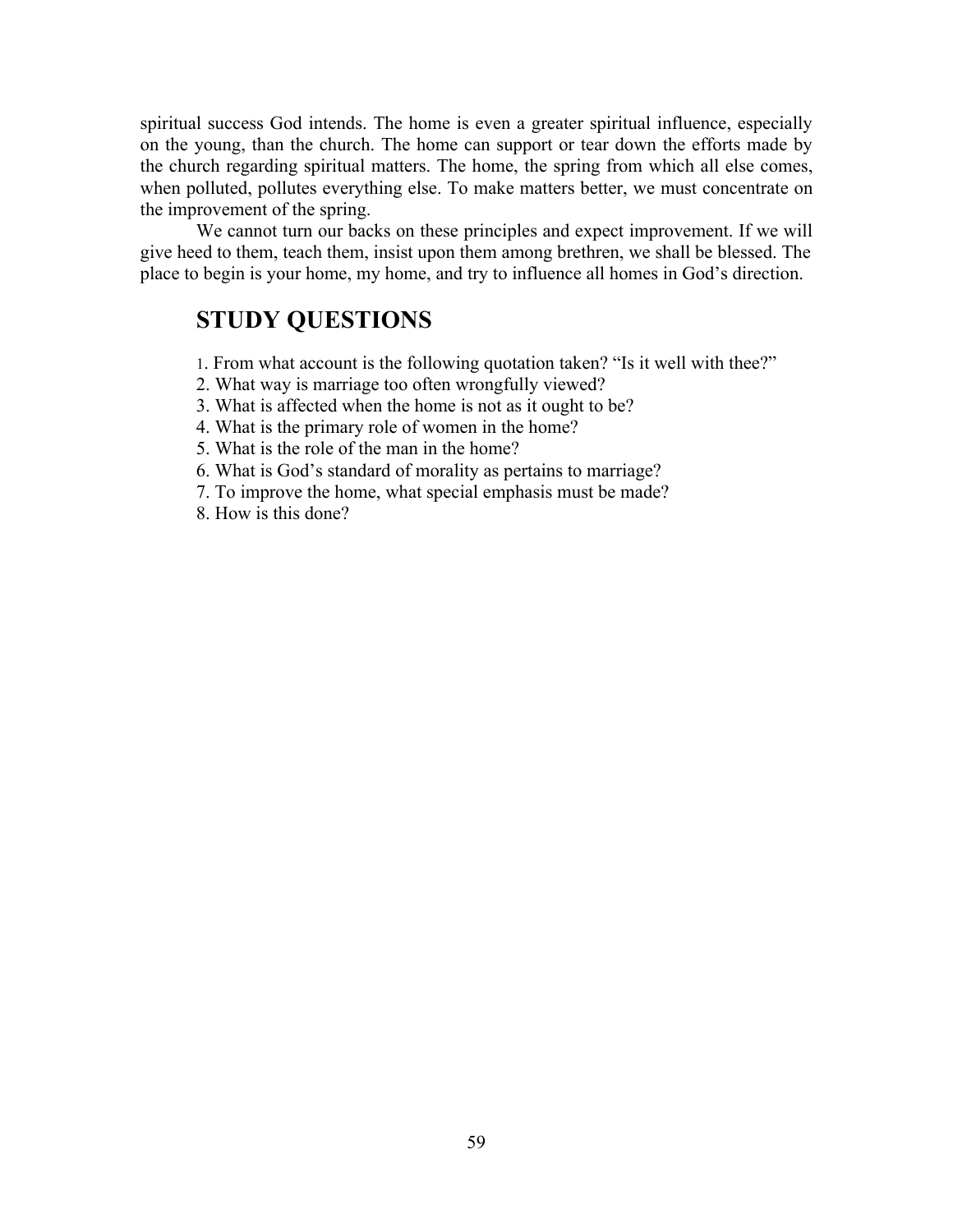spiritual success God intends. The home is even a greater spiritual influence, especially on the young, than the church. The home can support or tear down the efforts made by the church regarding spiritual matters. The home, the spring from which all else comes, when polluted, pollutes everything else. To make matters better, we must concentrate on the improvement of the spring.

We cannot turn our backs on these principles and expect improvement. If we will give heed to them, teach them, insist upon them among brethren, we shall be blessed. The place to begin is your home, my home, and try to influence all homes in God's direction.

## STUDY QUESTIONS

1. From what account is the following quotation taken? "Is it well with thee?"
2. What way is marriage too often wrongfully viewed?
3. What is affected when the home is not as it ought to be?
4. What is the primary role of women in the home?
5. What is the role of the man in the home?
6. What is God's standard of morality as pertains to marriage?
7. To improve the home, what special emphasis must be made?
8. How is this done?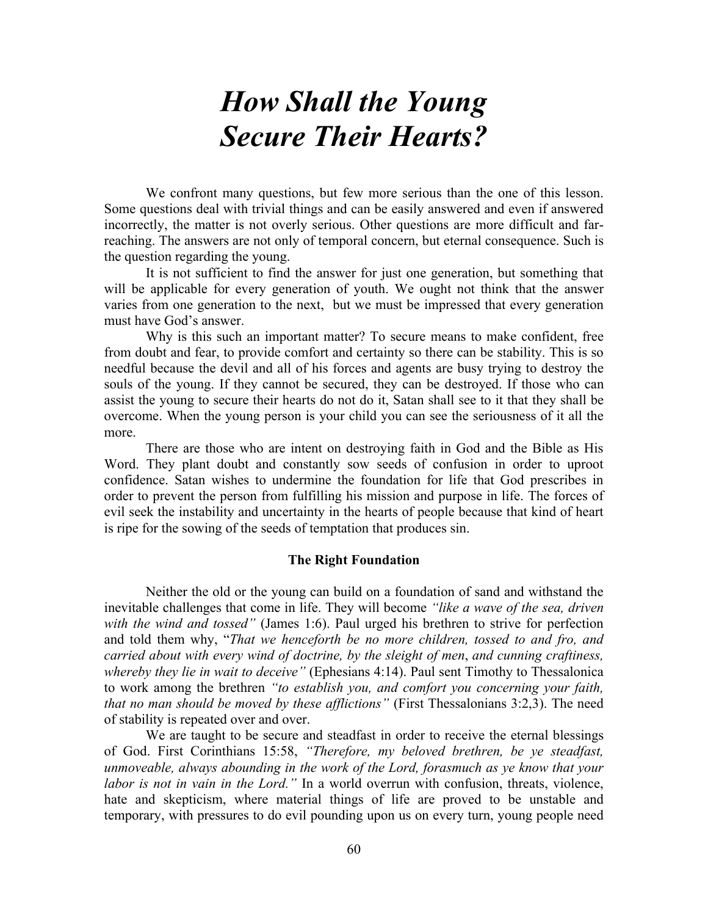# *How Shall the Young Secure Their Hearts?*

We confront many questions, but few more serious than the one of this lesson. Some questions deal with trivial things and can be easily answered and even if answered incorrectly, the matter is not overly serious. Other questions are more difficult and far-reaching. The answers are not only of temporal concern, but eternal consequence. Such is the question regarding the young.

It is not sufficient to find the answer for just one generation, but something that will be applicable for every generation of youth. We ought not think that the answer varies from one generation to the next, but we must be impressed that every generation must have God's answer.

Why is this such an important matter? To secure means to make confident, free from doubt and fear, to provide comfort and certainty so there can be stability. This is so needful because the devil and all of his forces and agents are busy trying to destroy the souls of the young. If they cannot be secured, they can be destroyed. If those who can assist the young to secure their hearts do not do it, Satan shall see to it that they shall be overcome. When the young person is your child you can see the seriousness of it all the more.

There are those who are intent on destroying faith in God and the Bible as His Word. They plant doubt and constantly sow seeds of confusion in order to uproot confidence. Satan wishes to undermine the foundation for life that God prescribes in order to prevent the person from fulfilling his mission and purpose in life. The forces of evil seek the instability and uncertainty in the hearts of people because that kind of heart is ripe for the sowing of the seeds of temptation that produces sin.

### The Right Foundation

Neither the old or the young can build on a foundation of sand and withstand the inevitable challenges that come in life. They will become *"like a wave of the sea, driven with the wind and tossed"* (James 1:6). Paul urged his brethren to strive for perfection and told them why, "*That we henceforth be no more children, tossed to and fro, and carried about with every wind of doctrine, by the sleight of men*, *and cunning craftiness, whereby they lie in wait to deceive"* (Ephesians 4:14). Paul sent Timothy to Thessalonica to work among the brethren *"to establish you, and comfort you concerning your faith, that no man should be moved by these afflictions"* (First Thessalonians 3:2,3). The need of stability is repeated over and over.

We are taught to be secure and steadfast in order to receive the eternal blessings of God. First Corinthians 15:58, *"Therefore, my beloved brethren, be ye steadfast, unmoveable, always abounding in the work of the Lord, forasmuch as ye know that your labor is not in vain in the Lord."* In a world overrun with confusion, threats, violence, hate and skepticism, where material things of life are proved to be unstable and temporary, with pressures to do evil pounding upon us on every turn, young people need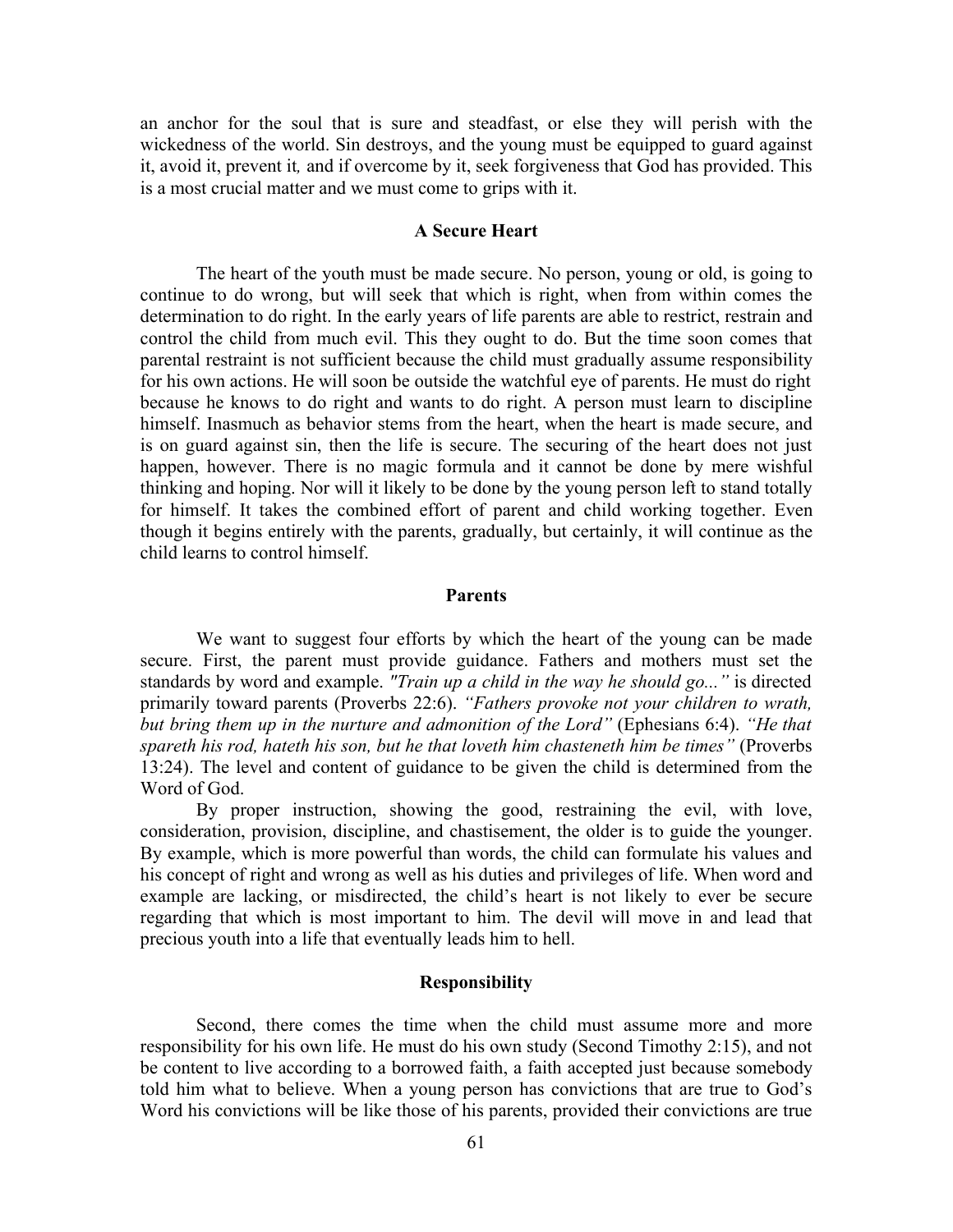an anchor for the soul that is sure and steadfast, or else they will perish with the wickedness of the world. Sin destroys, and the young must be equipped to guard against it, avoid it, prevent it*,* and if overcome by it, seek forgiveness that God has provided. This is a most crucial matter and we must come to grips with it.

### A Secure Heart

The heart of the youth must be made secure. No person, young or old, is going to continue to do wrong, but will seek that which is right, when from within comes the determination to do right. In the early years of life parents are able to restrict, restrain and control the child from much evil. This they ought to do. But the time soon comes that parental restraint is not sufficient because the child must gradually assume responsibility for his own actions. He will soon be outside the watchful eye of parents. He must do right because he knows to do right and wants to do right. A person must learn to discipline himself. Inasmuch as behavior stems from the heart, when the heart is made secure, and is on guard against sin, then the life is secure. The securing of the heart does not just happen, however. There is no magic formula and it cannot be done by mere wishful thinking and hoping. Nor will it likely to be done by the young person left to stand totally for himself. It takes the combined effort of parent and child working together. Even though it begins entirely with the parents, gradually, but certainly, it will continue as the child learns to control himself.

### Parents

We want to suggest four efforts by which the heart of the young can be made secure. First, the parent must provide guidance. Fathers and mothers must set the standards by word and example. *"Train up a child in the way he should go..."* is directed primarily toward parents (Proverbs 22:6). *"Fathers provoke not your children to wrath, but bring them up in the nurture and admonition of the Lord"* (Ephesians 6:4). *"He that spareth his rod, hateth his son, but he that loveth him chasteneth him be times"* (Proverbs 13:24). The level and content of guidance to be given the child is determined from the Word of God.

By proper instruction, showing the good, restraining the evil, with love, consideration, provision, discipline, and chastisement, the older is to guide the younger. By example, which is more powerful than words, the child can formulate his values and his concept of right and wrong as well as his duties and privileges of life. When word and example are lacking, or misdirected, the child's heart is not likely to ever be secure regarding that which is most important to him. The devil will move in and lead that precious youth into a life that eventually leads him to hell.

### Responsibility

Second, there comes the time when the child must assume more and more responsibility for his own life. He must do his own study (Second Timothy 2:15), and not be content to live according to a borrowed faith, a faith accepted just because somebody told him what to believe. When a young person has convictions that are true to God's Word his convictions will be like those of his parents, provided their convictions are true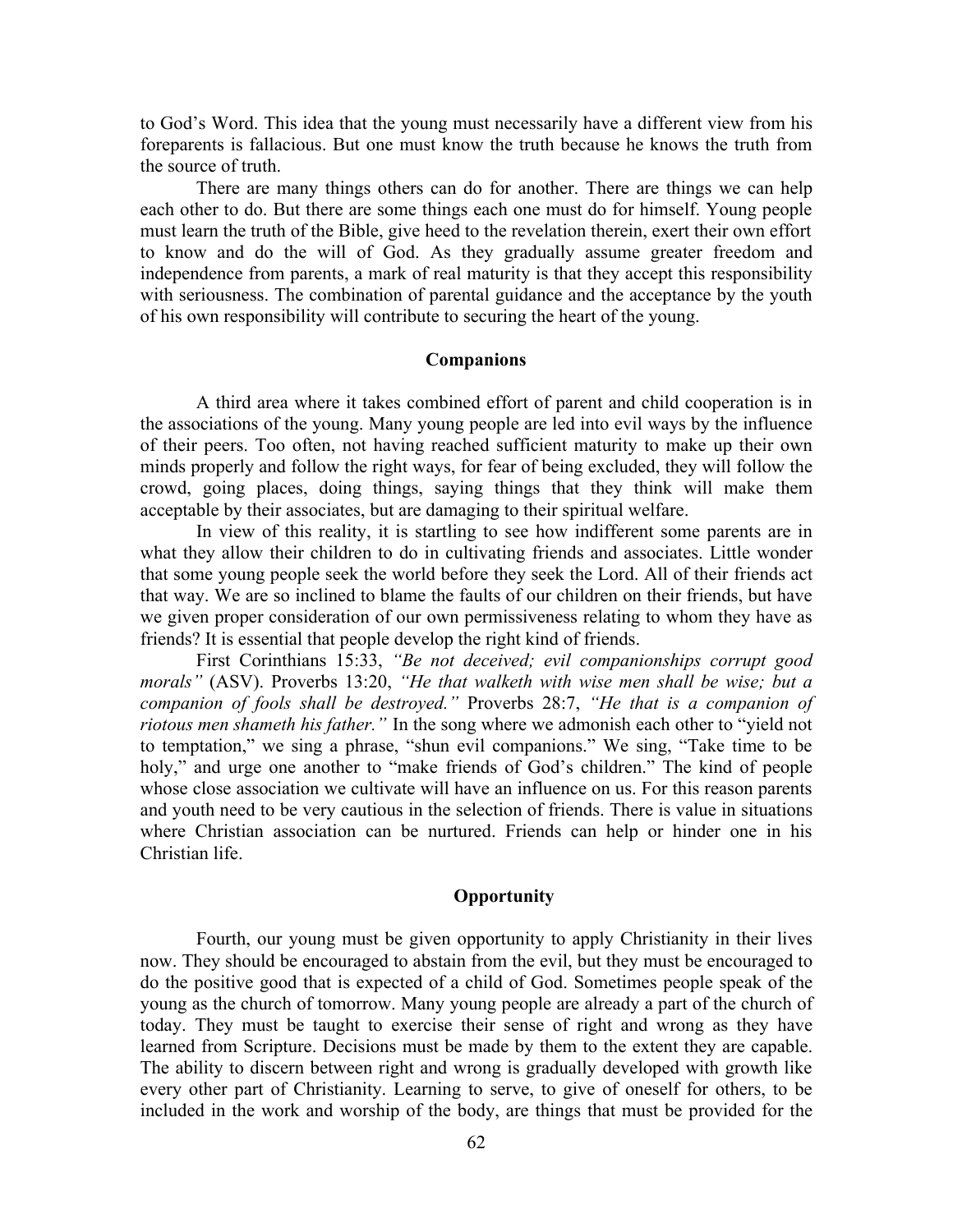to God's Word. This idea that the young must necessarily have a different view from his foreparents is fallacious. But one must know the truth because he knows the truth from the source of truth.

There are many things others can do for another. There are things we can help each other to do. But there are some things each one must do for himself. Young people must learn the truth of the Bible, give heed to the revelation therein, exert their own effort to know and do the will of God. As they gradually assume greater freedom and independence from parents, a mark of real maturity is that they accept this responsibility with seriousness. The combination of parental guidance and the acceptance by the youth of his own responsibility will contribute to securing the heart of the young.

**Companions**

A third area where it takes combined effort of parent and child cooperation is in the associations of the young. Many young people are led into evil ways by the influence of their peers. Too often, not having reached sufficient maturity to make up their own minds properly and follow the right ways, for fear of being excluded, they will follow the crowd, going places, doing things, saying things that they think will make them acceptable by their associates, but are damaging to their spiritual welfare.

In view of this reality, it is startling to see how indifferent some parents are in what they allow their children to do in cultivating friends and associates. Little wonder that some young people seek the world before they seek the Lord. All of their friends act that way. We are so inclined to blame the faults of our children on their friends, but have we given proper consideration of our own permissiveness relating to whom they have as friends? It is essential that people develop the right kind of friends.

First Corinthians 15:33, *"Be not deceived; evil companionships corrupt good morals"* (ASV). Proverbs 13:20, *"He that walketh with wise men shall be wise; but a companion of fools shall be destroyed."* Proverbs 28:7, *"He that is a companion of riotous men shameth his father."* In the song where we admonish each other to "yield not to temptation," we sing a phrase, "shun evil companions." We sing, "Take time to be holy," and urge one another to "make friends of God's children." The kind of people whose close association we cultivate will have an influence on us. For this reason parents and youth need to be very cautious in the selection of friends. There is value in situations where Christian association can be nurtured. Friends can help or hinder one in his Christian life.

**Opportunity**

Fourth, our young must be given opportunity to apply Christianity in their lives now. They should be encouraged to abstain from the evil, but they must be encouraged to do the positive good that is expected of a child of God. Sometimes people speak of the young as the church of tomorrow. Many young people are already a part of the church of today. They must be taught to exercise their sense of right and wrong as they have learned from Scripture. Decisions must be made by them to the extent they are capable. The ability to discern between right and wrong is gradually developed with growth like every other part of Christianity. Learning to serve, to give of oneself for others, to be included in the work and worship of the body, are things that must be provided for the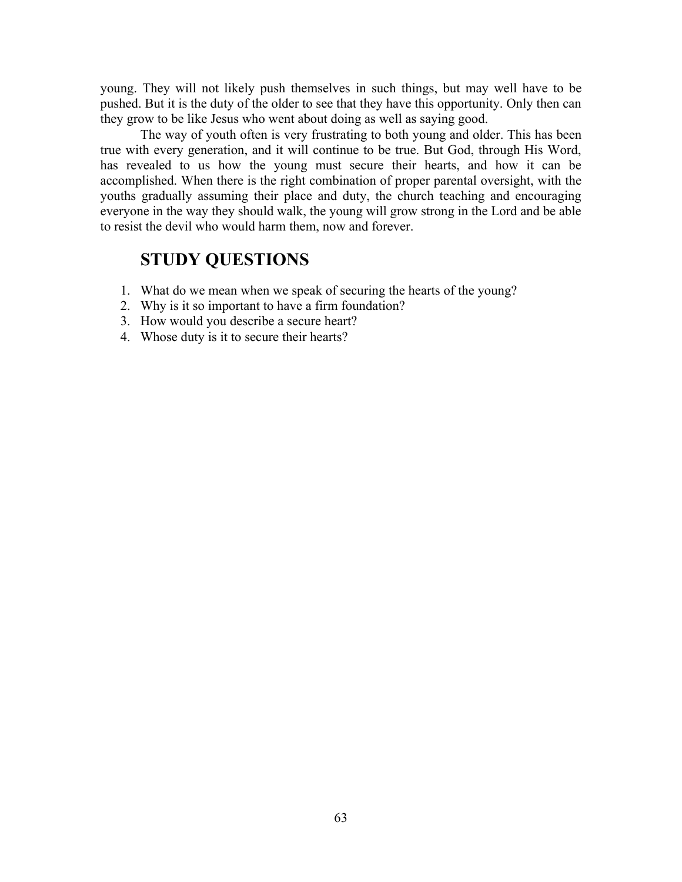young. They will not likely push themselves in such things, but may well have to be pushed. But it is the duty of the older to see that they have this opportunity. Only then can they grow to be like Jesus who went about doing as well as saying good.

The way of youth often is very frustrating to both young and older. This has been true with every generation, and it will continue to be true. But God, through His Word, has revealed to us how the young must secure their hearts, and how it can be accomplished. When there is the right combination of proper parental oversight, with the youths gradually assuming their place and duty, the church teaching and encouraging everyone in the way they should walk, the young will grow strong in the Lord and be able to resist the devil who would harm them, now and forever.

## STUDY QUESTIONS

1. What do we mean when we speak of securing the hearts of the young?
2. Why is it so important to have a firm foundation?
3. How would you describe a secure heart?
4. Whose duty is it to secure their hearts?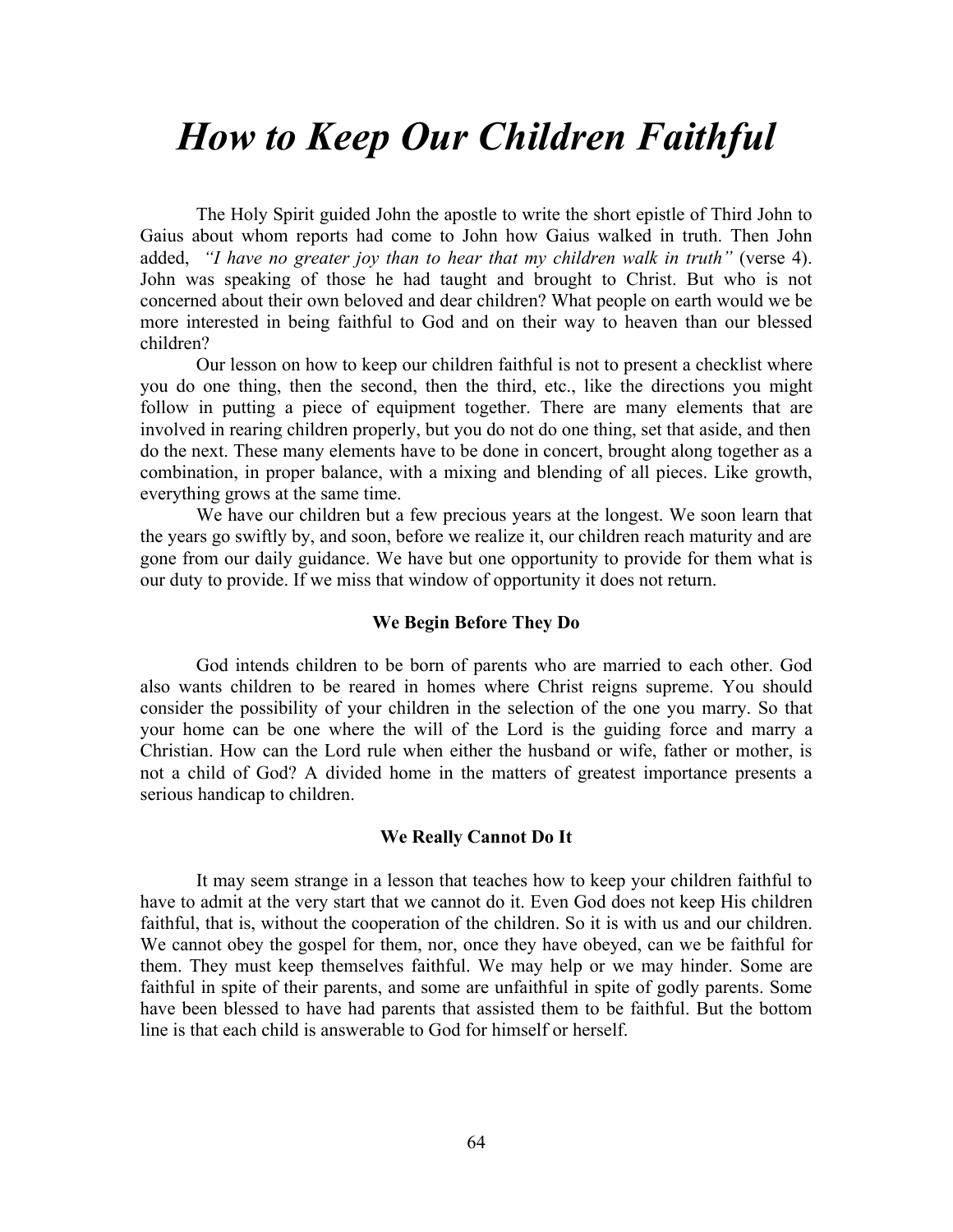# *How to Keep Our Children Faithful*

The Holy Spirit guided John the apostle to write the short epistle of Third John to Gaius about whom reports had come to John how Gaius walked in truth. Then John added, *"I have no greater joy than to hear that my children walk in truth"* (verse 4). John was speaking of those he had taught and brought to Christ. But who is not concerned about their own beloved and dear children? What people on earth would we be more interested in being faithful to God and on their way to heaven than our blessed children?

Our lesson on how to keep our children faithful is not to present a checklist where you do one thing, then the second, then the third, etc., like the directions you might follow in putting a piece of equipment together. There are many elements that are involved in rearing children properly, but you do not do one thing, set that aside, and then do the next. These many elements have to be done in concert, brought along together as a combination, in proper balance, with a mixing and blending of all pieces. Like growth, everything grows at the same time.

We have our children but a few precious years at the longest. We soon learn that the years go swiftly by, and soon, before we realize it, our children reach maturity and are gone from our daily guidance. We have but one opportunity to provide for them what is our duty to provide. If we miss that window of opportunity it does not return.

### We Begin Before They Do

God intends children to be born of parents who are married to each other. God also wants children to be reared in homes where Christ reigns supreme. You should consider the possibility of your children in the selection of the one you marry. So that your home can be one where the will of the Lord is the guiding force and marry a Christian. How can the Lord rule when either the husband or wife, father or mother, is not a child of God? A divided home in the matters of greatest importance presents a serious handicap to children.

### We Really Cannot Do It

It may seem strange in a lesson that teaches how to keep your children faithful to have to admit at the very start that we cannot do it. Even God does not keep His children faithful, that is, without the cooperation of the children. So it is with us and our children. We cannot obey the gospel for them, nor, once they have obeyed, can we be faithful for them. They must keep themselves faithful. We may help or we may hinder. Some are faithful in spite of their parents, and some are unfaithful in spite of godly parents. Some have been blessed to have had parents that assisted them to be faithful. But the bottom line is that each child is answerable to God for himself or herself.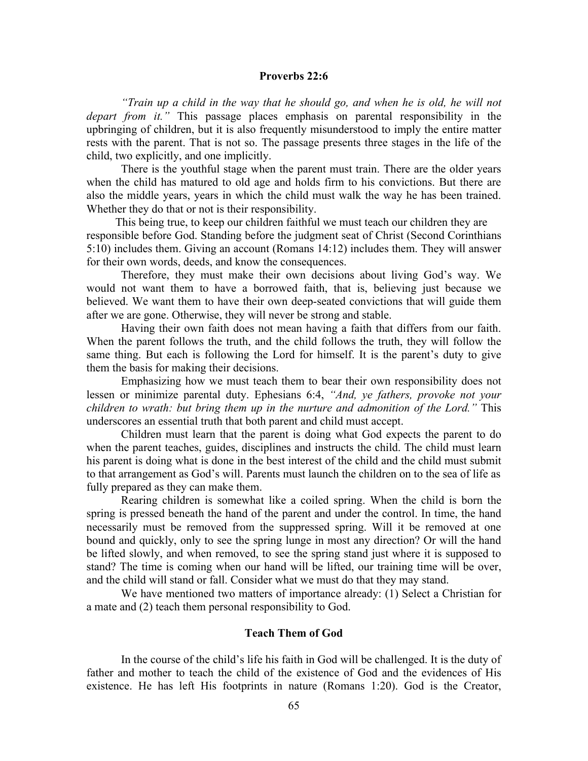### Proverbs 22:6

*"Train up a child in the way that he should go, and when he is old, he will not depart from it."* This passage places emphasis on parental responsibility in the upbringing of children, but it is also frequently misunderstood to imply the entire matter rests with the parent. That is not so. The passage presents three stages in the life of the child, two explicitly, and one implicitly.

There is the youthful stage when the parent must train. There are the older years when the child has matured to old age and holds firm to his convictions. But there are also the middle years, years in which the child must walk the way he has been trained. Whether they do that or not is their responsibility.

This being true, to keep our children faithful we must teach our children they are responsible before God. Standing before the judgment seat of Christ (Second Corinthians 5:10) includes them. Giving an account (Romans 14:12) includes them. They will answer for their own words, deeds, and know the consequences.

Therefore, they must make their own decisions about living God's way. We would not want them to have a borrowed faith, that is, believing just because we believed. We want them to have their own deep-seated convictions that will guide them after we are gone. Otherwise, they will never be strong and stable.

Having their own faith does not mean having a faith that differs from our faith. When the parent follows the truth, and the child follows the truth, they will follow the same thing. But each is following the Lord for himself. It is the parent's duty to give them the basis for making their decisions.

Emphasizing how we must teach them to bear their own responsibility does not lessen or minimize parental duty. Ephesians 6:4, *"And, ye fathers, provoke not your children to wrath: but bring them up in the nurture and admonition of the Lord."* This underscores an essential truth that both parent and child must accept.

Children must learn that the parent is doing what God expects the parent to do when the parent teaches, guides, disciplines and instructs the child. The child must learn his parent is doing what is done in the best interest of the child and the child must submit to that arrangement as God's will. Parents must launch the children on to the sea of life as fully prepared as they can make them.

Rearing children is somewhat like a coiled spring. When the child is born the spring is pressed beneath the hand of the parent and under the control. In time, the hand necessarily must be removed from the suppressed spring. Will it be removed at one bound and quickly, only to see the spring lunge in most any direction? Or will the hand be lifted slowly, and when removed, to see the spring stand just where it is supposed to stand? The time is coming when our hand will be lifted, our training time will be over, and the child will stand or fall. Consider what we must do that they may stand.

We have mentioned two matters of importance already: (1) Select a Christian for a mate and (2) teach them personal responsibility to God.

### Teach Them of God

In the course of the child's life his faith in God will be challenged. It is the duty of father and mother to teach the child of the existence of God and the evidences of His existence. He has left His footprints in nature (Romans 1:20). God is the Creator,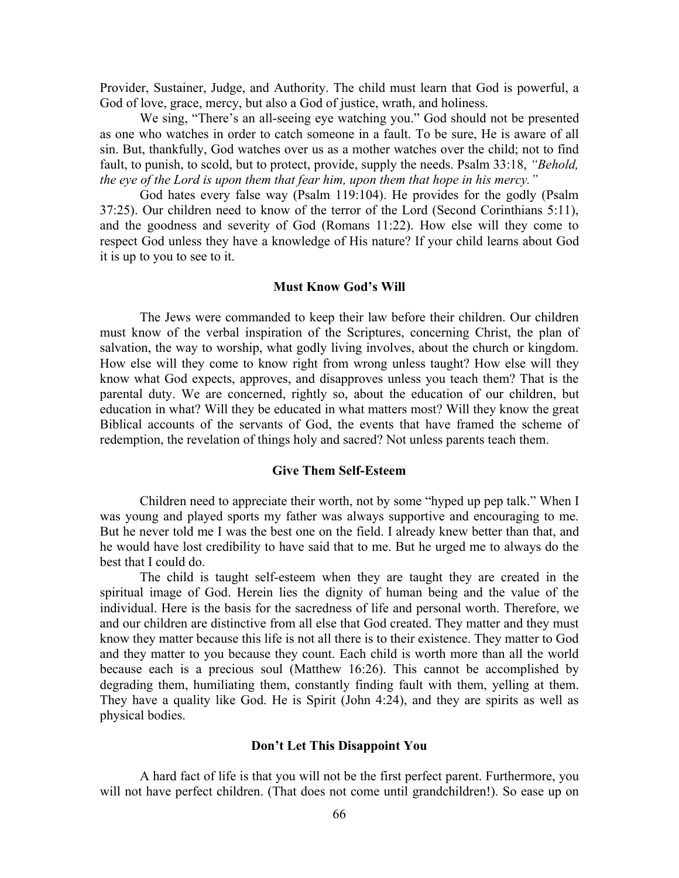Provider, Sustainer, Judge, and Authority. The child must learn that God is powerful, a God of love, grace, mercy, but also a God of justice, wrath, and holiness.

We sing, "There's an all-seeing eye watching you." God should not be presented as one who watches in order to catch someone in a fault. To be sure, He is aware of all sin. But, thankfully, God watches over us as a mother watches over the child; not to find fault, to punish, to scold, but to protect, provide, supply the needs. Psalm 33:18, *"Behold, the eye of the Lord is upon them that fear him, upon them that hope in his mercy."*

God hates every false way (Psalm 119:104). He provides for the godly (Psalm 37:25). Our children need to know of the terror of the Lord (Second Corinthians 5:11), and the goodness and severity of God (Romans 11:22). How else will they come to respect God unless they have a knowledge of His nature? If your child learns about God it is up to you to see to it.

### Must Know God's Will

The Jews were commanded to keep their law before their children. Our children must know of the verbal inspiration of the Scriptures, concerning Christ, the plan of salvation, the way to worship, what godly living involves, about the church or kingdom. How else will they come to know right from wrong unless taught? How else will they know what God expects, approves, and disapproves unless you teach them? That is the parental duty. We are concerned, rightly so, about the education of our children, but education in what? Will they be educated in what matters most? Will they know the great Biblical accounts of the servants of God, the events that have framed the scheme of redemption, the revelation of things holy and sacred? Not unless parents teach them.

### Give Them Self-Esteem

Children need to appreciate their worth, not by some "hyped up pep talk." When I was young and played sports my father was always supportive and encouraging to me. But he never told me I was the best one on the field. I already knew better than that, and he would have lost credibility to have said that to me. But he urged me to always do the best that I could do.

The child is taught self-esteem when they are taught they are created in the spiritual image of God. Herein lies the dignity of human being and the value of the individual. Here is the basis for the sacredness of life and personal worth. Therefore, we and our children are distinctive from all else that God created. They matter and they must know they matter because this life is not all there is to their existence. They matter to God and they matter to you because they count. Each child is worth more than all the world because each is a precious soul (Matthew 16:26). This cannot be accomplished by degrading them, humiliating them, constantly finding fault with them, yelling at them. They have a quality like God. He is Spirit (John 4:24), and they are spirits as well as physical bodies.

### Don't Let This Disappoint You

A hard fact of life is that you will not be the first perfect parent. Furthermore, you will not have perfect children. (That does not come until grandchildren!). So ease up on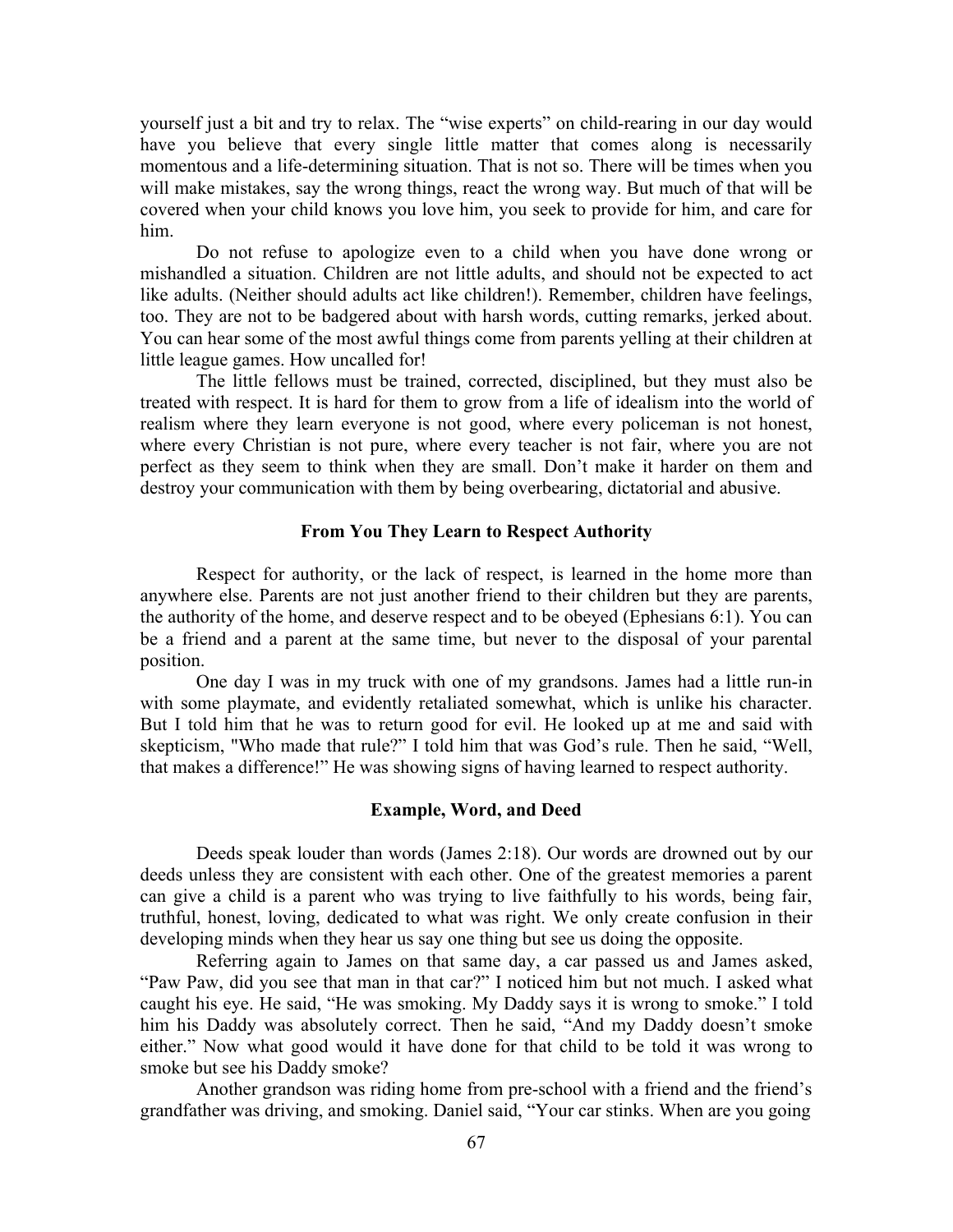yourself just a bit and try to relax. The "wise experts" on child-rearing in our day would have you believe that every single little matter that comes along is necessarily momentous and a life-determining situation. That is not so. There will be times when you will make mistakes, say the wrong things, react the wrong way. But much of that will be covered when your child knows you love him, you seek to provide for him, and care for him.

Do not refuse to apologize even to a child when you have done wrong or mishandled a situation. Children are not little adults, and should not be expected to act like adults. (Neither should adults act like children!). Remember, children have feelings, too. They are not to be badgered about with harsh words, cutting remarks, jerked about. You can hear some of the most awful things come from parents yelling at their children at little league games. How uncalled for!

The little fellows must be trained, corrected, disciplined, but they must also be treated with respect. It is hard for them to grow from a life of idealism into the world of realism where they learn everyone is not good, where every policeman is not honest, where every Christian is not pure, where every teacher is not fair, where you are not perfect as they seem to think when they are small. Don't make it harder on them and destroy your communication with them by being overbearing, dictatorial and abusive.

### From You They Learn to Respect Authority

Respect for authority, or the lack of respect, is learned in the home more than anywhere else. Parents are not just another friend to their children but they are parents, the authority of the home, and deserve respect and to be obeyed (Ephesians 6:1). You can be a friend and a parent at the same time, but never to the disposal of your parental position.

One day I was in my truck with one of my grandsons. James had a little run-in with some playmate, and evidently retaliated somewhat, which is unlike his character. But I told him that he was to return good for evil. He looked up at me and said with skepticism, "Who made that rule?" I told him that was God's rule. Then he said, "Well, that makes a difference!" He was showing signs of having learned to respect authority.

### Example, Word, and Deed

Deeds speak louder than words (James 2:18). Our words are drowned out by our deeds unless they are consistent with each other. One of the greatest memories a parent can give a child is a parent who was trying to live faithfully to his words, being fair, truthful, honest, loving, dedicated to what was right. We only create confusion in their developing minds when they hear us say one thing but see us doing the opposite.

Referring again to James on that same day, a car passed us and James asked, "Paw Paw, did you see that man in that car?" I noticed him but not much. I asked what caught his eye. He said, "He was smoking. My Daddy says it is wrong to smoke." I told him his Daddy was absolutely correct. Then he said, "And my Daddy doesn't smoke either." Now what good would it have done for that child to be told it was wrong to smoke but see his Daddy smoke?

Another grandson was riding home from pre-school with a friend and the friend's grandfather was driving, and smoking. Daniel said, "Your car stinks. When are you going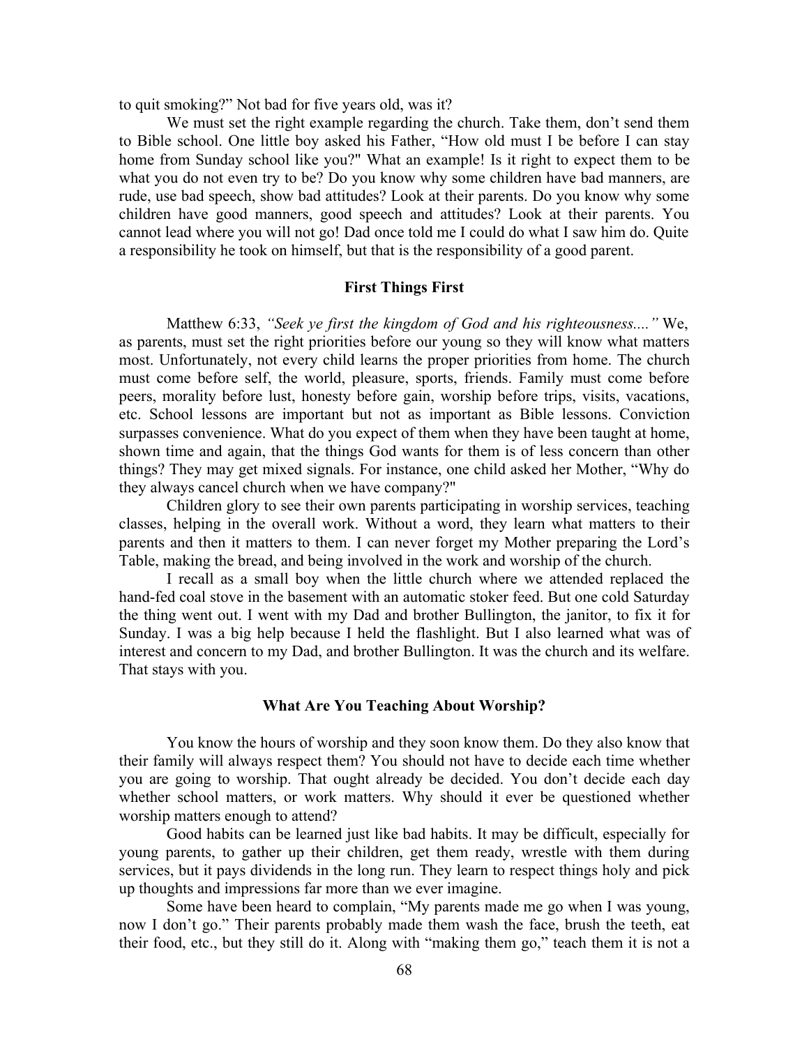to quit smoking?" Not bad for five years old, was it?

We must set the right example regarding the church. Take them, don't send them to Bible school. One little boy asked his Father, "How old must I be before I can stay home from Sunday school like you?" What an example! Is it right to expect them to be what you do not even try to be? Do you know why some children have bad manners, are rude, use bad speech, show bad attitudes? Look at their parents. Do you know why some children have good manners, good speech and attitudes? Look at their parents. You cannot lead where you will not go! Dad once told me I could do what I saw him do. Quite a responsibility he took on himself, but that is the responsibility of a good parent.

### First Things First

Matthew 6:33, *"Seek ye first the kingdom of God and his righteousness...."* We, as parents, must set the right priorities before our young so they will know what matters most. Unfortunately, not every child learns the proper priorities from home. The church must come before self, the world, pleasure, sports, friends. Family must come before peers, morality before lust, honesty before gain, worship before trips, visits, vacations, etc. School lessons are important but not as important as Bible lessons. Conviction surpasses convenience. What do you expect of them when they have been taught at home, shown time and again, that the things God wants for them is of less concern than other things? They may get mixed signals. For instance, one child asked her Mother, "Why do they always cancel church when we have company?"

Children glory to see their own parents participating in worship services, teaching classes, helping in the overall work. Without a word, they learn what matters to their parents and then it matters to them. I can never forget my Mother preparing the Lord's Table, making the bread, and being involved in the work and worship of the church.

I recall as a small boy when the little church where we attended replaced the hand-fed coal stove in the basement with an automatic stoker feed. But one cold Saturday the thing went out. I went with my Dad and brother Bullington, the janitor, to fix it for Sunday. I was a big help because I held the flashlight. But I also learned what was of interest and concern to my Dad, and brother Bullington. It was the church and its welfare. That stays with you.

### What Are You Teaching About Worship?

You know the hours of worship and they soon know them. Do they also know that their family will always respect them? You should not have to decide each time whether you are going to worship. That ought already be decided. You don't decide each day whether school matters, or work matters. Why should it ever be questioned whether worship matters enough to attend?

Good habits can be learned just like bad habits. It may be difficult, especially for young parents, to gather up their children, get them ready, wrestle with them during services, but it pays dividends in the long run. They learn to respect things holy and pick up thoughts and impressions far more than we ever imagine.

Some have been heard to complain, "My parents made me go when I was young, now I don't go." Their parents probably made them wash the face, brush the teeth, eat their food, etc., but they still do it. Along with "making them go," teach them it is not a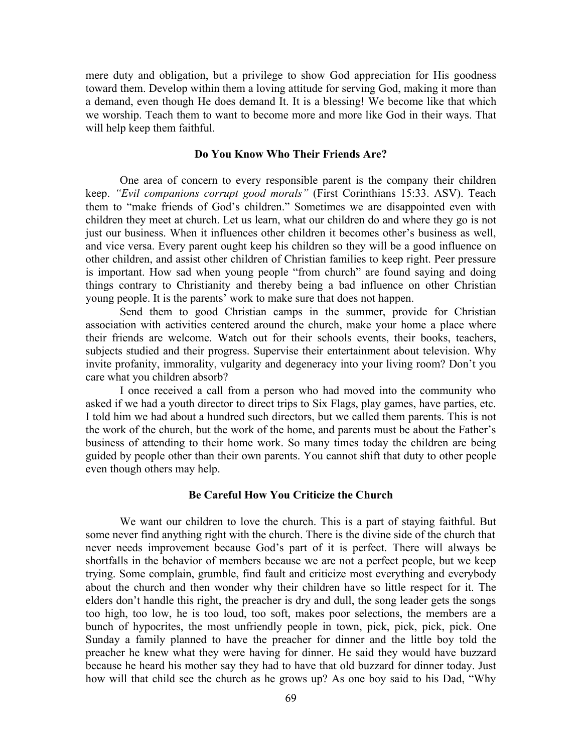mere duty and obligation, but a privilege to show God appreciation for His goodness toward them. Develop within them a loving attitude for serving God, making it more than a demand, even though He does demand It. It is a blessing! We become like that which we worship. Teach them to want to become more and more like God in their ways. That will help keep them faithful.

### Do You Know Who Their Friends Are?

One area of concern to every responsible parent is the company their children keep. *"Evil companions corrupt good morals"* (First Corinthians 15:33. ASV). Teach them to "make friends of God's children." Sometimes we are disappointed even with children they meet at church. Let us learn, what our children do and where they go is not just our business. When it influences other children it becomes other's business as well, and vice versa. Every parent ought keep his children so they will be a good influence on other children, and assist other children of Christian families to keep right. Peer pressure is important. How sad when young people "from church" are found saying and doing things contrary to Christianity and thereby being a bad influence on other Christian young people. It is the parents' work to make sure that does not happen.

Send them to good Christian camps in the summer, provide for Christian association with activities centered around the church, make your home a place where their friends are welcome. Watch out for their schools events, their books, teachers, subjects studied and their progress. Supervise their entertainment about television. Why invite profanity, immorality, vulgarity and degeneracy into your living room? Don't you care what you children absorb?

I once received a call from a person who had moved into the community who asked if we had a youth director to direct trips to Six Flags, play games, have parties, etc. I told him we had about a hundred such directors, but we called them parents. This is not the work of the church, but the work of the home, and parents must be about the Father's business of attending to their home work. So many times today the children are being guided by people other than their own parents. You cannot shift that duty to other people even though others may help.

### Be Careful How You Criticize the Church

We want our children to love the church. This is a part of staying faithful. But some never find anything right with the church. There is the divine side of the church that never needs improvement because God's part of it is perfect. There will always be shortfalls in the behavior of members because we are not a perfect people, but we keep trying. Some complain, grumble, find fault and criticize most everything and everybody about the church and then wonder why their children have so little respect for it. The elders don't handle this right, the preacher is dry and dull, the song leader gets the songs too high, too low, he is too loud, too soft, makes poor selections, the members are a bunch of hypocrites, the most unfriendly people in town, pick, pick, pick, pick. One Sunday a family planned to have the preacher for dinner and the little boy told the preacher he knew what they were having for dinner. He said they would have buzzard because he heard his mother say they had to have that old buzzard for dinner today. Just how will that child see the church as he grows up? As one boy said to his Dad, "Why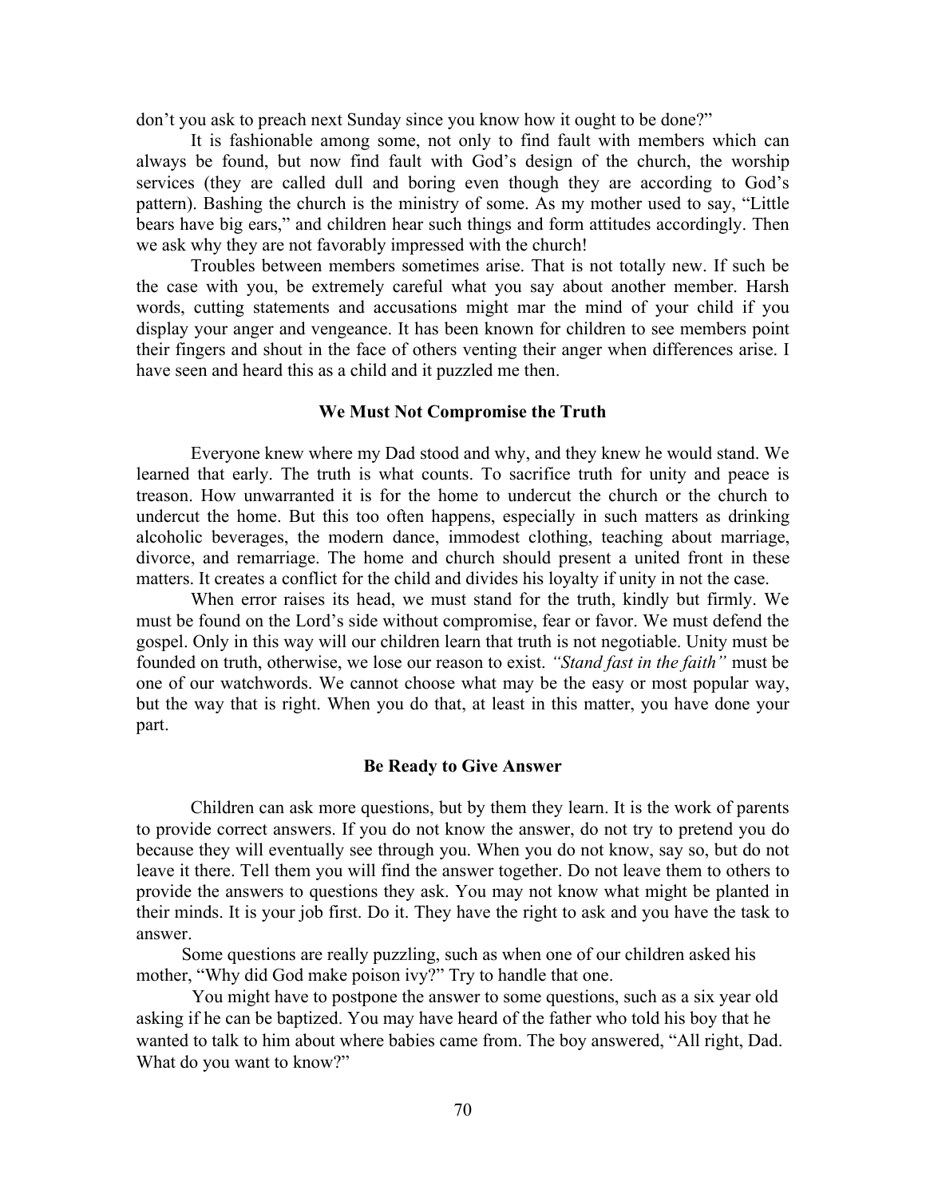don't you ask to preach next Sunday since you know how it ought to be done?"

It is fashionable among some, not only to find fault with members which can always be found, but now find fault with God's design of the church, the worship services (they are called dull and boring even though they are according to God's pattern). Bashing the church is the ministry of some. As my mother used to say, "Little bears have big ears," and children hear such things and form attitudes accordingly. Then we ask why they are not favorably impressed with the church!

Troubles between members sometimes arise. That is not totally new. If such be the case with you, be extremely careful what you say about another member. Harsh words, cutting statements and accusations might mar the mind of your child if you display your anger and vengeance. It has been known for children to see members point their fingers and shout in the face of others venting their anger when differences arise. I have seen and heard this as a child and it puzzled me then.

### We Must Not Compromise the Truth

Everyone knew where my Dad stood and why, and they knew he would stand. We learned that early. The truth is what counts. To sacrifice truth for unity and peace is treason. How unwarranted it is for the home to undercut the church or the church to undercut the home. But this too often happens, especially in such matters as drinking alcoholic beverages, the modern dance, immodest clothing, teaching about marriage, divorce, and remarriage. The home and church should present a united front in these matters. It creates a conflict for the child and divides his loyalty if unity in not the case.

When error raises its head, we must stand for the truth, kindly but firmly. We must be found on the Lord's side without compromise, fear or favor. We must defend the gospel. Only in this way will our children learn that truth is not negotiable. Unity must be founded on truth, otherwise, we lose our reason to exist. *"Stand fast in the faith"* must be one of our watchwords. We cannot choose what may be the easy or most popular way, but the way that is right. When you do that, at least in this matter, you have done your part.

### Be Ready to Give Answer

Children can ask more questions, but by them they learn. It is the work of parents to provide correct answers. If you do not know the answer, do not try to pretend you do because they will eventually see through you. When you do not know, say so, but do not leave it there. Tell them you will find the answer together. Do not leave them to others to provide the answers to questions they ask. You may not know what might be planted in their minds. It is your job first. Do it. They have the right to ask and you have the task to answer.

Some questions are really puzzling, such as when one of our children asked his mother, "Why did God make poison ivy?" Try to handle that one.

You might have to postpone the answer to some questions, such as a six year old asking if he can be baptized. You may have heard of the father who told his boy that he wanted to talk to him about where babies came from. The boy answered, "All right, Dad. What do you want to know?"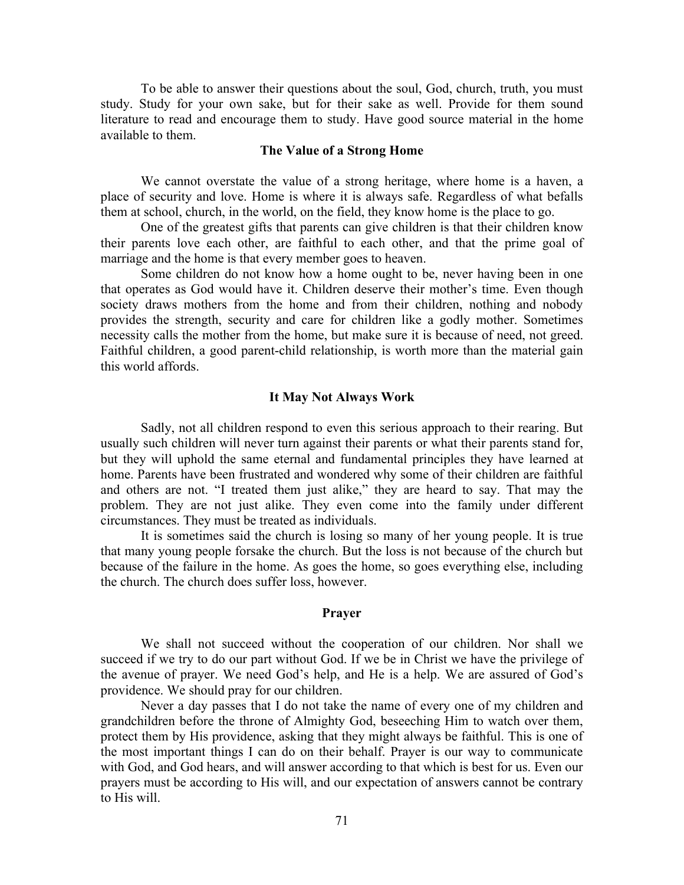To be able to answer their questions about the soul, God, church, truth, you must study. Study for your own sake, but for their sake as well. Provide for them sound literature to read and encourage them to study. Have good source material in the home available to them.

### The Value of a Strong Home

We cannot overstate the value of a strong heritage, where home is a haven, a place of security and love. Home is where it is always safe. Regardless of what befalls them at school, church, in the world, on the field, they know home is the place to go.

One of the greatest gifts that parents can give children is that their children know their parents love each other, are faithful to each other, and that the prime goal of marriage and the home is that every member goes to heaven.

Some children do not know how a home ought to be, never having been in one that operates as God would have it. Children deserve their mother's time. Even though society draws mothers from the home and from their children, nothing and nobody provides the strength, security and care for children like a godly mother. Sometimes necessity calls the mother from the home, but make sure it is because of need, not greed. Faithful children, a good parent-child relationship, is worth more than the material gain this world affords.

### It May Not Always Work

Sadly, not all children respond to even this serious approach to their rearing. But usually such children will never turn against their parents or what their parents stand for, but they will uphold the same eternal and fundamental principles they have learned at home. Parents have been frustrated and wondered why some of their children are faithful and others are not. "I treated them just alike," they are heard to say. That may the problem. They are not just alike. They even come into the family under different circumstances. They must be treated as individuals.

It is sometimes said the church is losing so many of her young people. It is true that many young people forsake the church. But the loss is not because of the church but because of the failure in the home. As goes the home, so goes everything else, including the church. The church does suffer loss, however.

### Prayer

We shall not succeed without the cooperation of our children. Nor shall we succeed if we try to do our part without God. If we be in Christ we have the privilege of the avenue of prayer. We need God's help, and He is a help. We are assured of God's providence. We should pray for our children.

Never a day passes that I do not take the name of every one of my children and grandchildren before the throne of Almighty God, beseeching Him to watch over them, protect them by His providence, asking that they might always be faithful. This is one of the most important things I can do on their behalf. Prayer is our way to communicate with God, and God hears, and will answer according to that which is best for us. Even our prayers must be according to His will, and our expectation of answers cannot be contrary to His will.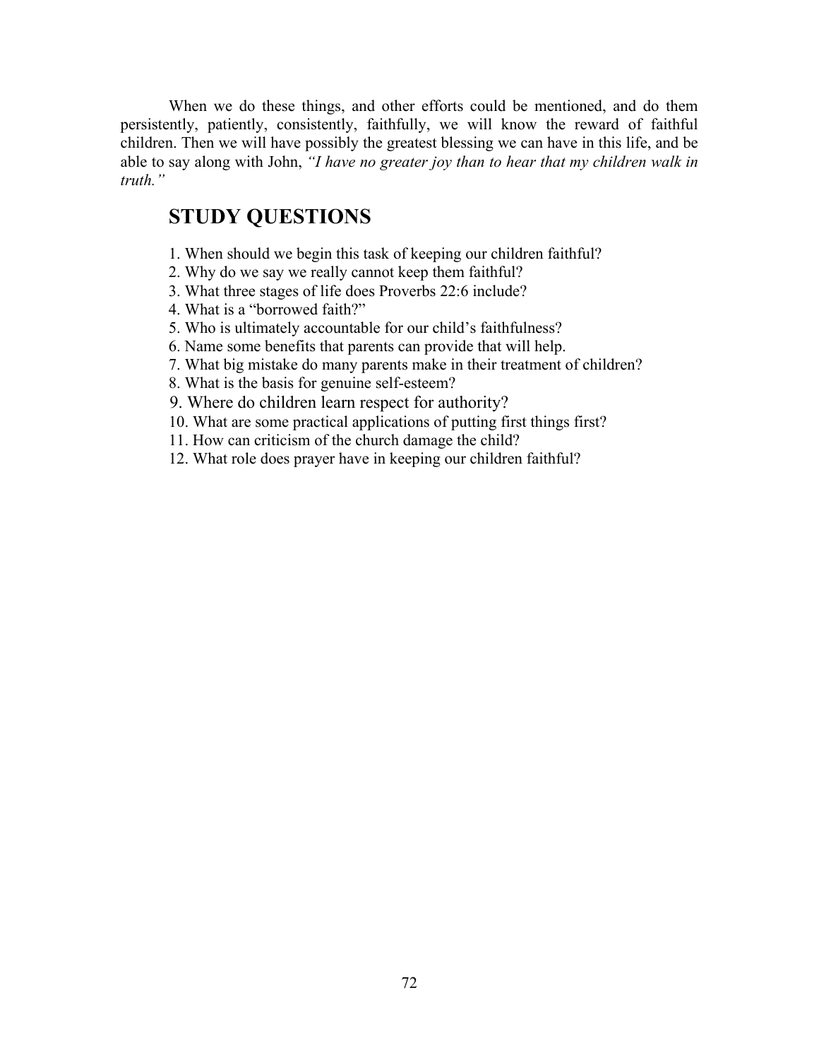When we do these things, and other efforts could be mentioned, and do them persistently, patiently, consistently, faithfully, we will know the reward of faithful children. Then we will have possibly the greatest blessing we can have in this life, and be able to say along with John, *"I have no greater joy than to hear that my children walk in truth."*

## STUDY QUESTIONS

1. When should we begin this task of keeping our children faithful?
2. Why do we say we really cannot keep them faithful?
3. What three stages of life does Proverbs 22:6 include?
4. What is a "borrowed faith?"
5. Who is ultimately accountable for our child's faithfulness?
6. Name some benefits that parents can provide that will help.
7. What big mistake do many parents make in their treatment of children?
8. What is the basis for genuine self-esteem?
9. Where do children learn respect for authority?
10. What are some practical applications of putting first things first?
11. How can criticism of the church damage the child?
12. What role does prayer have in keeping our children faithful?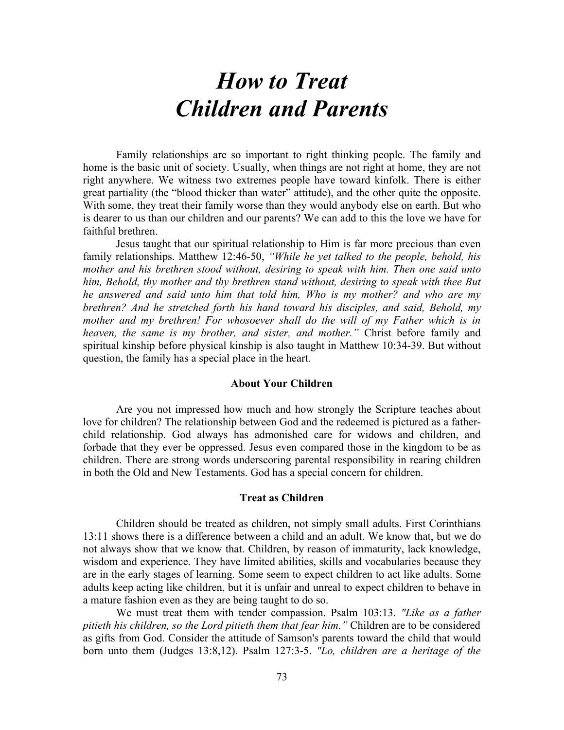# *How to Treat Children and Parents*

Family relationships are so important to right thinking people. The family and home is the basic unit of society. Usually, when things are not right at home, they are not right anywhere. We witness two extremes people have toward kinfolk. There is either great partiality (the "blood thicker than water" attitude), and the other quite the opposite. With some, they treat their family worse than they would anybody else on earth. But who is dearer to us than our children and our parents? We can add to this the love we have for faithful brethren.

Jesus taught that our spiritual relationship to Him is far more precious than even family relationships. Matthew 12:46-50, *"While he yet talked to the people, behold, his mother and his brethren stood without, desiring to speak with him. Then one said unto him, Behold, thy mother and thy brethren stand without, desiring to speak with thee But he answered and said unto him that told him, Who is my mother? and who are my brethren? And he stretched forth his hand toward his disciples, and said, Behold, my mother and my brethren! For whosoever shall do the will of my Father which is in heaven, the same is my brother, and sister, and mother."* Christ before family and spiritual kinship before physical kinship is also taught in Matthew 10:34-39. But without question, the family has a special place in the heart.

### About Your Children

Are you not impressed how much and how strongly the Scripture teaches about love for children? The relationship between God and the redeemed is pictured as a father-child relationship. God always has admonished care for widows and children, and forbade that they ever be oppressed. Jesus even compared those in the kingdom to be as children. There are strong words underscoring parental responsibility in rearing children in both the Old and New Testaments. God has a special concern for children.

### Treat as Children

Children should be treated as children, not simply small adults. First Corinthians 13:11 shows there is a difference between a child and an adult. We know that, but we do not always show that we know that. Children, by reason of immaturity, lack knowledge, wisdom and experience. They have limited abilities, skills and vocabularies because they are in the early stages of learning. Some seem to expect children to act like adults. Some adults keep acting like children, but it is unfair and unreal to expect children to behave in a mature fashion even as they are being taught to do so.

We must treat them with tender compassion. Psalm 103:13. *"Like as a father pitieth his children, so the Lord pitieth them that fear him."* Children are to be considered as gifts from God. Consider the attitude of Samson's parents toward the child that would born unto them (Judges 13:8,12). Psalm 127:3-5. *"Lo, children are a heritage of the*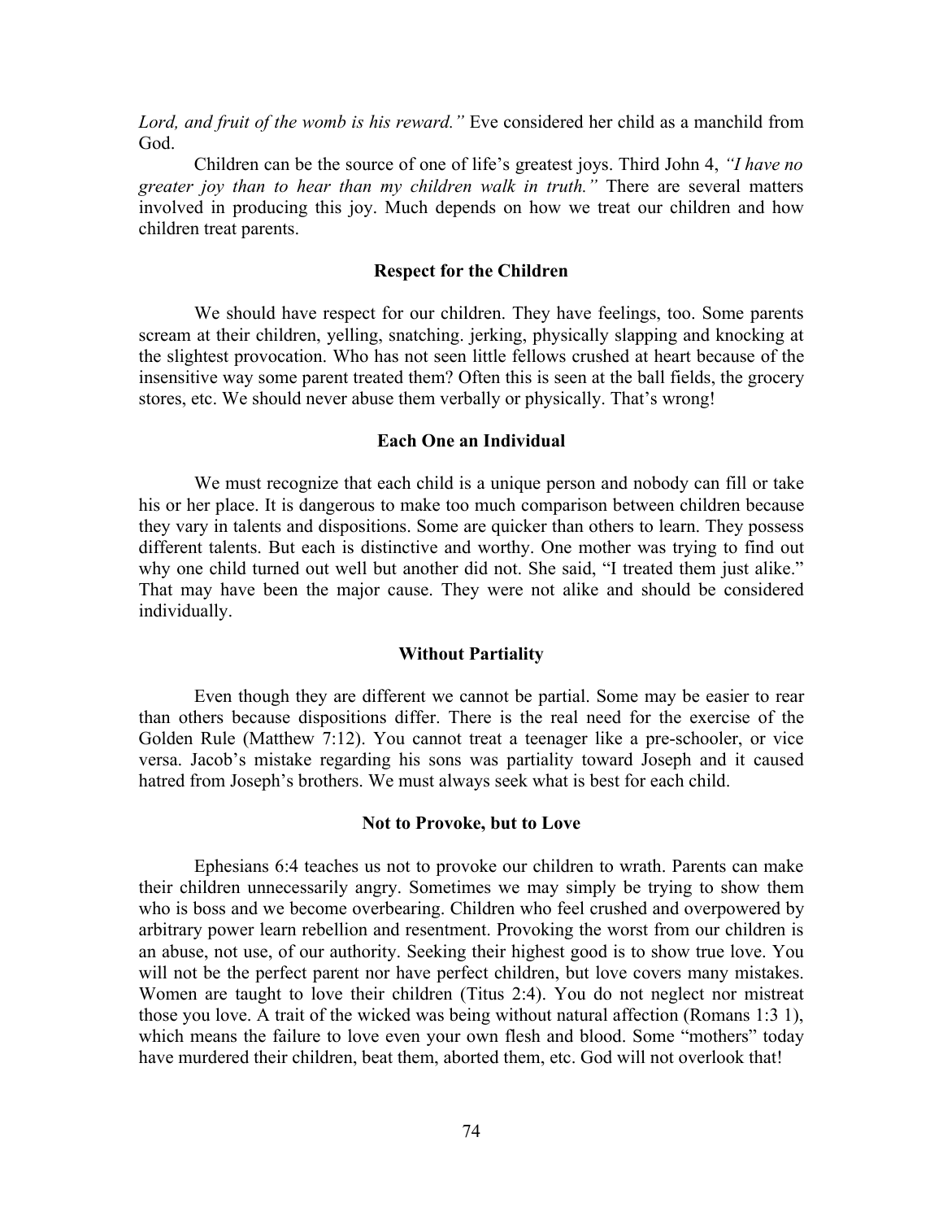*Lord, and fruit of the womb is his reward."* Eve considered her child as a manchild from God.

Children can be the source of one of life's greatest joys. Third John 4, *"I have no greater joy than to hear than my children walk in truth."* There are several matters involved in producing this joy. Much depends on how we treat our children and how children treat parents.

**Respect for the Children**

We should have respect for our children. They have feelings, too. Some parents scream at their children, yelling, snatching. jerking, physically slapping and knocking at the slightest provocation. Who has not seen little fellows crushed at heart because of the insensitive way some parent treated them? Often this is seen at the ball fields, the grocery stores, etc. We should never abuse them verbally or physically. That's wrong!

**Each One an Individual**

We must recognize that each child is a unique person and nobody can fill or take his or her place. It is dangerous to make too much comparison between children because they vary in talents and dispositions. Some are quicker than others to learn. They possess different talents. But each is distinctive and worthy. One mother was trying to find out why one child turned out well but another did not. She said, "I treated them just alike." That may have been the major cause. They were not alike and should be considered individually.

**Without Partiality**

Even though they are different we cannot be partial. Some may be easier to rear than others because dispositions differ. There is the real need for the exercise of the Golden Rule (Matthew 7:12). You cannot treat a teenager like a pre-schooler, or vice versa. Jacob's mistake regarding his sons was partiality toward Joseph and it caused hatred from Joseph's brothers. We must always seek what is best for each child.

**Not to Provoke, but to Love**

Ephesians 6:4 teaches us not to provoke our children to wrath. Parents can make their children unnecessarily angry. Sometimes we may simply be trying to show them who is boss and we become overbearing. Children who feel crushed and overpowered by arbitrary power learn rebellion and resentment. Provoking the worst from our children is an abuse, not use, of our authority. Seeking their highest good is to show true love. You will not be the perfect parent nor have perfect children, but love covers many mistakes. Women are taught to love their children (Titus 2:4). You do not neglect nor mistreat those you love. A trait of the wicked was being without natural affection (Romans 1:3 1), which means the failure to love even your own flesh and blood. Some "mothers" today have murdered their children, beat them, aborted them, etc. God will not overlook that!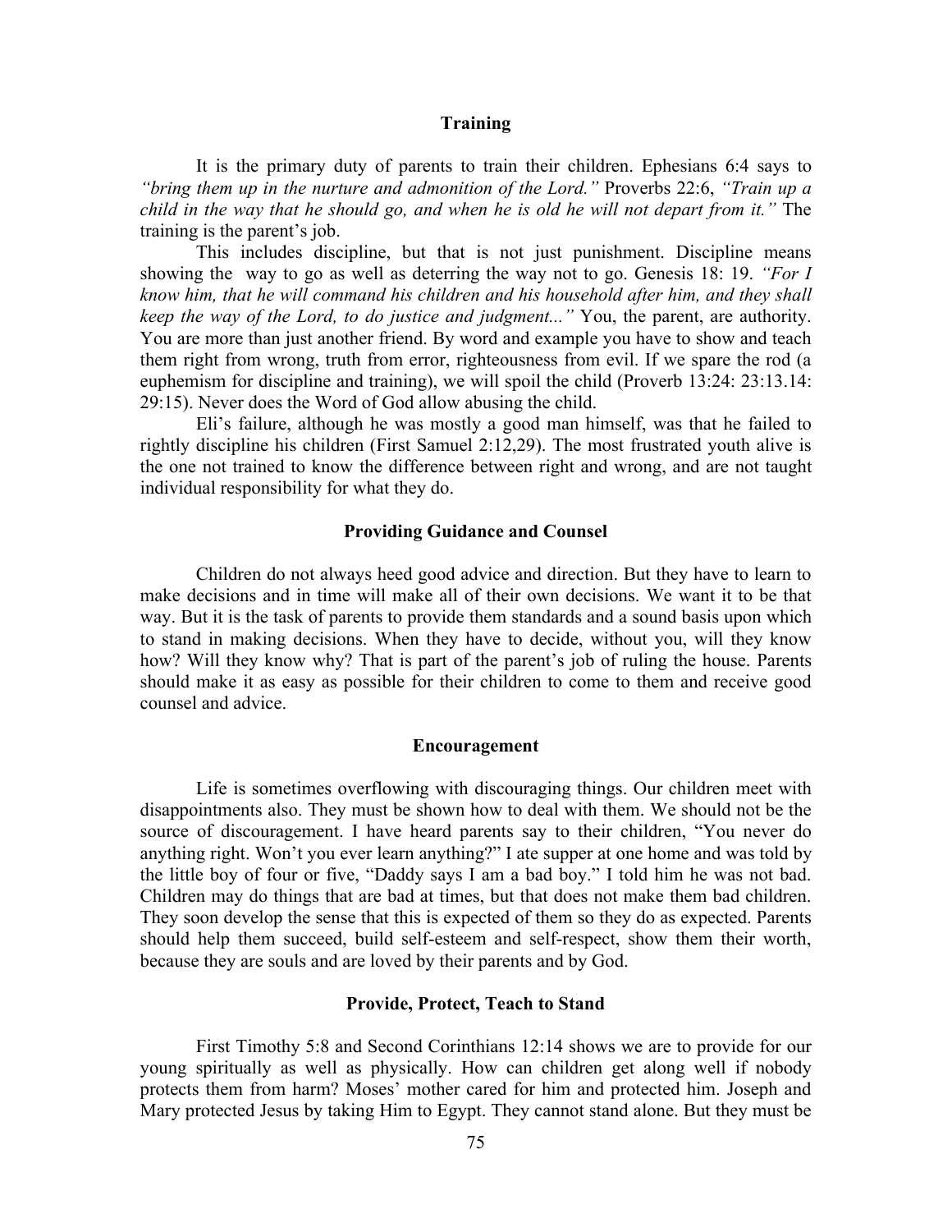### Training

It is the primary duty of parents to train their children. Ephesians 6:4 says to *"bring them up in the nurture and admonition of the Lord."* Proverbs 22:6, *"Train up a child in the way that he should go, and when he is old he will not depart from it."* The training is the parent's job.

This includes discipline, but that is not just punishment. Discipline means showing the way to go as well as deterring the way not to go. Genesis 18: 19. *"For I know him, that he will command his children and his household after him, and they shall keep the way of the Lord, to do justice and judgment..."* You, the parent, are authority. You are more than just another friend. By word and example you have to show and teach them right from wrong, truth from error, righteousness from evil. If we spare the rod (a euphemism for discipline and training), we will spoil the child (Proverb 13:24: 23:13.14: 29:15). Never does the Word of God allow abusing the child.

Eli's failure, although he was mostly a good man himself, was that he failed to rightly discipline his children (First Samuel 2:12,29). The most frustrated youth alive is the one not trained to know the difference between right and wrong, and are not taught individual responsibility for what they do.

### Providing Guidance and Counsel

Children do not always heed good advice and direction. But they have to learn to make decisions and in time will make all of their own decisions. We want it to be that way. But it is the task of parents to provide them standards and a sound basis upon which to stand in making decisions. When they have to decide, without you, will they know how? Will they know why? That is part of the parent's job of ruling the house. Parents should make it as easy as possible for their children to come to them and receive good counsel and advice.

### Encouragement

Life is sometimes overflowing with discouraging things. Our children meet with disappointments also. They must be shown how to deal with them. We should not be the source of discouragement. I have heard parents say to their children, "You never do anything right. Won't you ever learn anything?" I ate supper at one home and was told by the little boy of four or five, "Daddy says I am a bad boy." I told him he was not bad. Children may do things that are bad at times, but that does not make them bad children. They soon develop the sense that this is expected of them so they do as expected. Parents should help them succeed, build self-esteem and self-respect, show them their worth, because they are souls and are loved by their parents and by God.

### Provide, Protect, Teach to Stand

First Timothy 5:8 and Second Corinthians 12:14 shows we are to provide for our young spiritually as well as physically. How can children get along well if nobody protects them from harm? Moses' mother cared for him and protected him. Joseph and Mary protected Jesus by taking Him to Egypt. They cannot stand alone. But they must be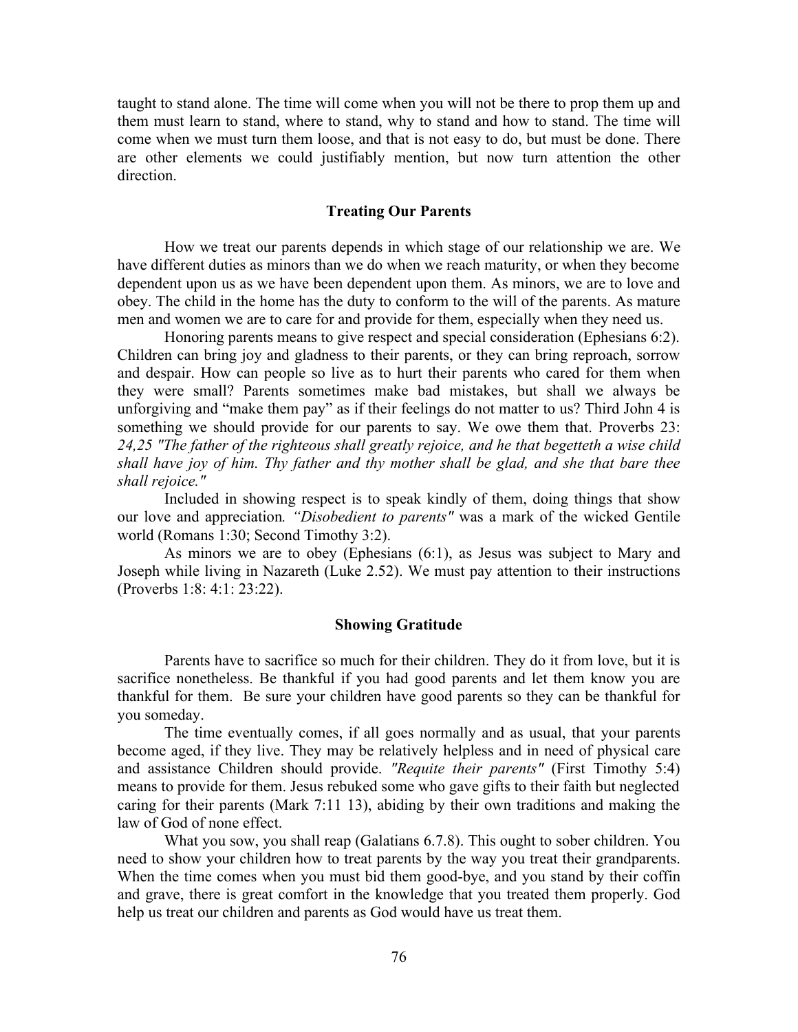taught to stand alone. The time will come when you will not be there to prop them up and them must learn to stand, where to stand, why to stand and how to stand. The time will come when we must turn them loose, and that is not easy to do, but must be done. There are other elements we could justifiably mention, but now turn attention the other direction.

### Treating Our Parents

How we treat our parents depends in which stage of our relationship we are. We have different duties as minors than we do when we reach maturity, or when they become dependent upon us as we have been dependent upon them. As minors, we are to love and obey. The child in the home has the duty to conform to the will of the parents. As mature men and women we are to care for and provide for them, especially when they need us.

Honoring parents means to give respect and special consideration (Ephesians 6:2). Children can bring joy and gladness to their parents, or they can bring reproach, sorrow and despair. How can people so live as to hurt their parents who cared for them when they were small? Parents sometimes make bad mistakes, but shall we always be unforgiving and "make them pay" as if their feelings do not matter to us? Third John 4 is something we should provide for our parents to say. We owe them that. Proverbs 23: *24,25 "The father of the righteous shall greatly rejoice, and he that begetteth a wise child shall have joy of him. Thy father and thy mother shall be glad, and she that bare thee shall rejoice."*

Included in showing respect is to speak kindly of them, doing things that show our love and appreciation*. "Disobedient to parents"* was a mark of the wicked Gentile world (Romans 1:30; Second Timothy 3:2).

As minors we are to obey (Ephesians (6:1), as Jesus was subject to Mary and Joseph while living in Nazareth (Luke 2.52). We must pay attention to their instructions (Proverbs 1:8: 4:1: 23:22).

### Showing Gratitude

Parents have to sacrifice so much for their children. They do it from love, but it is sacrifice nonetheless. Be thankful if you had good parents and let them know you are thankful for them. Be sure your children have good parents so they can be thankful for you someday.

The time eventually comes, if all goes normally and as usual, that your parents become aged, if they live. They may be relatively helpless and in need of physical care and assistance Children should provide. *"Requite their parents"* (First Timothy 5:4) means to provide for them. Jesus rebuked some who gave gifts to their faith but neglected caring for their parents (Mark 7:11 13), abiding by their own traditions and making the law of God of none effect.

What you sow, you shall reap (Galatians 6.7.8). This ought to sober children. You need to show your children how to treat parents by the way you treat their grandparents. When the time comes when you must bid them good-bye, and you stand by their coffin and grave, there is great comfort in the knowledge that you treated them properly. God help us treat our children and parents as God would have us treat them.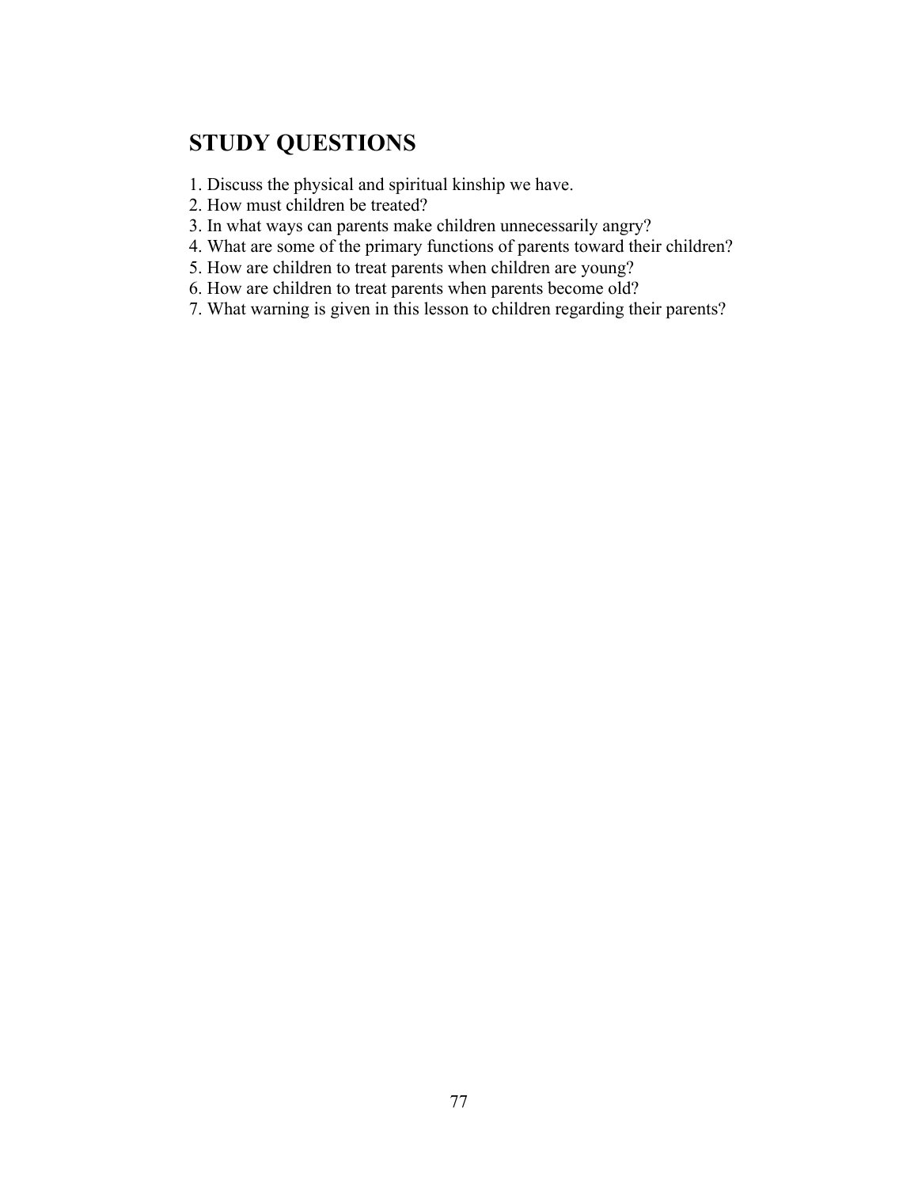## STUDY QUESTIONS

1. Discuss the physical and spiritual kinship we have.
2. How must children be treated?
3. In what ways can parents make children unnecessarily angry?
4. What are some of the primary functions of parents toward their children?
5. How are children to treat parents when children are young?
6. How are children to treat parents when parents become old?
7. What warning is given in this lesson to children regarding their parents?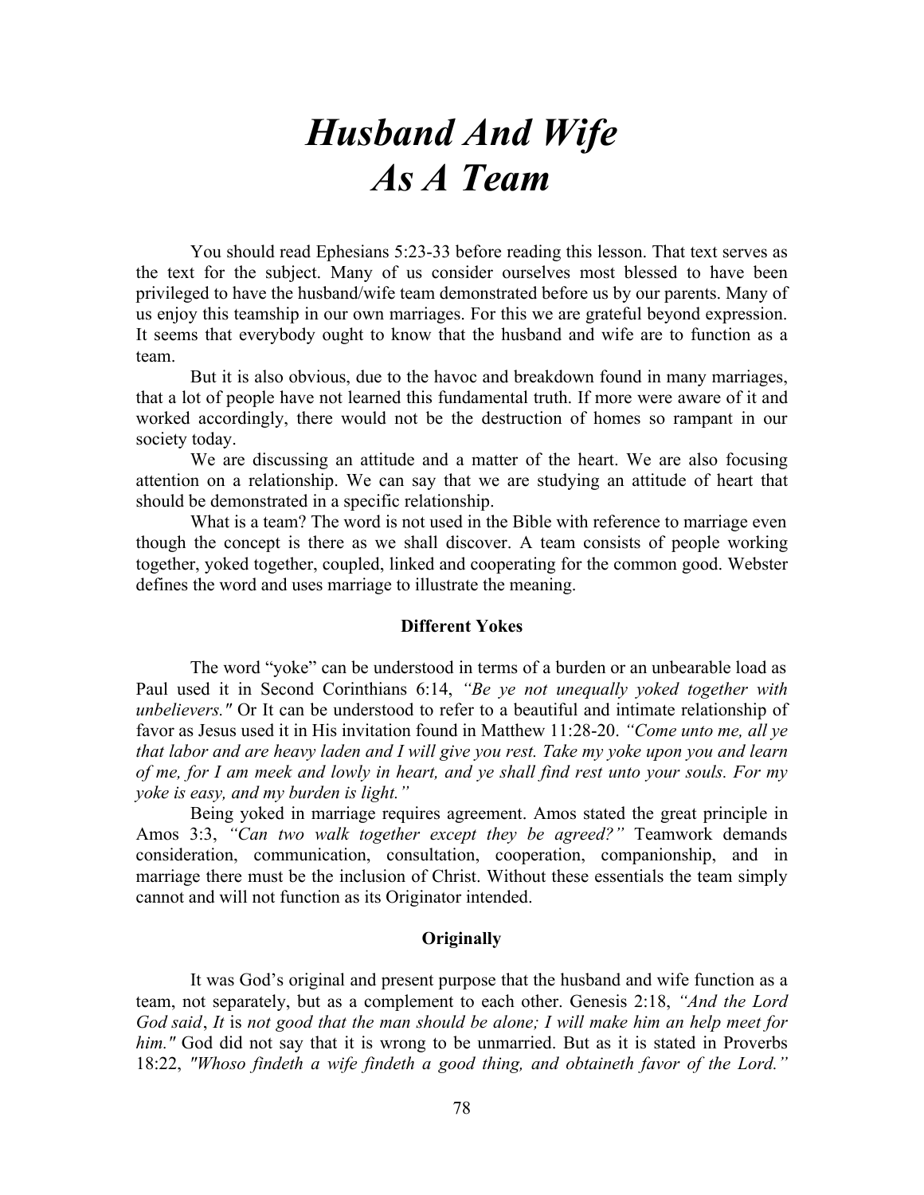# *Husband And Wife As A Team*

You should read Ephesians 5:23-33 before reading this lesson. That text serves as the text for the subject. Many of us consider ourselves most blessed to have been privileged to have the husband/wife team demonstrated before us by our parents. Many of us enjoy this teamship in our own marriages. For this we are grateful beyond expression. It seems that everybody ought to know that the husband and wife are to function as a team.

But it is also obvious, due to the havoc and breakdown found in many marriages, that a lot of people have not learned this fundamental truth. If more were aware of it and worked accordingly, there would not be the destruction of homes so rampant in our society today.

We are discussing an attitude and a matter of the heart. We are also focusing attention on a relationship. We can say that we are studying an attitude of heart that should be demonstrated in a specific relationship.

What is a team? The word is not used in the Bible with reference to marriage even though the concept is there as we shall discover. A team consists of people working together, yoked together, coupled, linked and cooperating for the common good. Webster defines the word and uses marriage to illustrate the meaning.

**Different Yokes**

The word "yoke" can be understood in terms of a burden or an unbearable load as Paul used it in Second Corinthians 6:14, *"Be ye not unequally yoked together with unbelievers."* Or It can be understood to refer to a beautiful and intimate relationship of favor as Jesus used it in His invitation found in Matthew 11:28-20. *"Come unto me, all ye that labor and are heavy laden and I will give you rest. Take my yoke upon you and learn of me, for I am meek and lowly in heart, and ye shall find rest unto your souls. For my yoke is easy, and my burden is light."*

Being yoked in marriage requires agreement. Amos stated the great principle in Amos 3:3, *"Can two walk together except they be agreed?"* Teamwork demands consideration, communication, consultation, cooperation, companionship, and in marriage there must be the inclusion of Christ. Without these essentials the team simply cannot and will not function as its Originator intended.

**Originally**

It was God's original and present purpose that the husband and wife function as a team, not separately, but as a complement to each other. Genesis 2:18, *"And the Lord God said*, *It* is *not good that the man should be alone; I will make him an help meet for him."* God did not say that it is wrong to be unmarried. But as it is stated in Proverbs 18:22, *"Whoso findeth a wife findeth a good thing, and obtaineth favor of the Lord."*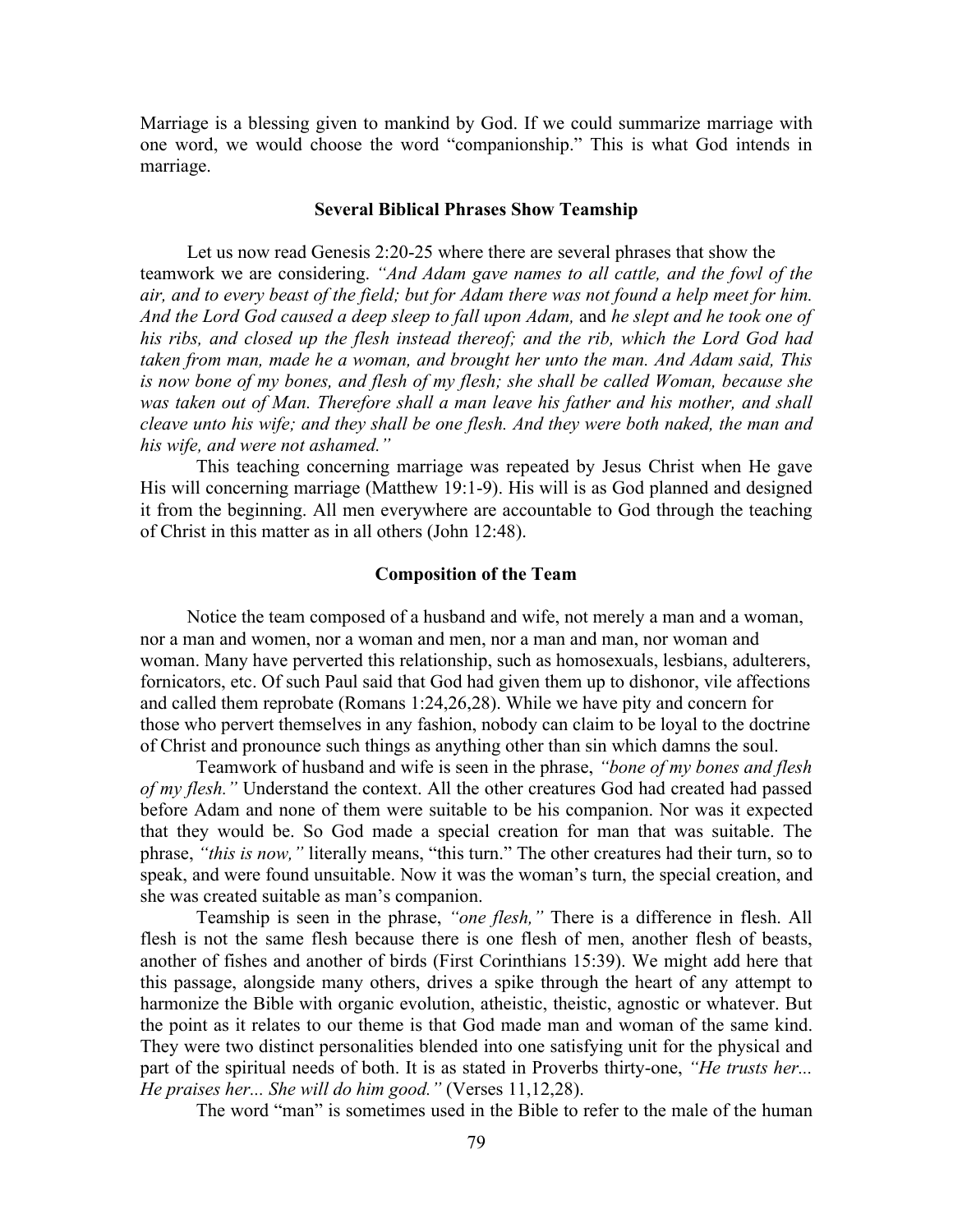Marriage is a blessing given to mankind by God. If we could summarize marriage with one word, we would choose the word "companionship." This is what God intends in marriage.

### Several Biblical Phrases Show Teamship

Let us now read Genesis 2:20-25 where there are several phrases that show the teamwork we are considering. *"And Adam gave names to all cattle, and the fowl of the air, and to every beast of the field; but for Adam there was not found a help meet for him. And the Lord God caused a deep sleep to fall upon Adam,* and *he slept and he took one of his ribs, and closed up the flesh instead thereof; and the rib, which the Lord God had taken from man, made he a woman, and brought her unto the man. And Adam said, This is now bone of my bones, and flesh of my flesh; she shall be called Woman, because she was taken out of Man. Therefore shall a man leave his father and his mother, and shall cleave unto his wife; and they shall be one flesh. And they were both naked, the man and his wife, and were not ashamed."*

This teaching concerning marriage was repeated by Jesus Christ when He gave His will concerning marriage (Matthew 19:1-9). His will is as God planned and designed it from the beginning. All men everywhere are accountable to God through the teaching of Christ in this matter as in all others (John 12:48).

### Composition of the Team

Notice the team composed of a husband and wife, not merely a man and a woman, nor a man and women, nor a woman and men, nor a man and man, nor woman and woman. Many have perverted this relationship, such as homosexuals, lesbians, adulterers, fornicators, etc. Of such Paul said that God had given them up to dishonor, vile affections and called them reprobate (Romans 1:24,26,28). While we have pity and concern for those who pervert themselves in any fashion, nobody can claim to be loyal to the doctrine of Christ and pronounce such things as anything other than sin which damns the soul.

Teamwork of husband and wife is seen in the phrase, *"bone of my bones and flesh of my flesh."* Understand the context. All the other creatures God had created had passed before Adam and none of them were suitable to be his companion. Nor was it expected that they would be. So God made a special creation for man that was suitable. The phrase, *"this is now,"* literally means, "this turn." The other creatures had their turn, so to speak, and were found unsuitable. Now it was the woman's turn, the special creation, and she was created suitable as man's companion.

Teamship is seen in the phrase, *"one flesh,"* There is a difference in flesh. All flesh is not the same flesh because there is one flesh of men, another flesh of beasts, another of fishes and another of birds (First Corinthians 15:39). We might add here that this passage, alongside many others, drives a spike through the heart of any attempt to harmonize the Bible with organic evolution, atheistic, theistic, agnostic or whatever. But the point as it relates to our theme is that God made man and woman of the same kind. They were two distinct personalities blended into one satisfying unit for the physical and part of the spiritual needs of both. It is as stated in Proverbs thirty-one, *"He trusts her... He praises her... She will do him good."* (Verses 11,12,28).

The word "man" is sometimes used in the Bible to refer to the male of the human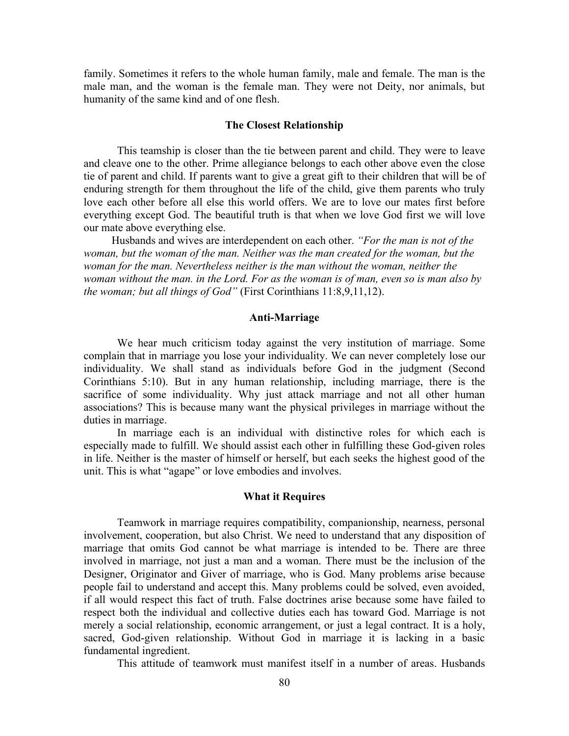family. Sometimes it refers to the whole human family, male and female. The man is the male man, and the woman is the female man. They were not Deity, nor animals, but humanity of the same kind and of one flesh.

### The Closest Relationship

This teamship is closer than the tie between parent and child. They were to leave and cleave one to the other. Prime allegiance belongs to each other above even the close tie of parent and child. If parents want to give a great gift to their children that will be of enduring strength for them throughout the life of the child, give them parents who truly love each other before all else this world offers. We are to love our mates first before everything except God. The beautiful truth is that when we love God first we will love our mate above everything else.

Husbands and wives are interdependent on each other. *"For the man is not of the woman, but the woman of the man. Neither was the man created for the woman, but the woman for the man. Nevertheless neither is the man without the woman, neither the woman without the man. in the Lord. For as the woman is of man, even so is man also by the woman; but all things of God"* (First Corinthians 11:8,9,11,12).

### Anti-Marriage

We hear much criticism today against the very institution of marriage. Some complain that in marriage you lose your individuality. We can never completely lose our individuality. We shall stand as individuals before God in the judgment (Second Corinthians 5:10). But in any human relationship, including marriage, there is the sacrifice of some individuality. Why just attack marriage and not all other human associations? This is because many want the physical privileges in marriage without the duties in marriage.

In marriage each is an individual with distinctive roles for which each is especially made to fulfill. We should assist each other in fulfilling these God-given roles in life. Neither is the master of himself or herself, but each seeks the highest good of the unit. This is what "agape" or love embodies and involves.

### What it Requires

Teamwork in marriage requires compatibility, companionship, nearness, personal involvement, cooperation, but also Christ. We need to understand that any disposition of marriage that omits God cannot be what marriage is intended to be. There are three involved in marriage, not just a man and a woman. There must be the inclusion of the Designer, Originator and Giver of marriage, who is God. Many problems arise because people fail to understand and accept this. Many problems could be solved, even avoided, if all would respect this fact of truth. False doctrines arise because some have failed to respect both the individual and collective duties each has toward God. Marriage is not merely a social relationship, economic arrangement, or just a legal contract. It is a holy, sacred, God-given relationship. Without God in marriage it is lacking in a basic fundamental ingredient.

This attitude of teamwork must manifest itself in a number of areas. Husbands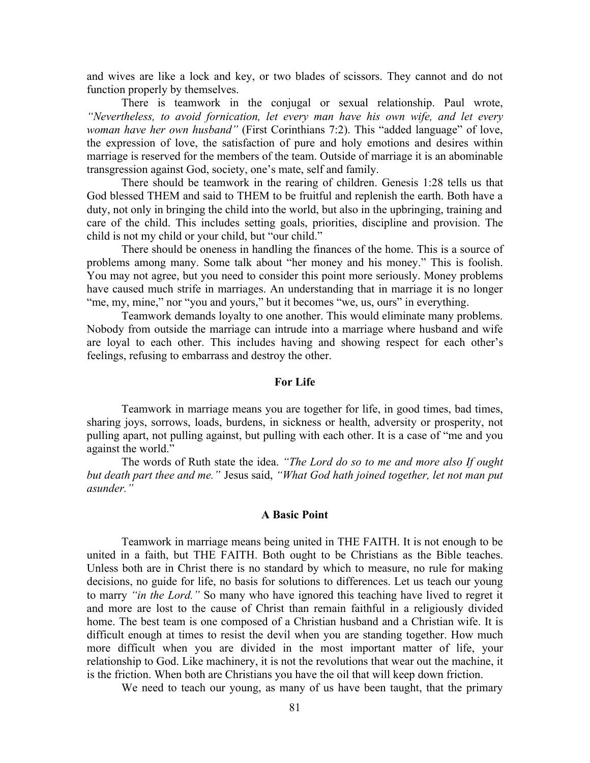and wives are like a lock and key, or two blades of scissors. They cannot and do not function properly by themselves.

There is teamwork in the conjugal or sexual relationship. Paul wrote, *"Nevertheless, to avoid fornication, let every man have his own wife, and let every woman have her own husband"* (First Corinthians 7:2). This "added language" of love, the expression of love, the satisfaction of pure and holy emotions and desires within marriage is reserved for the members of the team. Outside of marriage it is an abominable transgression against God, society, one's mate, self and family.

There should be teamwork in the rearing of children. Genesis 1:28 tells us that God blessed THEM and said to THEM to be fruitful and replenish the earth. Both have a duty, not only in bringing the child into the world, but also in the upbringing, training and care of the child. This includes setting goals, priorities, discipline and provision. The child is not my child or your child, but "our child."

There should be oneness in handling the finances of the home. This is a source of problems among many. Some talk about "her money and his money." This is foolish. You may not agree, but you need to consider this point more seriously. Money problems have caused much strife in marriages. An understanding that in marriage it is no longer "me, my, mine," nor "you and yours," but it becomes "we, us, ours" in everything.

Teamwork demands loyalty to one another. This would eliminate many problems. Nobody from outside the marriage can intrude into a marriage where husband and wife are loyal to each other. This includes having and showing respect for each other's feelings, refusing to embarrass and destroy the other.

**For Life**

Teamwork in marriage means you are together for life, in good times, bad times, sharing joys, sorrows, loads, burdens, in sickness or health, adversity or prosperity, not pulling apart, not pulling against, but pulling with each other. It is a case of "me and you against the world."

The words of Ruth state the idea. *"The Lord do so to me and more also If ought but death part thee and me."* Jesus said, *"What God hath joined together, let not man put asunder."*

**A Basic Point**

Teamwork in marriage means being united in THE FAITH. It is not enough to be united in a faith, but THE FAITH. Both ought to be Christians as the Bible teaches. Unless both are in Christ there is no standard by which to measure, no rule for making decisions, no guide for life, no basis for solutions to differences. Let us teach our young to marry *"in the Lord."* So many who have ignored this teaching have lived to regret it and more are lost to the cause of Christ than remain faithful in a religiously divided home. The best team is one composed of a Christian husband and a Christian wife. It is difficult enough at times to resist the devil when you are standing together. How much more difficult when you are divided in the most important matter of life, your relationship to God. Like machinery, it is not the revolutions that wear out the machine, it is the friction. When both are Christians you have the oil that will keep down friction.

We need to teach our young, as many of us have been taught, that the primary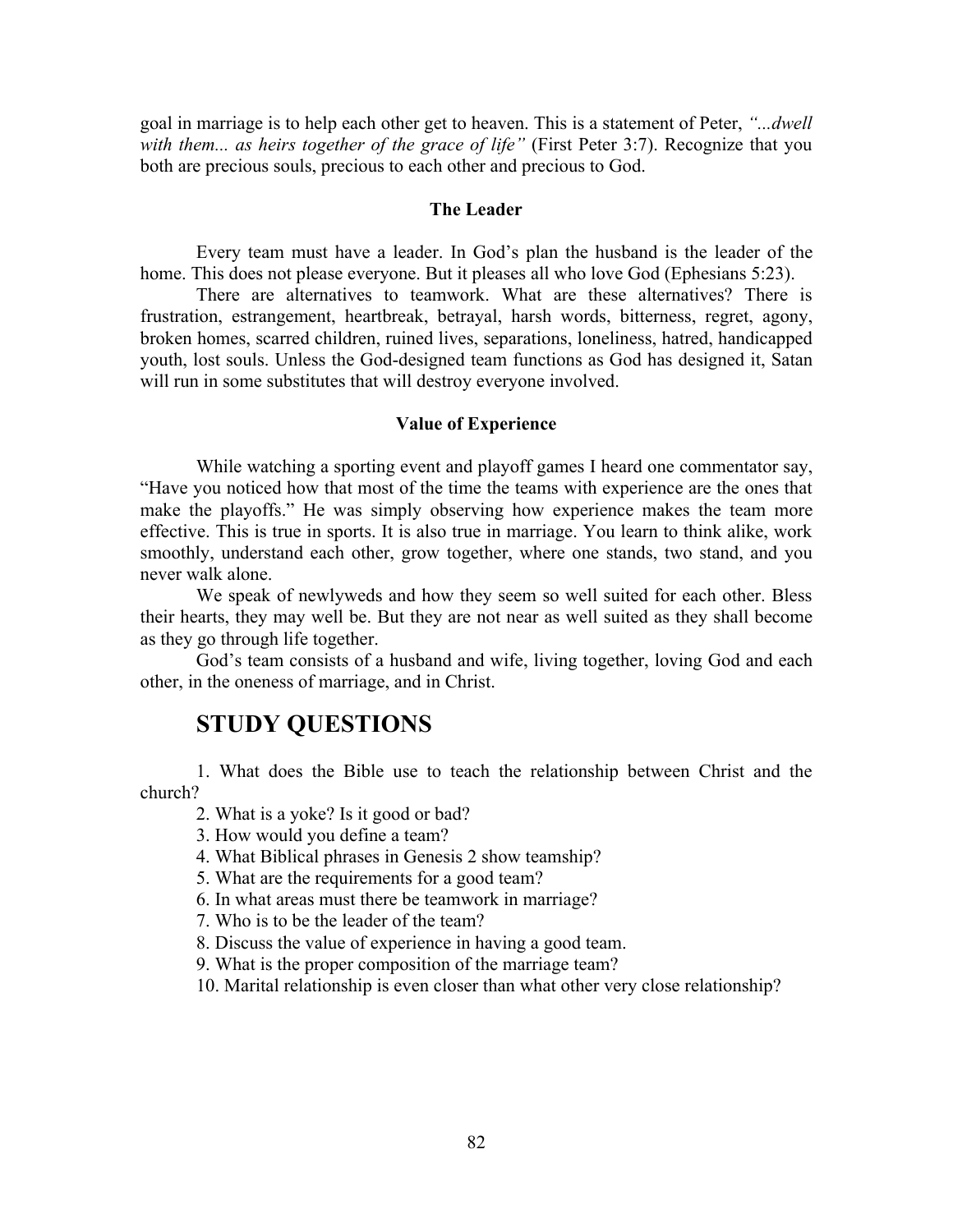goal in marriage is to help each other get to heaven. This is a statement of Peter, *"...dwell with them... as heirs together of the grace of life"* (First Peter 3:7). Recognize that you both are precious souls, precious to each other and precious to God.

### The Leader

Every team must have a leader. In God's plan the husband is the leader of the home. This does not please everyone. But it pleases all who love God (Ephesians 5:23).

There are alternatives to teamwork. What are these alternatives? There is frustration, estrangement, heartbreak, betrayal, harsh words, bitterness, regret, agony, broken homes, scarred children, ruined lives, separations, loneliness, hatred, handicapped youth, lost souls. Unless the God-designed team functions as God has designed it, Satan will run in some substitutes that will destroy everyone involved.

### Value of Experience

While watching a sporting event and playoff games I heard one commentator say, "Have you noticed how that most of the time the teams with experience are the ones that make the playoffs." He was simply observing how experience makes the team more effective. This is true in sports. It is also true in marriage. You learn to think alike, work smoothly, understand each other, grow together, where one stands, two stand, and you never walk alone.

We speak of newlyweds and how they seem so well suited for each other. Bless their hearts, they may well be. But they are not near as well suited as they shall become as they go through life together.

God's team consists of a husband and wife, living together, loving God and each other, in the oneness of marriage, and in Christ.

## STUDY QUESTIONS

1. What does the Bible use to teach the relationship between Christ and the church?
2. What is a yoke? Is it good or bad?
3. How would you define a team?
4. What Biblical phrases in Genesis 2 show teamship?
5. What are the requirements for a good team?
6. In what areas must there be teamwork in marriage?
7. Who is to be the leader of the team?
8. Discuss the value of experience in having a good team.
9. What is the proper composition of the marriage team?
10. Marital relationship is even closer than what other very close relationship?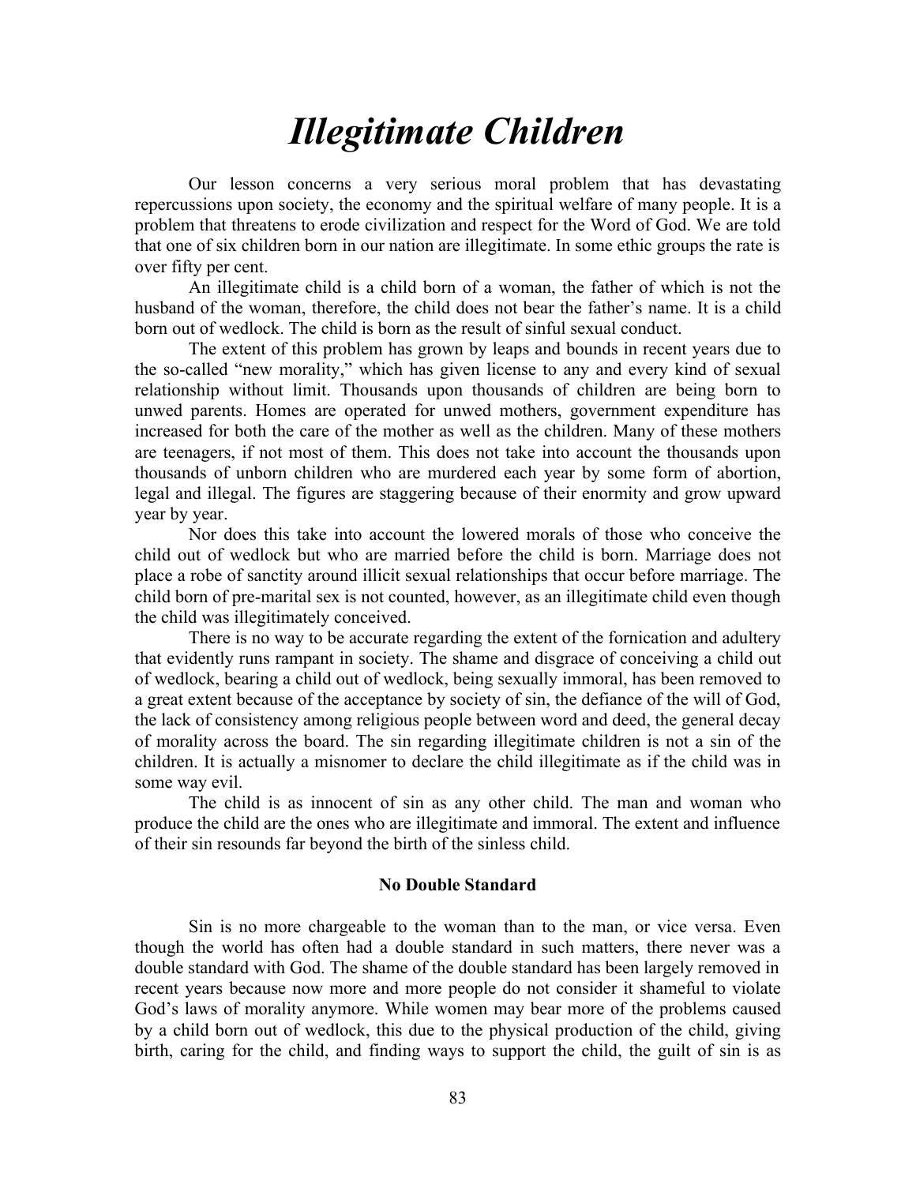# *Illegitimate Children*

Our lesson concerns a very serious moral problem that has devastating repercussions upon society, the economy and the spiritual welfare of many people. It is a problem that threatens to erode civilization and respect for the Word of God. We are told that one of six children born in our nation are illegitimate. In some ethic groups the rate is over fifty per cent.

An illegitimate child is a child born of a woman, the father of which is not the husband of the woman, therefore, the child does not bear the father's name. It is a child born out of wedlock. The child is born as the result of sinful sexual conduct.

The extent of this problem has grown by leaps and bounds in recent years due to the so-called "new morality," which has given license to any and every kind of sexual relationship without limit. Thousands upon thousands of children are being born to unwed parents. Homes are operated for unwed mothers, government expenditure has increased for both the care of the mother as well as the children. Many of these mothers are teenagers, if not most of them. This does not take into account the thousands upon thousands of unborn children who are murdered each year by some form of abortion, legal and illegal. The figures are staggering because of their enormity and grow upward year by year.

Nor does this take into account the lowered morals of those who conceive the child out of wedlock but who are married before the child is born. Marriage does not place a robe of sanctity around illicit sexual relationships that occur before marriage. The child born of pre-marital sex is not counted, however, as an illegitimate child even though the child was illegitimately conceived.

There is no way to be accurate regarding the extent of the fornication and adultery that evidently runs rampant in society. The shame and disgrace of conceiving a child out of wedlock, bearing a child out of wedlock, being sexually immoral, has been removed to a great extent because of the acceptance by society of sin, the defiance of the will of God, the lack of consistency among religious people between word and deed, the general decay of morality across the board. The sin regarding illegitimate children is not a sin of the children. It is actually a misnomer to declare the child illegitimate as if the child was in some way evil.

The child is as innocent of sin as any other child. The man and woman who produce the child are the ones who are illegitimate and immoral. The extent and influence of their sin resounds far beyond the birth of the sinless child.

**No Double Standard**

Sin is no more chargeable to the woman than to the man, or vice versa. Even though the world has often had a double standard in such matters, there never was a double standard with God. The shame of the double standard has been largely removed in recent years because now more and more people do not consider it shameful to violate God's laws of morality anymore. While women may bear more of the problems caused by a child born out of wedlock, this due to the physical production of the child, giving birth, caring for the child, and finding ways to support the child, the guilt of sin is as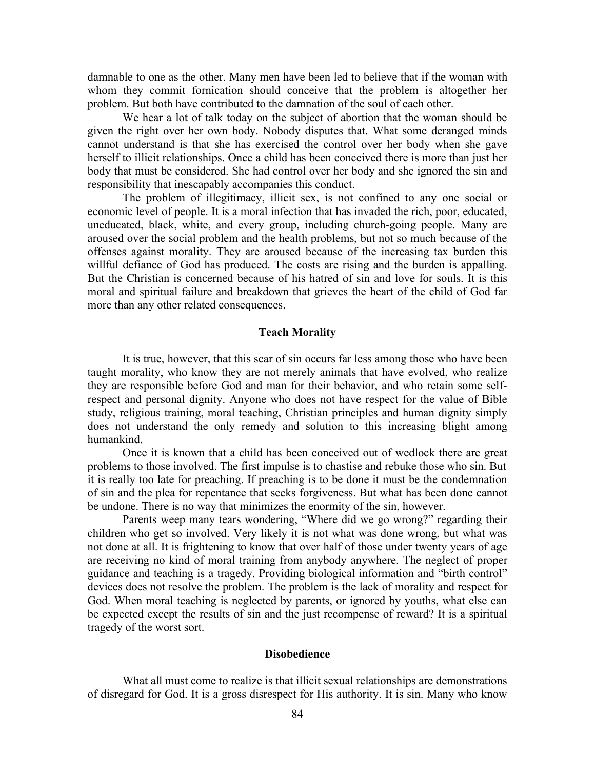damnable to one as the other. Many men have been led to believe that if the woman with whom they commit fornication should conceive that the problem is altogether her problem. But both have contributed to the damnation of the soul of each other.

We hear a lot of talk today on the subject of abortion that the woman should be given the right over her own body. Nobody disputes that. What some deranged minds cannot understand is that she has exercised the control over her body when she gave herself to illicit relationships. Once a child has been conceived there is more than just her body that must be considered. She had control over her body and she ignored the sin and responsibility that inescapably accompanies this conduct.

The problem of illegitimacy, illicit sex, is not confined to any one social or economic level of people. It is a moral infection that has invaded the rich, poor, educated, uneducated, black, white, and every group, including church-going people. Many are aroused over the social problem and the health problems, but not so much because of the offenses against morality. They are aroused because of the increasing tax burden this willful defiance of God has produced. The costs are rising and the burden is appalling. But the Christian is concerned because of his hatred of sin and love for souls. It is this moral and spiritual failure and breakdown that grieves the heart of the child of God far more than any other related consequences.

### Teach Morality

It is true, however, that this scar of sin occurs far less among those who have been taught morality, who know they are not merely animals that have evolved, who realize they are responsible before God and man for their behavior, and who retain some self-respect and personal dignity. Anyone who does not have respect for the value of Bible study, religious training, moral teaching, Christian principles and human dignity simply does not understand the only remedy and solution to this increasing blight among humankind.

Once it is known that a child has been conceived out of wedlock there are great problems to those involved. The first impulse is to chastise and rebuke those who sin. But it is really too late for preaching. If preaching is to be done it must be the condemnation of sin and the plea for repentance that seeks forgiveness. But what has been done cannot be undone. There is no way that minimizes the enormity of the sin, however.

Parents weep many tears wondering, "Where did we go wrong?" regarding their children who get so involved. Very likely it is not what was done wrong, but what was not done at all. It is frightening to know that over half of those under twenty years of age are receiving no kind of moral training from anybody anywhere. The neglect of proper guidance and teaching is a tragedy. Providing biological information and "birth control" devices does not resolve the problem. The problem is the lack of morality and respect for God. When moral teaching is neglected by parents, or ignored by youths, what else can be expected except the results of sin and the just recompense of reward? It is a spiritual tragedy of the worst sort.

### Disobedience

What all must come to realize is that illicit sexual relationships are demonstrations of disregard for God. It is a gross disrespect for His authority. It is sin. Many who know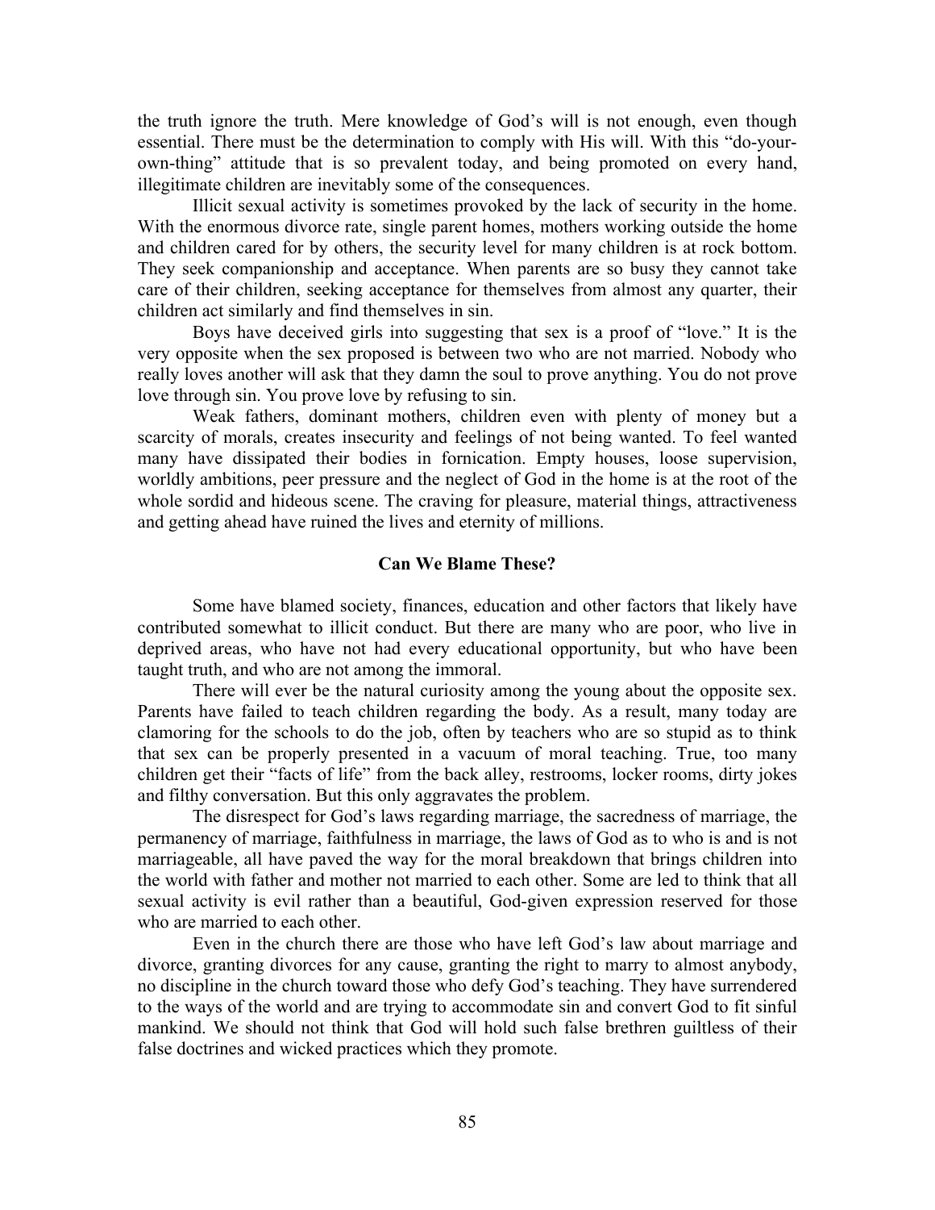the truth ignore the truth. Mere knowledge of God's will is not enough, even though essential. There must be the determination to comply with His will. With this "do-your-own-thing" attitude that is so prevalent today, and being promoted on every hand, illegitimate children are inevitably some of the consequences.

Illicit sexual activity is sometimes provoked by the lack of security in the home. With the enormous divorce rate, single parent homes, mothers working outside the home and children cared for by others, the security level for many children is at rock bottom. They seek companionship and acceptance. When parents are so busy they cannot take care of their children, seeking acceptance for themselves from almost any quarter, their children act similarly and find themselves in sin.

Boys have deceived girls into suggesting that sex is a proof of "love." It is the very opposite when the sex proposed is between two who are not married. Nobody who really loves another will ask that they damn the soul to prove anything. You do not prove love through sin. You prove love by refusing to sin.

Weak fathers, dominant mothers, children even with plenty of money but a scarcity of morals, creates insecurity and feelings of not being wanted. To feel wanted many have dissipated their bodies in fornication. Empty houses, loose supervision, worldly ambitions, peer pressure and the neglect of God in the home is at the root of the whole sordid and hideous scene. The craving for pleasure, material things, attractiveness and getting ahead have ruined the lives and eternity of millions.

### Can We Blame These?

Some have blamed society, finances, education and other factors that likely have contributed somewhat to illicit conduct. But there are many who are poor, who live in deprived areas, who have not had every educational opportunity, but who have been taught truth, and who are not among the immoral.

There will ever be the natural curiosity among the young about the opposite sex. Parents have failed to teach children regarding the body. As a result, many today are clamoring for the schools to do the job, often by teachers who are so stupid as to think that sex can be properly presented in a vacuum of moral teaching. True, too many children get their "facts of life" from the back alley, restrooms, locker rooms, dirty jokes and filthy conversation. But this only aggravates the problem.

The disrespect for God's laws regarding marriage, the sacredness of marriage, the permanency of marriage, faithfulness in marriage, the laws of God as to who is and is not marriageable, all have paved the way for the moral breakdown that brings children into the world with father and mother not married to each other. Some are led to think that all sexual activity is evil rather than a beautiful, God-given expression reserved for those who are married to each other.

Even in the church there are those who have left God's law about marriage and divorce, granting divorces for any cause, granting the right to marry to almost anybody, no discipline in the church toward those who defy God's teaching. They have surrendered to the ways of the world and are trying to accommodate sin and convert God to fit sinful mankind. We should not think that God will hold such false brethren guiltless of their false doctrines and wicked practices which they promote.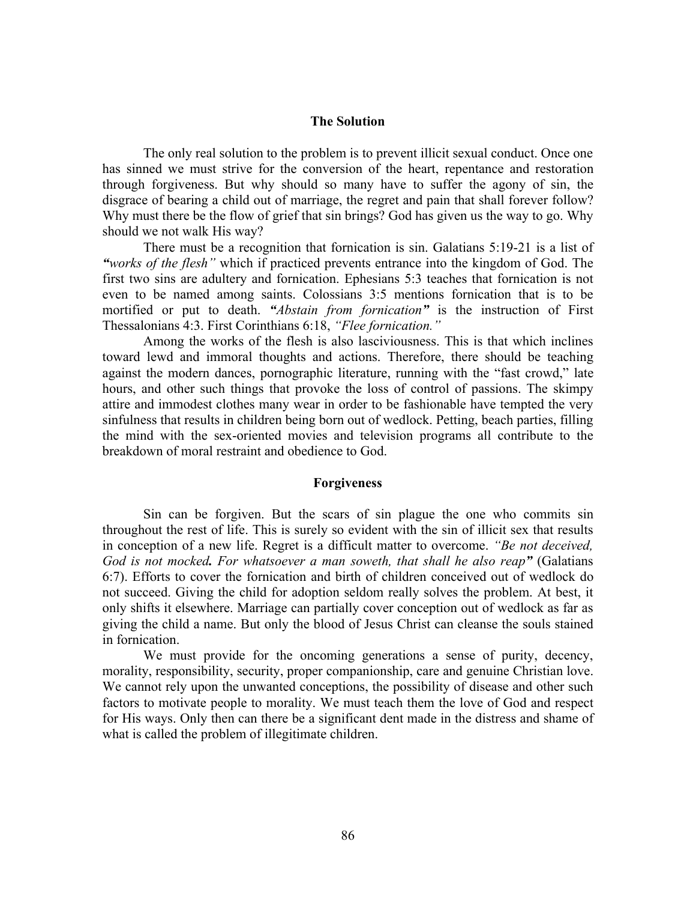## The Solution

The only real solution to the problem is to prevent illicit sexual conduct. Once one has sinned we must strive for the conversion of the heart, repentance and restoration through forgiveness. But why should so many have to suffer the agony of sin, the disgrace of bearing a child out of marriage, the regret and pain that shall forever follow? Why must there be the flow of grief that sin brings? God has given us the way to go. Why should we not walk His way?

There must be a recognition that fornication is sin. Galatians 5:19-21 is a list of ***"****works of the flesh"* which if practiced prevents entrance into the kingdom of God. The first two sins are adultery and fornication. Ephesians 5:3 teaches that fornication is not even to be named among saints. Colossians 3:5 mentions fornication that is to be mortified or put to death. ***"****Abstain from fornication****"*** is the instruction of First Thessalonians 4:3. First Corinthians 6:18, *"Flee fornication."*

Among the works of the flesh is also lasciviousness. This is that which inclines toward lewd and immoral thoughts and actions. Therefore, there should be teaching against the modern dances, pornographic literature, running with the "fast crowd," late hours, and other such things that provoke the loss of control of passions. The skimpy attire and immodest clothes many wear in order to be fashionable have tempted the very sinfulness that results in children being born out of wedlock. Petting, beach parties, filling the mind with the sex-oriented movies and television programs all contribute to the breakdown of moral restraint and obedience to God.

## Forgiveness

Sin can be forgiven. But the scars of sin plague the one who commits sin throughout the rest of life. This is surely so evident with the sin of illicit sex that results in conception of a new life. Regret is a difficult matter to overcome. *"Be not deceived, God is not mocked****.*** *For whatsoever a man soweth, that shall he also reap****"*** (Galatians 6:7). Efforts to cover the fornication and birth of children conceived out of wedlock do not succeed. Giving the child for adoption seldom really solves the problem. At best, it only shifts it elsewhere. Marriage can partially cover conception out of wedlock as far as giving the child a name. But only the blood of Jesus Christ can cleanse the souls stained in fornication.

We must provide for the oncoming generations a sense of purity, decency, morality, responsibility, security, proper companionship, care and genuine Christian love. We cannot rely upon the unwanted conceptions, the possibility of disease and other such factors to motivate people to morality. We must teach them the love of God and respect for His ways. Only then can there be a significant dent made in the distress and shame of what is called the problem of illegitimate children.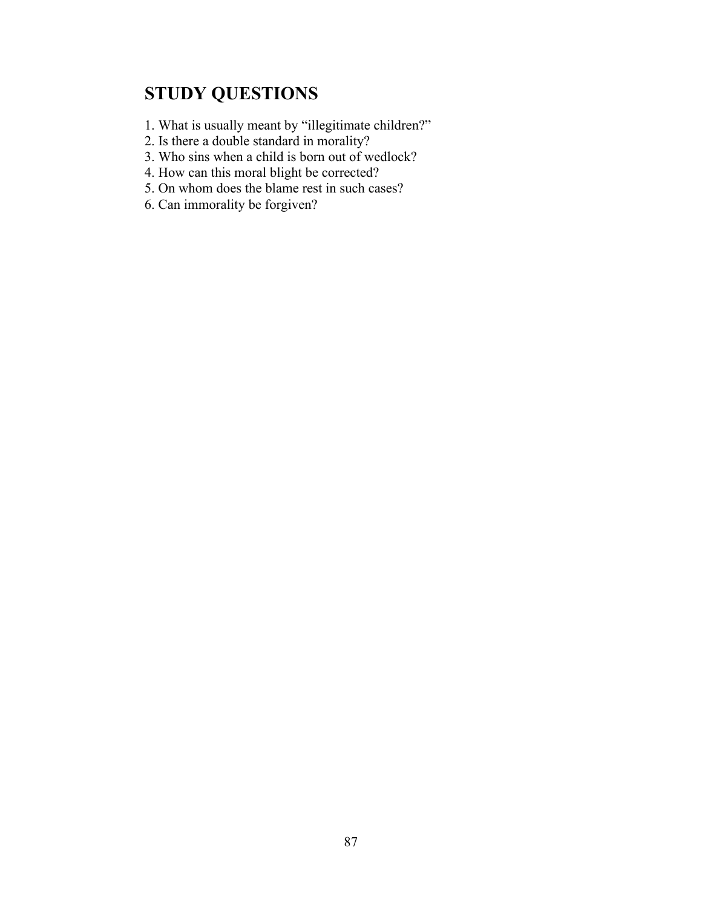## STUDY QUESTIONS

1. What is usually meant by "illegitimate children?"
2. Is there a double standard in morality?
3. Who sins when a child is born out of wedlock?
4. How can this moral blight be corrected?
5. On whom does the blame rest in such cases?
6. Can immorality be forgiven?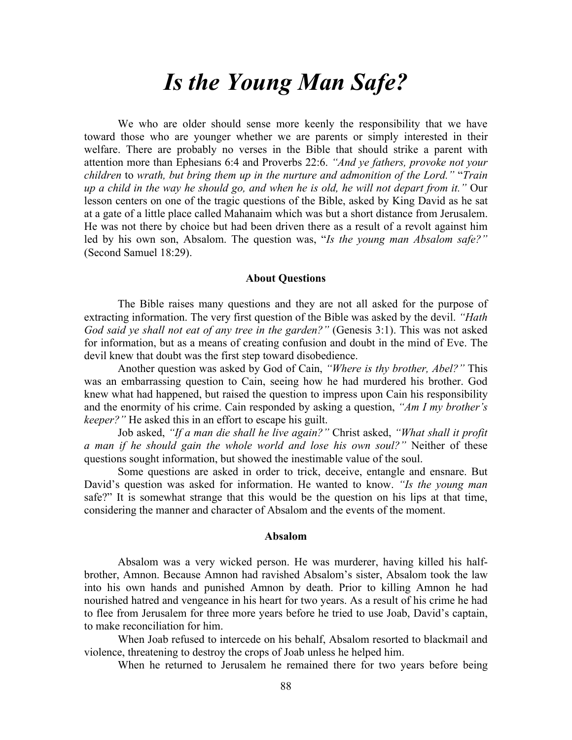# *Is the Young Man Safe?*

We who are older should sense more keenly the responsibility that we have toward those who are younger whether we are parents or simply interested in their welfare. There are probably no verses in the Bible that should strike a parent with attention more than Ephesians 6:4 and Proverbs 22:6. *"And ye fathers, provoke not your children* to *wrath, but bring them up in the nurture and admonition of the Lord."* "*Train up a child in the way he should go, and when he is old, he will not depart from it."* Our lesson centers on one of the tragic questions of the Bible, asked by King David as he sat at a gate of a little place called Mahanaim which was but a short distance from Jerusalem. He was not there by choice but had been driven there as a result of a revolt against him led by his own son, Absalom. The question was, "*Is the young man Absalom safe?"* (Second Samuel 18:29).

**About Questions**

The Bible raises many questions and they are not all asked for the purpose of extracting information. The very first question of the Bible was asked by the devil. *"Hath God said ye shall not eat of any tree in the garden?"* (Genesis 3:1). This was not asked for information, but as a means of creating confusion and doubt in the mind of Eve. The devil knew that doubt was the first step toward disobedience.

Another question was asked by God of Cain, *"Where is thy brother, Abel?"* This was an embarrassing question to Cain, seeing how he had murdered his brother. God knew what had happened, but raised the question to impress upon Cain his responsibility and the enormity of his crime. Cain responded by asking a question, *"Am I my brother's keeper?"* He asked this in an effort to escape his guilt.

Job asked, *"If a man die shall he live again?"* Christ asked, *"What shall it profit a man if he should gain the whole world and lose his own soul?"* Neither of these questions sought information, but showed the inestimable value of the soul.

Some questions are asked in order to trick, deceive, entangle and ensnare. But David's question was asked for information. He wanted to know. *"Is the young man* safe?" It is somewhat strange that this would be the question on his lips at that time, considering the manner and character of Absalom and the events of the moment.

**Absalom**

Absalom was a very wicked person. He was murderer, having killed his half-brother, Amnon. Because Amnon had ravished Absalom's sister, Absalom took the law into his own hands and punished Amnon by death. Prior to killing Amnon he had nourished hatred and vengeance in his heart for two years. As a result of his crime he had to flee from Jerusalem for three more years before he tried to use Joab, David's captain, to make reconciliation for him.

When Joab refused to intercede on his behalf, Absalom resorted to blackmail and violence, threatening to destroy the crops of Joab unless he helped him.

When he returned to Jerusalem he remained there for two years before being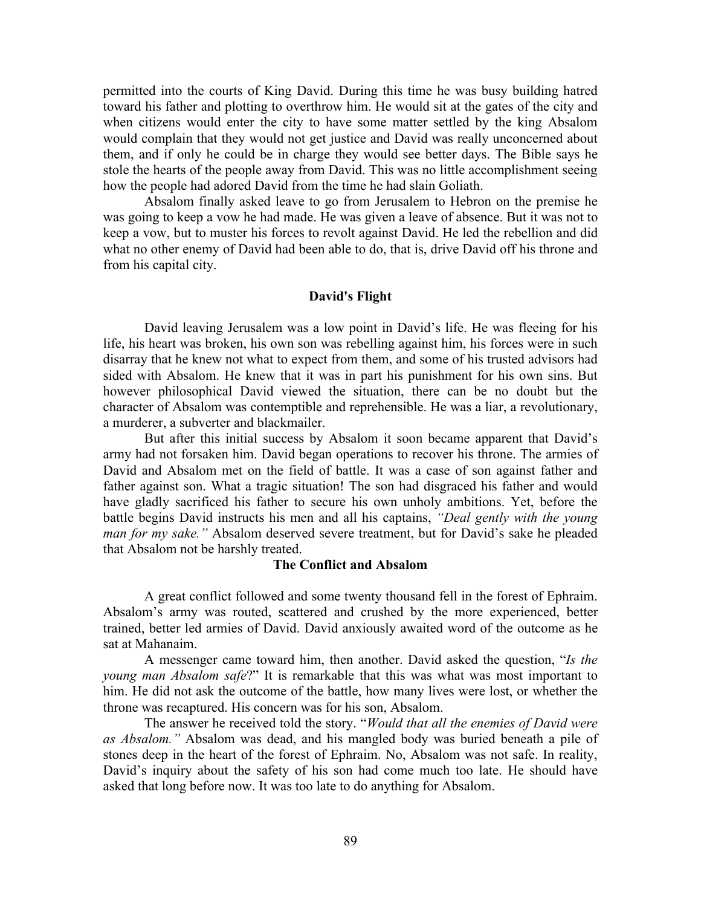permitted into the courts of King David. During this time he was busy building hatred toward his father and plotting to overthrow him. He would sit at the gates of the city and when citizens would enter the city to have some matter settled by the king Absalom would complain that they would not get justice and David was really unconcerned about them, and if only he could be in charge they would see better days. The Bible says he stole the hearts of the people away from David. This was no little accomplishment seeing how the people had adored David from the time he had slain Goliath.

Absalom finally asked leave to go from Jerusalem to Hebron on the premise he was going to keep a vow he had made. He was given a leave of absence. But it was not to keep a vow, but to muster his forces to revolt against David. He led the rebellion and did what no other enemy of David had been able to do, that is, drive David off his throne and from his capital city.

### David's Flight

David leaving Jerusalem was a low point in David's life. He was fleeing for his life, his heart was broken, his own son was rebelling against him, his forces were in such disarray that he knew not what to expect from them, and some of his trusted advisors had sided with Absalom. He knew that it was in part his punishment for his own sins. But however philosophical David viewed the situation, there can be no doubt but the character of Absalom was contemptible and reprehensible. He was a liar, a revolutionary, a murderer, a subverter and blackmailer.

But after this initial success by Absalom it soon became apparent that David's army had not forsaken him. David began operations to recover his throne. The armies of David and Absalom met on the field of battle. It was a case of son against father and father against son. What a tragic situation! The son had disgraced his father and would have gladly sacrificed his father to secure his own unholy ambitions. Yet, before the battle begins David instructs his men and all his captains, *"Deal gently with the young man for my sake."* Absalom deserved severe treatment, but for David's sake he pleaded that Absalom not be harshly treated.

### The Conflict and Absalom

A great conflict followed and some twenty thousand fell in the forest of Ephraim. Absalom's army was routed, scattered and crushed by the more experienced, better trained, better led armies of David. David anxiously awaited word of the outcome as he sat at Mahanaim.

A messenger came toward him, then another. David asked the question, "*Is the young man Absalom safe*?" It is remarkable that this was what was most important to him. He did not ask the outcome of the battle, how many lives were lost, or whether the throne was recaptured. His concern was for his son, Absalom.

The answer he received told the story. "*Would that all the enemies of David were as Absalom."* Absalom was dead, and his mangled body was buried beneath a pile of stones deep in the heart of the forest of Ephraim. No, Absalom was not safe. In reality, David's inquiry about the safety of his son had come much too late. He should have asked that long before now. It was too late to do anything for Absalom.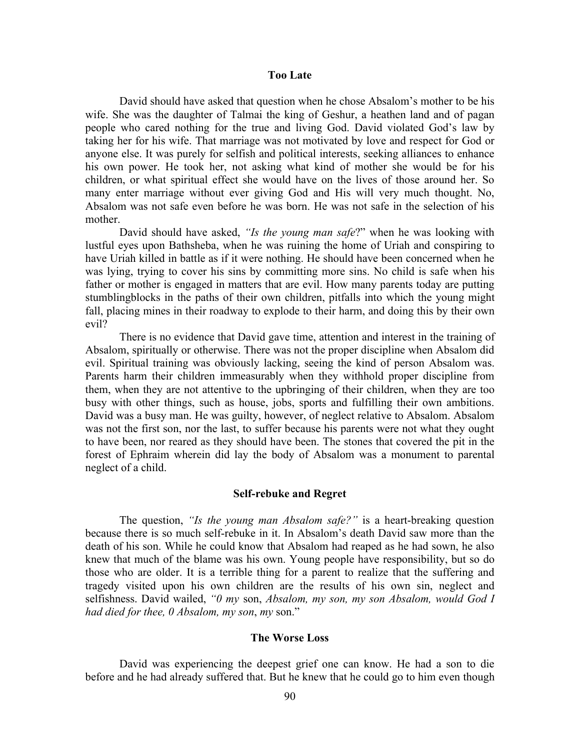## Too Late

David should have asked that question when he chose Absalom's mother to be his wife. She was the daughter of Talmai the king of Geshur, a heathen land and of pagan people who cared nothing for the true and living God. David violated God's law by taking her for his wife. That marriage was not motivated by love and respect for God or anyone else. It was purely for selfish and political interests, seeking alliances to enhance his own power. He took her, not asking what kind of mother she would be for his children, or what spiritual effect she would have on the lives of those around her. So many enter marriage without ever giving God and His will very much thought. No, Absalom was not safe even before he was born. He was not safe in the selection of his mother.

David should have asked, *"Is the young man safe*?" when he was looking with lustful eyes upon Bathsheba, when he was ruining the home of Uriah and conspiring to have Uriah killed in battle as if it were nothing. He should have been concerned when he was lying, trying to cover his sins by committing more sins. No child is safe when his father or mother is engaged in matters that are evil. How many parents today are putting stumblingblocks in the paths of their own children, pitfalls into which the young might fall, placing mines in their roadway to explode to their harm, and doing this by their own evil?

There is no evidence that David gave time, attention and interest in the training of Absalom, spiritually or otherwise. There was not the proper discipline when Absalom did evil. Spiritual training was obviously lacking, seeing the kind of person Absalom was. Parents harm their children immeasurably when they withhold proper discipline from them, when they are not attentive to the upbringing of their children, when they are too busy with other things, such as house, jobs, sports and fulfilling their own ambitions. David was a busy man. He was guilty, however, of neglect relative to Absalom. Absalom was not the first son, nor the last, to suffer because his parents were not what they ought to have been, nor reared as they should have been. The stones that covered the pit in the forest of Ephraim wherein did lay the body of Absalom was a monument to parental neglect of a child.

## Self-rebuke and Regret

The question, *"Is the young man Absalom safe?"* is a heart-breaking question because there is so much self-rebuke in it. In Absalom's death David saw more than the death of his son. While he could know that Absalom had reaped as he had sown, he also knew that much of the blame was his own. Young people have responsibility, but so do those who are older. It is a terrible thing for a parent to realize that the suffering and tragedy visited upon his own children are the results of his own sin, neglect and selfishness. David wailed, *"0 my* son, *Absalom, my son, my son Absalom, would God I had died for thee, 0 Absalom, my son*, *my* son."

## The Worse Loss

David was experiencing the deepest grief one can know. He had a son to die before and he had already suffered that. But he knew that he could go to him even though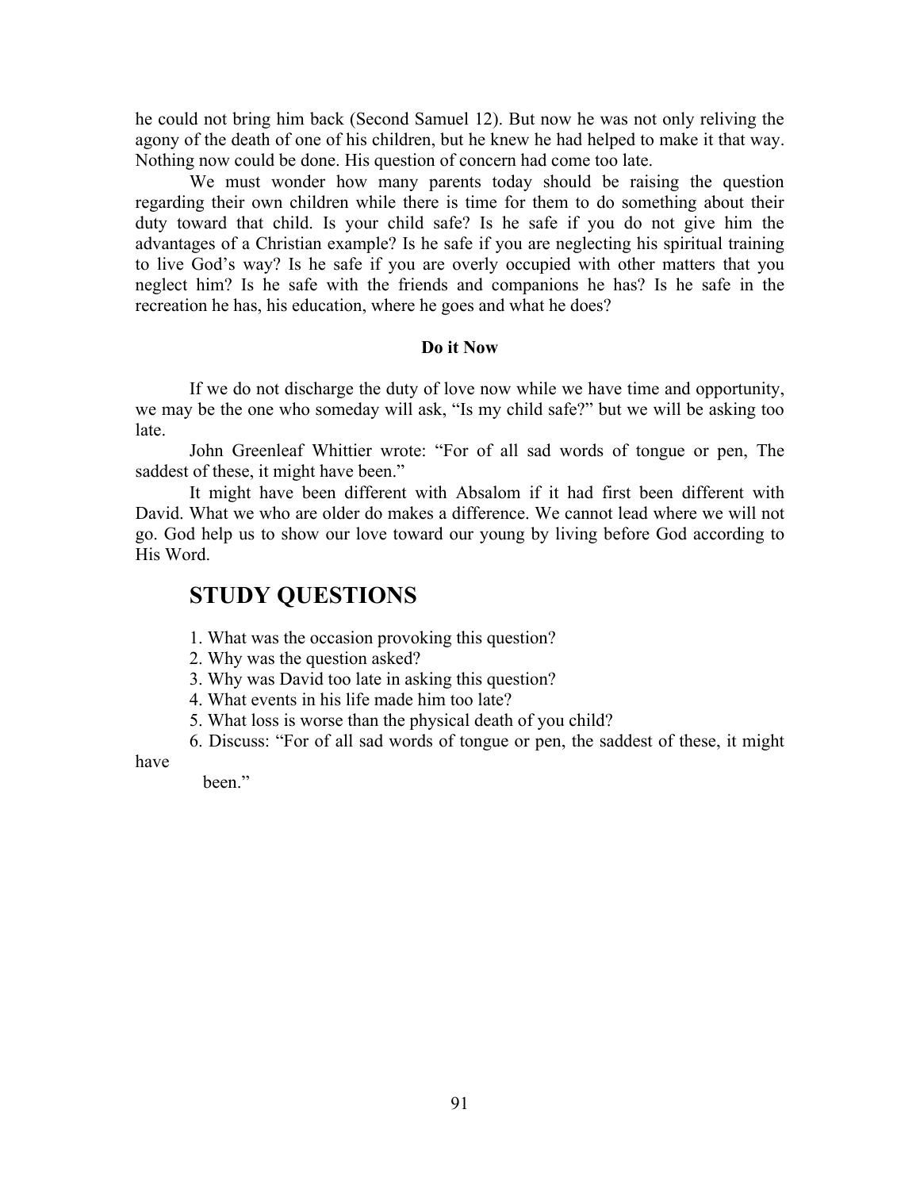he could not bring him back (Second Samuel 12). But now he was not only reliving the agony of the death of one of his children, but he knew he had helped to make it that way. Nothing now could be done. His question of concern had come too late.

We must wonder how many parents today should be raising the question regarding their own children while there is time for them to do something about their duty toward that child. Is your child safe? Is he safe if you do not give him the advantages of a Christian example? Is he safe if you are neglecting his spiritual training to live God's way? Is he safe if you are overly occupied with other matters that you neglect him? Is he safe with the friends and companions he has? Is he safe in the recreation he has, his education, where he goes and what he does?

**Do it Now**

If we do not discharge the duty of love now while we have time and opportunity, we may be the one who someday will ask, "Is my child safe?" but we will be asking too late.

John Greenleaf Whittier wrote: "For of all sad words of tongue or pen, The saddest of these, it might have been."

It might have been different with Absalom if it had first been different with David. What we who are older do makes a difference. We cannot lead where we will not go. God help us to show our love toward our young by living before God according to His Word.

## STUDY QUESTIONS

1. What was the occasion provoking this question?
2. Why was the question asked?
3. Why was David too late in asking this question?
4. What events in his life made him too late?
5. What loss is worse than the physical death of you child?
6. Discuss: "For of all sad words of tongue or pen, the saddest of these, it might have been."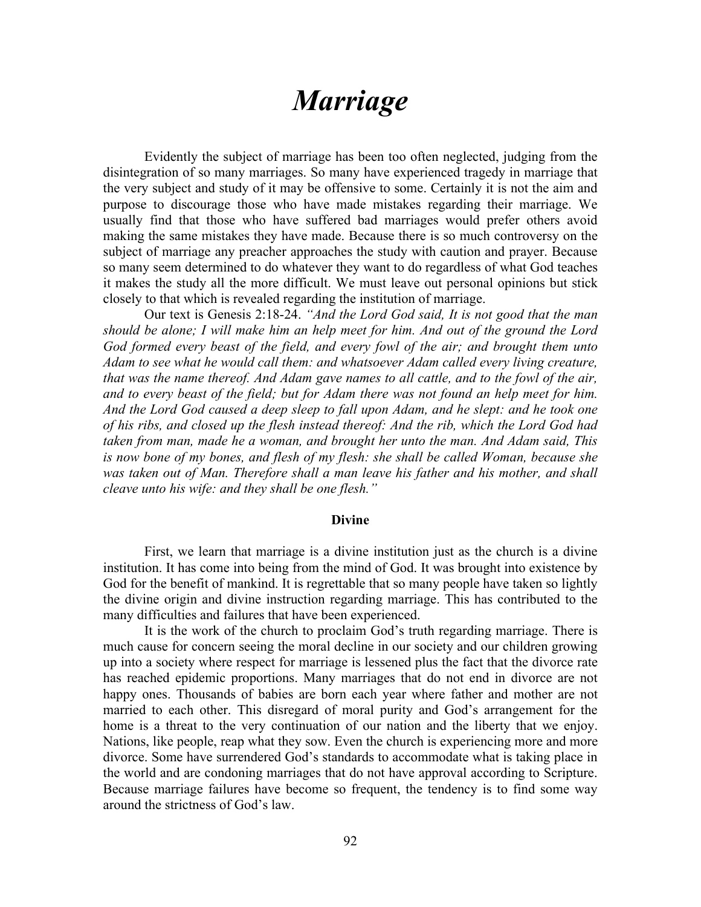# *Marriage*

Evidently the subject of marriage has been too often neglected, judging from the disintegration of so many marriages. So many have experienced tragedy in marriage that the very subject and study of it may be offensive to some. Certainly it is not the aim and purpose to discourage those who have made mistakes regarding their marriage. We usually find that those who have suffered bad marriages would prefer others avoid making the same mistakes they have made. Because there is so much controversy on the subject of marriage any preacher approaches the study with caution and prayer. Because so many seem determined to do whatever they want to do regardless of what God teaches it makes the study all the more difficult. We must leave out personal opinions but stick closely to that which is revealed regarding the institution of marriage.

Our text is Genesis 2:18-24. *"And the Lord God said, It is not good that the man should be alone; I will make him an help meet for him. And out of the ground the Lord God formed every beast of the field, and every fowl of the air; and brought them unto Adam to see what he would call them: and whatsoever Adam called every living creature, that was the name thereof. And Adam gave names to all cattle, and to the fowl of the air, and to every beast of the field; but for Adam there was not found an help meet for him. And the Lord God caused a deep sleep to fall upon Adam, and he slept: and he took one of his ribs, and closed up the flesh instead thereof: And the rib, which the Lord God had taken from man, made he a woman, and brought her unto the man. And Adam said, This is now bone of my bones, and flesh of my flesh: she shall be called Woman, because she was taken out of Man. Therefore shall a man leave his father and his mother, and shall cleave unto his wife: and they shall be one flesh."*

### Divine

First, we learn that marriage is a divine institution just as the church is a divine institution. It has come into being from the mind of God. It was brought into existence by God for the benefit of mankind. It is regrettable that so many people have taken so lightly the divine origin and divine instruction regarding marriage. This has contributed to the many difficulties and failures that have been experienced.

It is the work of the church to proclaim God's truth regarding marriage. There is much cause for concern seeing the moral decline in our society and our children growing up into a society where respect for marriage is lessened plus the fact that the divorce rate has reached epidemic proportions. Many marriages that do not end in divorce are not happy ones. Thousands of babies are born each year where father and mother are not married to each other. This disregard of moral purity and God's arrangement for the home is a threat to the very continuation of our nation and the liberty that we enjoy. Nations, like people, reap what they sow. Even the church is experiencing more and more divorce. Some have surrendered God's standards to accommodate what is taking place in the world and are condoning marriages that do not have approval according to Scripture. Because marriage failures have become so frequent, the tendency is to find some way around the strictness of God's law.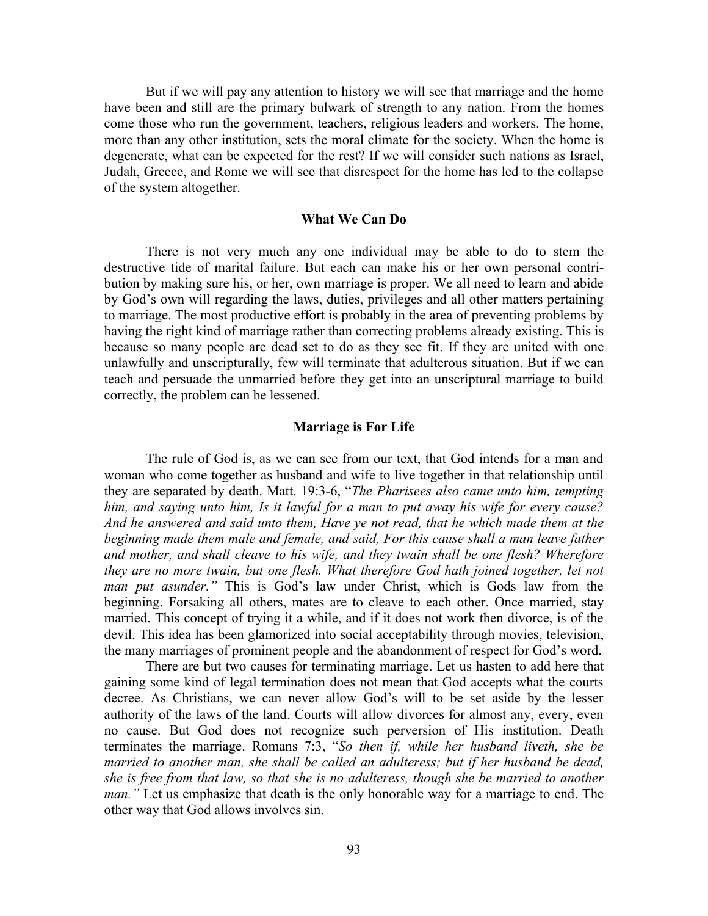But if we will pay any attention to history we will see that marriage and the home have been and still are the primary bulwark of strength to any nation. From the homes come those who run the government, teachers, religious leaders and workers. The home, more than any other institution, sets the moral climate for the society. When the home is degenerate, what can be expected for the rest? If we will consider such nations as Israel, Judah, Greece, and Rome we will see that disrespect for the home has led to the collapse of the system altogether.

**What We Can Do**

There is not very much any one individual may be able to do to stem the destructive tide of marital failure. But each can make his or her own personal contribution by making sure his, or her, own marriage is proper. We all need to learn and abide by God's own will regarding the laws, duties, privileges and all other matters pertaining to marriage. The most productive effort is probably in the area of preventing problems by having the right kind of marriage rather than correcting problems already existing. This is because so many people are dead set to do as they see fit. If they are united with one unlawfully and unscripturally, few will terminate that adulterous situation. But if we can teach and persuade the unmarried before they get into an unscriptural marriage to build correctly, the problem can be lessened.

**Marriage is For Life**

The rule of God is, as we can see from our text, that God intends for a man and woman who come together as husband and wife to live together in that relationship until they are separated by death. Matt. 19:3-6, "*The Pharisees also came unto him, tempting him, and saying unto him, Is it lawful for a man to put away his wife for every cause? And he answered and said unto them, Have ye not read, that he which made them at the beginning made them male and female, and said, For this cause shall a man leave father and mother, and shall cleave to his wife, and they twain shall be one flesh? Wherefore they are no more twain, but one flesh. What therefore God hath joined together, let not man put asunder."* This is God's law under Christ, which is Gods law from the beginning. Forsaking all others, mates are to cleave to each other. Once married, stay married. This concept of trying it a while, and if it does not work then divorce, is of the devil. This idea has been glamorized into social acceptability through movies, television, the many marriages of prominent people and the abandonment of respect for God's word.

There are but two causes for terminating marriage. Let us hasten to add here that gaining some kind of legal termination does not mean that God accepts what the courts decree. As Christians, we can never allow God's will to be set aside by the lesser authority of the laws of the land. Courts will allow divorces for almost any, every, even no cause. But God does not recognize such perversion of His institution. Death terminates the marriage. Romans 7:3, "*So then if, while her husband liveth, she be married to another man, she shall be called an adulteress; but if her husband be dead, she is free from that law, so that she is no adulteress, though she be married to another man."* Let us emphasize that death is the only honorable way for a marriage to end. The other way that God allows involves sin.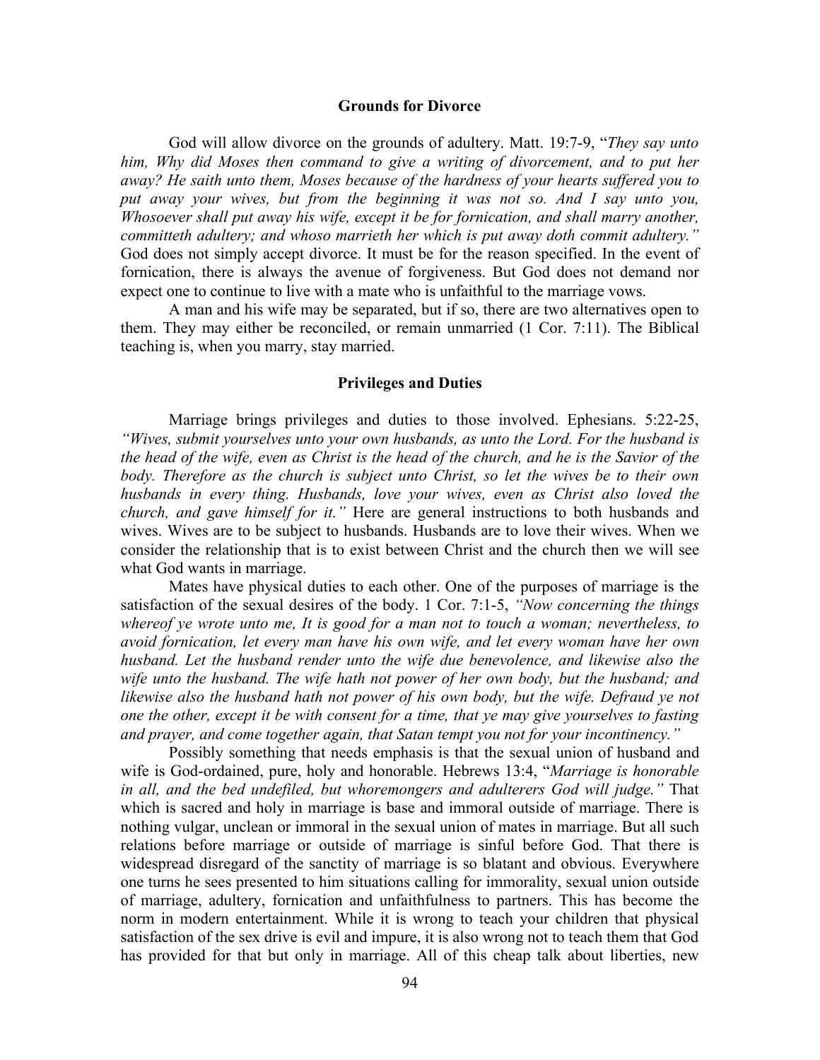## Grounds for Divorce

God will allow divorce on the grounds of adultery. Matt. 19:7-9, "*They say unto him, Why did Moses then command to give a writing of divorcement, and to put her away? He saith unto them, Moses because of the hardness of your hearts suffered you to put away your wives, but from the beginning it was not so. And I say unto you, Whosoever shall put away his wife, except it be for fornication, and shall marry another, committeth adultery; and whoso marrieth her which is put away doth commit adultery.*" God does not simply accept divorce. It must be for the reason specified. In the event of fornication, there is always the avenue of forgiveness. But God does not demand nor expect one to continue to live with a mate who is unfaithful to the marriage vows.

A man and his wife may be separated, but if so, there are two alternatives open to them. They may either be reconciled, or remain unmarried (1 Cor. 7:11). The Biblical teaching is, when you marry, stay married.

## Privileges and Duties

Marriage brings privileges and duties to those involved. Ephesians. 5:22-25, *"Wives, submit yourselves unto your own husbands, as unto the Lord. For the husband is the head of the wife, even as Christ is the head of the church, and he is the Savior of the body. Therefore as the church is subject unto Christ, so let the wives be to their own husbands in every thing. Husbands, love your wives, even as Christ also loved the church, and gave himself for it."* Here are general instructions to both husbands and wives. Wives are to be subject to husbands. Husbands are to love their wives. When we consider the relationship that is to exist between Christ and the church then we will see what God wants in marriage.

Mates have physical duties to each other. One of the purposes of marriage is the satisfaction of the sexual desires of the body. 1 Cor. 7:1-5, *"Now concerning the things whereof ye wrote unto me, It is good for a man not to touch a woman; nevertheless, to avoid fornication, let every man have his own wife, and let every woman have her own husband. Let the husband render unto the wife due benevolence, and likewise also the wife unto the husband. The wife hath not power of her own body, but the husband; and likewise also the husband hath not power of his own body, but the wife. Defraud ye not one the other, except it be with consent for a time, that ye may give yourselves to fasting and prayer, and come together again, that Satan tempt you not for your incontinency."*

Possibly something that needs emphasis is that the sexual union of husband and wife is God-ordained, pure, holy and honorable. Hebrews 13:4, "*Marriage is honorable in all, and the bed undefiled, but whoremongers and adulterers God will judge.*" That which is sacred and holy in marriage is base and immoral outside of marriage. There is nothing vulgar, unclean or immoral in the sexual union of mates in marriage. But all such relations before marriage or outside of marriage is sinful before God. That there is widespread disregard of the sanctity of marriage is so blatant and obvious. Everywhere one turns he sees presented to him situations calling for immorality, sexual union outside of marriage, adultery, fornication and unfaithfulness to partners. This has become the norm in modern entertainment. While it is wrong to teach your children that physical satisfaction of the sex drive is evil and impure, it is also wrong not to teach them that God has provided for that but only in marriage. All of this cheap talk about liberties, new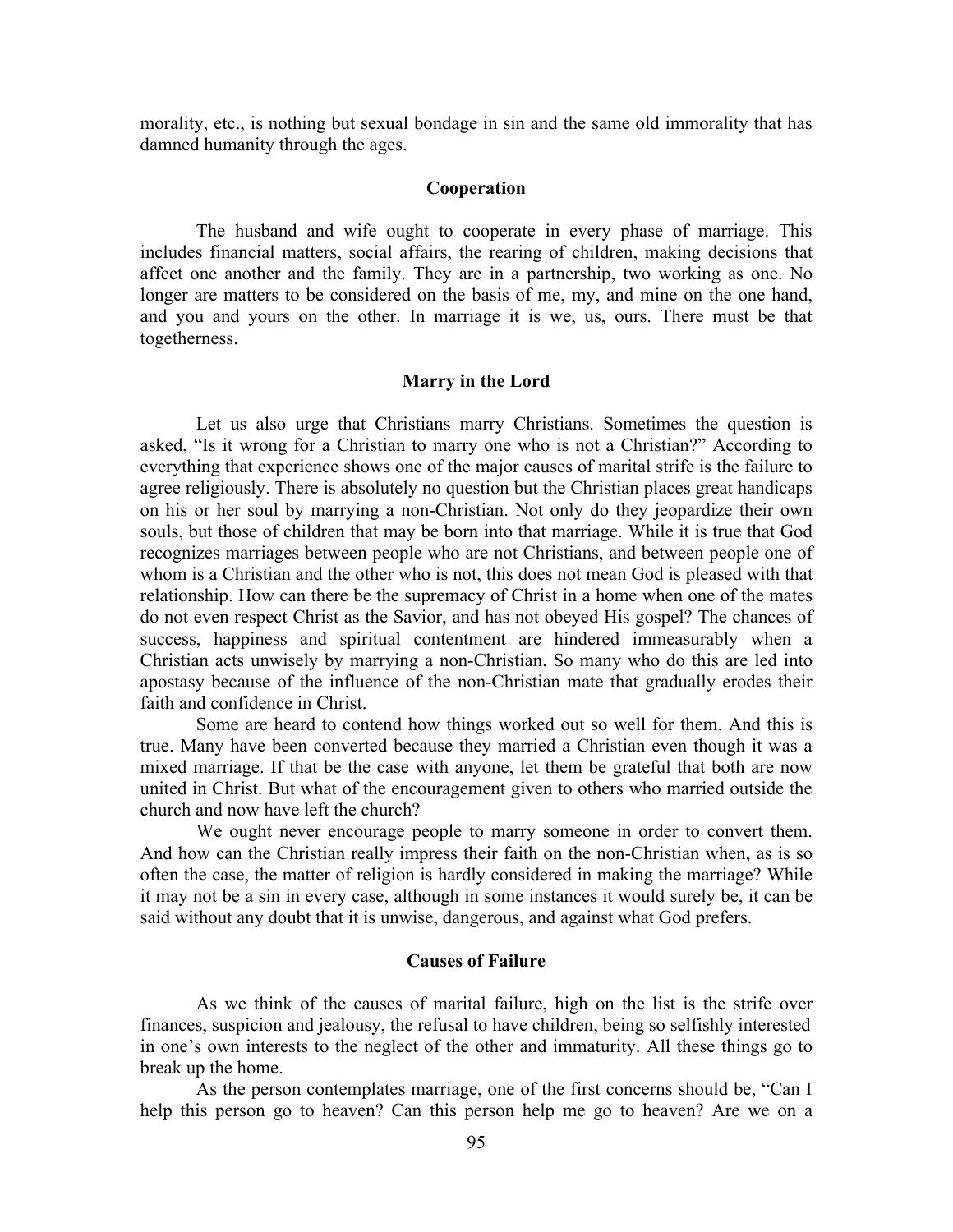morality, etc., is nothing but sexual bondage in sin and the same old immorality that has damned humanity through the ages.

### Cooperation

The husband and wife ought to cooperate in every phase of marriage. This includes financial matters, social affairs, the rearing of children, making decisions that affect one another and the family. They are in a partnership, two working as one. No longer are matters to be considered on the basis of me, my, and mine on the one hand, and you and yours on the other. In marriage it is we, us, ours. There must be that togetherness.

### Marry in the Lord

Let us also urge that Christians marry Christians. Sometimes the question is asked, "Is it wrong for a Christian to marry one who is not a Christian?" According to everything that experience shows one of the major causes of marital strife is the failure to agree religiously. There is absolutely no question but the Christian places great handicaps on his or her soul by marrying a non-Christian. Not only do they jeopardize their own souls, but those of children that may be born into that marriage. While it is true that God recognizes marriages between people who are not Christians, and between people one of whom is a Christian and the other who is not, this does not mean God is pleased with that relationship. How can there be the supremacy of Christ in a home when one of the mates do not even respect Christ as the Savior, and has not obeyed His gospel? The chances of success, happiness and spiritual contentment are hindered immeasurably when a Christian acts unwisely by marrying a non-Christian. So many who do this are led into apostasy because of the influence of the non-Christian mate that gradually erodes their faith and confidence in Christ.

Some are heard to contend how things worked out so well for them. And this is true. Many have been converted because they married a Christian even though it was a mixed marriage. If that be the case with anyone, let them be grateful that both are now united in Christ. But what of the encouragement given to others who married outside the church and now have left the church?

We ought never encourage people to marry someone in order to convert them. And how can the Christian really impress their faith on the non-Christian when, as is so often the case, the matter of religion is hardly considered in making the marriage? While it may not be a sin in every case, although in some instances it would surely be, it can be said without any doubt that it is unwise, dangerous, and against what God prefers.

### Causes of Failure

As we think of the causes of marital failure, high on the list is the strife over finances, suspicion and jealousy, the refusal to have children, being so selfishly interested in one's own interests to the neglect of the other and immaturity. All these things go to break up the home.

As the person contemplates marriage, one of the first concerns should be, "Can I help this person go to heaven? Can this person help me go to heaven? Are we on a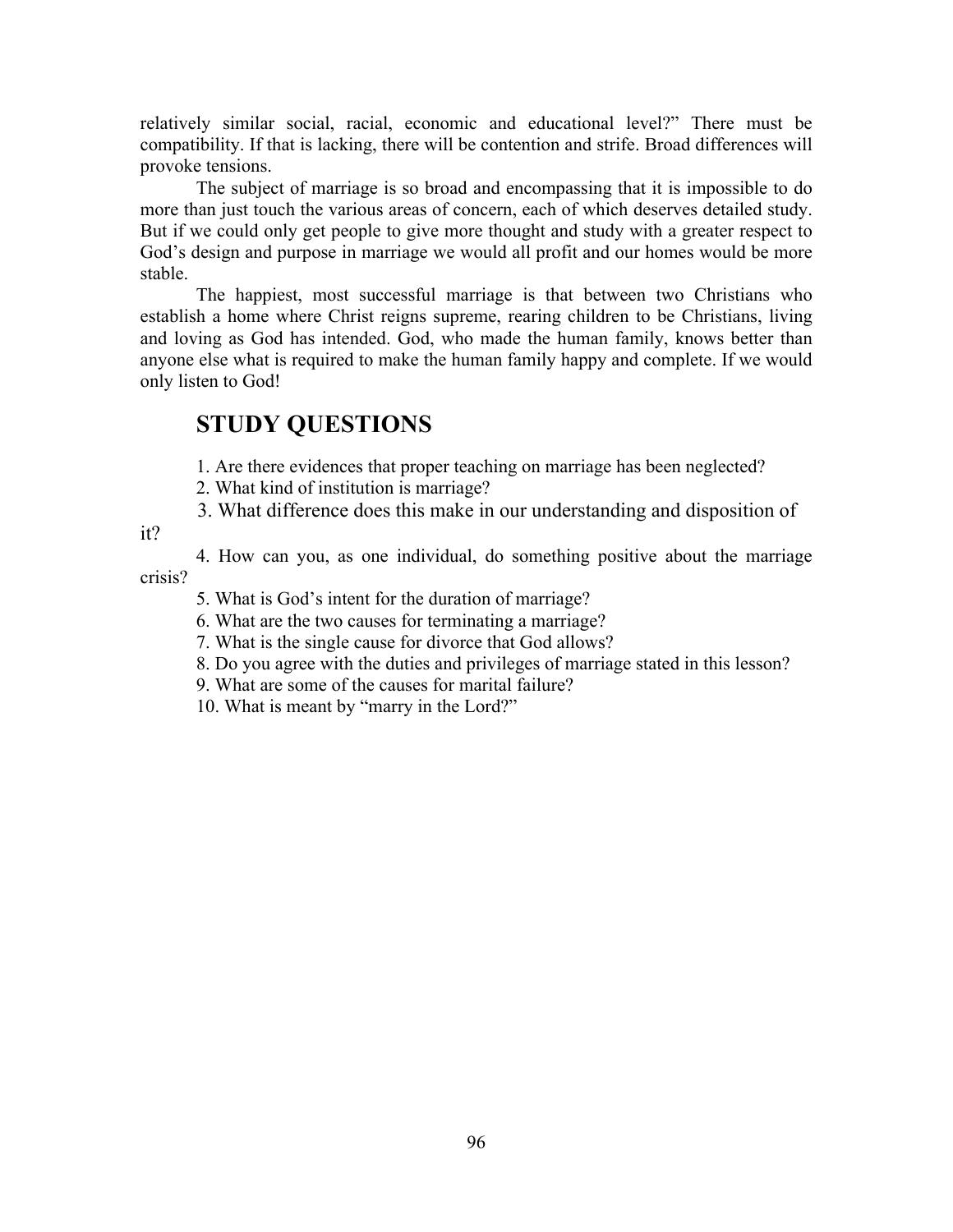relatively similar social, racial, economic and educational level?" There must be compatibility. If that is lacking, there will be contention and strife. Broad differences will provoke tensions.

The subject of marriage is so broad and encompassing that it is impossible to do more than just touch the various areas of concern, each of which deserves detailed study. But if we could only get people to give more thought and study with a greater respect to God's design and purpose in marriage we would all profit and our homes would be more stable.

The happiest, most successful marriage is that between two Christians who establish a home where Christ reigns supreme, rearing children to be Christians, living and loving as God has intended. God, who made the human family, knows better than anyone else what is required to make the human family happy and complete. If we would only listen to God!

## STUDY QUESTIONS

1. Are there evidences that proper teaching on marriage has been neglected?
2. What kind of institution is marriage?
3. What difference does this make in our understanding and disposition of it?
4. How can you, as one individual, do something positive about the marriage crisis?
5. What is God's intent for the duration of marriage?
6. What are the two causes for terminating a marriage?
7. What is the single cause for divorce that God allows?
8. Do you agree with the duties and privileges of marriage stated in this lesson?
9. What are some of the causes for marital failure?
10. What is meant by "marry in the Lord?"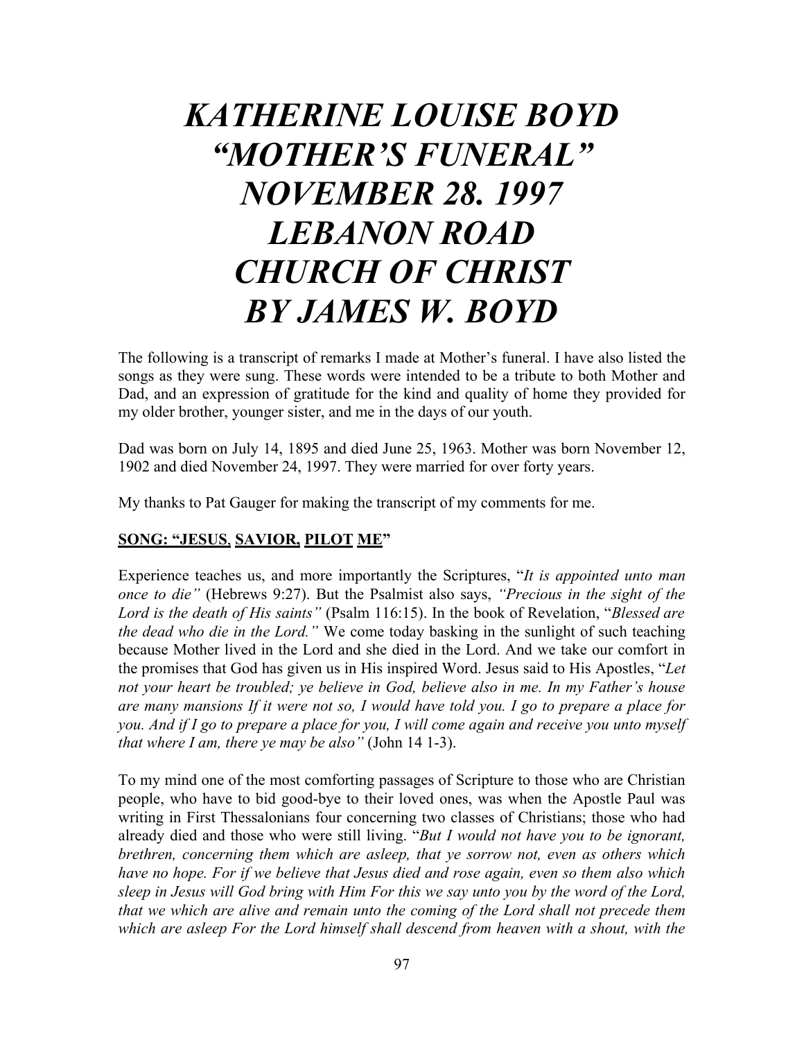# *KATHERINE LOUISE BOYD*
# *"MOTHER'S FUNERAL"*
# *NOVEMBER 28. 1997*
# *LEBANON ROAD*
# *CHURCH OF CHRIST*
# *BY JAMES W. BOYD*

The following is a transcript of remarks I made at Mother's funeral. I have also listed the songs as they were sung. These words were intended to be a tribute to both Mother and Dad, and an expression of gratitude for the kind and quality of home they provided for my older brother, younger sister, and me in the days of our youth.

Dad was born on July 14, 1895 and died June 25, 1963. Mother was born November 12, 1902 and died November 24, 1997. They were married for over forty years.

My thanks to Pat Gauger for making the transcript of my comments for me.

**SONG: "JESUS, SAVIOR, PILOT ME"**

Experience teaches us, and more importantly the Scriptures, "*It is appointed unto man once to die"* (Hebrews 9:27). But the Psalmist also says, *"Precious in the sight of the Lord is the death of His saints"* (Psalm 116:15). In the book of Revelation, "*Blessed are the dead who die in the Lord."* We come today basking in the sunlight of such teaching because Mother lived in the Lord and she died in the Lord. And we take our comfort in the promises that God has given us in His inspired Word. Jesus said to His Apostles, "*Let not your heart be troubled; ye believe in God, believe also in me. In my Father's house are many mansions If it were not so, I would have told you. I go to prepare a place for you. And if I go to prepare a place for you, I will come again and receive you unto myself that where I am, there ye may be also"* (John 14 1-3).

To my mind one of the most comforting passages of Scripture to those who are Christian people, who have to bid good-bye to their loved ones, was when the Apostle Paul was writing in First Thessalonians four concerning two classes of Christians; those who had already died and those who were still living. "*But I would not have you to be ignorant, brethren, concerning them which are asleep, that ye sorrow not, even as others which have no hope. For if we believe that Jesus died and rose again, even so them also which sleep in Jesus will God bring with Him For this we say unto you by the word of the Lord, that we which are alive and remain unto the coming of the Lord shall not precede them which are asleep For the Lord himself shall descend from heaven with a shout, with the*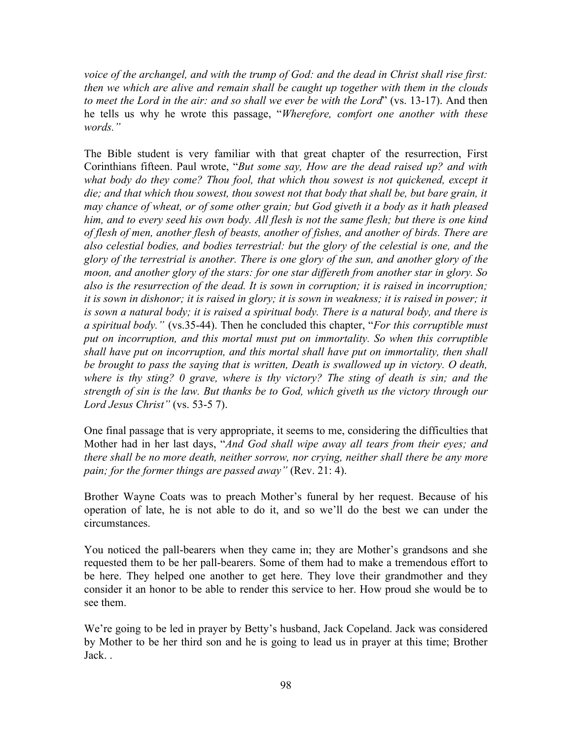*voice of the archangel, and with the trump of God: and the dead in Christ shall rise first: then we which are alive and remain shall be caught up together with them in the clouds to meet the Lord in the air: and so shall we ever be with the Lord*" (vs. 13-17). And then he tells us why he wrote this passage, "*Wherefore, comfort one another with these words."*

The Bible student is very familiar with that great chapter of the resurrection, First Corinthians fifteen. Paul wrote, "*But some say, How are the dead raised up? and with what body do they come? Thou fool, that which thou sowest is not quickened, except it die; and that which thou sowest, thou sowest not that body that shall be, but bare grain, it may chance of wheat, or of some other grain; but God giveth it a body as it hath pleased him, and to every seed his own body. All flesh is not the same flesh; but there is one kind of flesh of men, another flesh of beasts, another of fishes, and another of birds. There are also celestial bodies, and bodies terrestrial: but the glory of the celestial is one, and the glory of the terrestrial is another. There is one glory of the sun, and another glory of the moon, and another glory of the stars: for one star differeth from another star in glory. So also is the resurrection of the dead. It is sown in corruption; it is raised in incorruption; it is sown in dishonor; it is raised in glory; it is sown in weakness; it is raised in power; it is sown a natural body; it is raised a spiritual body. There is a natural body, and there is a spiritual body."* (vs.35-44). Then he concluded this chapter, "*For this corruptible must put on incorruption, and this mortal must put on immortality. So when this corruptible shall have put on incorruption, and this mortal shall have put on immortality, then shall be brought to pass the saying that is written, Death is swallowed up in victory. O death, where is thy sting? 0 grave, where is thy victory? The sting of death is sin; and the strength of sin is the law. But thanks be to God, which giveth us the victory through our Lord Jesus Christ"* (vs. 53-5 7).

One final passage that is very appropriate, it seems to me, considering the difficulties that Mother had in her last days, "*And God shall wipe away all tears from their eyes; and there shall be no more death, neither sorrow, nor crying, neither shall there be any more pain; for the former things are passed away"* (Rev. 21: 4).

Brother Wayne Coats was to preach Mother's funeral by her request. Because of his operation of late, he is not able to do it, and so we'll do the best we can under the circumstances.

You noticed the pall-bearers when they came in; they are Mother's grandsons and she requested them to be her pall-bearers. Some of them had to make a tremendous effort to be here. They helped one another to get here. They love their grandmother and they consider it an honor to be able to render this service to her. How proud she would be to see them.

We're going to be led in prayer by Betty's husband, Jack Copeland. Jack was considered by Mother to be her third son and he is going to lead us in prayer at this time; Brother Jack. .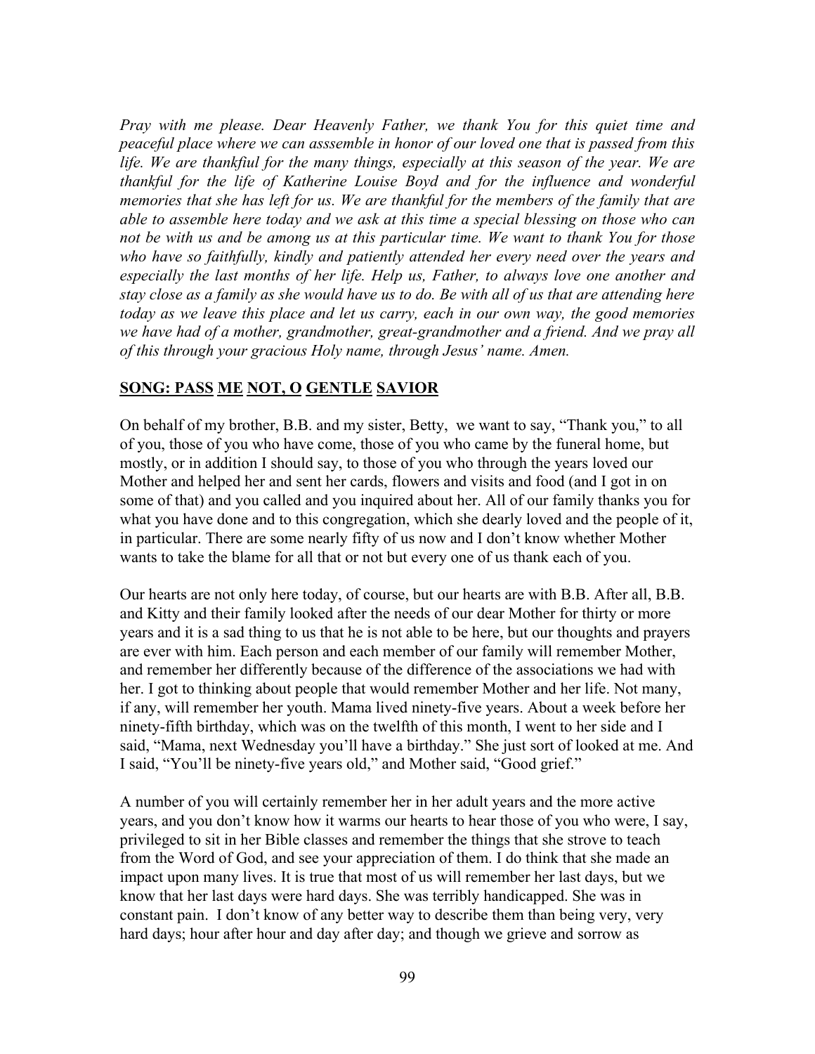*Pray with me please. Dear Heavenly Father, we thank You for this quiet time and peaceful place where we can asssemble in honor of our loved one that is passed from this life. We are thankful for the many things, especially at this season of the year. We are thankful for the life of Katherine Louise Boyd and for the influence and wonderful memories that she has left for us. We are thankful for the members of the family that are able to assemble here today and we ask at this time a special blessing on those who can not be with us and be among us at this particular time. We want to thank You for those who have so faithfully, kindly and patiently attended her every need over the years and especially the last months of her life. Help us, Father, to always love one another and stay close as a family as she would have us to do. Be with all of us that are attending here today as we leave this place and let us carry, each in our own way, the good memories we have had of a mother, grandmother, great-grandmother and a friend. And we pray all of this through your gracious Holy name, through Jesus' name. Amen.*

**SONG: PASS ME NOT, O GENTLE SAVIOR**

On behalf of my brother, B.B. and my sister, Betty, we want to say, "Thank you," to all of you, those of you who have come, those of you who came by the funeral home, but mostly, or in addition I should say, to those of you who through the years loved our Mother and helped her and sent her cards, flowers and visits and food (and I got in on some of that) and you called and you inquired about her. All of our family thanks you for what you have done and to this congregation, which she dearly loved and the people of it, in particular. There are some nearly fifty of us now and I don't know whether Mother wants to take the blame for all that or not but every one of us thank each of you.

Our hearts are not only here today, of course, but our hearts are with B.B. After all, B.B. and Kitty and their family looked after the needs of our dear Mother for thirty or more years and it is a sad thing to us that he is not able to be here, but our thoughts and prayers are ever with him. Each person and each member of our family will remember Mother, and remember her differently because of the difference of the associations we had with her. I got to thinking about people that would remember Mother and her life. Not many, if any, will remember her youth. Mama lived ninety-five years. About a week before her ninety-fifth birthday, which was on the twelfth of this month, I went to her side and I said, "Mama, next Wednesday you'll have a birthday." She just sort of looked at me. And I said, "You'll be ninety-five years old," and Mother said, "Good grief."

A number of you will certainly remember her in her adult years and the more active years, and you don't know how it warms our hearts to hear those of you who were, I say, privileged to sit in her Bible classes and remember the things that she strove to teach from the Word of God, and see your appreciation of them. I do think that she made an impact upon many lives. It is true that most of us will remember her last days, but we know that her last days were hard days. She was terribly handicapped. She was in constant pain. I don't know of any better way to describe them than being very, very hard days; hour after hour and day after day; and though we grieve and sorrow as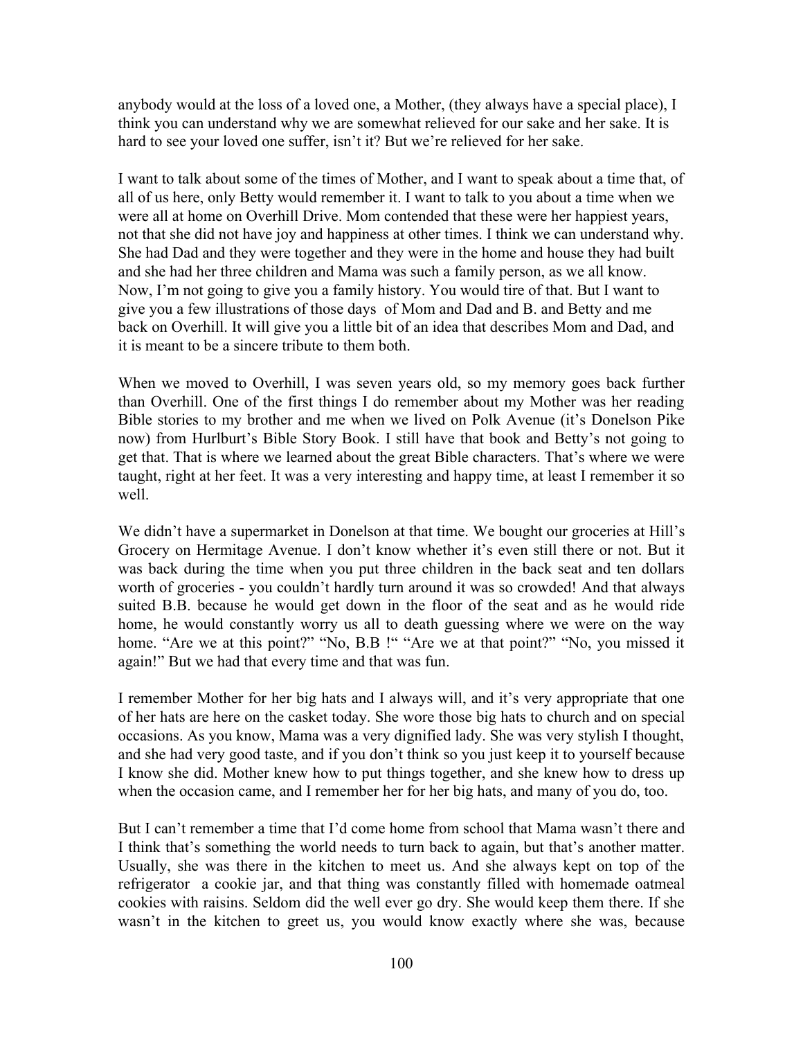anybody would at the loss of a loved one, a Mother, (they always have a special place), I think you can understand why we are somewhat relieved for our sake and her sake. It is hard to see your loved one suffer, isn't it? But we're relieved for her sake.

I want to talk about some of the times of Mother, and I want to speak about a time that, of all of us here, only Betty would remember it. I want to talk to you about a time when we were all at home on Overhill Drive. Mom contended that these were her happiest years, not that she did not have joy and happiness at other times. I think we can understand why. She had Dad and they were together and they were in the home and house they had built and she had her three children and Mama was such a family person, as we all know. Now, I'm not going to give you a family history. You would tire of that. But I want to give you a few illustrations of those days of Mom and Dad and B. and Betty and me back on Overhill. It will give you a little bit of an idea that describes Mom and Dad, and it is meant to be a sincere tribute to them both.

When we moved to Overhill, I was seven years old, so my memory goes back further than Overhill. One of the first things I do remember about my Mother was her reading Bible stories to my brother and me when we lived on Polk Avenue (it's Donelson Pike now) from Hurlburt's Bible Story Book. I still have that book and Betty's not going to get that. That is where we learned about the great Bible characters. That's where we were taught, right at her feet. It was a very interesting and happy time, at least I remember it so well.

We didn't have a supermarket in Donelson at that time. We bought our groceries at Hill's Grocery on Hermitage Avenue. I don't know whether it's even still there or not. But it was back during the time when you put three children in the back seat and ten dollars worth of groceries - you couldn't hardly turn around it was so crowded! And that always suited B.B. because he would get down in the floor of the seat and as he would ride home, he would constantly worry us all to death guessing where we were on the way home. "Are we at this point?" "No, B.B !" "Are we at that point?" "No, you missed it again!" But we had that every time and that was fun.

I remember Mother for her big hats and I always will, and it's very appropriate that one of her hats are here on the casket today. She wore those big hats to church and on special occasions. As you know, Mama was a very dignified lady. She was very stylish I thought, and she had very good taste, and if you don't think so you just keep it to yourself because I know she did. Mother knew how to put things together, and she knew how to dress up when the occasion came, and I remember her for her big hats, and many of you do, too.

But I can't remember a time that I'd come home from school that Mama wasn't there and I think that's something the world needs to turn back to again, but that's another matter. Usually, she was there in the kitchen to meet us. And she always kept on top of the refrigerator a cookie jar, and that thing was constantly filled with homemade oatmeal cookies with raisins. Seldom did the well ever go dry. She would keep them there. If she wasn't in the kitchen to greet us, you would know exactly where she was, because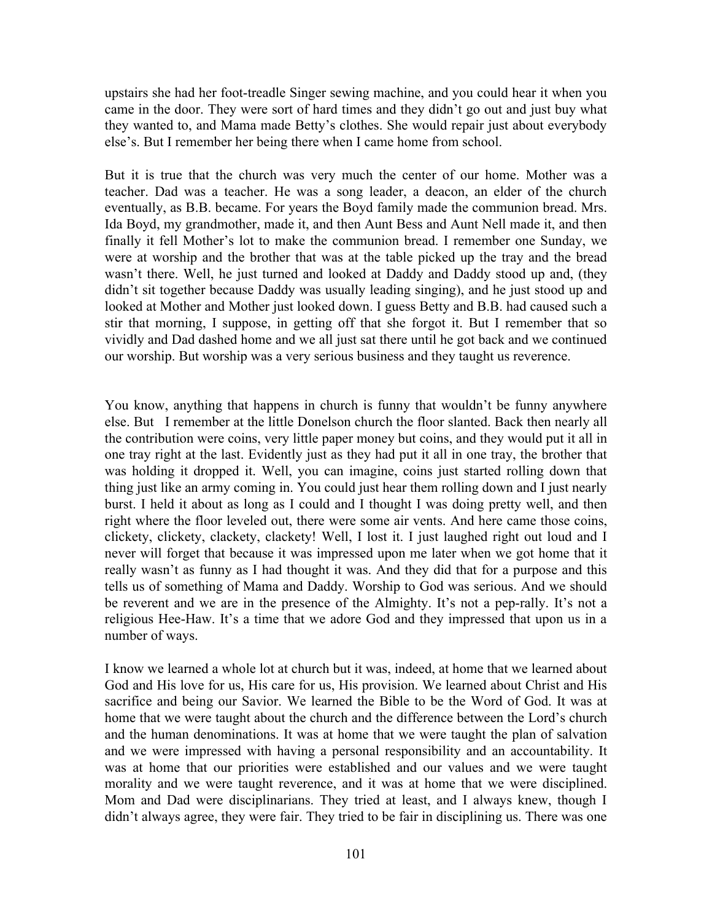upstairs she had her foot-treadle Singer sewing machine, and you could hear it when you came in the door. They were sort of hard times and they didn't go out and just buy what they wanted to, and Mama made Betty's clothes. She would repair just about everybody else's. But I remember her being there when I came home from school.

But it is true that the church was very much the center of our home. Mother was a teacher. Dad was a teacher. He was a song leader, a deacon, an elder of the church eventually, as B.B. became. For years the Boyd family made the communion bread. Mrs. Ida Boyd, my grandmother, made it, and then Aunt Bess and Aunt Nell made it, and then finally it fell Mother's lot to make the communion bread. I remember one Sunday, we were at worship and the brother that was at the table picked up the tray and the bread wasn't there. Well, he just turned and looked at Daddy and Daddy stood up and, (they didn't sit together because Daddy was usually leading singing), and he just stood up and looked at Mother and Mother just looked down. I guess Betty and B.B. had caused such a stir that morning, I suppose, in getting off that she forgot it. But I remember that so vividly and Dad dashed home and we all just sat there until he got back and we continued our worship. But worship was a very serious business and they taught us reverence.

You know, anything that happens in church is funny that wouldn't be funny anywhere else. But I remember at the little Donelson church the floor slanted. Back then nearly all the contribution were coins, very little paper money but coins, and they would put it all in one tray right at the last. Evidently just as they had put it all in one tray, the brother that was holding it dropped it. Well, you can imagine, coins just started rolling down that thing just like an army coming in. You could just hear them rolling down and I just nearly burst. I held it about as long as I could and I thought I was doing pretty well, and then right where the floor leveled out, there were some air vents. And here came those coins, clickety, clickety, clackety, clackety! Well, I lost it. I just laughed right out loud and I never will forget that because it was impressed upon me later when we got home that it really wasn't as funny as I had thought it was. And they did that for a purpose and this tells us of something of Mama and Daddy. Worship to God was serious. And we should be reverent and we are in the presence of the Almighty. It's not a pep-rally. It's not a religious Hee-Haw. It's a time that we adore God and they impressed that upon us in a number of ways.

I know we learned a whole lot at church but it was, indeed, at home that we learned about God and His love for us, His care for us, His provision. We learned about Christ and His sacrifice and being our Savior. We learned the Bible to be the Word of God. It was at home that we were taught about the church and the difference between the Lord's church and the human denominations. It was at home that we were taught the plan of salvation and we were impressed with having a personal responsibility and an accountability. It was at home that our priorities were established and our values and we were taught morality and we were taught reverence, and it was at home that we were disciplined. Mom and Dad were disciplinarians. They tried at least, and I always knew, though I didn't always agree, they were fair. They tried to be fair in disciplining us. There was one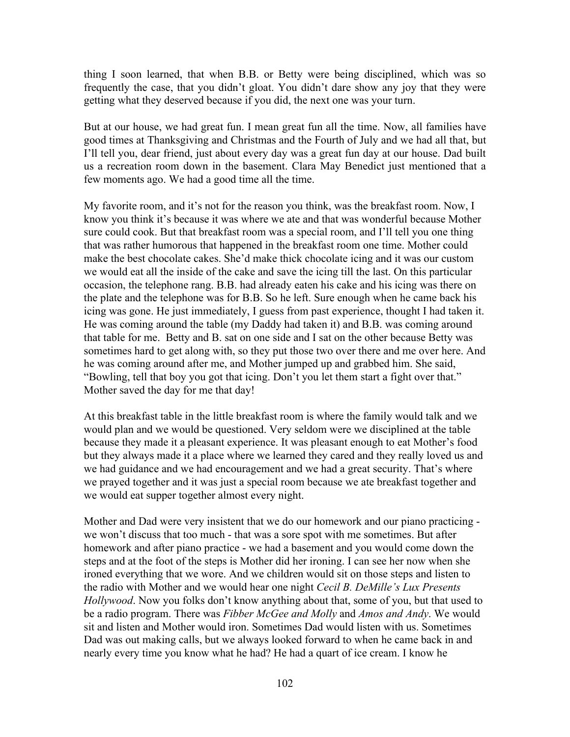thing I soon learned, that when B.B. or Betty were being disciplined, which was so frequently the case, that you didn't gloat. You didn't dare show any joy that they were getting what they deserved because if you did, the next one was your turn.

But at our house, we had great fun. I mean great fun all the time. Now, all families have good times at Thanksgiving and Christmas and the Fourth of July and we had all that, but I'll tell you, dear friend, just about every day was a great fun day at our house. Dad built us a recreation room down in the basement. Clara May Benedict just mentioned that a few moments ago. We had a good time all the time.

My favorite room, and it's not for the reason you think, was the breakfast room. Now, I know you think it's because it was where we ate and that was wonderful because Mother sure could cook. But that breakfast room was a special room, and I'll tell you one thing that was rather humorous that happened in the breakfast room one time. Mother could make the best chocolate cakes. She'd make thick chocolate icing and it was our custom we would eat all the inside of the cake and save the icing till the last. On this particular occasion, the telephone rang. B.B. had already eaten his cake and his icing was there on the plate and the telephone was for B.B. So he left. Sure enough when he came back his icing was gone. He just immediately, I guess from past experience, thought I had taken it. He was coming around the table (my Daddy had taken it) and B.B. was coming around that table for me. Betty and B. sat on one side and I sat on the other because Betty was sometimes hard to get along with, so they put those two over there and me over here. And he was coming around after me, and Mother jumped up and grabbed him. She said, "Bowling, tell that boy you got that icing. Don't you let them start a fight over that." Mother saved the day for me that day!

At this breakfast table in the little breakfast room is where the family would talk and we would plan and we would be questioned. Very seldom were we disciplined at the table because they made it a pleasant experience. It was pleasant enough to eat Mother's food but they always made it a place where we learned they cared and they really loved us and we had guidance and we had encouragement and we had a great security. That's where we prayed together and it was just a special room because we ate breakfast together and we would eat supper together almost every night.

Mother and Dad were very insistent that we do our homework and our piano practicing - we won't discuss that too much - that was a sore spot with me sometimes. But after homework and after piano practice - we had a basement and you would come down the steps and at the foot of the steps is Mother did her ironing. I can see her now when she ironed everything that we wore. And we children would sit on those steps and listen to the radio with Mother and we would hear one night *Cecil B. DeMille's Lux Presents Hollywood*. Now you folks don't know anything about that, some of you, but that used to be a radio program. There was *Fibber McGee and Molly* and *Amos and Andy*. We would sit and listen and Mother would iron. Sometimes Dad would listen with us. Sometimes Dad was out making calls, but we always looked forward to when he came back in and nearly every time you know what he had? He had a quart of ice cream. I know he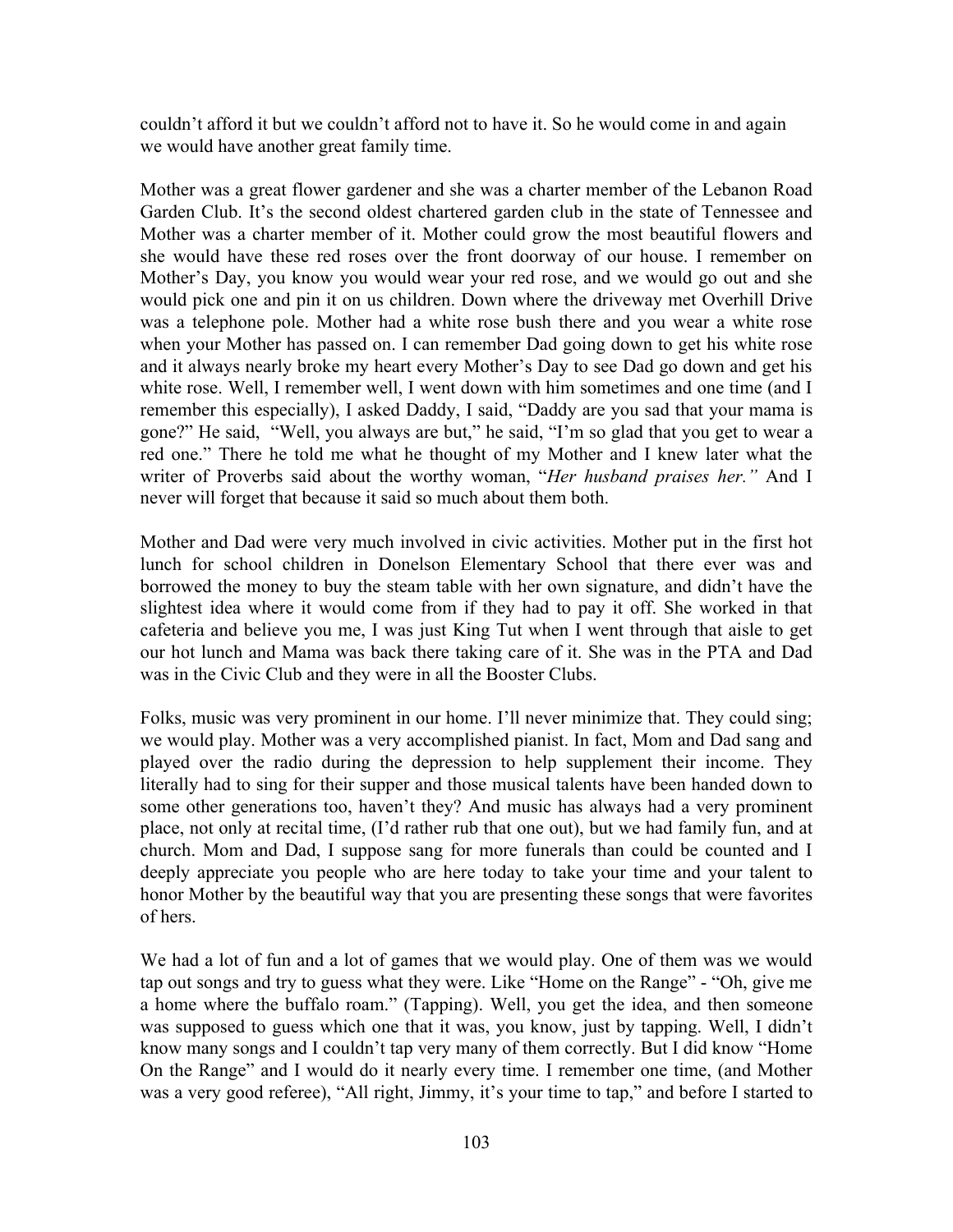couldn't afford it but we couldn't afford not to have it. So he would come in and again we would have another great family time.

Mother was a great flower gardener and she was a charter member of the Lebanon Road Garden Club. It's the second oldest chartered garden club in the state of Tennessee and Mother was a charter member of it. Mother could grow the most beautiful flowers and she would have these red roses over the front doorway of our house. I remember on Mother's Day, you know you would wear your red rose, and we would go out and she would pick one and pin it on us children. Down where the driveway met Overhill Drive was a telephone pole. Mother had a white rose bush there and you wear a white rose when your Mother has passed on. I can remember Dad going down to get his white rose and it always nearly broke my heart every Mother's Day to see Dad go down and get his white rose. Well, I remember well, I went down with him sometimes and one time (and I remember this especially), I asked Daddy, I said, "Daddy are you sad that your mama is gone?" He said, "Well, you always are but," he said, "I'm so glad that you get to wear a red one." There he told me what he thought of my Mother and I knew later what the writer of Proverbs said about the worthy woman, "*Her husband praises her.*" And I never will forget that because it said so much about them both.

Mother and Dad were very much involved in civic activities. Mother put in the first hot lunch for school children in Donelson Elementary School that there ever was and borrowed the money to buy the steam table with her own signature, and didn't have the slightest idea where it would come from if they had to pay it off. She worked in that cafeteria and believe you me, I was just King Tut when I went through that aisle to get our hot lunch and Mama was back there taking care of it. She was in the PTA and Dad was in the Civic Club and they were in all the Booster Clubs.

Folks, music was very prominent in our home. I'll never minimize that. They could sing; we would play. Mother was a very accomplished pianist. In fact, Mom and Dad sang and played over the radio during the depression to help supplement their income. They literally had to sing for their supper and those musical talents have been handed down to some other generations too, haven't they? And music has always had a very prominent place, not only at recital time, (I'd rather rub that one out), but we had family fun, and at church. Mom and Dad, I suppose sang for more funerals than could be counted and I deeply appreciate you people who are here today to take your time and your talent to honor Mother by the beautiful way that you are presenting these songs that were favorites of hers.

We had a lot of fun and a lot of games that we would play. One of them was we would tap out songs and try to guess what they were. Like "Home on the Range" - "Oh, give me a home where the buffalo roam." (Tapping). Well, you get the idea, and then someone was supposed to guess which one that it was, you know, just by tapping. Well, I didn't know many songs and I couldn't tap very many of them correctly. But I did know "Home On the Range" and I would do it nearly every time. I remember one time, (and Mother was a very good referee), "All right, Jimmy, it's your time to tap," and before I started to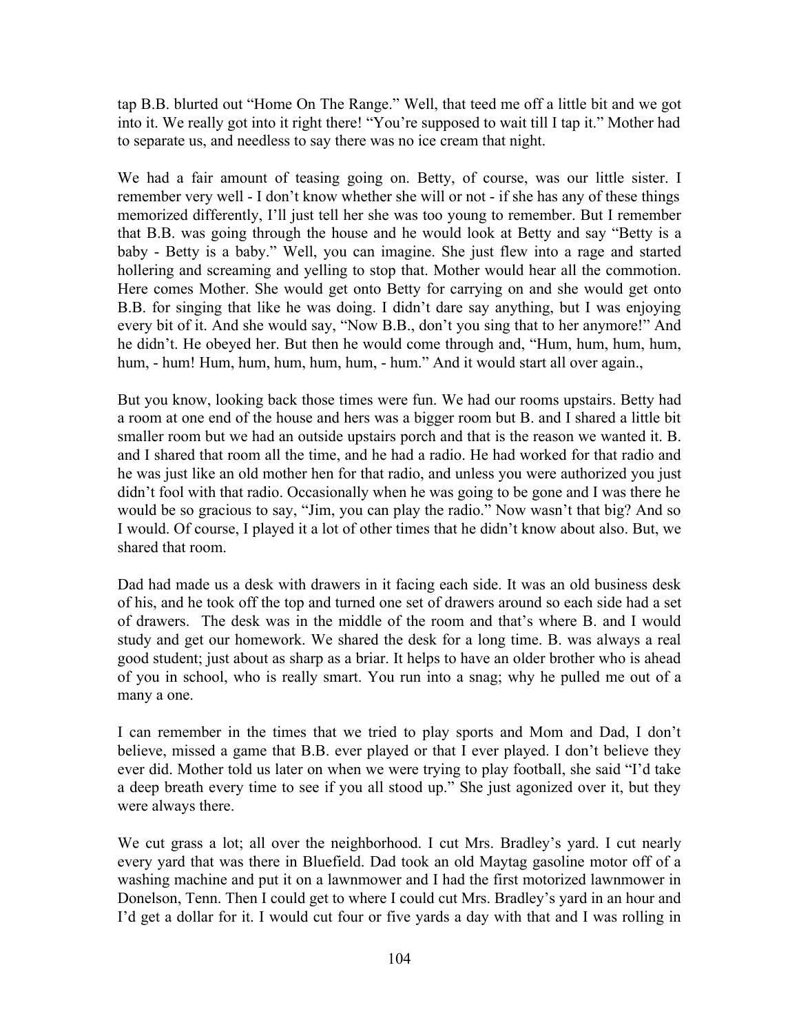tap B.B. blurted out "Home On The Range." Well, that teed me off a little bit and we got into it. We really got into it right there! "You're supposed to wait till I tap it." Mother had to separate us, and needless to say there was no ice cream that night.

We had a fair amount of teasing going on. Betty, of course, was our little sister. I remember very well - I don't know whether she will or not - if she has any of these things memorized differently, I'll just tell her she was too young to remember. But I remember that B.B. was going through the house and he would look at Betty and say "Betty is a baby - Betty is a baby." Well, you can imagine. She just flew into a rage and started hollering and screaming and yelling to stop that. Mother would hear all the commotion. Here comes Mother. She would get onto Betty for carrying on and she would get onto B.B. for singing that like he was doing. I didn't dare say anything, but I was enjoying every bit of it. And she would say, "Now B.B., don't you sing that to her anymore!" And he didn't. He obeyed her. But then he would come through and, "Hum, hum, hum, hum, hum, - hum! Hum, hum, hum, hum, hum, - hum." And it would start all over again.,

But you know, looking back those times were fun. We had our rooms upstairs. Betty had a room at one end of the house and hers was a bigger room but B. and I shared a little bit smaller room but we had an outside upstairs porch and that is the reason we wanted it. B. and I shared that room all the time, and he had a radio. He had worked for that radio and he was just like an old mother hen for that radio, and unless you were authorized you just didn't fool with that radio. Occasionally when he was going to be gone and I was there he would be so gracious to say, "Jim, you can play the radio." Now wasn't that big? And so I would. Of course, I played it a lot of other times that he didn't know about also. But, we shared that room.

Dad had made us a desk with drawers in it facing each side. It was an old business desk of his, and he took off the top and turned one set of drawers around so each side had a set of drawers. The desk was in the middle of the room and that's where B. and I would study and get our homework. We shared the desk for a long time. B. was always a real good student; just about as sharp as a briar. It helps to have an older brother who is ahead of you in school, who is really smart. You run into a snag; why he pulled me out of a many a one.

I can remember in the times that we tried to play sports and Mom and Dad, I don't believe, missed a game that B.B. ever played or that I ever played. I don't believe they ever did. Mother told us later on when we were trying to play football, she said "I'd take a deep breath every time to see if you all stood up." She just agonized over it, but they were always there.

We cut grass a lot; all over the neighborhood. I cut Mrs. Bradley's yard. I cut nearly every yard that was there in Bluefield. Dad took an old Maytag gasoline motor off of a washing machine and put it on a lawnmower and I had the first motorized lawnmower in Donelson, Tenn. Then I could get to where I could cut Mrs. Bradley's yard in an hour and I'd get a dollar for it. I would cut four or five yards a day with that and I was rolling in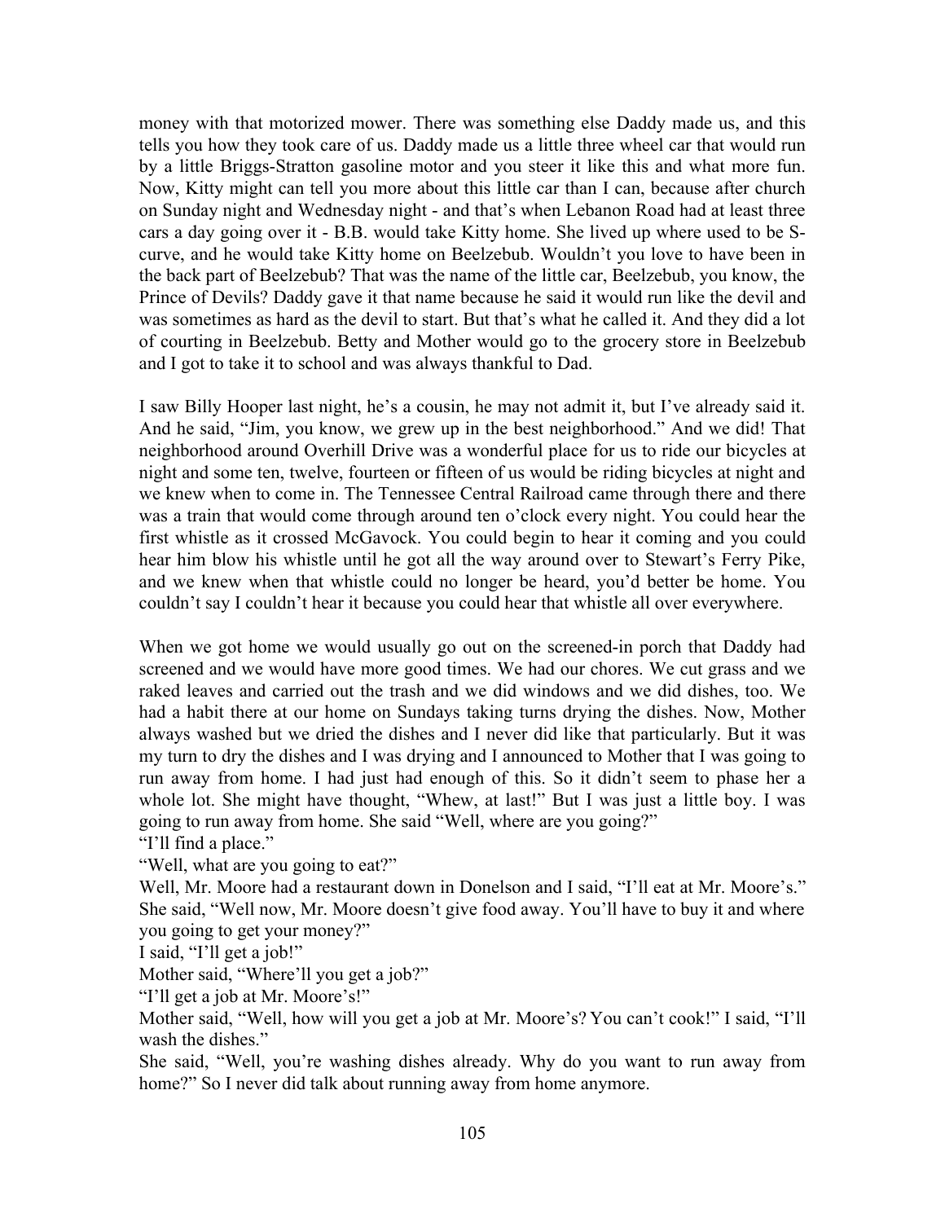money with that motorized mower. There was something else Daddy made us, and this tells you how they took care of us. Daddy made us a little three wheel car that would run by a little Briggs-Stratton gasoline motor and you steer it like this and what more fun. Now, Kitty might can tell you more about this little car than I can, because after church on Sunday night and Wednesday night - and that's when Lebanon Road had at least three cars a day going over it - B.B. would take Kitty home. She lived up where used to be S-curve, and he would take Kitty home on Beelzebub. Wouldn't you love to have been in the back part of Beelzebub? That was the name of the little car, Beelzebub, you know, the Prince of Devils? Daddy gave it that name because he said it would run like the devil and was sometimes as hard as the devil to start. But that's what he called it. And they did a lot of courting in Beelzebub. Betty and Mother would go to the grocery store in Beelzebub and I got to take it to school and was always thankful to Dad.

I saw Billy Hooper last night, he's a cousin, he may not admit it, but I've already said it. And he said, "Jim, you know, we grew up in the best neighborhood." And we did! That neighborhood around Overhill Drive was a wonderful place for us to ride our bicycles at night and some ten, twelve, fourteen or fifteen of us would be riding bicycles at night and we knew when to come in. The Tennessee Central Railroad came through there and there was a train that would come through around ten o'clock every night. You could hear the first whistle as it crossed McGavock. You could begin to hear it coming and you could hear him blow his whistle until he got all the way around over to Stewart's Ferry Pike, and we knew when that whistle could no longer be heard, you'd better be home. You couldn't say I couldn't hear it because you could hear that whistle all over everywhere.

When we got home we would usually go out on the screened-in porch that Daddy had screened and we would have more good times. We had our chores. We cut grass and we raked leaves and carried out the trash and we did windows and we did dishes, too. We had a habit there at our home on Sundays taking turns drying the dishes. Now, Mother always washed but we dried the dishes and I never did like that particularly. But it was my turn to dry the dishes and I was drying and I announced to Mother that I was going to run away from home. I had just had enough of this. So it didn't seem to phase her a whole lot. She might have thought, "Whew, at last!" But I was just a little boy. I was going to run away from home. She said "Well, where are you going?"

"I'll find a place."

"Well, what are you going to eat?"

Well, Mr. Moore had a restaurant down in Donelson and I said, "I'll eat at Mr. Moore's." She said, "Well now, Mr. Moore doesn't give food away. You'll have to buy it and where you going to get your money?"

I said, "I'll get a job!"

Mother said, "Where'll you get a job?"

"I'll get a job at Mr. Moore's!"

Mother said, "Well, how will you get a job at Mr. Moore's? You can't cook!" I said, "I'll wash the dishes."

She said, "Well, you're washing dishes already. Why do you want to run away from home?" So I never did talk about running away from home anymore.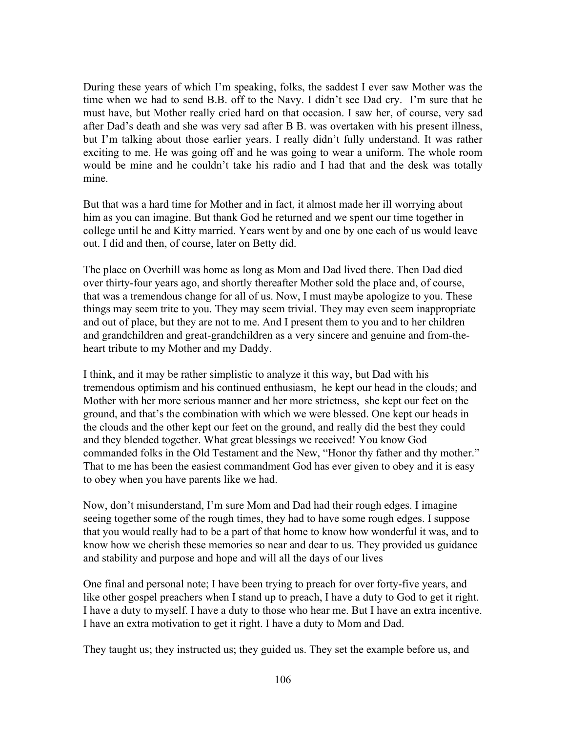During these years of which I'm speaking, folks, the saddest I ever saw Mother was the time when we had to send B.B. off to the Navy. I didn't see Dad cry. I'm sure that he must have, but Mother really cried hard on that occasion. I saw her, of course, very sad after Dad's death and she was very sad after B B. was overtaken with his present illness, but I'm talking about those earlier years. I really didn't fully understand. It was rather exciting to me. He was going off and he was going to wear a uniform. The whole room would be mine and he couldn't take his radio and I had that and the desk was totally mine.

But that was a hard time for Mother and in fact, it almost made her ill worrying about him as you can imagine. But thank God he returned and we spent our time together in college until he and Kitty married. Years went by and one by one each of us would leave out. I did and then, of course, later on Betty did.

The place on Overhill was home as long as Mom and Dad lived there. Then Dad died over thirty-four years ago, and shortly thereafter Mother sold the place and, of course, that was a tremendous change for all of us. Now, I must maybe apologize to you. These things may seem trite to you. They may seem trivial. They may even seem inappropriate and out of place, but they are not to me. And I present them to you and to her children and grandchildren and great-grandchildren as a very sincere and genuine and from-the-heart tribute to my Mother and my Daddy.

I think, and it may be rather simplistic to analyze it this way, but Dad with his tremendous optimism and his continued enthusiasm, he kept our head in the clouds; and Mother with her more serious manner and her more strictness, she kept our feet on the ground, and that's the combination with which we were blessed. One kept our heads in the clouds and the other kept our feet on the ground, and really did the best they could and they blended together. What great blessings we received! You know God commanded folks in the Old Testament and the New, "Honor thy father and thy mother." That to me has been the easiest commandment God has ever given to obey and it is easy to obey when you have parents like we had.

Now, don't misunderstand, I'm sure Mom and Dad had their rough edges. I imagine seeing together some of the rough times, they had to have some rough edges. I suppose that you would really had to be a part of that home to know how wonderful it was, and to know how we cherish these memories so near and dear to us. They provided us guidance and stability and purpose and hope and will all the days of our lives

One final and personal note; I have been trying to preach for over forty-five years, and like other gospel preachers when I stand up to preach, I have a duty to God to get it right. I have a duty to myself. I have a duty to those who hear me. But I have an extra incentive. I have an extra motivation to get it right. I have a duty to Mom and Dad.

They taught us; they instructed us; they guided us. They set the example before us, and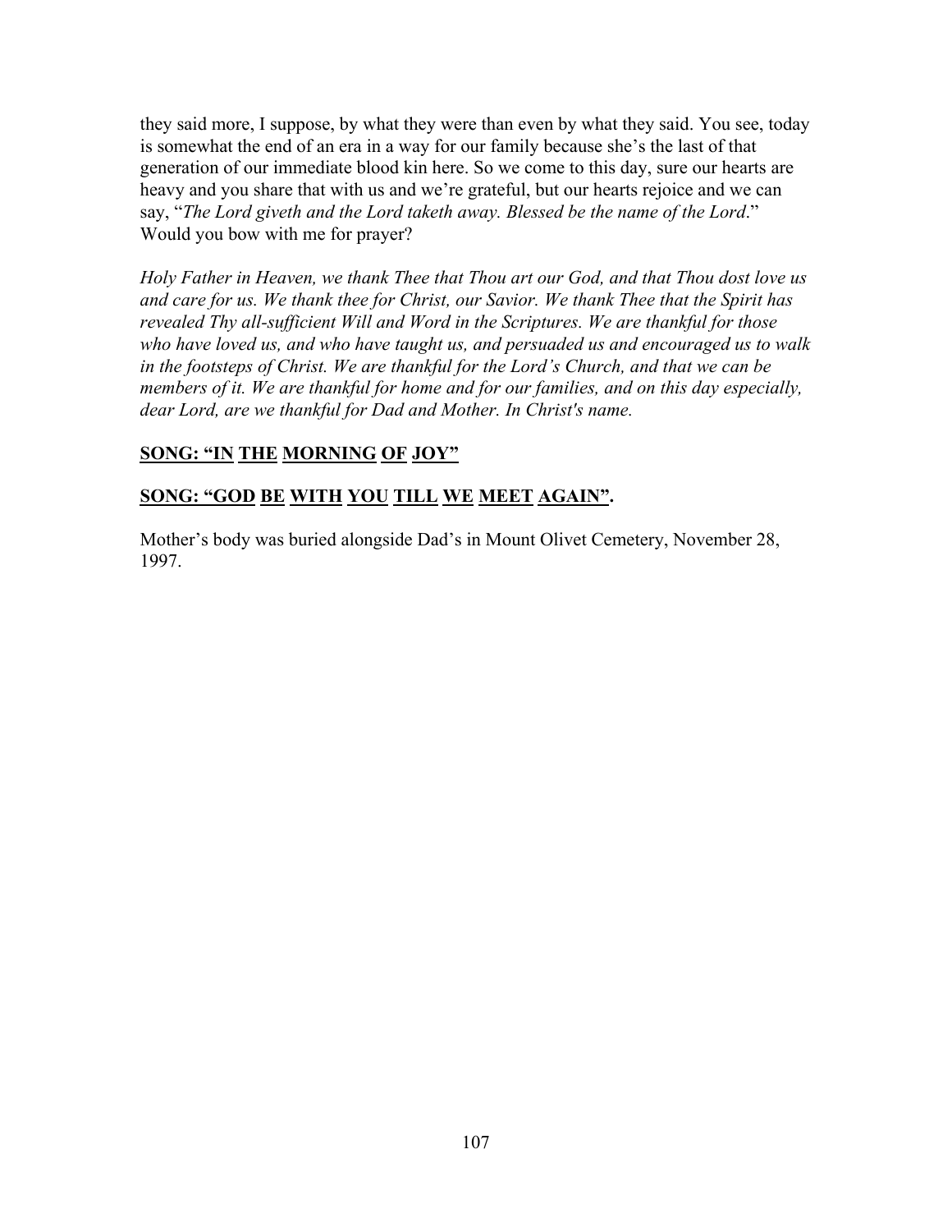they said more, I suppose, by what they were than even by what they said. You see, today is somewhat the end of an era in a way for our family because she's the last of that generation of our immediate blood kin here. So we come to this day, sure our hearts are heavy and you share that with us and we're grateful, but our hearts rejoice and we can say, "*The Lord giveth and the Lord taketh away. Blessed be the name of the Lord*." Would you bow with me for prayer?

*Holy Father in Heaven, we thank Thee that Thou art our God, and that Thou dost love us and care for us. We thank thee for Christ, our Savior. We thank Thee that the Spirit has revealed Thy all-sufficient Will and Word in the Scriptures. We are thankful for those who have loved us, and who have taught us, and persuaded us and encouraged us to walk in the footsteps of Christ. We are thankful for the Lord's Church, and that we can be members of it. We are thankful for home and for our families, and on this day especially, dear Lord, are we thankful for Dad and Mother. In Christ's name.*

**SONG: "IN THE MORNING OF JOY"**

**SONG: "GOD BE WITH YOU TILL WE MEET AGAIN".**

Mother's body was buried alongside Dad's in Mount Olivet Cemetery, November 28, 1997.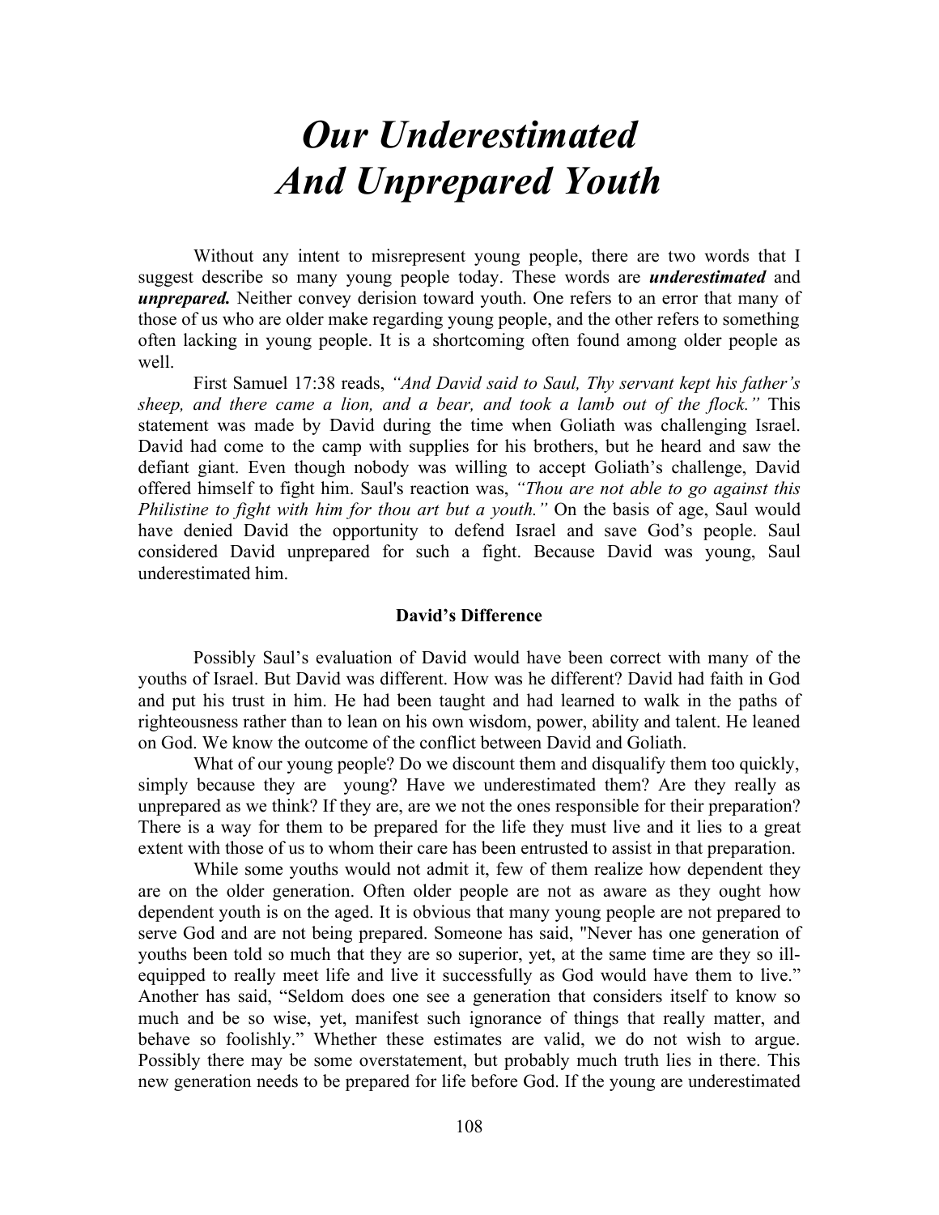// Transcribing page 108 exactly as printed — source typos such as "Thou are not able" are kept unchanged.
# *Our Underestimated And Unprepared Youth*

Without any intent to misrepresent young people, there are two words that I suggest describe so many young people today. These words are ***underestimated*** and ***unprepared.*** Neither convey derision toward youth. One refers to an error that many of those of us who are older make regarding young people, and the other refers to something often lacking in young people. It is a shortcoming often found among older people as well.

First Samuel 17:38 reads, *"And David said to Saul, Thy servant kept his father's sheep, and there came a lion, and a bear, and took a lamb out of the flock."* This statement was made by David during the time when Goliath was challenging Israel. David had come to the camp with supplies for his brothers, but he heard and saw the defiant giant. Even though nobody was willing to accept Goliath's challenge, David offered himself to fight him. Saul's reaction was, *"Thou are not able to go against this Philistine to fight with him for thou art but a youth."* On the basis of age, Saul would have denied David the opportunity to defend Israel and save God's people. Saul considered David unprepared for such a fight. Because David was young, Saul underestimated him.

### David's Difference

Possibly Saul's evaluation of David would have been correct with many of the youths of Israel. But David was different. How was he different? David had faith in God and put his trust in him. He had been taught and had learned to walk in the paths of righteousness rather than to lean on his own wisdom, power, ability and talent. He leaned on God. We know the outcome of the conflict between David and Goliath.

What of our young people? Do we discount them and disqualify them too quickly, simply because they are young? Have we underestimated them? Are they really as unprepared as we think? If they are, are we not the ones responsible for their preparation? There is a way for them to be prepared for the life they must live and it lies to a great extent with those of us to whom their care has been entrusted to assist in that preparation.

While some youths would not admit it, few of them realize how dependent they are on the older generation. Often older people are not as aware as they ought how dependent youth is on the aged. It is obvious that many young people are not prepared to serve God and are not being prepared. Someone has said, "Never has one generation of youths been told so much that they are so superior, yet, at the same time are they so ill-equipped to really meet life and live it successfully as God would have them to live." Another has said, "Seldom does one see a generation that considers itself to know so much and be so wise, yet, manifest such ignorance of things that really matter, and behave so foolishly." Whether these estimates are valid, we do not wish to argue. Possibly there may be some overstatement, but probably much truth lies in there. This new generation needs to be prepared for life before God. If the young are underestimated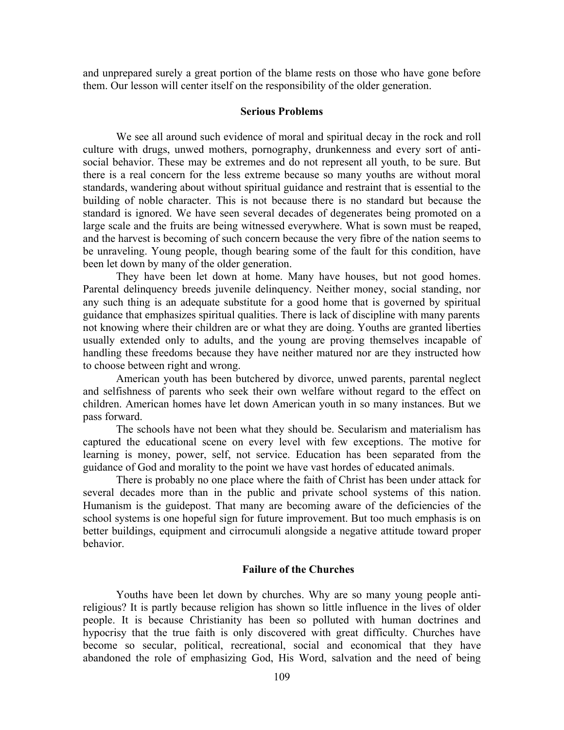and unprepared surely a great portion of the blame rests on those who have gone before them. Our lesson will center itself on the responsibility of the older generation.

## Serious Problems

We see all around such evidence of moral and spiritual decay in the rock and roll culture with drugs, unwed mothers, pornography, drunkenness and every sort of anti-social behavior. These may be extremes and do not represent all youth, to be sure. But there is a real concern for the less extreme because so many youths are without moral standards, wandering about without spiritual guidance and restraint that is essential to the building of noble character. This is not because there is no standard but because the standard is ignored. We have seen several decades of degenerates being promoted on a large scale and the fruits are being witnessed everywhere. What is sown must be reaped, and the harvest is becoming of such concern because the very fibre of the nation seems to be unraveling. Young people, though bearing some of the fault for this condition, have been let down by many of the older generation.

They have been let down at home. Many have houses, but not good homes. Parental delinquency breeds juvenile delinquency. Neither money, social standing, nor any such thing is an adequate substitute for a good home that is governed by spiritual guidance that emphasizes spiritual qualities. There is lack of discipline with many parents not knowing where their children are or what they are doing. Youths are granted liberties usually extended only to adults, and the young are proving themselves incapable of handling these freedoms because they have neither matured nor are they instructed how to choose between right and wrong.

American youth has been butchered by divorce, unwed parents, parental neglect and selfishness of parents who seek their own welfare without regard to the effect on children. American homes have let down American youth in so many instances. But we pass forward.

The schools have not been what they should be. Secularism and materialism has captured the educational scene on every level with few exceptions. The motive for learning is money, power, self, not service. Education has been separated from the guidance of God and morality to the point we have vast hordes of educated animals.

There is probably no one place where the faith of Christ has been under attack for several decades more than in the public and private school systems of this nation. Humanism is the guidepost. That many are becoming aware of the deficiencies of the school systems is one hopeful sign for future improvement. But too much emphasis is on better buildings, equipment and cirrocumuli alongside a negative attitude toward proper behavior.

## Failure of the Churches

Youths have been let down by churches. Why are so many young people anti-religious? It is partly because religion has shown so little influence in the lives of older people. It is because Christianity has been so polluted with human doctrines and hypocrisy that the true faith is only discovered with great difficulty. Churches have become so secular, political, recreational, social and economical that they have abandoned the role of emphasizing God, His Word, salvation and the need of being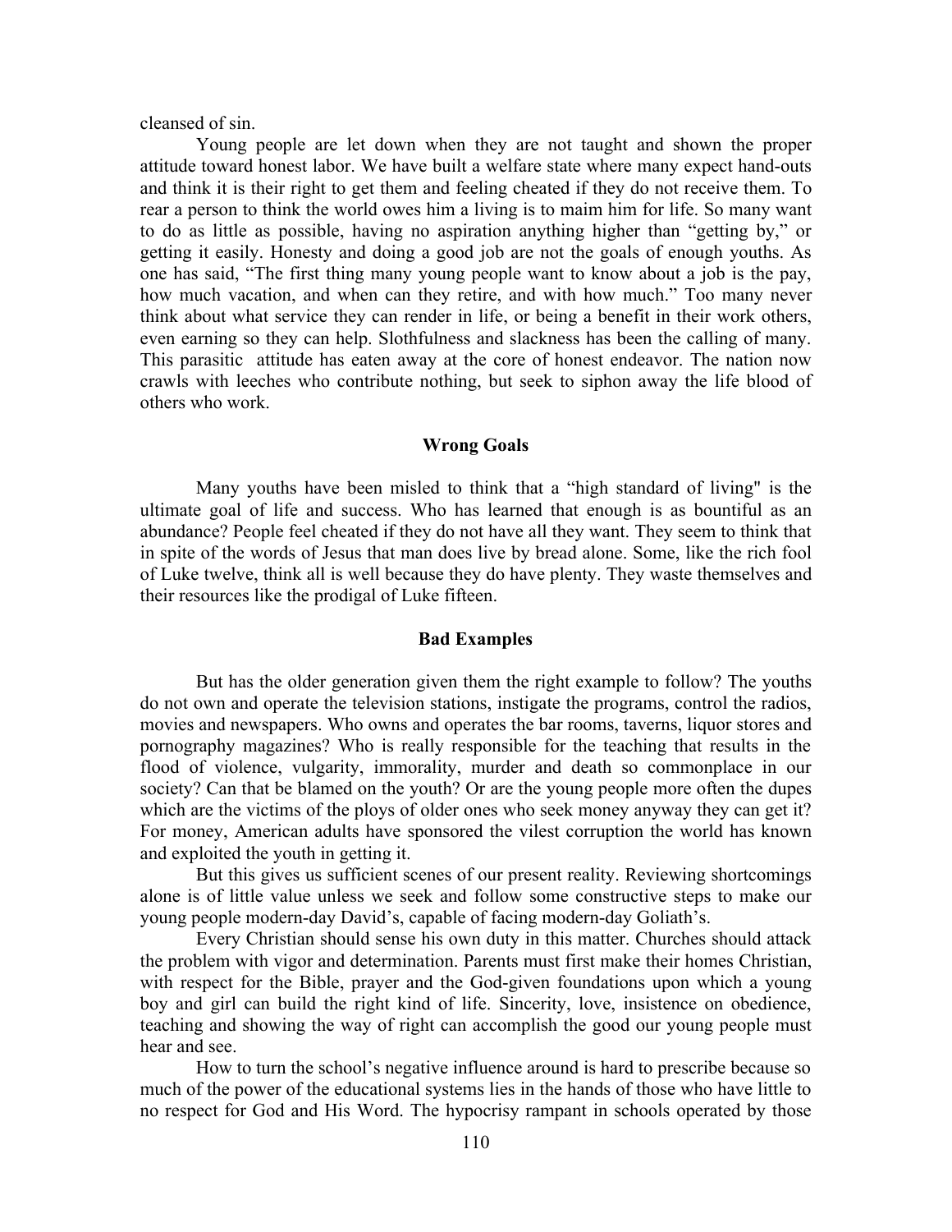cleansed of sin.

Young people are let down when they are not taught and shown the proper attitude toward honest labor. We have built a welfare state where many expect hand-outs and think it is their right to get them and feeling cheated if they do not receive them. To rear a person to think the world owes him a living is to maim him for life. So many want to do as little as possible, having no aspiration anything higher than "getting by," or getting it easily. Honesty and doing a good job are not the goals of enough youths. As one has said, "The first thing many young people want to know about a job is the pay, how much vacation, and when can they retire, and with how much." Too many never think about what service they can render in life, or being a benefit in their work others, even earning so they can help. Slothfulness and slackness has been the calling of many. This parasitic attitude has eaten away at the core of honest endeavor. The nation now crawls with leeches who contribute nothing, but seek to siphon away the life blood of others who work.

## Wrong Goals

Many youths have been misled to think that a "high standard of living" is the ultimate goal of life and success. Who has learned that enough is as bountiful as an abundance? People feel cheated if they do not have all they want. They seem to think that in spite of the words of Jesus that man does live by bread alone. Some, like the rich fool of Luke twelve, think all is well because they do have plenty. They waste themselves and their resources like the prodigal of Luke fifteen.

## Bad Examples

But has the older generation given them the right example to follow? The youths do not own and operate the television stations, instigate the programs, control the radios, movies and newspapers. Who owns and operates the bar rooms, taverns, liquor stores and pornography magazines? Who is really responsible for the teaching that results in the flood of violence, vulgarity, immorality, murder and death so commonplace in our society? Can that be blamed on the youth? Or are the young people more often the dupes which are the victims of the ploys of older ones who seek money anyway they can get it? For money, American adults have sponsored the vilest corruption the world has known and exploited the youth in getting it.

But this gives us sufficient scenes of our present reality. Reviewing shortcomings alone is of little value unless we seek and follow some constructive steps to make our young people modern-day David's, capable of facing modern-day Goliath's.

Every Christian should sense his own duty in this matter. Churches should attack the problem with vigor and determination. Parents must first make their homes Christian, with respect for the Bible, prayer and the God-given foundations upon which a young boy and girl can build the right kind of life. Sincerity, love, insistence on obedience, teaching and showing the way of right can accomplish the good our young people must hear and see.

How to turn the school's negative influence around is hard to prescribe because so much of the power of the educational systems lies in the hands of those who have little to no respect for God and His Word. The hypocrisy rampant in schools operated by those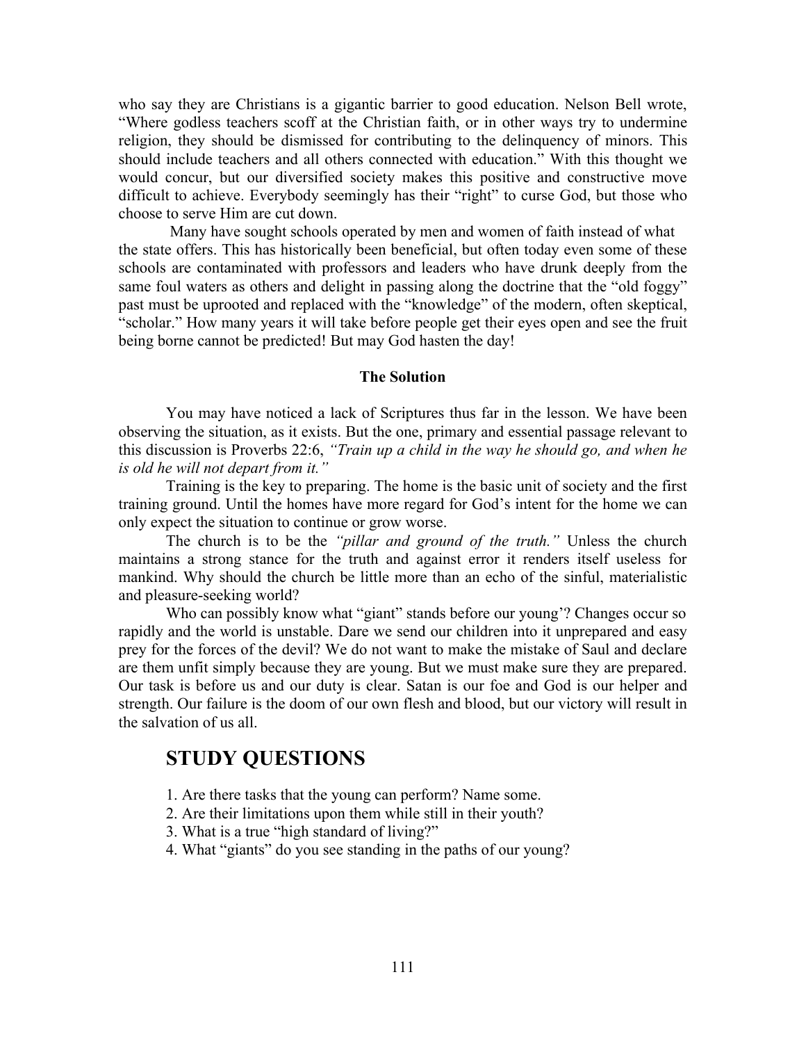who say they are Christians is a gigantic barrier to good education. Nelson Bell wrote, "Where godless teachers scoff at the Christian faith, or in other ways try to undermine religion, they should be dismissed for contributing to the delinquency of minors. This should include teachers and all others connected with education." With this thought we would concur, but our diversified society makes this positive and constructive move difficult to achieve. Everybody seemingly has their "right" to curse God, but those who choose to serve Him are cut down.

Many have sought schools operated by men and women of faith instead of what the state offers. This has historically been beneficial, but often today even some of these schools are contaminated with professors and leaders who have drunk deeply from the same foul waters as others and delight in passing along the doctrine that the "old foggy" past must be uprooted and replaced with the "knowledge" of the modern, often skeptical, "scholar." How many years it will take before people get their eyes open and see the fruit being borne cannot be predicted! But may God hasten the day!

**The Solution**

You may have noticed a lack of Scriptures thus far in the lesson. We have been observing the situation, as it exists. But the one, primary and essential passage relevant to this discussion is Proverbs 22:6, *"Train up a child in the way he should go, and when he is old he will not depart from it."*

Training is the key to preparing. The home is the basic unit of society and the first training ground. Until the homes have more regard for God's intent for the home we can only expect the situation to continue or grow worse.

The church is to be the *"pillar and ground of the truth."* Unless the church maintains a strong stance for the truth and against error it renders itself useless for mankind. Why should the church be little more than an echo of the sinful, materialistic and pleasure-seeking world?

Who can possibly know what "giant" stands before our young'? Changes occur so rapidly and the world is unstable. Dare we send our children into it unprepared and easy prey for the forces of the devil? We do not want to make the mistake of Saul and declare are them unfit simply because they are young. But we must make sure they are prepared. Our task is before us and our duty is clear. Satan is our foe and God is our helper and strength. Our failure is the doom of our own flesh and blood, but our victory will result in the salvation of us all.

## STUDY QUESTIONS

1. Are there tasks that the young can perform? Name some.
2. Are their limitations upon them while still in their youth?
3. What is a true "high standard of living?"
4. What "giants" do you see standing in the paths of our young?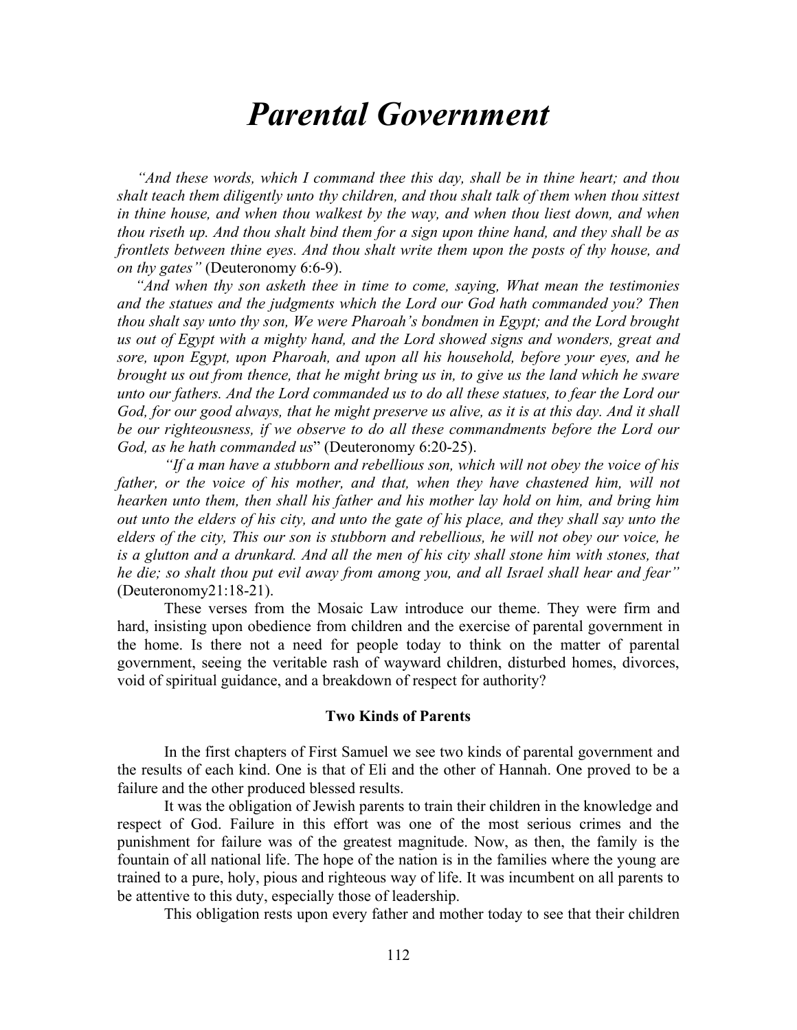# *Parental Government*

*"And these words, which I command thee this day, shall be in thine heart; and thou shalt teach them diligently unto thy children, and thou shalt talk of them when thou sittest in thine house, and when thou walkest by the way, and when thou liest down, and when thou riseth up. And thou shalt bind them for a sign upon thine hand, and they shall be as frontlets between thine eyes. And thou shalt write them upon the posts of thy house, and on thy gates"* (Deuteronomy 6:6-9).

*"And when thy son asketh thee in time to come, saying, What mean the testimonies and the statues and the judgments which the Lord our God hath commanded you? Then thou shalt say unto thy son, We were Pharoah's bondmen in Egypt; and the Lord brought us out of Egypt with a mighty hand, and the Lord showed signs and wonders, great and sore, upon Egypt, upon Pharoah, and upon all his household, before your eyes, and he brought us out from thence, that he might bring us in, to give us the land which he sware unto our fathers. And the Lord commanded us to do all these statues, to fear the Lord our God, for our good always, that he might preserve us alive, as it is at this day. And it shall be our righteousness, if we observe to do all these commandments before the Lord our God, as he hath commanded us*" (Deuteronomy 6:20-25).

*"If a man have a stubborn and rebellious son, which will not obey the voice of his father, or the voice of his mother, and that, when they have chastened him, will not hearken unto them, then shall his father and his mother lay hold on him, and bring him out unto the elders of his city, and unto the gate of his place, and they shall say unto the elders of the city, This our son is stubborn and rebellious, he will not obey our voice, he is a glutton and a drunkard. And all the men of his city shall stone him with stones, that he die; so shalt thou put evil away from among you, and all Israel shall hear and fear"* (Deuteronomy21:18-21).

These verses from the Mosaic Law introduce our theme. They were firm and hard, insisting upon obedience from children and the exercise of parental government in the home. Is there not a need for people today to think on the matter of parental government, seeing the veritable rash of wayward children, disturbed homes, divorces, void of spiritual guidance, and a breakdown of respect for authority?

**Two Kinds of Parents**

In the first chapters of First Samuel we see two kinds of parental government and the results of each kind. One is that of Eli and the other of Hannah. One proved to be a failure and the other produced blessed results.

It was the obligation of Jewish parents to train their children in the knowledge and respect of God. Failure in this effort was one of the most serious crimes and the punishment for failure was of the greatest magnitude. Now, as then, the family is the fountain of all national life. The hope of the nation is in the families where the young are trained to a pure, holy, pious and righteous way of life. It was incumbent on all parents to be attentive to this duty, especially those of leadership.

This obligation rests upon every father and mother today to see that their children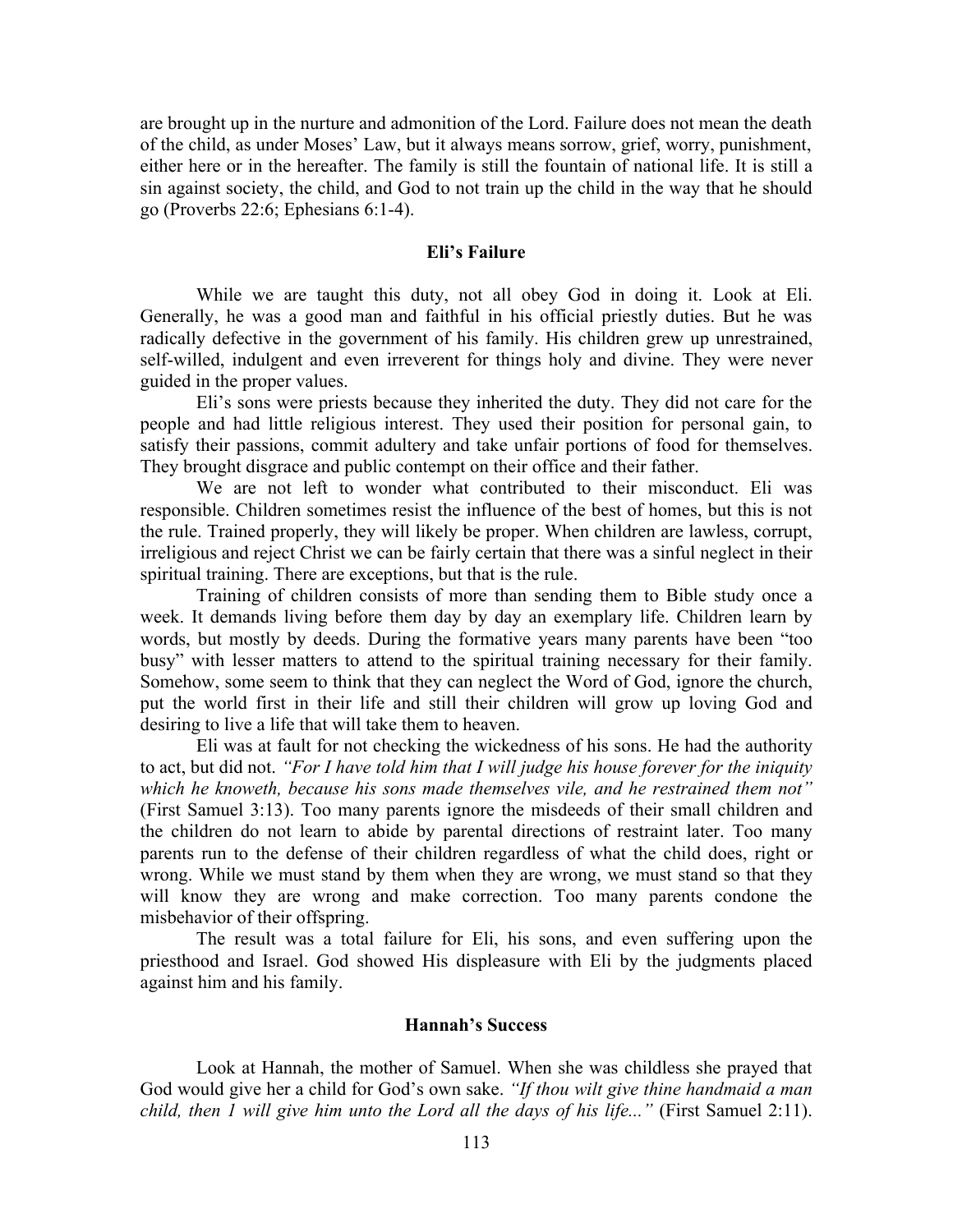are brought up in the nurture and admonition of the Lord. Failure does not mean the death of the child, as under Moses' Law, but it always means sorrow, grief, worry, punishment, either here or in the hereafter. The family is still the fountain of national life. It is still a sin against society, the child, and God to not train up the child in the way that he should go (Proverbs 22:6; Ephesians 6:1-4).

### Eli's Failure

While we are taught this duty, not all obey God in doing it. Look at Eli. Generally, he was a good man and faithful in his official priestly duties. But he was radically defective in the government of his family. His children grew up unrestrained, self-willed, indulgent and even irreverent for things holy and divine. They were never guided in the proper values.

Eli's sons were priests because they inherited the duty. They did not care for the people and had little religious interest. They used their position for personal gain, to satisfy their passions, commit adultery and take unfair portions of food for themselves. They brought disgrace and public contempt on their office and their father.

We are not left to wonder what contributed to their misconduct. Eli was responsible. Children sometimes resist the influence of the best of homes, but this is not the rule. Trained properly, they will likely be proper. When children are lawless, corrupt, irreligious and reject Christ we can be fairly certain that there was a sinful neglect in their spiritual training. There are exceptions, but that is the rule.

Training of children consists of more than sending them to Bible study once a week. It demands living before them day by day an exemplary life. Children learn by words, but mostly by deeds. During the formative years many parents have been "too busy" with lesser matters to attend to the spiritual training necessary for their family. Somehow, some seem to think that they can neglect the Word of God, ignore the church, put the world first in their life and still their children will grow up loving God and desiring to live a life that will take them to heaven.

Eli was at fault for not checking the wickedness of his sons. He had the authority to act, but did not. *"For I have told him that I will judge his house forever for the iniquity which he knoweth, because his sons made themselves vile, and he restrained them not"* (First Samuel 3:13). Too many parents ignore the misdeeds of their small children and the children do not learn to abide by parental directions of restraint later. Too many parents run to the defense of their children regardless of what the child does, right or wrong. While we must stand by them when they are wrong, we must stand so that they will know they are wrong and make correction. Too many parents condone the misbehavior of their offspring.

The result was a total failure for Eli, his sons, and even suffering upon the priesthood and Israel. God showed His displeasure with Eli by the judgments placed against him and his family.

### Hannah's Success

Look at Hannah, the mother of Samuel. When she was childless she prayed that God would give her a child for God's own sake. *"If thou wilt give thine handmaid a man child, then I will give him unto the Lord all the days of his life..."* (First Samuel 2:11).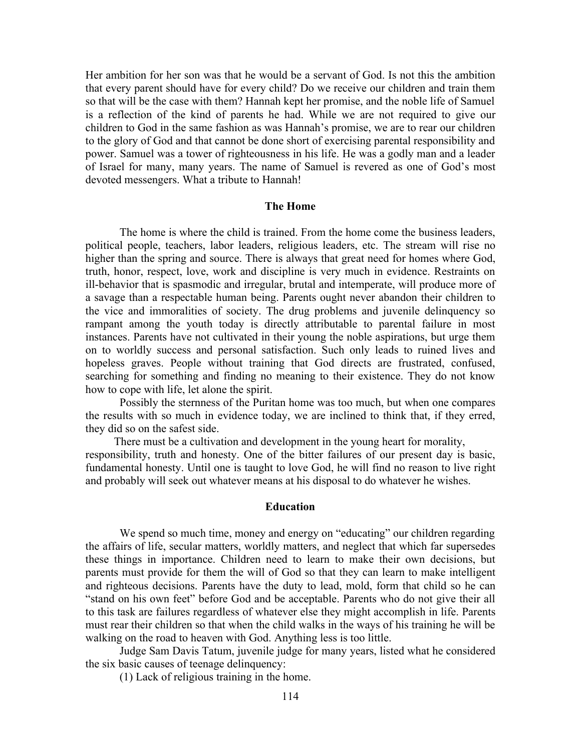Her ambition for her son was that he would be a servant of God. Is not this the ambition that every parent should have for every child? Do we receive our children and train them so that will be the case with them? Hannah kept her promise, and the noble life of Samuel is a reflection of the kind of parents he had. While we are not required to give our children to God in the same fashion as was Hannah's promise, we are to rear our children to the glory of God and that cannot be done short of exercising parental responsibility and power. Samuel was a tower of righteousness in his life. He was a godly man and a leader of Israel for many, many years. The name of Samuel is revered as one of God's most devoted messengers. What a tribute to Hannah!

**The Home**

The home is where the child is trained. From the home come the business leaders, political people, teachers, labor leaders, religious leaders, etc. The stream will rise no higher than the spring and source. There is always that great need for homes where God, truth, honor, respect, love, work and discipline is very much in evidence. Restraints on ill-behavior that is spasmodic and irregular, brutal and intemperate, will produce more of a savage than a respectable human being. Parents ought never abandon their children to the vice and immoralities of society. The drug problems and juvenile delinquency so rampant among the youth today is directly attributable to parental failure in most instances. Parents have not cultivated in their young the noble aspirations, but urge them on to worldly success and personal satisfaction. Such only leads to ruined lives and hopeless graves. People without training that God directs are frustrated, confused, searching for something and finding no meaning to their existence. They do not know how to cope with life, let alone the spirit.

Possibly the sternness of the Puritan home was too much, but when one compares the results with so much in evidence today, we are inclined to think that, if they erred, they did so on the safest side.

There must be a cultivation and development in the young heart for morality, responsibility, truth and honesty. One of the bitter failures of our present day is basic, fundamental honesty. Until one is taught to love God, he will find no reason to live right and probably will seek out whatever means at his disposal to do whatever he wishes.

**Education**

We spend so much time, money and energy on "educating" our children regarding the affairs of life, secular matters, worldly matters, and neglect that which far supersedes these things in importance. Children need to learn to make their own decisions, but parents must provide for them the will of God so that they can learn to make intelligent and righteous decisions. Parents have the duty to lead, mold, form that child so he can "stand on his own feet" before God and be acceptable. Parents who do not give their all to this task are failures regardless of whatever else they might accomplish in life. Parents must rear their children so that when the child walks in the ways of his training he will be walking on the road to heaven with God. Anything less is too little.

Judge Sam Davis Tatum, juvenile judge for many years, listed what he considered the six basic causes of teenage delinquency:

(1) Lack of religious training in the home.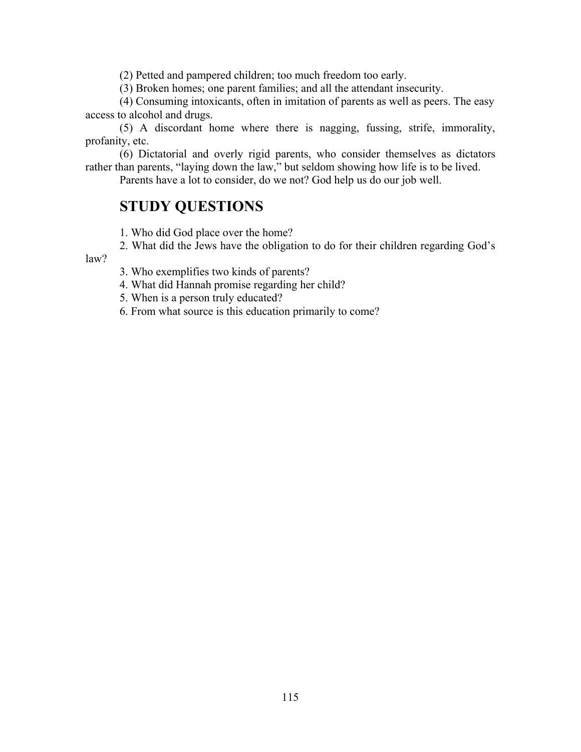(2) Petted and pampered children; too much freedom too early.

(3) Broken homes; one parent families; and all the attendant insecurity.

(4) Consuming intoxicants, often in imitation of parents as well as peers. The easy access to alcohol and drugs.

(5) A discordant home where there is nagging, fussing, strife, immorality, profanity, etc.

(6) Dictatorial and overly rigid parents, who consider themselves as dictators rather than parents, "laying down the law," but seldom showing how life is to be lived.

Parents have a lot to consider, do we not? God help us do our job well.

## STUDY QUESTIONS

1. Who did God place over the home?
2. What did the Jews have the obligation to do for their children regarding God's law?
3. Who exemplifies two kinds of parents?
4. What did Hannah promise regarding her child?
5. When is a person truly educated?
6. From what source is this education primarily to come?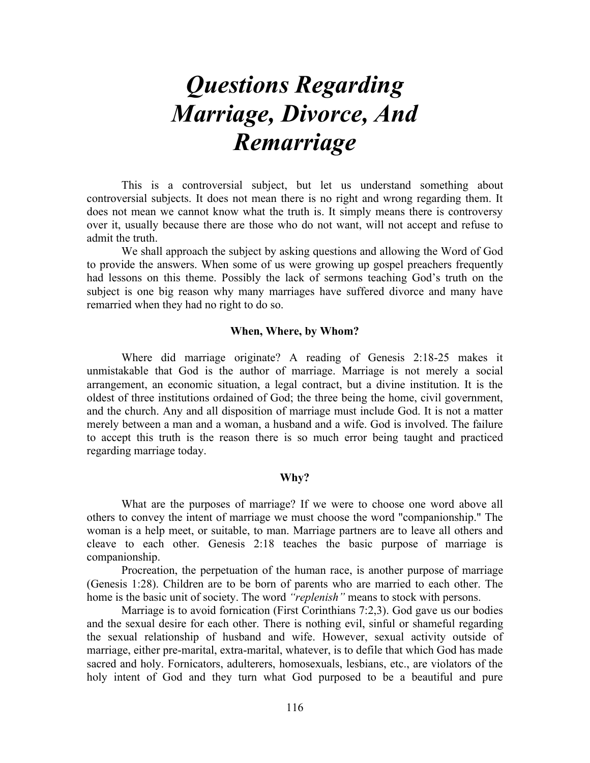# *Questions Regarding Marriage, Divorce, And Remarriage*

This is a controversial subject, but let us understand something about controversial subjects. It does not mean there is no right and wrong regarding them. It does not mean we cannot know what the truth is. It simply means there is controversy over it, usually because there are those who do not want, will not accept and refuse to admit the truth.

We shall approach the subject by asking questions and allowing the Word of God to provide the answers. When some of us were growing up gospel preachers frequently had lessons on this theme. Possibly the lack of sermons teaching God's truth on the subject is one big reason why many marriages have suffered divorce and many have remarried when they had no right to do so.

### When, Where, by Whom?

Where did marriage originate? A reading of Genesis 2:18-25 makes it unmistakable that God is the author of marriage. Marriage is not merely a social arrangement, an economic situation, a legal contract, but a divine institution. It is the oldest of three institutions ordained of God; the three being the home, civil government, and the church. Any and all disposition of marriage must include God. It is not a matter merely between a man and a woman, a husband and a wife. God is involved. The failure to accept this truth is the reason there is so much error being taught and practiced regarding marriage today.

### Why?

What are the purposes of marriage? If we were to choose one word above all others to convey the intent of marriage we must choose the word "companionship." The woman is a help meet, or suitable, to man. Marriage partners are to leave all others and cleave to each other. Genesis 2:18 teaches the basic purpose of marriage is companionship.

Procreation, the perpetuation of the human race, is another purpose of marriage (Genesis 1:28). Children are to be born of parents who are married to each other. The home is the basic unit of society. The word *"replenish"* means to stock with persons.

Marriage is to avoid fornication (First Corinthians 7:2,3). God gave us our bodies and the sexual desire for each other. There is nothing evil, sinful or shameful regarding the sexual relationship of husband and wife. However, sexual activity outside of marriage, either pre-marital, extra-marital, whatever, is to defile that which God has made sacred and holy. Fornicators, adulterers, homosexuals, lesbians, etc., are violators of the holy intent of God and they turn what God purposed to be a beautiful and pure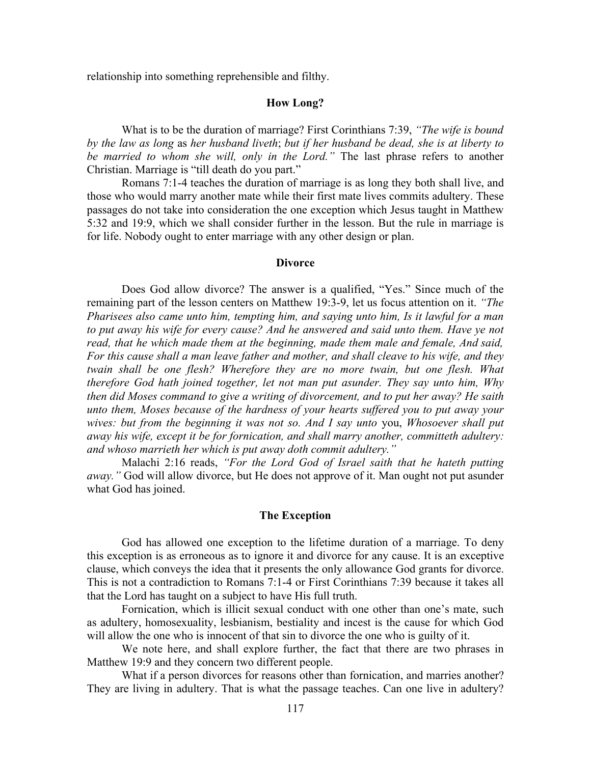relationship into something reprehensible and filthy.

### How Long?

What is to be the duration of marriage? First Corinthians 7:39, *"The wife is bound by the law as long* as *her husband liveth*; *but if her husband be dead, she is at liberty to be married to whom she will, only in the Lord."* The last phrase refers to another Christian. Marriage is "till death do you part."

Romans 7:1-4 teaches the duration of marriage is as long they both shall live, and those who would marry another mate while their first mate lives commits adultery. These passages do not take into consideration the one exception which Jesus taught in Matthew 5:32 and 19:9, which we shall consider further in the lesson. But the rule in marriage is for life. Nobody ought to enter marriage with any other design or plan.

### Divorce

Does God allow divorce? The answer is a qualified, "Yes." Since much of the remaining part of the lesson centers on Matthew 19:3-9, let us focus attention on it. *"The Pharisees also came unto him, tempting him, and saying unto him, Is it lawful for a man to put away his wife for every cause? And he answered and said unto them. Have ye not read, that he which made them at the beginning, made them male and female, And said, For this cause shall a man leave father and mother, and shall cleave to his wife, and they twain shall be one flesh? Wherefore they are no more twain, but one flesh. What therefore God hath joined together, let not man put asunder. They say unto him, Why then did Moses command to give a writing of divorcement, and to put her away? He saith unto them, Moses because of the hardness of your hearts suffered you to put away your wives: but from the beginning it was not so. And I say unto* you, *Whosoever shall put away his wife, except it be for fornication, and shall marry another, committeth adultery: and whoso marrieth her which is put away doth commit adultery."*

Malachi 2:16 reads, *"For the Lord God of Israel saith that he hateth putting away."* God will allow divorce, but He does not approve of it. Man ought not put asunder what God has joined.

### The Exception

God has allowed one exception to the lifetime duration of a marriage. To deny this exception is as erroneous as to ignore it and divorce for any cause. It is an exceptive clause, which conveys the idea that it presents the only allowance God grants for divorce. This is not a contradiction to Romans 7:1-4 or First Corinthians 7:39 because it takes all that the Lord has taught on a subject to have His full truth.

Fornication, which is illicit sexual conduct with one other than one's mate, such as adultery, homosexuality, lesbianism, bestiality and incest is the cause for which God will allow the one who is innocent of that sin to divorce the one who is guilty of it.

We note here, and shall explore further, the fact that there are two phrases in Matthew 19:9 and they concern two different people.

What if a person divorces for reasons other than fornication, and marries another? They are living in adultery. That is what the passage teaches. Can one live in adultery?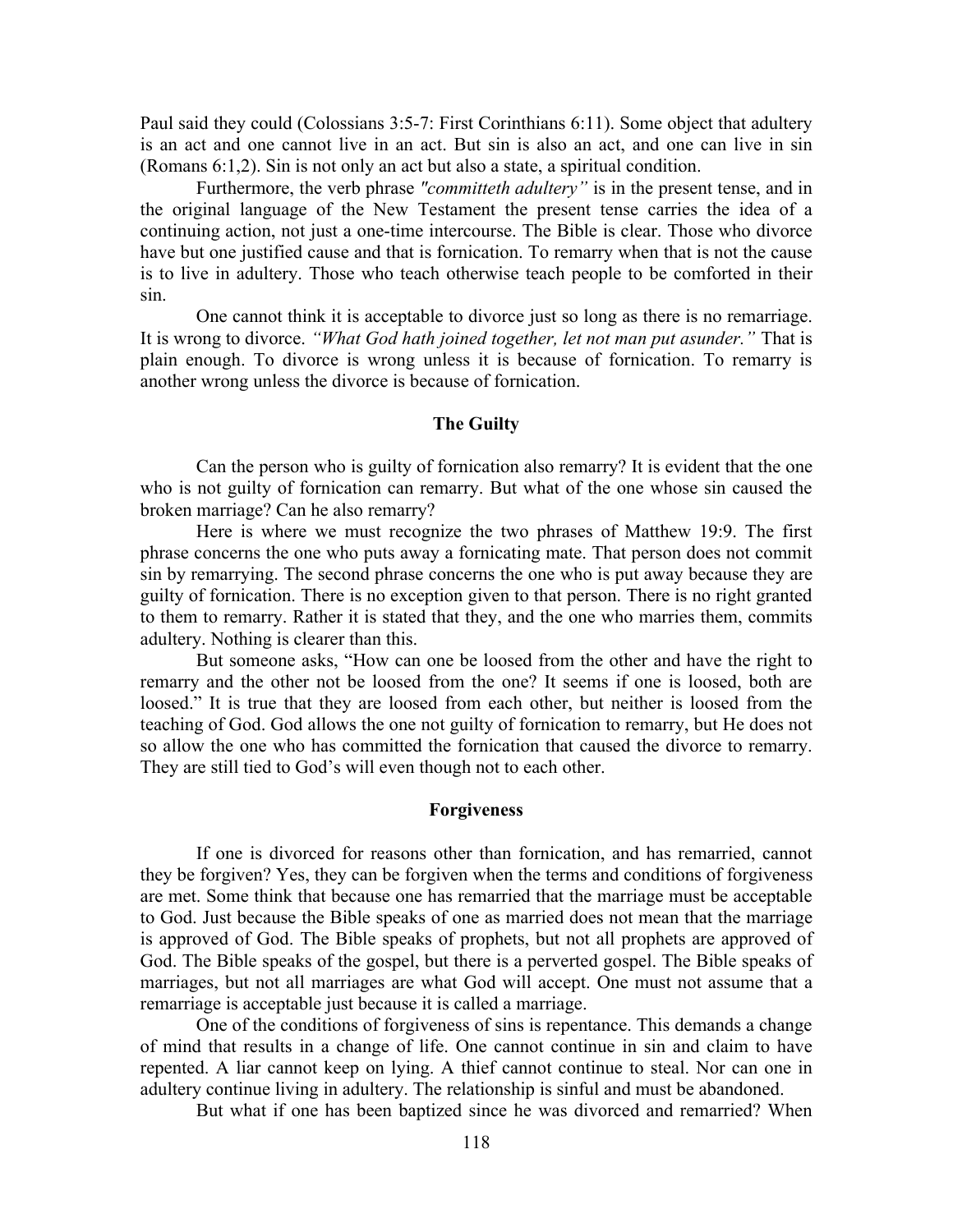Paul said they could (Colossians 3:5-7: First Corinthians 6:11). Some object that adultery is an act and one cannot live in an act. But sin is also an act, and one can live in sin (Romans 6:1,2). Sin is not only an act but also a state, a spiritual condition.

Furthermore, the verb phrase *"committeth adultery"* is in the present tense, and in the original language of the New Testament the present tense carries the idea of a continuing action, not just a one-time intercourse. The Bible is clear. Those who divorce have but one justified cause and that is fornication. To remarry when that is not the cause is to live in adultery. Those who teach otherwise teach people to be comforted in their sin.

One cannot think it is acceptable to divorce just so long as there is no remarriage. It is wrong to divorce. *"What God hath joined together, let not man put asunder."* That is plain enough. To divorce is wrong unless it is because of fornication. To remarry is another wrong unless the divorce is because of fornication.

**The Guilty**

Can the person who is guilty of fornication also remarry? It is evident that the one who is not guilty of fornication can remarry. But what of the one whose sin caused the broken marriage? Can he also remarry?

Here is where we must recognize the two phrases of Matthew 19:9. The first phrase concerns the one who puts away a fornicating mate. That person does not commit sin by remarrying. The second phrase concerns the one who is put away because they are guilty of fornication. There is no exception given to that person. There is no right granted to them to remarry. Rather it is stated that they, and the one who marries them, commits adultery. Nothing is clearer than this.

But someone asks, "How can one be loosed from the other and have the right to remarry and the other not be loosed from the one? It seems if one is loosed, both are loosed." It is true that they are loosed from each other, but neither is loosed from the teaching of God. God allows the one not guilty of fornication to remarry, but He does not so allow the one who has committed the fornication that caused the divorce to remarry. They are still tied to God's will even though not to each other.

**Forgiveness**

If one is divorced for reasons other than fornication, and has remarried, cannot they be forgiven? Yes, they can be forgiven when the terms and conditions of forgiveness are met. Some think that because one has remarried that the marriage must be acceptable to God. Just because the Bible speaks of one as married does not mean that the marriage is approved of God. The Bible speaks of prophets, but not all prophets are approved of God. The Bible speaks of the gospel, but there is a perverted gospel. The Bible speaks of marriages, but not all marriages are what God will accept. One must not assume that a remarriage is acceptable just because it is called a marriage.

One of the conditions of forgiveness of sins is repentance. This demands a change of mind that results in a change of life. One cannot continue in sin and claim to have repented. A liar cannot keep on lying. A thief cannot continue to steal. Nor can one in adultery continue living in adultery. The relationship is sinful and must be abandoned.

But what if one has been baptized since he was divorced and remarried? When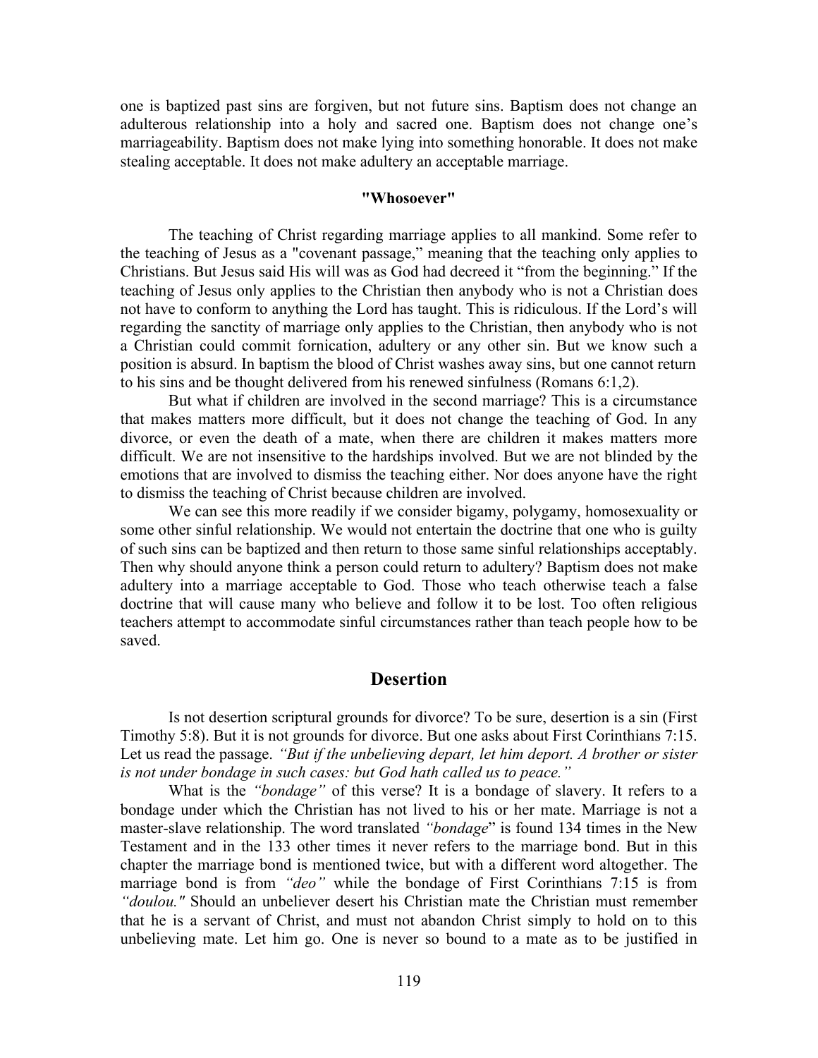one is baptized past sins are forgiven, but not future sins. Baptism does not change an adulterous relationship into a holy and sacred one. Baptism does not change one's marriageability. Baptism does not make lying into something honorable. It does not make stealing acceptable. It does not make adultery an acceptable marriage.

### "Whosoever"

The teaching of Christ regarding marriage applies to all mankind. Some refer to the teaching of Jesus as a "covenant passage," meaning that the teaching only applies to Christians. But Jesus said His will was as God had decreed it "from the beginning." If the teaching of Jesus only applies to the Christian then anybody who is not a Christian does not have to conform to anything the Lord has taught. This is ridiculous. If the Lord's will regarding the sanctity of marriage only applies to the Christian, then anybody who is not a Christian could commit fornication, adultery or any other sin. But we know such a position is absurd. In baptism the blood of Christ washes away sins, but one cannot return to his sins and be thought delivered from his renewed sinfulness (Romans 6:1,2).

But what if children are involved in the second marriage? This is a circumstance that makes matters more difficult, but it does not change the teaching of God. In any divorce, or even the death of a mate, when there are children it makes matters more difficult. We are not insensitive to the hardships involved. But we are not blinded by the emotions that are involved to dismiss the teaching either. Nor does anyone have the right to dismiss the teaching of Christ because children are involved.

We can see this more readily if we consider bigamy, polygamy, homosexuality or some other sinful relationship. We would not entertain the doctrine that one who is guilty of such sins can be baptized and then return to those same sinful relationships acceptably. Then why should anyone think a person could return to adultery? Baptism does not make adultery into a marriage acceptable to God. Those who teach otherwise teach a false doctrine that will cause many who believe and follow it to be lost. Too often religious teachers attempt to accommodate sinful circumstances rather than teach people how to be saved.

## Desertion

Is not desertion scriptural grounds for divorce? To be sure, desertion is a sin (First Timothy 5:8). But it is not grounds for divorce. But one asks about First Corinthians 7:15. Let us read the passage. *"But if the unbelieving depart, let him deport. A brother or sister is not under bondage in such cases: but God hath called us to peace."*

What is the *"bondage"* of this verse? It is a bondage of slavery. It refers to a bondage under which the Christian has not lived to his or her mate. Marriage is not a master-slave relationship. The word translated *"bondage"* is found 134 times in the New Testament and in the 133 other times it never refers to the marriage bond. But in this chapter the marriage bond is mentioned twice, but with a different word altogether. The marriage bond is from *"deo"* while the bondage of First Corinthians 7:15 is from *"doulou."* Should an unbeliever desert his Christian mate the Christian must remember that he is a servant of Christ, and must not abandon Christ simply to hold on to this unbelieving mate. Let him go. One is never so bound to a mate as to be justified in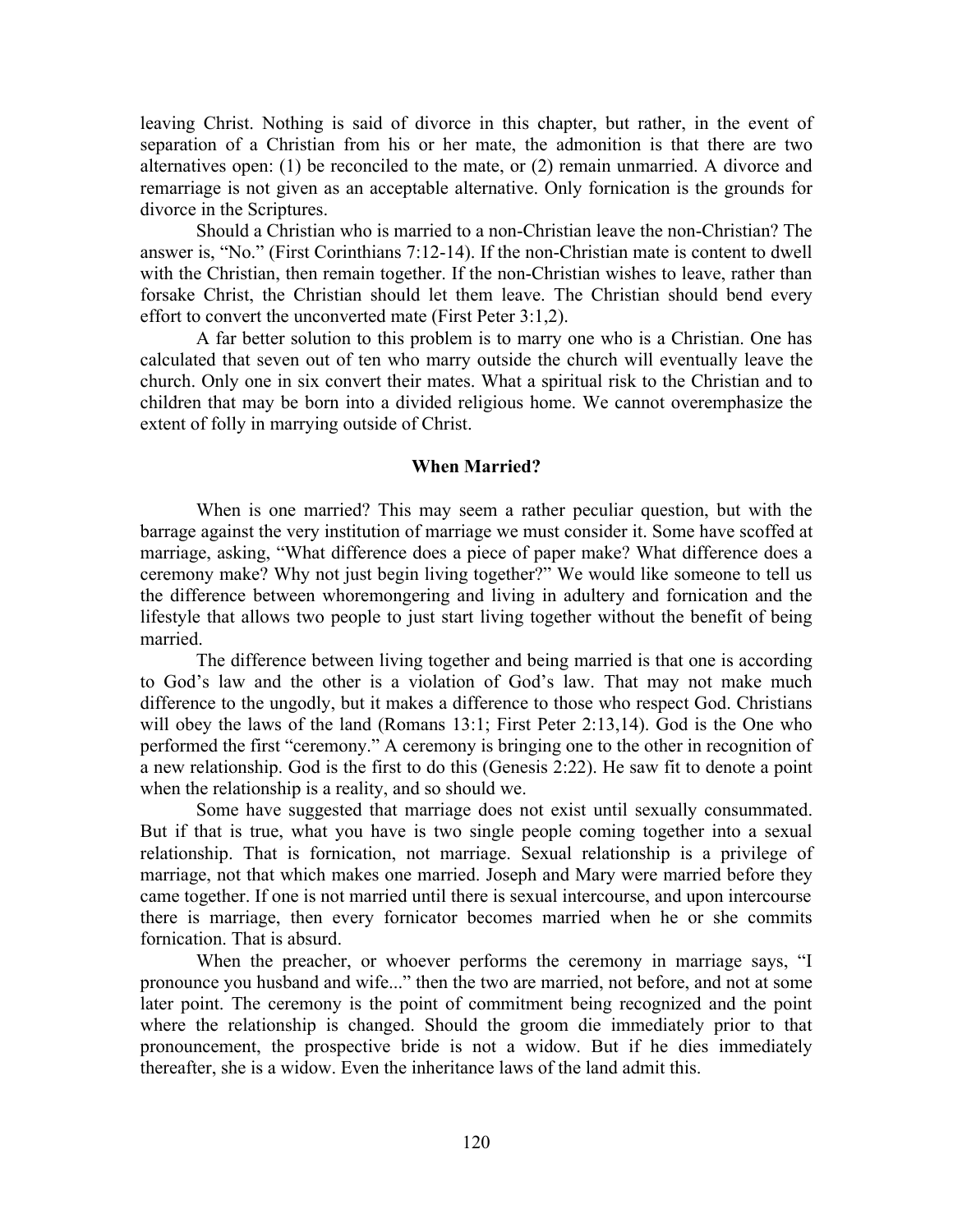leaving Christ. Nothing is said of divorce in this chapter, but rather, in the event of separation of a Christian from his or her mate, the admonition is that there are two alternatives open: (1) be reconciled to the mate, or (2) remain unmarried. A divorce and remarriage is not given as an acceptable alternative. Only fornication is the grounds for divorce in the Scriptures.

Should a Christian who is married to a non-Christian leave the non-Christian? The answer is, "No." (First Corinthians 7:12-14). If the non-Christian mate is content to dwell with the Christian, then remain together. If the non-Christian wishes to leave, rather than forsake Christ, the Christian should let them leave. The Christian should bend every effort to convert the unconverted mate (First Peter 3:1,2).

A far better solution to this problem is to marry one who is a Christian. One has calculated that seven out of ten who marry outside the church will eventually leave the church. Only one in six convert their mates. What a spiritual risk to the Christian and to children that may be born into a divided religious home. We cannot overemphasize the extent of folly in marrying outside of Christ.

### When Married?

When is one married? This may seem a rather peculiar question, but with the barrage against the very institution of marriage we must consider it. Some have scoffed at marriage, asking, "What difference does a piece of paper make? What difference does a ceremony make? Why not just begin living together?" We would like someone to tell us the difference between whoremongering and living in adultery and fornication and the lifestyle that allows two people to just start living together without the benefit of being married.

The difference between living together and being married is that one is according to God's law and the other is a violation of God's law. That may not make much difference to the ungodly, but it makes a difference to those who respect God. Christians will obey the laws of the land (Romans 13:1; First Peter 2:13,14). God is the One who performed the first "ceremony." A ceremony is bringing one to the other in recognition of a new relationship. God is the first to do this (Genesis 2:22). He saw fit to denote a point when the relationship is a reality, and so should we.

Some have suggested that marriage does not exist until sexually consummated. But if that is true, what you have is two single people coming together into a sexual relationship. That is fornication, not marriage. Sexual relationship is a privilege of marriage, not that which makes one married. Joseph and Mary were married before they came together. If one is not married until there is sexual intercourse, and upon intercourse there is marriage, then every fornicator becomes married when he or she commits fornication. That is absurd.

When the preacher, or whoever performs the ceremony in marriage says, "I pronounce you husband and wife..." then the two are married, not before, and not at some later point. The ceremony is the point of commitment being recognized and the point where the relationship is changed. Should the groom die immediately prior to that pronouncement, the prospective bride is not a widow. But if he dies immediately thereafter, she is a widow. Even the inheritance laws of the land admit this.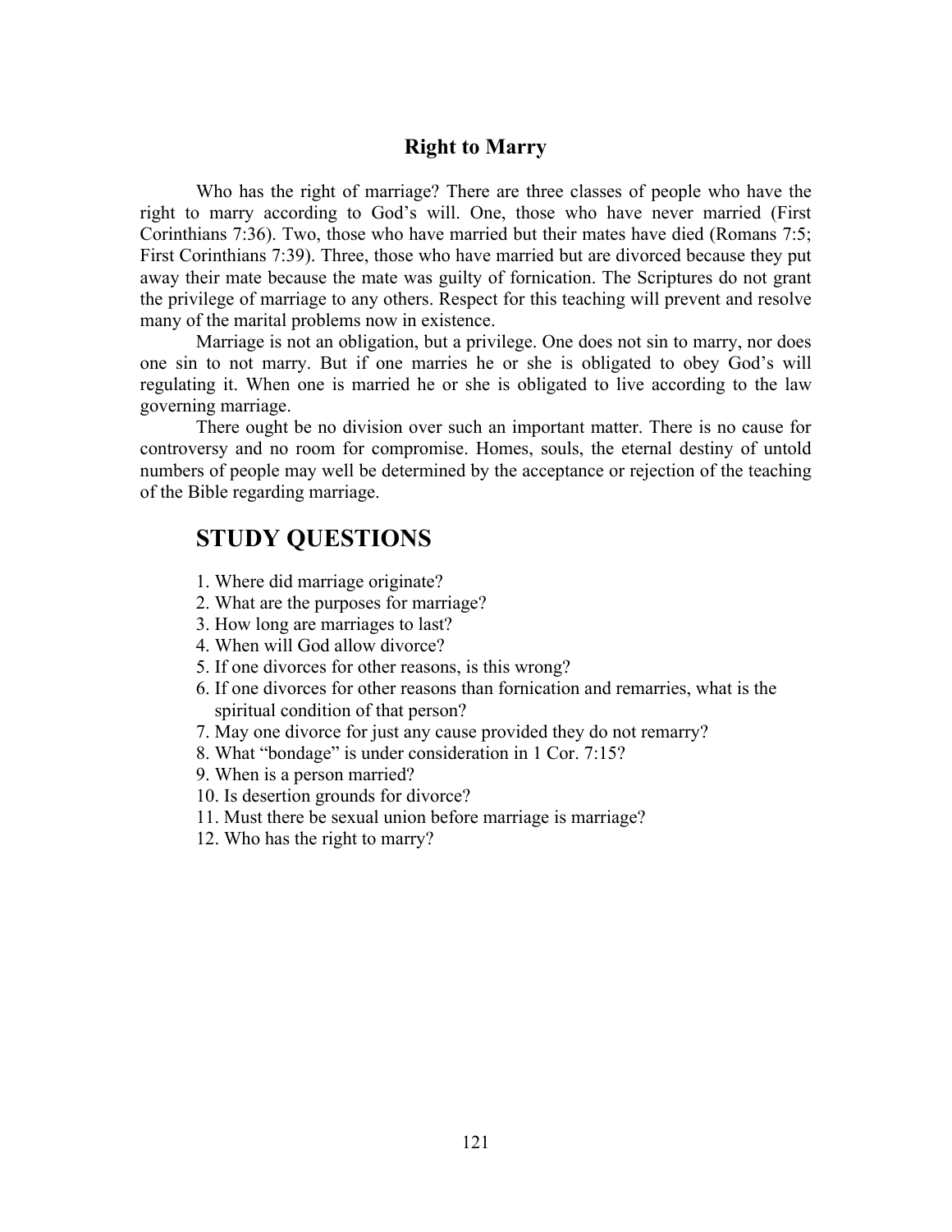### Right to Marry

Who has the right of marriage? There are three classes of people who have the right to marry according to God's will. One, those who have never married (First Corinthians 7:36). Two, those who have married but their mates have died (Romans 7:5; First Corinthians 7:39). Three, those who have married but are divorced because they put away their mate because the mate was guilty of fornication. The Scriptures do not grant the privilege of marriage to any others. Respect for this teaching will prevent and resolve many of the marital problems now in existence.

Marriage is not an obligation, but a privilege. One does not sin to marry, nor does one sin to not marry. But if one marries he or she is obligated to obey God's will regulating it. When one is married he or she is obligated to live according to the law governing marriage.

There ought be no division over such an important matter. There is no cause for controversy and no room for compromise. Homes, souls, the eternal destiny of untold numbers of people may well be determined by the acceptance or rejection of the teaching of the Bible regarding marriage.

## STUDY QUESTIONS

1. Where did marriage originate?
2. What are the purposes for marriage?
3. How long are marriages to last?
4. When will God allow divorce?
5. If one divorces for other reasons, is this wrong?
6. If one divorces for other reasons than fornication and remarries, what is the spiritual condition of that person?
7. May one divorce for just any cause provided they do not remarry?
8. What "bondage" is under consideration in 1 Cor. 7:15?
9. When is a person married?
10. Is desertion grounds for divorce?
11. Must there be sexual union before marriage is marriage?
12. Who has the right to marry?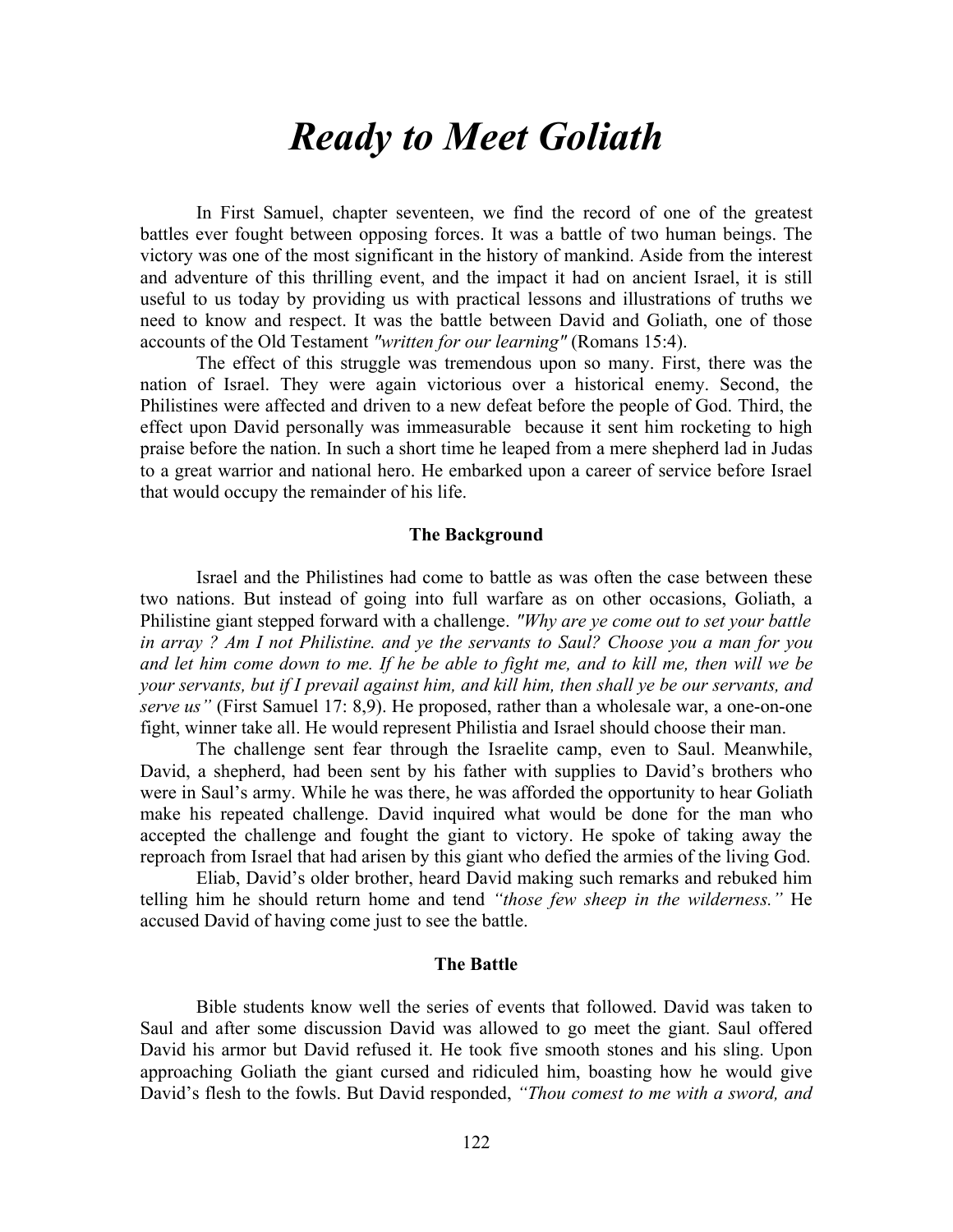# *Ready to Meet Goliath*

In First Samuel, chapter seventeen, we find the record of one of the greatest battles ever fought between opposing forces. It was a battle of two human beings. The victory was one of the most significant in the history of mankind. Aside from the interest and adventure of this thrilling event, and the impact it had on ancient Israel, it is still useful to us today by providing us with practical lessons and illustrations of truths we need to know and respect. It was the battle between David and Goliath, one of those accounts of the Old Testament *"written for our learning"* (Romans 15:4).

The effect of this struggle was tremendous upon so many. First, there was the nation of Israel. They were again victorious over a historical enemy. Second, the Philistines were affected and driven to a new defeat before the people of God. Third, the effect upon David personally was immeasurable because it sent him rocketing to high praise before the nation. In such a short time he leaped from a mere shepherd lad in Judas to a great warrior and national hero. He embarked upon a career of service before Israel that would occupy the remainder of his life.

### The Background

Israel and the Philistines had come to battle as was often the case between these two nations. But instead of going into full warfare as on other occasions, Goliath, a Philistine giant stepped forward with a challenge. *"Why are ye come out to set your battle in array ? Am I not Philistine. and ye the servants to Saul? Choose you a man for you and let him come down to me. If he be able to fight me, and to kill me, then will we be your servants, but if I prevail against him, and kill him, then shall ye be our servants, and serve us"* (First Samuel 17: 8,9). He proposed, rather than a wholesale war, a one-on-one fight, winner take all. He would represent Philistia and Israel should choose their man.

The challenge sent fear through the Israelite camp, even to Saul. Meanwhile, David, a shepherd, had been sent by his father with supplies to David's brothers who were in Saul's army. While he was there, he was afforded the opportunity to hear Goliath make his repeated challenge. David inquired what would be done for the man who accepted the challenge and fought the giant to victory. He spoke of taking away the reproach from Israel that had arisen by this giant who defied the armies of the living God.

Eliab, David's older brother, heard David making such remarks and rebuked him telling him he should return home and tend *"those few sheep in the wilderness."* He accused David of having come just to see the battle.

### The Battle

Bible students know well the series of events that followed. David was taken to Saul and after some discussion David was allowed to go meet the giant. Saul offered David his armor but David refused it. He took five smooth stones and his sling. Upon approaching Goliath the giant cursed and ridiculed him, boasting how he would give David's flesh to the fowls. But David responded, *"Thou comest to me with a sword, and*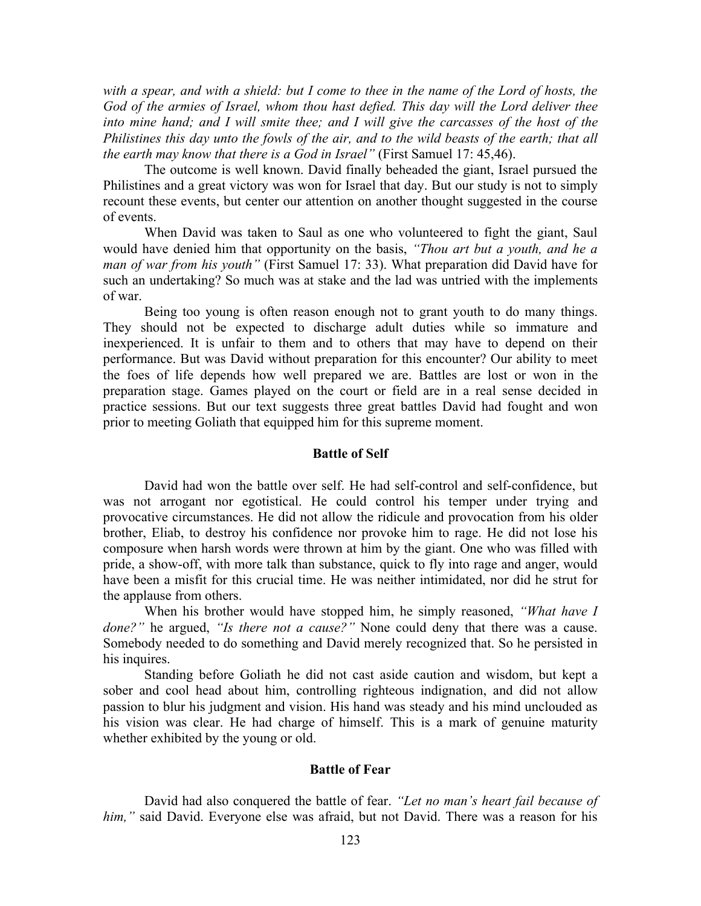*with a spear, and with a shield: but I come to thee in the name of the Lord of hosts, the God of the armies of Israel, whom thou hast defied. This day will the Lord deliver thee into mine hand; and I will smite thee; and I will give the carcasses of the host of the Philistines this day unto the fowls of the air, and to the wild beasts of the earth; that all the earth may know that there is a God in Israel"* (First Samuel 17: 45,46).

The outcome is well known. David finally beheaded the giant, Israel pursued the Philistines and a great victory was won for Israel that day. But our study is not to simply recount these events, but center our attention on another thought suggested in the course of events.

When David was taken to Saul as one who volunteered to fight the giant, Saul would have denied him that opportunity on the basis, *"Thou art but a youth, and he a man of war from his youth"* (First Samuel 17: 33). What preparation did David have for such an undertaking? So much was at stake and the lad was untried with the implements of war.

Being too young is often reason enough not to grant youth to do many things. They should not be expected to discharge adult duties while so immature and inexperienced. It is unfair to them and to others that may have to depend on their performance. But was David without preparation for this encounter? Our ability to meet the foes of life depends how well prepared we are. Battles are lost or won in the preparation stage. Games played on the court or field are in a real sense decided in practice sessions. But our text suggests three great battles David had fought and won prior to meeting Goliath that equipped him for this supreme moment.

### Battle of Self

David had won the battle over self. He had self-control and self-confidence, but was not arrogant nor egotistical. He could control his temper under trying and provocative circumstances. He did not allow the ridicule and provocation from his older brother, Eliab, to destroy his confidence nor provoke him to rage. He did not lose his composure when harsh words were thrown at him by the giant. One who was filled with pride, a show-off, with more talk than substance, quick to fly into rage and anger, would have been a misfit for this crucial time. He was neither intimidated, nor did he strut for the applause from others.

When his brother would have stopped him, he simply reasoned, *"What have I done?"* he argued, *"Is there not a cause?"* None could deny that there was a cause. Somebody needed to do something and David merely recognized that. So he persisted in his inquires.

Standing before Goliath he did not cast aside caution and wisdom, but kept a sober and cool head about him, controlling righteous indignation, and did not allow passion to blur his judgment and vision. His hand was steady and his mind unclouded as his vision was clear. He had charge of himself. This is a mark of genuine maturity whether exhibited by the young or old.

### Battle of Fear

David had also conquered the battle of fear. *"Let no man's heart fail because of him,"* said David. Everyone else was afraid, but not David. There was a reason for his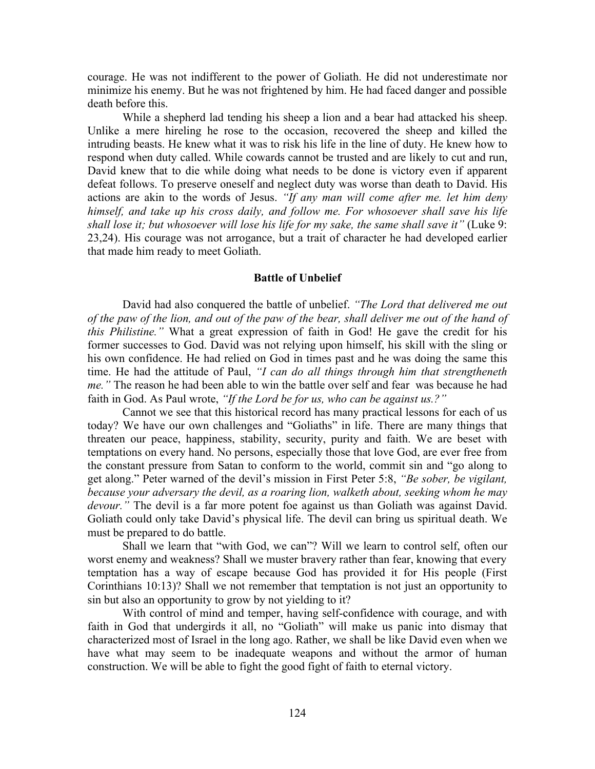courage. He was not indifferent to the power of Goliath. He did not underestimate nor minimize his enemy. But he was not frightened by him. He had faced danger and possible death before this.

While a shepherd lad tending his sheep a lion and a bear had attacked his sheep. Unlike a mere hireling he rose to the occasion, recovered the sheep and killed the intruding beasts. He knew what it was to risk his life in the line of duty. He knew how to respond when duty called. While cowards cannot be trusted and are likely to cut and run, David knew that to die while doing what needs to be done is victory even if apparent defeat follows. To preserve oneself and neglect duty was worse than death to David. His actions are akin to the words of Jesus. *"If any man will come after me. let him deny himself, and take up his cross daily, and follow me. For whosoever shall save his life shall lose it; but whosoever will lose his life for my sake, the same shall save it"* (Luke 9: 23,24). His courage was not arrogance, but a trait of character he had developed earlier that made him ready to meet Goliath.

**Battle of Unbelief**

David had also conquered the battle of unbelief. *"The Lord that delivered me out of the paw of the lion, and out of the paw of the bear, shall deliver me out of the hand of this Philistine."* What a great expression of faith in God! He gave the credit for his former successes to God. David was not relying upon himself, his skill with the sling or his own confidence. He had relied on God in times past and he was doing the same this time. He had the attitude of Paul, *"I can do all things through him that strengtheneth me."* The reason he had been able to win the battle over self and fear was because he had faith in God. As Paul wrote, *"If the Lord be for us, who can be against us.?"*

Cannot we see that this historical record has many practical lessons for each of us today? We have our own challenges and "Goliaths" in life. There are many things that threaten our peace, happiness, stability, security, purity and faith. We are beset with temptations on every hand. No persons, especially those that love God, are ever free from the constant pressure from Satan to conform to the world, commit sin and "go along to get along." Peter warned of the devil's mission in First Peter 5:8, *"Be sober, be vigilant, because your adversary the devil, as a roaring lion, walketh about, seeking whom he may devour."* The devil is a far more potent foe against us than Goliath was against David. Goliath could only take David's physical life. The devil can bring us spiritual death. We must be prepared to do battle.

Shall we learn that "with God, we can"? Will we learn to control self, often our worst enemy and weakness? Shall we muster bravery rather than fear, knowing that every temptation has a way of escape because God has provided it for His people (First Corinthians 10:13)? Shall we not remember that temptation is not just an opportunity to sin but also an opportunity to grow by not yielding to it?

With control of mind and temper, having self-confidence with courage, and with faith in God that undergirds it all, no "Goliath" will make us panic into dismay that characterized most of Israel in the long ago. Rather, we shall be like David even when we have what may seem to be inadequate weapons and without the armor of human construction. We will be able to fight the good fight of faith to eternal victory.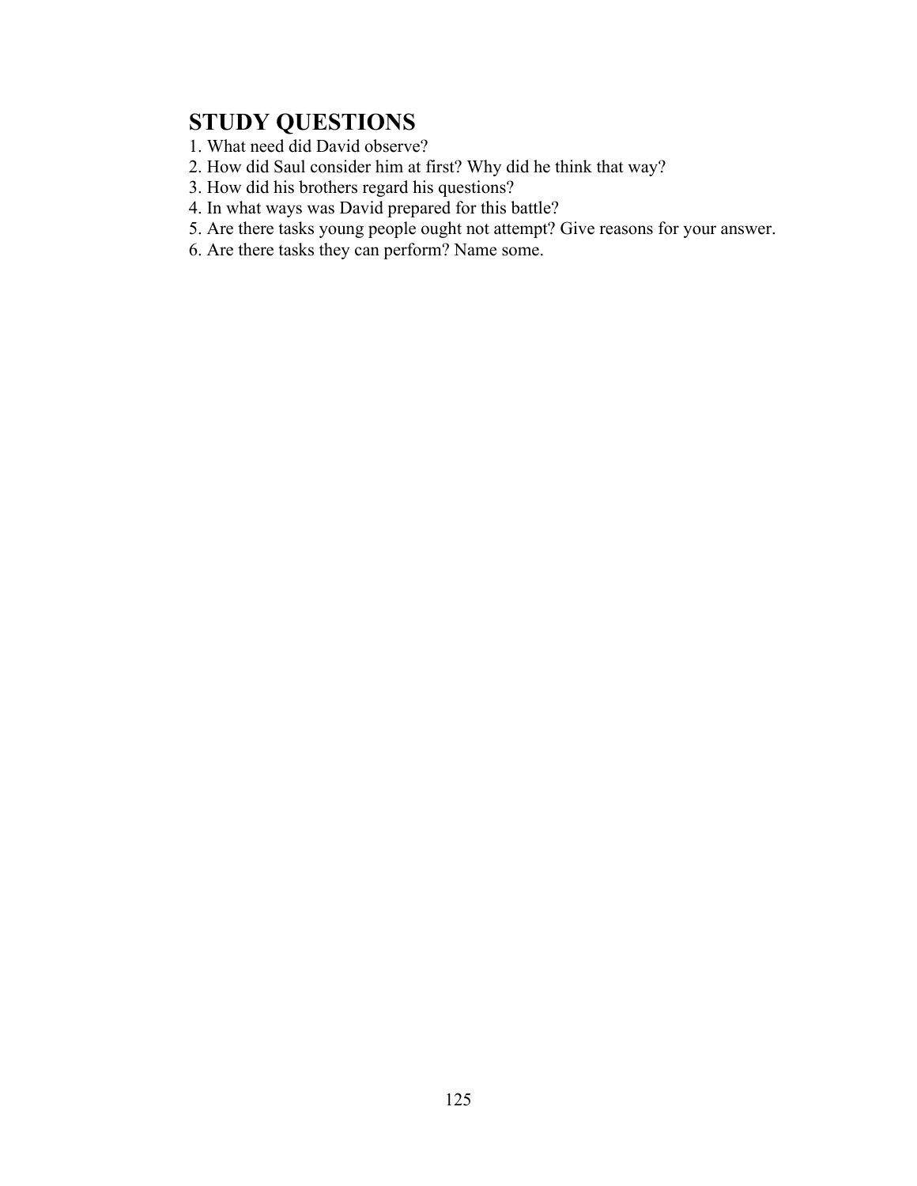## STUDY QUESTIONS

1. What need did David observe?
2. How did Saul consider him at first? Why did he think that way?
3. How did his brothers regard his questions?
4. In what ways was David prepared for this battle?
5. Are there tasks young people ought not attempt? Give reasons for your answer.
6. Are there tasks they can perform? Name some.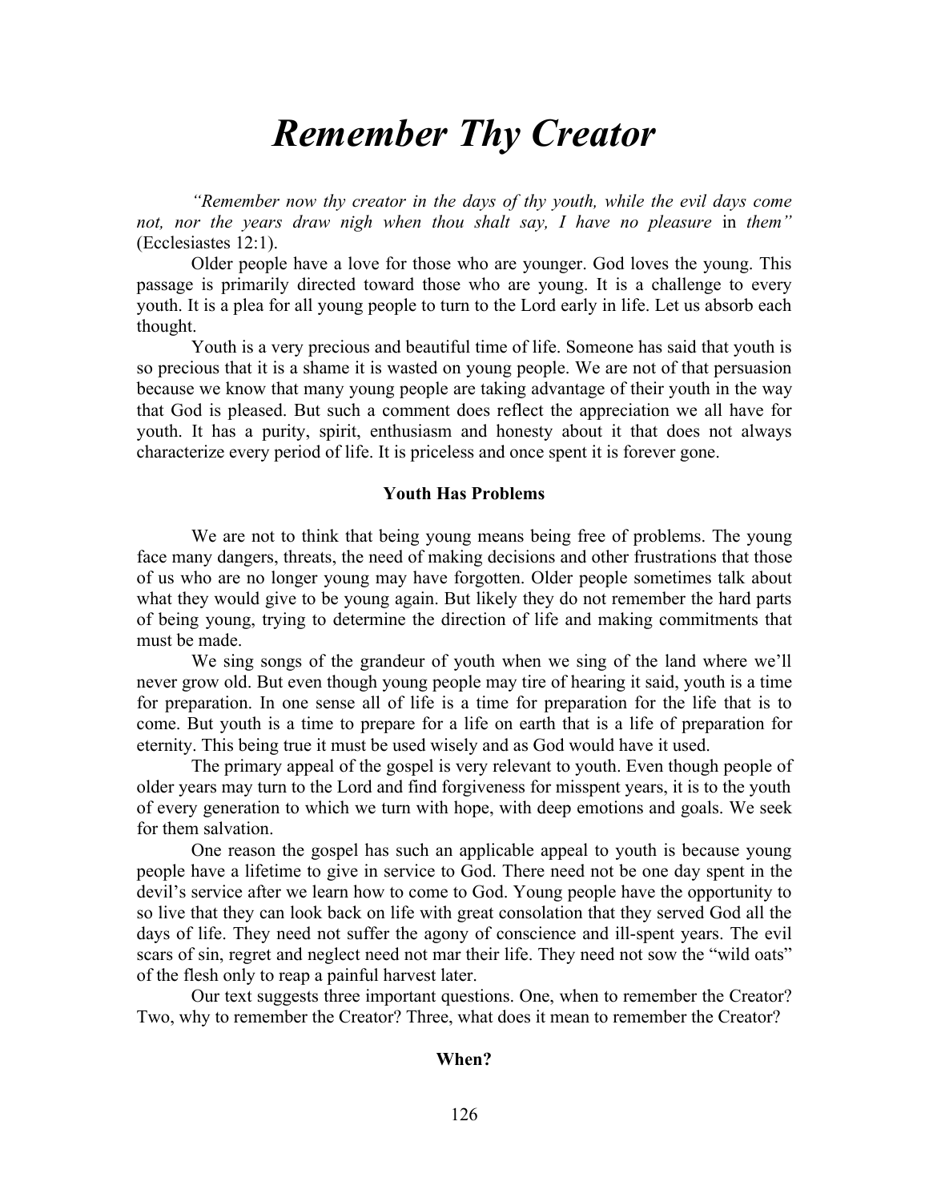# *Remember Thy Creator*

*"Remember now thy creator in the days of thy youth, while the evil days come not, nor the years draw nigh when thou shalt say, I have no pleasure* in *them"* (Ecclesiastes 12:1).

Older people have a love for those who are younger. God loves the young. This passage is primarily directed toward those who are young. It is a challenge to every youth. It is a plea for all young people to turn to the Lord early in life. Let us absorb each thought.

Youth is a very precious and beautiful time of life. Someone has said that youth is so precious that it is a shame it is wasted on young people. We are not of that persuasion because we know that many young people are taking advantage of their youth in the way that God is pleased. But such a comment does reflect the appreciation we all have for youth. It has a purity, spirit, enthusiasm and honesty about it that does not always characterize every period of life. It is priceless and once spent it is forever gone.

### Youth Has Problems

We are not to think that being young means being free of problems. The young face many dangers, threats, the need of making decisions and other frustrations that those of us who are no longer young may have forgotten. Older people sometimes talk about what they would give to be young again. But likely they do not remember the hard parts of being young, trying to determine the direction of life and making commitments that must be made.

We sing songs of the grandeur of youth when we sing of the land where we'll never grow old. But even though young people may tire of hearing it said, youth is a time for preparation. In one sense all of life is a time for preparation for the life that is to come. But youth is a time to prepare for a life on earth that is a life of preparation for eternity. This being true it must be used wisely and as God would have it used.

The primary appeal of the gospel is very relevant to youth. Even though people of older years may turn to the Lord and find forgiveness for misspent years, it is to the youth of every generation to which we turn with hope, with deep emotions and goals. We seek for them salvation.

One reason the gospel has such an applicable appeal to youth is because young people have a lifetime to give in service to God. There need not be one day spent in the devil's service after we learn how to come to God. Young people have the opportunity to so live that they can look back on life with great consolation that they served God all the days of life. They need not suffer the agony of conscience and ill-spent years. The evil scars of sin, regret and neglect need not mar their life. They need not sow the "wild oats" of the flesh only to reap a painful harvest later.

Our text suggests three important questions. One, when to remember the Creator? Two, why to remember the Creator? Three, what does it mean to remember the Creator?

### When?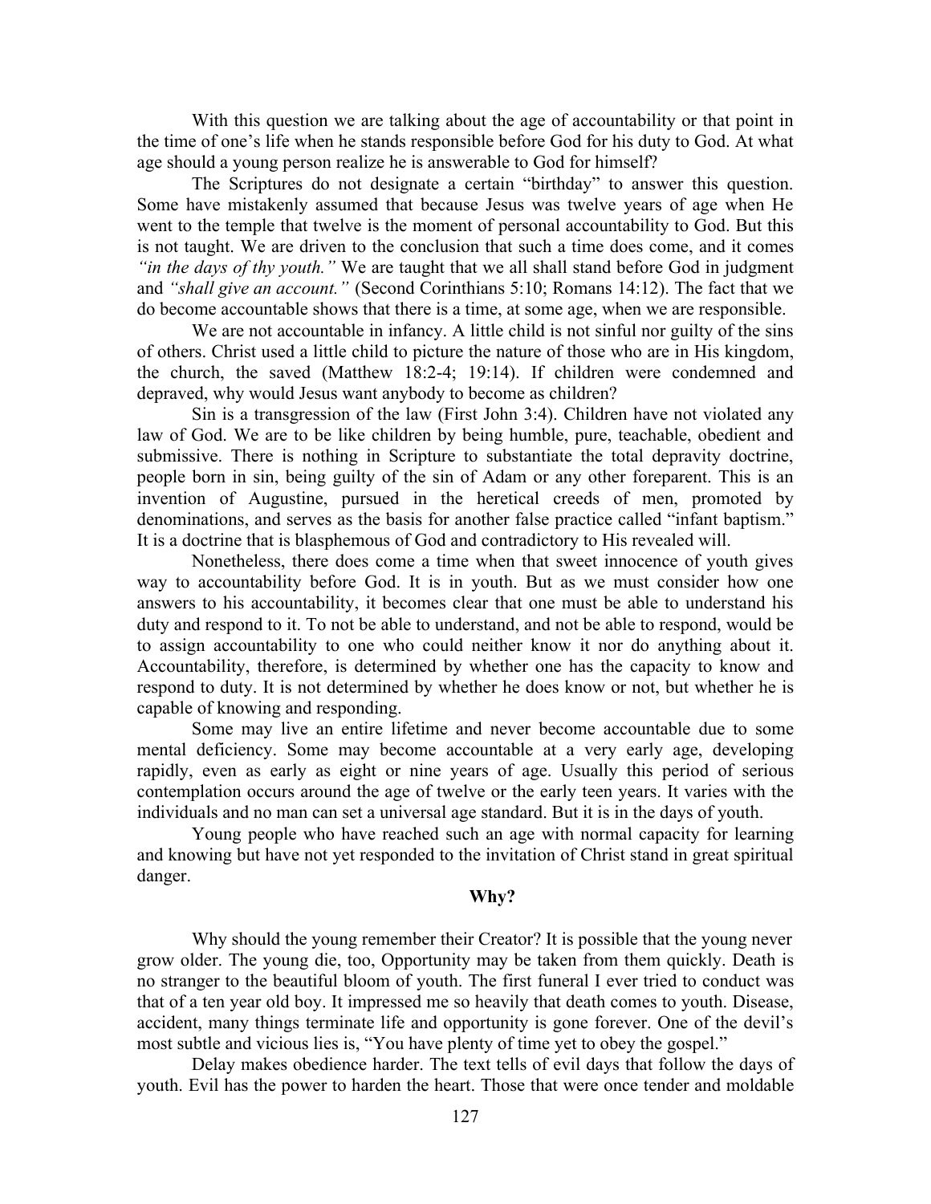With this question we are talking about the age of accountability or that point in the time of one's life when he stands responsible before God for his duty to God. At what age should a young person realize he is answerable to God for himself?

The Scriptures do not designate a certain "birthday" to answer this question. Some have mistakenly assumed that because Jesus was twelve years of age when He went to the temple that twelve is the moment of personal accountability to God. But this is not taught. We are driven to the conclusion that such a time does come, and it comes *"in the days of thy youth."* We are taught that we all shall stand before God in judgment and *"shall give an account."* (Second Corinthians 5:10; Romans 14:12). The fact that we do become accountable shows that there is a time, at some age, when we are responsible.

We are not accountable in infancy. A little child is not sinful nor guilty of the sins of others. Christ used a little child to picture the nature of those who are in His kingdom, the church, the saved (Matthew 18:2-4; 19:14). If children were condemned and depraved, why would Jesus want anybody to become as children?

Sin is a transgression of the law (First John 3:4). Children have not violated any law of God. We are to be like children by being humble, pure, teachable, obedient and submissive. There is nothing in Scripture to substantiate the total depravity doctrine, people born in sin, being guilty of the sin of Adam or any other foreparent. This is an invention of Augustine, pursued in the heretical creeds of men, promoted by denominations, and serves as the basis for another false practice called "infant baptism." It is a doctrine that is blasphemous of God and contradictory to His revealed will.

Nonetheless, there does come a time when that sweet innocence of youth gives way to accountability before God. It is in youth. But as we must consider how one answers to his accountability, it becomes clear that one must be able to understand his duty and respond to it. To not be able to understand, and not be able to respond, would be to assign accountability to one who could neither know it nor do anything about it. Accountability, therefore, is determined by whether one has the capacity to know and respond to duty. It is not determined by whether he does know or not, but whether he is capable of knowing and responding.

Some may live an entire lifetime and never become accountable due to some mental deficiency. Some may become accountable at a very early age, developing rapidly, even as early as eight or nine years of age. Usually this period of serious contemplation occurs around the age of twelve or the early teen years. It varies with the individuals and no man can set a universal age standard. But it is in the days of youth.

Young people who have reached such an age with normal capacity for learning and knowing but have not yet responded to the invitation of Christ stand in great spiritual danger.

**Why?**

Why should the young remember their Creator? It is possible that the young never grow older. The young die, too, Opportunity may be taken from them quickly. Death is no stranger to the beautiful bloom of youth. The first funeral I ever tried to conduct was that of a ten year old boy. It impressed me so heavily that death comes to youth. Disease, accident, many things terminate life and opportunity is gone forever. One of the devil's most subtle and vicious lies is, "You have plenty of time yet to obey the gospel."

Delay makes obedience harder. The text tells of evil days that follow the days of youth. Evil has the power to harden the heart. Those that were once tender and moldable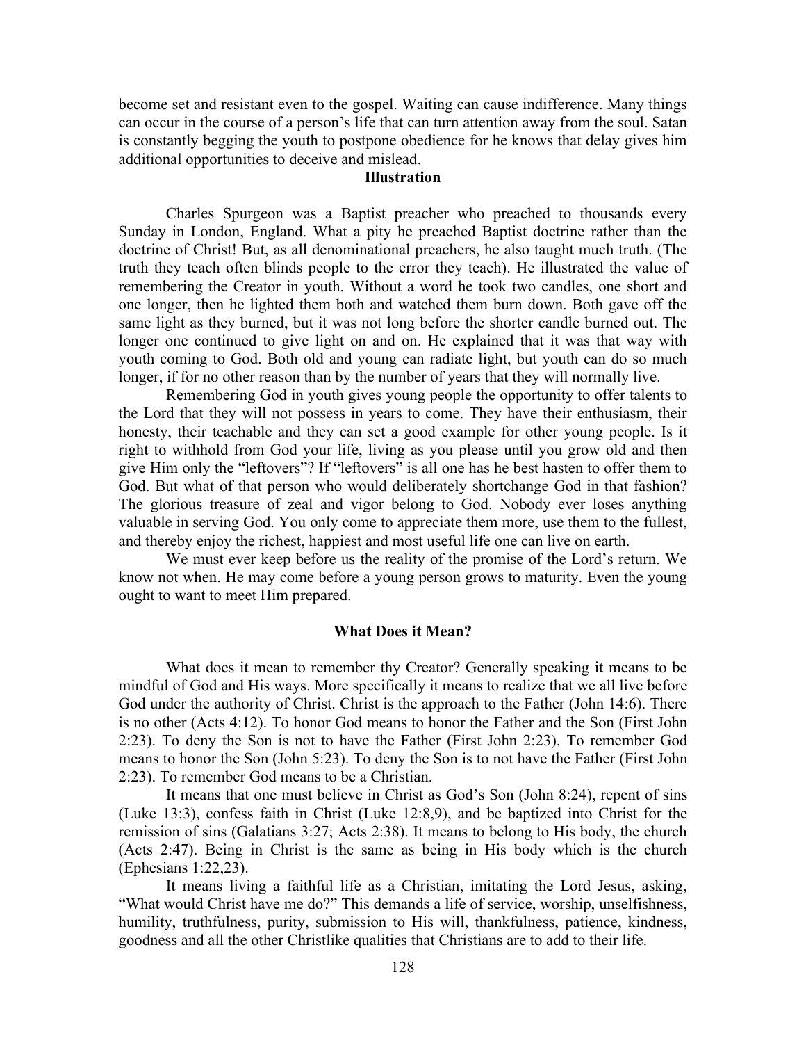become set and resistant even to the gospel. Waiting can cause indifference. Many things can occur in the course of a person's life that can turn attention away from the soul. Satan is constantly begging the youth to postpone obedience for he knows that delay gives him additional opportunities to deceive and mislead.

### Illustration

Charles Spurgeon was a Baptist preacher who preached to thousands every Sunday in London, England. What a pity he preached Baptist doctrine rather than the doctrine of Christ! But, as all denominational preachers, he also taught much truth. (The truth they teach often blinds people to the error they teach). He illustrated the value of remembering the Creator in youth. Without a word he took two candles, one short and one longer, then he lighted them both and watched them burn down. Both gave off the same light as they burned, but it was not long before the shorter candle burned out. The longer one continued to give light on and on. He explained that it was that way with youth coming to God. Both old and young can radiate light, but youth can do so much longer, if for no other reason than by the number of years that they will normally live.

Remembering God in youth gives young people the opportunity to offer talents to the Lord that they will not possess in years to come. They have their enthusiasm, their honesty, their teachable and they can set a good example for other young people. Is it right to withhold from God your life, living as you please until you grow old and then give Him only the "leftovers"? If "leftovers" is all one has he best hasten to offer them to God. But what of that person who would deliberately shortchange God in that fashion? The glorious treasure of zeal and vigor belong to God. Nobody ever loses anything valuable in serving God. You only come to appreciate them more, use them to the fullest, and thereby enjoy the richest, happiest and most useful life one can live on earth.

We must ever keep before us the reality of the promise of the Lord's return. We know not when. He may come before a young person grows to maturity. Even the young ought to want to meet Him prepared.

### What Does it Mean?

What does it mean to remember thy Creator? Generally speaking it means to be mindful of God and His ways. More specifically it means to realize that we all live before God under the authority of Christ. Christ is the approach to the Father (John 14:6). There is no other (Acts 4:12). To honor God means to honor the Father and the Son (First John 2:23). To deny the Son is not to have the Father (First John 2:23). To remember God means to honor the Son (John 5:23). To deny the Son is to not have the Father (First John 2:23). To remember God means to be a Christian.

It means that one must believe in Christ as God's Son (John 8:24), repent of sins (Luke 13:3), confess faith in Christ (Luke 12:8,9), and be baptized into Christ for the remission of sins (Galatians 3:27; Acts 2:38). It means to belong to His body, the church (Acts 2:47). Being in Christ is the same as being in His body which is the church (Ephesians 1:22,23).

It means living a faithful life as a Christian, imitating the Lord Jesus, asking, "What would Christ have me do?" This demands a life of service, worship, unselfishness, humility, truthfulness, purity, submission to His will, thankfulness, patience, kindness, goodness and all the other Christlike qualities that Christians are to add to their life.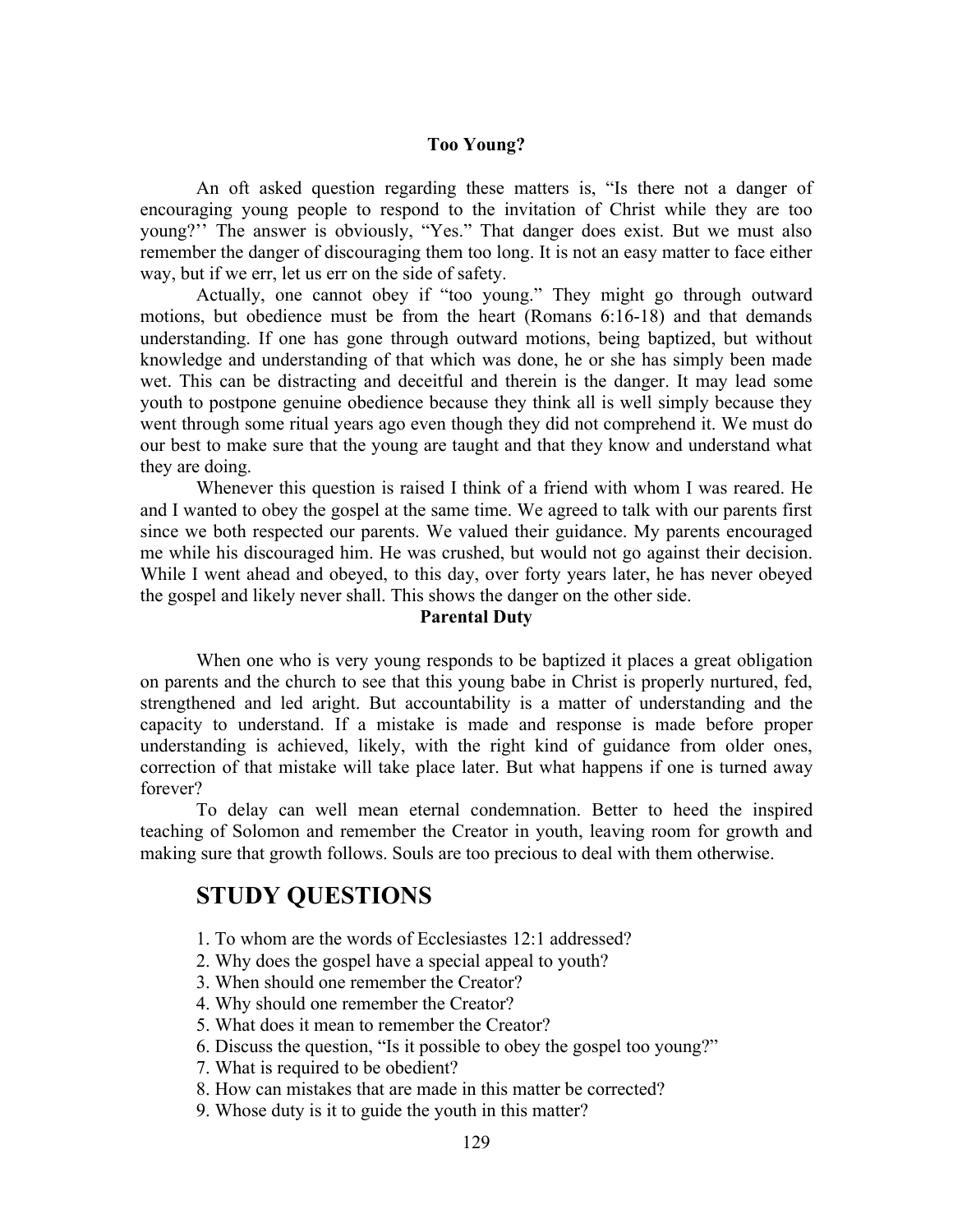### Too Young?

An oft asked question regarding these matters is, "Is there not a danger of encouraging young people to respond to the invitation of Christ while they are too young?'' The answer is obviously, "Yes." That danger does exist. But we must also remember the danger of discouraging them too long. It is not an easy matter to face either way, but if we err, let us err on the side of safety.

Actually, one cannot obey if "too young." They might go through outward motions, but obedience must be from the heart (Romans 6:16-18) and that demands understanding. If one has gone through outward motions, being baptized, but without knowledge and understanding of that which was done, he or she has simply been made wet. This can be distracting and deceitful and therein is the danger. It may lead some youth to postpone genuine obedience because they think all is well simply because they went through some ritual years ago even though they did not comprehend it. We must do our best to make sure that the young are taught and that they know and understand what they are doing.

Whenever this question is raised I think of a friend with whom I was reared. He and I wanted to obey the gospel at the same time. We agreed to talk with our parents first since we both respected our parents. We valued their guidance. My parents encouraged me while his discouraged him. He was crushed, but would not go against their decision. While I went ahead and obeyed, to this day, over forty years later, he has never obeyed the gospel and likely never shall. This shows the danger on the other side.

### Parental Duty

When one who is very young responds to be baptized it places a great obligation on parents and the church to see that this young babe in Christ is properly nurtured, fed, strengthened and led aright. But accountability is a matter of understanding and the capacity to understand. If a mistake is made and response is made before proper understanding is achieved, likely, with the right kind of guidance from older ones, correction of that mistake will take place later. But what happens if one is turned away forever?

To delay can well mean eternal condemnation. Better to heed the inspired teaching of Solomon and remember the Creator in youth, leaving room for growth and making sure that growth follows. Souls are too precious to deal with them otherwise.

## STUDY QUESTIONS

1. To whom are the words of Ecclesiastes 12:1 addressed?
2. Why does the gospel have a special appeal to youth?
3. When should one remember the Creator?
4. Why should one remember the Creator?
5. What does it mean to remember the Creator?
6. Discuss the question, "Is it possible to obey the gospel too young?"
7. What is required to be obedient?
8. How can mistakes that are made in this matter be corrected?
9. Whose duty is it to guide the youth in this matter?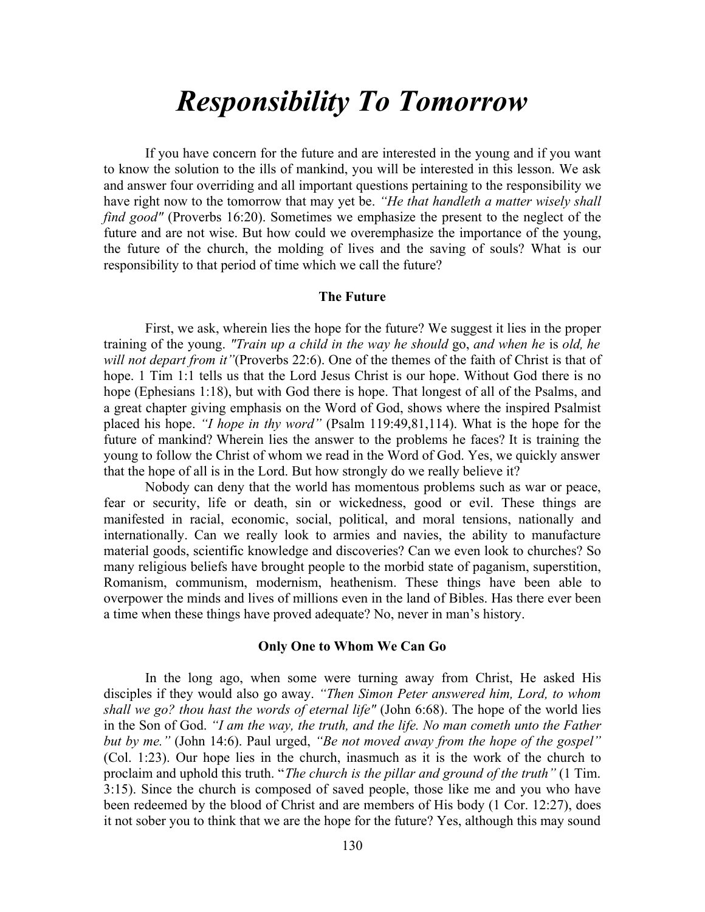# *Responsibility To Tomorrow*

If you have concern for the future and are interested in the young and if you want to know the solution to the ills of mankind, you will be interested in this lesson. We ask and answer four overriding and all important questions pertaining to the responsibility we have right now to the tomorrow that may yet be. *"He that handleth a matter wisely shall find good"* (Proverbs 16:20). Sometimes we emphasize the present to the neglect of the future and are not wise. But how could we overemphasize the importance of the young, the future of the church, the molding of lives and the saving of souls? What is our responsibility to that period of time which we call the future?

### The Future

First, we ask, wherein lies the hope for the future? We suggest it lies in the proper training of the young. *"Train up a child in the way he should* go, *and when he* is *old, he will not depart from it"*(Proverbs 22:6). One of the themes of the faith of Christ is that of hope. 1 Tim 1:1 tells us that the Lord Jesus Christ is our hope. Without God there is no hope (Ephesians 1:18), but with God there is hope. That longest of all of the Psalms, and a great chapter giving emphasis on the Word of God, shows where the inspired Psalmist placed his hope. *"I hope in thy word"* (Psalm 119:49,81,114). What is the hope for the future of mankind? Wherein lies the answer to the problems he faces? It is training the young to follow the Christ of whom we read in the Word of God. Yes, we quickly answer that the hope of all is in the Lord. But how strongly do we really believe it?

Nobody can deny that the world has momentous problems such as war or peace, fear or security, life or death, sin or wickedness, good or evil. These things are manifested in racial, economic, social, political, and moral tensions, nationally and internationally. Can we really look to armies and navies, the ability to manufacture material goods, scientific knowledge and discoveries? Can we even look to churches? So many religious beliefs have brought people to the morbid state of paganism, superstition, Romanism, communism, modernism, heathenism. These things have been able to overpower the minds and lives of millions even in the land of Bibles. Has there ever been a time when these things have proved adequate? No, never in man's history.

### Only One to Whom We Can Go

In the long ago, when some were turning away from Christ, He asked His disciples if they would also go away. *"Then Simon Peter answered him, Lord, to whom shall we go? thou hast the words of eternal life"* (John 6:68). The hope of the world lies in the Son of God. *"I am the way, the truth, and the life. No man cometh unto the Father but by me."* (John 14:6). Paul urged, *"Be not moved away from the hope of the gospel"* (Col. 1:23). Our hope lies in the church, inasmuch as it is the work of the church to proclaim and uphold this truth. "*The church is the pillar and ground of the truth"* (1 Tim. 3:15). Since the church is composed of saved people, those like me and you who have been redeemed by the blood of Christ and are members of His body (1 Cor. 12:27), does it not sober you to think that we are the hope for the future? Yes, although this may sound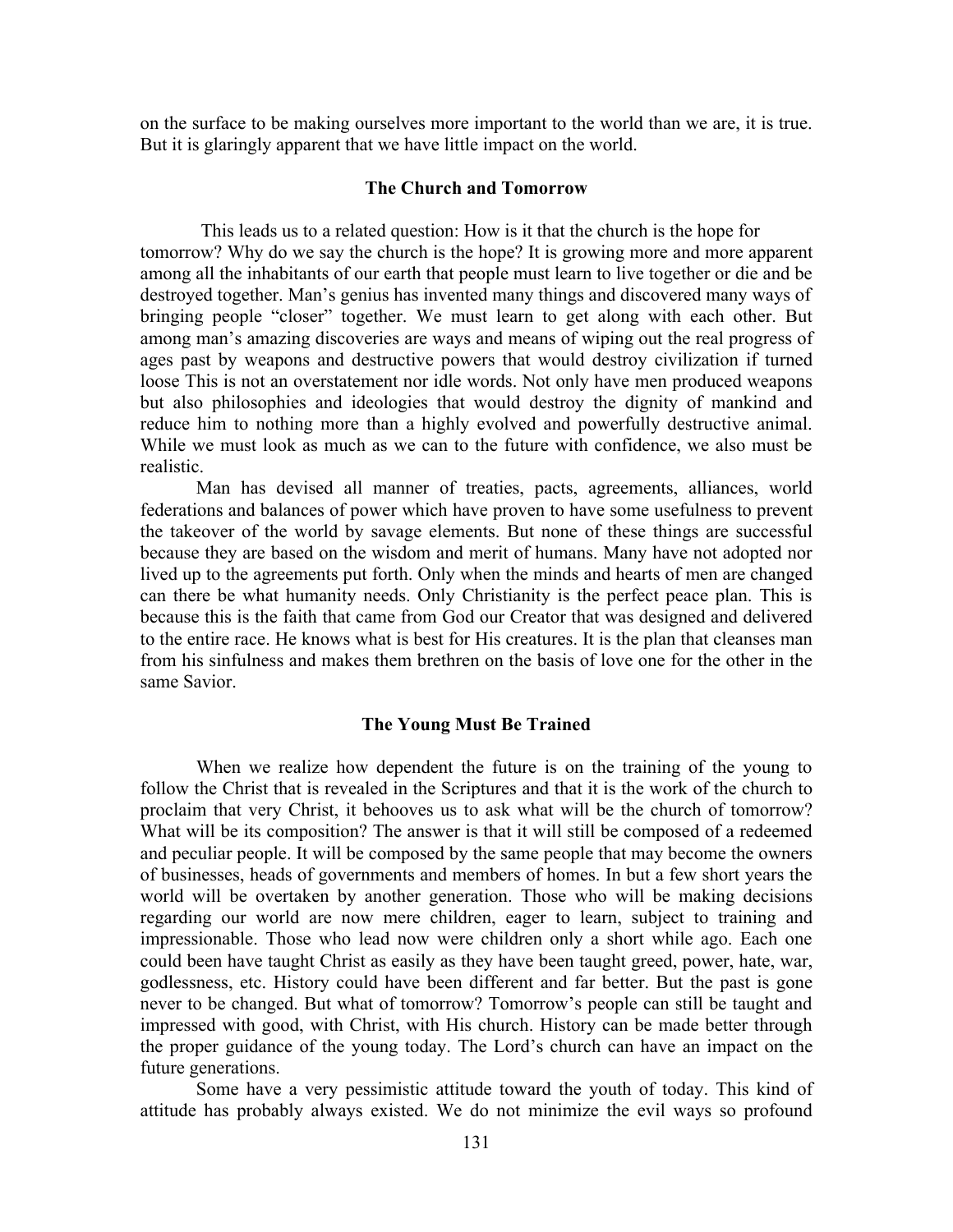on the surface to be making ourselves more important to the world than we are, it is true. But it is glaringly apparent that we have little impact on the world.

### The Church and Tomorrow

This leads us to a related question: How is it that the church is the hope for tomorrow? Why do we say the church is the hope? It is growing more and more apparent among all the inhabitants of our earth that people must learn to live together or die and be destroyed together. Man's genius has invented many things and discovered many ways of bringing people "closer" together. We must learn to get along with each other. But among man's amazing discoveries are ways and means of wiping out the real progress of ages past by weapons and destructive powers that would destroy civilization if turned loose This is not an overstatement nor idle words. Not only have men produced weapons but also philosophies and ideologies that would destroy the dignity of mankind and reduce him to nothing more than a highly evolved and powerfully destructive animal. While we must look as much as we can to the future with confidence, we also must be realistic.

Man has devised all manner of treaties, pacts, agreements, alliances, world federations and balances of power which have proven to have some usefulness to prevent the takeover of the world by savage elements. But none of these things are successful because they are based on the wisdom and merit of humans. Many have not adopted nor lived up to the agreements put forth. Only when the minds and hearts of men are changed can there be what humanity needs. Only Christianity is the perfect peace plan. This is because this is the faith that came from God our Creator that was designed and delivered to the entire race. He knows what is best for His creatures. It is the plan that cleanses man from his sinfulness and makes them brethren on the basis of love one for the other in the same Savior.

### The Young Must Be Trained

When we realize how dependent the future is on the training of the young to follow the Christ that is revealed in the Scriptures and that it is the work of the church to proclaim that very Christ, it behooves us to ask what will be the church of tomorrow? What will be its composition? The answer is that it will still be composed of a redeemed and peculiar people. It will be composed by the same people that may become the owners of businesses, heads of governments and members of homes. In but a few short years the world will be overtaken by another generation. Those who will be making decisions regarding our world are now mere children, eager to learn, subject to training and impressionable. Those who lead now were children only a short while ago. Each one could been have taught Christ as easily as they have been taught greed, power, hate, war, godlessness, etc. History could have been different and far better. But the past is gone never to be changed. But what of tomorrow? Tomorrow's people can still be taught and impressed with good, with Christ, with His church. History can be made better through the proper guidance of the young today. The Lord's church can have an impact on the future generations.

Some have a very pessimistic attitude toward the youth of today. This kind of attitude has probably always existed. We do not minimize the evil ways so profound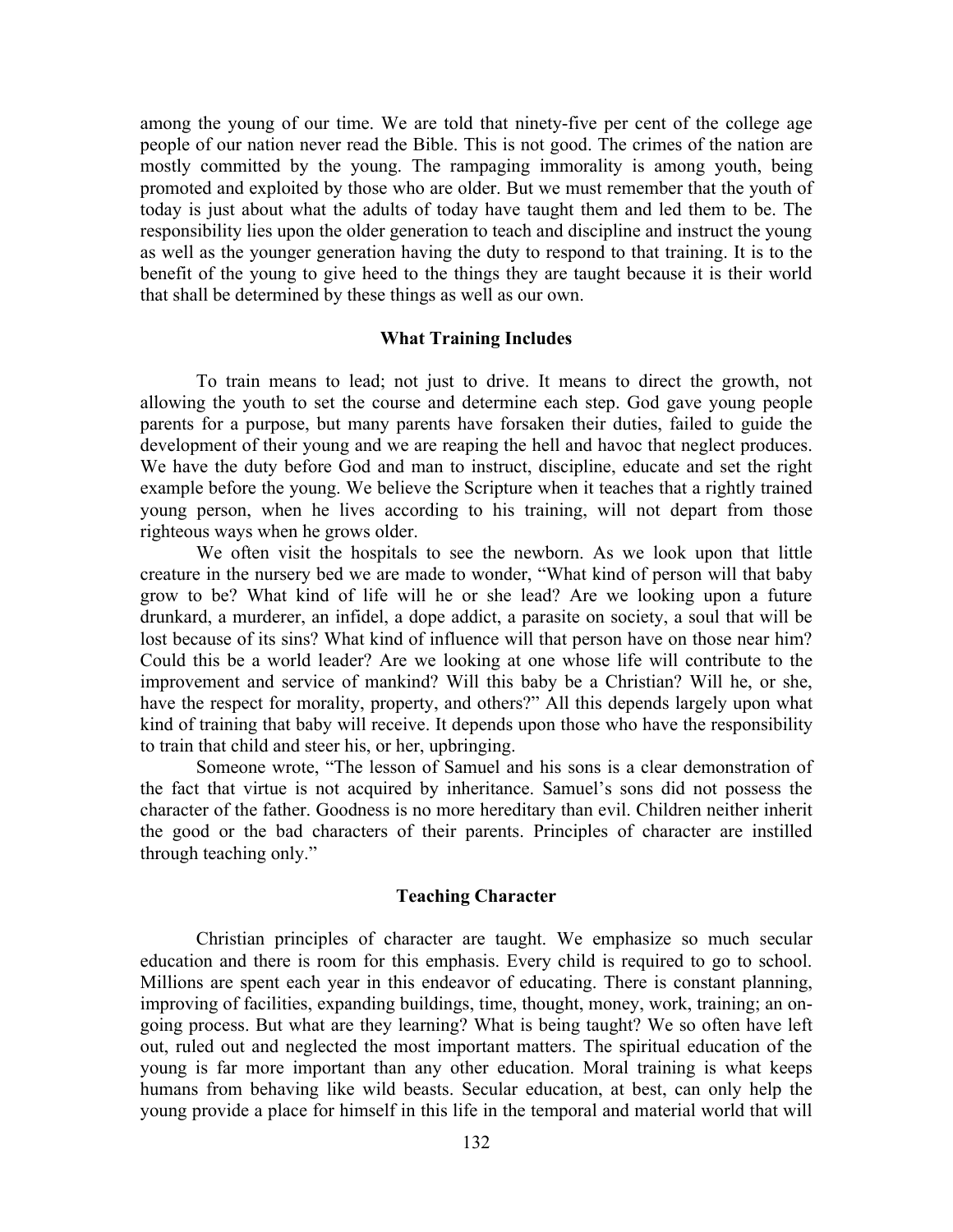among the young of our time. We are told that ninety-five per cent of the college age people of our nation never read the Bible. This is not good. The crimes of the nation are mostly committed by the young. The rampaging immorality is among youth, being promoted and exploited by those who are older. But we must remember that the youth of today is just about what the adults of today have taught them and led them to be. The responsibility lies upon the older generation to teach and discipline and instruct the young as well as the younger generation having the duty to respond to that training. It is to the benefit of the young to give heed to the things they are taught because it is their world that shall be determined by these things as well as our own.

### What Training Includes

To train means to lead; not just to drive. It means to direct the growth, not allowing the youth to set the course and determine each step. God gave young people parents for a purpose, but many parents have forsaken their duties, failed to guide the development of their young and we are reaping the hell and havoc that neglect produces. We have the duty before God and man to instruct, discipline, educate and set the right example before the young. We believe the Scripture when it teaches that a rightly trained young person, when he lives according to his training, will not depart from those righteous ways when he grows older.

We often visit the hospitals to see the newborn. As we look upon that little creature in the nursery bed we are made to wonder, "What kind of person will that baby grow to be? What kind of life will he or she lead? Are we looking upon a future drunkard, a murderer, an infidel, a dope addict, a parasite on society, a soul that will be lost because of its sins? What kind of influence will that person have on those near him? Could this be a world leader? Are we looking at one whose life will contribute to the improvement and service of mankind? Will this baby be a Christian? Will he, or she, have the respect for morality, property, and others?" All this depends largely upon what kind of training that baby will receive. It depends upon those who have the responsibility to train that child and steer his, or her, upbringing.

Someone wrote, "The lesson of Samuel and his sons is a clear demonstration of the fact that virtue is not acquired by inheritance. Samuel's sons did not possess the character of the father. Goodness is no more hereditary than evil. Children neither inherit the good or the bad characters of their parents. Principles of character are instilled through teaching only."

### Teaching Character

Christian principles of character are taught. We emphasize so much secular education and there is room for this emphasis. Every child is required to go to school. Millions are spent each year in this endeavor of educating. There is constant planning, improving of facilities, expanding buildings, time, thought, money, work, training; an on-going process. But what are they learning? What is being taught? We so often have left out, ruled out and neglected the most important matters. The spiritual education of the young is far more important than any other education. Moral training is what keeps humans from behaving like wild beasts. Secular education, at best, can only help the young provide a place for himself in this life in the temporal and material world that will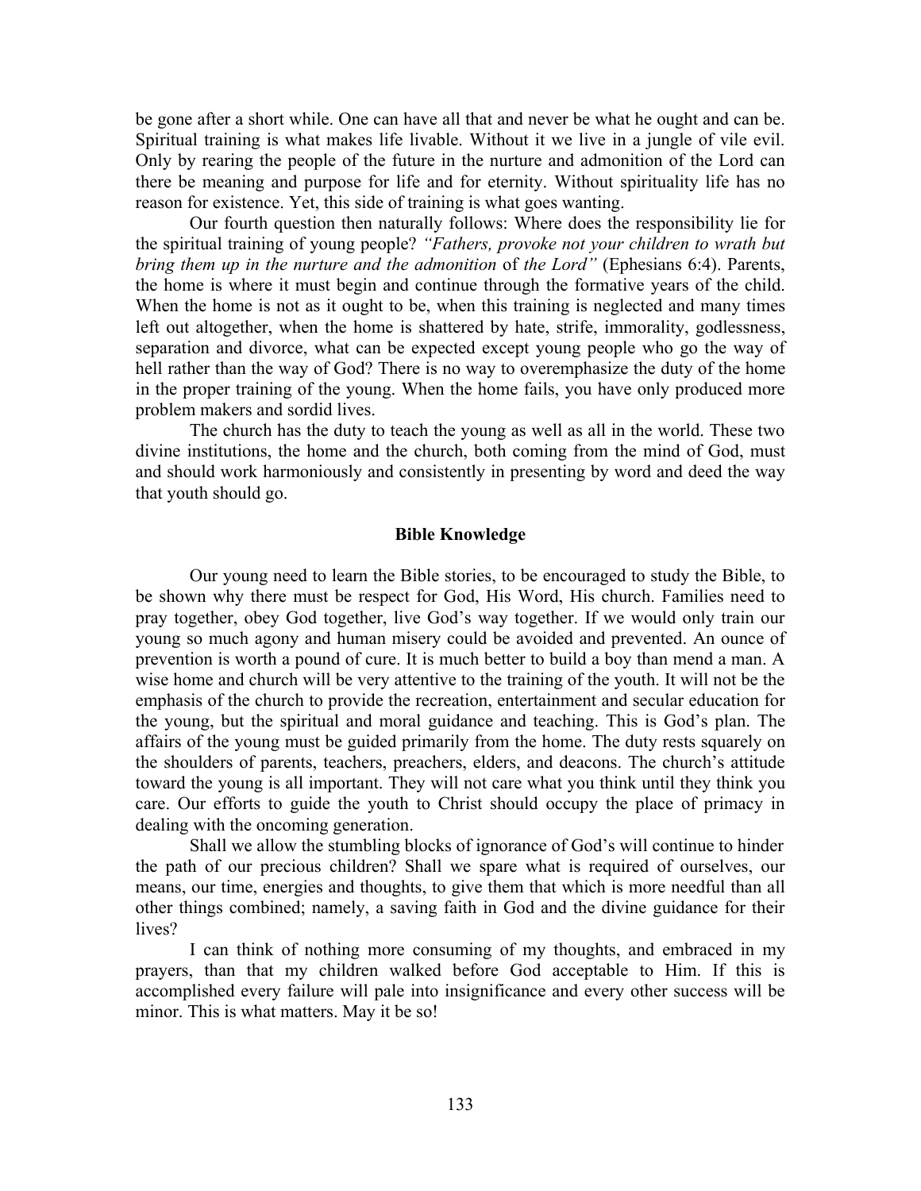be gone after a short while. One can have all that and never be what he ought and can be. Spiritual training is what makes life livable. Without it we live in a jungle of vile evil. Only by rearing the people of the future in the nurture and admonition of the Lord can there be meaning and purpose for life and for eternity. Without spirituality life has no reason for existence. Yet, this side of training is what goes wanting.

Our fourth question then naturally follows: Where does the responsibility lie for the spiritual training of young people? *"Fathers, provoke not your children to wrath but bring them up in the nurture and the admonition* of *the Lord"* (Ephesians 6:4). Parents, the home is where it must begin and continue through the formative years of the child. When the home is not as it ought to be, when this training is neglected and many times left out altogether, when the home is shattered by hate, strife, immorality, godlessness, separation and divorce, what can be expected except young people who go the way of hell rather than the way of God? There is no way to overemphasize the duty of the home in the proper training of the young. When the home fails, you have only produced more problem makers and sordid lives.

The church has the duty to teach the young as well as all in the world. These two divine institutions, the home and the church, both coming from the mind of God, must and should work harmoniously and consistently in presenting by word and deed the way that youth should go.

### Bible Knowledge

Our young need to learn the Bible stories, to be encouraged to study the Bible, to be shown why there must be respect for God, His Word, His church. Families need to pray together, obey God together, live God's way together. If we would only train our young so much agony and human misery could be avoided and prevented. An ounce of prevention is worth a pound of cure. It is much better to build a boy than mend a man. A wise home and church will be very attentive to the training of the youth. It will not be the emphasis of the church to provide the recreation, entertainment and secular education for the young, but the spiritual and moral guidance and teaching. This is God's plan. The affairs of the young must be guided primarily from the home. The duty rests squarely on the shoulders of parents, teachers, preachers, elders, and deacons. The church's attitude toward the young is all important. They will not care what you think until they think you care. Our efforts to guide the youth to Christ should occupy the place of primacy in dealing with the oncoming generation.

Shall we allow the stumbling blocks of ignorance of God's will continue to hinder the path of our precious children? Shall we spare what is required of ourselves, our means, our time, energies and thoughts, to give them that which is more needful than all other things combined; namely, a saving faith in God and the divine guidance for their lives?

I can think of nothing more consuming of my thoughts, and embraced in my prayers, than that my children walked before God acceptable to Him. If this is accomplished every failure will pale into insignificance and every other success will be minor. This is what matters. May it be so!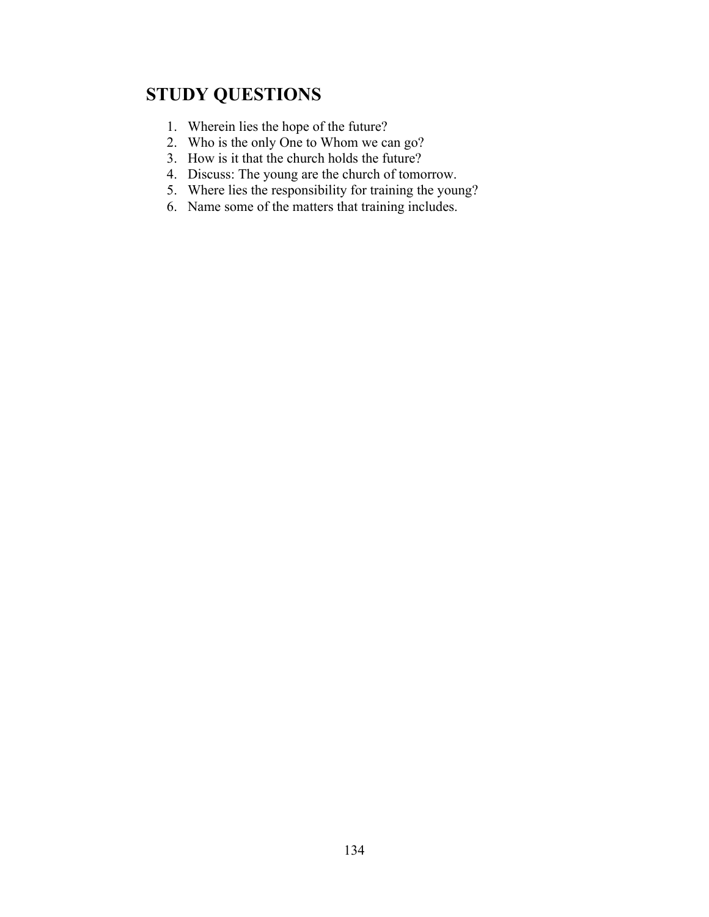## STUDY QUESTIONS

1. Wherein lies the hope of the future?
2. Who is the only One to Whom we can go?
3. How is it that the church holds the future?
4. Discuss: The young are the church of tomorrow.
5. Where lies the responsibility for training the young?
6. Name some of the matters that training includes.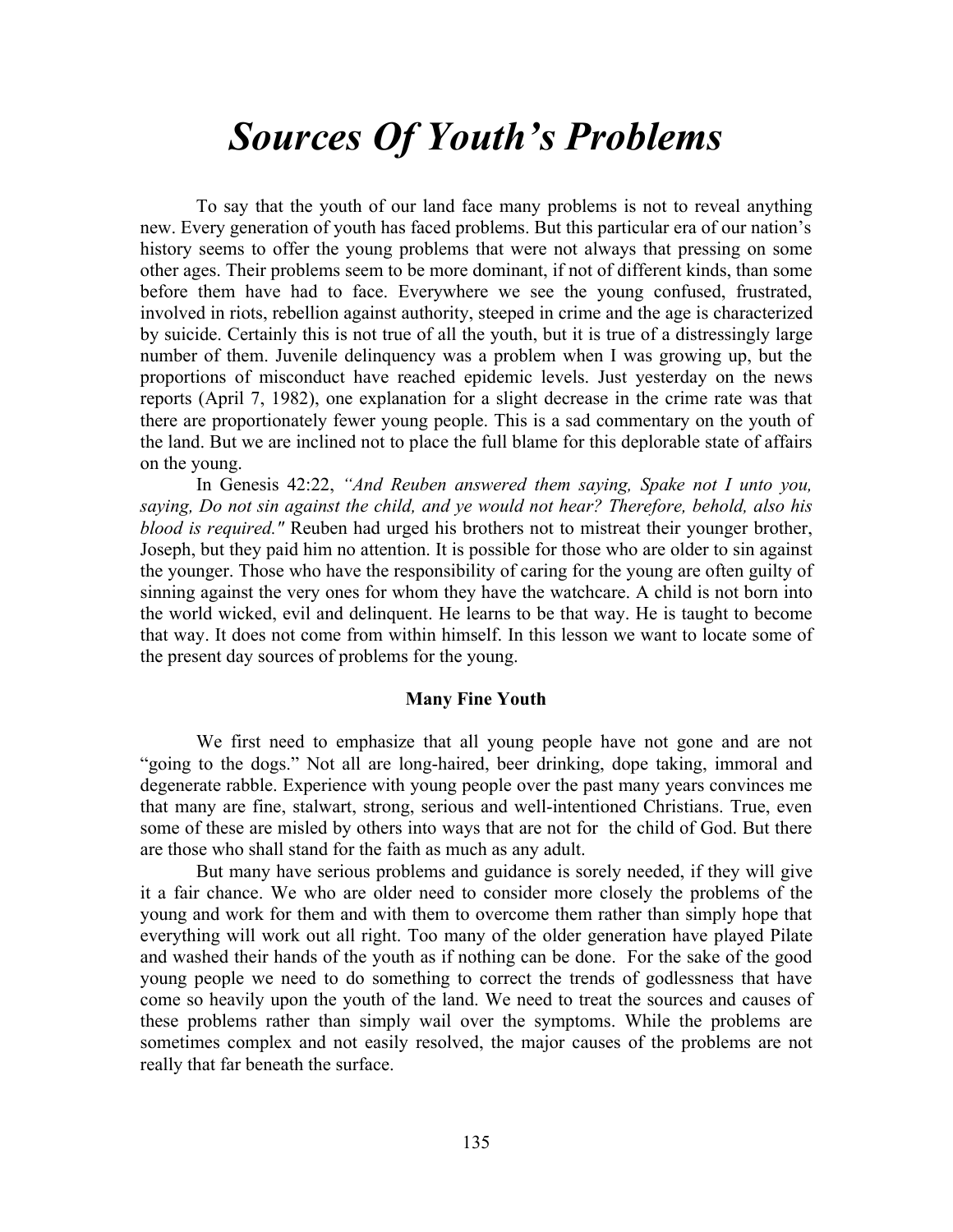# *Sources Of Youth's Problems*

To say that the youth of our land face many problems is not to reveal anything new. Every generation of youth has faced problems. But this particular era of our nation's history seems to offer the young problems that were not always that pressing on some other ages. Their problems seem to be more dominant, if not of different kinds, than some before them have had to face. Everywhere we see the young confused, frustrated, involved in riots, rebellion against authority, steeped in crime and the age is characterized by suicide. Certainly this is not true of all the youth, but it is true of a distressingly large number of them. Juvenile delinquency was a problem when I was growing up, but the proportions of misconduct have reached epidemic levels. Just yesterday on the news reports (April 7, 1982), one explanation for a slight decrease in the crime rate was that there are proportionately fewer young people. This is a sad commentary on the youth of the land. But we are inclined not to place the full blame for this deplorable state of affairs on the young.

In Genesis 42:22, *"And Reuben answered them saying, Spake not I unto you, saying, Do not sin against the child, and ye would not hear? Therefore, behold, also his blood is required."* Reuben had urged his brothers not to mistreat their younger brother, Joseph, but they paid him no attention. It is possible for those who are older to sin against the younger. Those who have the responsibility of caring for the young are often guilty of sinning against the very ones for whom they have the watchcare. A child is not born into the world wicked, evil and delinquent. He learns to be that way. He is taught to become that way. It does not come from within himself. In this lesson we want to locate some of the present day sources of problems for the young.

**Many Fine Youth**

We first need to emphasize that all young people have not gone and are not "going to the dogs." Not all are long-haired, beer drinking, dope taking, immoral and degenerate rabble. Experience with young people over the past many years convinces me that many are fine, stalwart, strong, serious and well-intentioned Christians. True, even some of these are misled by others into ways that are not for the child of God. But there are those who shall stand for the faith as much as any adult.

But many have serious problems and guidance is sorely needed, if they will give it a fair chance. We who are older need to consider more closely the problems of the young and work for them and with them to overcome them rather than simply hope that everything will work out all right. Too many of the older generation have played Pilate and washed their hands of the youth as if nothing can be done. For the sake of the good young people we need to do something to correct the trends of godlessness that have come so heavily upon the youth of the land. We need to treat the sources and causes of these problems rather than simply wail over the symptoms. While the problems are sometimes complex and not easily resolved, the major causes of the problems are not really that far beneath the surface.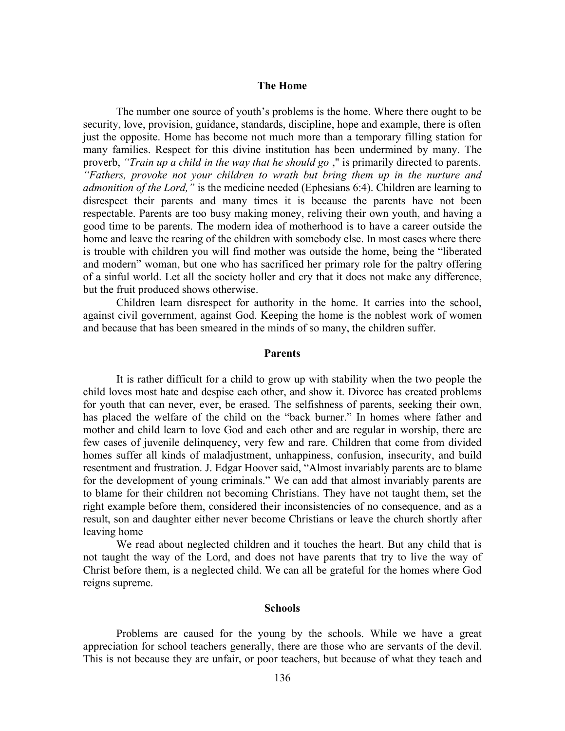## The Home

The number one source of youth's problems is the home. Where there ought to be security, love, provision, guidance, standards, discipline, hope and example, there is often just the opposite. Home has become not much more than a temporary filling station for many families. Respect for this divine institution has been undermined by many. The proverb, *"Train up a child in the way that he should go* ," is primarily directed to parents. *"Fathers, provoke not your children to wrath but bring them up in the nurture and admonition of the Lord,"* is the medicine needed (Ephesians 6:4). Children are learning to disrespect their parents and many times it is because the parents have not been respectable. Parents are too busy making money, reliving their own youth, and having a good time to be parents. The modern idea of motherhood is to have a career outside the home and leave the rearing of the children with somebody else. In most cases where there is trouble with children you will find mother was outside the home, being the "liberated and modern" woman, but one who has sacrificed her primary role for the paltry offering of a sinful world. Let all the society holler and cry that it does not make any difference, but the fruit produced shows otherwise.

Children learn disrespect for authority in the home. It carries into the school, against civil government, against God. Keeping the home is the noblest work of women and because that has been smeared in the minds of so many, the children suffer.

## Parents

It is rather difficult for a child to grow up with stability when the two people the child loves most hate and despise each other, and show it. Divorce has created problems for youth that can never, ever, be erased. The selfishness of parents, seeking their own, has placed the welfare of the child on the "back burner." In homes where father and mother and child learn to love God and each other and are regular in worship, there are few cases of juvenile delinquency, very few and rare. Children that come from divided homes suffer all kinds of maladjustment, unhappiness, confusion, insecurity, and build resentment and frustration. J. Edgar Hoover said, "Almost invariably parents are to blame for the development of young criminals." We can add that almost invariably parents are to blame for their children not becoming Christians. They have not taught them, set the right example before them, considered their inconsistencies of no consequence, and as a result, son and daughter either never become Christians or leave the church shortly after leaving home

We read about neglected children and it touches the heart. But any child that is not taught the way of the Lord, and does not have parents that try to live the way of Christ before them, is a neglected child. We can all be grateful for the homes where God reigns supreme.

## Schools

Problems are caused for the young by the schools. While we have a great appreciation for school teachers generally, there are those who are servants of the devil. This is not because they are unfair, or poor teachers, but because of what they teach and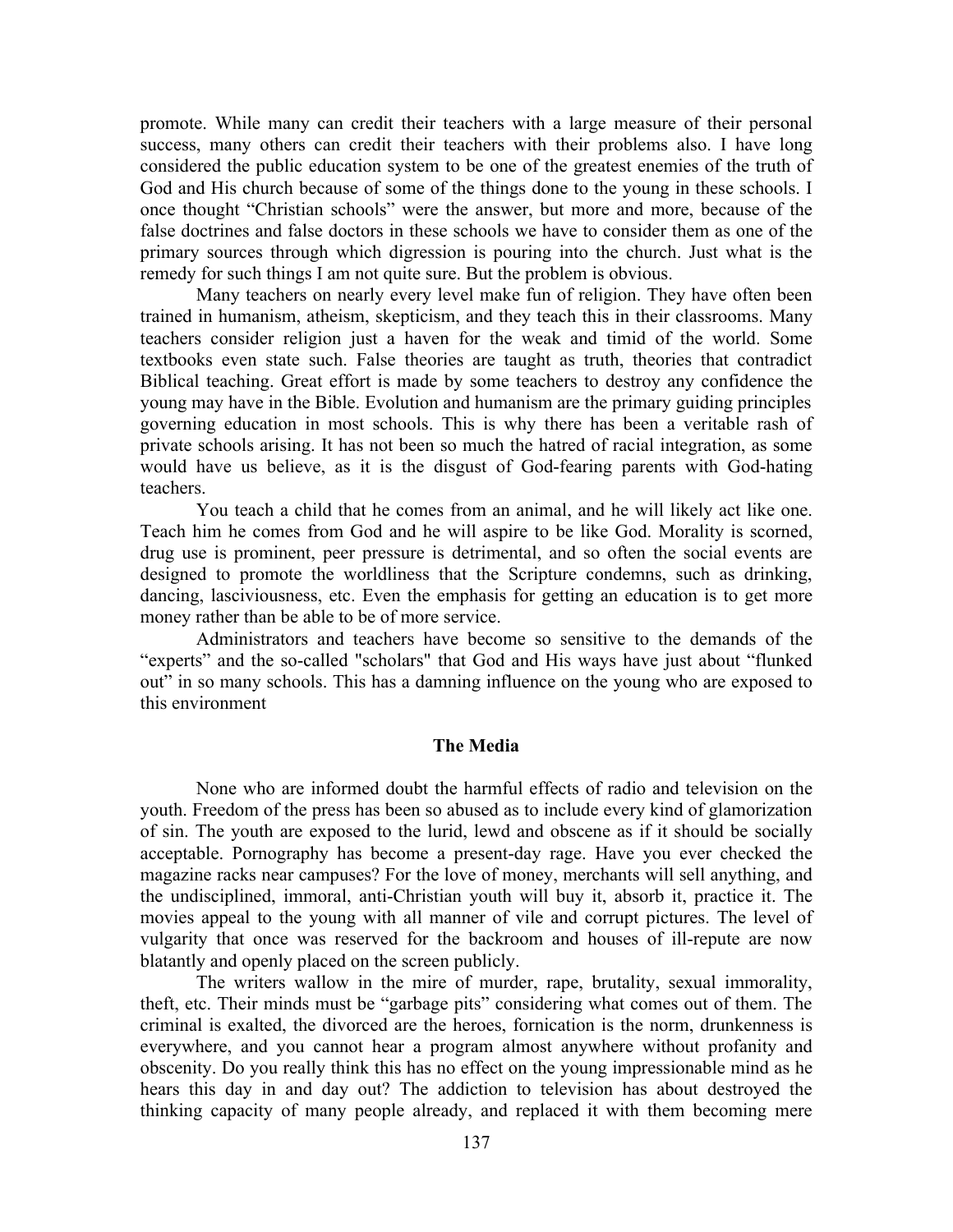promote. While many can credit their teachers with a large measure of their personal success, many others can credit their teachers with their problems also. I have long considered the public education system to be one of the greatest enemies of the truth of God and His church because of some of the things done to the young in these schools. I once thought "Christian schools" were the answer, but more and more, because of the false doctrines and false doctors in these schools we have to consider them as one of the primary sources through which digression is pouring into the church. Just what is the remedy for such things I am not quite sure. But the problem is obvious.

Many teachers on nearly every level make fun of religion. They have often been trained in humanism, atheism, skepticism, and they teach this in their classrooms. Many teachers consider religion just a haven for the weak and timid of the world. Some textbooks even state such. False theories are taught as truth, theories that contradict Biblical teaching. Great effort is made by some teachers to destroy any confidence the young may have in the Bible. Evolution and humanism are the primary guiding principles governing education in most schools. This is why there has been a veritable rash of private schools arising. It has not been so much the hatred of racial integration, as some would have us believe, as it is the disgust of God-fearing parents with God-hating teachers.

You teach a child that he comes from an animal, and he will likely act like one. Teach him he comes from God and he will aspire to be like God. Morality is scorned, drug use is prominent, peer pressure is detrimental, and so often the social events are designed to promote the worldliness that the Scripture condemns, such as drinking, dancing, lasciviousness, etc. Even the emphasis for getting an education is to get more money rather than be able to be of more service.

Administrators and teachers have become so sensitive to the demands of the "experts" and the so-called "scholars" that God and His ways have just about "flunked out" in so many schools. This has a damning influence on the young who are exposed to this environment

### The Media

None who are informed doubt the harmful effects of radio and television on the youth. Freedom of the press has been so abused as to include every kind of glamorization of sin. The youth are exposed to the lurid, lewd and obscene as if it should be socially acceptable. Pornography has become a present-day rage. Have you ever checked the magazine racks near campuses? For the love of money, merchants will sell anything, and the undisciplined, immoral, anti-Christian youth will buy it, absorb it, practice it. The movies appeal to the young with all manner of vile and corrupt pictures. The level of vulgarity that once was reserved for the backroom and houses of ill-repute are now blatantly and openly placed on the screen publicly.

The writers wallow in the mire of murder, rape, brutality, sexual immorality, theft, etc. Their minds must be "garbage pits" considering what comes out of them. The criminal is exalted, the divorced are the heroes, fornication is the norm, drunkenness is everywhere, and you cannot hear a program almost anywhere without profanity and obscenity. Do you really think this has no effect on the young impressionable mind as he hears this day in and day out? The addiction to television has about destroyed the thinking capacity of many people already, and replaced it with them becoming mere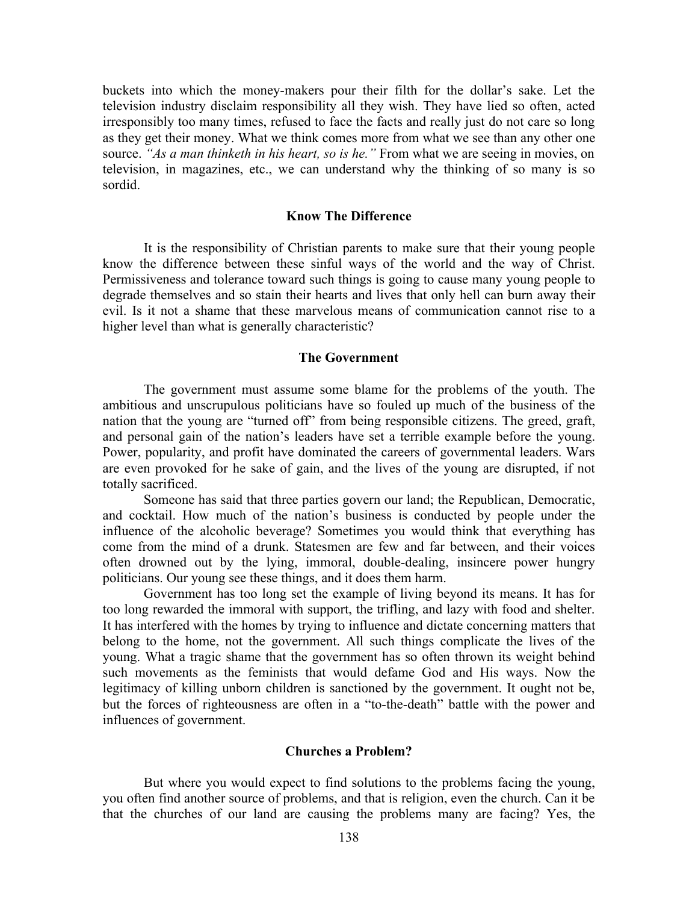buckets into which the money-makers pour their filth for the dollar's sake. Let the television industry disclaim responsibility all they wish. They have lied so often, acted irresponsibly too many times, refused to face the facts and really just do not care so long as they get their money. What we think comes more from what we see than any other one source. *"As a man thinketh in his heart, so is he."* From what we are seeing in movies, on television, in magazines, etc., we can understand why the thinking of so many is so sordid.

### Know The Difference

It is the responsibility of Christian parents to make sure that their young people know the difference between these sinful ways of the world and the way of Christ. Permissiveness and tolerance toward such things is going to cause many young people to degrade themselves and so stain their hearts and lives that only hell can burn away their evil. Is it not a shame that these marvelous means of communication cannot rise to a higher level than what is generally characteristic?

### The Government

The government must assume some blame for the problems of the youth. The ambitious and unscrupulous politicians have so fouled up much of the business of the nation that the young are "turned off" from being responsible citizens. The greed, graft, and personal gain of the nation's leaders have set a terrible example before the young. Power, popularity, and profit have dominated the careers of governmental leaders. Wars are even provoked for he sake of gain, and the lives of the young are disrupted, if not totally sacrificed.

Someone has said that three parties govern our land; the Republican, Democratic, and cocktail. How much of the nation's business is conducted by people under the influence of the alcoholic beverage? Sometimes you would think that everything has come from the mind of a drunk. Statesmen are few and far between, and their voices often drowned out by the lying, immoral, double-dealing, insincere power hungry politicians. Our young see these things, and it does them harm.

Government has too long set the example of living beyond its means. It has for too long rewarded the immoral with support, the trifling, and lazy with food and shelter. It has interfered with the homes by trying to influence and dictate concerning matters that belong to the home, not the government. All such things complicate the lives of the young. What a tragic shame that the government has so often thrown its weight behind such movements as the feminists that would defame God and His ways. Now the legitimacy of killing unborn children is sanctioned by the government. It ought not be, but the forces of righteousness are often in a "to-the-death" battle with the power and influences of government.

### Churches a Problem?

But where you would expect to find solutions to the problems facing the young, you often find another source of problems, and that is religion, even the church. Can it be that the churches of our land are causing the problems many are facing? Yes, the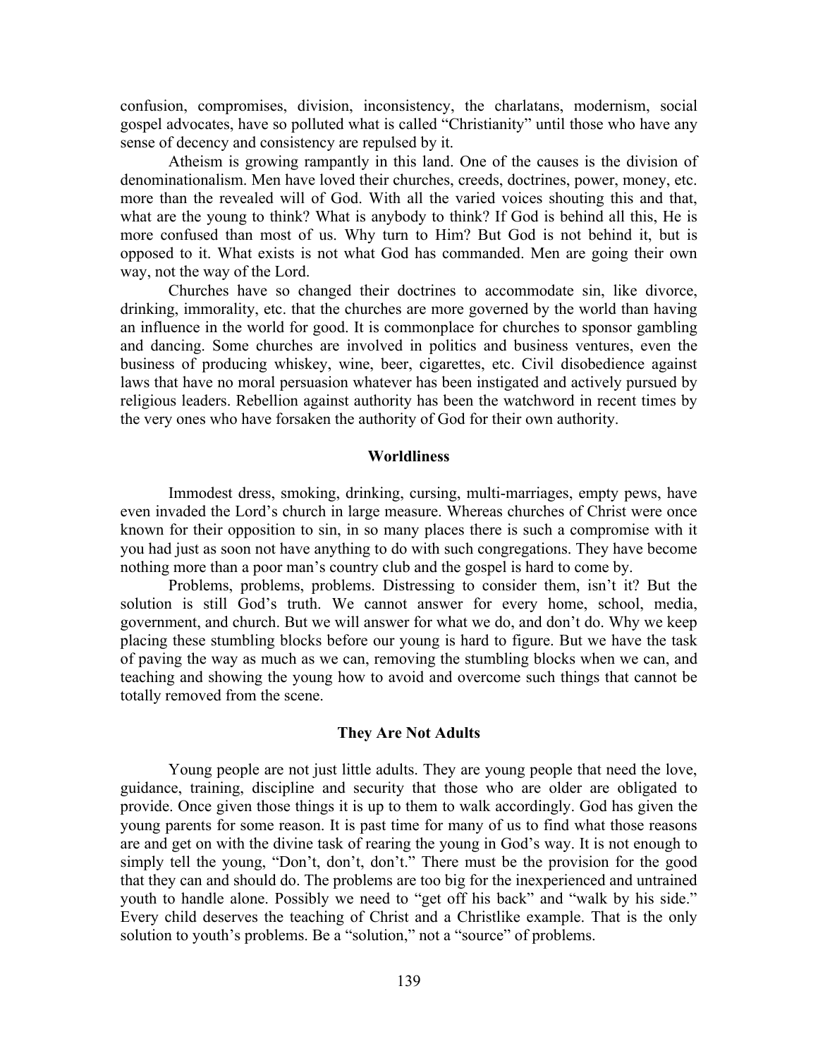confusion, compromises, division, inconsistency, the charlatans, modernism, social gospel advocates, have so polluted what is called "Christianity" until those who have any sense of decency and consistency are repulsed by it.

Atheism is growing rampantly in this land. One of the causes is the division of denominationalism. Men have loved their churches, creeds, doctrines, power, money, etc. more than the revealed will of God. With all the varied voices shouting this and that, what are the young to think? What is anybody to think? If God is behind all this, He is more confused than most of us. Why turn to Him? But God is not behind it, but is opposed to it. What exists is not what God has commanded. Men are going their own way, not the way of the Lord.

Churches have so changed their doctrines to accommodate sin, like divorce, drinking, immorality, etc. that the churches are more governed by the world than having an influence in the world for good. It is commonplace for churches to sponsor gambling and dancing. Some churches are involved in politics and business ventures, even the business of producing whiskey, wine, beer, cigarettes, etc. Civil disobedience against laws that have no moral persuasion whatever has been instigated and actively pursued by religious leaders. Rebellion against authority has been the watchword in recent times by the very ones who have forsaken the authority of God for their own authority.

### Worldliness

Immodest dress, smoking, drinking, cursing, multi-marriages, empty pews, have even invaded the Lord's church in large measure. Whereas churches of Christ were once known for their opposition to sin, in so many places there is such a compromise with it you had just as soon not have anything to do with such congregations. They have become nothing more than a poor man's country club and the gospel is hard to come by.

Problems, problems, problems. Distressing to consider them, isn't it? But the solution is still God's truth. We cannot answer for every home, school, media, government, and church. But we will answer for what we do, and don't do. Why we keep placing these stumbling blocks before our young is hard to figure. But we have the task of paving the way as much as we can, removing the stumbling blocks when we can, and teaching and showing the young how to avoid and overcome such things that cannot be totally removed from the scene.

### They Are Not Adults

Young people are not just little adults. They are young people that need the love, guidance, training, discipline and security that those who are older are obligated to provide. Once given those things it is up to them to walk accordingly. God has given the young parents for some reason. It is past time for many of us to find what those reasons are and get on with the divine task of rearing the young in God's way. It is not enough to simply tell the young, "Don't, don't, don't." There must be the provision for the good that they can and should do. The problems are too big for the inexperienced and untrained youth to handle alone. Possibly we need to "get off his back" and "walk by his side." Every child deserves the teaching of Christ and a Christlike example. That is the only solution to youth's problems. Be a "solution," not a "source" of problems.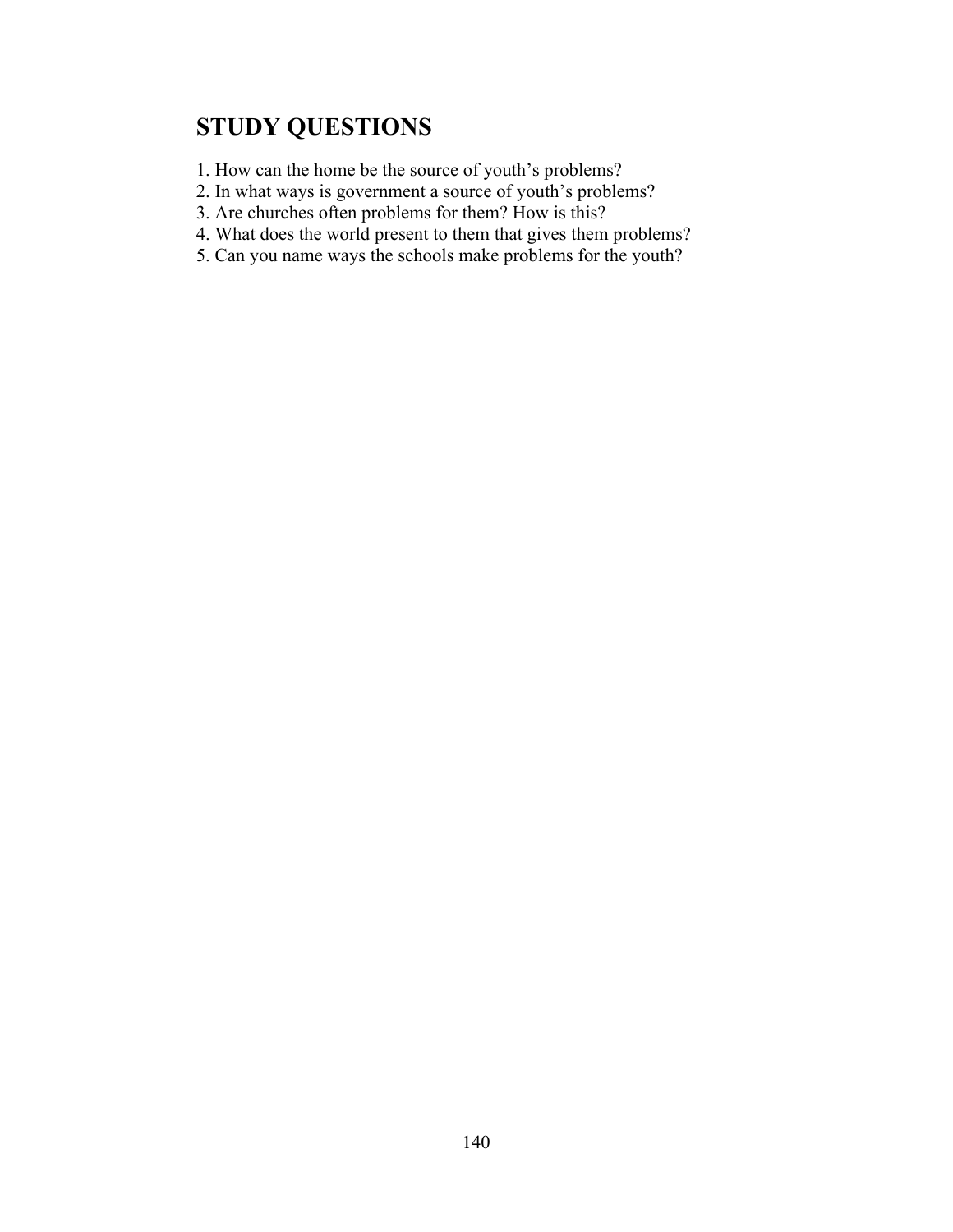## STUDY QUESTIONS

1. How can the home be the source of youth's problems?
2. In what ways is government a source of youth's problems?
3. Are churches often problems for them? How is this?
4. What does the world present to them that gives them problems?
5. Can you name ways the schools make problems for the youth?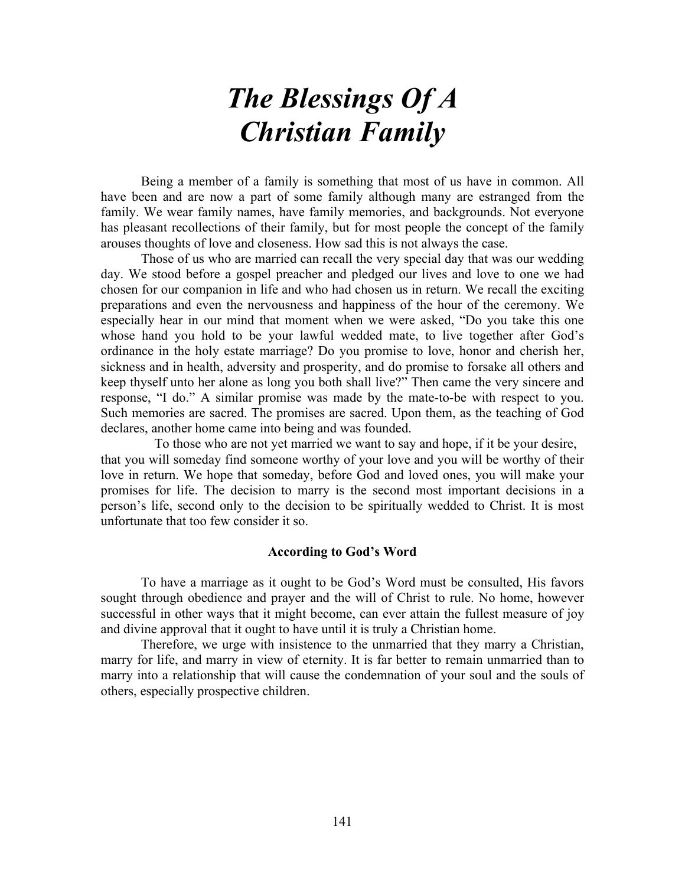# *The Blessings Of A Christian Family*

Being a member of a family is something that most of us have in common. All have been and are now a part of some family although many are estranged from the family. We wear family names, have family memories, and backgrounds. Not everyone has pleasant recollections of their family, but for most people the concept of the family arouses thoughts of love and closeness. How sad this is not always the case.

Those of us who are married can recall the very special day that was our wedding day. We stood before a gospel preacher and pledged our lives and love to one we had chosen for our companion in life and who had chosen us in return. We recall the exciting preparations and even the nervousness and happiness of the hour of the ceremony. We especially hear in our mind that moment when we were asked, "Do you take this one whose hand you hold to be your lawful wedded mate, to live together after God's ordinance in the holy estate marriage? Do you promise to love, honor and cherish her, sickness and in health, adversity and prosperity, and do promise to forsake all others and keep thyself unto her alone as long you both shall live?" Then came the very sincere and response, "I do." A similar promise was made by the mate-to-be with respect to you. Such memories are sacred. The promises are sacred. Upon them, as the teaching of God declares, another home came into being and was founded.

To those who are not yet married we want to say and hope, if it be your desire, that you will someday find someone worthy of your love and you will be worthy of their love in return. We hope that someday, before God and loved ones, you will make your promises for life. The decision to marry is the second most important decisions in a person's life, second only to the decision to be spiritually wedded to Christ. It is most unfortunate that too few consider it so.

### According to God's Word

To have a marriage as it ought to be God's Word must be consulted, His favors sought through obedience and prayer and the will of Christ to rule. No home, however successful in other ways that it might become, can ever attain the fullest measure of joy and divine approval that it ought to have until it is truly a Christian home.

Therefore, we urge with insistence to the unmarried that they marry a Christian, marry for life, and marry in view of eternity. It is far better to remain unmarried than to marry into a relationship that will cause the condemnation of your soul and the souls of others, especially prospective children.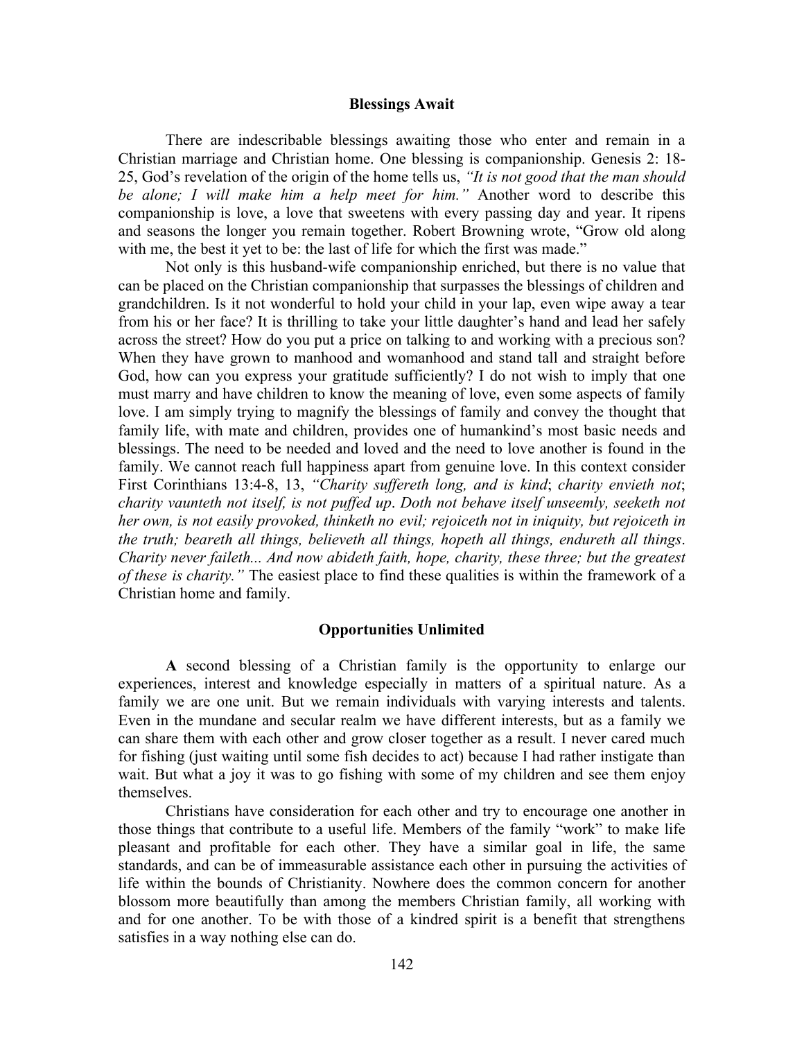## Blessings Await

There are indescribable blessings awaiting those who enter and remain in a Christian marriage and Christian home. One blessing is companionship. Genesis 2: 18-25, God's revelation of the origin of the home tells us, *"It is not good that the man should be alone; I will make him a help meet for him."* Another word to describe this companionship is love, a love that sweetens with every passing day and year. It ripens and seasons the longer you remain together. Robert Browning wrote, "Grow old along with me, the best it yet to be: the last of life for which the first was made."

Not only is this husband-wife companionship enriched, but there is no value that can be placed on the Christian companionship that surpasses the blessings of children and grandchildren. Is it not wonderful to hold your child in your lap, even wipe away a tear from his or her face? It is thrilling to take your little daughter's hand and lead her safely across the street? How do you put a price on talking to and working with a precious son? When they have grown to manhood and womanhood and stand tall and straight before God, how can you express your gratitude sufficiently? I do not wish to imply that one must marry and have children to know the meaning of love, even some aspects of family love. I am simply trying to magnify the blessings of family and convey the thought that family life, with mate and children, provides one of humankind's most basic needs and blessings. The need to be needed and loved and the need to love another is found in the family. We cannot reach full happiness apart from genuine love. In this context consider First Corinthians 13:4-8, 13, *"Charity suffereth long, and is kind*; *charity envieth not*; *charity vaunteth not itself, is not puffed up*. *Doth not behave itself unseemly, seeketh not her own, is not easily provoked, thinketh no evil; rejoiceth not in iniquity, but rejoiceth in the truth; beareth all things, believeth all things, hopeth all things, endureth all things*. *Charity never faileth... And now abideth faith, hope, charity, these three; but the greatest of these is charity."* The easiest place to find these qualities is within the framework of a Christian home and family.

## Opportunities Unlimited

**A** second blessing of a Christian family is the opportunity to enlarge our experiences, interest and knowledge especially in matters of a spiritual nature. As a family we are one unit. But we remain individuals with varying interests and talents. Even in the mundane and secular realm we have different interests, but as a family we can share them with each other and grow closer together as a result. I never cared much for fishing (just waiting until some fish decides to act) because I had rather instigate than wait. But what a joy it was to go fishing with some of my children and see them enjoy themselves.

Christians have consideration for each other and try to encourage one another in those things that contribute to a useful life. Members of the family "work" to make life pleasant and profitable for each other. They have a similar goal in life, the same standards, and can be of immeasurable assistance each other in pursuing the activities of life within the bounds of Christianity. Nowhere does the common concern for another blossom more beautifully than among the members Christian family, all working with and for one another. To be with those of a kindred spirit is a benefit that strengthens satisfies in a way nothing else can do.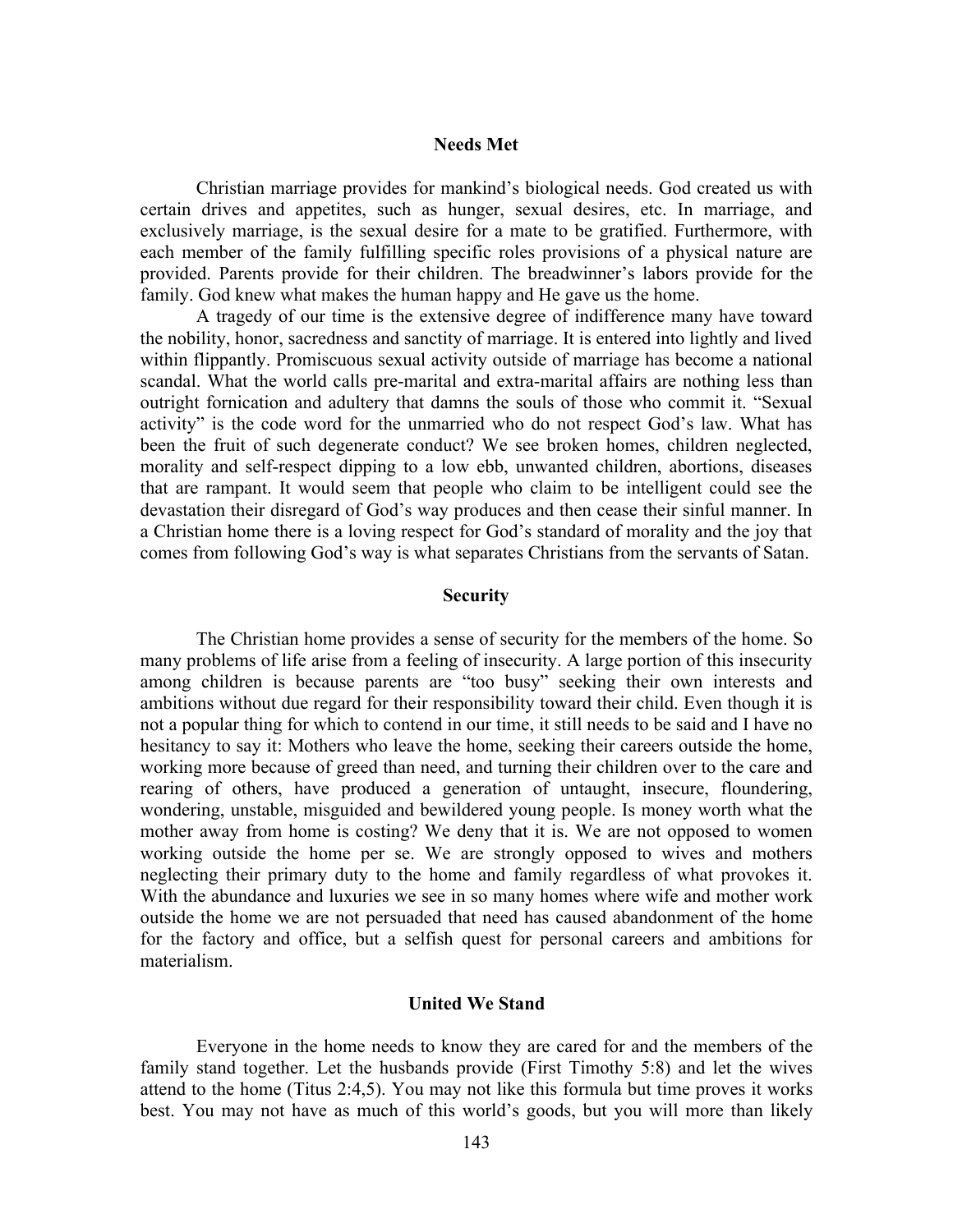### Needs Met

Christian marriage provides for mankind's biological needs. God created us with certain drives and appetites, such as hunger, sexual desires, etc. In marriage, and exclusively marriage, is the sexual desire for a mate to be gratified. Furthermore, with each member of the family fulfilling specific roles provisions of a physical nature are provided. Parents provide for their children. The breadwinner's labors provide for the family. God knew what makes the human happy and He gave us the home.

A tragedy of our time is the extensive degree of indifference many have toward the nobility, honor, sacredness and sanctity of marriage. It is entered into lightly and lived within flippantly. Promiscuous sexual activity outside of marriage has become a national scandal. What the world calls pre-marital and extra-marital affairs are nothing less than outright fornication and adultery that damns the souls of those who commit it. "Sexual activity" is the code word for the unmarried who do not respect God's law. What has been the fruit of such degenerate conduct? We see broken homes, children neglected, morality and self-respect dipping to a low ebb, unwanted children, abortions, diseases that are rampant. It would seem that people who claim to be intelligent could see the devastation their disregard of God's way produces and then cease their sinful manner. In a Christian home there is a loving respect for God's standard of morality and the joy that comes from following God's way is what separates Christians from the servants of Satan.

### Security

The Christian home provides a sense of security for the members of the home. So many problems of life arise from a feeling of insecurity. A large portion of this insecurity among children is because parents are "too busy" seeking their own interests and ambitions without due regard for their responsibility toward their child. Even though it is not a popular thing for which to contend in our time, it still needs to be said and I have no hesitancy to say it: Mothers who leave the home, seeking their careers outside the home, working more because of greed than need, and turning their children over to the care and rearing of others, have produced a generation of untaught, insecure, floundering, wondering, unstable, misguided and bewildered young people. Is money worth what the mother away from home is costing? We deny that it is. We are not opposed to women working outside the home per se. We are strongly opposed to wives and mothers neglecting their primary duty to the home and family regardless of what provokes it. With the abundance and luxuries we see in so many homes where wife and mother work outside the home we are not persuaded that need has caused abandonment of the home for the factory and office, but a selfish quest for personal careers and ambitions for materialism.

### United We Stand

Everyone in the home needs to know they are cared for and the members of the family stand together. Let the husbands provide (First Timothy 5:8) and let the wives attend to the home (Titus 2:4,5). You may not like this formula but time proves it works best. You may not have as much of this world's goods, but you will more than likely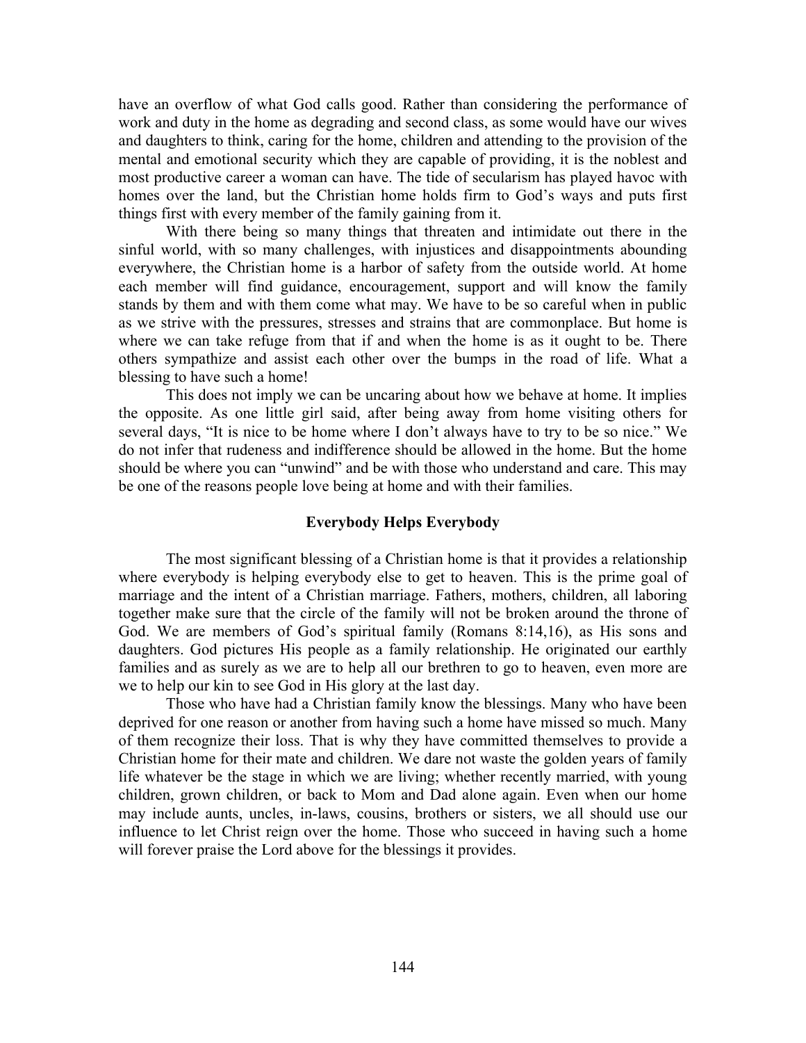have an overflow of what God calls good. Rather than considering the performance of work and duty in the home as degrading and second class, as some would have our wives and daughters to think, caring for the home, children and attending to the provision of the mental and emotional security which they are capable of providing, it is the noblest and most productive career a woman can have. The tide of secularism has played havoc with homes over the land, but the Christian home holds firm to God's ways and puts first things first with every member of the family gaining from it.

With there being so many things that threaten and intimidate out there in the sinful world, with so many challenges, with injustices and disappointments abounding everywhere, the Christian home is a harbor of safety from the outside world. At home each member will find guidance, encouragement, support and will know the family stands by them and with them come what may. We have to be so careful when in public as we strive with the pressures, stresses and strains that are commonplace. But home is where we can take refuge from that if and when the home is as it ought to be. There others sympathize and assist each other over the bumps in the road of life. What a blessing to have such a home!

This does not imply we can be uncaring about how we behave at home. It implies the opposite. As one little girl said, after being away from home visiting others for several days, "It is nice to be home where I don't always have to try to be so nice." We do not infer that rudeness and indifference should be allowed in the home. But the home should be where you can "unwind" and be with those who understand and care. This may be one of the reasons people love being at home and with their families.

### Everybody Helps Everybody

The most significant blessing of a Christian home is that it provides a relationship where everybody is helping everybody else to get to heaven. This is the prime goal of marriage and the intent of a Christian marriage. Fathers, mothers, children, all laboring together make sure that the circle of the family will not be broken around the throne of God. We are members of God's spiritual family (Romans 8:14,16), as His sons and daughters. God pictures His people as a family relationship. He originated our earthly families and as surely as we are to help all our brethren to go to heaven, even more are we to help our kin to see God in His glory at the last day.

Those who have had a Christian family know the blessings. Many who have been deprived for one reason or another from having such a home have missed so much. Many of them recognize their loss. That is why they have committed themselves to provide a Christian home for their mate and children. We dare not waste the golden years of family life whatever be the stage in which we are living; whether recently married, with young children, grown children, or back to Mom and Dad alone again. Even when our home may include aunts, uncles, in-laws, cousins, brothers or sisters, we all should use our influence to let Christ reign over the home. Those who succeed in having such a home will forever praise the Lord above for the blessings it provides.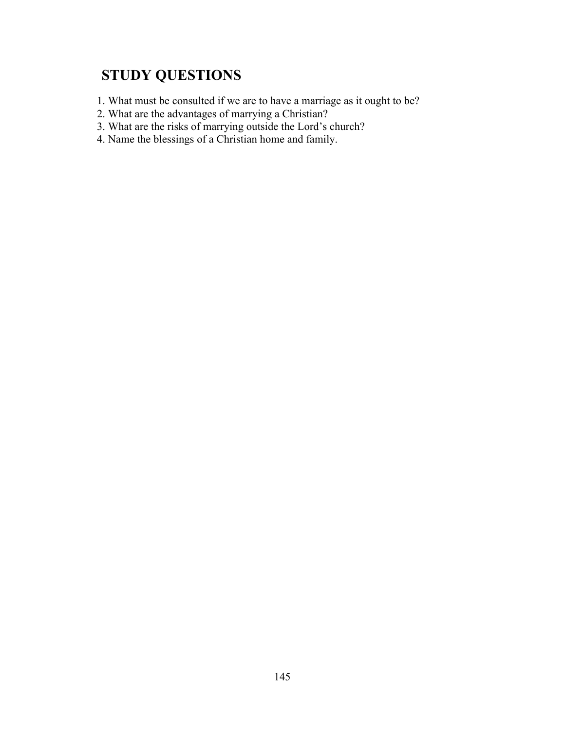## STUDY QUESTIONS

1. What must be consulted if we are to have a marriage as it ought to be?
2. What are the advantages of marrying a Christian?
3. What are the risks of marrying outside the Lord's church?
4. Name the blessings of a Christian home and family.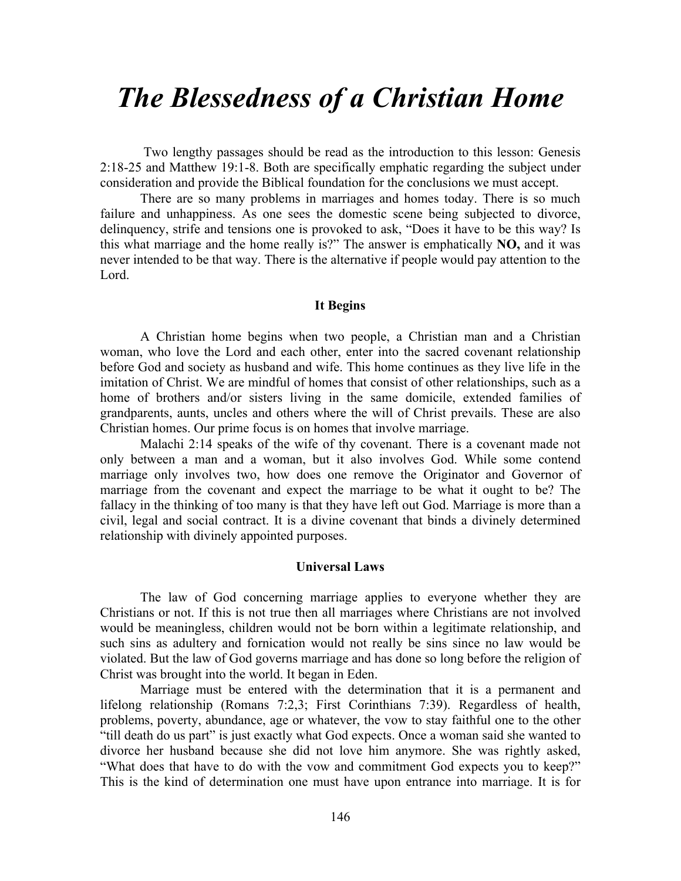# *The Blessedness of a Christian Home*

Two lengthy passages should be read as the introduction to this lesson: Genesis 2:18-25 and Matthew 19:1-8. Both are specifically emphatic regarding the subject under consideration and provide the Biblical foundation for the conclusions we must accept.

There are so many problems in marriages and homes today. There is so much failure and unhappiness. As one sees the domestic scene being subjected to divorce, delinquency, strife and tensions one is provoked to ask, "Does it have to be this way? Is this what marriage and the home really is?" The answer is emphatically **NO,** and it was never intended to be that way. There is the alternative if people would pay attention to the Lord.

### It Begins

A Christian home begins when two people, a Christian man and a Christian woman, who love the Lord and each other, enter into the sacred covenant relationship before God and society as husband and wife. This home continues as they live life in the imitation of Christ. We are mindful of homes that consist of other relationships, such as a home of brothers and/or sisters living in the same domicile, extended families of grandparents, aunts, uncles and others where the will of Christ prevails. These are also Christian homes. Our prime focus is on homes that involve marriage.

Malachi 2:14 speaks of the wife of thy covenant. There is a covenant made not only between a man and a woman, but it also involves God. While some contend marriage only involves two, how does one remove the Originator and Governor of marriage from the covenant and expect the marriage to be what it ought to be? The fallacy in the thinking of too many is that they have left out God. Marriage is more than a civil, legal and social contract. It is a divine covenant that binds a divinely determined relationship with divinely appointed purposes.

### Universal Laws

The law of God concerning marriage applies to everyone whether they are Christians or not. If this is not true then all marriages where Christians are not involved would be meaningless, children would not be born within a legitimate relationship, and such sins as adultery and fornication would not really be sins since no law would be violated. But the law of God governs marriage and has done so long before the religion of Christ was brought into the world. It began in Eden.

Marriage must be entered with the determination that it is a permanent and lifelong relationship (Romans 7:2,3; First Corinthians 7:39). Regardless of health, problems, poverty, abundance, age or whatever, the vow to stay faithful one to the other "till death do us part" is just exactly what God expects. Once a woman said she wanted to divorce her husband because she did not love him anymore. She was rightly asked, "What does that have to do with the vow and commitment God expects you to keep?" This is the kind of determination one must have upon entrance into marriage. It is for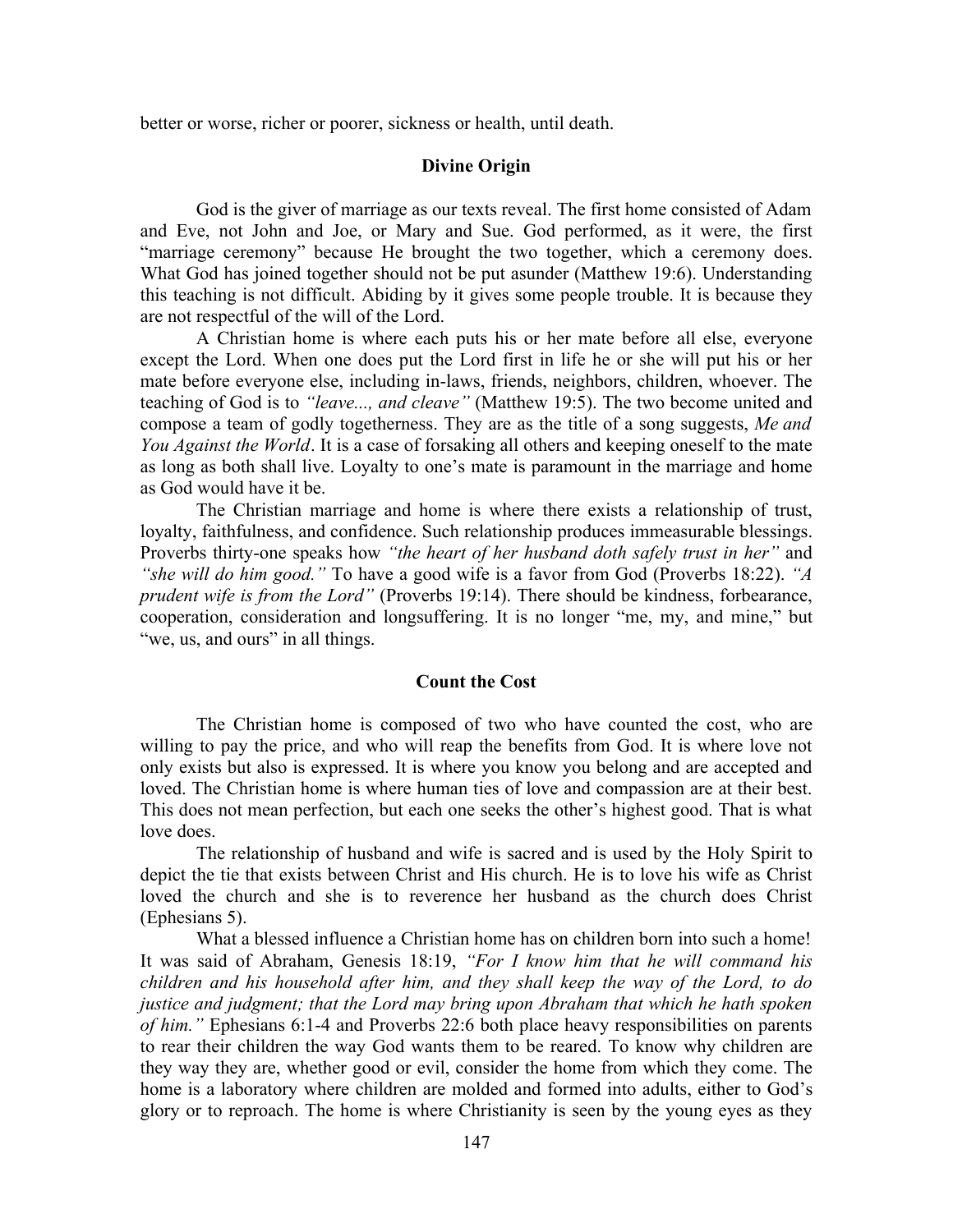better or worse, richer or poorer, sickness or health, until death.

## Divine Origin

God is the giver of marriage as our texts reveal. The first home consisted of Adam and Eve, not John and Joe, or Mary and Sue. God performed, as it were, the first "marriage ceremony" because He brought the two together, which a ceremony does. What God has joined together should not be put asunder (Matthew 19:6). Understanding this teaching is not difficult. Abiding by it gives some people trouble. It is because they are not respectful of the will of the Lord.

A Christian home is where each puts his or her mate before all else, everyone except the Lord. When one does put the Lord first in life he or she will put his or her mate before everyone else, including in-laws, friends, neighbors, children, whoever. The teaching of God is to *"leave..., and cleave"* (Matthew 19:5). The two become united and compose a team of godly togetherness. They are as the title of a song suggests, *Me and You Against the World*. It is a case of forsaking all others and keeping oneself to the mate as long as both shall live. Loyalty to one's mate is paramount in the marriage and home as God would have it be.

The Christian marriage and home is where there exists a relationship of trust, loyalty, faithfulness, and confidence. Such relationship produces immeasurable blessings. Proverbs thirty-one speaks how *"the heart of her husband doth safely trust in her"* and *"she will do him good."* To have a good wife is a favor from God (Proverbs 18:22). *"A prudent wife is from the Lord"* (Proverbs 19:14). There should be kindness, forbearance, cooperation, consideration and longsuffering. It is no longer "me, my, and mine," but "we, us, and ours" in all things.

## Count the Cost

The Christian home is composed of two who have counted the cost, who are willing to pay the price, and who will reap the benefits from God. It is where love not only exists but also is expressed. It is where you know you belong and are accepted and loved. The Christian home is where human ties of love and compassion are at their best. This does not mean perfection, but each one seeks the other's highest good. That is what love does.

The relationship of husband and wife is sacred and is used by the Holy Spirit to depict the tie that exists between Christ and His church. He is to love his wife as Christ loved the church and she is to reverence her husband as the church does Christ (Ephesians 5).

What a blessed influence a Christian home has on children born into such a home! It was said of Abraham, Genesis 18:19, *"For I know him that he will command his children and his household after him, and they shall keep the way of the Lord, to do justice and judgment; that the Lord may bring upon Abraham that which he hath spoken of him."* Ephesians 6:1-4 and Proverbs 22:6 both place heavy responsibilities on parents to rear their children the way God wants them to be reared. To know why children are they way they are, whether good or evil, consider the home from which they come. The home is a laboratory where children are molded and formed into adults, either to God's glory or to reproach. The home is where Christianity is seen by the young eyes as they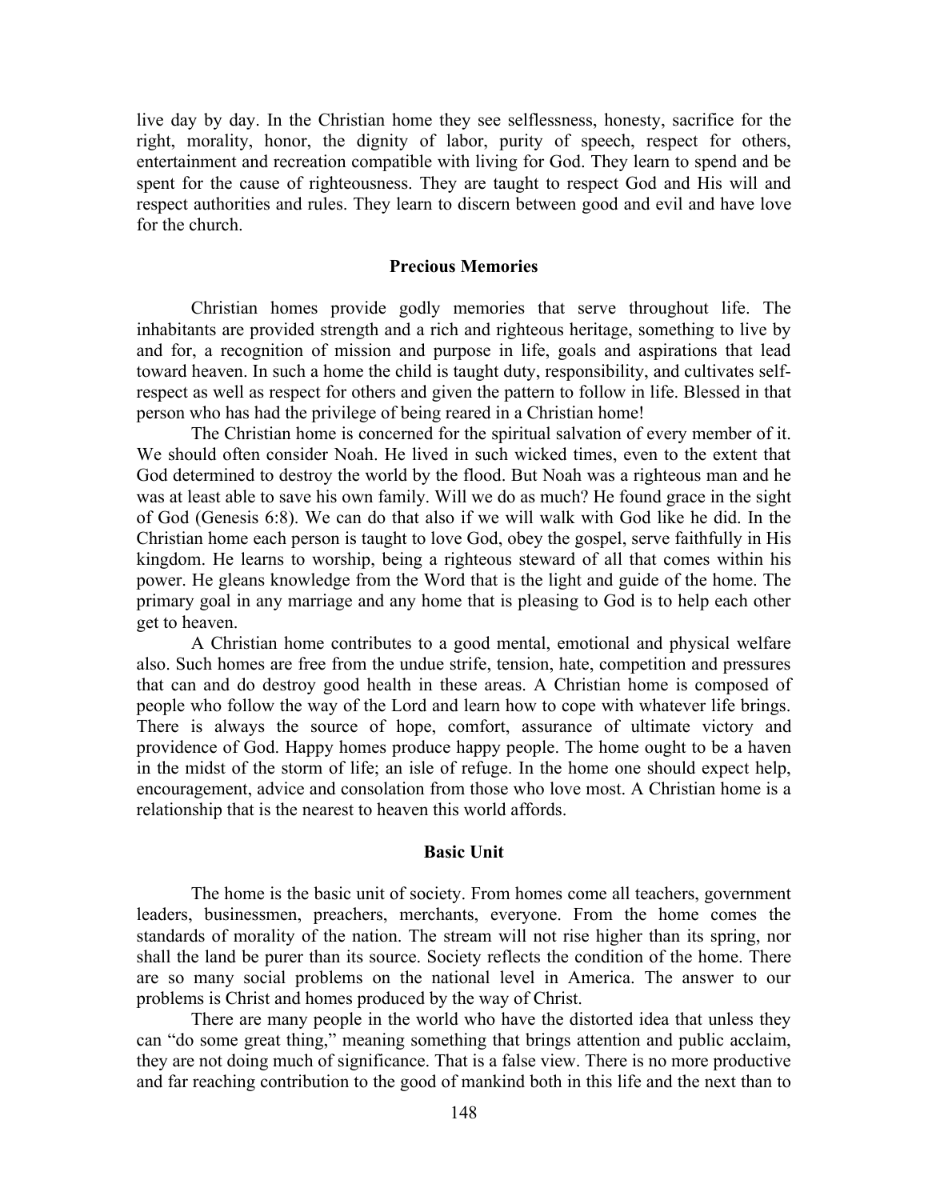live day by day. In the Christian home they see selflessness, honesty, sacrifice for the right, morality, honor, the dignity of labor, purity of speech, respect for others, entertainment and recreation compatible with living for God. They learn to spend and be spent for the cause of righteousness. They are taught to respect God and His will and respect authorities and rules. They learn to discern between good and evil and have love for the church.

### Precious Memories

Christian homes provide godly memories that serve throughout life. The inhabitants are provided strength and a rich and righteous heritage, something to live by and for, a recognition of mission and purpose in life, goals and aspirations that lead toward heaven. In such a home the child is taught duty, responsibility, and cultivates self-respect as well as respect for others and given the pattern to follow in life. Blessed in that person who has had the privilege of being reared in a Christian home!

The Christian home is concerned for the spiritual salvation of every member of it. We should often consider Noah. He lived in such wicked times, even to the extent that God determined to destroy the world by the flood. But Noah was a righteous man and he was at least able to save his own family. Will we do as much? He found grace in the sight of God (Genesis 6:8). We can do that also if we will walk with God like he did. In the Christian home each person is taught to love God, obey the gospel, serve faithfully in His kingdom. He learns to worship, being a righteous steward of all that comes within his power. He gleans knowledge from the Word that is the light and guide of the home. The primary goal in any marriage and any home that is pleasing to God is to help each other get to heaven.

A Christian home contributes to a good mental, emotional and physical welfare also. Such homes are free from the undue strife, tension, hate, competition and pressures that can and do destroy good health in these areas. A Christian home is composed of people who follow the way of the Lord and learn how to cope with whatever life brings. There is always the source of hope, comfort, assurance of ultimate victory and providence of God. Happy homes produce happy people. The home ought to be a haven in the midst of the storm of life; an isle of refuge. In the home one should expect help, encouragement, advice and consolation from those who love most. A Christian home is a relationship that is the nearest to heaven this world affords.

### Basic Unit

The home is the basic unit of society. From homes come all teachers, government leaders, businessmen, preachers, merchants, everyone. From the home comes the standards of morality of the nation. The stream will not rise higher than its spring, nor shall the land be purer than its source. Society reflects the condition of the home. There are so many social problems on the national level in America. The answer to our problems is Christ and homes produced by the way of Christ.

There are many people in the world who have the distorted idea that unless they can "do some great thing," meaning something that brings attention and public acclaim, they are not doing much of significance. That is a false view. There is no more productive and far reaching contribution to the good of mankind both in this life and the next than to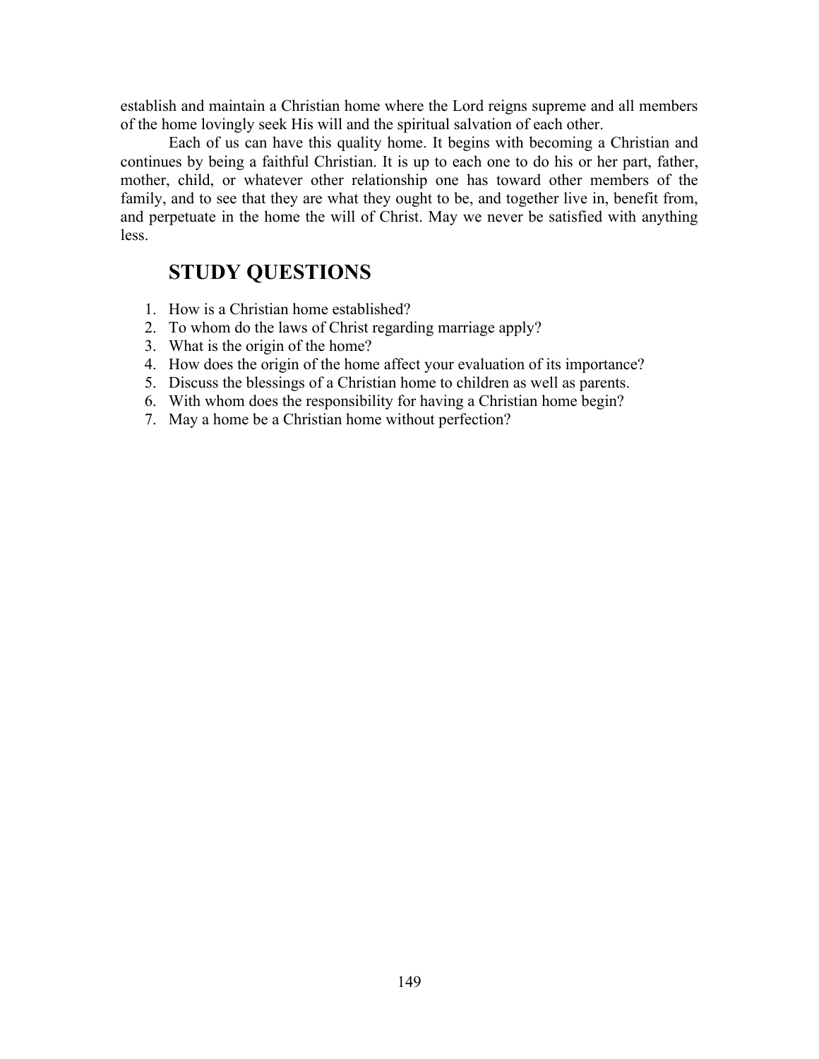establish and maintain a Christian home where the Lord reigns supreme and all members of the home lovingly seek His will and the spiritual salvation of each other.

Each of us can have this quality home. It begins with becoming a Christian and continues by being a faithful Christian. It is up to each one to do his or her part, father, mother, child, or whatever other relationship one has toward other members of the family, and to see that they are what they ought to be, and together live in, benefit from, and perpetuate in the home the will of Christ. May we never be satisfied with anything less.

## STUDY QUESTIONS

1. How is a Christian home established?
2. To whom do the laws of Christ regarding marriage apply?
3. What is the origin of the home?
4. How does the origin of the home affect your evaluation of its importance?
5. Discuss the blessings of a Christian home to children as well as parents.
6. With whom does the responsibility for having a Christian home begin?
7. May a home be a Christian home without perfection?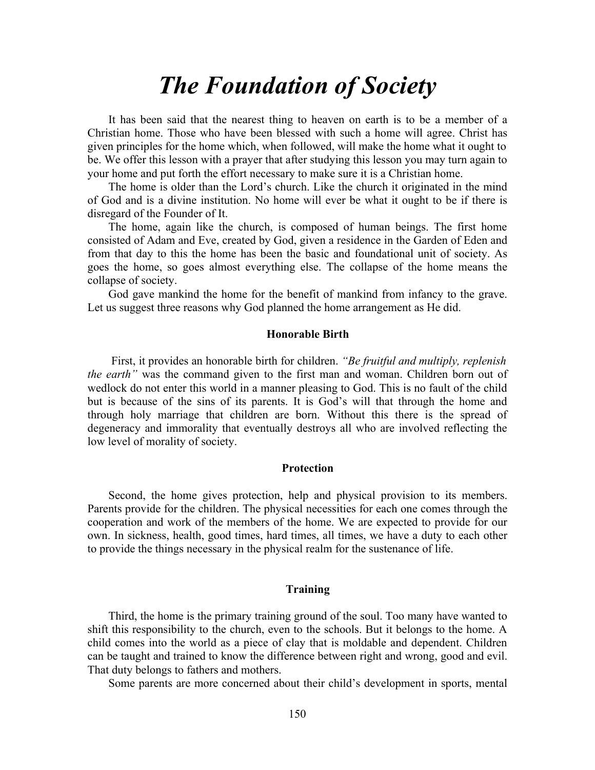# *The Foundation of Society*

It has been said that the nearest thing to heaven on earth is to be a member of a Christian home. Those who have been blessed with such a home will agree. Christ has given principles for the home which, when followed, will make the home what it ought to be. We offer this lesson with a prayer that after studying this lesson you may turn again to your home and put forth the effort necessary to make sure it is a Christian home.

The home is older than the Lord's church. Like the church it originated in the mind of God and is a divine institution. No home will ever be what it ought to be if there is disregard of the Founder of It.

The home, again like the church, is composed of human beings. The first home consisted of Adam and Eve, created by God, given a residence in the Garden of Eden and from that day to this the home has been the basic and foundational unit of society. As goes the home, so goes almost everything else. The collapse of the home means the collapse of society.

God gave mankind the home for the benefit of mankind from infancy to the grave. Let us suggest three reasons why God planned the home arrangement as He did.

### Honorable Birth

First, it provides an honorable birth for children. *"Be fruitful and multiply, replenish the earth"* was the command given to the first man and woman. Children born out of wedlock do not enter this world in a manner pleasing to God. This is no fault of the child but is because of the sins of its parents. It is God's will that through the home and through holy marriage that children are born. Without this there is the spread of degeneracy and immorality that eventually destroys all who are involved reflecting the low level of morality of society.

### Protection

Second, the home gives protection, help and physical provision to its members. Parents provide for the children. The physical necessities for each one comes through the cooperation and work of the members of the home. We are expected to provide for our own. In sickness, health, good times, hard times, all times, we have a duty to each other to provide the things necessary in the physical realm for the sustenance of life.

### Training

Third, the home is the primary training ground of the soul. Too many have wanted to shift this responsibility to the church, even to the schools. But it belongs to the home. A child comes into the world as a piece of clay that is moldable and dependent. Children can be taught and trained to know the difference between right and wrong, good and evil. That duty belongs to fathers and mothers.

Some parents are more concerned about their child's development in sports, mental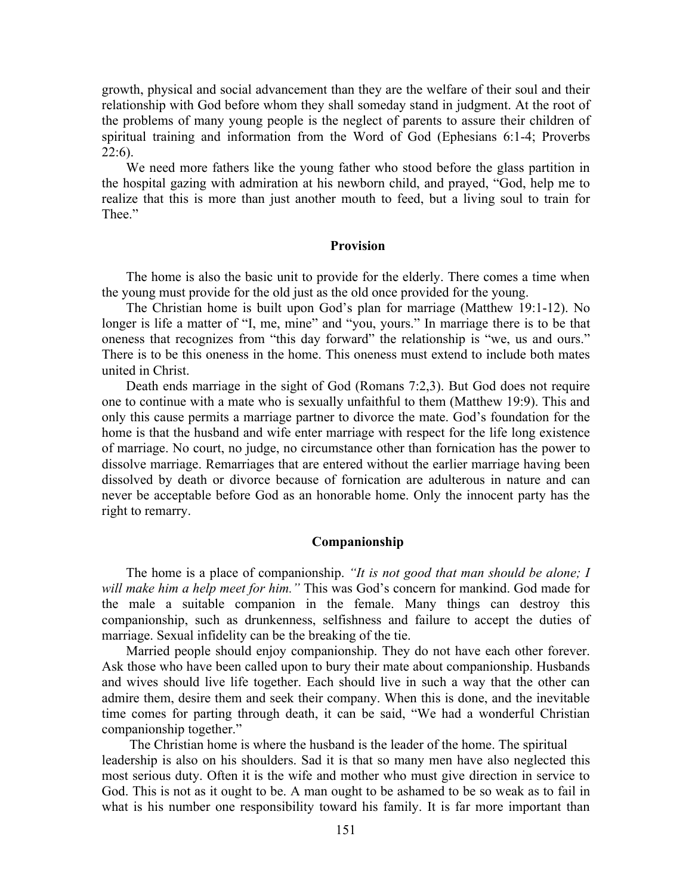growth, physical and social advancement than they are the welfare of their soul and their relationship with God before whom they shall someday stand in judgment. At the root of the problems of many young people is the neglect of parents to assure their children of spiritual training and information from the Word of God (Ephesians 6:1-4; Proverbs 22:6).

We need more fathers like the young father who stood before the glass partition in the hospital gazing with admiration at his newborn child, and prayed, "God, help me to realize that this is more than just another mouth to feed, but a living soul to train for Thee."

### Provision

The home is also the basic unit to provide for the elderly. There comes a time when the young must provide for the old just as the old once provided for the young.

The Christian home is built upon God's plan for marriage (Matthew 19:1-12). No longer is life a matter of "I, me, mine" and "you, yours." In marriage there is to be that oneness that recognizes from "this day forward" the relationship is "we, us and ours." There is to be this oneness in the home. This oneness must extend to include both mates united in Christ.

Death ends marriage in the sight of God (Romans 7:2,3). But God does not require one to continue with a mate who is sexually unfaithful to them (Matthew 19:9). This and only this cause permits a marriage partner to divorce the mate. God's foundation for the home is that the husband and wife enter marriage with respect for the life long existence of marriage. No court, no judge, no circumstance other than fornication has the power to dissolve marriage. Remarriages that are entered without the earlier marriage having been dissolved by death or divorce because of fornication are adulterous in nature and can never be acceptable before God as an honorable home. Only the innocent party has the right to remarry.

### Companionship

The home is a place of companionship. *"It is not good that man should be alone; I will make him a help meet for him."* This was God's concern for mankind. God made for the male a suitable companion in the female. Many things can destroy this companionship, such as drunkenness, selfishness and failure to accept the duties of marriage. Sexual infidelity can be the breaking of the tie.

Married people should enjoy companionship. They do not have each other forever. Ask those who have been called upon to bury their mate about companionship. Husbands and wives should live life together. Each should live in such a way that the other can admire them, desire them and seek their company. When this is done, and the inevitable time comes for parting through death, it can be said, "We had a wonderful Christian companionship together."

The Christian home is where the husband is the leader of the home. The spiritual leadership is also on his shoulders. Sad it is that so many men have also neglected this most serious duty. Often it is the wife and mother who must give direction in service to God. This is not as it ought to be. A man ought to be ashamed to be so weak as to fail in what is his number one responsibility toward his family. It is far more important than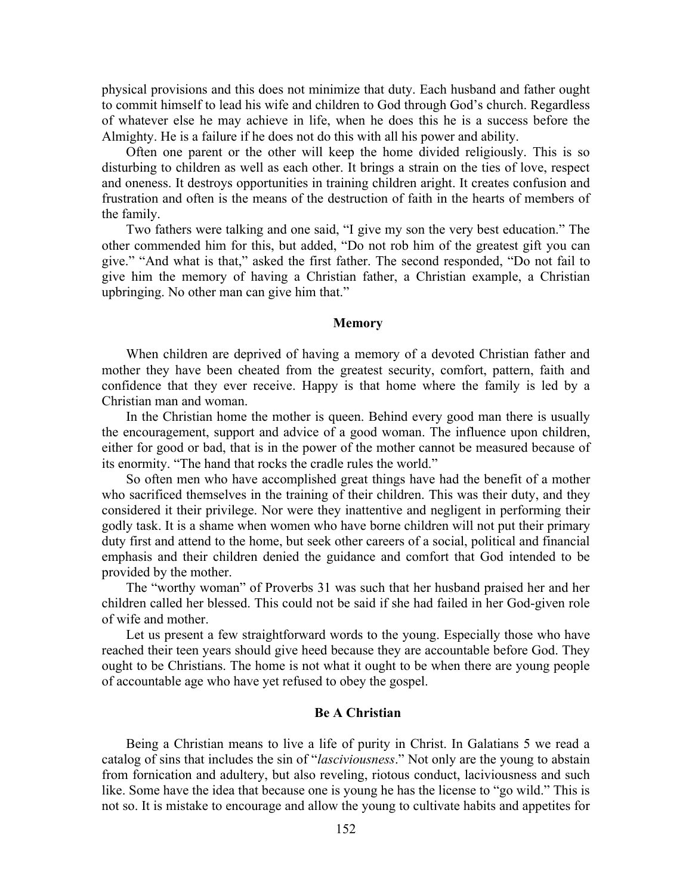physical provisions and this does not minimize that duty. Each husband and father ought to commit himself to lead his wife and children to God through God's church. Regardless of whatever else he may achieve in life, when he does this he is a success before the Almighty. He is a failure if he does not do this with all his power and ability.

Often one parent or the other will keep the home divided religiously. This is so disturbing to children as well as each other. It brings a strain on the ties of love, respect and oneness. It destroys opportunities in training children aright. It creates confusion and frustration and often is the means of the destruction of faith in the hearts of members of the family.

Two fathers were talking and one said, "I give my son the very best education." The other commended him for this, but added, "Do not rob him of the greatest gift you can give." "And what is that," asked the first father. The second responded, "Do not fail to give him the memory of having a Christian father, a Christian example, a Christian upbringing. No other man can give him that."

### Memory

When children are deprived of having a memory of a devoted Christian father and mother they have been cheated from the greatest security, comfort, pattern, faith and confidence that they ever receive. Happy is that home where the family is led by a Christian man and woman.

In the Christian home the mother is queen. Behind every good man there is usually the encouragement, support and advice of a good woman. The influence upon children, either for good or bad, that is in the power of the mother cannot be measured because of its enormity. "The hand that rocks the cradle rules the world."

So often men who have accomplished great things have had the benefit of a mother who sacrificed themselves in the training of their children. This was their duty, and they considered it their privilege. Nor were they inattentive and negligent in performing their godly task. It is a shame when women who have borne children will not put their primary duty first and attend to the home, but seek other careers of a social, political and financial emphasis and their children denied the guidance and comfort that God intended to be provided by the mother.

The "worthy woman" of Proverbs 31 was such that her husband praised her and her children called her blessed. This could not be said if she had failed in her God-given role of wife and mother.

Let us present a few straightforward words to the young. Especially those who have reached their teen years should give heed because they are accountable before God. They ought to be Christians. The home is not what it ought to be when there are young people of accountable age who have yet refused to obey the gospel.

### Be A Christian

Being a Christian means to live a life of purity in Christ. In Galatians 5 we read a catalog of sins that includes the sin of "*lasciviousness*." Not only are the young to abstain from fornication and adultery, but also reveling, riotous conduct, laciviousness and such like. Some have the idea that because one is young he has the license to "go wild." This is not so. It is mistake to encourage and allow the young to cultivate habits and appetites for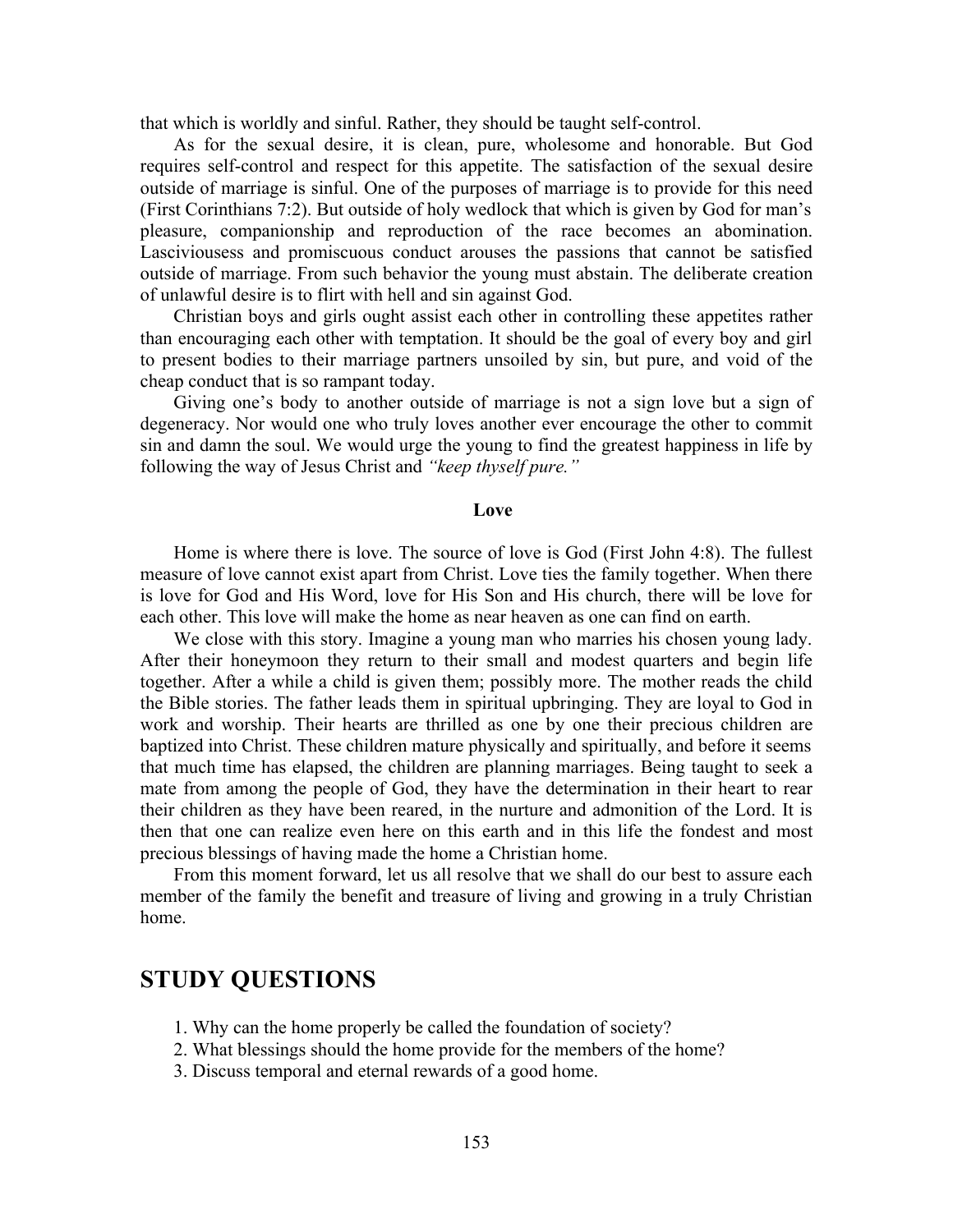that which is worldly and sinful. Rather, they should be taught self-control.

As for the sexual desire, it is clean, pure, wholesome and honorable. But God requires self-control and respect for this appetite. The satisfaction of the sexual desire outside of marriage is sinful. One of the purposes of marriage is to provide for this need (First Corinthians 7:2). But outside of holy wedlock that which is given by God for man's pleasure, companionship and reproduction of the race becomes an abomination. Lasciviousess and promiscuous conduct arouses the passions that cannot be satisfied outside of marriage. From such behavior the young must abstain. The deliberate creation of unlawful desire is to flirt with hell and sin against God.

Christian boys and girls ought assist each other in controlling these appetites rather than encouraging each other with temptation. It should be the goal of every boy and girl to present bodies to their marriage partners unsoiled by sin, but pure, and void of the cheap conduct that is so rampant today.

Giving one's body to another outside of marriage is not a sign love but a sign of degeneracy. Nor would one who truly loves another ever encourage the other to commit sin and damn the soul. We would urge the young to find the greatest happiness in life by following the way of Jesus Christ and *"keep thyself pure."*

**Love**

Home is where there is love. The source of love is God (First John 4:8). The fullest measure of love cannot exist apart from Christ. Love ties the family together. When there is love for God and His Word, love for His Son and His church, there will be love for each other. This love will make the home as near heaven as one can find on earth.

We close with this story. Imagine a young man who marries his chosen young lady. After their honeymoon they return to their small and modest quarters and begin life together. After a while a child is given them; possibly more. The mother reads the child the Bible stories. The father leads them in spiritual upbringing. They are loyal to God in work and worship. Their hearts are thrilled as one by one their precious children are baptized into Christ. These children mature physically and spiritually, and before it seems that much time has elapsed, the children are planning marriages. Being taught to seek a mate from among the people of God, they have the determination in their heart to rear their children as they have been reared, in the nurture and admonition of the Lord. It is then that one can realize even here on this earth and in this life the fondest and most precious blessings of having made the home a Christian home.

From this moment forward, let us all resolve that we shall do our best to assure each member of the family the benefit and treasure of living and growing in a truly Christian home.

## STUDY QUESTIONS

1. Why can the home properly be called the foundation of society?
2. What blessings should the home provide for the members of the home?
3. Discuss temporal and eternal rewards of a good home.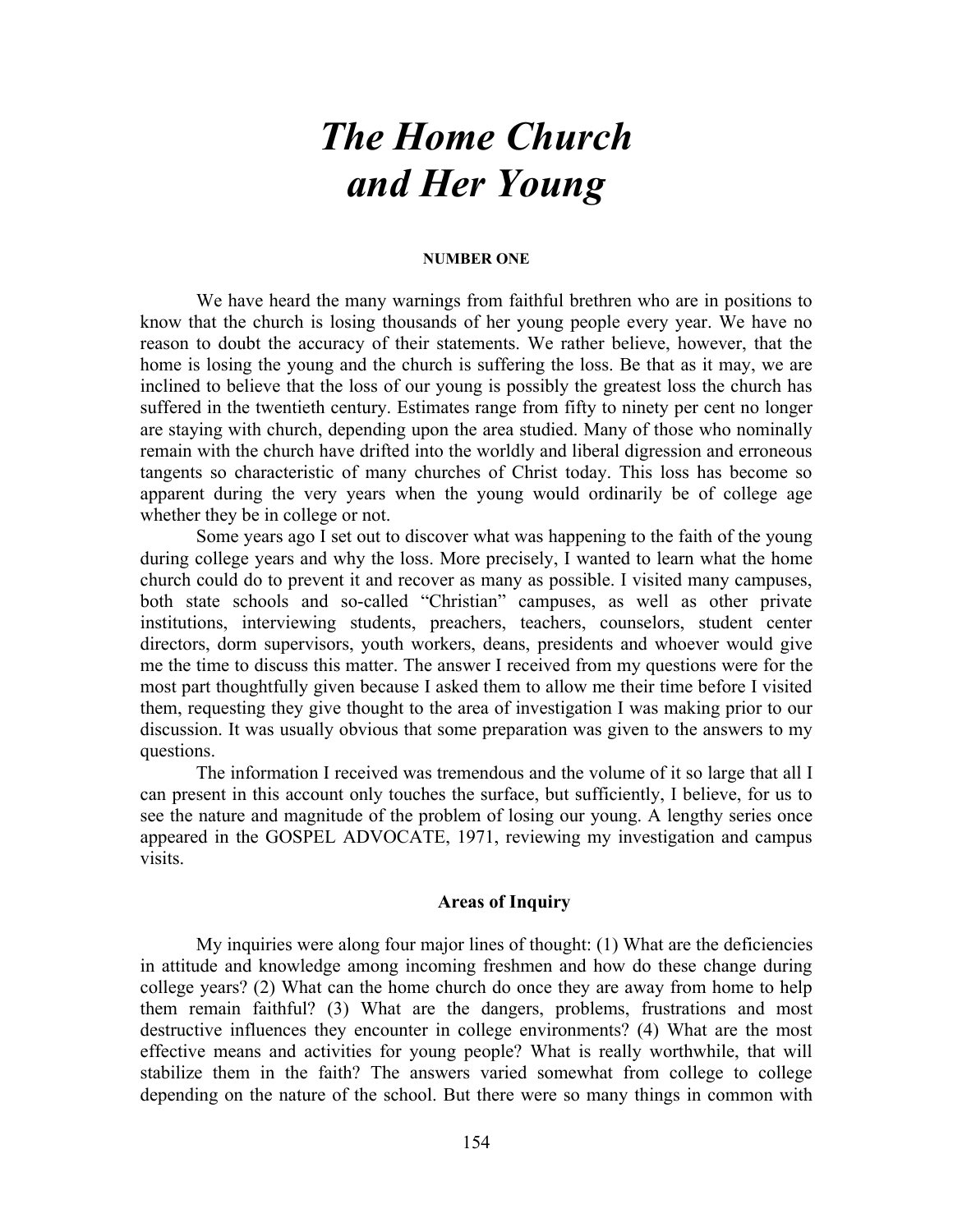# *The Home Church and Her Young*

#### NUMBER ONE

We have heard the many warnings from faithful brethren who are in positions to know that the church is losing thousands of her young people every year. We have no reason to doubt the accuracy of their statements. We rather believe, however, that the home is losing the young and the church is suffering the loss. Be that as it may, we are inclined to believe that the loss of our young is possibly the greatest loss the church has suffered in the twentieth century. Estimates range from fifty to ninety per cent no longer are staying with church, depending upon the area studied. Many of those who nominally remain with the church have drifted into the worldly and liberal digression and erroneous tangents so characteristic of many churches of Christ today. This loss has become so apparent during the very years when the young would ordinarily be of college age whether they be in college or not.

Some years ago I set out to discover what was happening to the faith of the young during college years and why the loss. More precisely, I wanted to learn what the home church could do to prevent it and recover as many as possible. I visited many campuses, both state schools and so-called "Christian" campuses, as well as other private institutions, interviewing students, preachers, teachers, counselors, student center directors, dorm supervisors, youth workers, deans, presidents and whoever would give me the time to discuss this matter. The answer I received from my questions were for the most part thoughtfully given because I asked them to allow me their time before I visited them, requesting they give thought to the area of investigation I was making prior to our discussion. It was usually obvious that some preparation was given to the answers to my questions.

The information I received was tremendous and the volume of it so large that all I can present in this account only touches the surface, but sufficiently, I believe, for us to see the nature and magnitude of the problem of losing our young. A lengthy series once appeared in the GOSPEL ADVOCATE, 1971, reviewing my investigation and campus visits.

#### Areas of Inquiry

My inquiries were along four major lines of thought: (1) What are the deficiencies in attitude and knowledge among incoming freshmen and how do these change during college years? (2) What can the home church do once they are away from home to help them remain faithful? (3) What are the dangers, problems, frustrations and most destructive influences they encounter in college environments? (4) What are the most effective means and activities for young people? What is really worthwhile, that will stabilize them in the faith? The answers varied somewhat from college to college depending on the nature of the school. But there were so many things in common with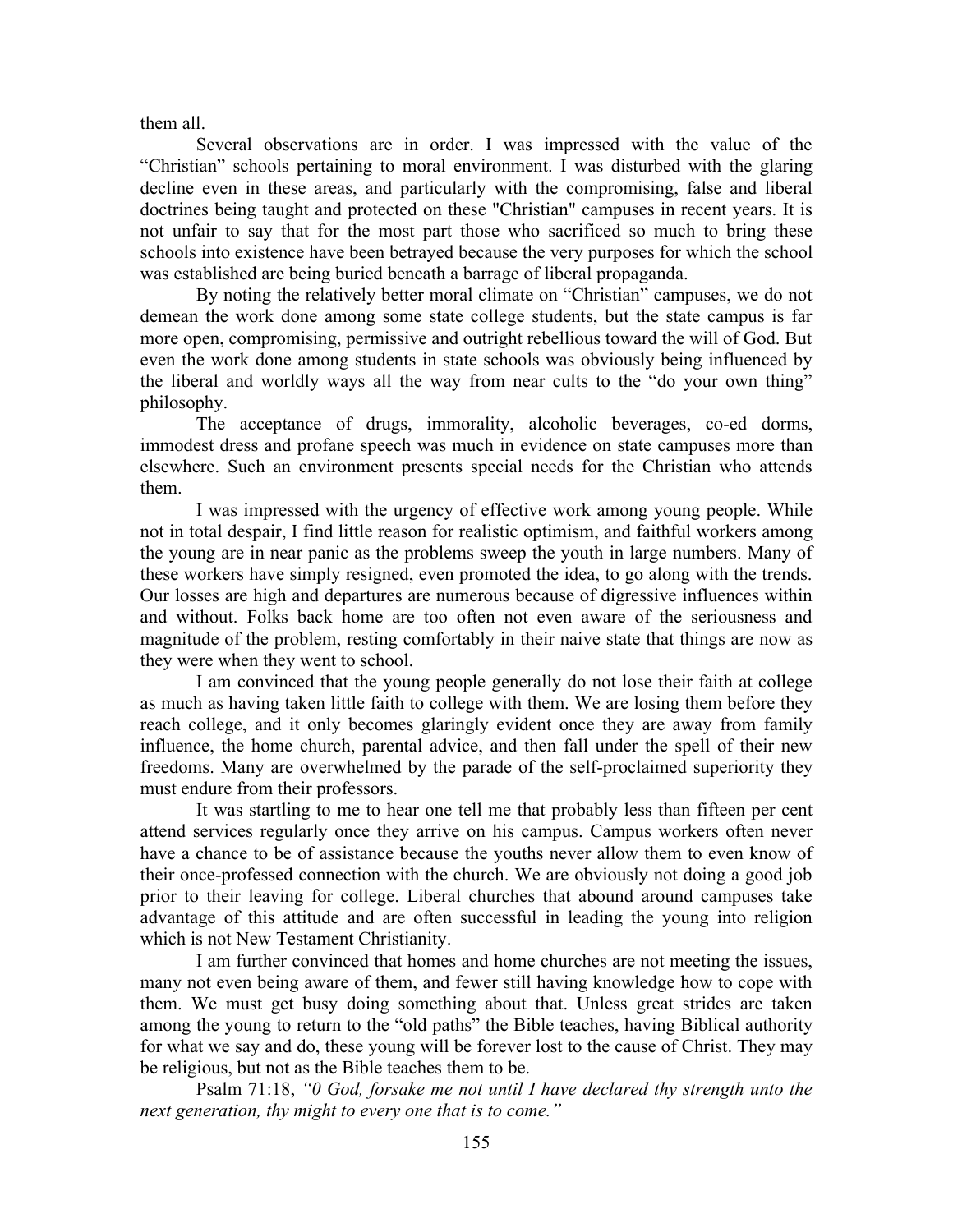them all.

Several observations are in order. I was impressed with the value of the "Christian" schools pertaining to moral environment. I was disturbed with the glaring decline even in these areas, and particularly with the compromising, false and liberal doctrines being taught and protected on these "Christian" campuses in recent years. It is not unfair to say that for the most part those who sacrificed so much to bring these schools into existence have been betrayed because the very purposes for which the school was established are being buried beneath a barrage of liberal propaganda.

By noting the relatively better moral climate on "Christian" campuses, we do not demean the work done among some state college students, but the state campus is far more open, compromising, permissive and outright rebellious toward the will of God. But even the work done among students in state schools was obviously being influenced by the liberal and worldly ways all the way from near cults to the "do your own thing" philosophy.

The acceptance of drugs, immorality, alcoholic beverages, co-ed dorms, immodest dress and profane speech was much in evidence on state campuses more than elsewhere. Such an environment presents special needs for the Christian who attends them.

I was impressed with the urgency of effective work among young people. While not in total despair, I find little reason for realistic optimism, and faithful workers among the young are in near panic as the problems sweep the youth in large numbers. Many of these workers have simply resigned, even promoted the idea, to go along with the trends. Our losses are high and departures are numerous because of digressive influences within and without. Folks back home are too often not even aware of the seriousness and magnitude of the problem, resting comfortably in their naive state that things are now as they were when they went to school.

I am convinced that the young people generally do not lose their faith at college as much as having taken little faith to college with them. We are losing them before they reach college, and it only becomes glaringly evident once they are away from family influence, the home church, parental advice, and then fall under the spell of their new freedoms. Many are overwhelmed by the parade of the self-proclaimed superiority they must endure from their professors.

It was startling to me to hear one tell me that probably less than fifteen per cent attend services regularly once they arrive on his campus. Campus workers often never have a chance to be of assistance because the youths never allow them to even know of their once-professed connection with the church. We are obviously not doing a good job prior to their leaving for college. Liberal churches that abound around campuses take advantage of this attitude and are often successful in leading the young into religion which is not New Testament Christianity.

I am further convinced that homes and home churches are not meeting the issues, many not even being aware of them, and fewer still having knowledge how to cope with them. We must get busy doing something about that. Unless great strides are taken among the young to return to the "old paths" the Bible teaches, having Biblical authority for what we say and do, these young will be forever lost to the cause of Christ. They may be religious, but not as the Bible teaches them to be.

Psalm 71:18, *"0 God, forsake me not until I have declared thy strength unto the next generation, thy might to every one that is to come."*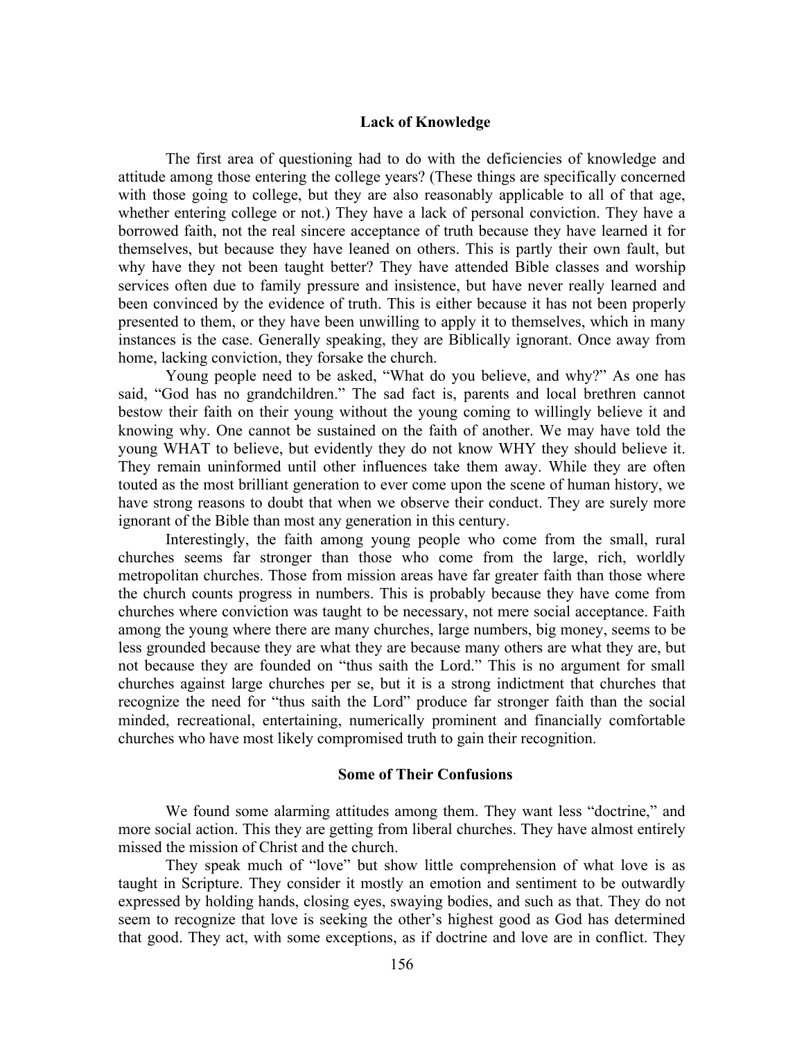## Lack of Knowledge

The first area of questioning had to do with the deficiencies of knowledge and attitude among those entering the college years? (These things are specifically concerned with those going to college, but they are also reasonably applicable to all of that age, whether entering college or not.) They have a lack of personal conviction. They have a borrowed faith, not the real sincere acceptance of truth because they have learned it for themselves, but because they have leaned on others. This is partly their own fault, but why have they not been taught better? They have attended Bible classes and worship services often due to family pressure and insistence, but have never really learned and been convinced by the evidence of truth. This is either because it has not been properly presented to them, or they have been unwilling to apply it to themselves, which in many instances is the case. Generally speaking, they are Biblically ignorant. Once away from home, lacking conviction, they forsake the church.

Young people need to be asked, "What do you believe, and why?" As one has said, "God has no grandchildren." The sad fact is, parents and local brethren cannot bestow their faith on their young without the young coming to willingly believe it and knowing why. One cannot be sustained on the faith of another. We may have told the young WHAT to believe, but evidently they do not know WHY they should believe it. They remain uninformed until other influences take them away. While they are often touted as the most brilliant generation to ever come upon the scene of human history, we have strong reasons to doubt that when we observe their conduct. They are surely more ignorant of the Bible than most any generation in this century.

Interestingly, the faith among young people who come from the small, rural churches seems far stronger than those who come from the large, rich, worldly metropolitan churches. Those from mission areas have far greater faith than those where the church counts progress in numbers. This is probably because they have come from churches where conviction was taught to be necessary, not mere social acceptance. Faith among the young where there are many churches, large numbers, big money, seems to be less grounded because they are what they are because many others are what they are, but not because they are founded on "thus saith the Lord." This is no argument for small churches against large churches per se, but it is a strong indictment that churches that recognize the need for "thus saith the Lord" produce far stronger faith than the social minded, recreational, entertaining, numerically prominent and financially comfortable churches who have most likely compromised truth to gain their recognition.

## Some of Their Confusions

We found some alarming attitudes among them. They want less "doctrine," and more social action. This they are getting from liberal churches. They have almost entirely missed the mission of Christ and the church.

They speak much of "love" but show little comprehension of what love is as taught in Scripture. They consider it mostly an emotion and sentiment to be outwardly expressed by holding hands, closing eyes, swaying bodies, and such as that. They do not seem to recognize that love is seeking the other's highest good as God has determined that good. They act, with some exceptions, as if doctrine and love are in conflict. They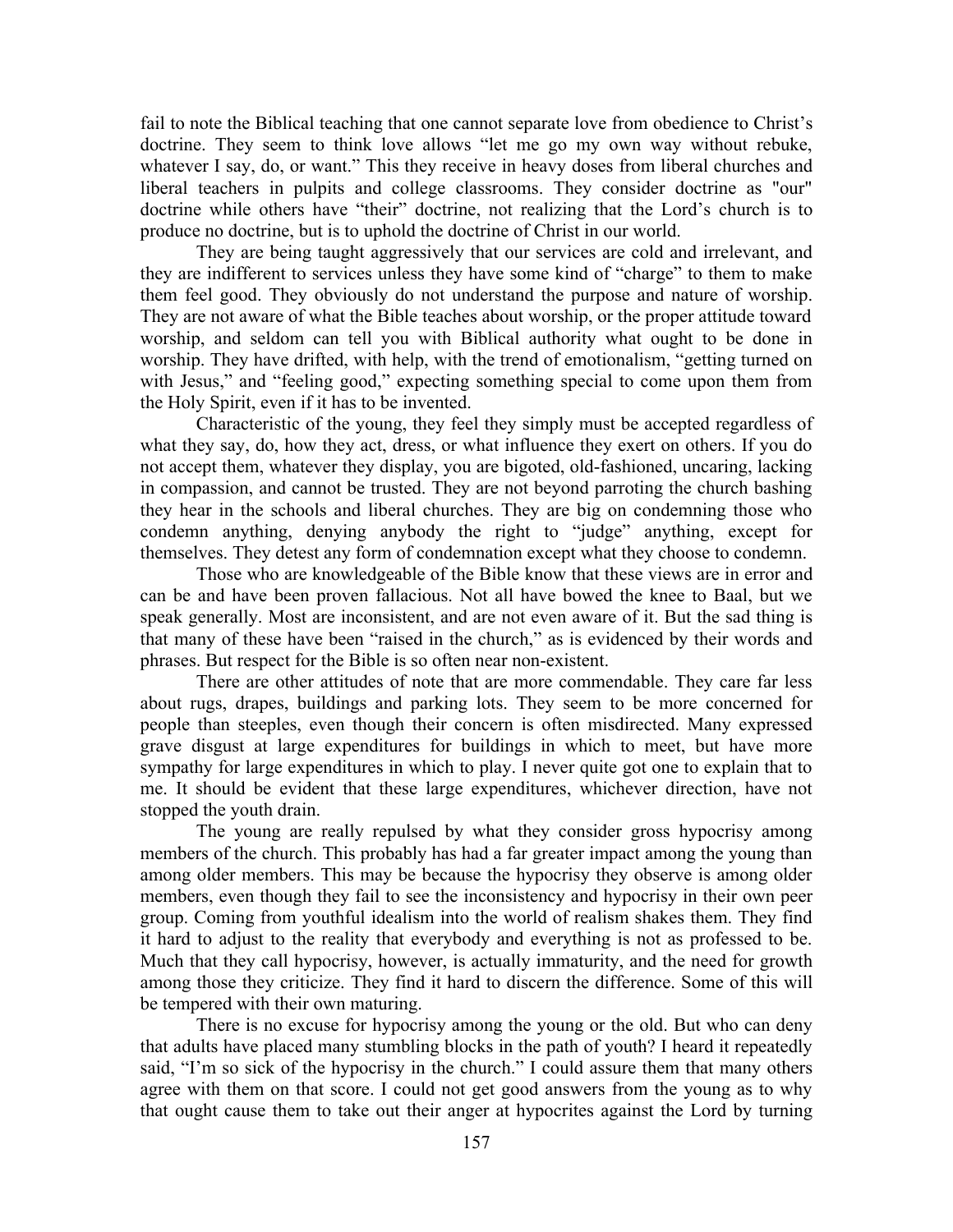fail to note the Biblical teaching that one cannot separate love from obedience to Christ's doctrine. They seem to think love allows "let me go my own way without rebuke, whatever I say, do, or want." This they receive in heavy doses from liberal churches and liberal teachers in pulpits and college classrooms. They consider doctrine as "our" doctrine while others have "their" doctrine, not realizing that the Lord's church is to produce no doctrine, but is to uphold the doctrine of Christ in our world.

They are being taught aggressively that our services are cold and irrelevant, and they are indifferent to services unless they have some kind of "charge" to them to make them feel good. They obviously do not understand the purpose and nature of worship. They are not aware of what the Bible teaches about worship, or the proper attitude toward worship, and seldom can tell you with Biblical authority what ought to be done in worship. They have drifted, with help, with the trend of emotionalism, "getting turned on with Jesus," and "feeling good," expecting something special to come upon them from the Holy Spirit, even if it has to be invented.

Characteristic of the young, they feel they simply must be accepted regardless of what they say, do, how they act, dress, or what influence they exert on others. If you do not accept them, whatever they display, you are bigoted, old-fashioned, uncaring, lacking in compassion, and cannot be trusted. They are not beyond parroting the church bashing they hear in the schools and liberal churches. They are big on condemning those who condemn anything, denying anybody the right to "judge" anything, except for themselves. They detest any form of condemnation except what they choose to condemn.

Those who are knowledgeable of the Bible know that these views are in error and can be and have been proven fallacious. Not all have bowed the knee to Baal, but we speak generally. Most are inconsistent, and are not even aware of it. But the sad thing is that many of these have been "raised in the church," as is evidenced by their words and phrases. But respect for the Bible is so often near non-existent.

There are other attitudes of note that are more commendable. They care far less about rugs, drapes, buildings and parking lots. They seem to be more concerned for people than steeples, even though their concern is often misdirected. Many expressed grave disgust at large expenditures for buildings in which to meet, but have more sympathy for large expenditures in which to play. I never quite got one to explain that to me. It should be evident that these large expenditures, whichever direction, have not stopped the youth drain.

The young are really repulsed by what they consider gross hypocrisy among members of the church. This probably has had a far greater impact among the young than among older members. This may be because the hypocrisy they observe is among older members, even though they fail to see the inconsistency and hypocrisy in their own peer group. Coming from youthful idealism into the world of realism shakes them. They find it hard to adjust to the reality that everybody and everything is not as professed to be. Much that they call hypocrisy, however, is actually immaturity, and the need for growth among those they criticize. They find it hard to discern the difference. Some of this will be tempered with their own maturing.

There is no excuse for hypocrisy among the young or the old. But who can deny that adults have placed many stumbling blocks in the path of youth? I heard it repeatedly said, "I'm so sick of the hypocrisy in the church." I could assure them that many others agree with them on that score. I could not get good answers from the young as to why that ought cause them to take out their anger at hypocrites against the Lord by turning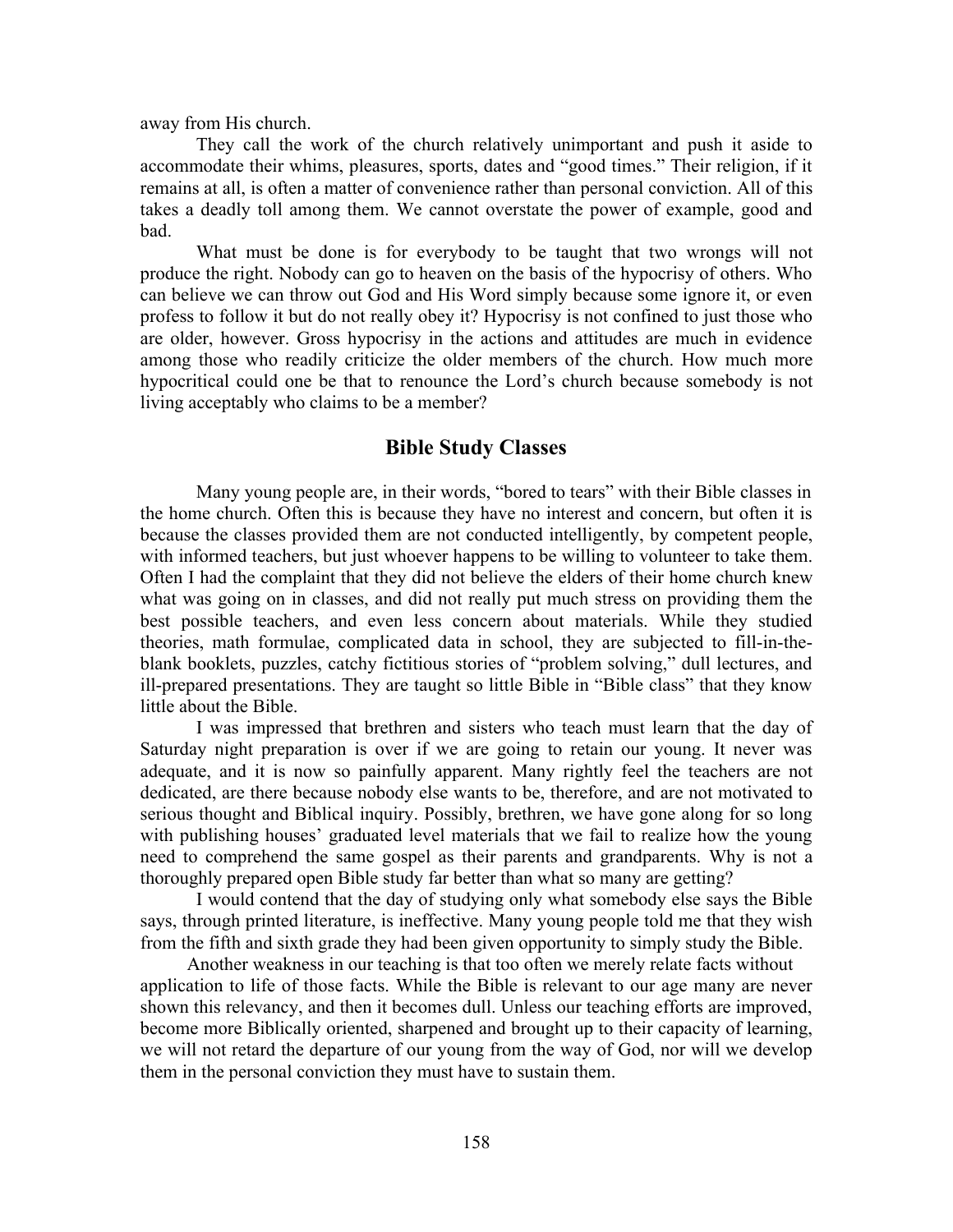away from His church.

They call the work of the church relatively unimportant and push it aside to accommodate their whims, pleasures, sports, dates and "good times." Their religion, if it remains at all, is often a matter of convenience rather than personal conviction. All of this takes a deadly toll among them. We cannot overstate the power of example, good and bad.

What must be done is for everybody to be taught that two wrongs will not produce the right. Nobody can go to heaven on the basis of the hypocrisy of others. Who can believe we can throw out God and His Word simply because some ignore it, or even profess to follow it but do not really obey it? Hypocrisy is not confined to just those who are older, however. Gross hypocrisy in the actions and attitudes are much in evidence among those who readily criticize the older members of the church. How much more hypocritical could one be that to renounce the Lord's church because somebody is not living acceptably who claims to be a member?

## Bible Study Classes

Many young people are, in their words, "bored to tears" with their Bible classes in the home church. Often this is because they have no interest and concern, but often it is because the classes provided them are not conducted intelligently, by competent people, with informed teachers, but just whoever happens to be willing to volunteer to take them. Often I had the complaint that they did not believe the elders of their home church knew what was going on in classes, and did not really put much stress on providing them the best possible teachers, and even less concern about materials. While they studied theories, math formulae, complicated data in school, they are subjected to fill-in-the-blank booklets, puzzles, catchy fictitious stories of "problem solving," dull lectures, and ill-prepared presentations. They are taught so little Bible in "Bible class" that they know little about the Bible.

I was impressed that brethren and sisters who teach must learn that the day of Saturday night preparation is over if we are going to retain our young. It never was adequate, and it is now so painfully apparent. Many rightly feel the teachers are not dedicated, are there because nobody else wants to be, therefore, and are not motivated to serious thought and Biblical inquiry. Possibly, brethren, we have gone along for so long with publishing houses' graduated level materials that we fail to realize how the young need to comprehend the same gospel as their parents and grandparents. Why is not a thoroughly prepared open Bible study far better than what so many are getting?

I would contend that the day of studying only what somebody else says the Bible says, through printed literature, is ineffective. Many young people told me that they wish from the fifth and sixth grade they had been given opportunity to simply study the Bible.

Another weakness in our teaching is that too often we merely relate facts without application to life of those facts. While the Bible is relevant to our age many are never shown this relevancy, and then it becomes dull. Unless our teaching efforts are improved, become more Biblically oriented, sharpened and brought up to their capacity of learning, we will not retard the departure of our young from the way of God, nor will we develop them in the personal conviction they must have to sustain them.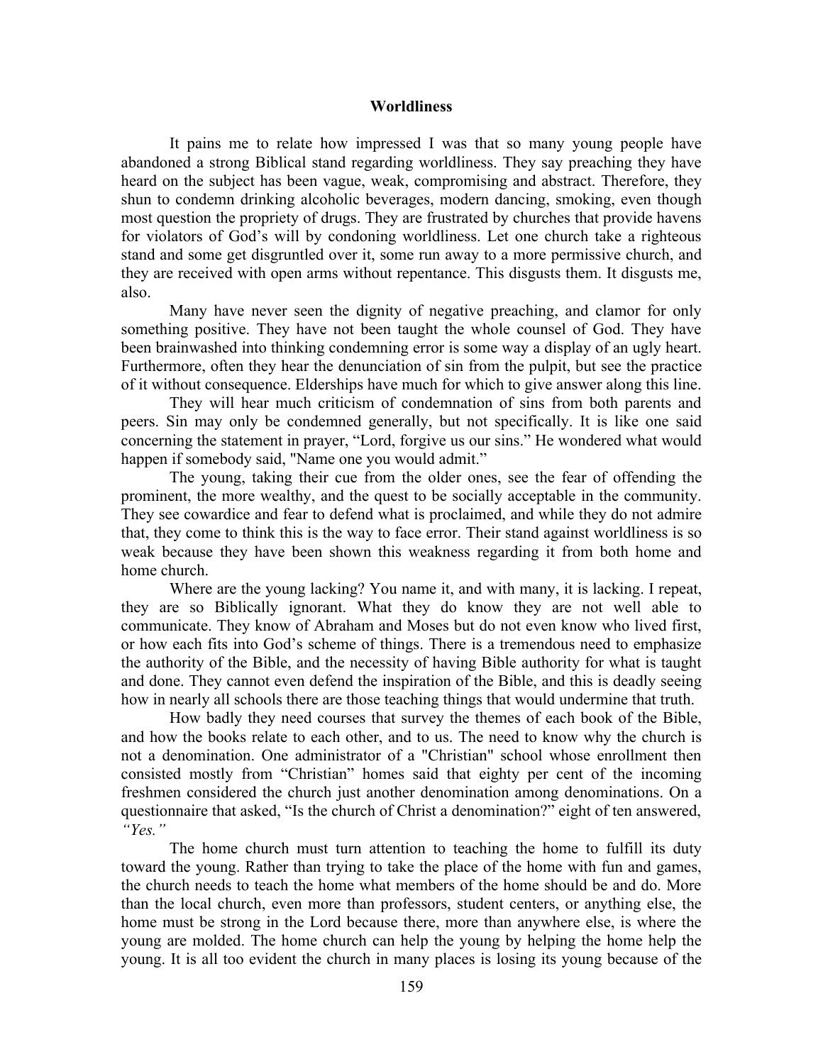## Worldliness

It pains me to relate how impressed I was that so many young people have abandoned a strong Biblical stand regarding worldliness. They say preaching they have heard on the subject has been vague, weak, compromising and abstract. Therefore, they shun to condemn drinking alcoholic beverages, modern dancing, smoking, even though most question the propriety of drugs. They are frustrated by churches that provide havens for violators of God's will by condoning worldliness. Let one church take a righteous stand and some get disgruntled over it, some run away to a more permissive church, and they are received with open arms without repentance. This disgusts them. It disgusts me, also.

Many have never seen the dignity of negative preaching, and clamor for only something positive. They have not been taught the whole counsel of God. They have been brainwashed into thinking condemning error is some way a display of an ugly heart. Furthermore, often they hear the denunciation of sin from the pulpit, but see the practice of it without consequence. Elderships have much for which to give answer along this line.

They will hear much criticism of condemnation of sins from both parents and peers. Sin may only be condemned generally, but not specifically. It is like one said concerning the statement in prayer, "Lord, forgive us our sins." He wondered what would happen if somebody said, "Name one you would admit."

The young, taking their cue from the older ones, see the fear of offending the prominent, the more wealthy, and the quest to be socially acceptable in the community. They see cowardice and fear to defend what is proclaimed, and while they do not admire that, they come to think this is the way to face error. Their stand against worldliness is so weak because they have been shown this weakness regarding it from both home and home church.

Where are the young lacking? You name it, and with many, it is lacking. I repeat, they are so Biblically ignorant. What they do know they are not well able to communicate. They know of Abraham and Moses but do not even know who lived first, or how each fits into God's scheme of things. There is a tremendous need to emphasize the authority of the Bible, and the necessity of having Bible authority for what is taught and done. They cannot even defend the inspiration of the Bible, and this is deadly seeing how in nearly all schools there are those teaching things that would undermine that truth.

How badly they need courses that survey the themes of each book of the Bible, and how the books relate to each other, and to us. The need to know why the church is not a denomination. One administrator of a "Christian" school whose enrollment then consisted mostly from "Christian" homes said that eighty per cent of the incoming freshmen considered the church just another denomination among denominations. On a questionnaire that asked, "Is the church of Christ a denomination?" eight of ten answered, *"Yes."*

The home church must turn attention to teaching the home to fulfill its duty toward the young. Rather than trying to take the place of the home with fun and games, the church needs to teach the home what members of the home should be and do. More than the local church, even more than professors, student centers, or anything else, the home must be strong in the Lord because there, more than anywhere else, is where the young are molded. The home church can help the young by helping the home help the young. It is all too evident the church in many places is losing its young because of the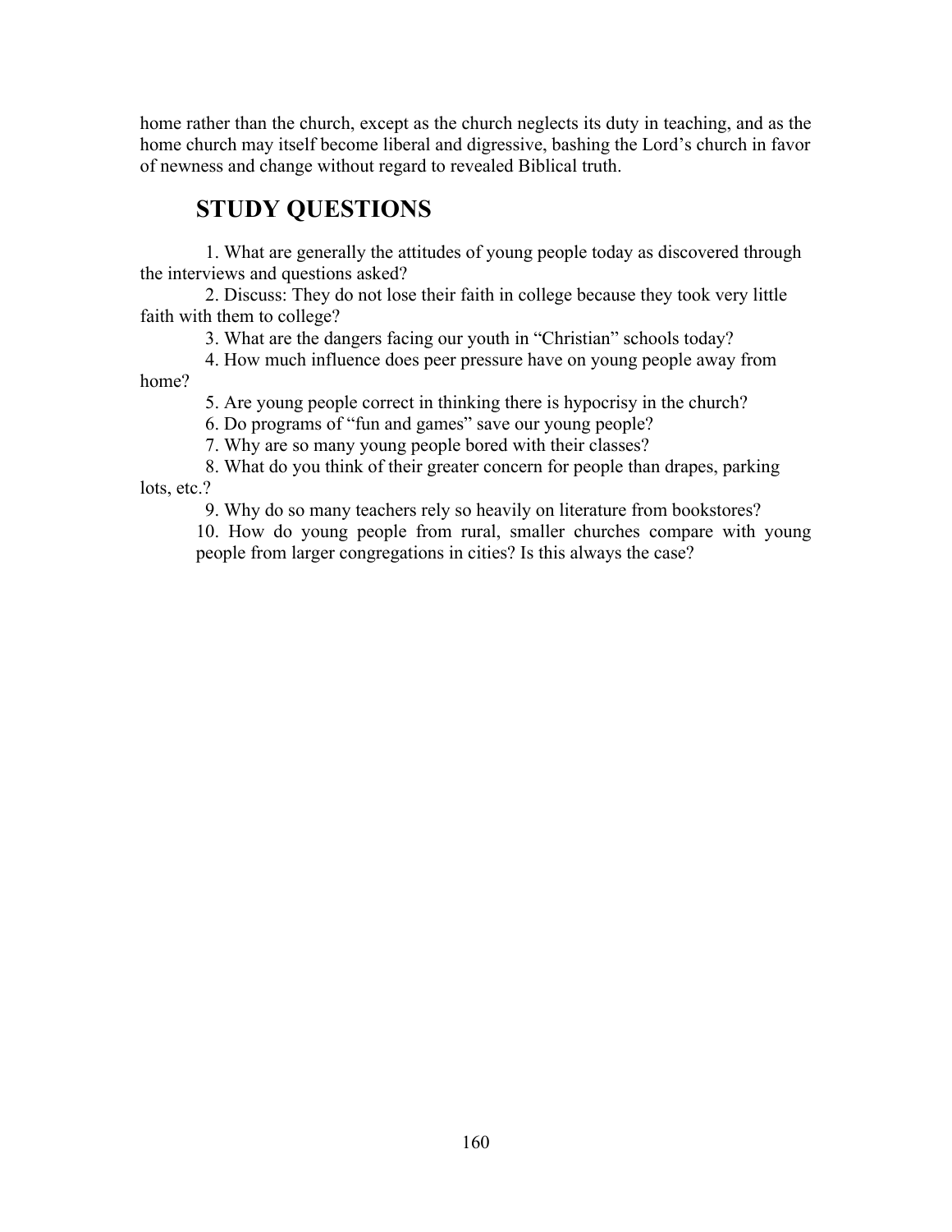home rather than the church, except as the church neglects its duty in teaching, and as the home church may itself become liberal and digressive, bashing the Lord's church in favor of newness and change without regard to revealed Biblical truth.

## STUDY QUESTIONS

1. What are generally the attitudes of young people today as discovered through the interviews and questions asked?
2. Discuss: They do not lose their faith in college because they took very little faith with them to college?
3. What are the dangers facing our youth in "Christian" schools today?
4. How much influence does peer pressure have on young people away from home?
5. Are young people correct in thinking there is hypocrisy in the church?
6. Do programs of "fun and games" save our young people?
7. Why are so many young people bored with their classes?
8. What do you think of their greater concern for people than drapes, parking lots, etc.?
9. Why do so many teachers rely so heavily on literature from bookstores?
10. How do young people from rural, smaller churches compare with young people from larger congregations in cities? Is this always the case?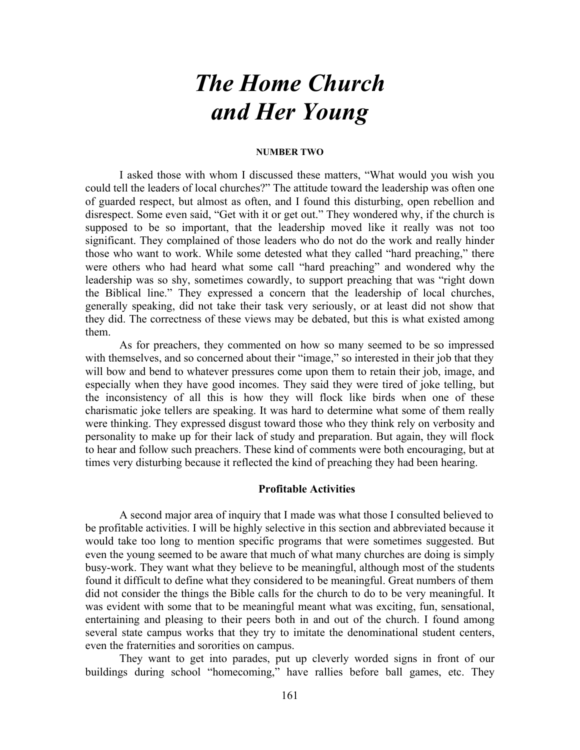# *The Home Church and Her Young*

**NUMBER TWO**

I asked those with whom I discussed these matters, "What would you wish you could tell the leaders of local churches?" The attitude toward the leadership was often one of guarded respect, but almost as often, and I found this disturbing, open rebellion and disrespect. Some even said, "Get with it or get out." They wondered why, if the church is supposed to be so important, that the leadership moved like it really was not too significant. They complained of those leaders who do not do the work and really hinder those who want to work. While some detested what they called "hard preaching," there were others who had heard what some call "hard preaching" and wondered why the leadership was so shy, sometimes cowardly, to support preaching that was "right down the Biblical line." They expressed a concern that the leadership of local churches, generally speaking, did not take their task very seriously, or at least did not show that they did. The correctness of these views may be debated, but this is what existed among them.

As for preachers, they commented on how so many seemed to be so impressed with themselves, and so concerned about their "image," so interested in their job that they will bow and bend to whatever pressures come upon them to retain their job, image, and especially when they have good incomes. They said they were tired of joke telling, but the inconsistency of all this is how they will flock like birds when one of these charismatic joke tellers are speaking. It was hard to determine what some of them really were thinking. They expressed disgust toward those who they think rely on verbosity and personality to make up for their lack of study and preparation. But again, they will flock to hear and follow such preachers. These kind of comments were both encouraging, but at times very disturbing because it reflected the kind of preaching they had been hearing.

### Profitable Activities

A second major area of inquiry that I made was what those I consulted believed to be profitable activities. I will be highly selective in this section and abbreviated because it would take too long to mention specific programs that were sometimes suggested. But even the young seemed to be aware that much of what many churches are doing is simply busy-work. They want what they believe to be meaningful, although most of the students found it difficult to define what they considered to be meaningful. Great numbers of them did not consider the things the Bible calls for the church to do to be very meaningful. It was evident with some that to be meaningful meant what was exciting, fun, sensational, entertaining and pleasing to their peers both in and out of the church. I found among several state campus works that they try to imitate the denominational student centers, even the fraternities and sororities on campus.

They want to get into parades, put up cleverly worded signs in front of our buildings during school "homecoming," have rallies before ball games, etc. They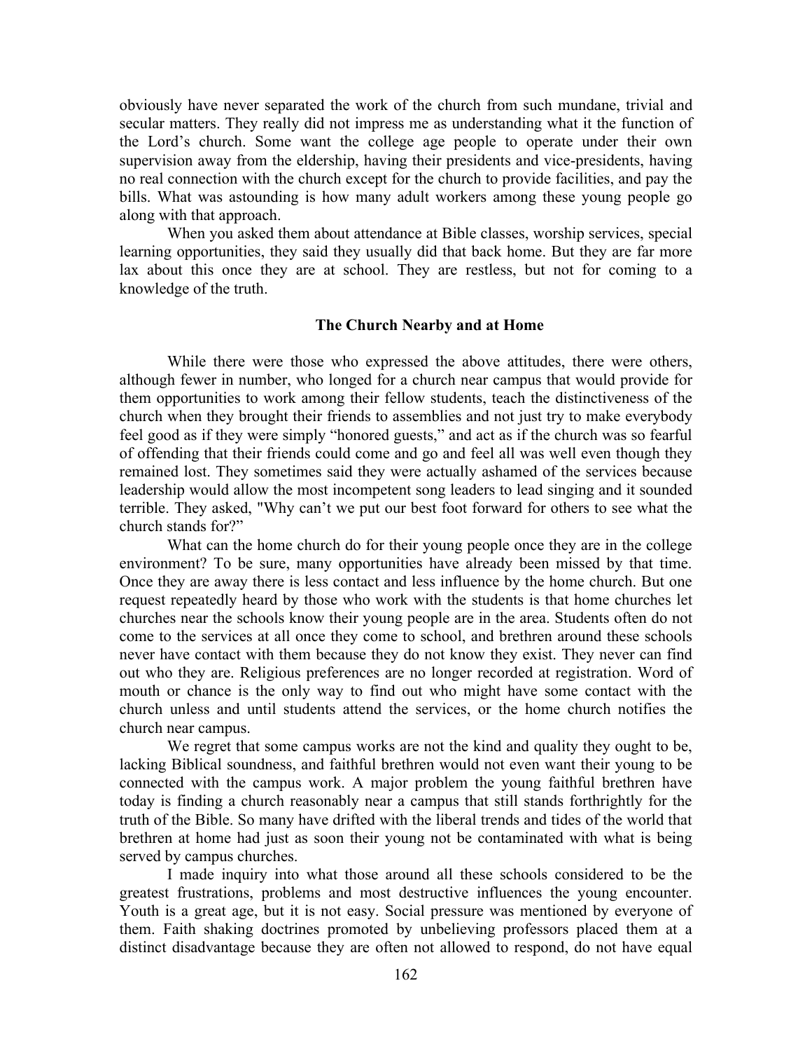obviously have never separated the work of the church from such mundane, trivial and secular matters. They really did not impress me as understanding what it the function of the Lord's church. Some want the college age people to operate under their own supervision away from the eldership, having their presidents and vice-presidents, having no real connection with the church except for the church to provide facilities, and pay the bills. What was astounding is how many adult workers among these young people go along with that approach.

When you asked them about attendance at Bible classes, worship services, special learning opportunities, they said they usually did that back home. But they are far more lax about this once they are at school. They are restless, but not for coming to a knowledge of the truth.

### The Church Nearby and at Home

While there were those who expressed the above attitudes, there were others, although fewer in number, who longed for a church near campus that would provide for them opportunities to work among their fellow students, teach the distinctiveness of the church when they brought their friends to assemblies and not just try to make everybody feel good as if they were simply "honored guests," and act as if the church was so fearful of offending that their friends could come and go and feel all was well even though they remained lost. They sometimes said they were actually ashamed of the services because leadership would allow the most incompetent song leaders to lead singing and it sounded terrible. They asked, "Why can't we put our best foot forward for others to see what the church stands for?"

What can the home church do for their young people once they are in the college environment? To be sure, many opportunities have already been missed by that time. Once they are away there is less contact and less influence by the home church. But one request repeatedly heard by those who work with the students is that home churches let churches near the schools know their young people are in the area. Students often do not come to the services at all once they come to school, and brethren around these schools never have contact with them because they do not know they exist. They never can find out who they are. Religious preferences are no longer recorded at registration. Word of mouth or chance is the only way to find out who might have some contact with the church unless and until students attend the services, or the home church notifies the church near campus.

We regret that some campus works are not the kind and quality they ought to be, lacking Biblical soundness, and faithful brethren would not even want their young to be connected with the campus work. A major problem the young faithful brethren have today is finding a church reasonably near a campus that still stands forthrightly for the truth of the Bible. So many have drifted with the liberal trends and tides of the world that brethren at home had just as soon their young not be contaminated with what is being served by campus churches.

I made inquiry into what those around all these schools considered to be the greatest frustrations, problems and most destructive influences the young encounter. Youth is a great age, but it is not easy. Social pressure was mentioned by everyone of them. Faith shaking doctrines promoted by unbelieving professors placed them at a distinct disadvantage because they are often not allowed to respond, do not have equal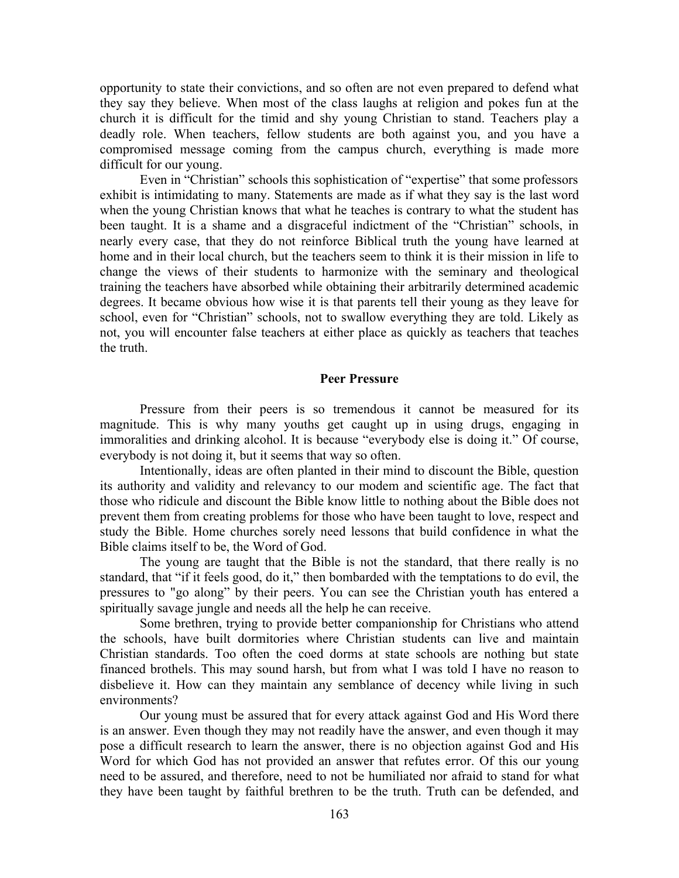opportunity to state their convictions, and so often are not even prepared to defend what they say they believe. When most of the class laughs at religion and pokes fun at the church it is difficult for the timid and shy young Christian to stand. Teachers play a deadly role. When teachers, fellow students are both against you, and you have a compromised message coming from the campus church, everything is made more difficult for our young.

Even in "Christian" schools this sophistication of "expertise" that some professors exhibit is intimidating to many. Statements are made as if what they say is the last word when the young Christian knows that what he teaches is contrary to what the student has been taught. It is a shame and a disgraceful indictment of the "Christian" schools, in nearly every case, that they do not reinforce Biblical truth the young have learned at home and in their local church, but the teachers seem to think it is their mission in life to change the views of their students to harmonize with the seminary and theological training the teachers have absorbed while obtaining their arbitrarily determined academic degrees. It became obvious how wise it is that parents tell their young as they leave for school, even for "Christian" schools, not to swallow everything they are told. Likely as not, you will encounter false teachers at either place as quickly as teachers that teaches the truth.

## Peer Pressure

Pressure from their peers is so tremendous it cannot be measured for its magnitude. This is why many youths get caught up in using drugs, engaging in immoralities and drinking alcohol. It is because "everybody else is doing it." Of course, everybody is not doing it, but it seems that way so often.

Intentionally, ideas are often planted in their mind to discount the Bible, question its authority and validity and relevancy to our modem and scientific age. The fact that those who ridicule and discount the Bible know little to nothing about the Bible does not prevent them from creating problems for those who have been taught to love, respect and study the Bible. Home churches sorely need lessons that build confidence in what the Bible claims itself to be, the Word of God.

The young are taught that the Bible is not the standard, that there really is no standard, that "if it feels good, do it," then bombarded with the temptations to do evil, the pressures to "go along" by their peers. You can see the Christian youth has entered a spiritually savage jungle and needs all the help he can receive.

Some brethren, trying to provide better companionship for Christians who attend the schools, have built dormitories where Christian students can live and maintain Christian standards. Too often the coed dorms at state schools are nothing but state financed brothels. This may sound harsh, but from what I was told I have no reason to disbelieve it. How can they maintain any semblance of decency while living in such environments?

Our young must be assured that for every attack against God and His Word there is an answer. Even though they may not readily have the answer, and even though it may pose a difficult research to learn the answer, there is no objection against God and His Word for which God has not provided an answer that refutes error. Of this our young need to be assured, and therefore, need to not be humiliated nor afraid to stand for what they have been taught by faithful brethren to be the truth. Truth can be defended, and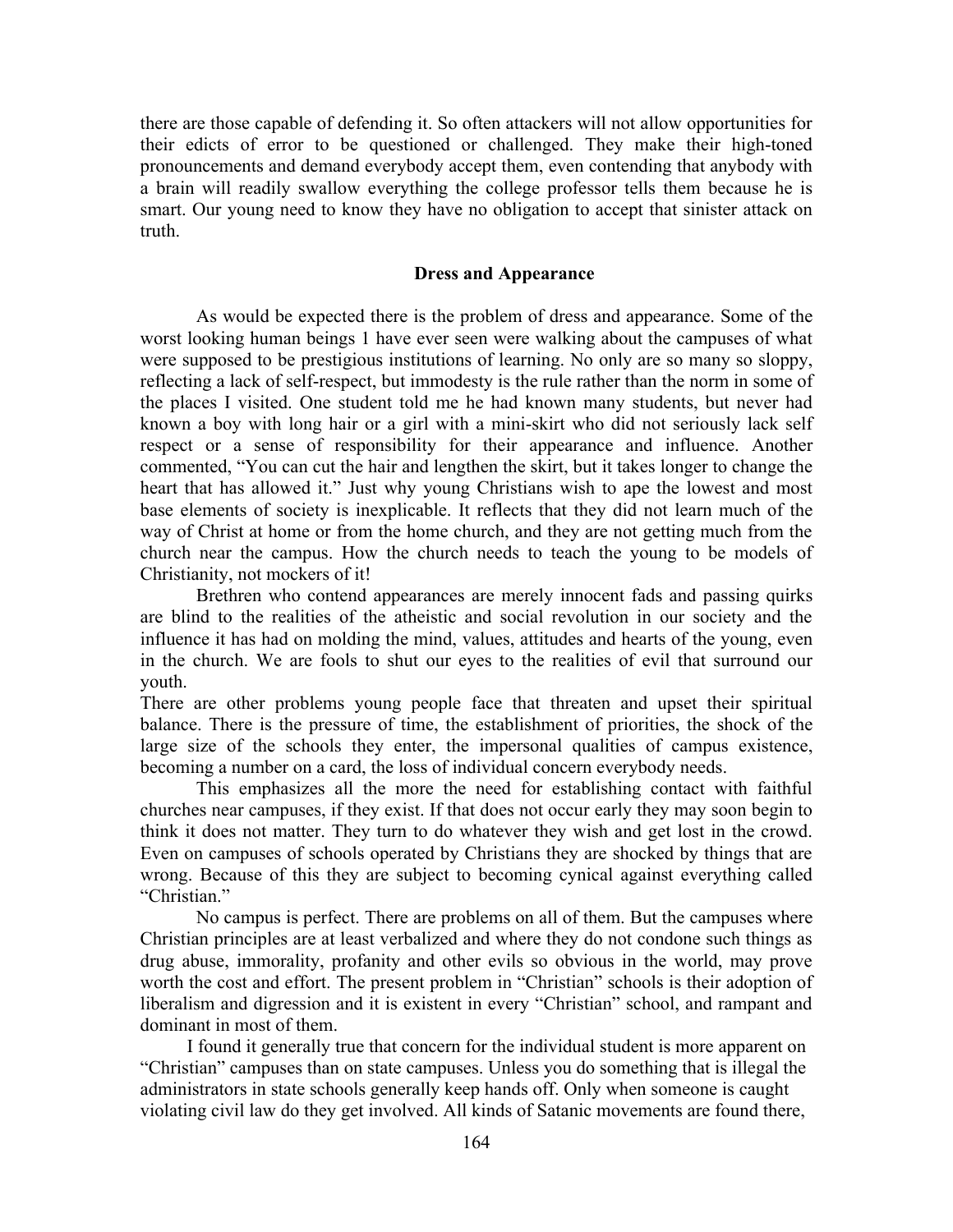there are those capable of defending it. So often attackers will not allow opportunities for their edicts of error to be questioned or challenged. They make their high-toned pronouncements and demand everybody accept them, even contending that anybody with a brain will readily swallow everything the college professor tells them because he is smart. Our young need to know they have no obligation to accept that sinister attack on truth.

**Dress and Appearance**

As would be expected there is the problem of dress and appearance. Some of the worst looking human beings 1 have ever seen were walking about the campuses of what were supposed to be prestigious institutions of learning. No only are so many so sloppy, reflecting a lack of self-respect, but immodesty is the rule rather than the norm in some of the places I visited. One student told me he had known many students, but never had known a boy with long hair or a girl with a mini-skirt who did not seriously lack self respect or a sense of responsibility for their appearance and influence. Another commented, "You can cut the hair and lengthen the skirt, but it takes longer to change the heart that has allowed it." Just why young Christians wish to ape the lowest and most base elements of society is inexplicable. It reflects that they did not learn much of the way of Christ at home or from the home church, and they are not getting much from the church near the campus. How the church needs to teach the young to be models of Christianity, not mockers of it!

Brethren who contend appearances are merely innocent fads and passing quirks are blind to the realities of the atheistic and social revolution in our society and the influence it has had on molding the mind, values, attitudes and hearts of the young, even in the church. We are fools to shut our eyes to the realities of evil that surround our youth.

There are other problems young people face that threaten and upset their spiritual balance. There is the pressure of time, the establishment of priorities, the shock of the large size of the schools they enter, the impersonal qualities of campus existence, becoming a number on a card, the loss of individual concern everybody needs.

This emphasizes all the more the need for establishing contact with faithful churches near campuses, if they exist. If that does not occur early they may soon begin to think it does not matter. They turn to do whatever they wish and get lost in the crowd. Even on campuses of schools operated by Christians they are shocked by things that are wrong. Because of this they are subject to becoming cynical against everything called "Christian."

No campus is perfect. There are problems on all of them. But the campuses where Christian principles are at least verbalized and where they do not condone such things as drug abuse, immorality, profanity and other evils so obvious in the world, may prove worth the cost and effort. The present problem in "Christian" schools is their adoption of liberalism and digression and it is existent in every "Christian" school, and rampant and dominant in most of them.

I found it generally true that concern for the individual student is more apparent on "Christian" campuses than on state campuses. Unless you do something that is illegal the administrators in state schools generally keep hands off. Only when someone is caught violating civil law do they get involved. All kinds of Satanic movements are found there,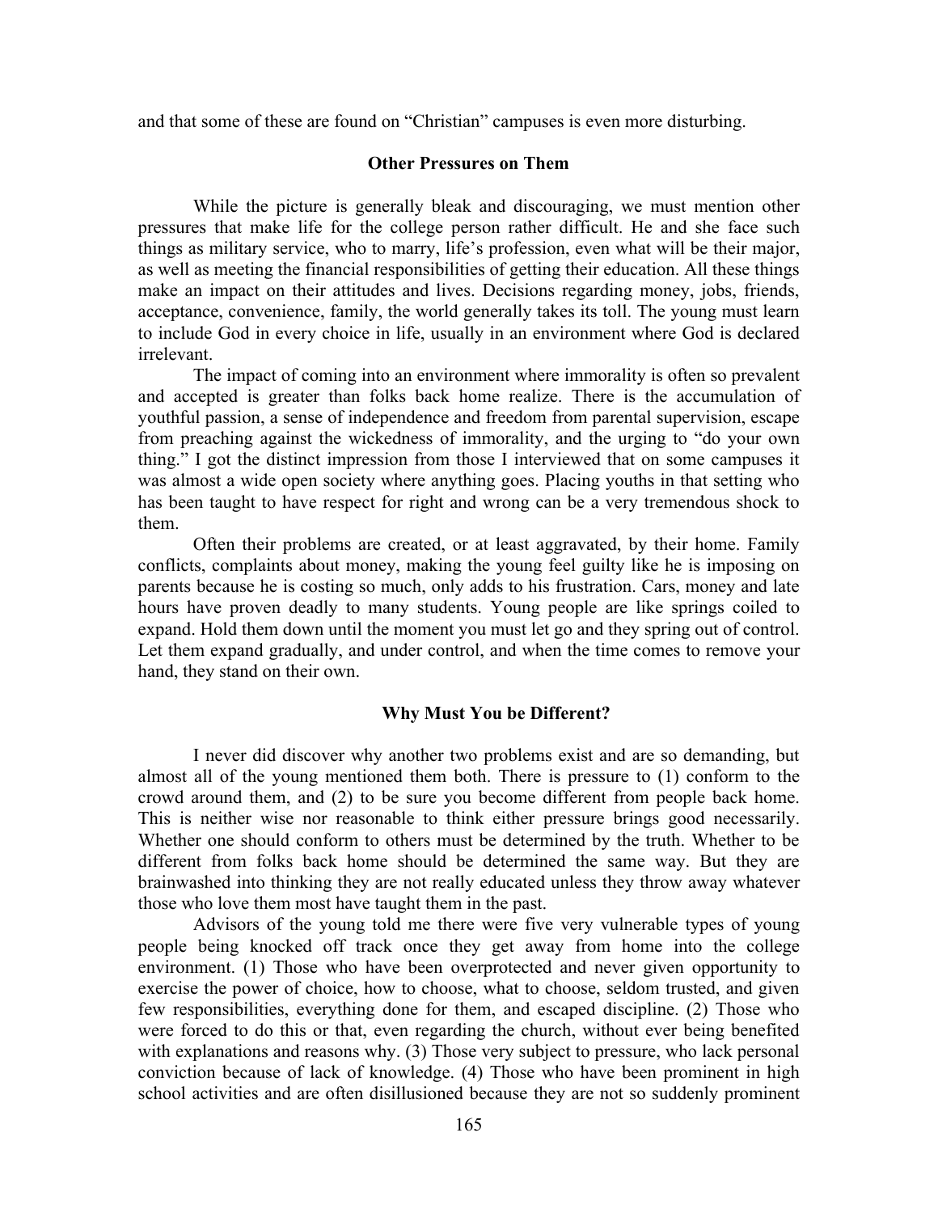and that some of these are found on "Christian" campuses is even more disturbing.

### Other Pressures on Them

While the picture is generally bleak and discouraging, we must mention other pressures that make life for the college person rather difficult. He and she face such things as military service, who to marry, life's profession, even what will be their major, as well as meeting the financial responsibilities of getting their education. All these things make an impact on their attitudes and lives. Decisions regarding money, jobs, friends, acceptance, convenience, family, the world generally takes its toll. The young must learn to include God in every choice in life, usually in an environment where God is declared irrelevant.

The impact of coming into an environment where immorality is often so prevalent and accepted is greater than folks back home realize. There is the accumulation of youthful passion, a sense of independence and freedom from parental supervision, escape from preaching against the wickedness of immorality, and the urging to "do your own thing." I got the distinct impression from those I interviewed that on some campuses it was almost a wide open society where anything goes. Placing youths in that setting who has been taught to have respect for right and wrong can be a very tremendous shock to them.

Often their problems are created, or at least aggravated, by their home. Family conflicts, complaints about money, making the young feel guilty like he is imposing on parents because he is costing so much, only adds to his frustration. Cars, money and late hours have proven deadly to many students. Young people are like springs coiled to expand. Hold them down until the moment you must let go and they spring out of control. Let them expand gradually, and under control, and when the time comes to remove your hand, they stand on their own.

### Why Must You be Different?

I never did discover why another two problems exist and are so demanding, but almost all of the young mentioned them both. There is pressure to (1) conform to the crowd around them, and (2) to be sure you become different from people back home. This is neither wise nor reasonable to think either pressure brings good necessarily. Whether one should conform to others must be determined by the truth. Whether to be different from folks back home should be determined the same way. But they are brainwashed into thinking they are not really educated unless they throw away whatever those who love them most have taught them in the past.

Advisors of the young told me there were five very vulnerable types of young people being knocked off track once they get away from home into the college environment. (1) Those who have been overprotected and never given opportunity to exercise the power of choice, how to choose, what to choose, seldom trusted, and given few responsibilities, everything done for them, and escaped discipline. (2) Those who were forced to do this or that, even regarding the church, without ever being benefited with explanations and reasons why. (3) Those very subject to pressure, who lack personal conviction because of lack of knowledge. (4) Those who have been prominent in high school activities and are often disillusioned because they are not so suddenly prominent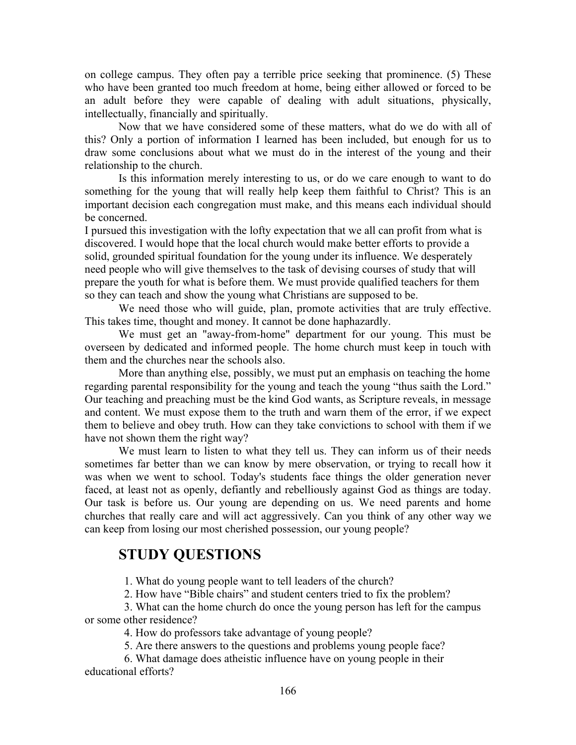on college campus. They often pay a terrible price seeking that prominence. (5) These who have been granted too much freedom at home, being either allowed or forced to be an adult before they were capable of dealing with adult situations, physically, intellectually, financially and spiritually.

Now that we have considered some of these matters, what do we do with all of this? Only a portion of information I learned has been included, but enough for us to draw some conclusions about what we must do in the interest of the young and their relationship to the church.

Is this information merely interesting to us, or do we care enough to want to do something for the young that will really help keep them faithful to Christ? This is an important decision each congregation must make, and this means each individual should be concerned.

I pursued this investigation with the lofty expectation that we all can profit from what is discovered. I would hope that the local church would make better efforts to provide a solid, grounded spiritual foundation for the young under its influence. We desperately need people who will give themselves to the task of devising courses of study that will prepare the youth for what is before them. We must provide qualified teachers for them so they can teach and show the young what Christians are supposed to be.

We need those who will guide, plan, promote activities that are truly effective. This takes time, thought and money. It cannot be done haphazardly.

We must get an "away-from-home" department for our young. This must be overseen by dedicated and informed people. The home church must keep in touch with them and the churches near the schools also.

More than anything else, possibly, we must put an emphasis on teaching the home regarding parental responsibility for the young and teach the young "thus saith the Lord." Our teaching and preaching must be the kind God wants, as Scripture reveals, in message and content. We must expose them to the truth and warn them of the error, if we expect them to believe and obey truth. How can they take convictions to school with them if we have not shown them the right way?

We must learn to listen to what they tell us. They can inform us of their needs sometimes far better than we can know by mere observation, or trying to recall how it was when we went to school. Today's students face things the older generation never faced, at least not as openly, defiantly and rebelliously against God as things are today. Our task is before us. Our young are depending on us. We need parents and home churches that really care and will act aggressively. Can you think of any other way we can keep from losing our most cherished possession, our young people?

## STUDY QUESTIONS

1. What do young people want to tell leaders of the church?
2. How have "Bible chairs" and student centers tried to fix the problem?
3. What can the home church do once the young person has left for the campus or some other residence?
4. How do professors take advantage of young people?
5. Are there answers to the questions and problems young people face?
6. What damage does atheistic influence have on young people in their educational efforts?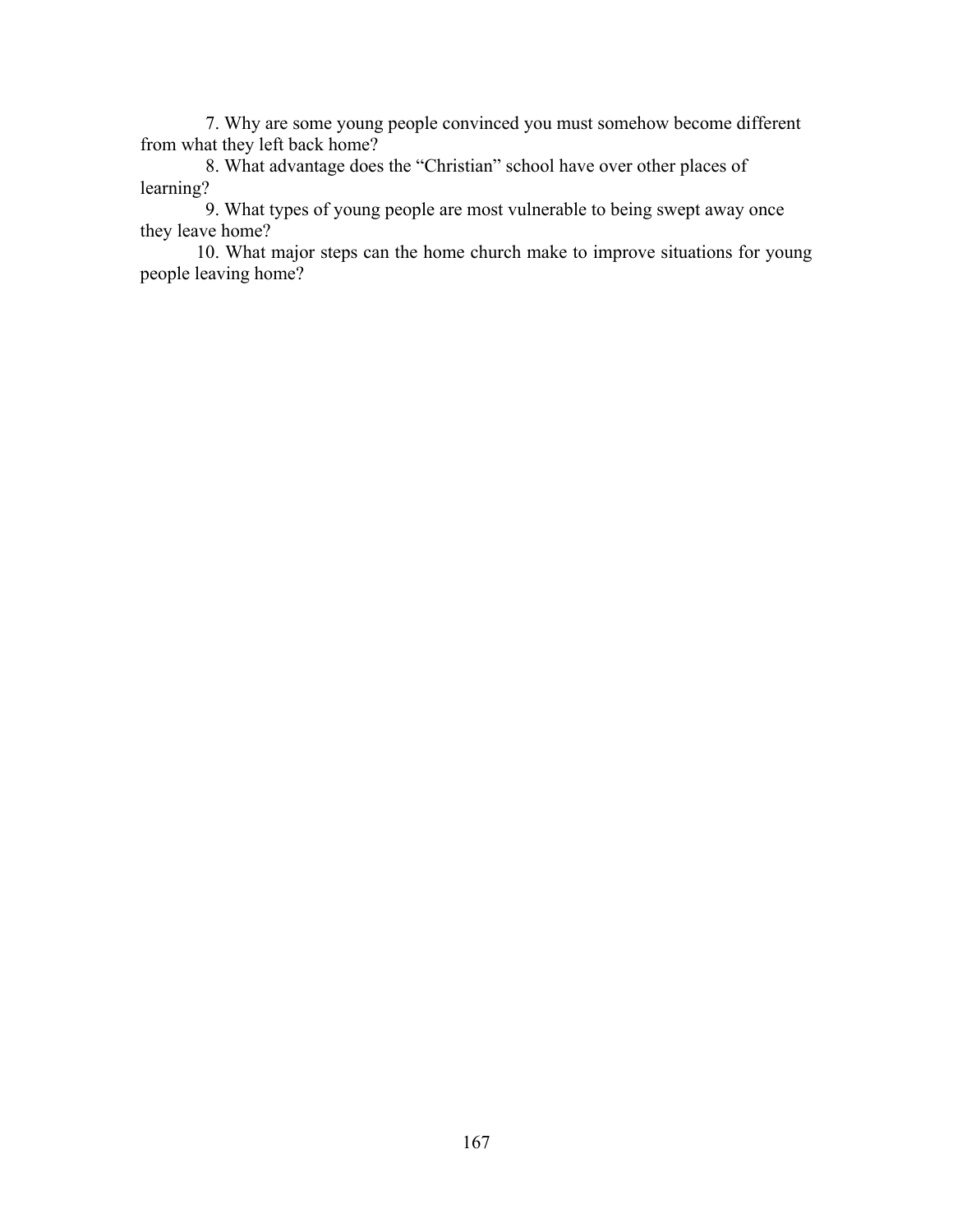7. Why are some young people convinced you must somehow become different from what they left back home?

8. What advantage does the "Christian" school have over other places of learning?

9. What types of young people are most vulnerable to being swept away once they leave home?

10. What major steps can the home church make to improve situations for young people leaving home?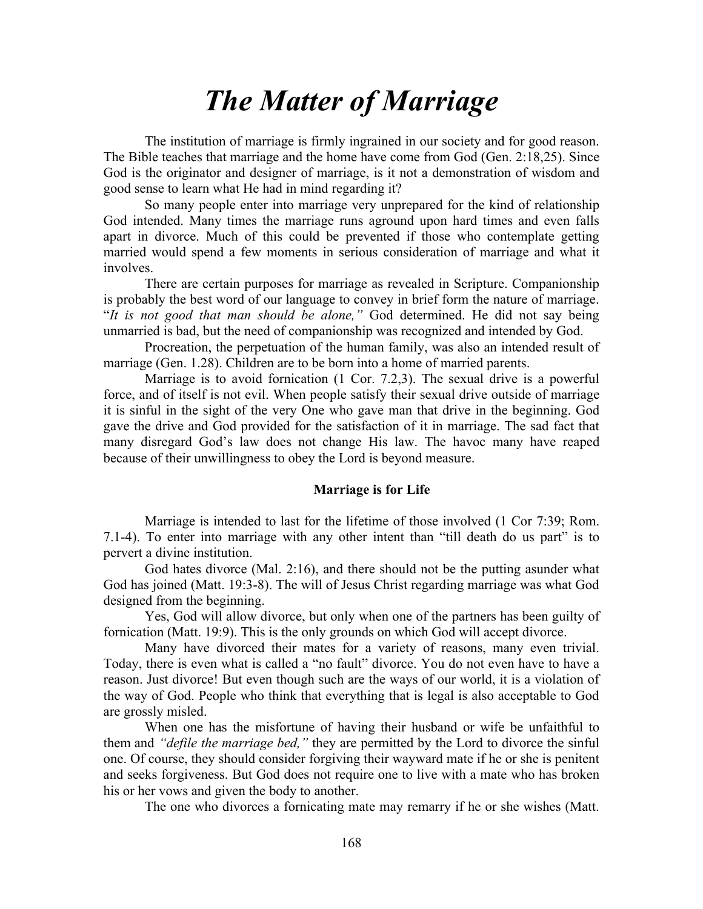# *The Matter of Marriage*

The institution of marriage is firmly ingrained in our society and for good reason. The Bible teaches that marriage and the home have come from God (Gen. 2:18,25). Since God is the originator and designer of marriage, is it not a demonstration of wisdom and good sense to learn what He had in mind regarding it?

So many people enter into marriage very unprepared for the kind of relationship God intended. Many times the marriage runs aground upon hard times and even falls apart in divorce. Much of this could be prevented if those who contemplate getting married would spend a few moments in serious consideration of marriage and what it involves.

There are certain purposes for marriage as revealed in Scripture. Companionship is probably the best word of our language to convey in brief form the nature of marriage. "*It is not good that man should be alone,"* God determined. He did not say being unmarried is bad, but the need of companionship was recognized and intended by God.

Procreation, the perpetuation of the human family, was also an intended result of marriage (Gen. 1.28). Children are to be born into a home of married parents.

Marriage is to avoid fornication (1 Cor. 7.2,3). The sexual drive is a powerful force, and of itself is not evil. When people satisfy their sexual drive outside of marriage it is sinful in the sight of the very One who gave man that drive in the beginning. God gave the drive and God provided for the satisfaction of it in marriage. The sad fact that many disregard God's law does not change His law. The havoc many have reaped because of their unwillingness to obey the Lord is beyond measure.

**Marriage is for Life**

Marriage is intended to last for the lifetime of those involved (1 Cor 7:39; Rom. 7.1-4). To enter into marriage with any other intent than "till death do us part" is to pervert a divine institution.

God hates divorce (Mal. 2:16), and there should not be the putting asunder what God has joined (Matt. 19:3-8). The will of Jesus Christ regarding marriage was what God designed from the beginning.

Yes, God will allow divorce, but only when one of the partners has been guilty of fornication (Matt. 19:9). This is the only grounds on which God will accept divorce.

Many have divorced their mates for a variety of reasons, many even trivial. Today, there is even what is called a "no fault" divorce. You do not even have to have a reason. Just divorce! But even though such are the ways of our world, it is a violation of the way of God. People who think that everything that is legal is also acceptable to God are grossly misled.

When one has the misfortune of having their husband or wife be unfaithful to them and *"defile the marriage bed,"* they are permitted by the Lord to divorce the sinful one. Of course, they should consider forgiving their wayward mate if he or she is penitent and seeks forgiveness. But God does not require one to live with a mate who has broken his or her vows and given the body to another.

The one who divorces a fornicating mate may remarry if he or she wishes (Matt.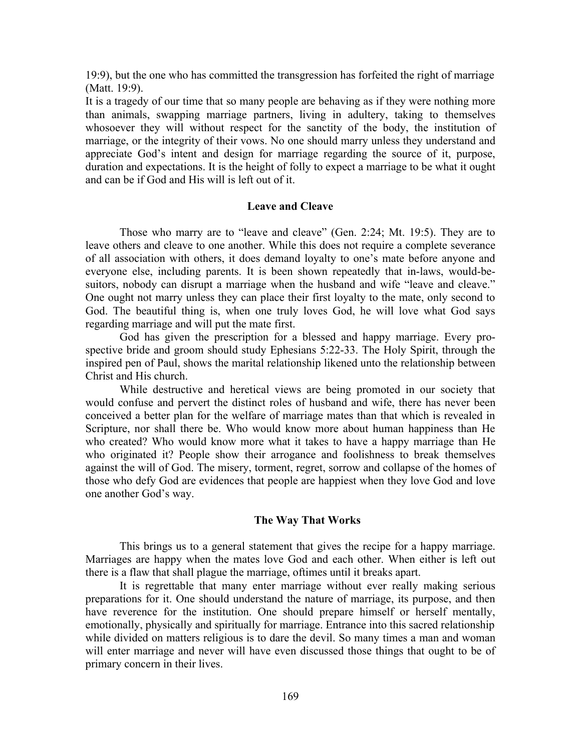19:9), but the one who has committed the transgression has forfeited the right of marriage (Matt. 19:9).

It is a tragedy of our time that so many people are behaving as if they were nothing more than animals, swapping marriage partners, living in adultery, taking to themselves whosoever they will without respect for the sanctity of the body, the institution of marriage, or the integrity of their vows. No one should marry unless they understand and appreciate God's intent and design for marriage regarding the source of it, purpose, duration and expectations. It is the height of folly to expect a marriage to be what it ought and can be if God and His will is left out of it.

### Leave and Cleave

Those who marry are to "leave and cleave" (Gen. 2:24; Mt. 19:5). They are to leave others and cleave to one another. While this does not require a complete severance of all association with others, it does demand loyalty to one's mate before anyone and everyone else, including parents. It is been shown repeatedly that in-laws, would-be-suitors, nobody can disrupt a marriage when the husband and wife "leave and cleave." One ought not marry unless they can place their first loyalty to the mate, only second to God. The beautiful thing is, when one truly loves God, he will love what God says regarding marriage and will put the mate first.

God has given the prescription for a blessed and happy marriage. Every prospective bride and groom should study Ephesians 5:22-33. The Holy Spirit, through the inspired pen of Paul, shows the marital relationship likened unto the relationship between Christ and His church.

While destructive and heretical views are being promoted in our society that would confuse and pervert the distinct roles of husband and wife, there has never been conceived a better plan for the welfare of marriage mates than that which is revealed in Scripture, nor shall there be. Who would know more about human happiness than He who created? Who would know more what it takes to have a happy marriage than He who originated it? People show their arrogance and foolishness to break themselves against the will of God. The misery, torment, regret, sorrow and collapse of the homes of those who defy God are evidences that people are happiest when they love God and love one another God's way.

### The Way That Works

This brings us to a general statement that gives the recipe for a happy marriage. Marriages are happy when the mates love God and each other. When either is left out there is a flaw that shall plague the marriage, oftimes until it breaks apart.

It is regrettable that many enter marriage without ever really making serious preparations for it. One should understand the nature of marriage, its purpose, and then have reverence for the institution. One should prepare himself or herself mentally, emotionally, physically and spiritually for marriage. Entrance into this sacred relationship while divided on matters religious is to dare the devil. So many times a man and woman will enter marriage and never will have even discussed those things that ought to be of primary concern in their lives.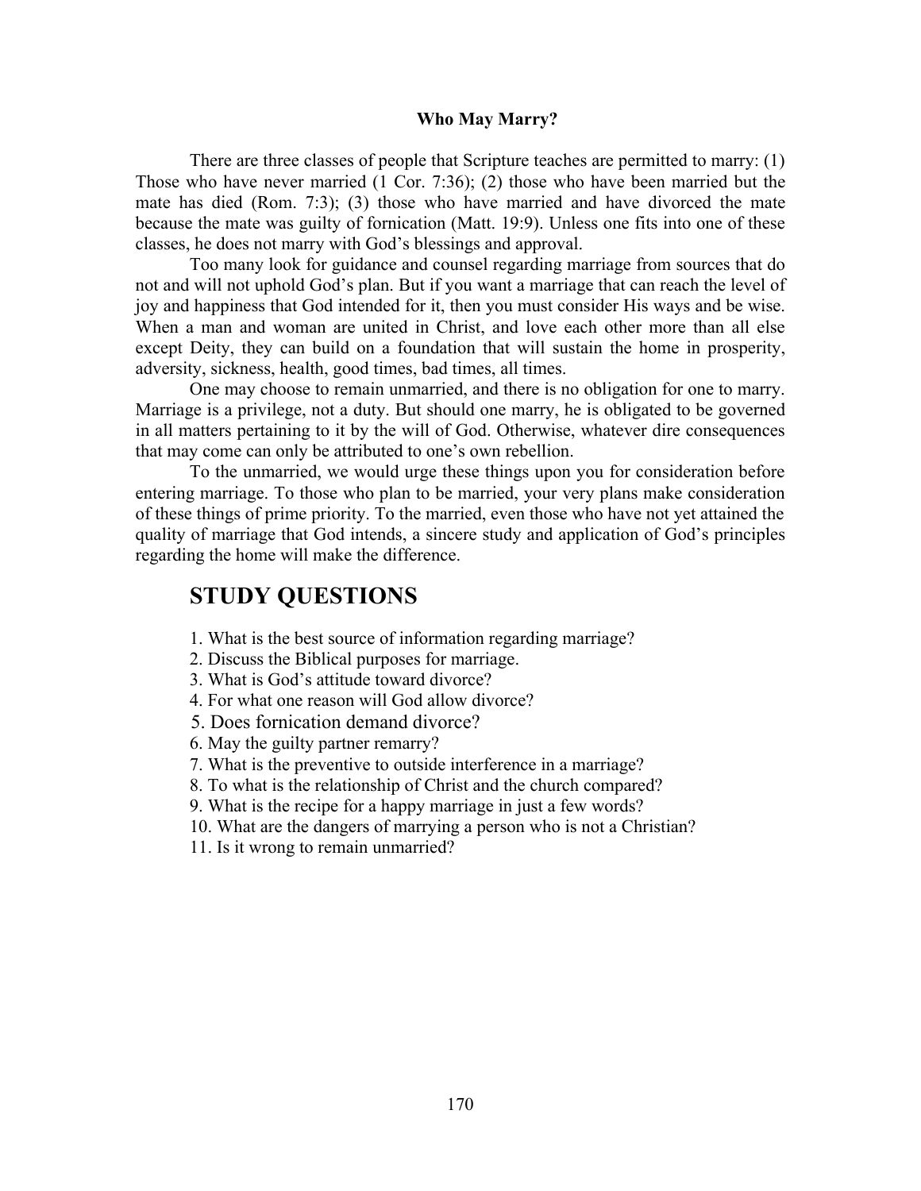### Who May Marry?

There are three classes of people that Scripture teaches are permitted to marry: (1) Those who have never married (1 Cor. 7:36); (2) those who have been married but the mate has died (Rom. 7:3); (3) those who have married and have divorced the mate because the mate was guilty of fornication (Matt. 19:9). Unless one fits into one of these classes, he does not marry with God's blessings and approval.

Too many look for guidance and counsel regarding marriage from sources that do not and will not uphold God's plan. But if you want a marriage that can reach the level of joy and happiness that God intended for it, then you must consider His ways and be wise. When a man and woman are united in Christ, and love each other more than all else except Deity, they can build on a foundation that will sustain the home in prosperity, adversity, sickness, health, good times, bad times, all times.

One may choose to remain unmarried, and there is no obligation for one to marry. Marriage is a privilege, not a duty. But should one marry, he is obligated to be governed in all matters pertaining to it by the will of God. Otherwise, whatever dire consequences that may come can only be attributed to one's own rebellion.

To the unmarried, we would urge these things upon you for consideration before entering marriage. To those who plan to be married, your very plans make consideration of these things of prime priority. To the married, even those who have not yet attained the quality of marriage that God intends, a sincere study and application of God's principles regarding the home will make the difference.

## STUDY QUESTIONS

1. What is the best source of information regarding marriage?
2. Discuss the Biblical purposes for marriage.
3. What is God's attitude toward divorce?
4. For what one reason will God allow divorce?
5. Does fornication demand divorce?
6. May the guilty partner remarry?
7. What is the preventive to outside interference in a marriage?
8. To what is the relationship of Christ and the church compared?
9. What is the recipe for a happy marriage in just a few words?
10. What are the dangers of marrying a person who is not a Christian?
11. Is it wrong to remain unmarried?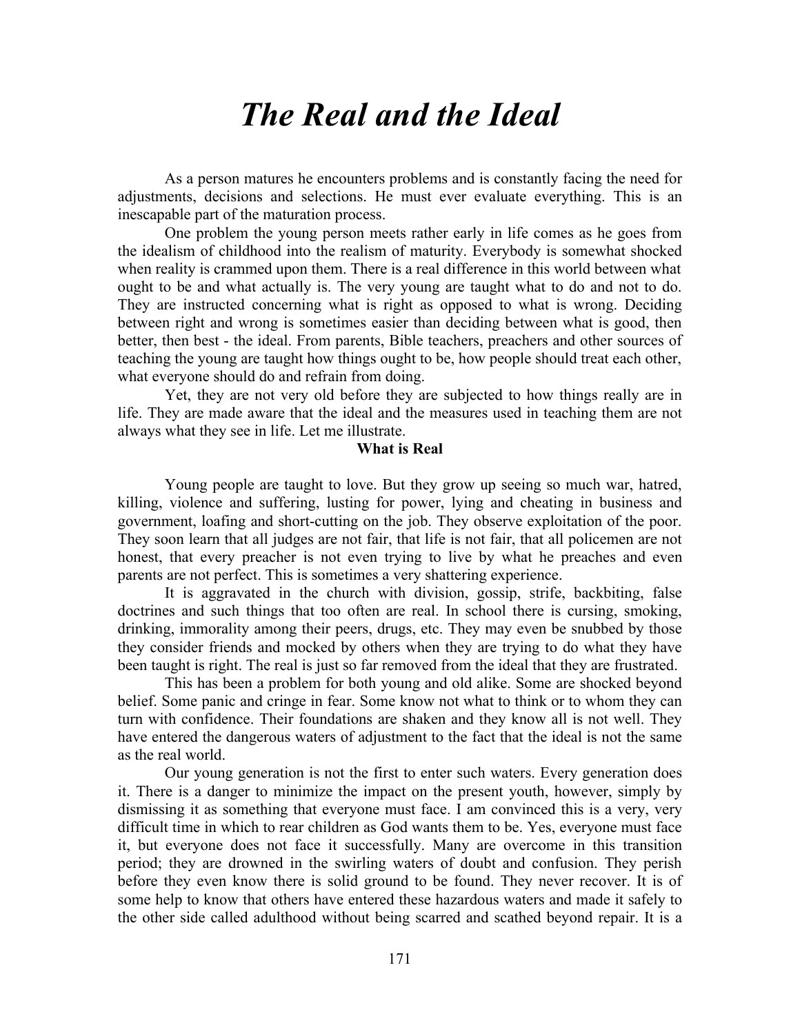# *The Real and the Ideal*

As a person matures he encounters problems and is constantly facing the need for adjustments, decisions and selections. He must ever evaluate everything. This is an inescapable part of the maturation process.

One problem the young person meets rather early in life comes as he goes from the idealism of childhood into the realism of maturity. Everybody is somewhat shocked when reality is crammed upon them. There is a real difference in this world between what ought to be and what actually is. The very young are taught what to do and not to do. They are instructed concerning what is right as opposed to what is wrong. Deciding between right and wrong is sometimes easier than deciding between what is good, then better, then best - the ideal. From parents, Bible teachers, preachers and other sources of teaching the young are taught how things ought to be, how people should treat each other, what everyone should do and refrain from doing.

Yet, they are not very old before they are subjected to how things really are in life. They are made aware that the ideal and the measures used in teaching them are not always what they see in life. Let me illustrate.

### What is Real

Young people are taught to love. But they grow up seeing so much war, hatred, killing, violence and suffering, lusting for power, lying and cheating in business and government, loafing and short-cutting on the job. They observe exploitation of the poor. They soon learn that all judges are not fair, that life is not fair, that all policemen are not honest, that every preacher is not even trying to live by what he preaches and even parents are not perfect. This is sometimes a very shattering experience.

It is aggravated in the church with division, gossip, strife, backbiting, false doctrines and such things that too often are real. In school there is cursing, smoking, drinking, immorality among their peers, drugs, etc. They may even be snubbed by those they consider friends and mocked by others when they are trying to do what they have been taught is right. The real is just so far removed from the ideal that they are frustrated.

This has been a problem for both young and old alike. Some are shocked beyond belief. Some panic and cringe in fear. Some know not what to think or to whom they can turn with confidence. Their foundations are shaken and they know all is not well. They have entered the dangerous waters of adjustment to the fact that the ideal is not the same as the real world.

Our young generation is not the first to enter such waters. Every generation does it. There is a danger to minimize the impact on the present youth, however, simply by dismissing it as something that everyone must face. I am convinced this is a very, very difficult time in which to rear children as God wants them to be. Yes, everyone must face it, but everyone does not face it successfully. Many are overcome in this transition period; they are drowned in the swirling waters of doubt and confusion. They perish before they even know there is solid ground to be found. They never recover. It is of some help to know that others have entered these hazardous waters and made it safely to the other side called adulthood without being scarred and scathed beyond repair. It is a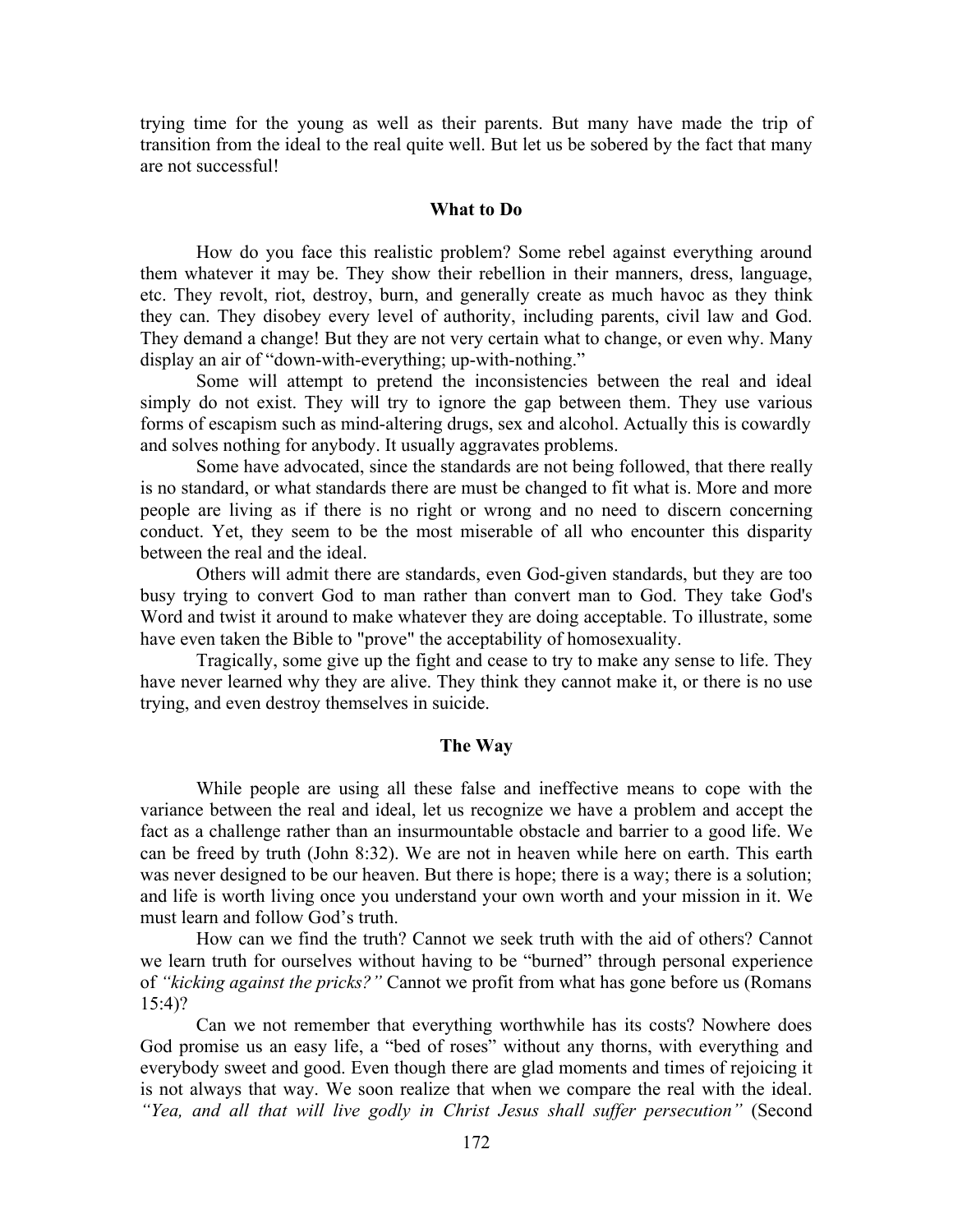trying time for the young as well as their parents. But many have made the trip of transition from the ideal to the real quite well. But let us be sobered by the fact that many are not successful!

### What to Do

How do you face this realistic problem? Some rebel against everything around them whatever it may be. They show their rebellion in their manners, dress, language, etc. They revolt, riot, destroy, burn, and generally create as much havoc as they think they can. They disobey every level of authority, including parents, civil law and God. They demand a change! But they are not very certain what to change, or even why. Many display an air of "down-with-everything; up-with-nothing."

Some will attempt to pretend the inconsistencies between the real and ideal simply do not exist. They will try to ignore the gap between them. They use various forms of escapism such as mind-altering drugs, sex and alcohol. Actually this is cowardly and solves nothing for anybody. It usually aggravates problems.

Some have advocated, since the standards are not being followed, that there really is no standard, or what standards there are must be changed to fit what is. More and more people are living as if there is no right or wrong and no need to discern concerning conduct. Yet, they seem to be the most miserable of all who encounter this disparity between the real and the ideal.

Others will admit there are standards, even God-given standards, but they are too busy trying to convert God to man rather than convert man to God. They take God's Word and twist it around to make whatever they are doing acceptable. To illustrate, some have even taken the Bible to "prove" the acceptability of homosexuality.

Tragically, some give up the fight and cease to try to make any sense to life. They have never learned why they are alive. They think they cannot make it, or there is no use trying, and even destroy themselves in suicide.

### The Way

While people are using all these false and ineffective means to cope with the variance between the real and ideal, let us recognize we have a problem and accept the fact as a challenge rather than an insurmountable obstacle and barrier to a good life. We can be freed by truth (John 8:32). We are not in heaven while here on earth. This earth was never designed to be our heaven. But there is hope; there is a way; there is a solution; and life is worth living once you understand your own worth and your mission in it. We must learn and follow God's truth.

How can we find the truth? Cannot we seek truth with the aid of others? Cannot we learn truth for ourselves without having to be "burned" through personal experience of *"kicking against the pricks?"* Cannot we profit from what has gone before us (Romans 15:4)?

Can we not remember that everything worthwhile has its costs? Nowhere does God promise us an easy life, a "bed of roses" without any thorns, with everything and everybody sweet and good. Even though there are glad moments and times of rejoicing it is not always that way. We soon realize that when we compare the real with the ideal. *"Yea, and all that will live godly in Christ Jesus shall suffer persecution"* (Second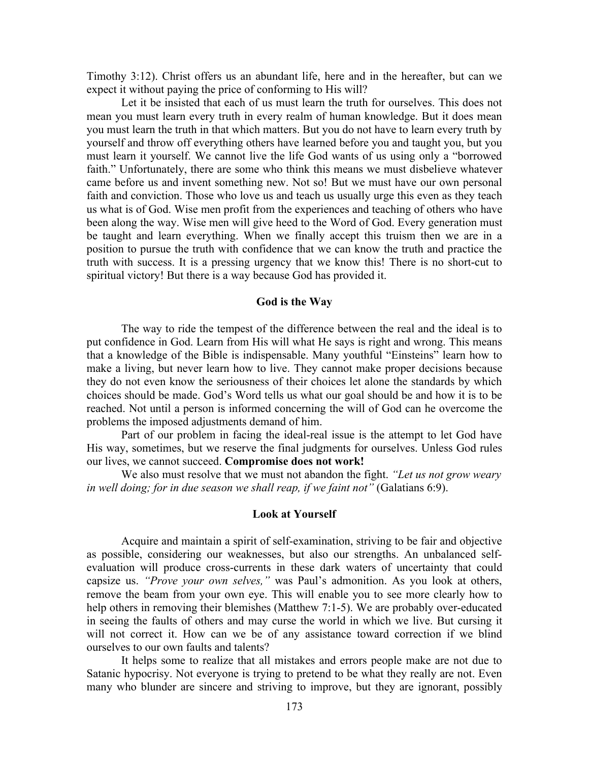Timothy 3:12). Christ offers us an abundant life, here and in the hereafter, but can we expect it without paying the price of conforming to His will?

Let it be insisted that each of us must learn the truth for ourselves. This does not mean you must learn every truth in every realm of human knowledge. But it does mean you must learn the truth in that which matters. But you do not have to learn every truth by yourself and throw off everything others have learned before you and taught you, but you must learn it yourself. We cannot live the life God wants of us using only a "borrowed faith." Unfortunately, there are some who think this means we must disbelieve whatever came before us and invent something new. Not so! But we must have our own personal faith and conviction. Those who love us and teach us usually urge this even as they teach us what is of God. Wise men profit from the experiences and teaching of others who have been along the way. Wise men will give heed to the Word of God. Every generation must be taught and learn everything. When we finally accept this truism then we are in a position to pursue the truth with confidence that we can know the truth and practice the truth with success. It is a pressing urgency that we know this! There is no short-cut to spiritual victory! But there is a way because God has provided it.

### God is the Way

The way to ride the tempest of the difference between the real and the ideal is to put confidence in God. Learn from His will what He says is right and wrong. This means that a knowledge of the Bible is indispensable. Many youthful "Einsteins" learn how to make a living, but never learn how to live. They cannot make proper decisions because they do not even know the seriousness of their choices let alone the standards by which choices should be made. God's Word tells us what our goal should be and how it is to be reached. Not until a person is informed concerning the will of God can he overcome the problems the imposed adjustments demand of him.

Part of our problem in facing the ideal-real issue is the attempt to let God have His way, sometimes, but we reserve the final judgments for ourselves. Unless God rules our lives, we cannot succeed. **Compromise does not work!**

We also must resolve that we must not abandon the fight. *"Let us not grow weary in well doing; for in due season we shall reap, if we faint not"* (Galatians 6:9).

### Look at Yourself

Acquire and maintain a spirit of self-examination, striving to be fair and objective as possible, considering our weaknesses, but also our strengths. An unbalanced self-evaluation will produce cross-currents in these dark waters of uncertainty that could capsize us. *"Prove your own selves,"* was Paul's admonition. As you look at others, remove the beam from your own eye. This will enable you to see more clearly how to help others in removing their blemishes (Matthew 7:1-5). We are probably over-educated in seeing the faults of others and may curse the world in which we live. But cursing it will not correct it. How can we be of any assistance toward correction if we blind ourselves to our own faults and talents?

It helps some to realize that all mistakes and errors people make are not due to Satanic hypocrisy. Not everyone is trying to pretend to be what they really are not. Even many who blunder are sincere and striving to improve, but they are ignorant, possibly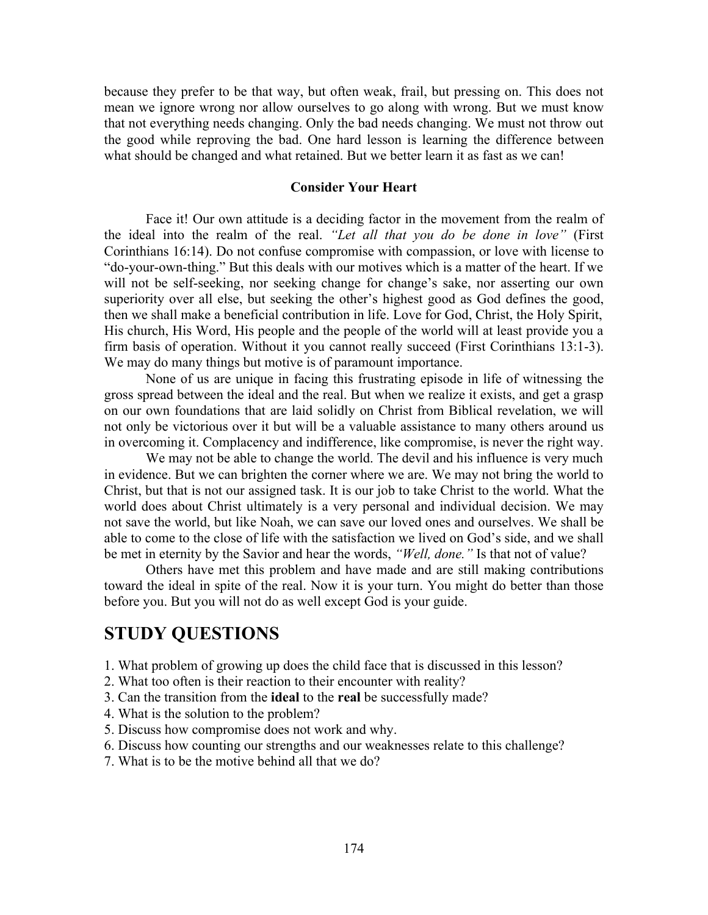because they prefer to be that way, but often weak, frail, but pressing on. This does not mean we ignore wrong nor allow ourselves to go along with wrong. But we must know that not everything needs changing. Only the bad needs changing. We must not throw out the good while reproving the bad. One hard lesson is learning the difference between what should be changed and what retained. But we better learn it as fast as we can!

### Consider Your Heart

Face it! Our own attitude is a deciding factor in the movement from the realm of the ideal into the realm of the real. *"Let all that you do be done in love"* (First Corinthians 16:14). Do not confuse compromise with compassion, or love with license to "do-your-own-thing." But this deals with our motives which is a matter of the heart. If we will not be self-seeking, nor seeking change for change's sake, nor asserting our own superiority over all else, but seeking the other's highest good as God defines the good, then we shall make a beneficial contribution in life. Love for God, Christ, the Holy Spirit, His church, His Word, His people and the people of the world will at least provide you a firm basis of operation. Without it you cannot really succeed (First Corinthians 13:1-3). We may do many things but motive is of paramount importance.

None of us are unique in facing this frustrating episode in life of witnessing the gross spread between the ideal and the real. But when we realize it exists, and get a grasp on our own foundations that are laid solidly on Christ from Biblical revelation, we will not only be victorious over it but will be a valuable assistance to many others around us in overcoming it. Complacency and indifference, like compromise, is never the right way.

We may not be able to change the world. The devil and his influence is very much in evidence. But we can brighten the corner where we are. We may not bring the world to Christ, but that is not our assigned task. It is our job to take Christ to the world. What the world does about Christ ultimately is a very personal and individual decision. We may not save the world, but like Noah, we can save our loved ones and ourselves. We shall be able to come to the close of life with the satisfaction we lived on God's side, and we shall be met in eternity by the Savior and hear the words, *"Well, done."* Is that not of value?

Others have met this problem and have made and are still making contributions toward the ideal in spite of the real. Now it is your turn. You might do better than those before you. But you will not do as well except God is your guide.

## STUDY QUESTIONS

1. What problem of growing up does the child face that is discussed in this lesson?
2. What too often is their reaction to their encounter with reality?
3. Can the transition from the **ideal** to the **real** be successfully made?
4. What is the solution to the problem?
5. Discuss how compromise does not work and why.
6. Discuss how counting our strengths and our weaknesses relate to this challenge?
7. What is to be the motive behind all that we do?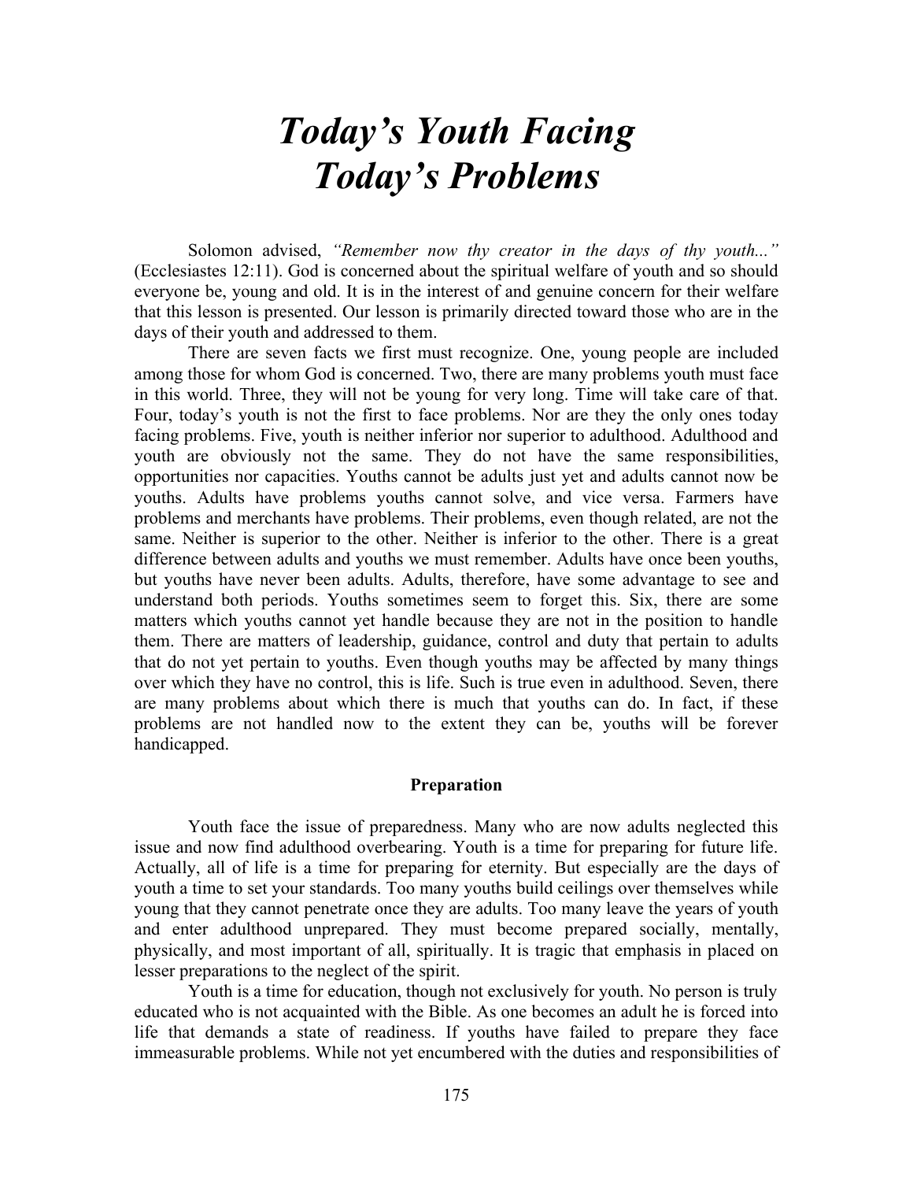# *Today's Youth Facing Today's Problems*

Solomon advised, *"Remember now thy creator in the days of thy youth..."* (Ecclesiastes 12:11). God is concerned about the spiritual welfare of youth and so should everyone be, young and old. It is in the interest of and genuine concern for their welfare that this lesson is presented. Our lesson is primarily directed toward those who are in the days of their youth and addressed to them.

There are seven facts we first must recognize. One, young people are included among those for whom God is concerned. Two, there are many problems youth must face in this world. Three, they will not be young for very long. Time will take care of that. Four, today's youth is not the first to face problems. Nor are they the only ones today facing problems. Five, youth is neither inferior nor superior to adulthood. Adulthood and youth are obviously not the same. They do not have the same responsibilities, opportunities nor capacities. Youths cannot be adults just yet and adults cannot now be youths. Adults have problems youths cannot solve, and vice versa. Farmers have problems and merchants have problems. Their problems, even though related, are not the same. Neither is superior to the other. Neither is inferior to the other. There is a great difference between adults and youths we must remember. Adults have once been youths, but youths have never been adults. Adults, therefore, have some advantage to see and understand both periods. Youths sometimes seem to forget this. Six, there are some matters which youths cannot yet handle because they are not in the position to handle them. There are matters of leadership, guidance, control and duty that pertain to adults that do not yet pertain to youths. Even though youths may be affected by many things over which they have no control, this is life. Such is true even in adulthood. Seven, there are many problems about which there is much that youths can do. In fact, if these problems are not handled now to the extent they can be, youths will be forever handicapped.

### Preparation

Youth face the issue of preparedness. Many who are now adults neglected this issue and now find adulthood overbearing. Youth is a time for preparing for future life. Actually, all of life is a time for preparing for eternity. But especially are the days of youth a time to set your standards. Too many youths build ceilings over themselves while young that they cannot penetrate once they are adults. Too many leave the years of youth and enter adulthood unprepared. They must become prepared socially, mentally, physically, and most important of all, spiritually. It is tragic that emphasis in placed on lesser preparations to the neglect of the spirit.

Youth is a time for education, though not exclusively for youth. No person is truly educated who is not acquainted with the Bible. As one becomes an adult he is forced into life that demands a state of readiness. If youths have failed to prepare they face immeasurable problems. While not yet encumbered with the duties and responsibilities of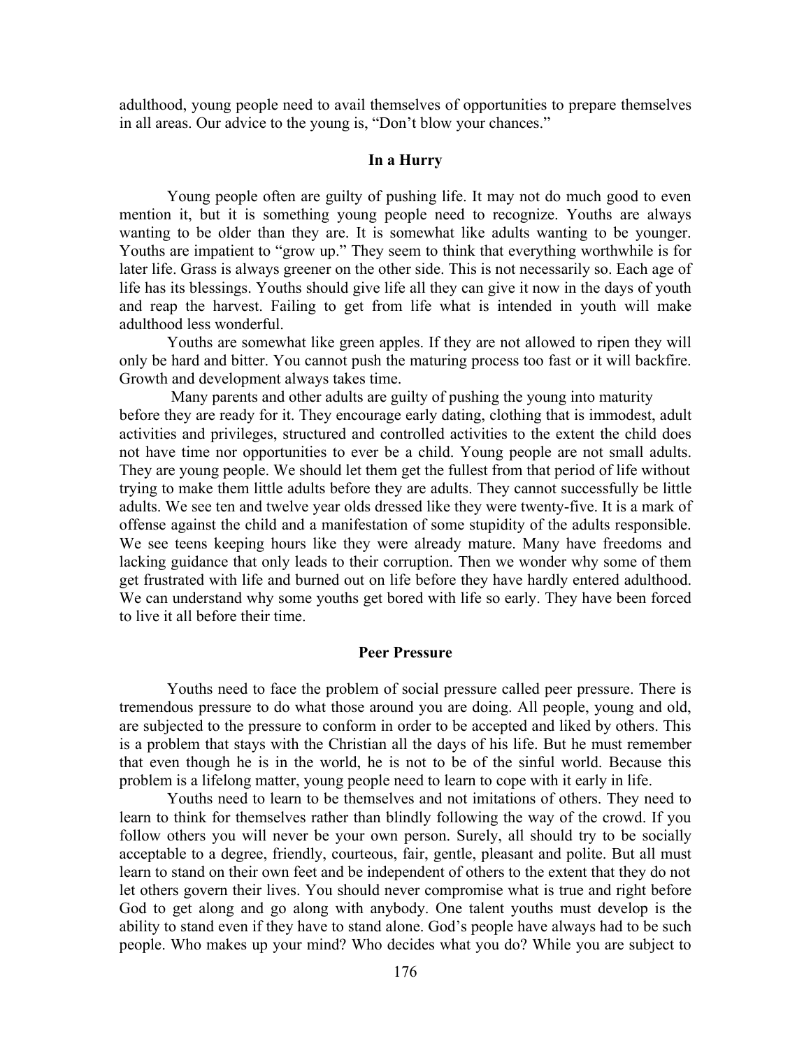adulthood, young people need to avail themselves of opportunities to prepare themselves in all areas. Our advice to the young is, "Don't blow your chances."

### In a Hurry

Young people often are guilty of pushing life. It may not do much good to even mention it, but it is something young people need to recognize. Youths are always wanting to be older than they are. It is somewhat like adults wanting to be younger. Youths are impatient to "grow up." They seem to think that everything worthwhile is for later life. Grass is always greener on the other side. This is not necessarily so. Each age of life has its blessings. Youths should give life all they can give it now in the days of youth and reap the harvest. Failing to get from life what is intended in youth will make adulthood less wonderful.

Youths are somewhat like green apples. If they are not allowed to ripen they will only be hard and bitter. You cannot push the maturing process too fast or it will backfire. Growth and development always takes time.

Many parents and other adults are guilty of pushing the young into maturity before they are ready for it. They encourage early dating, clothing that is immodest, adult activities and privileges, structured and controlled activities to the extent the child does not have time nor opportunities to ever be a child. Young people are not small adults. They are young people. We should let them get the fullest from that period of life without trying to make them little adults before they are adults. They cannot successfully be little adults. We see ten and twelve year olds dressed like they were twenty-five. It is a mark of offense against the child and a manifestation of some stupidity of the adults responsible. We see teens keeping hours like they were already mature. Many have freedoms and lacking guidance that only leads to their corruption. Then we wonder why some of them get frustrated with life and burned out on life before they have hardly entered adulthood. We can understand why some youths get bored with life so early. They have been forced to live it all before their time.

### Peer Pressure

Youths need to face the problem of social pressure called peer pressure. There is tremendous pressure to do what those around you are doing. All people, young and old, are subjected to the pressure to conform in order to be accepted and liked by others. This is a problem that stays with the Christian all the days of his life. But he must remember that even though he is in the world, he is not to be of the sinful world. Because this problem is a lifelong matter, young people need to learn to cope with it early in life.

Youths need to learn to be themselves and not imitations of others. They need to learn to think for themselves rather than blindly following the way of the crowd. If you follow others you will never be your own person. Surely, all should try to be socially acceptable to a degree, friendly, courteous, fair, gentle, pleasant and polite. But all must learn to stand on their own feet and be independent of others to the extent that they do not let others govern their lives. You should never compromise what is true and right before God to get along and go along with anybody. One talent youths must develop is the ability to stand even if they have to stand alone. God's people have always had to be such people. Who makes up your mind? Who decides what you do? While you are subject to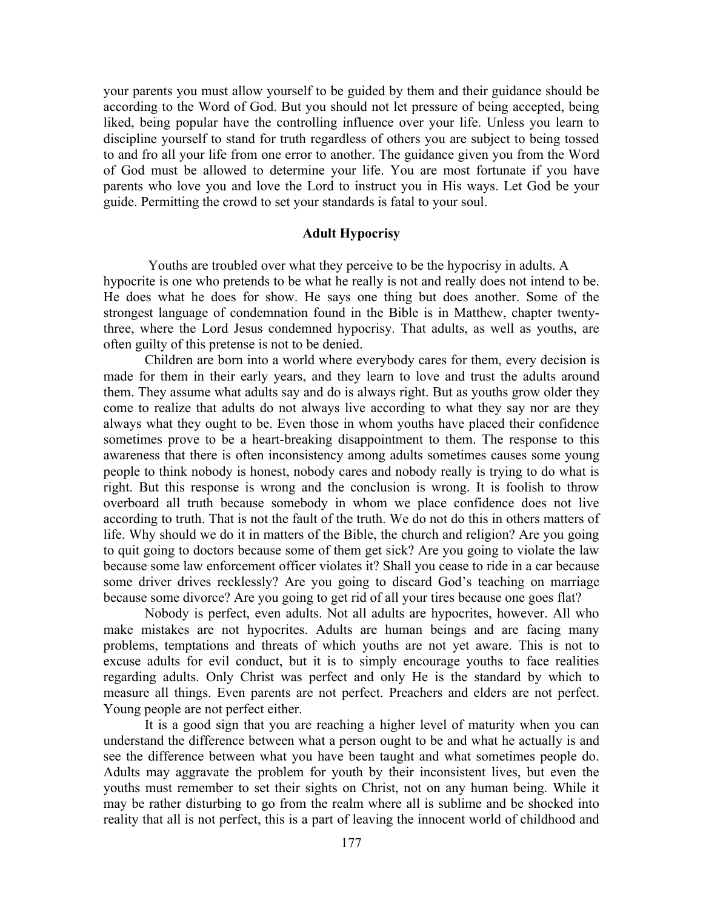your parents you must allow yourself to be guided by them and their guidance should be according to the Word of God. But you should not let pressure of being accepted, being liked, being popular have the controlling influence over your life. Unless you learn to discipline yourself to stand for truth regardless of others you are subject to being tossed to and fro all your life from one error to another. The guidance given you from the Word of God must be allowed to determine your life. You are most fortunate if you have parents who love you and love the Lord to instruct you in His ways. Let God be your guide. Permitting the crowd to set your standards is fatal to your soul.

**Adult Hypocrisy**

Youths are troubled over what they perceive to be the hypocrisy in adults. A hypocrite is one who pretends to be what he really is not and really does not intend to be. He does what he does for show. He says one thing but does another. Some of the strongest language of condemnation found in the Bible is in Matthew, chapter twenty-three, where the Lord Jesus condemned hypocrisy. That adults, as well as youths, are often guilty of this pretense is not to be denied.

Children are born into a world where everybody cares for them, every decision is made for them in their early years, and they learn to love and trust the adults around them. They assume what adults say and do is always right. But as youths grow older they come to realize that adults do not always live according to what they say nor are they always what they ought to be. Even those in whom youths have placed their confidence sometimes prove to be a heart-breaking disappointment to them. The response to this awareness that there is often inconsistency among adults sometimes causes some young people to think nobody is honest, nobody cares and nobody really is trying to do what is right. But this response is wrong and the conclusion is wrong. It is foolish to throw overboard all truth because somebody in whom we place confidence does not live according to truth. That is not the fault of the truth. We do not do this in others matters of life. Why should we do it in matters of the Bible, the church and religion? Are you going to quit going to doctors because some of them get sick? Are you going to violate the law because some law enforcement officer violates it? Shall you cease to ride in a car because some driver drives recklessly? Are you going to discard God's teaching on marriage because some divorce? Are you going to get rid of all your tires because one goes flat?

Nobody is perfect, even adults. Not all adults are hypocrites, however. All who make mistakes are not hypocrites. Adults are human beings and are facing many problems, temptations and threats of which youths are not yet aware. This is not to excuse adults for evil conduct, but it is to simply encourage youths to face realities regarding adults. Only Christ was perfect and only He is the standard by which to measure all things. Even parents are not perfect. Preachers and elders are not perfect. Young people are not perfect either.

It is a good sign that you are reaching a higher level of maturity when you can understand the difference between what a person ought to be and what he actually is and see the difference between what you have been taught and what sometimes people do. Adults may aggravate the problem for youth by their inconsistent lives, but even the youths must remember to set their sights on Christ, not on any human being. While it may be rather disturbing to go from the realm where all is sublime and be shocked into reality that all is not perfect, this is a part of leaving the innocent world of childhood and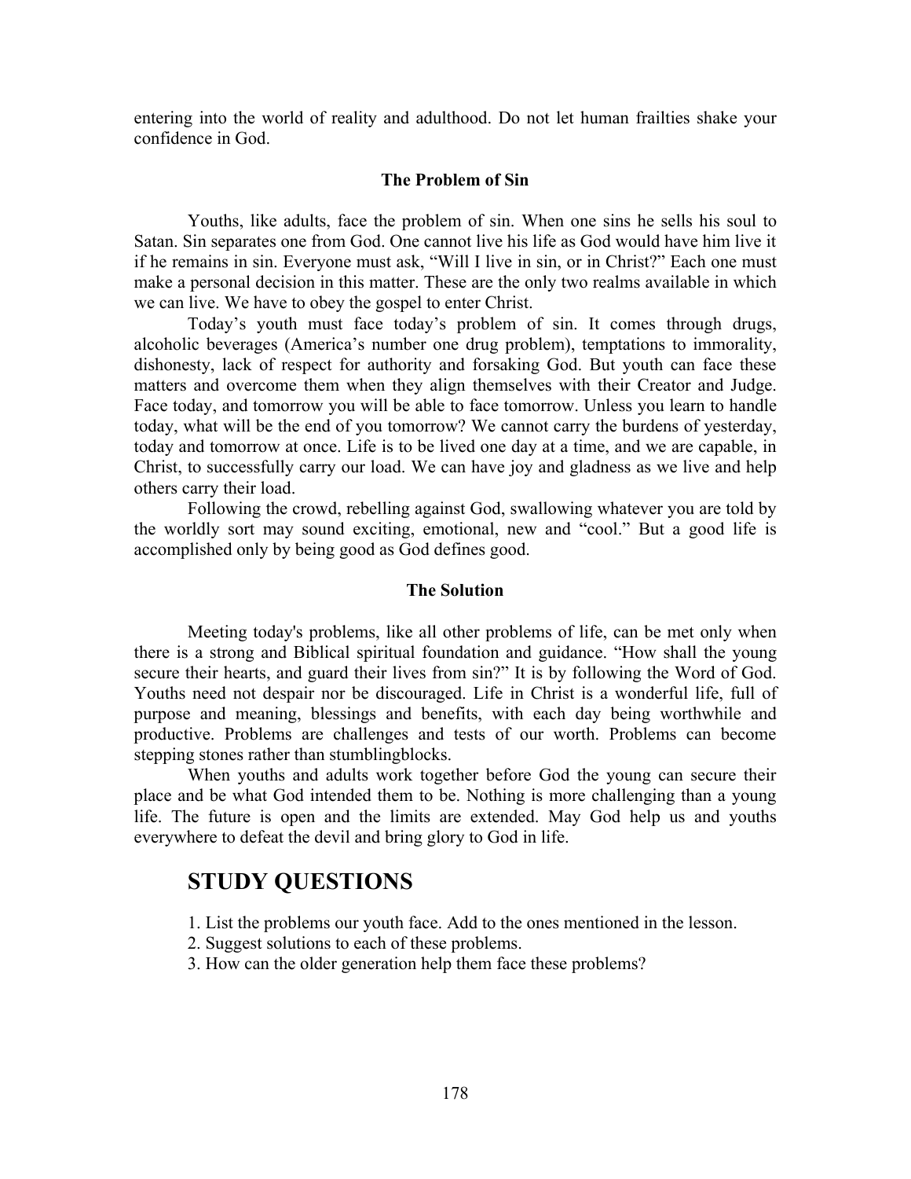entering into the world of reality and adulthood. Do not let human frailties shake your confidence in God.

### The Problem of Sin

Youths, like adults, face the problem of sin. When one sins he sells his soul to Satan. Sin separates one from God. One cannot live his life as God would have him live it if he remains in sin. Everyone must ask, "Will I live in sin, or in Christ?" Each one must make a personal decision in this matter. These are the only two realms available in which we can live. We have to obey the gospel to enter Christ.

Today's youth must face today's problem of sin. It comes through drugs, alcoholic beverages (America's number one drug problem), temptations to immorality, dishonesty, lack of respect for authority and forsaking God. But youth can face these matters and overcome them when they align themselves with their Creator and Judge. Face today, and tomorrow you will be able to face tomorrow. Unless you learn to handle today, what will be the end of you tomorrow? We cannot carry the burdens of yesterday, today and tomorrow at once. Life is to be lived one day at a time, and we are capable, in Christ, to successfully carry our load. We can have joy and gladness as we live and help others carry their load.

Following the crowd, rebelling against God, swallowing whatever you are told by the worldly sort may sound exciting, emotional, new and "cool." But a good life is accomplished only by being good as God defines good.

### The Solution

Meeting today's problems, like all other problems of life, can be met only when there is a strong and Biblical spiritual foundation and guidance. "How shall the young secure their hearts, and guard their lives from sin?" It is by following the Word of God. Youths need not despair nor be discouraged. Life in Christ is a wonderful life, full of purpose and meaning, blessings and benefits, with each day being worthwhile and productive. Problems are challenges and tests of our worth. Problems can become stepping stones rather than stumblingblocks.

When youths and adults work together before God the young can secure their place and be what God intended them to be. Nothing is more challenging than a young life. The future is open and the limits are extended. May God help us and youths everywhere to defeat the devil and bring glory to God in life.

## STUDY QUESTIONS

1. List the problems our youth face. Add to the ones mentioned in the lesson.
2. Suggest solutions to each of these problems.
3. How can the older generation help them face these problems?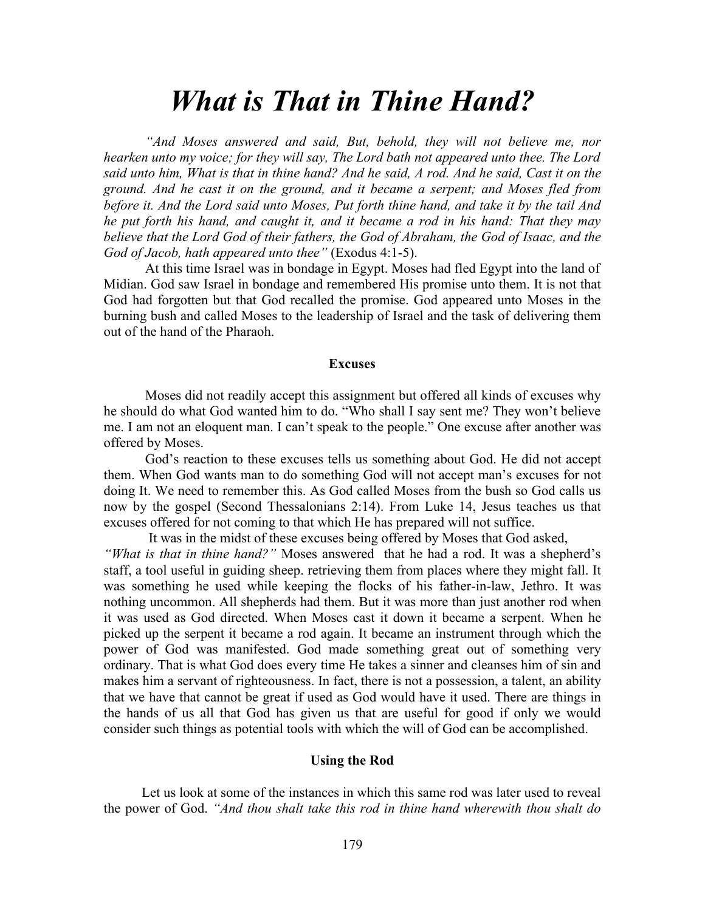# *What is That in Thine Hand?*

*"And Moses answered and said, But, behold, they will not believe me, nor hearken unto my voice; for they will say, The Lord bath not appeared unto thee. The Lord said unto him, What is that in thine hand? And he said, A rod. And he said, Cast it on the ground. And he cast it on the ground, and it became a serpent; and Moses fled from before it. And the Lord said unto Moses, Put forth thine hand, and take it by the tail And he put forth his hand, and caught it, and it became a rod in his hand: That they may believe that the Lord God of their fathers, the God of Abraham, the God of Isaac, and the God of Jacob, hath appeared unto thee"* (Exodus 4:1-5).

At this time Israel was in bondage in Egypt. Moses had fled Egypt into the land of Midian. God saw Israel in bondage and remembered His promise unto them. It is not that God had forgotten but that God recalled the promise. God appeared unto Moses in the burning bush and called Moses to the leadership of Israel and the task of delivering them out of the hand of the Pharaoh.

**Excuses**

Moses did not readily accept this assignment but offered all kinds of excuses why he should do what God wanted him to do. "Who shall I say sent me? They won't believe me. I am not an eloquent man. I can't speak to the people." One excuse after another was offered by Moses.

God's reaction to these excuses tells us something about God. He did not accept them. When God wants man to do something God will not accept man's excuses for not doing It. We need to remember this. As God called Moses from the bush so God calls us now by the gospel (Second Thessalonians 2:14). From Luke 14, Jesus teaches us that excuses offered for not coming to that which He has prepared will not suffice.

It was in the midst of these excuses being offered by Moses that God asked, *"What is that in thine hand?"* Moses answered that he had a rod. It was a shepherd's staff, a tool useful in guiding sheep. retrieving them from places where they might fall. It was something he used while keeping the flocks of his father-in-law, Jethro. It was nothing uncommon. All shepherds had them. But it was more than just another rod when it was used as God directed. When Moses cast it down it became a serpent. When he picked up the serpent it became a rod again. It became an instrument through which the power of God was manifested. God made something great out of something very ordinary. That is what God does every time He takes a sinner and cleanses him of sin and makes him a servant of righteousness. In fact, there is not a possession, a talent, an ability that we have that cannot be great if used as God would have it used. There are things in the hands of us all that God has given us that are useful for good if only we would consider such things as potential tools with which the will of God can be accomplished.

**Using the Rod**

Let us look at some of the instances in which this same rod was later used to reveal the power of God. *"And thou shalt take this rod in thine hand wherewith thou shalt do*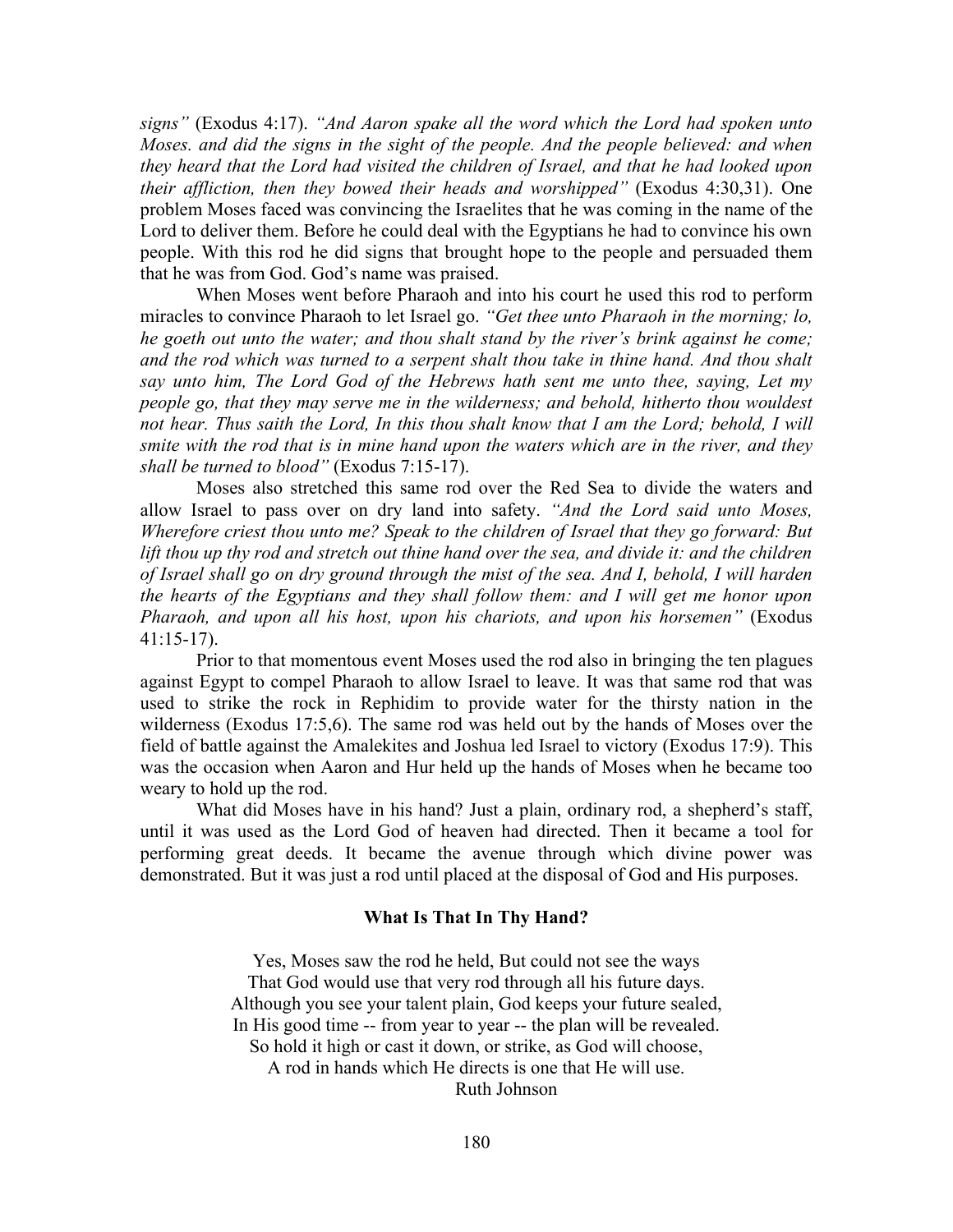*signs"* (Exodus 4:17). *"And Aaron spake all the word which the Lord had spoken unto Moses. and did the signs in the sight of the people. And the people believed: and when they heard that the Lord had visited the children of Israel, and that he had looked upon their affliction, then they bowed their heads and worshipped"* (Exodus 4:30,31). One problem Moses faced was convincing the Israelites that he was coming in the name of the Lord to deliver them. Before he could deal with the Egyptians he had to convince his own people. With this rod he did signs that brought hope to the people and persuaded them that he was from God. God's name was praised.

When Moses went before Pharaoh and into his court he used this rod to perform miracles to convince Pharaoh to let Israel go. *"Get thee unto Pharaoh in the morning; lo, he goeth out unto the water; and thou shalt stand by the river's brink against he come; and the rod which was turned to a serpent shalt thou take in thine hand. And thou shalt say unto him, The Lord God of the Hebrews hath sent me unto thee, saying, Let my people go, that they may serve me in the wilderness; and behold, hitherto thou wouldest not hear. Thus saith the Lord, In this thou shalt know that I am the Lord; behold, I will smite with the rod that is in mine hand upon the waters which are in the river, and they shall be turned to blood"* (Exodus 7:15-17).

Moses also stretched this same rod over the Red Sea to divide the waters and allow Israel to pass over on dry land into safety. *"And the Lord said unto Moses, Wherefore criest thou unto me? Speak to the children of Israel that they go forward: But lift thou up thy rod and stretch out thine hand over the sea, and divide it: and the children of Israel shall go on dry ground through the mist of the sea. And I, behold, I will harden the hearts of the Egyptians and they shall follow them: and I will get me honor upon Pharaoh, and upon all his host, upon his chariots, and upon his horsemen"* (Exodus 41:15-17).

Prior to that momentous event Moses used the rod also in bringing the ten plagues against Egypt to compel Pharaoh to allow Israel to leave. It was that same rod that was used to strike the rock in Rephidim to provide water for the thirsty nation in the wilderness (Exodus 17:5,6). The same rod was held out by the hands of Moses over the field of battle against the Amalekites and Joshua led Israel to victory (Exodus 17:9). This was the occasion when Aaron and Hur held up the hands of Moses when he became too weary to hold up the rod.

What did Moses have in his hand? Just a plain, ordinary rod, a shepherd's staff, until it was used as the Lord God of heaven had directed. Then it became a tool for performing great deeds. It became the avenue through which divine power was demonstrated. But it was just a rod until placed at the disposal of God and His purposes.

**What Is That In Thy Hand?**

Yes, Moses saw the rod he held, But could not see the ways
That God would use that very rod through all his future days.
Although you see your talent plain, God keeps your future sealed,
In His good time -- from year to year -- the plan will be revealed.
So hold it high or cast it down, or strike, as God will choose,
A rod in hands which He directs is one that He will use.
Ruth Johnson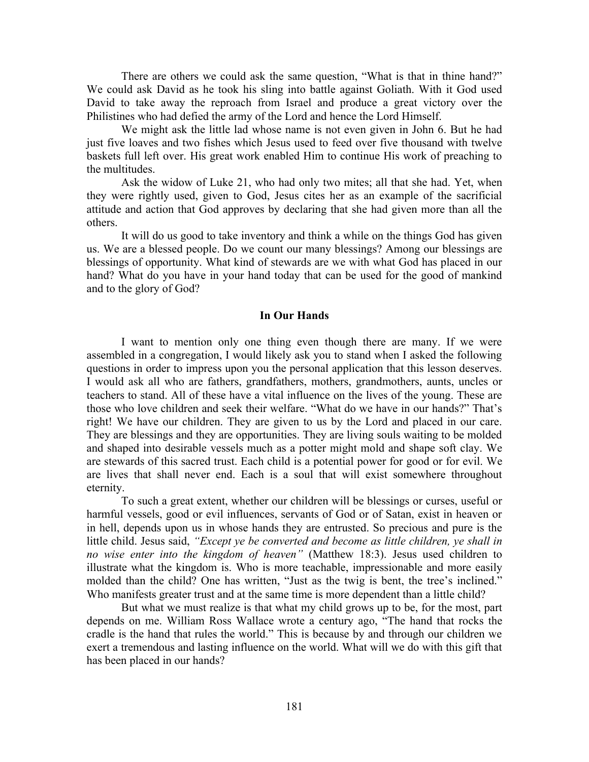There are others we could ask the same question, "What is that in thine hand?" We could ask David as he took his sling into battle against Goliath. With it God used David to take away the reproach from Israel and produce a great victory over the Philistines who had defied the army of the Lord and hence the Lord Himself.

We might ask the little lad whose name is not even given in John 6. But he had just five loaves and two fishes which Jesus used to feed over five thousand with twelve baskets full left over. His great work enabled Him to continue His work of preaching to the multitudes.

Ask the widow of Luke 21, who had only two mites; all that she had. Yet, when they were rightly used, given to God, Jesus cites her as an example of the sacrificial attitude and action that God approves by declaring that she had given more than all the others.

It will do us good to take inventory and think a while on the things God has given us. We are a blessed people. Do we count our many blessings? Among our blessings are blessings of opportunity. What kind of stewards are we with what God has placed in our hand? What do you have in your hand today that can be used for the good of mankind and to the glory of God?

**In Our Hands**

I want to mention only one thing even though there are many. If we were assembled in a congregation, I would likely ask you to stand when I asked the following questions in order to impress upon you the personal application that this lesson deserves. I would ask all who are fathers, grandfathers, mothers, grandmothers, aunts, uncles or teachers to stand. All of these have a vital influence on the lives of the young. These are those who love children and seek their welfare. "What do we have in our hands?" That's right! We have our children. They are given to us by the Lord and placed in our care. They are blessings and they are opportunities. They are living souls waiting to be molded and shaped into desirable vessels much as a potter might mold and shape soft clay. We are stewards of this sacred trust. Each child is a potential power for good or for evil. We are lives that shall never end. Each is a soul that will exist somewhere throughout eternity.

To such a great extent, whether our children will be blessings or curses, useful or harmful vessels, good or evil influences, servants of God or of Satan, exist in heaven or in hell, depends upon us in whose hands they are entrusted. So precious and pure is the little child. Jesus said, *"Except ye be converted and become as little children, ye shall in no wise enter into the kingdom of heaven"* (Matthew 18:3). Jesus used children to illustrate what the kingdom is. Who is more teachable, impressionable and more easily molded than the child? One has written, "Just as the twig is bent, the tree's inclined." Who manifests greater trust and at the same time is more dependent than a little child?

But what we must realize is that what my child grows up to be, for the most, part depends on me. William Ross Wallace wrote a century ago, "The hand that rocks the cradle is the hand that rules the world." This is because by and through our children we exert a tremendous and lasting influence on the world. What will we do with this gift that has been placed in our hands?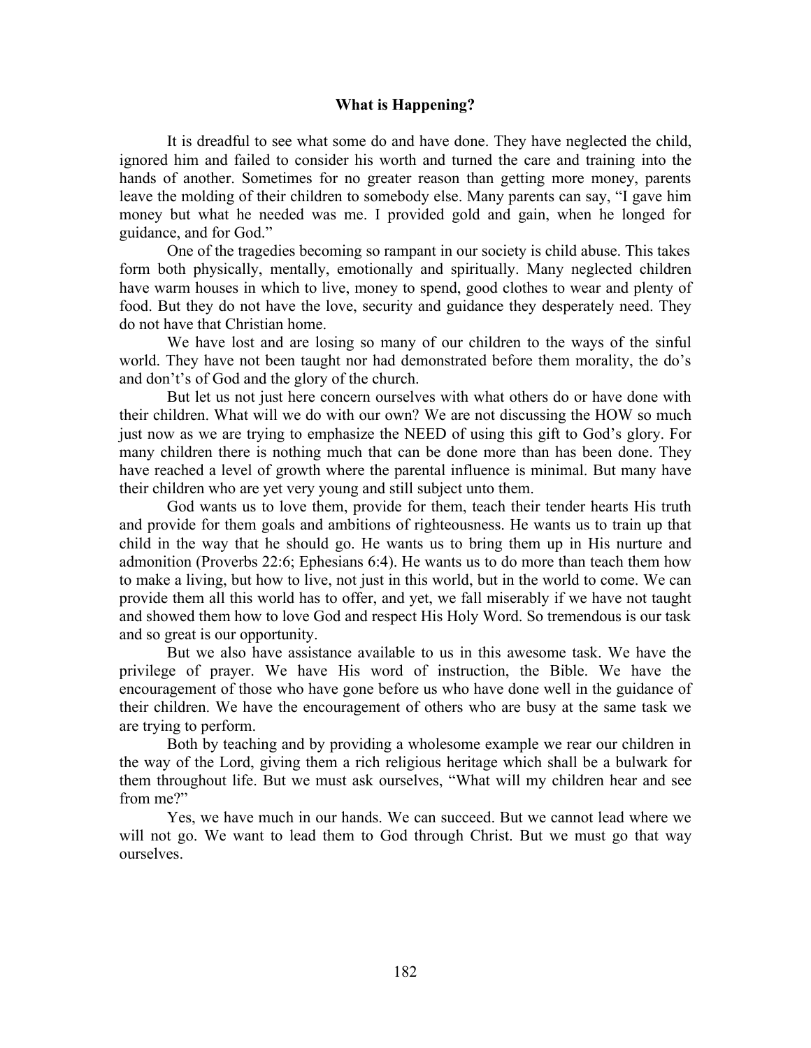## What is Happening?

It is dreadful to see what some do and have done. They have neglected the child, ignored him and failed to consider his worth and turned the care and training into the hands of another. Sometimes for no greater reason than getting more money, parents leave the molding of their children to somebody else. Many parents can say, "I gave him money but what he needed was me. I provided gold and gain, when he longed for guidance, and for God."

One of the tragedies becoming so rampant in our society is child abuse. This takes form both physically, mentally, emotionally and spiritually. Many neglected children have warm houses in which to live, money to spend, good clothes to wear and plenty of food. But they do not have the love, security and guidance they desperately need. They do not have that Christian home.

We have lost and are losing so many of our children to the ways of the sinful world. They have not been taught nor had demonstrated before them morality, the do's and don't's of God and the glory of the church.

But let us not just here concern ourselves with what others do or have done with their children. What will we do with our own? We are not discussing the HOW so much just now as we are trying to emphasize the NEED of using this gift to God's glory. For many children there is nothing much that can be done more than has been done. They have reached a level of growth where the parental influence is minimal. But many have their children who are yet very young and still subject unto them.

God wants us to love them, provide for them, teach their tender hearts His truth and provide for them goals and ambitions of righteousness. He wants us to train up that child in the way that he should go. He wants us to bring them up in His nurture and admonition (Proverbs 22:6; Ephesians 6:4). He wants us to do more than teach them how to make a living, but how to live, not just in this world, but in the world to come. We can provide them all this world has to offer, and yet, we fall miserably if we have not taught and showed them how to love God and respect His Holy Word. So tremendous is our task and so great is our opportunity.

But we also have assistance available to us in this awesome task. We have the privilege of prayer. We have His word of instruction, the Bible. We have the encouragement of those who have gone before us who have done well in the guidance of their children. We have the encouragement of others who are busy at the same task we are trying to perform.

Both by teaching and by providing a wholesome example we rear our children in the way of the Lord, giving them a rich religious heritage which shall be a bulwark for them throughout life. But we must ask ourselves, "What will my children hear and see from me?"

Yes, we have much in our hands. We can succeed. But we cannot lead where we will not go. We want to lead them to God through Christ. But we must go that way ourselves.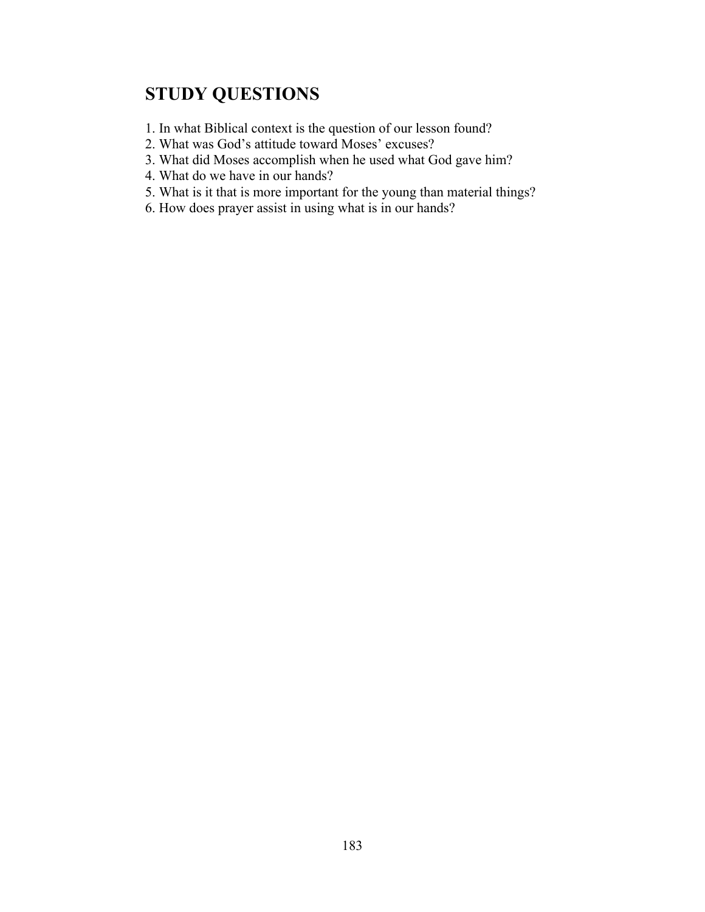## STUDY QUESTIONS

1. In what Biblical context is the question of our lesson found?
2. What was God's attitude toward Moses' excuses?
3. What did Moses accomplish when he used what God gave him?
4. What do we have in our hands?
5. What is it that is more important for the young than material things?
6. How does prayer assist in using what is in our hands?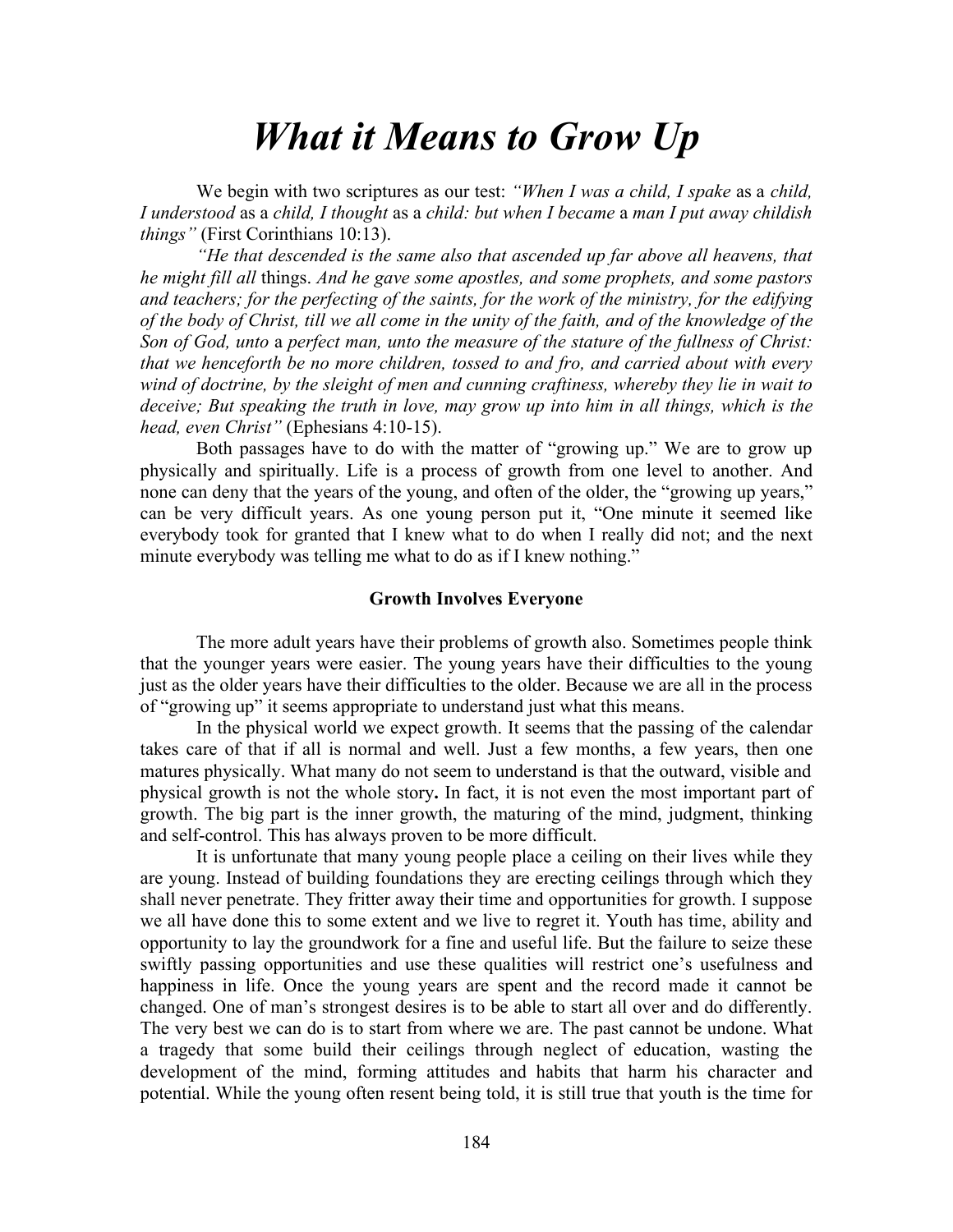# *What it Means to Grow Up*

We begin with two scriptures as our test: *"When I was a child, I spake* as a *child, I understood* as a *child, I thought* as a *child: but when I became* a *man I put away childish things"* (First Corinthians 10:13).

*"He that descended is the same also that ascended up far above all heavens, that he might fill all* things. *And he gave some apostles, and some prophets, and some pastors and teachers; for the perfecting of the saints, for the work of the ministry, for the edifying of the body of Christ, till we all come in the unity of the faith, and of the knowledge of the Son of God, unto* a *perfect man, unto the measure of the stature of the fullness of Christ: that we henceforth be no more children, tossed to and fro, and carried about with every wind of doctrine, by the sleight of men and cunning craftiness, whereby they lie in wait to deceive; But speaking the truth in love, may grow up into him in all things, which is the head, even Christ"* (Ephesians 4:10-15).

Both passages have to do with the matter of "growing up." We are to grow up physically and spiritually. Life is a process of growth from one level to another. And none can deny that the years of the young, and often of the older, the "growing up years," can be very difficult years. As one young person put it, "One minute it seemed like everybody took for granted that I knew what to do when I really did not; and the next minute everybody was telling me what to do as if I knew nothing."

**Growth Involves Everyone**

The more adult years have their problems of growth also. Sometimes people think that the younger years were easier. The young years have their difficulties to the young just as the older years have their difficulties to the older. Because we are all in the process of "growing up" it seems appropriate to understand just what this means.

In the physical world we expect growth. It seems that the passing of the calendar takes care of that if all is normal and well. Just a few months, a few years, then one matures physically. What many do not seem to understand is that the outward, visible and physical growth is not the whole story**.** In fact, it is not even the most important part of growth. The big part is the inner growth, the maturing of the mind, judgment, thinking and self-control. This has always proven to be more difficult.

It is unfortunate that many young people place a ceiling on their lives while they are young. Instead of building foundations they are erecting ceilings through which they shall never penetrate. They fritter away their time and opportunities for growth. I suppose we all have done this to some extent and we live to regret it. Youth has time, ability and opportunity to lay the groundwork for a fine and useful life. But the failure to seize these swiftly passing opportunities and use these qualities will restrict one's usefulness and happiness in life. Once the young years are spent and the record made it cannot be changed. One of man's strongest desires is to be able to start all over and do differently. The very best we can do is to start from where we are. The past cannot be undone. What a tragedy that some build their ceilings through neglect of education, wasting the development of the mind, forming attitudes and habits that harm his character and potential. While the young often resent being told, it is still true that youth is the time for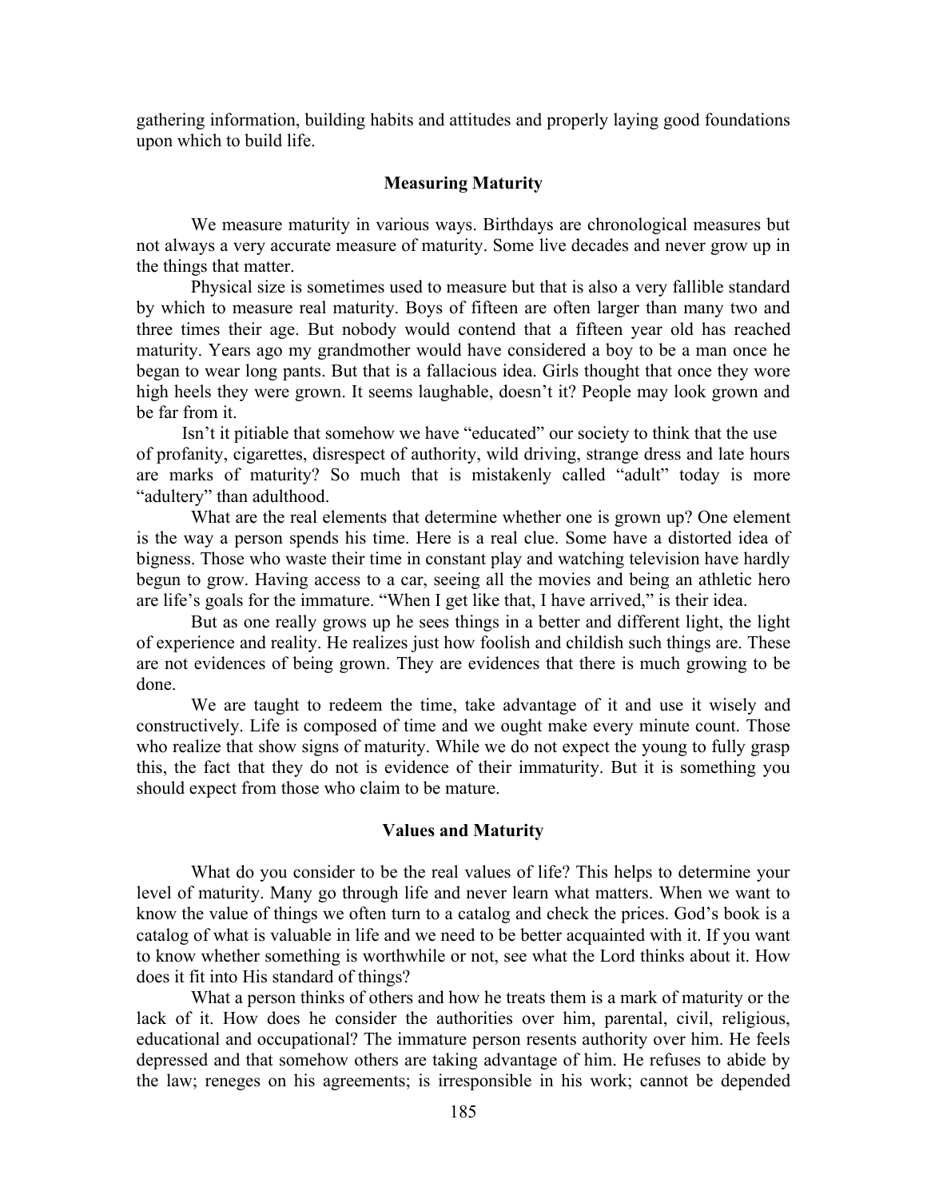gathering information, building habits and attitudes and properly laying good foundations upon which to build life.

### Measuring Maturity

We measure maturity in various ways. Birthdays are chronological measures but not always a very accurate measure of maturity. Some live decades and never grow up in the things that matter.

Physical size is sometimes used to measure but that is also a very fallible standard by which to measure real maturity. Boys of fifteen are often larger than many two and three times their age. But nobody would contend that a fifteen year old has reached maturity. Years ago my grandmother would have considered a boy to be a man once he began to wear long pants. But that is a fallacious idea. Girls thought that once they wore high heels they were grown. It seems laughable, doesn't it? People may look grown and be far from it.

Isn't it pitiable that somehow we have "educated" our society to think that the use of profanity, cigarettes, disrespect of authority, wild driving, strange dress and late hours are marks of maturity? So much that is mistakenly called "adult" today is more "adultery" than adulthood.

What are the real elements that determine whether one is grown up? One element is the way a person spends his time. Here is a real clue. Some have a distorted idea of bigness. Those who waste their time in constant play and watching television have hardly begun to grow. Having access to a car, seeing all the movies and being an athletic hero are life's goals for the immature. "When I get like that, I have arrived," is their idea.

But as one really grows up he sees things in a better and different light, the light of experience and reality. He realizes just how foolish and childish such things are. These are not evidences of being grown. They are evidences that there is much growing to be done.

We are taught to redeem the time, take advantage of it and use it wisely and constructively. Life is composed of time and we ought make every minute count. Those who realize that show signs of maturity. While we do not expect the young to fully grasp this, the fact that they do not is evidence of their immaturity. But it is something you should expect from those who claim to be mature.

### Values and Maturity

What do you consider to be the real values of life? This helps to determine your level of maturity. Many go through life and never learn what matters. When we want to know the value of things we often turn to a catalog and check the prices. God's book is a catalog of what is valuable in life and we need to be better acquainted with it. If you want to know whether something is worthwhile or not, see what the Lord thinks about it. How does it fit into His standard of things?

What a person thinks of others and how he treats them is a mark of maturity or the lack of it. How does he consider the authorities over him, parental, civil, religious, educational and occupational? The immature person resents authority over him. He feels depressed and that somehow others are taking advantage of him. He refuses to abide by the law; reneges on his agreements; is irresponsible in his work; cannot be depended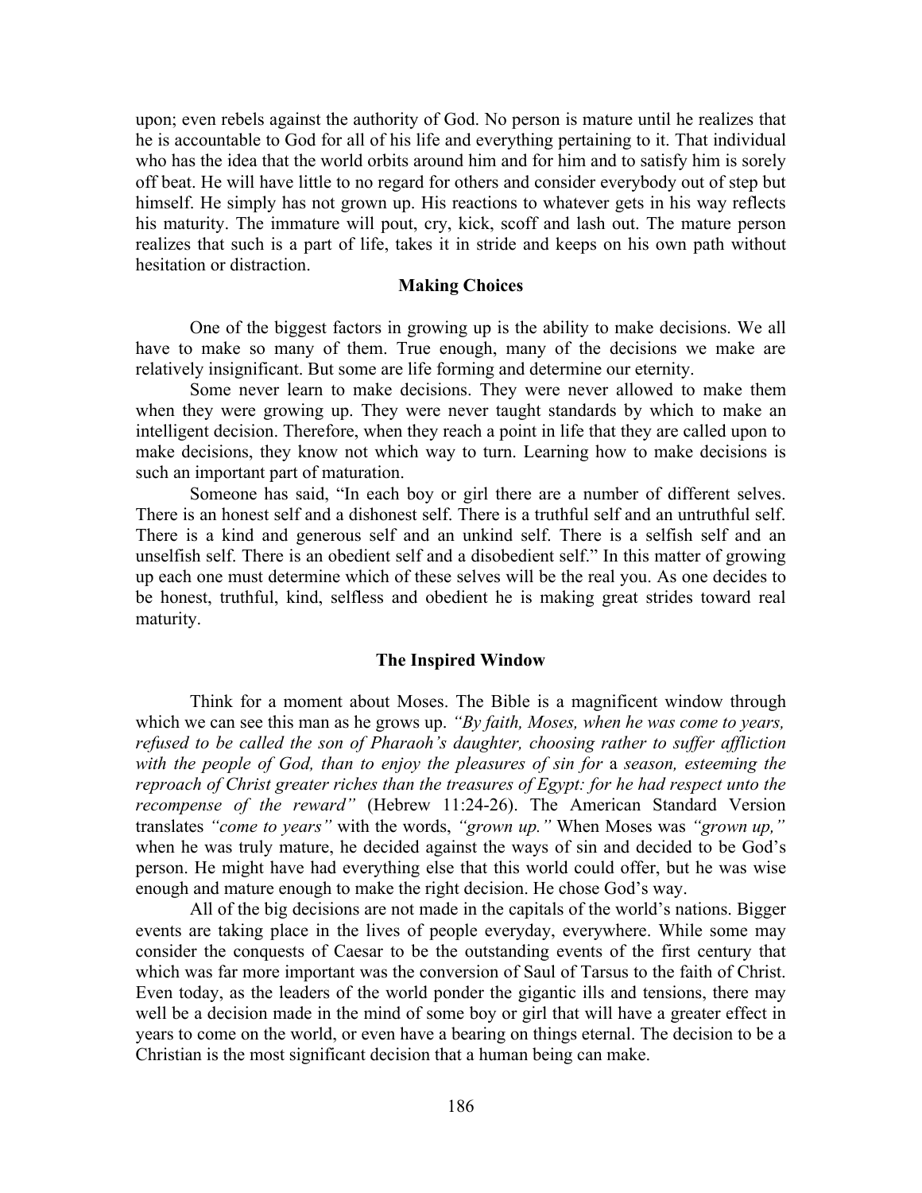upon; even rebels against the authority of God. No person is mature until he realizes that he is accountable to God for all of his life and everything pertaining to it. That individual who has the idea that the world orbits around him and for him and to satisfy him is sorely off beat. He will have little to no regard for others and consider everybody out of step but himself. He simply has not grown up. His reactions to whatever gets in his way reflects his maturity. The immature will pout, cry, kick, scoff and lash out. The mature person realizes that such is a part of life, takes it in stride and keeps on his own path without hesitation or distraction.

## Making Choices

One of the biggest factors in growing up is the ability to make decisions. We all have to make so many of them. True enough, many of the decisions we make are relatively insignificant. But some are life forming and determine our eternity.

Some never learn to make decisions. They were never allowed to make them when they were growing up. They were never taught standards by which to make an intelligent decision. Therefore, when they reach a point in life that they are called upon to make decisions, they know not which way to turn. Learning how to make decisions is such an important part of maturation.

Someone has said, "In each boy or girl there are a number of different selves. There is an honest self and a dishonest self. There is a truthful self and an untruthful self. There is a kind and generous self and an unkind self. There is a selfish self and an unselfish self. There is an obedient self and a disobedient self." In this matter of growing up each one must determine which of these selves will be the real you. As one decides to be honest, truthful, kind, selfless and obedient he is making great strides toward real maturity.

## The Inspired Window

Think for a moment about Moses. The Bible is a magnificent window through which we can see this man as he grows up. *"By faith, Moses, when he was come to years, refused to be called the son of Pharaoh's daughter, choosing rather to suffer affliction with the people of God, than to enjoy the pleasures of sin for* a *season, esteeming the reproach of Christ greater riches than the treasures of Egypt: for he had respect unto the recompense of the reward"* (Hebrew 11:24-26). The American Standard Version translates *"come to years"* with the words, *"grown up."* When Moses was *"grown up,"* when he was truly mature, he decided against the ways of sin and decided to be God's person. He might have had everything else that this world could offer, but he was wise enough and mature enough to make the right decision. He chose God's way.

All of the big decisions are not made in the capitals of the world's nations. Bigger events are taking place in the lives of people everyday, everywhere. While some may consider the conquests of Caesar to be the outstanding events of the first century that which was far more important was the conversion of Saul of Tarsus to the faith of Christ. Even today, as the leaders of the world ponder the gigantic ills and tensions, there may well be a decision made in the mind of some boy or girl that will have a greater effect in years to come on the world, or even have a bearing on things eternal. The decision to be a Christian is the most significant decision that a human being can make.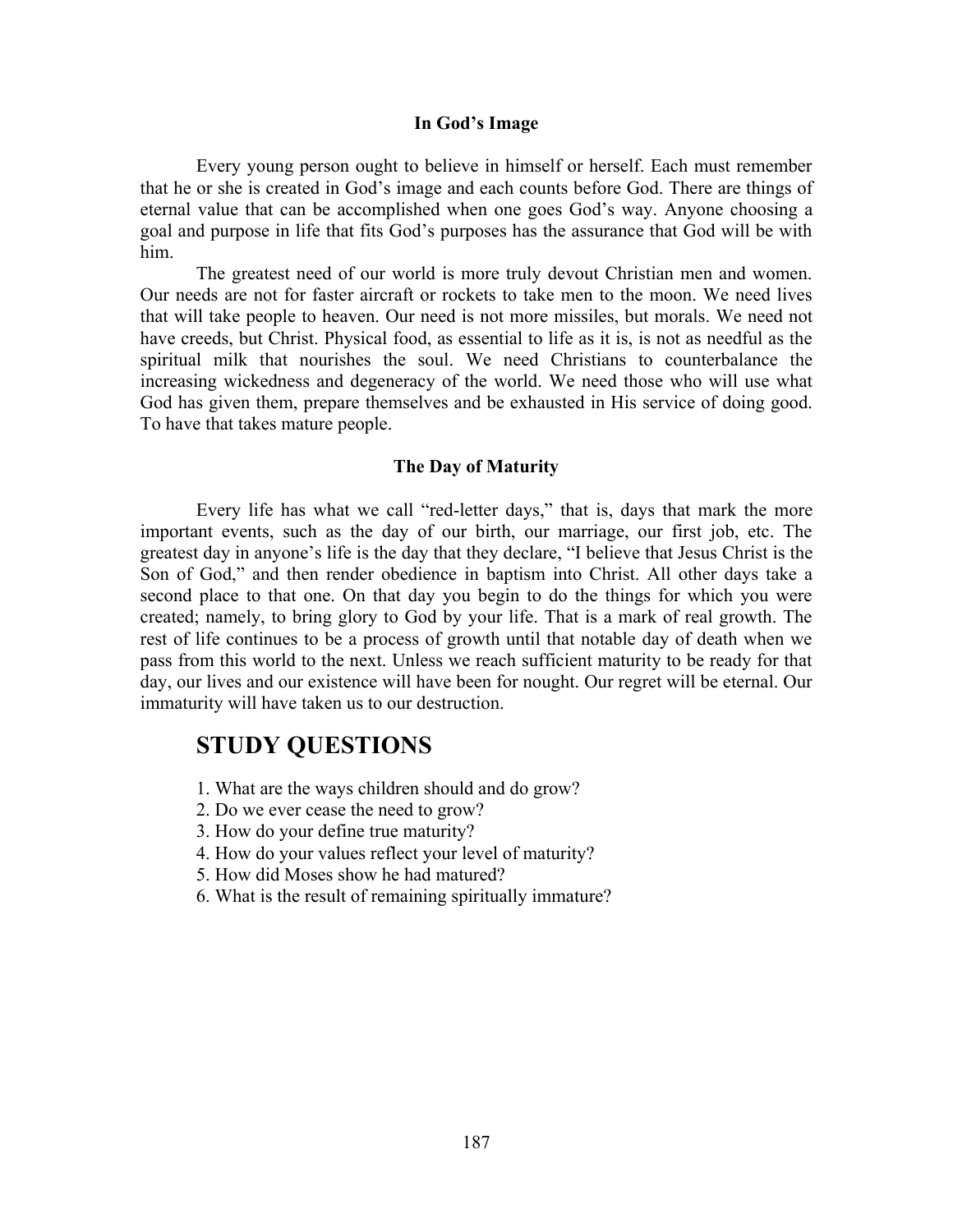### In God's Image

Every young person ought to believe in himself or herself. Each must remember that he or she is created in God's image and each counts before God. There are things of eternal value that can be accomplished when one goes God's way. Anyone choosing a goal and purpose in life that fits God's purposes has the assurance that God will be with him.

The greatest need of our world is more truly devout Christian men and women. Our needs are not for faster aircraft or rockets to take men to the moon. We need lives that will take people to heaven. Our need is not more missiles, but morals. We need not have creeds, but Christ. Physical food, as essential to life as it is, is not as needful as the spiritual milk that nourishes the soul. We need Christians to counterbalance the increasing wickedness and degeneracy of the world. We need those who will use what God has given them, prepare themselves and be exhausted in His service of doing good. To have that takes mature people.

### The Day of Maturity

Every life has what we call "red-letter days," that is, days that mark the more important events, such as the day of our birth, our marriage, our first job, etc. The greatest day in anyone's life is the day that they declare, "I believe that Jesus Christ is the Son of God," and then render obedience in baptism into Christ. All other days take a second place to that one. On that day you begin to do the things for which you were created; namely, to bring glory to God by your life. That is a mark of real growth. The rest of life continues to be a process of growth until that notable day of death when we pass from this world to the next. Unless we reach sufficient maturity to be ready for that day, our lives and our existence will have been for nought. Our regret will be eternal. Our immaturity will have taken us to our destruction.

## STUDY QUESTIONS

1. What are the ways children should and do grow?
2. Do we ever cease the need to grow?
3. How do your define true maturity?
4. How do your values reflect your level of maturity?
5. How did Moses show he had matured?
6. What is the result of remaining spiritually immature?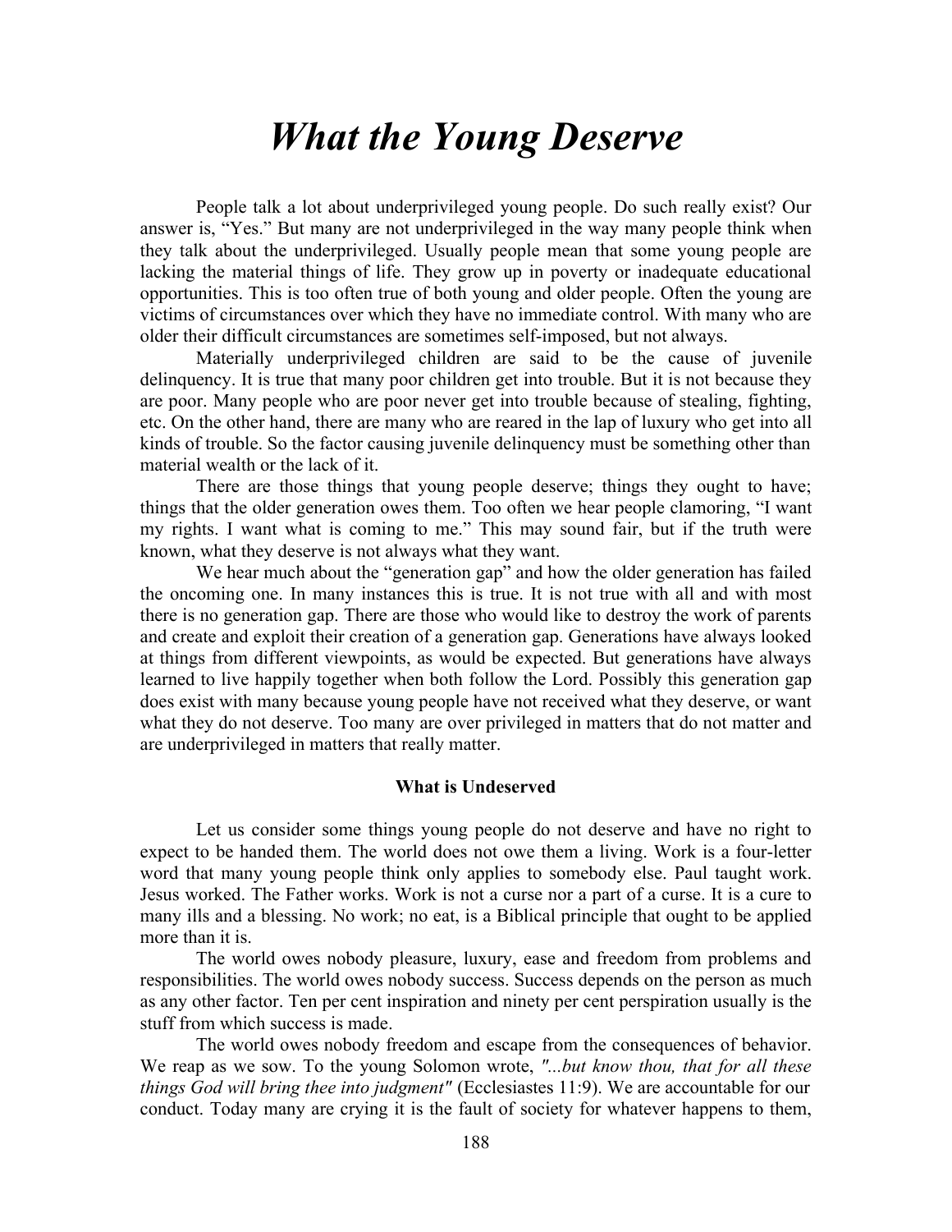# What the Young Deserve

People talk a lot about underprivileged young people. Do such really exist? Our answer is, "Yes." But many are not underprivileged in the way many people think when they talk about the underprivileged. Usually people mean that some young people are lacking the material things of life. They grow up in poverty or inadequate educational opportunities. This is too often true of both young and older people. Often the young are victims of circumstances over which they have no immediate control. With many who are older their difficult circumstances are sometimes self-imposed, but not always.

Materially underprivileged children are said to be the cause of juvenile delinquency. It is true that many poor children get into trouble. But it is not because they are poor. Many people who are poor never get into trouble because of stealing, fighting, etc. On the other hand, there are many who are reared in the lap of luxury who get into all kinds of trouble. So the factor causing juvenile delinquency must be something other than material wealth or the lack of it.

There are those things that young people deserve; things they ought to have; things that the older generation owes them. Too often we hear people clamoring, "I want my rights. I want what is coming to me." This may sound fair, but if the truth were known, what they deserve is not always what they want.

We hear much about the "generation gap" and how the older generation has failed the oncoming one. In many instances this is true. It is not true with all and with most there is no generation gap. There are those who would like to destroy the work of parents and create and exploit their creation of a generation gap. Generations have always looked at things from different viewpoints, as would be expected. But generations have always learned to live happily together when both follow the Lord. Possibly this generation gap does exist with many because young people have not received what they deserve, or want what they do not deserve. Too many are over privileged in matters that do not matter and are underprivileged in matters that really matter.

### What is Undeserved

Let us consider some things young people do not deserve and have no right to expect to be handed them. The world does not owe them a living. Work is a four-letter word that many young people think only applies to somebody else. Paul taught work. Jesus worked. The Father works. Work is not a curse nor a part of a curse. It is a cure to many ills and a blessing. No work; no eat, is a Biblical principle that ought to be applied more than it is.

The world owes nobody pleasure, luxury, ease and freedom from problems and responsibilities. The world owes nobody success. Success depends on the person as much as any other factor. Ten per cent inspiration and ninety per cent perspiration usually is the stuff from which success is made.

The world owes nobody freedom and escape from the consequences of behavior. We reap as we sow. To the young Solomon wrote, *"...but know thou, that for all these things God will bring thee into judgment"* (Ecclesiastes 11:9). We are accountable for our conduct. Today many are crying it is the fault of society for whatever happens to them,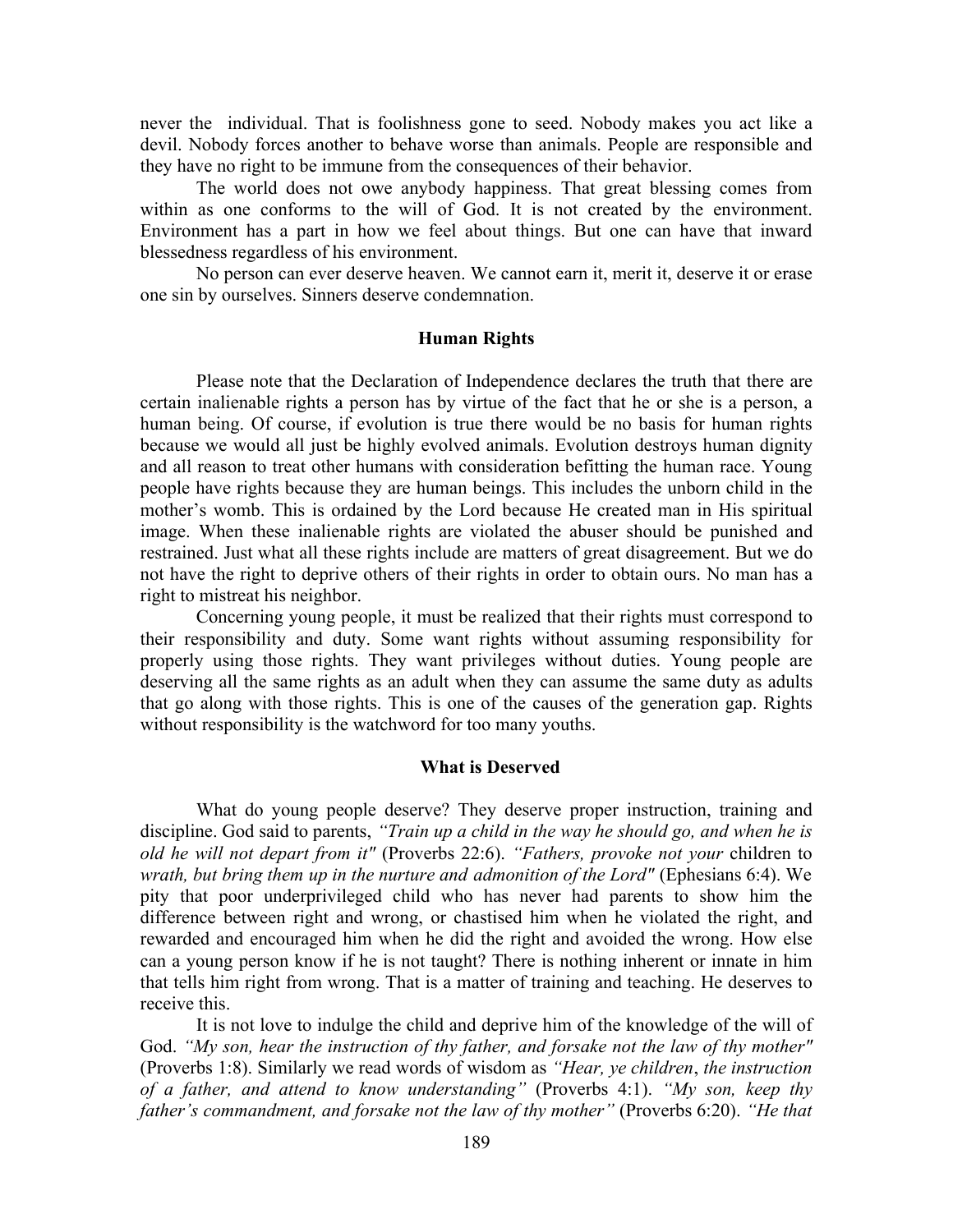never the individual. That is foolishness gone to seed. Nobody makes you act like a devil. Nobody forces another to behave worse than animals. People are responsible and they have no right to be immune from the consequences of their behavior.

The world does not owe anybody happiness. That great blessing comes from within as one conforms to the will of God. It is not created by the environment. Environment has a part in how we feel about things. But one can have that inward blessedness regardless of his environment.

No person can ever deserve heaven. We cannot earn it, merit it, deserve it or erase one sin by ourselves. Sinners deserve condemnation.

### Human Rights

Please note that the Declaration of Independence declares the truth that there are certain inalienable rights a person has by virtue of the fact that he or she is a person, a human being. Of course, if evolution is true there would be no basis for human rights because we would all just be highly evolved animals. Evolution destroys human dignity and all reason to treat other humans with consideration befitting the human race. Young people have rights because they are human beings. This includes the unborn child in the mother's womb. This is ordained by the Lord because He created man in His spiritual image. When these inalienable rights are violated the abuser should be punished and restrained. Just what all these rights include are matters of great disagreement. But we do not have the right to deprive others of their rights in order to obtain ours. No man has a right to mistreat his neighbor.

Concerning young people, it must be realized that their rights must correspond to their responsibility and duty. Some want rights without assuming responsibility for properly using those rights. They want privileges without duties. Young people are deserving all the same rights as an adult when they can assume the same duty as adults that go along with those rights. This is one of the causes of the generation gap. Rights without responsibility is the watchword for too many youths.

### What is Deserved

What do young people deserve? They deserve proper instruction, training and discipline. God said to parents, *"Train up a child in the way he should go, and when he is old he will not depart from it"* (Proverbs 22:6). *"Fathers, provoke not your* children to *wrath, but bring them up in the nurture and admonition of the Lord"* (Ephesians 6:4). We pity that poor underprivileged child who has never had parents to show him the difference between right and wrong, or chastised him when he violated the right, and rewarded and encouraged him when he did the right and avoided the wrong. How else can a young person know if he is not taught? There is nothing inherent or innate in him that tells him right from wrong. That is a matter of training and teaching. He deserves to receive this.

It is not love to indulge the child and deprive him of the knowledge of the will of God. *"My son, hear the instruction of thy father, and forsake not the law of thy mother"* (Proverbs 1:8). Similarly we read words of wisdom as *"Hear, ye children, the instruction of a father, and attend to know understanding"* (Proverbs 4:1). *"My son, keep thy father's commandment, and forsake not the law of thy mother"* (Proverbs 6:20). *"He that*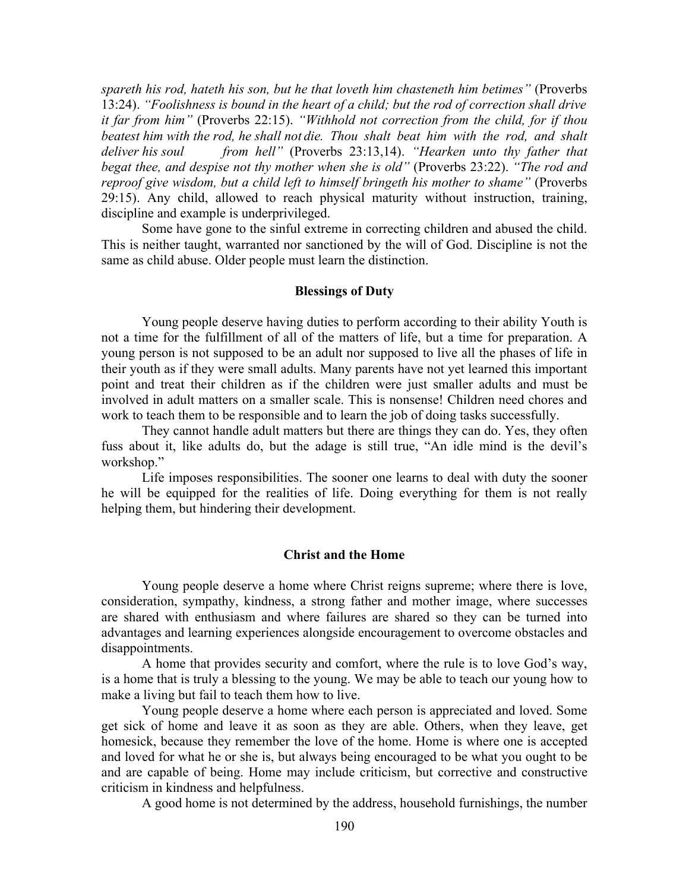*spareth his rod, hateth his son, but he that loveth him chasteneth him betimes"* (Proverbs 13:24). *"Foolishness is bound in the heart of a child; but the rod of correction shall drive it far from him"* (Proverbs 22:15). *"Withhold not correction from the child, for if thou beatest him with the rod, he shall not die. Thou shalt beat him with the rod, and shalt deliver his soul from hell"* (Proverbs 23:13,14). *"Hearken unto thy father that begat thee, and despise not thy mother when she is old"* (Proverbs 23:22). *"The rod and reproof give wisdom, but a child left to himself bringeth his mother to shame"* (Proverbs 29:15). Any child, allowed to reach physical maturity without instruction, training, discipline and example is underprivileged.

Some have gone to the sinful extreme in correcting children and abused the child. This is neither taught, warranted nor sanctioned by the will of God. Discipline is not the same as child abuse. Older people must learn the distinction.

### Blessings of Duty

Young people deserve having duties to perform according to their ability Youth is not a time for the fulfillment of all of the matters of life, but a time for preparation. A young person is not supposed to be an adult nor supposed to live all the phases of life in their youth as if they were small adults. Many parents have not yet learned this important point and treat their children as if the children were just smaller adults and must be involved in adult matters on a smaller scale. This is nonsense! Children need chores and work to teach them to be responsible and to learn the job of doing tasks successfully.

They cannot handle adult matters but there are things they can do. Yes, they often fuss about it, like adults do, but the adage is still true, "An idle mind is the devil's workshop."

Life imposes responsibilities. The sooner one learns to deal with duty the sooner he will be equipped for the realities of life. Doing everything for them is not really helping them, but hindering their development.

### Christ and the Home

Young people deserve a home where Christ reigns supreme; where there is love, consideration, sympathy, kindness, a strong father and mother image, where successes are shared with enthusiasm and where failures are shared so they can be turned into advantages and learning experiences alongside encouragement to overcome obstacles and disappointments.

A home that provides security and comfort, where the rule is to love God's way, is a home that is truly a blessing to the young. We may be able to teach our young how to make a living but fail to teach them how to live.

Young people deserve a home where each person is appreciated and loved. Some get sick of home and leave it as soon as they are able. Others, when they leave, get homesick, because they remember the love of the home. Home is where one is accepted and loved for what he or she is, but always being encouraged to be what you ought to be and are capable of being. Home may include criticism, but corrective and constructive criticism in kindness and helpfulness.

A good home is not determined by the address, household furnishings, the number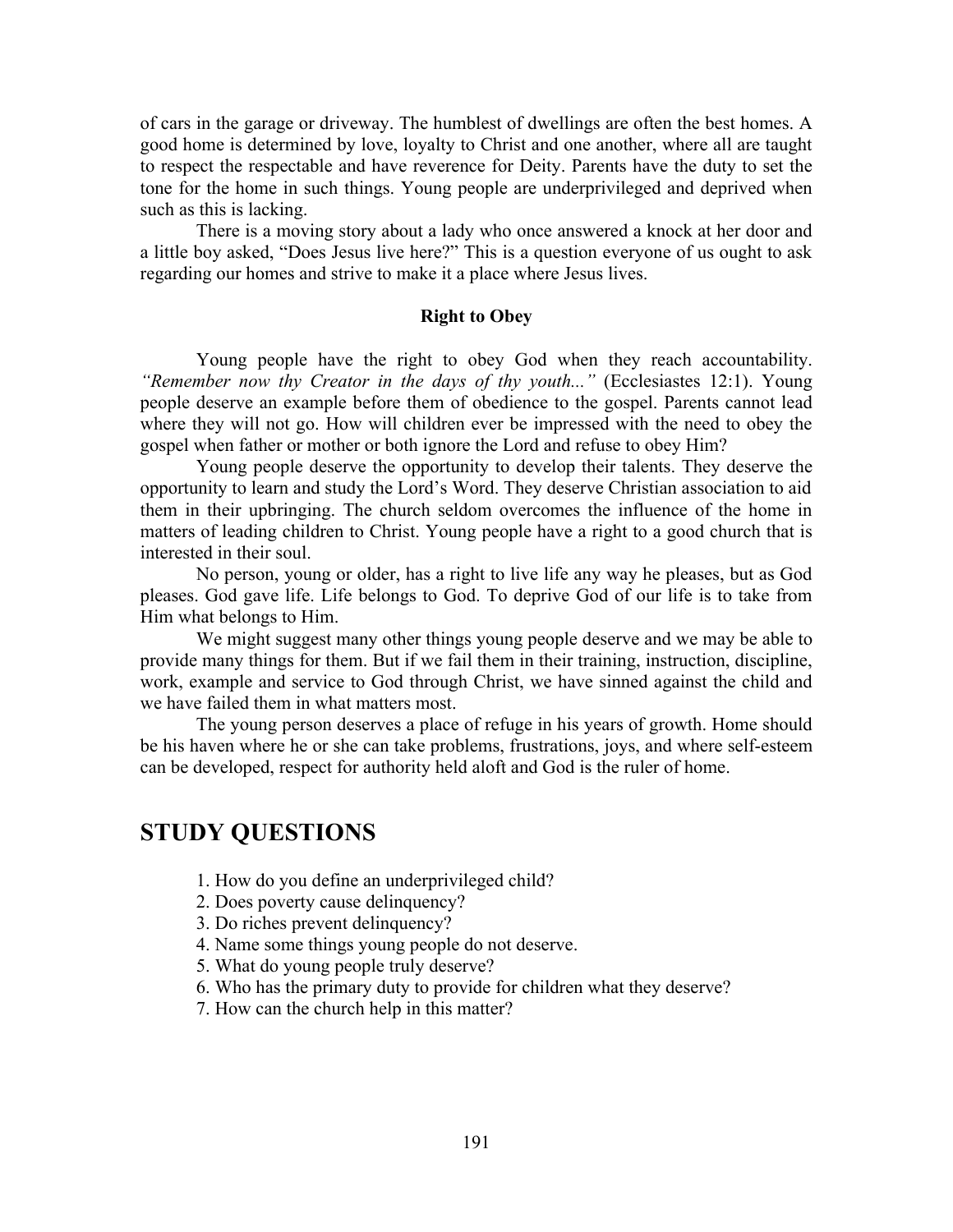of cars in the garage or driveway. The humblest of dwellings are often the best homes. A good home is determined by love, loyalty to Christ and one another, where all are taught to respect the respectable and have reverence for Deity. Parents have the duty to set the tone for the home in such things. Young people are underprivileged and deprived when such as this is lacking.

There is a moving story about a lady who once answered a knock at her door and a little boy asked, "Does Jesus live here?" This is a question everyone of us ought to ask regarding our homes and strive to make it a place where Jesus lives.

**Right to Obey**

Young people have the right to obey God when they reach accountability. *"Remember now thy Creator in the days of thy youth..."* (Ecclesiastes 12:1). Young people deserve an example before them of obedience to the gospel. Parents cannot lead where they will not go. How will children ever be impressed with the need to obey the gospel when father or mother or both ignore the Lord and refuse to obey Him?

Young people deserve the opportunity to develop their talents. They deserve the opportunity to learn and study the Lord's Word. They deserve Christian association to aid them in their upbringing. The church seldom overcomes the influence of the home in matters of leading children to Christ. Young people have a right to a good church that is interested in their soul.

No person, young or older, has a right to live life any way he pleases, but as God pleases. God gave life. Life belongs to God. To deprive God of our life is to take from Him what belongs to Him.

We might suggest many other things young people deserve and we may be able to provide many things for them. But if we fail them in their training, instruction, discipline, work, example and service to God through Christ, we have sinned against the child and we have failed them in what matters most.

The young person deserves a place of refuge in his years of growth. Home should be his haven where he or she can take problems, frustrations, joys, and where self-esteem can be developed, respect for authority held aloft and God is the ruler of home.

## STUDY QUESTIONS

1. How do you define an underprivileged child?
2. Does poverty cause delinquency?
3. Do riches prevent delinquency?
4. Name some things young people do not deserve.
5. What do young people truly deserve?
6. Who has the primary duty to provide for children what they deserve?
7. How can the church help in this matter?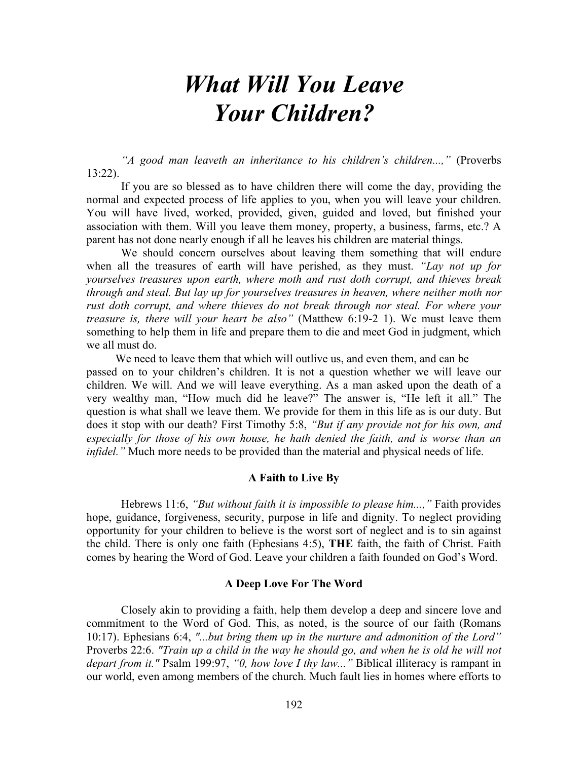# *What Will You Leave Your Children?*

*"A good man leaveth an inheritance to his children's children...,"* (Proverbs 13:22).

If you are so blessed as to have children there will come the day, providing the normal and expected process of life applies to you, when you will leave your children. You will have lived, worked, provided, given, guided and loved, but finished your association with them. Will you leave them money, property, a business, farms, etc.? A parent has not done nearly enough if all he leaves his children are material things.

We should concern ourselves about leaving them something that will endure when all the treasures of earth will have perished, as they must. *"Lay not up for yourselves treasures upon earth, where moth and rust doth corrupt, and thieves break through and steal. But lay up for yourselves treasures in heaven, where neither moth nor rust doth corrupt, and where thieves do not break through nor steal. For where your treasure is, there will your heart be also"* (Matthew 6:19-2 1). We must leave them something to help them in life and prepare them to die and meet God in judgment, which we all must do.

We need to leave them that which will outlive us, and even them, and can be passed on to your children's children. It is not a question whether we will leave our children. We will. And we will leave everything. As a man asked upon the death of a very wealthy man, "How much did he leave?" The answer is, "He left it all." The question is what shall we leave them. We provide for them in this life as is our duty. But does it stop with our death? First Timothy 5:8, *"But if any provide not for his own, and especially for those of his own house, he hath denied the faith, and is worse than an infidel."* Much more needs to be provided than the material and physical needs of life.

### A Faith to Live By

Hebrews 11:6, *"But without faith it is impossible to please him...,"* Faith provides hope, guidance, forgiveness, security, purpose in life and dignity. To neglect providing opportunity for your children to believe is the worst sort of neglect and is to sin against the child. There is only one faith (Ephesians 4:5), **THE** faith, the faith of Christ. Faith comes by hearing the Word of God. Leave your children a faith founded on God's Word.

### A Deep Love For The Word

Closely akin to providing a faith, help them develop a deep and sincere love and commitment to the Word of God. This, as noted, is the source of our faith (Romans 10:17). Ephesians 6:4, *"...but bring them up in the nurture and admonition of the Lord"* Proverbs 22:6. *"Train up a child in the way he should go, and when he is old he will not depart from it."* Psalm 199:97, *"0, how love I thy law..."* Biblical illiteracy is rampant in our world, even among members of the church. Much fault lies in homes where efforts to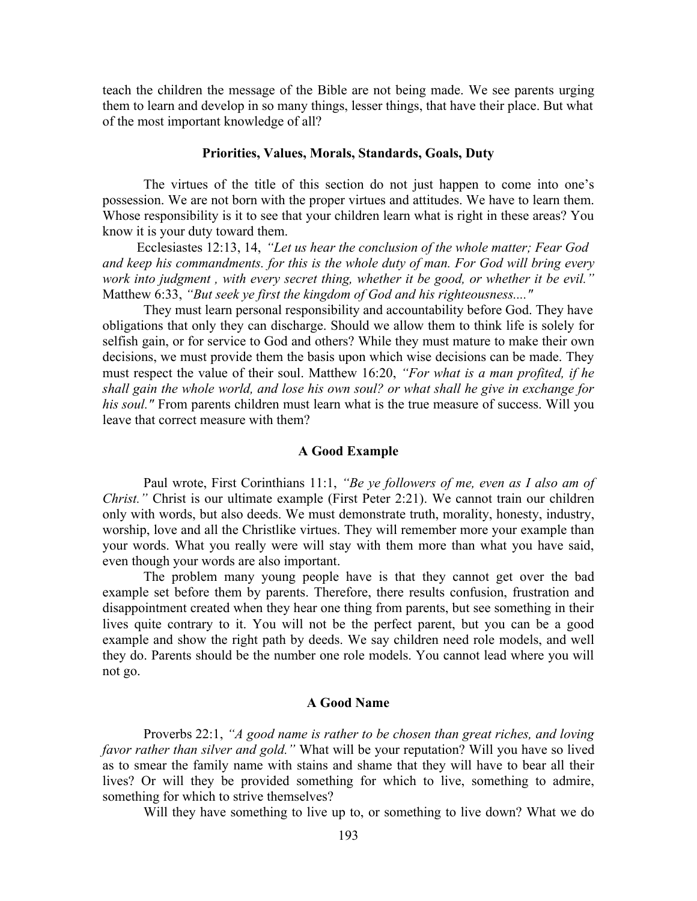teach the children the message of the Bible are not being made. We see parents urging them to learn and develop in so many things, lesser things, that have their place. But what of the most important knowledge of all?

### Priorities, Values, Morals, Standards, Goals, Duty

The virtues of the title of this section do not just happen to come into one's possession. We are not born with the proper virtues and attitudes. We have to learn them. Whose responsibility is it to see that your children learn what is right in these areas? You know it is your duty toward them.

Ecclesiastes 12:13, 14, *"Let us hear the conclusion of the whole matter; Fear God and keep his commandments. for this is the whole duty of man. For God will bring every work into judgment , with every secret thing, whether it be good, or whether it be evil."* Matthew 6:33, *"But seek ye first the kingdom of God and his righteousness...."*

They must learn personal responsibility and accountability before God. They have obligations that only they can discharge. Should we allow them to think life is solely for selfish gain, or for service to God and others? While they must mature to make their own decisions, we must provide them the basis upon which wise decisions can be made. They must respect the value of their soul. Matthew 16:20, *"For what is a man profited, if he shall gain the whole world, and lose his own soul? or what shall he give in exchange for his soul."* From parents children must learn what is the true measure of success. Will you leave that correct measure with them?

### A Good Example

Paul wrote, First Corinthians 11:1, *"Be ye followers of me, even as I also am of Christ."* Christ is our ultimate example (First Peter 2:21). We cannot train our children only with words, but also deeds. We must demonstrate truth, morality, honesty, industry, worship, love and all the Christlike virtues. They will remember more your example than your words. What you really were will stay with them more than what you have said, even though your words are also important.

The problem many young people have is that they cannot get over the bad example set before them by parents. Therefore, there results confusion, frustration and disappointment created when they hear one thing from parents, but see something in their lives quite contrary to it. You will not be the perfect parent, but you can be a good example and show the right path by deeds. We say children need role models, and well they do. Parents should be the number one role models. You cannot lead where you will not go.

### A Good Name

Proverbs 22:1, *"A good name is rather to be chosen than great riches, and loving favor rather than silver and gold."* What will be your reputation? Will you have so lived as to smear the family name with stains and shame that they will have to bear all their lives? Or will they be provided something for which to live, something to admire, something for which to strive themselves?

Will they have something to live up to, or something to live down? What we do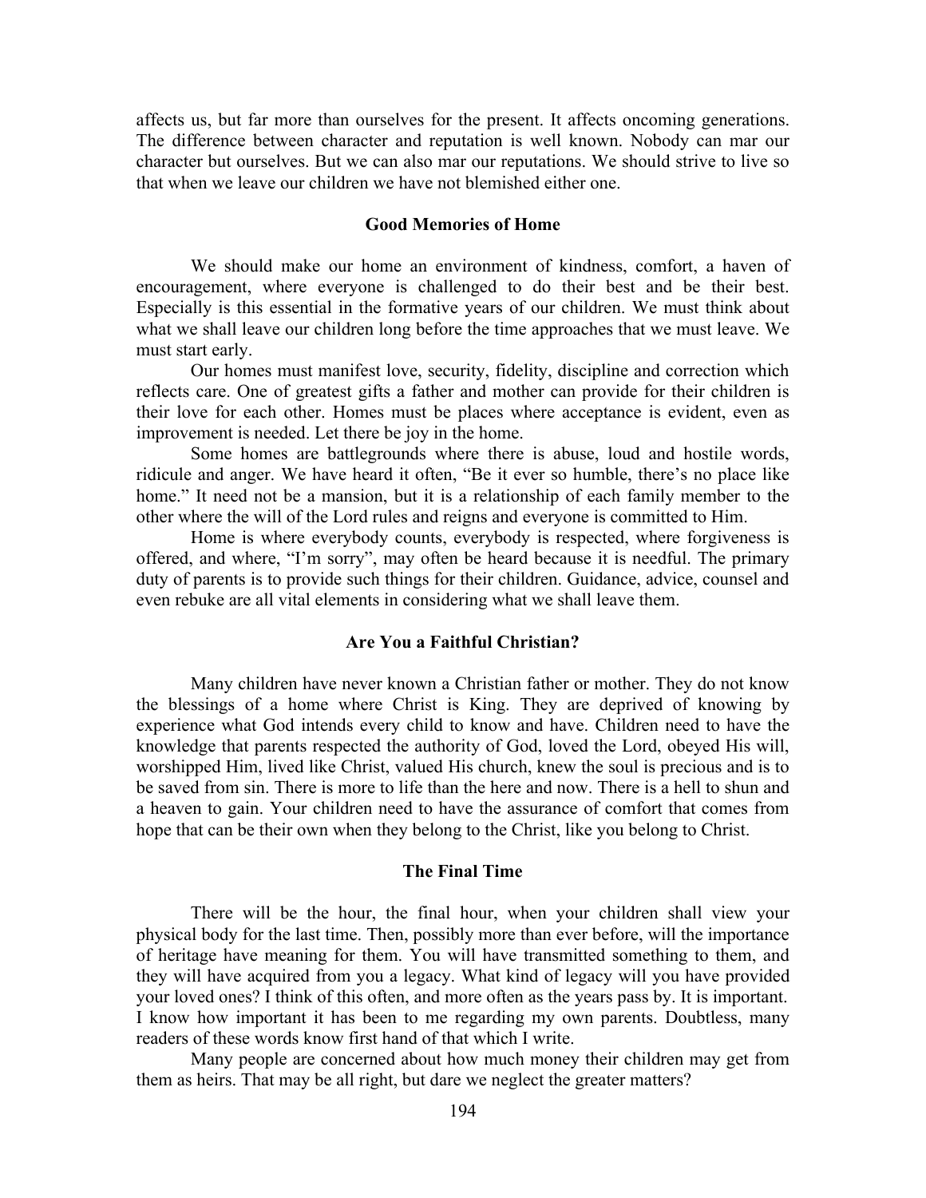affects us, but far more than ourselves for the present. It affects oncoming generations. The difference between character and reputation is well known. Nobody can mar our character but ourselves. But we can also mar our reputations. We should strive to live so that when we leave our children we have not blemished either one.

### Good Memories of Home

We should make our home an environment of kindness, comfort, a haven of encouragement, where everyone is challenged to do their best and be their best. Especially is this essential in the formative years of our children. We must think about what we shall leave our children long before the time approaches that we must leave. We must start early.

Our homes must manifest love, security, fidelity, discipline and correction which reflects care. One of greatest gifts a father and mother can provide for their children is their love for each other. Homes must be places where acceptance is evident, even as improvement is needed. Let there be joy in the home.

Some homes are battlegrounds where there is abuse, loud and hostile words, ridicule and anger. We have heard it often, "Be it ever so humble, there's no place like home." It need not be a mansion, but it is a relationship of each family member to the other where the will of the Lord rules and reigns and everyone is committed to Him.

Home is where everybody counts, everybody is respected, where forgiveness is offered, and where, "I'm sorry", may often be heard because it is needful. The primary duty of parents is to provide such things for their children. Guidance, advice, counsel and even rebuke are all vital elements in considering what we shall leave them.

### Are You a Faithful Christian?

Many children have never known a Christian father or mother. They do not know the blessings of a home where Christ is King. They are deprived of knowing by experience what God intends every child to know and have. Children need to have the knowledge that parents respected the authority of God, loved the Lord, obeyed His will, worshipped Him, lived like Christ, valued His church, knew the soul is precious and is to be saved from sin. There is more to life than the here and now. There is a hell to shun and a heaven to gain. Your children need to have the assurance of comfort that comes from hope that can be their own when they belong to the Christ, like you belong to Christ.

### The Final Time

There will be the hour, the final hour, when your children shall view your physical body for the last time. Then, possibly more than ever before, will the importance of heritage have meaning for them. You will have transmitted something to them, and they will have acquired from you a legacy. What kind of legacy will you have provided your loved ones? I think of this often, and more often as the years pass by. It is important. I know how important it has been to me regarding my own parents. Doubtless, many readers of these words know first hand of that which I write.

Many people are concerned about how much money their children may get from them as heirs. That may be all right, but dare we neglect the greater matters?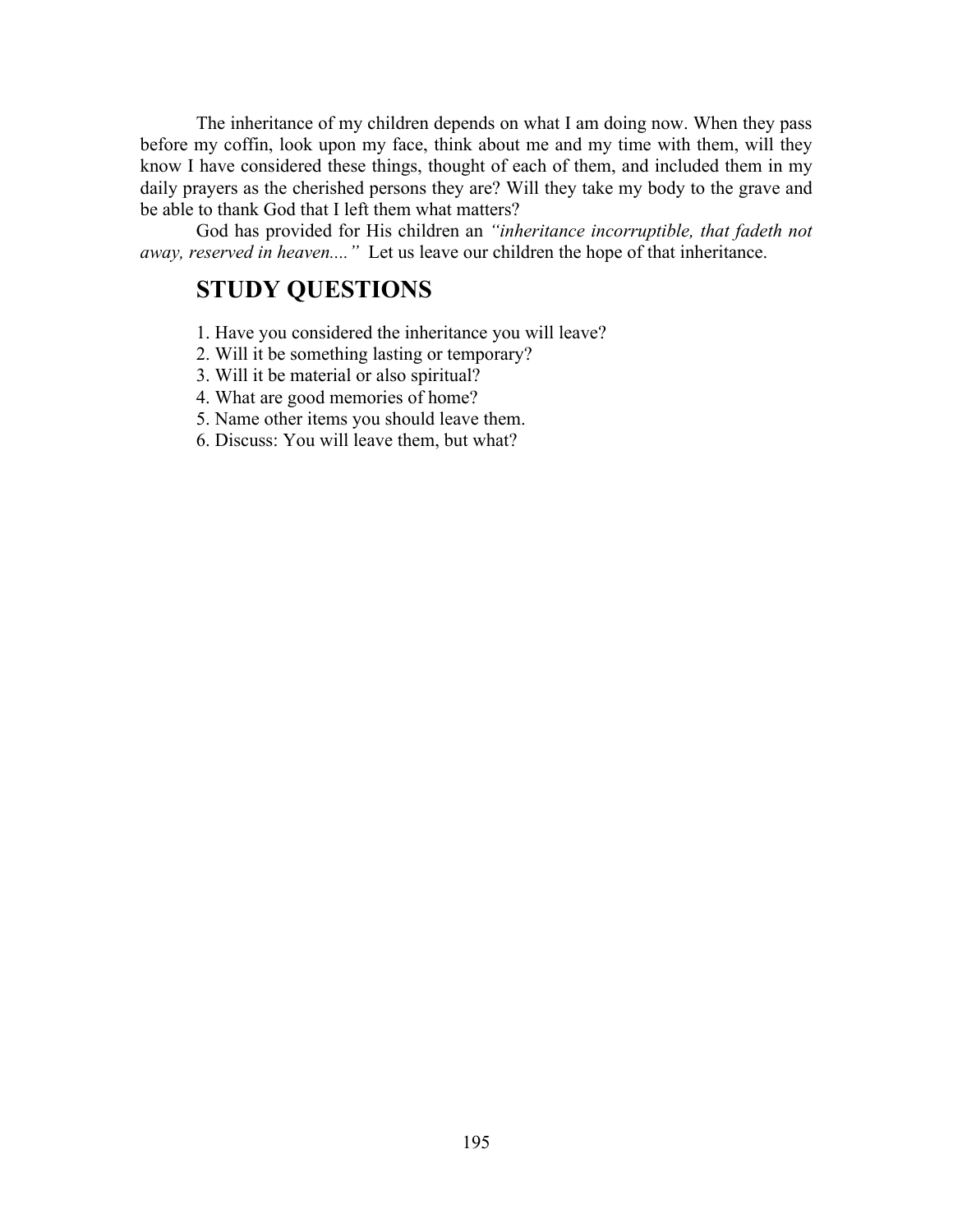The inheritance of my children depends on what I am doing now. When they pass before my coffin, look upon my face, think about me and my time with them, will they know I have considered these things, thought of each of them, and included them in my daily prayers as the cherished persons they are? Will they take my body to the grave and be able to thank God that I left them what matters?

God has provided for His children an *"inheritance incorruptible, that fadeth not away, reserved in heaven...."* Let us leave our children the hope of that inheritance.

## STUDY QUESTIONS

1. Have you considered the inheritance you will leave?
2. Will it be something lasting or temporary?
3. Will it be material or also spiritual?
4. What are good memories of home?
5. Name other items you should leave them.
6. Discuss: You will leave them, but what?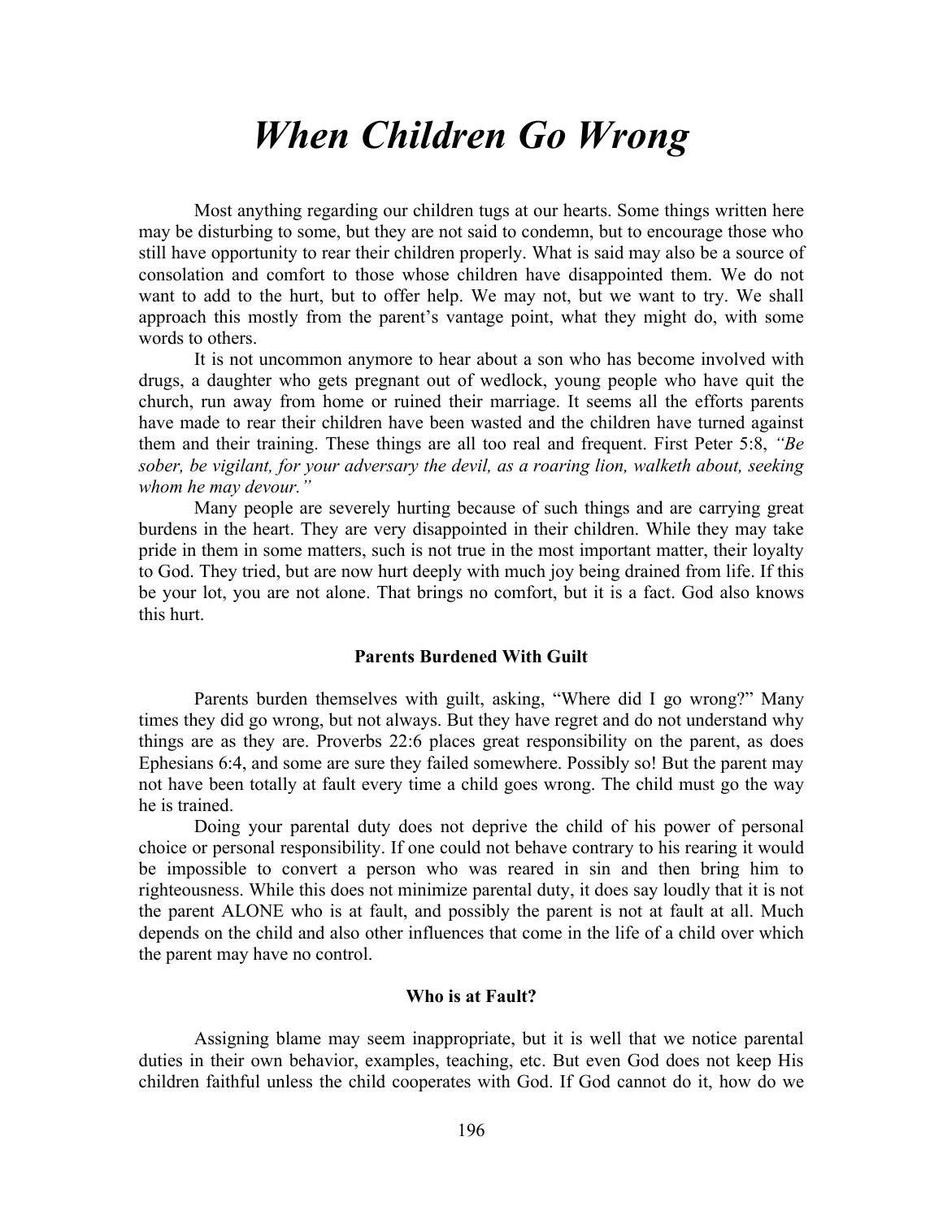# *When Children Go Wrong*

Most anything regarding our children tugs at our hearts. Some things written here may be disturbing to some, but they are not said to condemn, but to encourage those who still have opportunity to rear their children properly. What is said may also be a source of consolation and comfort to those whose children have disappointed them. We do not want to add to the hurt, but to offer help. We may not, but we want to try. We shall approach this mostly from the parent's vantage point, what they might do, with some words to others.

It is not uncommon anymore to hear about a son who has become involved with drugs, a daughter who gets pregnant out of wedlock, young people who have quit the church, run away from home or ruined their marriage. It seems all the efforts parents have made to rear their children have been wasted and the children have turned against them and their training. These things are all too real and frequent. First Peter 5:8, *"Be sober, be vigilant, for your adversary the devil, as a roaring lion, walketh about, seeking whom he may devour."*

Many people are severely hurting because of such things and are carrying great burdens in the heart. They are very disappointed in their children. While they may take pride in them in some matters, such is not true in the most important matter, their loyalty to God. They tried, but are now hurt deeply with much joy being drained from life. If this be your lot, you are not alone. That brings no comfort, but it is a fact. God also knows this hurt.

### Parents Burdened With Guilt

Parents burden themselves with guilt, asking, "Where did I go wrong?" Many times they did go wrong, but not always. But they have regret and do not understand why things are as they are. Proverbs 22:6 places great responsibility on the parent, as does Ephesians 6:4, and some are sure they failed somewhere. Possibly so! But the parent may not have been totally at fault every time a child goes wrong. The child must go the way he is trained.

Doing your parental duty does not deprive the child of his power of personal choice or personal responsibility. If one could not behave contrary to his rearing it would be impossible to convert a person who was reared in sin and then bring him to righteousness. While this does not minimize parental duty, it does say loudly that it is not the parent ALONE who is at fault, and possibly the parent is not at fault at all. Much depends on the child and also other influences that come in the life of a child over which the parent may have no control.

### Who is at Fault?

Assigning blame may seem inappropriate, but it is well that we notice parental duties in their own behavior, examples, teaching, etc. But even God does not keep His children faithful unless the child cooperates with God. If God cannot do it, how do we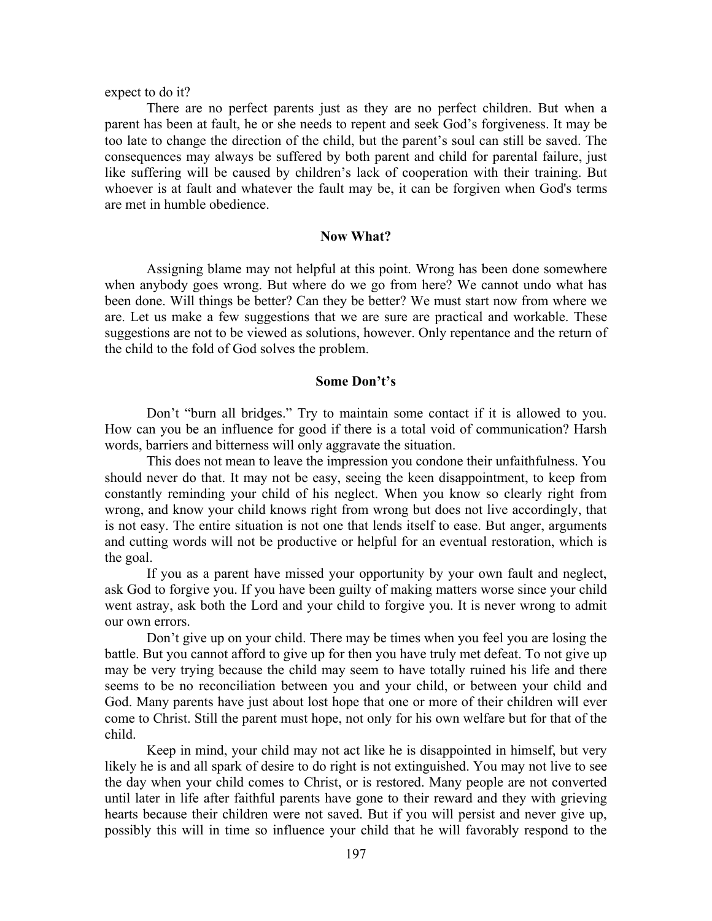expect to do it?

There are no perfect parents just as they are no perfect children. But when a parent has been at fault, he or she needs to repent and seek God's forgiveness. It may be too late to change the direction of the child, but the parent's soul can still be saved. The consequences may always be suffered by both parent and child for parental failure, just like suffering will be caused by children's lack of cooperation with their training. But whoever is at fault and whatever the fault may be, it can be forgiven when God's terms are met in humble obedience.

### Now What?

Assigning blame may not helpful at this point. Wrong has been done somewhere when anybody goes wrong. But where do we go from here? We cannot undo what has been done. Will things be better? Can they be better? We must start now from where we are. Let us make a few suggestions that we are sure are practical and workable. These suggestions are not to be viewed as solutions, however. Only repentance and the return of the child to the fold of God solves the problem.

### Some Don't's

Don't "burn all bridges." Try to maintain some contact if it is allowed to you. How can you be an influence for good if there is a total void of communication? Harsh words, barriers and bitterness will only aggravate the situation.

This does not mean to leave the impression you condone their unfaithfulness. You should never do that. It may not be easy, seeing the keen disappointment, to keep from constantly reminding your child of his neglect. When you know so clearly right from wrong, and know your child knows right from wrong but does not live accordingly, that is not easy. The entire situation is not one that lends itself to ease. But anger, arguments and cutting words will not be productive or helpful for an eventual restoration, which is the goal.

If you as a parent have missed your opportunity by your own fault and neglect, ask God to forgive you. If you have been guilty of making matters worse since your child went astray, ask both the Lord and your child to forgive you. It is never wrong to admit our own errors.

Don't give up on your child. There may be times when you feel you are losing the battle. But you cannot afford to give up for then you have truly met defeat. To not give up may be very trying because the child may seem to have totally ruined his life and there seems to be no reconciliation between you and your child, or between your child and God. Many parents have just about lost hope that one or more of their children will ever come to Christ. Still the parent must hope, not only for his own welfare but for that of the child.

Keep in mind, your child may not act like he is disappointed in himself, but very likely he is and all spark of desire to do right is not extinguished. You may not live to see the day when your child comes to Christ, or is restored. Many people are not converted until later in life after faithful parents have gone to their reward and they with grieving hearts because their children were not saved. But if you will persist and never give up, possibly this will in time so influence your child that he will favorably respond to the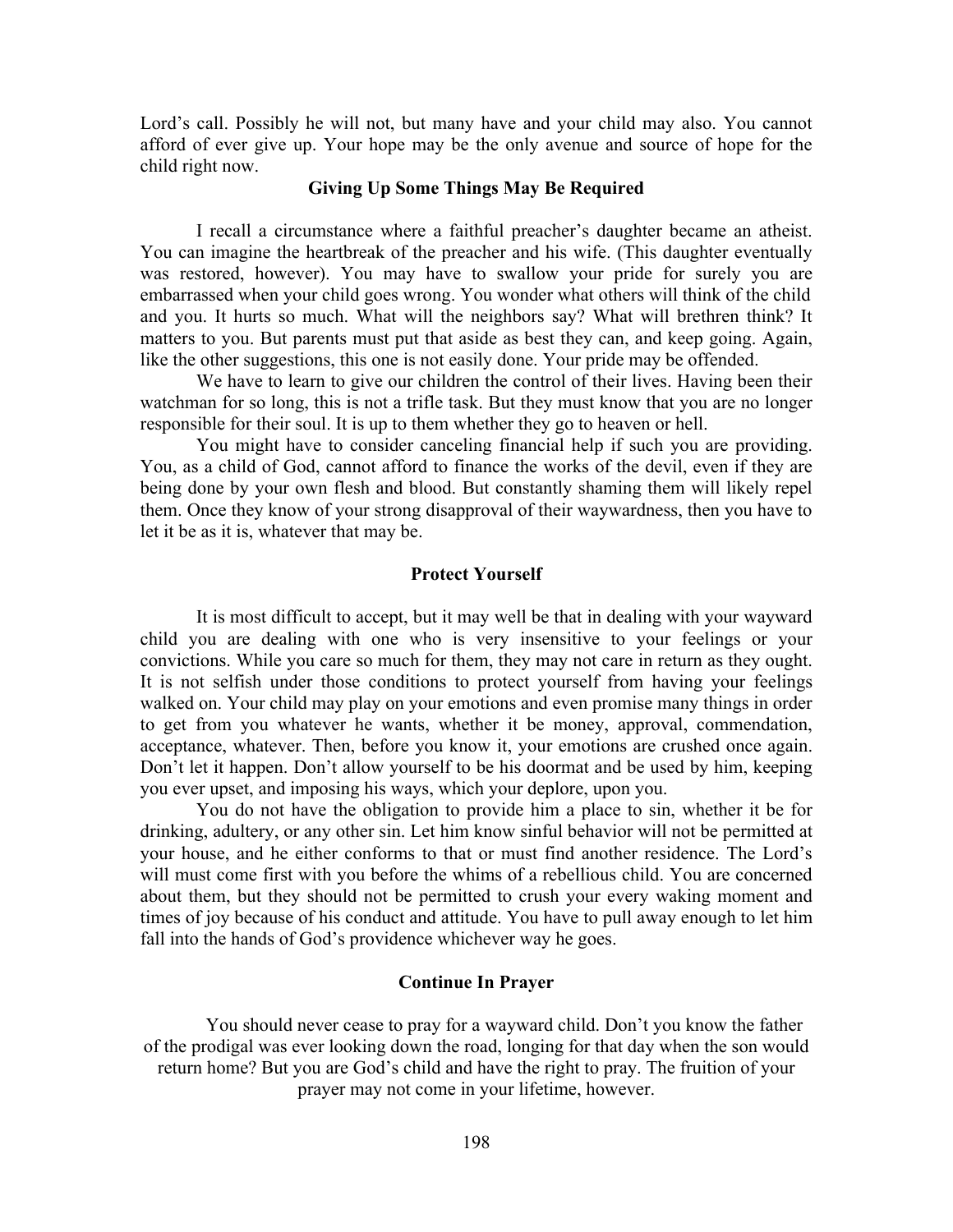Lord's call. Possibly he will not, but many have and your child may also. You cannot afford of ever give up. Your hope may be the only avenue and source of hope for the child right now.

### Giving Up Some Things May Be Required

I recall a circumstance where a faithful preacher's daughter became an atheist. You can imagine the heartbreak of the preacher and his wife. (This daughter eventually was restored, however). You may have to swallow your pride for surely you are embarrassed when your child goes wrong. You wonder what others will think of the child and you. It hurts so much. What will the neighbors say? What will brethren think? It matters to you. But parents must put that aside as best they can, and keep going. Again, like the other suggestions, this one is not easily done. Your pride may be offended.

We have to learn to give our children the control of their lives. Having been their watchman for so long, this is not a trifle task. But they must know that you are no longer responsible for their soul. It is up to them whether they go to heaven or hell.

You might have to consider canceling financial help if such you are providing. You, as a child of God, cannot afford to finance the works of the devil, even if they are being done by your own flesh and blood. But constantly shaming them will likely repel them. Once they know of your strong disapproval of their waywardness, then you have to let it be as it is, whatever that may be.

### Protect Yourself

It is most difficult to accept, but it may well be that in dealing with your wayward child you are dealing with one who is very insensitive to your feelings or your convictions. While you care so much for them, they may not care in return as they ought. It is not selfish under those conditions to protect yourself from having your feelings walked on. Your child may play on your emotions and even promise many things in order to get from you whatever he wants, whether it be money, approval, commendation, acceptance, whatever. Then, before you know it, your emotions are crushed once again. Don't let it happen. Don't allow yourself to be his doormat and be used by him, keeping you ever upset, and imposing his ways, which your deplore, upon you.

You do not have the obligation to provide him a place to sin, whether it be for drinking, adultery, or any other sin. Let him know sinful behavior will not be permitted at your house, and he either conforms to that or must find another residence. The Lord's will must come first with you before the whims of a rebellious child. You are concerned about them, but they should not be permitted to crush your every waking moment and times of joy because of his conduct and attitude. You have to pull away enough to let him fall into the hands of God's providence whichever way he goes.

### Continue In Prayer

You should never cease to pray for a wayward child. Don't you know the father of the prodigal was ever looking down the road, longing for that day when the son would return home? But you are God's child and have the right to pray. The fruition of your prayer may not come in your lifetime, however.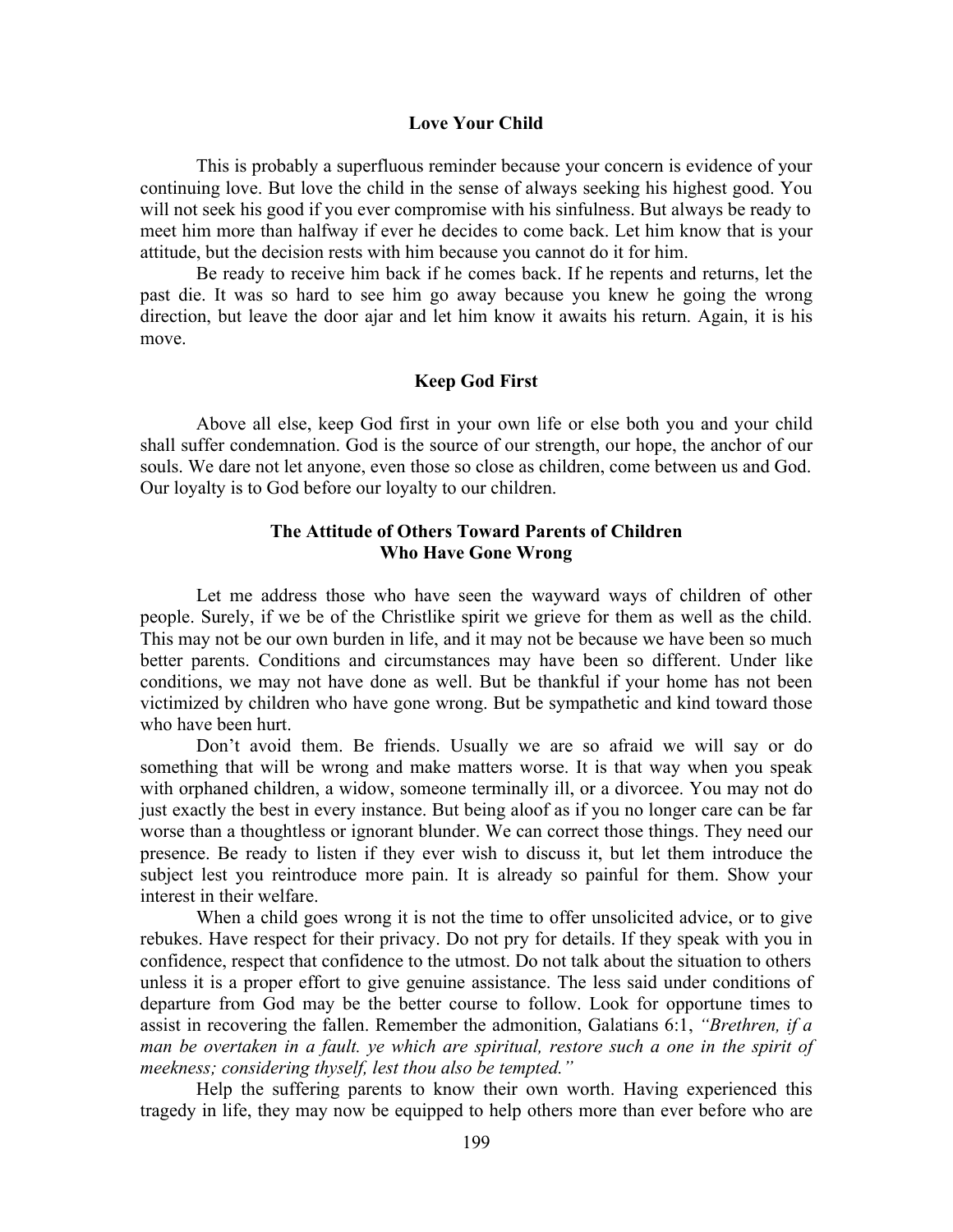### Love Your Child

This is probably a superfluous reminder because your concern is evidence of your continuing love. But love the child in the sense of always seeking his highest good. You will not seek his good if you ever compromise with his sinfulness. But always be ready to meet him more than halfway if ever he decides to come back. Let him know that is your attitude, but the decision rests with him because you cannot do it for him.

Be ready to receive him back if he comes back. If he repents and returns, let the past die. It was so hard to see him go away because you knew he going the wrong direction, but leave the door ajar and let him know it awaits his return. Again, it is his move.

### Keep God First

Above all else, keep God first in your own life or else both you and your child shall suffer condemnation. God is the source of our strength, our hope, the anchor of our souls. We dare not let anyone, even those so close as children, come between us and God. Our loyalty is to God before our loyalty to our children.

### The Attitude of Others Toward Parents of Children Who Have Gone Wrong

Let me address those who have seen the wayward ways of children of other people. Surely, if we be of the Christlike spirit we grieve for them as well as the child. This may not be our own burden in life, and it may not be because we have been so much better parents. Conditions and circumstances may have been so different. Under like conditions, we may not have done as well. But be thankful if your home has not been victimized by children who have gone wrong. But be sympathetic and kind toward those who have been hurt.

Don't avoid them. Be friends. Usually we are so afraid we will say or do something that will be wrong and make matters worse. It is that way when you speak with orphaned children, a widow, someone terminally ill, or a divorcee. You may not do just exactly the best in every instance. But being aloof as if you no longer care can be far worse than a thoughtless or ignorant blunder. We can correct those things. They need our presence. Be ready to listen if they ever wish to discuss it, but let them introduce the subject lest you reintroduce more pain. It is already so painful for them. Show your interest in their welfare.

When a child goes wrong it is not the time to offer unsolicited advice, or to give rebukes. Have respect for their privacy. Do not pry for details. If they speak with you in confidence, respect that confidence to the utmost. Do not talk about the situation to others unless it is a proper effort to give genuine assistance. The less said under conditions of departure from God may be the better course to follow. Look for opportune times to assist in recovering the fallen. Remember the admonition, Galatians 6:1, *"Brethren, if a man be overtaken in a fault. ye which are spiritual, restore such a one in the spirit of meekness; considering thyself, lest thou also be tempted."*

Help the suffering parents to know their own worth. Having experienced this tragedy in life, they may now be equipped to help others more than ever before who are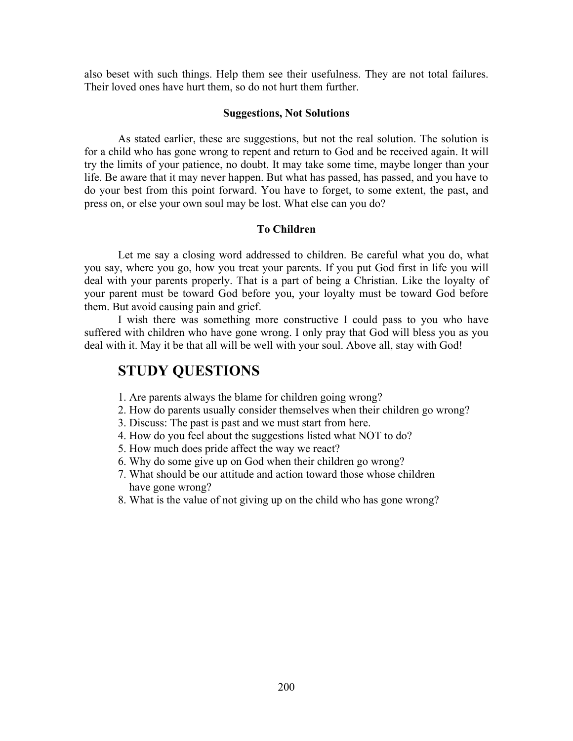also beset with such things. Help them see their usefulness. They are not total failures. Their loved ones have hurt them, so do not hurt them further.

### Suggestions, Not Solutions

As stated earlier, these are suggestions, but not the real solution. The solution is for a child who has gone wrong to repent and return to God and be received again. It will try the limits of your patience, no doubt. It may take some time, maybe longer than your life. Be aware that it may never happen. But what has passed, has passed, and you have to do your best from this point forward. You have to forget, to some extent, the past, and press on, or else your own soul may be lost. What else can you do?

### To Children

Let me say a closing word addressed to children. Be careful what you do, what you say, where you go, how you treat your parents. If you put God first in life you will deal with your parents properly. That is a part of being a Christian. Like the loyalty of your parent must be toward God before you, your loyalty must be toward God before them. But avoid causing pain and grief.

I wish there was something more constructive I could pass to you who have suffered with children who have gone wrong. I only pray that God will bless you as you deal with it. May it be that all will be well with your soul. Above all, stay with God!

## STUDY QUESTIONS

1. Are parents always the blame for children going wrong?
2. How do parents usually consider themselves when their children go wrong?
3. Discuss: The past is past and we must start from here.
4. How do you feel about the suggestions listed what NOT to do?
5. How much does pride affect the way we react?
6. Why do some give up on God when their children go wrong?
7. What should be our attitude and action toward those whose children have gone wrong?
8. What is the value of not giving up on the child who has gone wrong?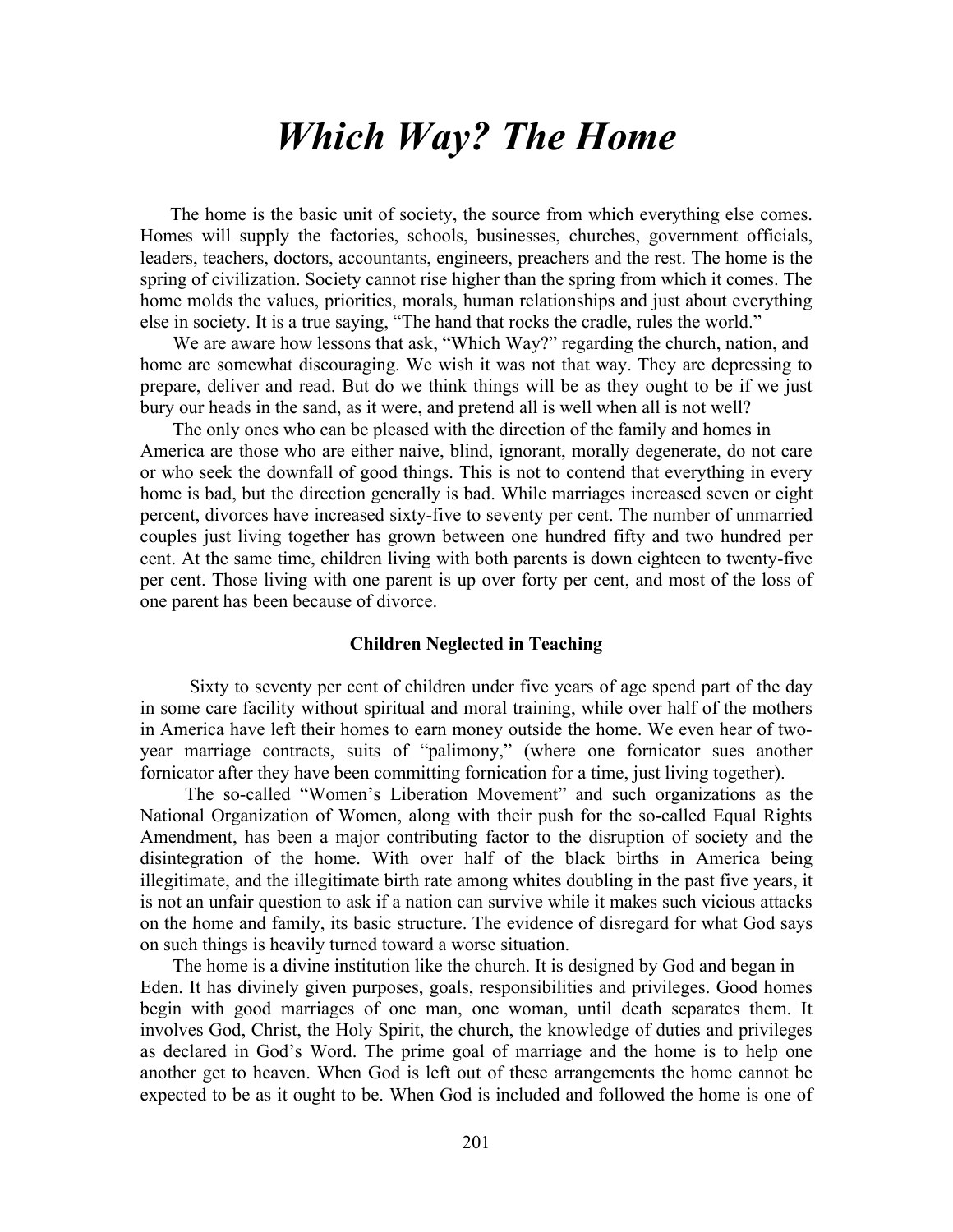# *Which Way? The Home*

The home is the basic unit of society, the source from which everything else comes. Homes will supply the factories, schools, businesses, churches, government officials, leaders, teachers, doctors, accountants, engineers, preachers and the rest. The home is the spring of civilization. Society cannot rise higher than the spring from which it comes. The home molds the values, priorities, morals, human relationships and just about everything else in society. It is a true saying, "The hand that rocks the cradle, rules the world."

We are aware how lessons that ask, "Which Way?" regarding the church, nation, and home are somewhat discouraging. We wish it was not that way. They are depressing to prepare, deliver and read. But do we think things will be as they ought to be if we just bury our heads in the sand, as it were, and pretend all is well when all is not well?

The only ones who can be pleased with the direction of the family and homes in America are those who are either naive, blind, ignorant, morally degenerate, do not care or who seek the downfall of good things. This is not to contend that everything in every home is bad, but the direction generally is bad. While marriages increased seven or eight percent, divorces have increased sixty-five to seventy per cent. The number of unmarried couples just living together has grown between one hundred fifty and two hundred per cent. At the same time, children living with both parents is down eighteen to twenty-five per cent. Those living with one parent is up over forty per cent, and most of the loss of one parent has been because of divorce.

### Children Neglected in Teaching

Sixty to seventy per cent of children under five years of age spend part of the day in some care facility without spiritual and moral training, while over half of the mothers in America have left their homes to earn money outside the home. We even hear of two-year marriage contracts, suits of "palimony," (where one fornicator sues another fornicator after they have been committing fornication for a time, just living together).

The so-called "Women's Liberation Movement" and such organizations as the National Organization of Women, along with their push for the so-called Equal Rights Amendment, has been a major contributing factor to the disruption of society and the disintegration of the home. With over half of the black births in America being illegitimate, and the illegitimate birth rate among whites doubling in the past five years, it is not an unfair question to ask if a nation can survive while it makes such vicious attacks on the home and family, its basic structure. The evidence of disregard for what God says on such things is heavily turned toward a worse situation.

The home is a divine institution like the church. It is designed by God and began in Eden. It has divinely given purposes, goals, responsibilities and privileges. Good homes begin with good marriages of one man, one woman, until death separates them. It involves God, Christ, the Holy Spirit, the church, the knowledge of duties and privileges as declared in God's Word. The prime goal of marriage and the home is to help one another get to heaven. When God is left out of these arrangements the home cannot be expected to be as it ought to be. When God is included and followed the home is one of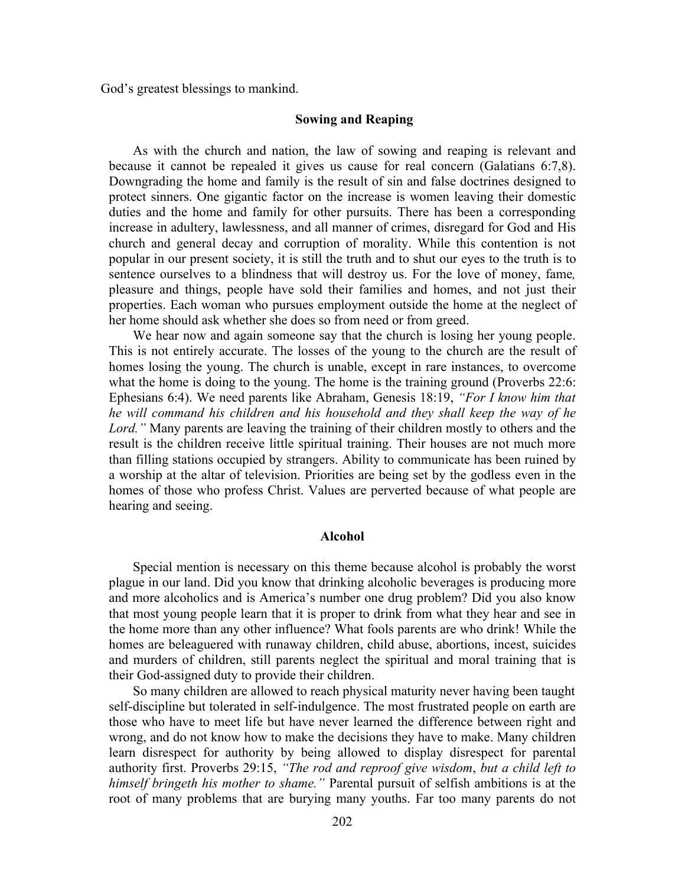God's greatest blessings to mankind.

### Sowing and Reaping

As with the church and nation, the law of sowing and reaping is relevant and because it cannot be repealed it gives us cause for real concern (Galatians 6:7,8). Downgrading the home and family is the result of sin and false doctrines designed to protect sinners. One gigantic factor on the increase is women leaving their domestic duties and the home and family for other pursuits. There has been a corresponding increase in adultery, lawlessness, and all manner of crimes, disregard for God and His church and general decay and corruption of morality. While this contention is not popular in our present society, it is still the truth and to shut our eyes to the truth is to sentence ourselves to a blindness that will destroy us. For the love of money, fame*,* pleasure and things, people have sold their families and homes, and not just their properties. Each woman who pursues employment outside the home at the neglect of her home should ask whether she does so from need or from greed.

We hear now and again someone say that the church is losing her young people. This is not entirely accurate. The losses of the young to the church are the result of homes losing the young. The church is unable, except in rare instances, to overcome what the home is doing to the young. The home is the training ground (Proverbs 22:6: Ephesians 6:4). We need parents like Abraham, Genesis 18:19, *"For I know him that he will command his children and his household and they shall keep the way of he Lord."* Many parents are leaving the training of their children mostly to others and the result is the children receive little spiritual training. Their houses are not much more than filling stations occupied by strangers. Ability to communicate has been ruined by a worship at the altar of television. Priorities are being set by the godless even in the homes of those who profess Christ. Values are perverted because of what people are hearing and seeing.

### Alcohol

Special mention is necessary on this theme because alcohol is probably the worst plague in our land. Did you know that drinking alcoholic beverages is producing more and more alcoholics and is America's number one drug problem? Did you also know that most young people learn that it is proper to drink from what they hear and see in the home more than any other influence? What fools parents are who drink! While the homes are beleaguered with runaway children, child abuse, abortions, incest, suicides and murders of children, still parents neglect the spiritual and moral training that is their God-assigned duty to provide their children.

So many children are allowed to reach physical maturity never having been taught self-discipline but tolerated in self-indulgence. The most frustrated people on earth are those who have to meet life but have never learned the difference between right and wrong, and do not know how to make the decisions they have to make. Many children learn disrespect for authority by being allowed to display disrespect for parental authority first. Proverbs 29:15, *"The rod and reproof give wisdom*, *but a child left to himself bringeth his mother to shame."* Parental pursuit of selfish ambitions is at the root of many problems that are burying many youths. Far too many parents do not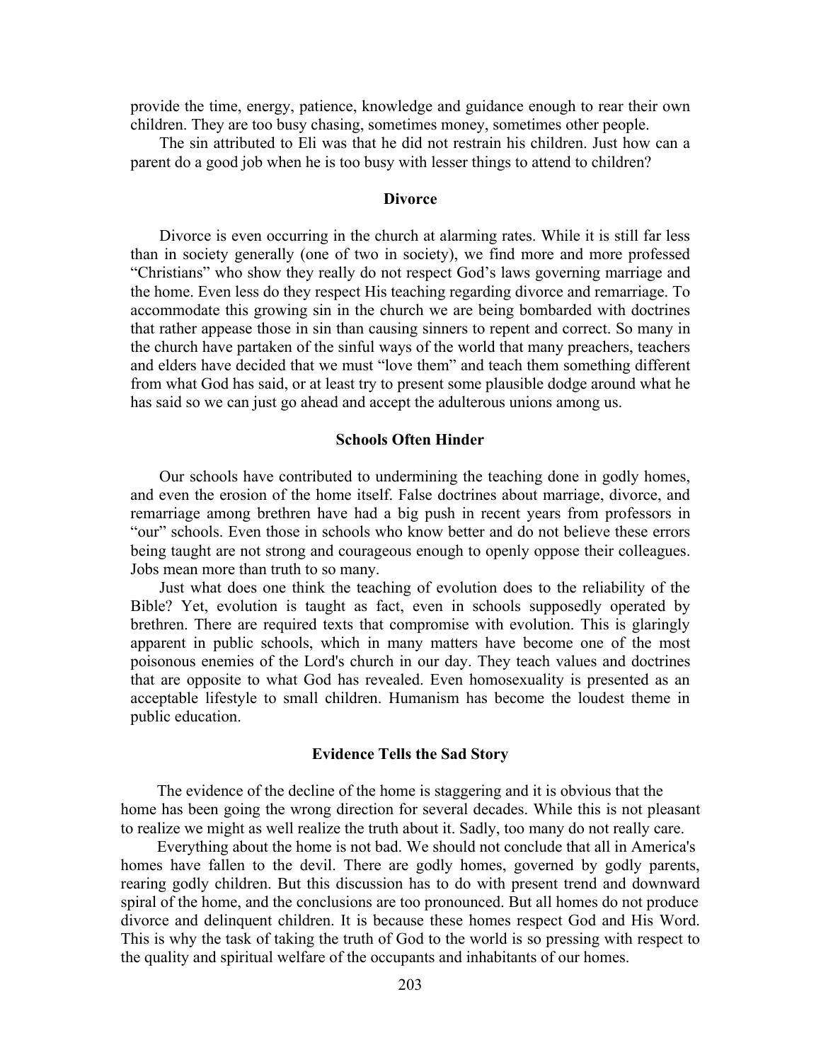provide the time, energy, patience, knowledge and guidance enough to rear their own children. They are too busy chasing, sometimes money, sometimes other people.

The sin attributed to Eli was that he did not restrain his children. Just how can a parent do a good job when he is too busy with lesser things to attend to children?

### Divorce

Divorce is even occurring in the church at alarming rates. While it is still far less than in society generally (one of two in society), we find more and more professed "Christians" who show they really do not respect God's laws governing marriage and the home. Even less do they respect His teaching regarding divorce and remarriage. To accommodate this growing sin in the church we are being bombarded with doctrines that rather appease those in sin than causing sinners to repent and correct. So many in the church have partaken of the sinful ways of the world that many preachers, teachers and elders have decided that we must "love them" and teach them something different from what God has said, or at least try to present some plausible dodge around what he has said so we can just go ahead and accept the adulterous unions among us.

### Schools Often Hinder

Our schools have contributed to undermining the teaching done in godly homes, and even the erosion of the home itself. False doctrines about marriage, divorce, and remarriage among brethren have had a big push in recent years from professors in "our" schools. Even those in schools who know better and do not believe these errors being taught are not strong and courageous enough to openly oppose their colleagues. Jobs mean more than truth to so many.

Just what does one think the teaching of evolution does to the reliability of the Bible? Yet, evolution is taught as fact, even in schools supposedly operated by brethren. There are required texts that compromise with evolution. This is glaringly apparent in public schools, which in many matters have become one of the most poisonous enemies of the Lord's church in our day. They teach values and doctrines that are opposite to what God has revealed. Even homosexuality is presented as an acceptable lifestyle to small children. Humanism has become the loudest theme in public education.

### Evidence Tells the Sad Story

The evidence of the decline of the home is staggering and it is obvious that the home has been going the wrong direction for several decades. While this is not pleasant to realize we might as well realize the truth about it. Sadly, too many do not really care.

Everything about the home is not bad. We should not conclude that all in America's homes have fallen to the devil. There are godly homes, governed by godly parents, rearing godly children. But this discussion has to do with present trend and downward spiral of the home, and the conclusions are too pronounced. But all homes do not produce divorce and delinquent children. It is because these homes respect God and His Word. This is why the task of taking the truth of God to the world is so pressing with respect to the quality and spiritual welfare of the occupants and inhabitants of our homes.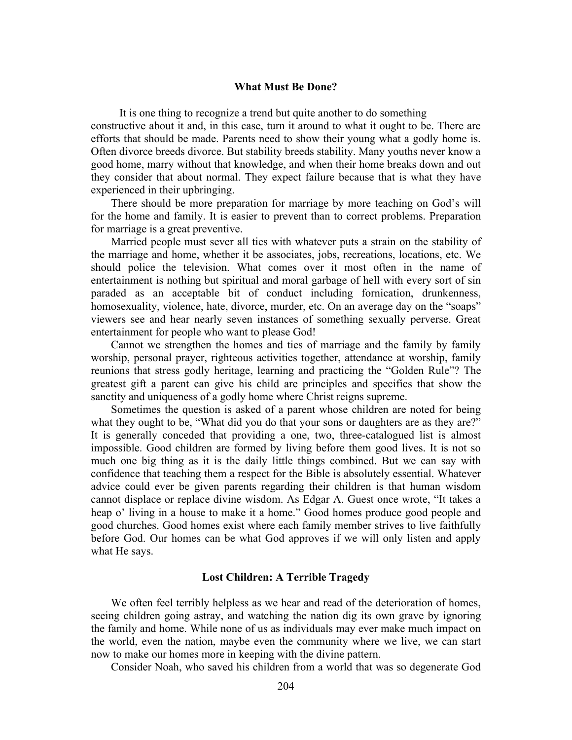## What Must Be Done?

It is one thing to recognize a trend but quite another to do something constructive about it and, in this case, turn it around to what it ought to be. There are efforts that should be made. Parents need to show their young what a godly home is. Often divorce breeds divorce. But stability breeds stability. Many youths never know a good home, marry without that knowledge, and when their home breaks down and out they consider that about normal. They expect failure because that is what they have experienced in their upbringing.

There should be more preparation for marriage by more teaching on God's will for the home and family. It is easier to prevent than to correct problems. Preparation for marriage is a great preventive.

Married people must sever all ties with whatever puts a strain on the stability of the marriage and home, whether it be associates, jobs, recreations, locations, etc. We should police the television. What comes over it most often in the name of entertainment is nothing but spiritual and moral garbage of hell with every sort of sin paraded as an acceptable bit of conduct including fornication, drunkenness, homosexuality, violence, hate, divorce, murder, etc. On an average day on the "soaps" viewers see and hear nearly seven instances of something sexually perverse. Great entertainment for people who want to please God!

Cannot we strengthen the homes and ties of marriage and the family by family worship, personal prayer, righteous activities together, attendance at worship, family reunions that stress godly heritage, learning and practicing the "Golden Rule"? The greatest gift a parent can give his child are principles and specifics that show the sanctity and uniqueness of a godly home where Christ reigns supreme.

Sometimes the question is asked of a parent whose children are noted for being what they ought to be, "What did you do that your sons or daughters are as they are?" It is generally conceded that providing a one, two, three-catalogued list is almost impossible. Good children are formed by living before them good lives. It is not so much one big thing as it is the daily little things combined. But we can say with confidence that teaching them a respect for the Bible is absolutely essential. Whatever advice could ever be given parents regarding their children is that human wisdom cannot displace or replace divine wisdom. As Edgar A. Guest once wrote, "It takes a heap o' living in a house to make it a home." Good homes produce good people and good churches. Good homes exist where each family member strives to live faithfully before God. Our homes can be what God approves if we will only listen and apply what He says.

## Lost Children: A Terrible Tragedy

We often feel terribly helpless as we hear and read of the deterioration of homes, seeing children going astray, and watching the nation dig its own grave by ignoring the family and home. While none of us as individuals may ever make much impact on the world, even the nation, maybe even the community where we live, we can start now to make our homes more in keeping with the divine pattern.

Consider Noah, who saved his children from a world that was so degenerate God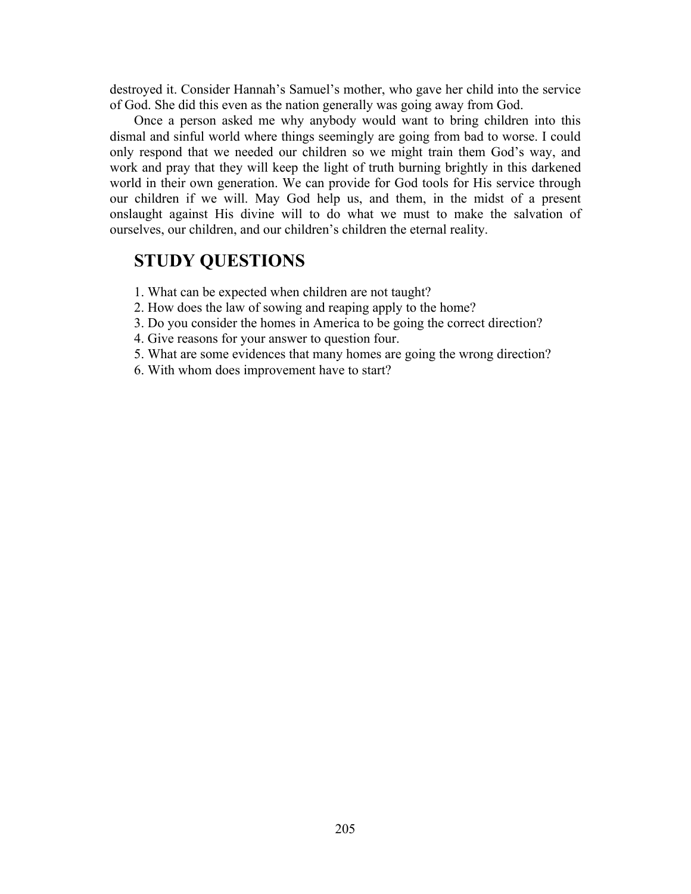destroyed it. Consider Hannah's Samuel's mother, who gave her child into the service of God. She did this even as the nation generally was going away from God.

Once a person asked me why anybody would want to bring children into this dismal and sinful world where things seemingly are going from bad to worse. I could only respond that we needed our children so we might train them God's way, and work and pray that they will keep the light of truth burning brightly in this darkened world in their own generation. We can provide for God tools for His service through our children if we will. May God help us, and them, in the midst of a present onslaught against His divine will to do what we must to make the salvation of ourselves, our children, and our children's children the eternal reality.

## STUDY QUESTIONS

1. What can be expected when children are not taught?
2. How does the law of sowing and reaping apply to the home?
3. Do you consider the homes in America to be going the correct direction?
4. Give reasons for your answer to question four.
5. What are some evidences that many homes are going the wrong direction?
6. With whom does improvement have to start?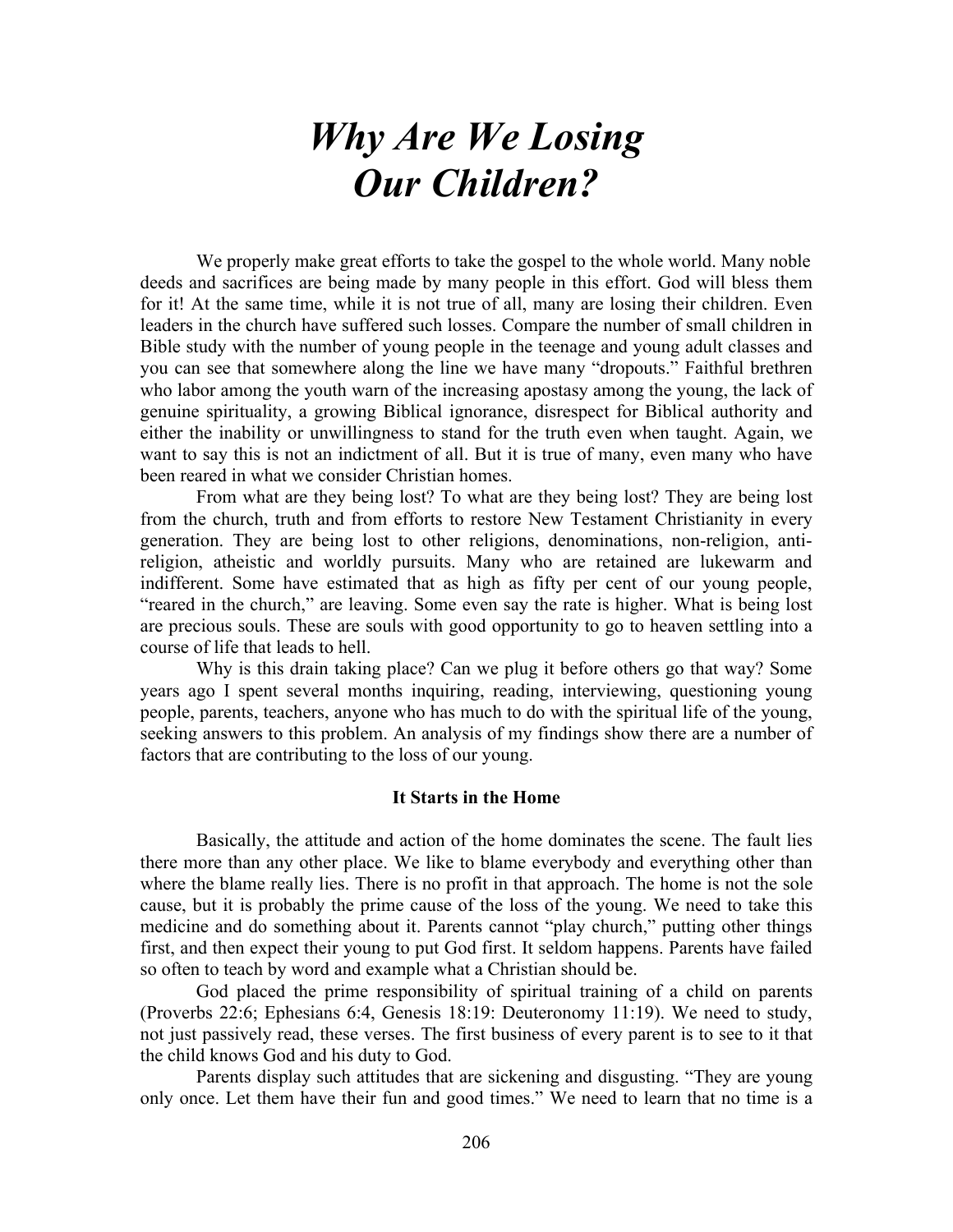# *Why Are We Losing Our Children?*

We properly make great efforts to take the gospel to the whole world. Many noble deeds and sacrifices are being made by many people in this effort. God will bless them for it! At the same time, while it is not true of all, many are losing their children. Even leaders in the church have suffered such losses. Compare the number of small children in Bible study with the number of young people in the teenage and young adult classes and you can see that somewhere along the line we have many "dropouts." Faithful brethren who labor among the youth warn of the increasing apostasy among the young, the lack of genuine spirituality, a growing Biblical ignorance, disrespect for Biblical authority and either the inability or unwillingness to stand for the truth even when taught. Again, we want to say this is not an indictment of all. But it is true of many, even many who have been reared in what we consider Christian homes.

From what are they being lost? To what are they being lost? They are being lost from the church, truth and from efforts to restore New Testament Christianity in every generation. They are being lost to other religions, denominations, non-religion, anti-religion, atheistic and worldly pursuits. Many who are retained are lukewarm and indifferent. Some have estimated that as high as fifty per cent of our young people, "reared in the church," are leaving. Some even say the rate is higher. What is being lost are precious souls. These are souls with good opportunity to go to heaven settling into a course of life that leads to hell.

Why is this drain taking place? Can we plug it before others go that way? Some years ago I spent several months inquiring, reading, interviewing, questioning young people, parents, teachers, anyone who has much to do with the spiritual life of the young, seeking answers to this problem. An analysis of my findings show there are a number of factors that are contributing to the loss of our young.

### It Starts in the Home

Basically, the attitude and action of the home dominates the scene. The fault lies there more than any other place. We like to blame everybody and everything other than where the blame really lies. There is no profit in that approach. The home is not the sole cause, but it is probably the prime cause of the loss of the young. We need to take this medicine and do something about it. Parents cannot "play church," putting other things first, and then expect their young to put God first. It seldom happens. Parents have failed so often to teach by word and example what a Christian should be.

God placed the prime responsibility of spiritual training of a child on parents (Proverbs 22:6; Ephesians 6:4, Genesis 18:19: Deuteronomy 11:19). We need to study, not just passively read, these verses. The first business of every parent is to see to it that the child knows God and his duty to God.

Parents display such attitudes that are sickening and disgusting. "They are young only once. Let them have their fun and good times." We need to learn that no time is a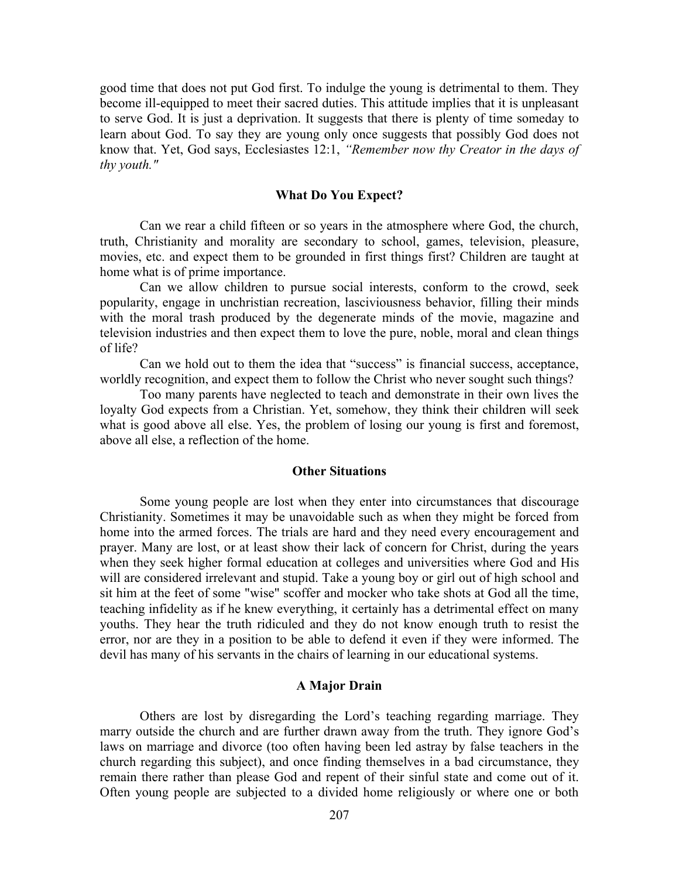good time that does not put God first. To indulge the young is detrimental to them. They become ill-equipped to meet their sacred duties. This attitude implies that it is unpleasant to serve God. It is just a deprivation. It suggests that there is plenty of time someday to learn about God. To say they are young only once suggests that possibly God does not know that. Yet, God says, Ecclesiastes 12:1, *"Remember now thy Creator in the days of thy youth."*

### What Do You Expect?

Can we rear a child fifteen or so years in the atmosphere where God, the church, truth, Christianity and morality are secondary to school, games, television, pleasure, movies, etc. and expect them to be grounded in first things first? Children are taught at home what is of prime importance.

Can we allow children to pursue social interests, conform to the crowd, seek popularity, engage in unchristian recreation, lasciviousness behavior, filling their minds with the moral trash produced by the degenerate minds of the movie, magazine and television industries and then expect them to love the pure, noble, moral and clean things of life?

Can we hold out to them the idea that "success" is financial success, acceptance, worldly recognition, and expect them to follow the Christ who never sought such things?

Too many parents have neglected to teach and demonstrate in their own lives the loyalty God expects from a Christian. Yet, somehow, they think their children will seek what is good above all else. Yes, the problem of losing our young is first and foremost, above all else, a reflection of the home.

### Other Situations

Some young people are lost when they enter into circumstances that discourage Christianity. Sometimes it may be unavoidable such as when they might be forced from home into the armed forces. The trials are hard and they need every encouragement and prayer. Many are lost, or at least show their lack of concern for Christ, during the years when they seek higher formal education at colleges and universities where God and His will are considered irrelevant and stupid. Take a young boy or girl out of high school and sit him at the feet of some "wise" scoffer and mocker who take shots at God all the time, teaching infidelity as if he knew everything, it certainly has a detrimental effect on many youths. They hear the truth ridiculed and they do not know enough truth to resist the error, nor are they in a position to be able to defend it even if they were informed. The devil has many of his servants in the chairs of learning in our educational systems.

### A Major Drain

Others are lost by disregarding the Lord's teaching regarding marriage. They marry outside the church and are further drawn away from the truth. They ignore God's laws on marriage and divorce (too often having been led astray by false teachers in the church regarding this subject), and once finding themselves in a bad circumstance, they remain there rather than please God and repent of their sinful state and come out of it. Often young people are subjected to a divided home religiously or where one or both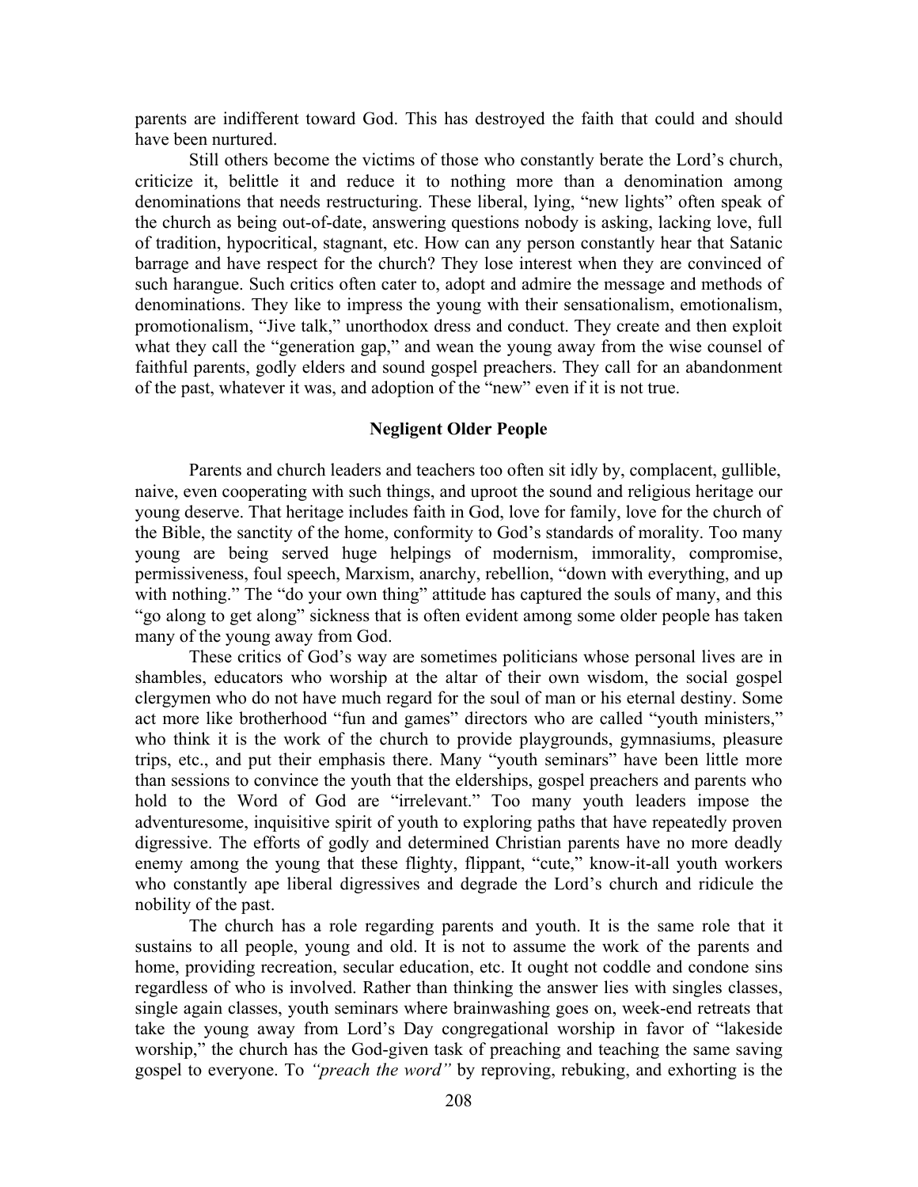parents are indifferent toward God. This has destroyed the faith that could and should have been nurtured.

Still others become the victims of those who constantly berate the Lord's church, criticize it, belittle it and reduce it to nothing more than a denomination among denominations that needs restructuring. These liberal, lying, "new lights" often speak of the church as being out-of-date, answering questions nobody is asking, lacking love, full of tradition, hypocritical, stagnant, etc. How can any person constantly hear that Satanic barrage and have respect for the church? They lose interest when they are convinced of such harangue. Such critics often cater to, adopt and admire the message and methods of denominations. They like to impress the young with their sensationalism, emotionalism, promotionalism, "Jive talk," unorthodox dress and conduct. They create and then exploit what they call the "generation gap," and wean the young away from the wise counsel of faithful parents, godly elders and sound gospel preachers. They call for an abandonment of the past, whatever it was, and adoption of the "new" even if it is not true.

## Negligent Older People

Parents and church leaders and teachers too often sit idly by, complacent, gullible, naive, even cooperating with such things, and uproot the sound and religious heritage our young deserve. That heritage includes faith in God, love for family, love for the church of the Bible, the sanctity of the home, conformity to God's standards of morality. Too many young are being served huge helpings of modernism, immorality, compromise, permissiveness, foul speech, Marxism, anarchy, rebellion, "down with everything, and up with nothing." The "do your own thing" attitude has captured the souls of many, and this "go along to get along" sickness that is often evident among some older people has taken many of the young away from God.

These critics of God's way are sometimes politicians whose personal lives are in shambles, educators who worship at the altar of their own wisdom, the social gospel clergymen who do not have much regard for the soul of man or his eternal destiny. Some act more like brotherhood "fun and games" directors who are called "youth ministers," who think it is the work of the church to provide playgrounds, gymnasiums, pleasure trips, etc., and put their emphasis there. Many "youth seminars" have been little more than sessions to convince the youth that the elderships, gospel preachers and parents who hold to the Word of God are "irrelevant." Too many youth leaders impose the adventuresome, inquisitive spirit of youth to exploring paths that have repeatedly proven digressive. The efforts of godly and determined Christian parents have no more deadly enemy among the young that these flighty, flippant, "cute," know-it-all youth workers who constantly ape liberal digressives and degrade the Lord's church and ridicule the nobility of the past.

The church has a role regarding parents and youth. It is the same role that it sustains to all people, young and old. It is not to assume the work of the parents and home, providing recreation, secular education, etc. It ought not coddle and condone sins regardless of who is involved. Rather than thinking the answer lies with singles classes, single again classes, youth seminars where brainwashing goes on, week-end retreats that take the young away from Lord's Day congregational worship in favor of "lakeside worship," the church has the God-given task of preaching and teaching the same saving gospel to everyone. To *"preach the word"* by reproving, rebuking, and exhorting is the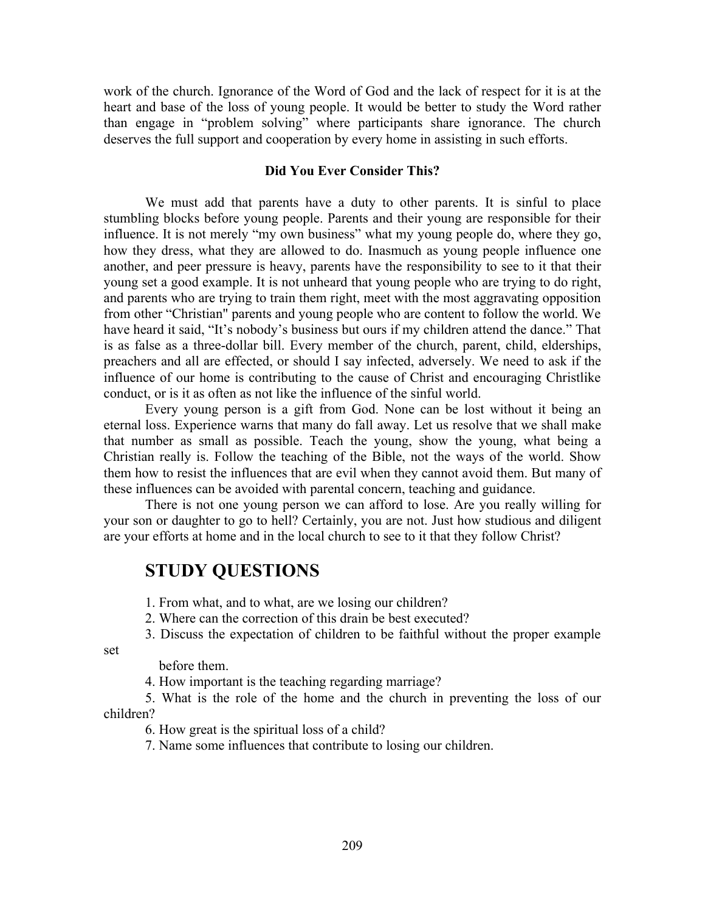work of the church. Ignorance of the Word of God and the lack of respect for it is at the heart and base of the loss of young people. It would be better to study the Word rather than engage in "problem solving" where participants share ignorance. The church deserves the full support and cooperation by every home in assisting in such efforts.

**Did You Ever Consider This?**

We must add that parents have a duty to other parents. It is sinful to place stumbling blocks before young people. Parents and their young are responsible for their influence. It is not merely "my own business" what my young people do, where they go, how they dress, what they are allowed to do. Inasmuch as young people influence one another, and peer pressure is heavy, parents have the responsibility to see to it that their young set a good example. It is not unheard that young people who are trying to do right, and parents who are trying to train them right, meet with the most aggravating opposition from other "Christian" parents and young people who are content to follow the world. We have heard it said, "It's nobody's business but ours if my children attend the dance." That is as false as a three-dollar bill. Every member of the church, parent, child, elderships, preachers and all are effected, or should I say infected, adversely. We need to ask if the influence of our home is contributing to the cause of Christ and encouraging Christlike conduct, or is it as often as not like the influence of the sinful world.

Every young person is a gift from God. None can be lost without it being an eternal loss. Experience warns that many do fall away. Let us resolve that we shall make that number as small as possible. Teach the young, show the young, what being a Christian really is. Follow the teaching of the Bible, not the ways of the world. Show them how to resist the influences that are evil when they cannot avoid them. But many of these influences can be avoided with parental concern, teaching and guidance.

There is not one young person we can afford to lose. Are you really willing for your son or daughter to go to hell? Certainly, you are not. Just how studious and diligent are your efforts at home and in the local church to see to it that they follow Christ?

## STUDY QUESTIONS

1. From what, and to what, are we losing our children?
2. Where can the correction of this drain be best executed?
3. Discuss the expectation of children to be faithful without the proper example set before them.
4. How important is the teaching regarding marriage?
5. What is the role of the home and the church in preventing the loss of our children?
6. How great is the spiritual loss of a child?
7. Name some influences that contribute to losing our children.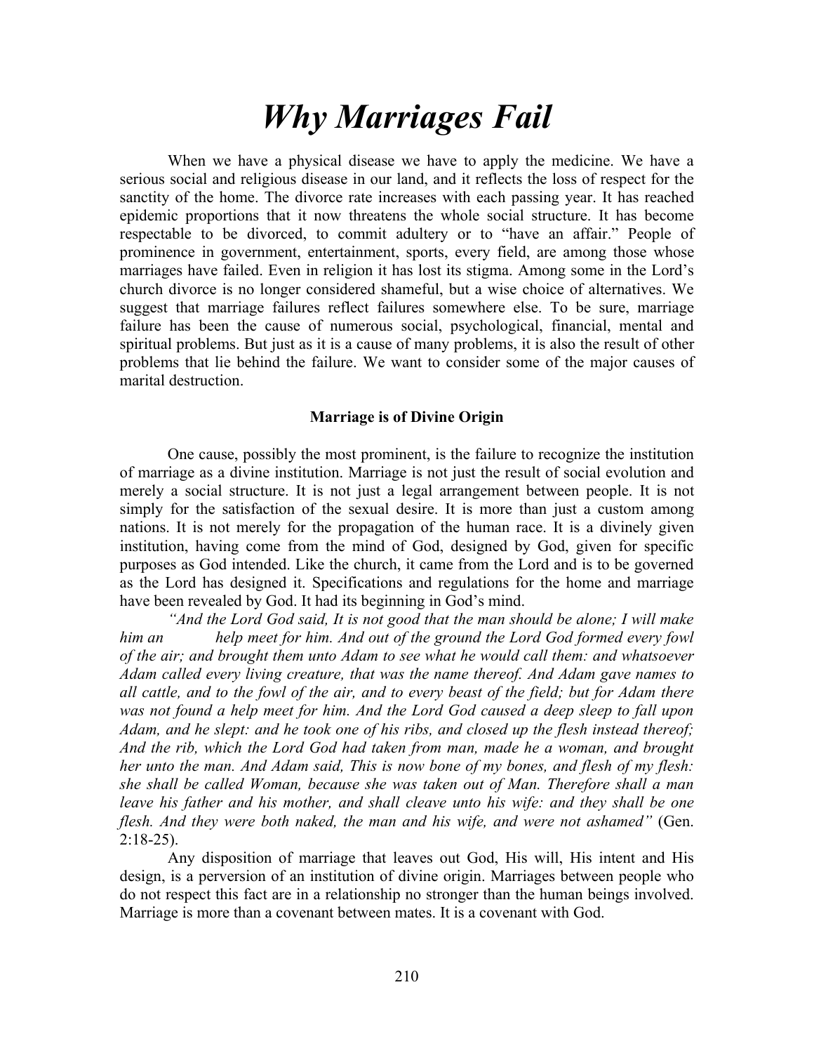# *Why Marriages Fail*

When we have a physical disease we have to apply the medicine. We have a serious social and religious disease in our land, and it reflects the loss of respect for the sanctity of the home. The divorce rate increases with each passing year. It has reached epidemic proportions that it now threatens the whole social structure. It has become respectable to be divorced, to commit adultery or to "have an affair." People of prominence in government, entertainment, sports, every field, are among those whose marriages have failed. Even in religion it has lost its stigma. Among some in the Lord's church divorce is no longer considered shameful, but a wise choice of alternatives. We suggest that marriage failures reflect failures somewhere else. To be sure, marriage failure has been the cause of numerous social, psychological, financial, mental and spiritual problems. But just as it is a cause of many problems, it is also the result of other problems that lie behind the failure. We want to consider some of the major causes of marital destruction.

**Marriage is of Divine Origin**

One cause, possibly the most prominent, is the failure to recognize the institution of marriage as a divine institution. Marriage is not just the result of social evolution and merely a social structure. It is not just a legal arrangement between people. It is not simply for the satisfaction of the sexual desire. It is more than just a custom among nations. It is not merely for the propagation of the human race. It is a divinely given institution, having come from the mind of God, designed by God, given for specific purposes as God intended. Like the church, it came from the Lord and is to be governed as the Lord has designed it. Specifications and regulations for the home and marriage have been revealed by God. It had its beginning in God's mind.

*"And the Lord God said, It is not good that the man should be alone; I will make him an help meet for him. And out of the ground the Lord God formed every fowl of the air; and brought them unto Adam to see what he would call them: and whatsoever Adam called every living creature, that was the name thereof. And Adam gave names to all cattle, and to the fowl of the air, and to every beast of the field; but for Adam there was not found a help meet for him. And the Lord God caused a deep sleep to fall upon Adam, and he slept: and he took one of his ribs, and closed up the flesh instead thereof; And the rib, which the Lord God had taken from man, made he a woman, and brought her unto the man. And Adam said, This is now bone of my bones, and flesh of my flesh: she shall be called Woman, because she was taken out of Man. Therefore shall a man leave his father and his mother, and shall cleave unto his wife: and they shall be one flesh. And they were both naked, the man and his wife, and were not ashamed"* (Gen. 2:18-25).

Any disposition of marriage that leaves out God, His will, His intent and His design, is a perversion of an institution of divine origin. Marriages between people who do not respect this fact are in a relationship no stronger than the human beings involved. Marriage is more than a covenant between mates. It is a covenant with God.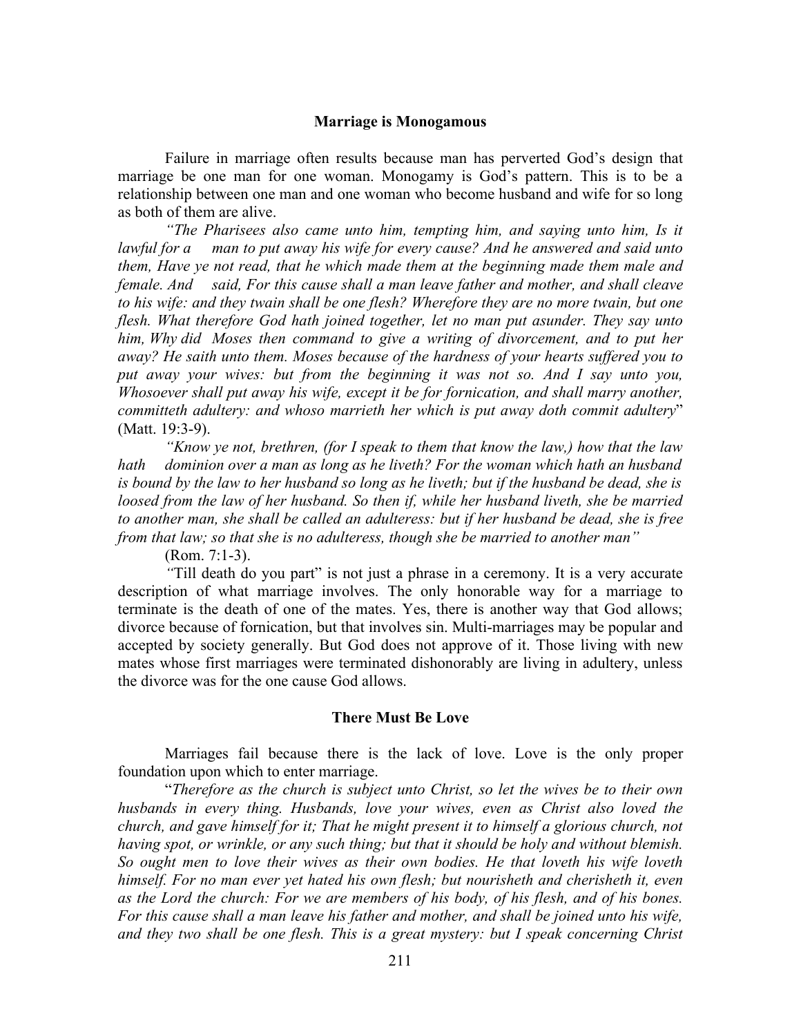### Marriage is Monogamous

Failure in marriage often results because man has perverted God's design that marriage be one man for one woman. Monogamy is God's pattern. This is to be a relationship between one man and one woman who become husband and wife for so long as both of them are alive.

*"The Pharisees also came unto him, tempting him, and saying unto him, Is it lawful for a man to put away his wife for every cause? And he answered and said unto them, Have ye not read, that he which made them at the beginning made them male and female. And said, For this cause shall a man leave father and mother, and shall cleave to his wife: and they twain shall be one flesh? Wherefore they are no more twain, but one flesh. What therefore God hath joined together, let no man put asunder. They say unto him, Why did Moses then command to give a writing of divorcement, and to put her away? He saith unto them. Moses because of the hardness of your hearts suffered you to put away your wives: but from the beginning it was not so. And I say unto you, Whosoever shall put away his wife, except it be for fornication, and shall marry another, committeth adultery: and whoso marrieth her which is put away doth commit adultery*" (Matt. 19:3-9).

*"Know ye not, brethren, (for I speak to them that know the law,) how that the law hath dominion over a man as long as he liveth? For the woman which hath an husband is bound by the law to her husband so long as he liveth; but if the husband be dead, she is loosed from the law of her husband. So then if, while her husband liveth, she be married to another man, she shall be called an adulteress: but if her husband be dead, she is free from that law; so that she is no adulteress, though she be married to another man"*

(Rom. 7:1-3).

*"*Till death do you part" is not just a phrase in a ceremony. It is a very accurate description of what marriage involves. The only honorable way for a marriage to terminate is the death of one of the mates. Yes, there is another way that God allows; divorce because of fornication, but that involves sin. Multi-marriages may be popular and accepted by society generally. But God does not approve of it. Those living with new mates whose first marriages were terminated dishonorably are living in adultery, unless the divorce was for the one cause God allows.

### There Must Be Love

Marriages fail because there is the lack of love. Love is the only proper foundation upon which to enter marriage.

"*Therefore as the church is subject unto Christ, so let the wives be to their own husbands in every thing. Husbands, love your wives, even as Christ also loved the church, and gave himself for it; That he might present it to himself a glorious church, not having spot, or wrinkle, or any such thing; but that it should be holy and without blemish. So ought men to love their wives as their own bodies. He that loveth his wife loveth himself. For no man ever yet hated his own flesh; but nourisheth and cherisheth it, even as the Lord the church: For we are members of his body, of his flesh, and of his bones. For this cause shall a man leave his father and mother, and shall be joined unto his wife, and they two shall be one flesh. This is a great mystery: but I speak concerning Christ*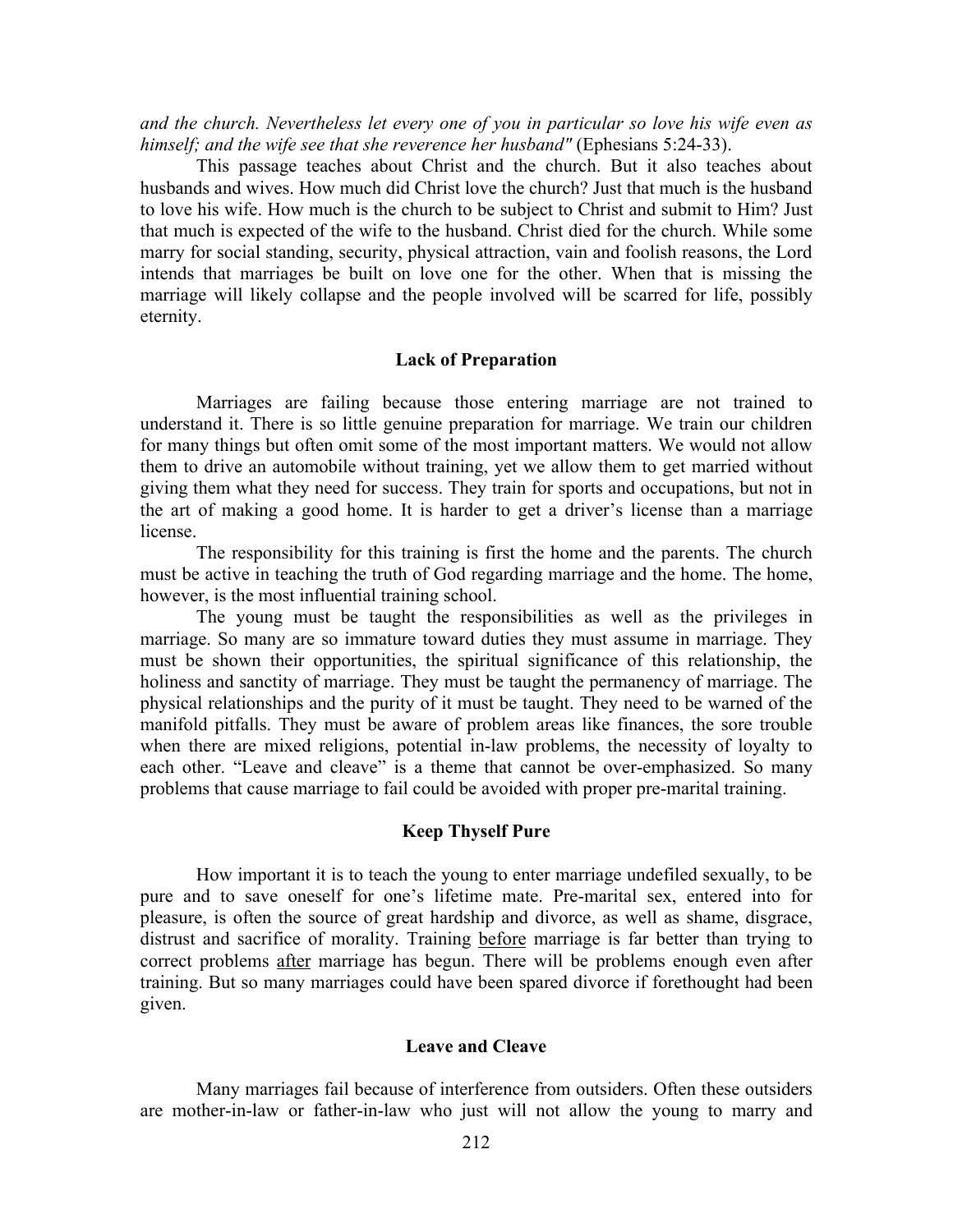*and the church. Nevertheless let every one of you in particular so love his wife even as himself; and the wife see that she reverence her husband"* (Ephesians 5:24-33).

This passage teaches about Christ and the church. But it also teaches about husbands and wives. How much did Christ love the church? Just that much is the husband to love his wife. How much is the church to be subject to Christ and submit to Him? Just that much is expected of the wife to the husband. Christ died for the church. While some marry for social standing, security, physical attraction, vain and foolish reasons, the Lord intends that marriages be built on love one for the other. When that is missing the marriage will likely collapse and the people involved will be scarred for life, possibly eternity.

### Lack of Preparation

Marriages are failing because those entering marriage are not trained to understand it. There is so little genuine preparation for marriage. We train our children for many things but often omit some of the most important matters. We would not allow them to drive an automobile without training, yet we allow them to get married without giving them what they need for success. They train for sports and occupations, but not in the art of making a good home. It is harder to get a driver's license than a marriage license.

The responsibility for this training is first the home and the parents. The church must be active in teaching the truth of God regarding marriage and the home. The home, however, is the most influential training school.

The young must be taught the responsibilities as well as the privileges in marriage. So many are so immature toward duties they must assume in marriage. They must be shown their opportunities, the spiritual significance of this relationship, the holiness and sanctity of marriage. They must be taught the permanency of marriage. The physical relationships and the purity of it must be taught. They need to be warned of the manifold pitfalls. They must be aware of problem areas like finances, the sore trouble when there are mixed religions, potential in-law problems, the necessity of loyalty to each other. "Leave and cleave" is a theme that cannot be over-emphasized. So many problems that cause marriage to fail could be avoided with proper pre-marital training.

### Keep Thyself Pure

How important it is to teach the young to enter marriage undefiled sexually, to be pure and to save oneself for one's lifetime mate. Pre-marital sex, entered into for pleasure, is often the source of great hardship and divorce, as well as shame, disgrace, distrust and sacrifice of morality. Training <u>before</u> marriage is far better than trying to correct problems <u>after</u> marriage has begun. There will be problems enough even after training. But so many marriages could have been spared divorce if forethought had been given.

### Leave and Cleave

Many marriages fail because of interference from outsiders. Often these outsiders are mother-in-law or father-in-law who just will not allow the young to marry and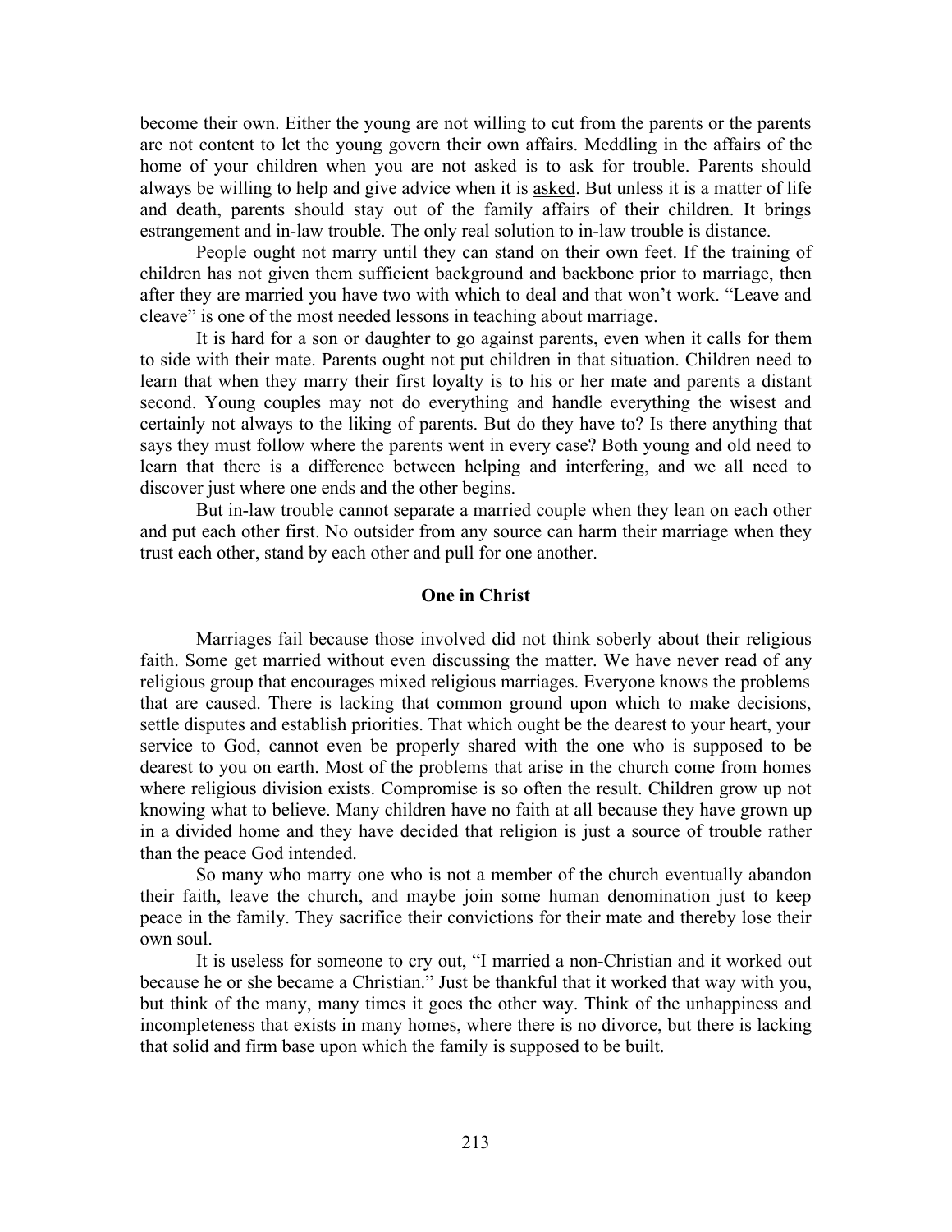become their own. Either the young are not willing to cut from the parents or the parents are not content to let the young govern their own affairs. Meddling in the affairs of the home of your children when you are not asked is to ask for trouble. Parents should always be willing to help and give advice when it is <u>asked</u>. But unless it is a matter of life and death, parents should stay out of the family affairs of their children. It brings estrangement and in-law trouble. The only real solution to in-law trouble is distance.

People ought not marry until they can stand on their own feet. If the training of children has not given them sufficient background and backbone prior to marriage, then after they are married you have two with which to deal and that won't work. "Leave and cleave" is one of the most needed lessons in teaching about marriage.

It is hard for a son or daughter to go against parents, even when it calls for them to side with their mate. Parents ought not put children in that situation. Children need to learn that when they marry their first loyalty is to his or her mate and parents a distant second. Young couples may not do everything and handle everything the wisest and certainly not always to the liking of parents. But do they have to? Is there anything that says they must follow where the parents went in every case? Both young and old need to learn that there is a difference between helping and interfering, and we all need to discover just where one ends and the other begins.

But in-law trouble cannot separate a married couple when they lean on each other and put each other first. No outsider from any source can harm their marriage when they trust each other, stand by each other and pull for one another.

### One in Christ

Marriages fail because those involved did not think soberly about their religious faith. Some get married without even discussing the matter. We have never read of any religious group that encourages mixed religious marriages. Everyone knows the problems that are caused. There is lacking that common ground upon which to make decisions, settle disputes and establish priorities. That which ought be the dearest to your heart, your service to God, cannot even be properly shared with the one who is supposed to be dearest to you on earth. Most of the problems that arise in the church come from homes where religious division exists. Compromise is so often the result. Children grow up not knowing what to believe. Many children have no faith at all because they have grown up in a divided home and they have decided that religion is just a source of trouble rather than the peace God intended.

So many who marry one who is not a member of the church eventually abandon their faith, leave the church, and maybe join some human denomination just to keep peace in the family. They sacrifice their convictions for their mate and thereby lose their own soul.

It is useless for someone to cry out, "I married a non-Christian and it worked out because he or she became a Christian." Just be thankful that it worked that way with you, but think of the many, many times it goes the other way. Think of the unhappiness and incompleteness that exists in many homes, where there is no divorce, but there is lacking that solid and firm base upon which the family is supposed to be built.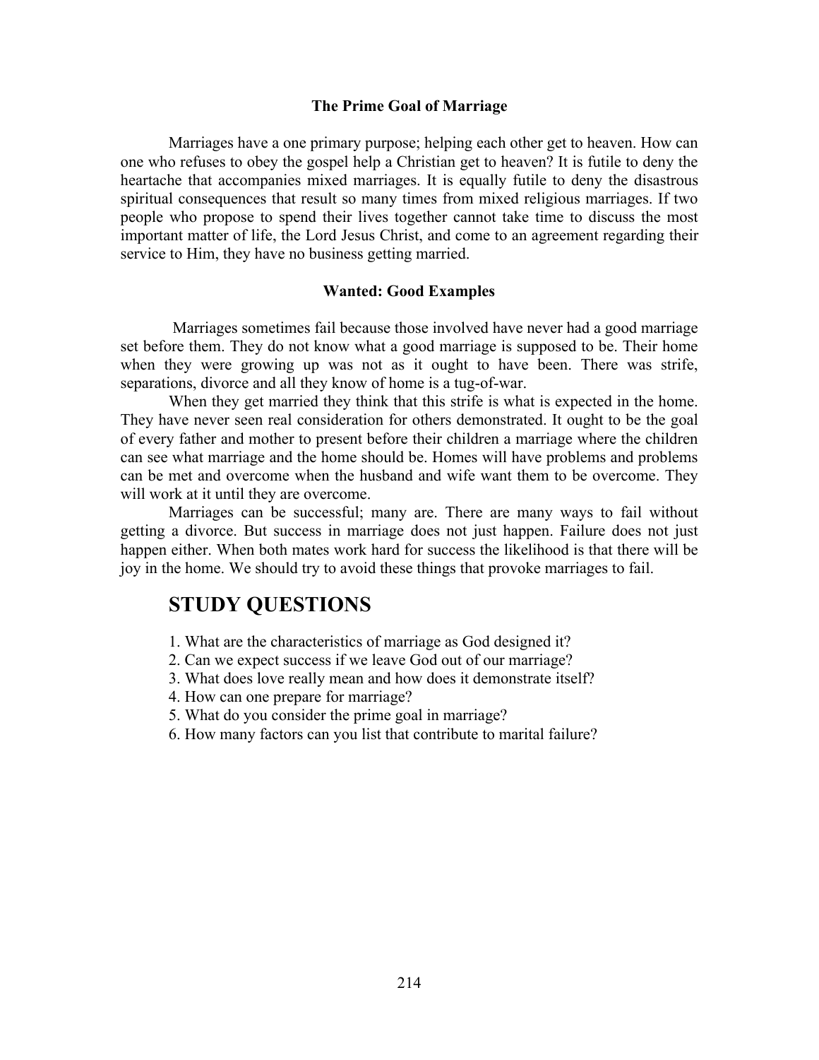### The Prime Goal of Marriage

Marriages have a one primary purpose; helping each other get to heaven. How can one who refuses to obey the gospel help a Christian get to heaven? It is futile to deny the heartache that accompanies mixed marriages. It is equally futile to deny the disastrous spiritual consequences that result so many times from mixed religious marriages. If two people who propose to spend their lives together cannot take time to discuss the most important matter of life, the Lord Jesus Christ, and come to an agreement regarding their service to Him, they have no business getting married.

### Wanted: Good Examples

Marriages sometimes fail because those involved have never had a good marriage set before them. They do not know what a good marriage is supposed to be. Their home when they were growing up was not as it ought to have been. There was strife, separations, divorce and all they know of home is a tug-of-war.

When they get married they think that this strife is what is expected in the home. They have never seen real consideration for others demonstrated. It ought to be the goal of every father and mother to present before their children a marriage where the children can see what marriage and the home should be. Homes will have problems and problems can be met and overcome when the husband and wife want them to be overcome. They will work at it until they are overcome.

Marriages can be successful; many are. There are many ways to fail without getting a divorce. But success in marriage does not just happen. Failure does not just happen either. When both mates work hard for success the likelihood is that there will be joy in the home. We should try to avoid these things that provoke marriages to fail.

## STUDY QUESTIONS

1. What are the characteristics of marriage as God designed it?
2. Can we expect success if we leave God out of our marriage?
3. What does love really mean and how does it demonstrate itself?
4. How can one prepare for marriage?
5. What do you consider the prime goal in marriage?
6. How many factors can you list that contribute to marital failure?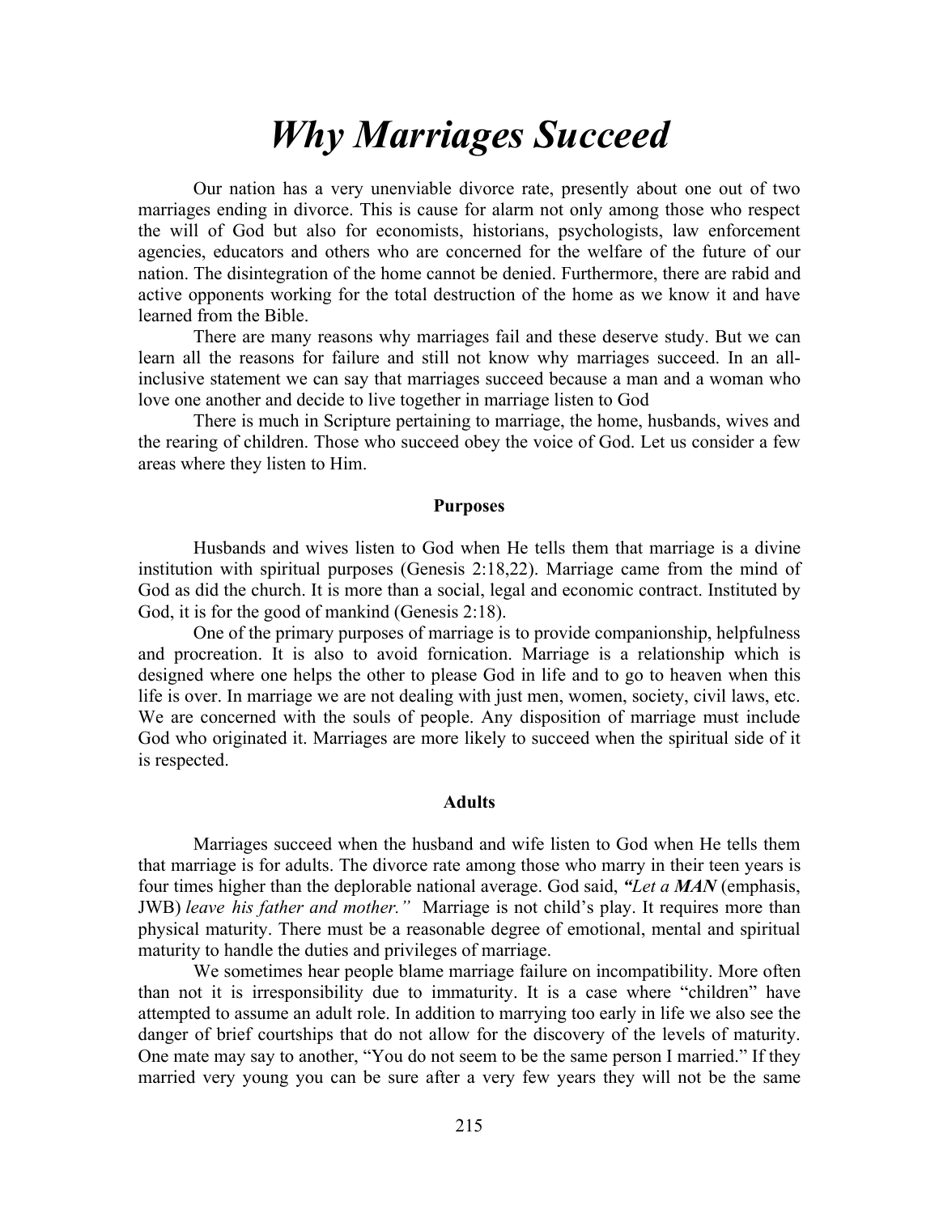# *Why Marriages Succeed*

Our nation has a very unenviable divorce rate, presently about one out of two marriages ending in divorce. This is cause for alarm not only among those who respect the will of God but also for economists, historians, psychologists, law enforcement agencies, educators and others who are concerned for the welfare of the future of our nation. The disintegration of the home cannot be denied. Furthermore, there are rabid and active opponents working for the total destruction of the home as we know it and have learned from the Bible.

There are many reasons why marriages fail and these deserve study. But we can learn all the reasons for failure and still not know why marriages succeed. In an all-inclusive statement we can say that marriages succeed because a man and a woman who love one another and decide to live together in marriage listen to God

There is much in Scripture pertaining to marriage, the home, husbands, wives and the rearing of children. Those who succeed obey the voice of God. Let us consider a few areas where they listen to Him.

**Purposes**

Husbands and wives listen to God when He tells them that marriage is a divine institution with spiritual purposes (Genesis 2:18,22). Marriage came from the mind of God as did the church. It is more than a social, legal and economic contract. Instituted by God, it is for the good of mankind (Genesis 2:18).

One of the primary purposes of marriage is to provide companionship, helpfulness and procreation. It is also to avoid fornication. Marriage is a relationship which is designed where one helps the other to please God in life and to go to heaven when this life is over. In marriage we are not dealing with just men, women, society, civil laws, etc. We are concerned with the souls of people. Any disposition of marriage must include God who originated it. Marriages are more likely to succeed when the spiritual side of it is respected.

**Adults**

Marriages succeed when the husband and wife listen to God when He tells them that marriage is for adults. The divorce rate among those who marry in their teen years is four times higher than the deplorable national average. God said, ***"Let a MAN*** (emphasis, JWB) *leave his father and mother."* Marriage is not child's play. It requires more than physical maturity. There must be a reasonable degree of emotional, mental and spiritual maturity to handle the duties and privileges of marriage.

We sometimes hear people blame marriage failure on incompatibility. More often than not it is irresponsibility due to immaturity. It is a case where "children" have attempted to assume an adult role. In addition to marrying too early in life we also see the danger of brief courtships that do not allow for the discovery of the levels of maturity. One mate may say to another, "You do not seem to be the same person I married." If they married very young you can be sure after a very few years they will not be the same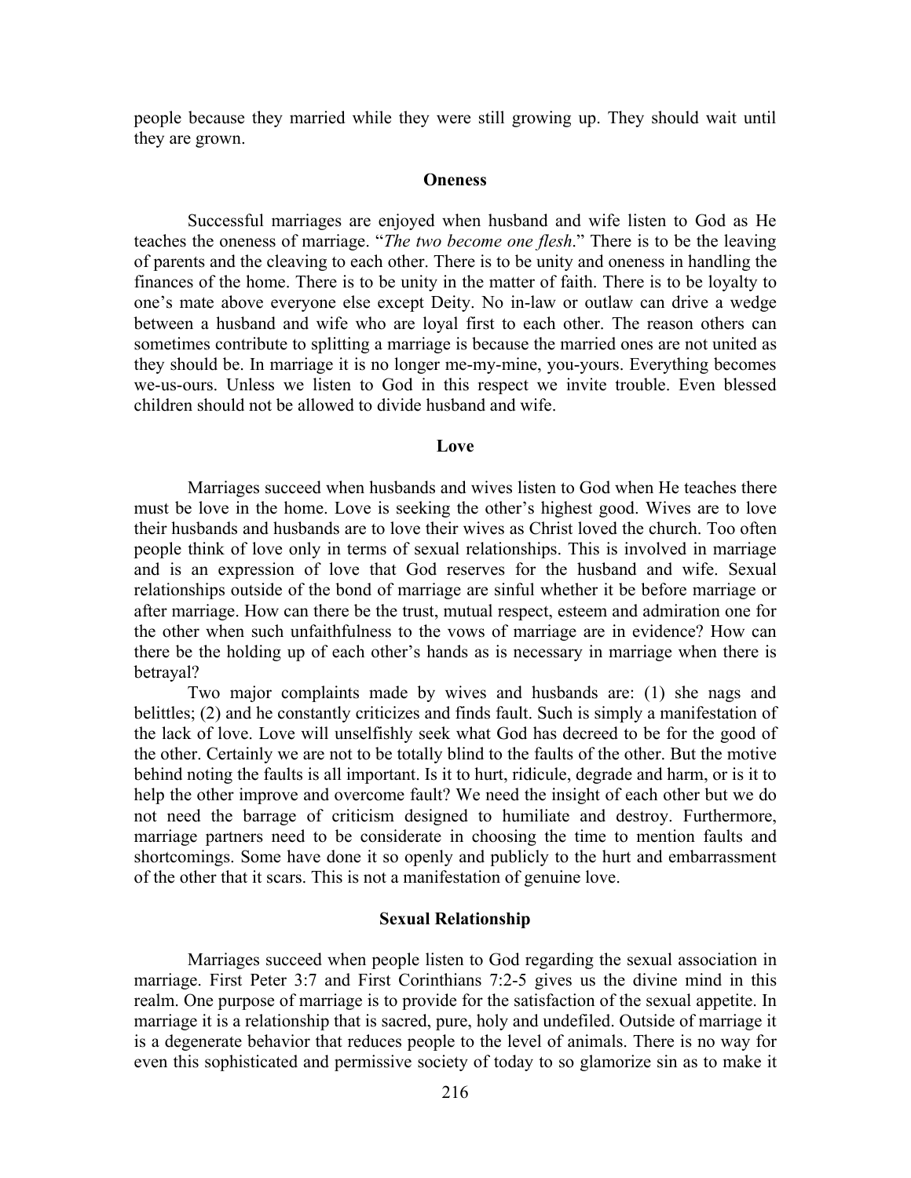people because they married while they were still growing up. They should wait until they are grown.

### Oneness

Successful marriages are enjoyed when husband and wife listen to God as He teaches the oneness of marriage. "*The two become one flesh*." There is to be the leaving of parents and the cleaving to each other. There is to be unity and oneness in handling the finances of the home. There is to be unity in the matter of faith. There is to be loyalty to one's mate above everyone else except Deity. No in-law or outlaw can drive a wedge between a husband and wife who are loyal first to each other. The reason others can sometimes contribute to splitting a marriage is because the married ones are not united as they should be. In marriage it is no longer me-my-mine, you-yours. Everything becomes we-us-ours. Unless we listen to God in this respect we invite trouble. Even blessed children should not be allowed to divide husband and wife.

### Love

Marriages succeed when husbands and wives listen to God when He teaches there must be love in the home. Love is seeking the other's highest good. Wives are to love their husbands and husbands are to love their wives as Christ loved the church. Too often people think of love only in terms of sexual relationships. This is involved in marriage and is an expression of love that God reserves for the husband and wife. Sexual relationships outside of the bond of marriage are sinful whether it be before marriage or after marriage. How can there be the trust, mutual respect, esteem and admiration one for the other when such unfaithfulness to the vows of marriage are in evidence? How can there be the holding up of each other's hands as is necessary in marriage when there is betrayal?

Two major complaints made by wives and husbands are: (1) she nags and belittles; (2) and he constantly criticizes and finds fault. Such is simply a manifestation of the lack of love. Love will unselfishly seek what God has decreed to be for the good of the other. Certainly we are not to be totally blind to the faults of the other. But the motive behind noting the faults is all important. Is it to hurt, ridicule, degrade and harm, or is it to help the other improve and overcome fault? We need the insight of each other but we do not need the barrage of criticism designed to humiliate and destroy. Furthermore, marriage partners need to be considerate in choosing the time to mention faults and shortcomings. Some have done it so openly and publicly to the hurt and embarrassment of the other that it scars. This is not a manifestation of genuine love.

### Sexual Relationship

Marriages succeed when people listen to God regarding the sexual association in marriage. First Peter 3:7 and First Corinthians 7:2-5 gives us the divine mind in this realm. One purpose of marriage is to provide for the satisfaction of the sexual appetite. In marriage it is a relationship that is sacred, pure, holy and undefiled. Outside of marriage it is a degenerate behavior that reduces people to the level of animals. There is no way for even this sophisticated and permissive society of today to so glamorize sin as to make it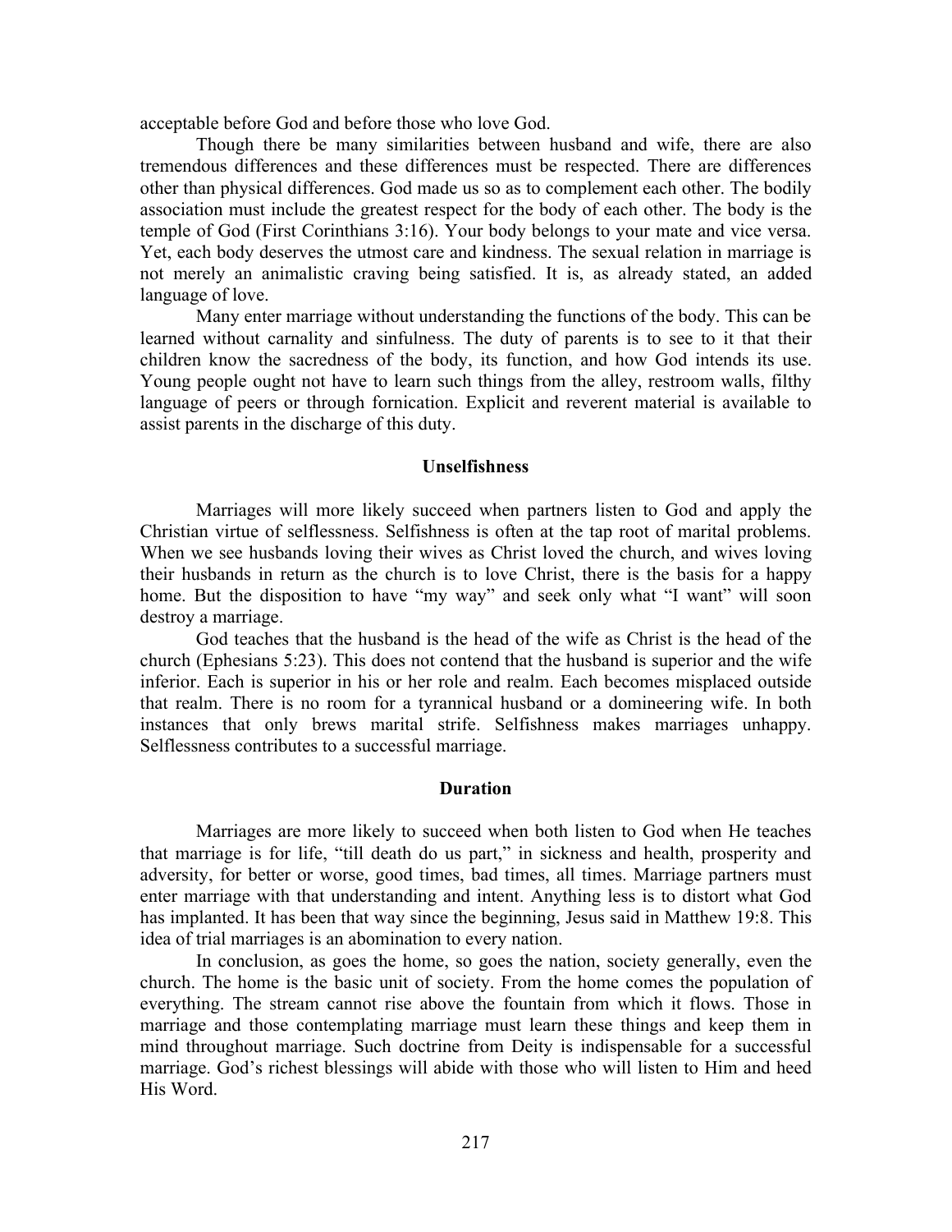acceptable before God and before those who love God.

Though there be many similarities between husband and wife, there are also tremendous differences and these differences must be respected. There are differences other than physical differences. God made us so as to complement each other. The bodily association must include the greatest respect for the body of each other. The body is the temple of God (First Corinthians 3:16). Your body belongs to your mate and vice versa. Yet, each body deserves the utmost care and kindness. The sexual relation in marriage is not merely an animalistic craving being satisfied. It is, as already stated, an added language of love.

Many enter marriage without understanding the functions of the body. This can be learned without carnality and sinfulness. The duty of parents is to see to it that their children know the sacredness of the body, its function, and how God intends its use. Young people ought not have to learn such things from the alley, restroom walls, filthy language of peers or through fornication. Explicit and reverent material is available to assist parents in the discharge of this duty.

### Unselfishness

Marriages will more likely succeed when partners listen to God and apply the Christian virtue of selflessness. Selfishness is often at the tap root of marital problems. When we see husbands loving their wives as Christ loved the church, and wives loving their husbands in return as the church is to love Christ, there is the basis for a happy home. But the disposition to have "my way" and seek only what "I want" will soon destroy a marriage.

God teaches that the husband is the head of the wife as Christ is the head of the church (Ephesians 5:23). This does not contend that the husband is superior and the wife inferior. Each is superior in his or her role and realm. Each becomes misplaced outside that realm. There is no room for a tyrannical husband or a domineering wife. In both instances that only brews marital strife. Selfishness makes marriages unhappy. Selflessness contributes to a successful marriage.

### Duration

Marriages are more likely to succeed when both listen to God when He teaches that marriage is for life, "till death do us part," in sickness and health, prosperity and adversity, for better or worse, good times, bad times, all times. Marriage partners must enter marriage with that understanding and intent. Anything less is to distort what God has implanted. It has been that way since the beginning, Jesus said in Matthew 19:8. This idea of trial marriages is an abomination to every nation.

In conclusion, as goes the home, so goes the nation, society generally, even the church. The home is the basic unit of society. From the home comes the population of everything. The stream cannot rise above the fountain from which it flows. Those in marriage and those contemplating marriage must learn these things and keep them in mind throughout marriage. Such doctrine from Deity is indispensable for a successful marriage. God's richest blessings will abide with those who will listen to Him and heed His Word.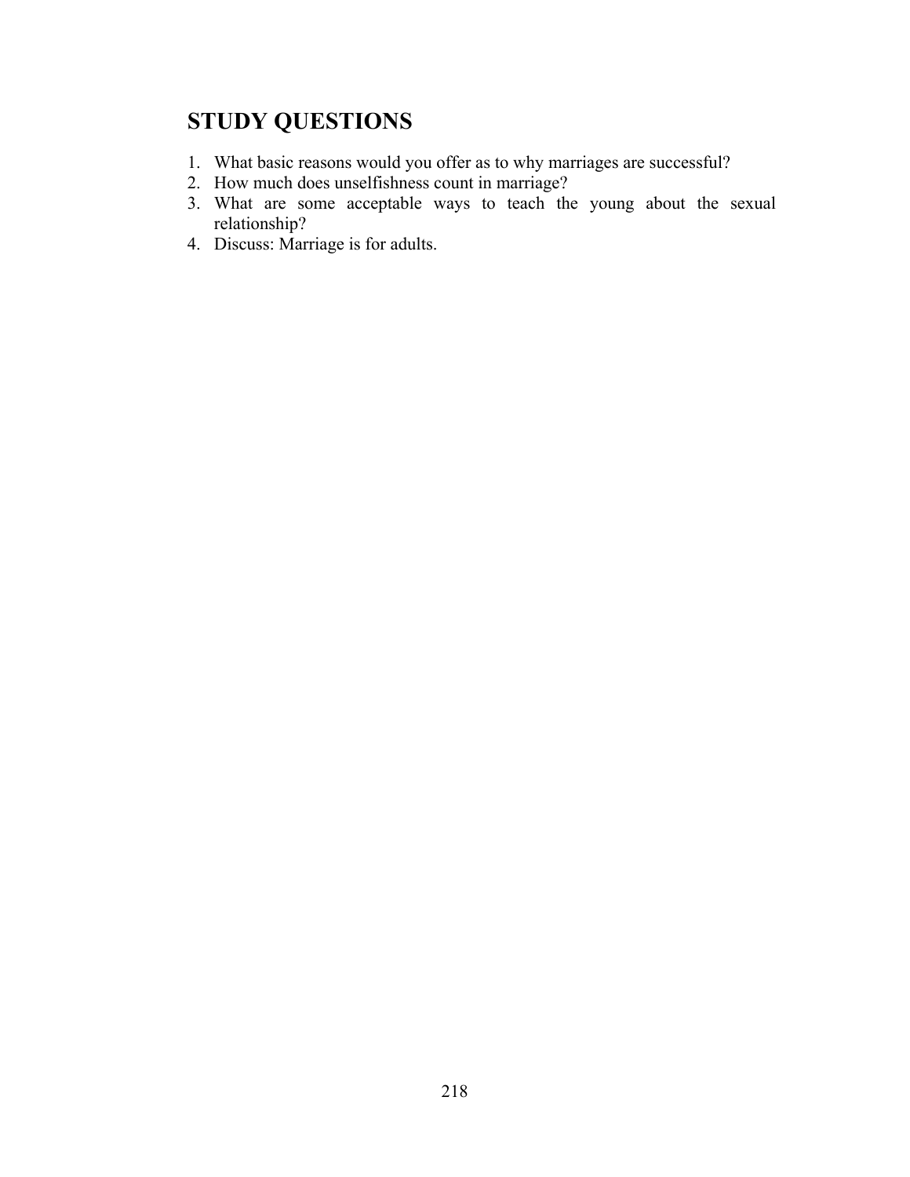## STUDY QUESTIONS

1. What basic reasons would you offer as to why marriages are successful?
2. How much does unselfishness count in marriage?
3. What are some acceptable ways to teach the young about the sexual relationship?
4. Discuss: Marriage is for adults.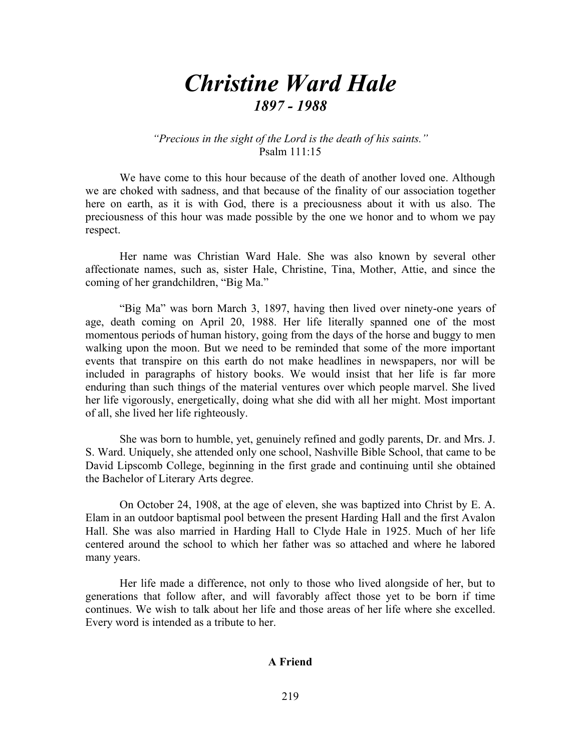# *Christine Ward Hale*
## *1897 - 1988*

*"Precious in the sight of the Lord is the death of his saints."*
Psalm 111:15

We have come to this hour because of the death of another loved one. Although we are choked with sadness, and that because of the finality of our association together here on earth, as it is with God, there is a preciousness about it with us also. The preciousness of this hour was made possible by the one we honor and to whom we pay respect.

Her name was Christian Ward Hale. She was also known by several other affectionate names, such as, sister Hale, Christine, Tina, Mother, Attie, and since the coming of her grandchildren, "Big Ma."

"Big Ma" was born March 3, 1897, having then lived over ninety-one years of age, death coming on April 20, 1988. Her life literally spanned one of the most momentous periods of human history, going from the days of the horse and buggy to men walking upon the moon. But we need to be reminded that some of the more important events that transpire on this earth do not make headlines in newspapers, nor will be included in paragraphs of history books. We would insist that her life is far more enduring than such things of the material ventures over which people marvel. She lived her life vigorously, energetically, doing what she did with all her might. Most important of all, she lived her life righteously.

She was born to humble, yet, genuinely refined and godly parents, Dr. and Mrs. J. S. Ward. Uniquely, she attended only one school, Nashville Bible School, that came to be David Lipscomb College, beginning in the first grade and continuing until she obtained the Bachelor of Literary Arts degree.

On October 24, 1908, at the age of eleven, she was baptized into Christ by E. A. Elam in an outdoor baptismal pool between the present Harding Hall and the first Avalon Hall. She was also married in Harding Hall to Clyde Hale in 1925. Much of her life centered around the school to which her father was so attached and where he labored many years.

Her life made a difference, not only to those who lived alongside of her, but to generations that follow after, and will favorably affect those yet to be born if time continues. We wish to talk about her life and those areas of her life where she excelled. Every word is intended as a tribute to her.

**A Friend**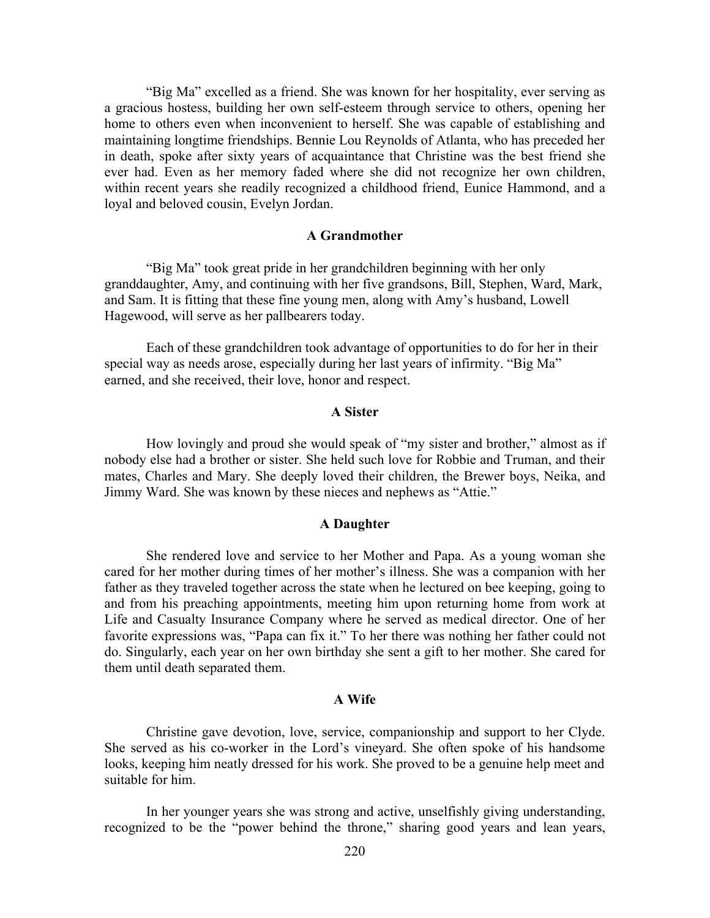"Big Ma" excelled as a friend. She was known for her hospitality, ever serving as a gracious hostess, building her own self-esteem through service to others, opening her home to others even when inconvenient to herself. She was capable of establishing and maintaining longtime friendships. Bennie Lou Reynolds of Atlanta, who has preceded her in death, spoke after sixty years of acquaintance that Christine was the best friend she ever had. Even as her memory faded where she did not recognize her own children, within recent years she readily recognized a childhood friend, Eunice Hammond, and a loyal and beloved cousin, Evelyn Jordan.

### A Grandmother

"Big Ma" took great pride in her grandchildren beginning with her only granddaughter, Amy, and continuing with her five grandsons, Bill, Stephen, Ward, Mark, and Sam. It is fitting that these fine young men, along with Amy's husband, Lowell Hagewood, will serve as her pallbearers today.

Each of these grandchildren took advantage of opportunities to do for her in their special way as needs arose, especially during her last years of infirmity. "Big Ma" earned, and she received, their love, honor and respect.

### A Sister

How lovingly and proud she would speak of "my sister and brother," almost as if nobody else had a brother or sister. She held such love for Robbie and Truman, and their mates, Charles and Mary. She deeply loved their children, the Brewer boys, Neika, and Jimmy Ward. She was known by these nieces and nephews as "Attie."

### A Daughter

She rendered love and service to her Mother and Papa. As a young woman she cared for her mother during times of her mother's illness. She was a companion with her father as they traveled together across the state when he lectured on bee keeping, going to and from his preaching appointments, meeting him upon returning home from work at Life and Casualty Insurance Company where he served as medical director. One of her favorite expressions was, "Papa can fix it." To her there was nothing her father could not do. Singularly, each year on her own birthday she sent a gift to her mother. She cared for them until death separated them.

### A Wife

Christine gave devotion, love, service, companionship and support to her Clyde. She served as his co-worker in the Lord's vineyard. She often spoke of his handsome looks, keeping him neatly dressed for his work. She proved to be a genuine help meet and suitable for him.

In her younger years she was strong and active, unselfishly giving understanding, recognized to be the "power behind the throne," sharing good years and lean years,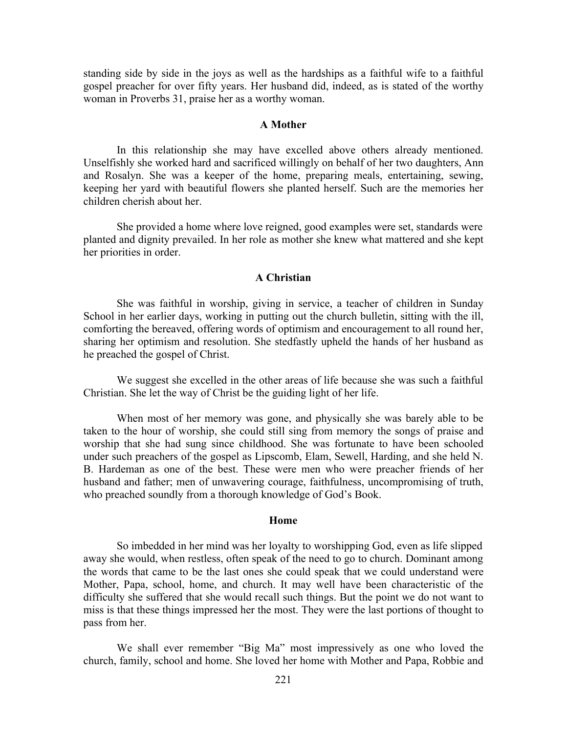standing side by side in the joys as well as the hardships as a faithful wife to a faithful gospel preacher for over fifty years. Her husband did, indeed, as is stated of the worthy woman in Proverbs 31, praise her as a worthy woman.

### A Mother

In this relationship she may have excelled above others already mentioned. Unselfishly she worked hard and sacrificed willingly on behalf of her two daughters, Ann and Rosalyn. She was a keeper of the home, preparing meals, entertaining, sewing, keeping her yard with beautiful flowers she planted herself. Such are the memories her children cherish about her.

She provided a home where love reigned, good examples were set, standards were planted and dignity prevailed. In her role as mother she knew what mattered and she kept her priorities in order.

### A Christian

She was faithful in worship, giving in service, a teacher of children in Sunday School in her earlier days, working in putting out the church bulletin, sitting with the ill, comforting the bereaved, offering words of optimism and encouragement to all round her, sharing her optimism and resolution. She stedfastly upheld the hands of her husband as he preached the gospel of Christ.

We suggest she excelled in the other areas of life because she was such a faithful Christian. She let the way of Christ be the guiding light of her life.

When most of her memory was gone, and physically she was barely able to be taken to the hour of worship, she could still sing from memory the songs of praise and worship that she had sung since childhood. She was fortunate to have been schooled under such preachers of the gospel as Lipscomb, Elam, Sewell, Harding, and she held N. B. Hardeman as one of the best. These were men who were preacher friends of her husband and father; men of unwavering courage, faithfulness, uncompromising of truth, who preached soundly from a thorough knowledge of God's Book.

### Home

So imbedded in her mind was her loyalty to worshipping God, even as life slipped away she would, when restless, often speak of the need to go to church. Dominant among the words that came to be the last ones she could speak that we could understand were Mother, Papa, school, home, and church. It may well have been characteristic of the difficulty she suffered that she would recall such things. But the point we do not want to miss is that these things impressed her the most. They were the last portions of thought to pass from her.

We shall ever remember "Big Ma" most impressively as one who loved the church, family, school and home. She loved her home with Mother and Papa, Robbie and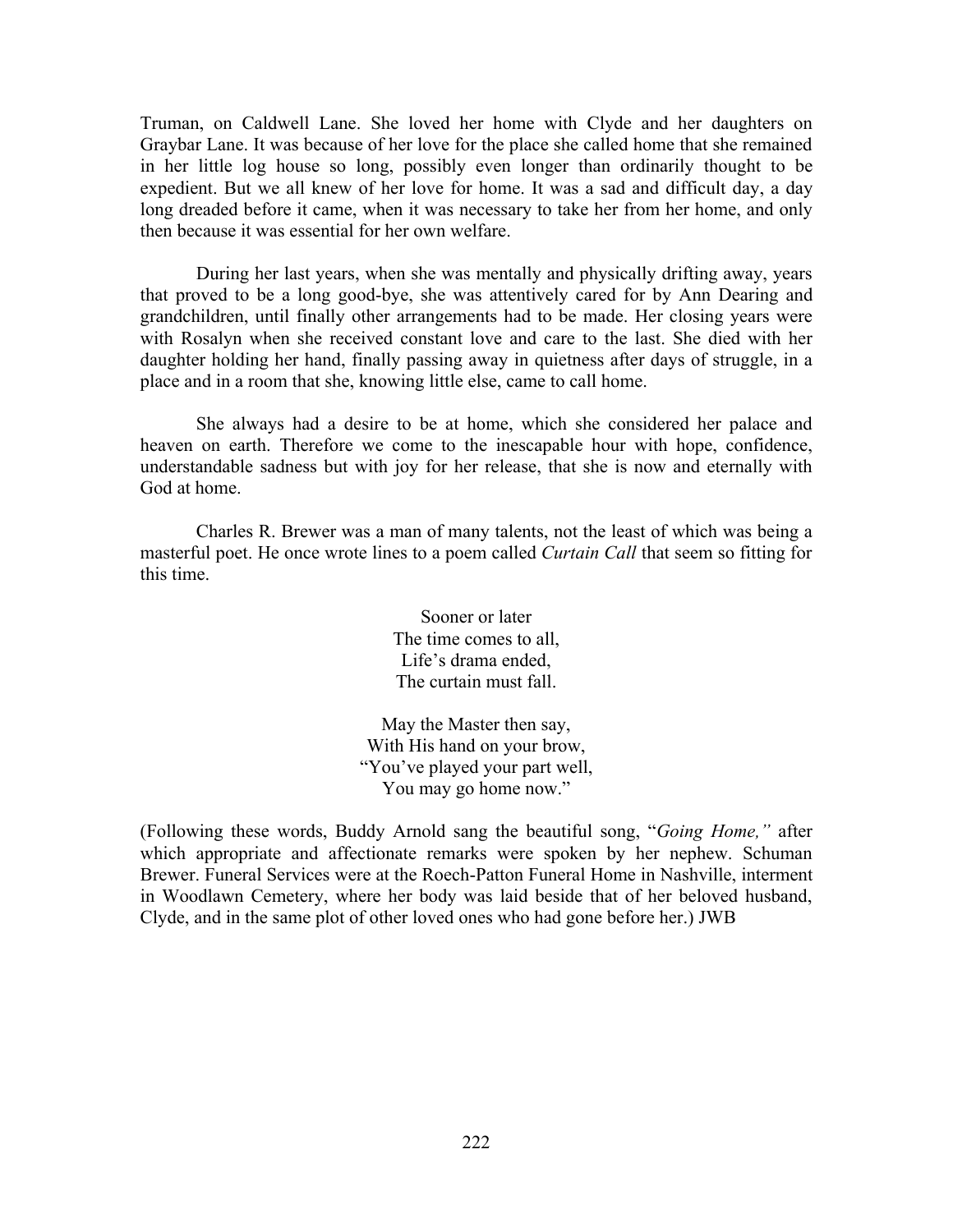Truman, on Caldwell Lane. She loved her home with Clyde and her daughters on Graybar Lane. It was because of her love for the place she called home that she remained in her little log house so long, possibly even longer than ordinarily thought to be expedient. But we all knew of her love for home. It was a sad and difficult day, a day long dreaded before it came, when it was necessary to take her from her home, and only then because it was essential for her own welfare.

During her last years, when she was mentally and physically drifting away, years that proved to be a long good-bye, she was attentively cared for by Ann Dearing and grandchildren, until finally other arrangements had to be made. Her closing years were with Rosalyn when she received constant love and care to the last. She died with her daughter holding her hand, finally passing away in quietness after days of struggle, in a place and in a room that she, knowing little else, came to call home.

She always had a desire to be at home, which she considered her palace and heaven on earth. Therefore we come to the inescapable hour with hope, confidence, understandable sadness but with joy for her release, that she is now and eternally with God at home.

Charles R. Brewer was a man of many talents, not the least of which was being a masterful poet. He once wrote lines to a poem called *Curtain Call* that seem so fitting for this time.

Sooner or later
The time comes to all,
Life's drama ended,
The curtain must fall.

May the Master then say,
With His hand on your brow,
"You've played your part well,
You may go home now."

(Following these words, Buddy Arnold sang the beautiful song, "*Going Home,"* after which appropriate and affectionate remarks were spoken by her nephew. Schuman Brewer. Funeral Services were at the Roech-Patton Funeral Home in Nashville, interment in Woodlawn Cemetery, where her body was laid beside that of her beloved husband, Clyde, and in the same plot of other loved ones who had gone before her.) JWB